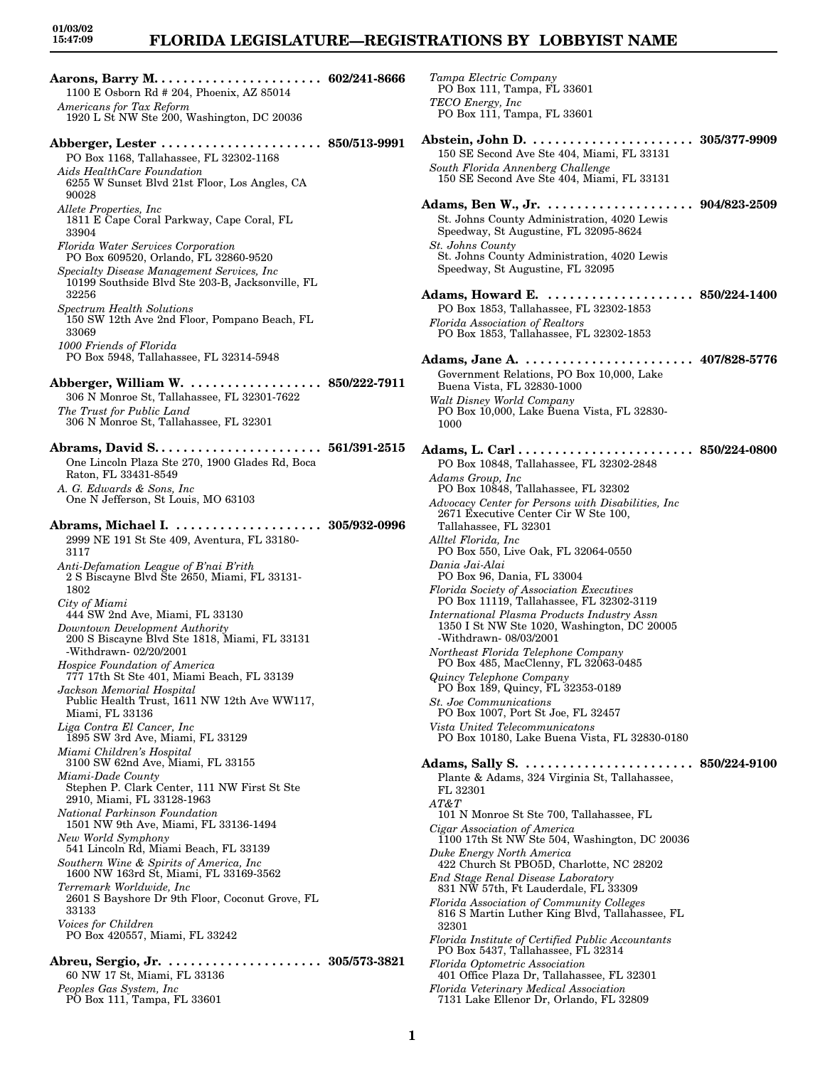# FLORIDA LEGISLATURE—REGISTRATIONS BY LOBBYIST NAME

01/03/02
15:47:09

**Aarons, Barry M.** . . . . . . . . . . . . . . . . . . . . . . . **602/241-8666**
1100 E Osborn Rd # 204, Phoenix, AZ 85014
*Americans for Tax Reform*
1920 L St NW Ste 200, Washington, DC 20036

**Abberger, Lester** . . . . . . . . . . . . . . . . . . . . . . **850/513-9991**
PO Box 1168, Tallahassee, FL 32302-1168
*Aids HealthCare Foundation*
6255 W Sunset Blvd 21st Floor, Los Angles, CA 90028
*Allete Properties, Inc*
1811 E Cape Coral Parkway, Cape Coral, FL 33904
*Florida Water Services Corporation*
PO Box 609520, Orlando, FL 32860-9520
*Specialty Disease Management Services, Inc*
10199 Southside Blvd Ste 203-B, Jacksonville, FL 32256
*Spectrum Health Solutions*
150 SW 12th Ave 2nd Floor, Pompano Beach, FL 33069
*1000 Friends of Florida*
PO Box 5948, Tallahassee, FL 32314-5948

**Abberger, William W.** . . . . . . . . . . . . . . . . . . **850/222-7911**
306 N Monroe St, Tallahassee, FL 32301-7622
*The Trust for Public Land*
306 N Monroe St, Tallahassee, FL 32301

**Abrams, David S.** . . . . . . . . . . . . . . . . . . . . . . **561/391-2515**
One Lincoln Plaza Ste 270, 1900 Glades Rd, Boca Raton, FL 33431-8549
*A. G. Edwards & Sons, Inc*
One N Jefferson, St Louis, MO 63103

**Abrams, Michael I.** . . . . . . . . . . . . . . . . . . . . **305/932-0996**
2999 NE 191 St Ste 409, Aventura, FL 33180-3117
*Anti-Defamation League of B'nai B'rith*
2 S Biscayne Blvd Ste 2650, Miami, FL 33131-1802
*City of Miami*
444 SW 2nd Ave, Miami, FL 33130
*Downtown Development Authority*
200 S Biscayne Blvd Ste 1818, Miami, FL 33131 -Withdrawn- 02/20/2001
*Hospice Foundation of America*
777 17th St Ste 401, Miami Beach, FL 33139
*Jackson Memorial Hospital*
Public Health Trust, 1611 NW 12th Ave WW117, Miami, FL 33136
*Liga Contra El Cancer, Inc*
1895 SW 3rd Ave, Miami, FL 33129
*Miami Children's Hospital*
3100 SW 62nd Ave, Miami, FL 33155
*Miami-Dade County*
Stephen P. Clark Center, 111 NW First St Ste 2910, Miami, FL 33128-1963
*National Parkinson Foundation*
1501 NW 9th Ave, Miami, FL 33136-1494
*New World Symphony*
541 Lincoln Rd, Miami Beach, FL 33139
*Southern Wine & Spirits of America, Inc*
1600 NW 163rd St, Miami, FL 33169-3562
*Terremark Worldwide, Inc*
2601 S Bayshore Dr 9th Floor, Coconut Grove, FL 33133
*Voices for Children*
PO Box 420557, Miami, FL 33242

**Abreu, Sergio, Jr.** . . . . . . . . . . . . . . . . . . . . . **305/573-3821**
60 NW 17 St, Miami, FL 33136
*Peoples Gas System, Inc*
PO Box 111, Tampa, FL 33601
*Tampa Electric Company*
PO Box 111, Tampa, FL 33601
*TECO Energy, Inc*
PO Box 111, Tampa, FL 33601

**Abstein, John D.** . . . . . . . . . . . . . . . . . . . . . . **305/377-9909**
150 SE Second Ave Ste 404, Miami, FL 33131
*South Florida Annenberg Challenge*
150 SE Second Ave Ste 404, Miami, FL 33131

**Adams, Ben W., Jr.** . . . . . . . . . . . . . . . . . . . . **904/823-2509**
St. Johns County Administration, 4020 Lewis Speedway, St Augustine, FL 32095-8624
*St. Johns County*
St. Johns County Administration, 4020 Lewis Speedway, St Augustine, FL 32095

**Adams, Howard E.** . . . . . . . . . . . . . . . . . . . . **850/224-1400**
PO Box 1853, Tallahassee, FL 32302-1853
*Florida Association of Realtors*
PO Box 1853, Tallahassee, FL 32302-1853

**Adams, Jane A.** . . . . . . . . . . . . . . . . . . . . . . . **407/828-5776**
Government Relations, PO Box 10,000, Lake Buena Vista, FL 32830-1000
*Walt Disney World Company*
PO Box 10,000, Lake Buena Vista, FL 32830-1000

**Adams, L. Carl** . . . . . . . . . . . . . . . . . . . . . . . . **850/224-0800**
PO Box 10848, Tallahassee, FL 32302-2848
*Adams Group, Inc*
PO Box 10848, Tallahassee, FL 32302
*Advocacy Center for Persons with Disabilities, Inc*
2671 Executive Center Cir W Ste 100, Tallahassee, FL 32301
*Alltel Florida, Inc*
PO Box 550, Live Oak, FL 32064-0550
*Dania Jai-Alai*
PO Box 96, Dania, FL 33004
*Florida Society of Association Executives*
PO Box 11119, Tallahassee, FL 32302-3119
*International Plasma Products Industry Assn*
1350 I St NW Ste 1020, Washington, DC 20005 -Withdrawn- 08/03/2001
*Northeast Florida Telephone Company*
PO Box 485, MacClenny, FL 32063-0485
*Quincy Telephone Company*
PO Box 189, Quincy, FL 32353-0189
*St. Joe Communications*
PO Box 1007, Port St Joe, FL 32457
*Vista United Telecommunicatons*
PO Box 10180, Lake Buena Vista, FL 32830-0180

**Adams, Sally S.** . . . . . . . . . . . . . . . . . . . . . . . **850/224-9100**
Plante & Adams, 324 Virginia St, Tallahassee, FL 32301
*AT&T*
101 N Monroe St Ste 700, Tallahassee, FL
*Cigar Association of America*
1100 17th St NW Ste 504, Washington, DC 20036
*Duke Energy North America*
422 Church St PBO5D, Charlotte, NC 28202
*End Stage Renal Disease Laboratory*
831 NW 57th, Ft Lauderdale, FL 33309
*Florida Association of Community Colleges*
816 S Martin Luther King Blvd, Tallahassee, FL 32301
*Florida Institute of Certified Public Accountants*
PO Box 5437, Tallahassee, FL 32314
*Florida Optometric Association*
401 Office Plaza Dr, Tallahassee, FL 32301
*Florida Veterinary Medical Association*
7131 Lake Ellenor Dr, Orlando, FL 32809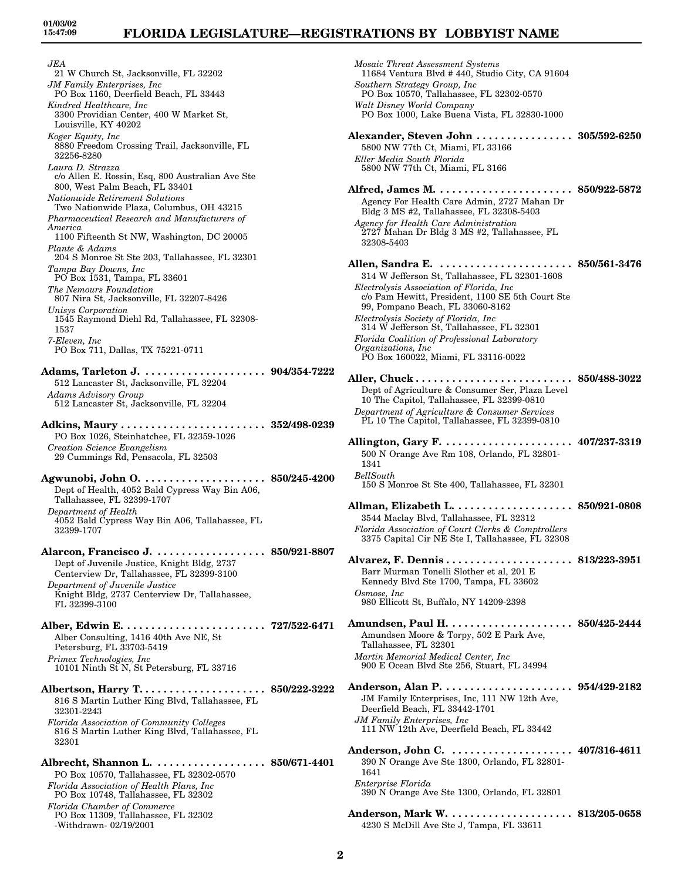*JEA*
21 W Church St, Jacksonville, FL 32202
*JM Family Enterprises, Inc*
PO Box 1160, Deerfield Beach, FL 33443
*Kindred Healthcare, Inc*
3300 Providian Center, 400 W Market St, Louisville, KY 40202
*Koger Equity, Inc*
8880 Freedom Crossing Trail, Jacksonville, FL 32256-8280
*Laura D. Strazza*
c/o Allen E. Rossin, Esq, 800 Australian Ave Ste 800, West Palm Beach, FL 33401
*Nationwide Retirement Solutions*
Two Nationwide Plaza, Columbus, OH 43215
*Pharmaceutical Research and Manufacturers of America*
1100 Fifteenth St NW, Washington, DC 20005
*Plante & Adams*
204 S Monroe St Ste 203, Tallahassee, FL 32301
*Tampa Bay Downs, Inc*
PO Box 1531, Tampa, FL 33601
*The Nemours Foundation*
807 Nira St, Jacksonville, FL 32207-8426
*Unisys Corporation*
1545 Raymond Diehl Rd, Tallahassee, FL 32308-1537
*7-Eleven, Inc*
PO Box 711, Dallas, TX 75221-0711

**Adams, Tarleton J. .................... 904/354-7222**
512 Lancaster St, Jacksonville, FL 32204
*Adams Advisory Group*
512 Lancaster St, Jacksonville, FL 32204

**Adkins, Maury ........................ 352/498-0239**
PO Box 1026, Steinhatchee, FL 32359-1026
*Creation Science Evangelism*
29 Cummings Rd, Pensacola, FL 32503

**Agwunobi, John O. .................... 850/245-4200**
Dept of Health, 4052 Bald Cypress Way Bin A06, Tallahassee, FL 32399-1707
*Department of Health*
4052 Bald Cypress Way Bin A06, Tallahassee, FL 32399-1707

**Alarcon, Francisco J. .................. 850/921-8807**
Dept of Juvenile Justice, Knight Bldg, 2737 Centerview Dr, Tallahassee, FL 32399-3100
*Department of Juvenile Justice*
Knight Bldg, 2737 Centerview Dr, Tallahassee, FL 32399-3100

**Alber, Edwin E. ....................... 727/522-6471**
Alber Consulting, 1416 40th Ave NE, St Petersburg, FL 33703-5419
*Primex Technologies, Inc*
10101 Ninth St N, St Petersburg, FL 33716

**Albertson, Harry T. .................... 850/222-3222**
816 S Martin Luther King Blvd, Tallahassee, FL 32301-2243
*Florida Association of Community Colleges*
816 S Martin Luther King Blvd, Tallahassee, FL 32301

**Albrecht, Shannon L. .................. 850/671-4401**
PO Box 10570, Tallahassee, FL 32302-0570
*Florida Association of Health Plans, Inc*
PO Box 10748, Tallahassee, FL 32302
*Florida Chamber of Commerce*
PO Box 11309, Tallahassee, FL 32302
-Withdrawn- 02/19/2001

*Mosaic Threat Assessment Systems*
11684 Ventura Blvd # 440, Studio City, CA 91604
*Southern Strategy Group, Inc*
PO Box 10570, Tallahassee, FL 32302-0570
*Walt Disney World Company*
PO Box 1000, Lake Buena Vista, FL 32830-1000

**Alexander, Steven John ................ 305/592-6250**
5800 NW 77th Ct, Miami, FL 33166
*Eller Media South Florida*
5800 NW 77th Ct, Miami, FL 3166

**Alfred, James M. ...................... 850/922-5872**
Agency For Health Care Admin, 2727 Mahan Dr Bldg 3 MS #2, Tallahassee, FL 32308-5403
*Agency for Health Care Administration*
2727 Mahan Dr Bldg 3 MS #2, Tallahassee, FL 32308-5403

**Allen, Sandra E. ...................... 850/561-3476**
314 W Jefferson St, Tallahassee, FL 32301-1608
*Electrolysis Association of Florida, Inc*
c/o Pam Hewitt, President, 1100 SE 5th Court Ste 99, Pompano Beach, FL 33060-8162
*Electrolysis Society of Florida, Inc*
314 W Jefferson St, Tallahassee, FL 32301
*Florida Coalition of Professional Laboratory Organizations, Inc*
PO Box 160022, Miami, FL 33116-0022

**Aller, Chuck .......................... 850/488-3022**
Dept of Agriculture & Consumer Ser, Plaza Level 10 The Capitol, Tallahassee, FL 32399-0810
*Department of Agriculture & Consumer Services*
PL 10 The Capitol, Tallahassee, FL 32399-0810

**Allington, Gary F. ..................... 407/237-3319**
500 N Orange Ave Rm 108, Orlando, FL 32801-1341
*BellSouth*
150 S Monroe St Ste 400, Tallahassee, FL 32301

**Allman, Elizabeth L. ................... 850/921-0808**
3544 Maclay Blvd, Tallahassee, FL 32312
*Florida Association of Court Clerks & Comptrollers*
3375 Capital Cir NE Ste I, Tallahassee, FL 32308

**Alvarez, F. Dennis ..................... 813/223-3951**
Barr Murman Tonelli Slother et al, 201 E Kennedy Blvd Ste 1700, Tampa, FL 33602
*Osmose, Inc*
980 Ellicott St, Buffalo, NY 14209-2398

**Amundsen, Paul H. .................... 850/425-2444**
Amundsen Moore & Torpy, 502 E Park Ave, Tallahassee, FL 32301
*Martin Memorial Medical Center, Inc*
900 E Ocean Blvd Ste 256, Stuart, FL 34994

**Anderson, Alan P. ..................... 954/429-2182**
JM Family Enterprises, Inc, 111 NW 12th Ave, Deerfield Beach, FL 33442-1701
*JM Family Enterprises, Inc*
111 NW 12th Ave, Deerfield Beach, FL 33442

**Anderson, John C. .................... 407/316-4611**
390 N Orange Ave Ste 1300, Orlando, FL 32801-1641
*Enterprise Florida*
390 N Orange Ave Ste 1300, Orlando, FL 32801

**Anderson, Mark W. .................... 813/205-0658**
4230 S McDill Ave Ste J, Tampa, FL 33611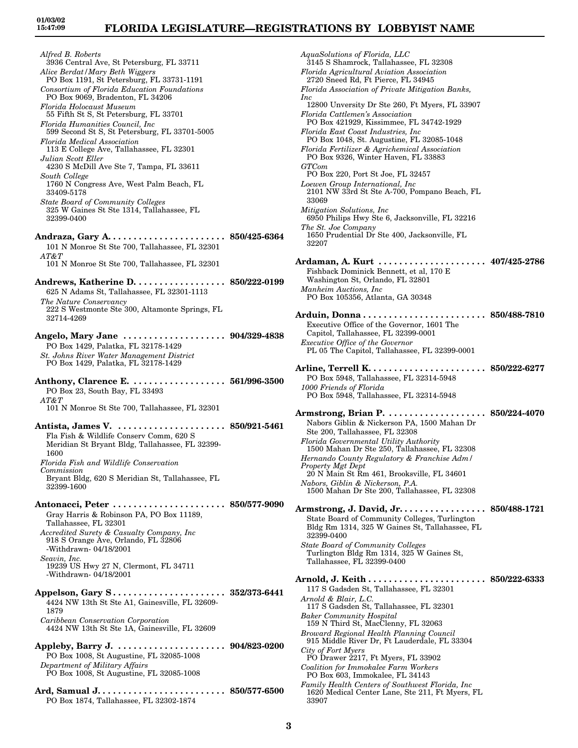*Alfred B. Roberts*
3936 Central Ave, St Petersburg, FL 33711
*Alice Berdat/Mary Beth Wiggers*
PO Box 1191, St Petersburg, FL 33731-1191
*Consortium of Florida Education Foundations*
PO Box 9069, Bradenton, FL 34206
*Florida Holocaust Museum*
55 Fifth St S, St Petersburg, FL 33701
*Florida Humanities Council, Inc*
599 Second St S, St Petersburg, FL 33701-5005
*Florida Medical Association*
113 E College Ave, Tallahassee, FL 32301
*Julian Scott Eller*
4230 S McDill Ave Ste 7, Tampa, FL 33611
*South College*
1760 N Congress Ave, West Palm Beach, FL 33409-5178
*State Board of Community Colleges*
325 W Gaines St Ste 1314, Tallahassee, FL 32399-0400

**Andraza, Gary A. . . . . . . . . . . . . . . . . . . . . . . 850/425-6364**
101 N Monroe St Ste 700, Tallahassee, FL 32301
*AT&T*
101 N Monroe St Ste 700, Tallahassee, FL 32301

**Andrews, Katherine D. . . . . . . . . . . . . . . . . . 850/222-0199**
625 N Adams St, Tallahassee, FL 32301-1113
*The Nature Conservancy*
222 S Westmonte Ste 300, Altamonte Springs, FL 32714-4269

**Angelo, Mary Jane . . . . . . . . . . . . . . . . . . . . 904/329-4838**
PO Box 1429, Palatka, FL 32178-1429
*St. Johns River Water Management District*
PO Box 1429, Palatka, FL 32178-1429

**Anthony, Clarence E. . . . . . . . . . . . . . . . . . 561/996-3500**
PO Box 23, South Bay, FL 33493
*AT&T*
101 N Monroe St Ste 700, Tallahassee, FL 32301

**Antista, James V. . . . . . . . . . . . . . . . . . . . . 850/921-5461**
Fla Fish & Wildlife Conserv Comm, 620 S Meridian St Bryant Bldg, Tallahassee, FL 32399-1600
*Florida Fish and Wildlife Conservation Commission*
Bryant Bldg, 620 S Meridian St, Tallahassee, FL 32399-1600

**Antonacci, Peter . . . . . . . . . . . . . . . . . . . . . . 850/577-9090**
Gray Harris & Robinson PA, PO Box 11189, Tallahassee, FL 32301
*Accredited Surety & Casualty Company, Inc*
918 S Orange Ave, Orlando, FL 32806
-Withdrawn- 04/18/2001
*Seavin, Inc.*
19239 US Hwy 27 N, Clermont, FL 34711
-Withdrawn- 04/18/2001

**Appelson, Gary S . . . . . . . . . . . . . . . . . . . . . . 352/373-6441**
4424 NW 13th St Ste A1, Gainesville, FL 32609-1879
*Caribbean Conservation Corporation*
4424 NW 13th St Ste 1A, Gainesville, FL 32609

**Appleby, Barry J. . . . . . . . . . . . . . . . . . . . . 904/823-0200**
PO Box 1008, St Augustine, FL 32085-1008
*Department of Military Affairs*
PO Box 1008, St Augustine, FL 32085-1008

**Ard, Samual J. . . . . . . . . . . . . . . . . . . . . . . . . 850/577-6500**
PO Box 1874, Tallahassee, FL 32302-1874
*AquaSolutions of Florida, LLC*
3145 S Shamrock, Tallahassee, FL 32308
*Florida Agricultural Aviation Association*
2720 Sneed Rd, Ft Pierce, FL 34945
*Florida Association of Private Mitigation Banks, Inc*
12800 Unversity Dr Ste 260, Ft Myers, FL 33907
*Florida Cattlemen's Association*
PO Box 421929, Kissimmee, FL 34742-1929
*Florida East Coast Industries, Inc*
PO Box 1048, St. Augustine, FL 32085-1048
*Florida Fertilizer & Agrichemical Association*
PO Box 9326, Winter Haven, FL 33883
*GTCom*
PO Box 220, Port St Joe, FL 32457
*Loewen Group International, Inc*
2101 NW 33rd St Ste A-700, Pompano Beach, FL 33069
*Mitigation Solutions, Inc*
6950 Philips Hwy Ste 6, Jacksonville, FL 32216
*The St. Joe Company*
1650 Prudential Dr Ste 400, Jacksonville, FL 32207

**Ardaman, A. Kurt . . . . . . . . . . . . . . . . . . . . . 407/425-2786**
Fishback Dominick Bennett, et al, 170 E Washington St, Orlando, FL 32801
*Manheim Auctions, Inc*
PO Box 105356, Atlanta, GA 30348

**Arduin, Donna . . . . . . . . . . . . . . . . . . . . . . . . 850/488-7810**
Executive Office of the Governor, 1601 The Capitol, Tallahassee, FL 32399-0001
*Executive Office of the Governor*
PL 05 The Capitol, Tallahassee, FL 32399-0001

**Arline, Terrell K. . . . . . . . . . . . . . . . . . . . . . . 850/222-6277**
PO Box 5948, Tallahassee, FL 32314-5948
*1000 Friends of Florida*
PO Box 5948, Tallahassee, FL 32314-5948

**Armstrong, Brian P. . . . . . . . . . . . . . . . . . . . 850/224-4070**
Nabors Giblin & Nickerson PA, 1500 Mahan Dr Ste 200, Tallahassee, FL 32308
*Florida Governmental Utility Authority*
1500 Mahan Dr Ste 250, Tallahassee, FL 32308
*Hernando County Regulatory & Franchise Adm/ Property Mgt Dept*
20 N Main St Rm 461, Brooksville, FL 34601
*Nabors, Giblin & Nickerson, P.A.*
1500 Mahan Dr Ste 200, Tallahassee, FL 32308

**Armstrong, J. David, Jr. . . . . . . . . . . . . . . . . 850/488-1721**
State Board of Community Colleges, Turlington Bldg Rm 1314, 325 W Gaines St, Tallahassee, FL 32399-0400
*State Board of Community Colleges*
Turlington Bldg Rm 1314, 325 W Gaines St, Tallahassee, FL 32399-0400

**Arnold, J. Keith . . . . . . . . . . . . . . . . . . . . . . . 850/222-6333**
117 S Gadsden St, Tallahassee, FL 32301
*Arnold & Blair, L.C.*
117 S Gadsden St, Tallahassee, FL 32301
*Baker Community Hospital*
159 N Third St, MacClenny, FL 32063
*Broward Regional Health Planning Council*
915 Middle River Dr, Ft Lauderdale, FL 33304
*City of Fort Myers*
PO Drawer 2217, Ft Myers, FL 33902
*Coalition for Immokalee Farm Workers*
PO Box 603, Immokalee, FL 34143
*Family Health Centers of Southwest Florida, Inc*
1620 Medical Center Lane, Ste 211, Ft Myers, FL 33907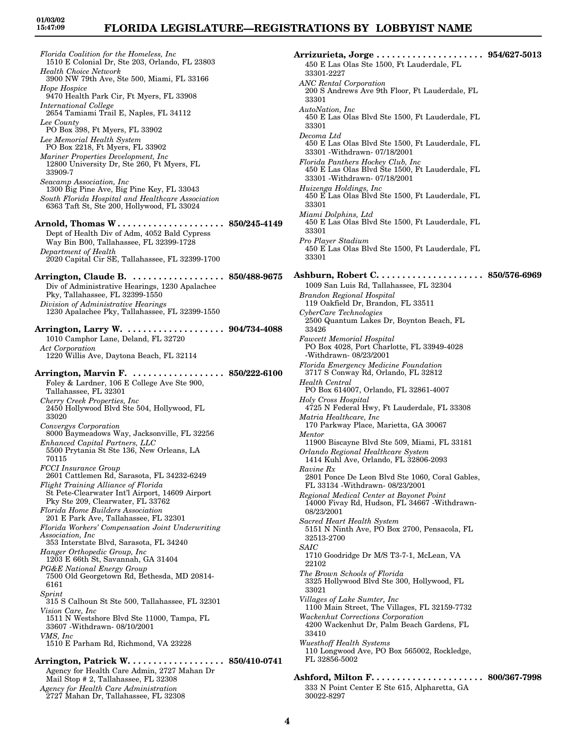*Florida Coalition for the Homeless, Inc*
1510 E Colonial Dr, Ste 203, Orlando, FL 23803
*Health Choice Network*
3900 NW 79th Ave, Ste 500, Miami, FL 33166
*Hope Hospice*
9470 Health Park Cir, Ft Myers, FL 33908
*International College*
2654 Tamiami Trail E, Naples, FL 34112
*Lee County*
PO Box 398, Ft Myers, FL 33902
*Lee Memorial Health System*
PO Box 2218, Ft Myers, FL 33902
*Mariner Properties Development, Inc*
12800 University Dr, Ste 260, Ft Myers, FL 33909-7
*Seacamp Association, Inc*
1300 Big Pine Ave, Big Pine Key, FL 33043
*South Florida Hospital and Healthcare Association*
6363 Taft St, Ste 200, Hollywood, FL 33024

**Arnold, Thomas W . . . . . . . . . . . . . . . . . . . . . 850/245-4149**
Dept of Health Div of Adm, 4052 Bald Cypress Way Bin B00, Tallahassee, FL 32399-1728
*Department of Health*
2020 Capital Cir SE, Tallahassee, FL 32399-1700

**Arrington, Claude B. . . . . . . . . . . . . . . . . . . 850/488-9675**
Div of Administrative Hearings, 1230 Apalachee Pky, Tallahassee, FL 32399-1550
*Division of Administrative Hearings*
1230 Apalachee Pky, Tallahassee, FL 32399-1550

**Arrington, Larry W. . . . . . . . . . . . . . . . . . . 904/734-4088**
1010 Camphor Lane, Deland, FL 32720
*Act Corporation*
1220 Willis Ave, Daytona Beach, FL 32114

**Arrington, Marvin F. . . . . . . . . . . . . . . . . . 850/222-6100**
Foley & Lardner, 106 E College Ave Ste 900, Tallahassee, FL 32301
*Cherry Creek Properties, Inc*
2450 Hollywood Blvd Ste 504, Hollywood, FL 33020
*Convergys Corporation*
8000 Baymeadows Way, Jacksonville, FL 32256
*Enhanced Capital Partners, LLC*
5500 Prytania St Ste 136, New Orleans, LA 70115
*FCCI Insurance Group*
2601 Cattlemen Rd, Sarasota, FL 34232-6249
*Flight Training Alliance of Florida*
St Pete-Clearwater Int'l Airport, 14609 Airport Pky Ste 209, Clearwater, FL 33762
*Florida Home Builders Association*
201 E Park Ave, Tallahassee, FL 32301
*Florida Workers' Compensation Joint Underwriting Association, Inc*
353 Interstate Blvd, Sarasota, FL 34240
*Hanger Orthopedic Group, Inc*
1203 E 66th St, Savannah, GA 31404
*PG&E National Energy Group*
7500 Old Georgetown Rd, Bethesda, MD 20814-6161
*Sprint*
315 S Calhoun St Ste 500, Tallahassee, FL 32301
*Vision Care, Inc*
1511 N Westshore Blvd Ste 11000, Tampa, FL 33607 -Withdrawn- 08/10/2001
*VMS, Inc*
1510 E Parham Rd, Richmond, VA 23228

**Arrington, Patrick W. . . . . . . . . . . . . . . . . . . 850/410-0741**
Agency for Health Care Admin, 2727 Mahan Dr Mail Stop # 2, Tallahassee, FL 32308
*Agency for Health Care Administration*
2727 Mahan Dr, Tallahassee, FL 32308

**Arrizurieta, Jorge . . . . . . . . . . . . . . . . . . . . . 954/627-5013**
450 E Las Olas Ste 1500, Ft Lauderdale, FL 33301-2227
*ANC Rental Corporation*
200 S Andrews Ave 9th Floor, Ft Lauderdale, FL 33301
*AutoNation, Inc*
450 E Las Olas Blvd Ste 1500, Ft Lauderdale, FL 33301
*Decoma Ltd*
450 E Las Olas Blvd Ste 1500, Ft Lauderdale, FL 33301 -Withdrawn- 07/18/2001
*Florida Panthers Hockey Club, Inc*
450 E Las Olas Blvd Ste 1500, Ft Lauderdale, FL 33301 -Withdrawn- 07/18/2001
*Huizenga Holdings, Inc*
450 E Las Olas Blvd Ste 1500, Ft Lauderdale, FL 33301
*Miami Dolphins, Ltd*
450 E Las Olas Blvd Ste 1500, Ft Lauderdale, FL 33301
*Pro Player Stadium*
450 E Las Olas Blvd Ste 1500, Ft Lauderdale, FL 33301

**Ashburn, Robert C. . . . . . . . . . . . . . . . . . . . . 850/576-6969**
1009 San Luis Rd, Tallahassee, FL 32304
*Brandon Regional Hospital*
119 Oakfield Dr, Brandon, FL 33511
*CyberCare Technologies*
2500 Quantum Lakes Dr, Boynton Beach, FL 33426
*Fawcett Memorial Hospital*
PO Box 4028, Port Charlotte, FL 33949-4028 -Withdrawn- 08/23/2001
*Florida Emergency Medicine Foundation*
3717 S Conway Rd, Orlando, FL 32812
*Health Central*
PO Box 614007, Orlando, FL 32861-4007
*Holy Cross Hospital*
4725 N Federal Hwy, Ft Lauderdale, FL 33308
*Matria Healthcare, Inc*
170 Parkway Place, Marietta, GA 30067
*Mentor*
11900 Biscayne Blvd Ste 509, Miami, FL 33181
*Orlando Regional Healthcare System*
1414 Kuhl Ave, Orlando, FL 32806-2093
*Ravine Rx*
2801 Ponce De Leon Blvd Ste 1060, Coral Gables, FL 33134 -Withdrawn- 08/23/2001
*Regional Medical Center at Bayonet Point*
14000 Fivay Rd, Hudson, FL 34667 -Withdrawn- 08/23/2001
*Sacred Heart Health System*
5151 N Ninth Ave, PO Box 2700, Pensacola, FL 32513-2700
*SAIC*
1710 Goodridge Dr M/S T3-7-1, McLean, VA 22102
*The Brown Schools of Florida*
3325 Hollywood Blvd Ste 300, Hollywood, FL 33021
*Villages of Lake Sumter, Inc*
1100 Main Street, The Villages, FL 32159-7732
*Wackenhut Corrections Corporation*
4200 Wackenhut Dr, Palm Beach Gardens, FL 33410
*Wuesthoff Health Systems*
110 Longwood Ave, PO Box 565002, Rockledge, FL 32856-5002

**Ashford, Milton F. . . . . . . . . . . . . . . . . . . . . . 800/367-7998**
333 N Point Center E Ste 615, Alpharetta, GA 30022-8297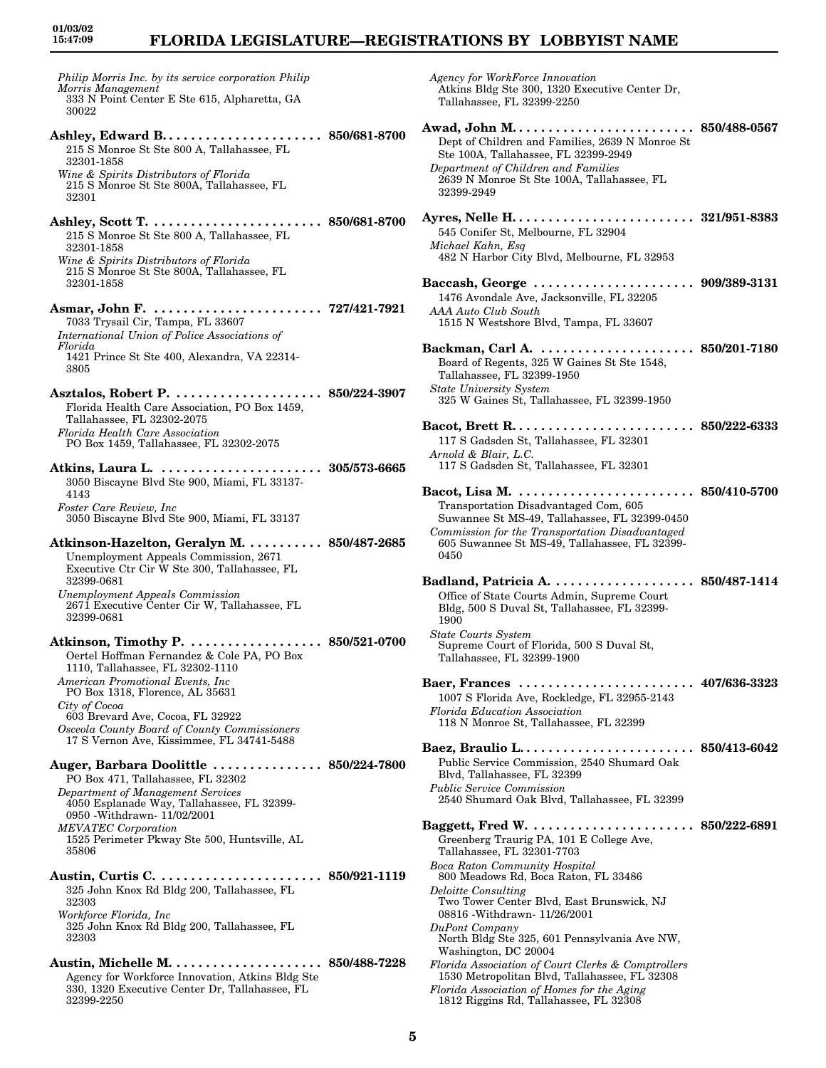*Philip Morris Inc. by its service corporation Philip Morris Management*
333 N Point Center E Ste 615, Alpharetta, GA 30022

**Ashley, Edward B.** . . . . . . . . . . . . . . . . . . . . . . **850/681-8700**
215 S Monroe St Ste 800 A, Tallahassee, FL 32301-1858
*Wine & Spirits Distributors of Florida*
215 S Monroe St Ste 800A, Tallahassee, FL 32301

**Ashley, Scott T.** . . . . . . . . . . . . . . . . . . . . . . . **850/681-8700**
215 S Monroe St Ste 800 A, Tallahassee, FL 32301-1858
*Wine & Spirits Distributors of Florida*
215 S Monroe St Ste 800A, Tallahassee, FL 32301-1858

**Asmar, John F.** . . . . . . . . . . . . . . . . . . . . . . . **727/421-7921**
7033 Trysail Cir, Tampa, FL 33607
*International Union of Police Associations of Florida*
1421 Prince St Ste 400, Alexandra, VA 22314-3805

**Asztalos, Robert P.** . . . . . . . . . . . . . . . . . . . . **850/224-3907**
Florida Health Care Association, PO Box 1459, Tallahassee, FL 32302-2075
*Florida Health Care Association*
PO Box 1459, Tallahassee, FL 32302-2075

**Atkins, Laura L.** . . . . . . . . . . . . . . . . . . . . . . **305/573-6665**
3050 Biscayne Blvd Ste 900, Miami, FL 33137-4143
*Foster Care Review, Inc*
3050 Biscayne Blvd Ste 900, Miami, FL 33137

**Atkinson-Hazelton, Geralyn M.** . . . . . . . . . . . **850/487-2685**
Unemployment Appeals Commission, 2671 Executive Ctr Cir W Ste 300, Tallahassee, FL 32399-0681
*Unemployment Appeals Commission*
2671 Executive Center Cir W, Tallahassee, FL 32399-0681

**Atkinson, Timothy P.** . . . . . . . . . . . . . . . . . . . **850/521-0700**
Oertel Hoffman Fernandez & Cole PA, PO Box 1110, Tallahassee, FL 32302-1110
*American Promotional Events, Inc*
PO Box 1318, Florence, AL 35631
*City of Cocoa*
603 Brevard Ave, Cocoa, FL 32922
*Osceola County Board of County Commissioners*
17 S Vernon Ave, Kissimmee, FL 34741-5488

**Auger, Barbara Doolittle** . . . . . . . . . . . . . . . **850/224-7800**
PO Box 471, Tallahassee, FL 32302
*Department of Management Services*
4050 Esplanade Way, Tallahassee, FL 32399-0950 -Withdrawn- 11/02/2001
*MEVATEC Corporation*
1525 Perimeter Pkway Ste 500, Huntsville, AL 35806

**Austin, Curtis C.** . . . . . . . . . . . . . . . . . . . . . . **850/921-1119**
325 John Knox Rd Bldg 200, Tallahassee, FL 32303
*Workforce Florida, Inc*
325 John Knox Rd Bldg 200, Tallahassee, FL 32303

**Austin, Michelle M.** . . . . . . . . . . . . . . . . . . . . **850/488-7228**
Agency for Workforce Innovation, Atkins Bldg Ste 330, 1320 Executive Center Dr, Tallahassee, FL 32399-2250
*Agency for WorkForce Innovation*
Atkins Bldg Ste 300, 1320 Executive Center Dr, Tallahassee, FL 32399-2250

**Awad, John M.** . . . . . . . . . . . . . . . . . . . . . . . . **850/488-0567**
Dept of Children and Families, 2639 N Monroe St Ste 100A, Tallahassee, FL 32399-2949
*Department of Children and Families*
2639 N Monroe St Ste 100A, Tallahassee, FL 32399-2949

**Ayres, Nelle H.** . . . . . . . . . . . . . . . . . . . . . . . . **321/951-8383**
545 Conifer St, Melbourne, FL 32904
*Michael Kahn, Esq*
482 N Harbor City Blvd, Melbourne, FL 32953

**Baccash, George** . . . . . . . . . . . . . . . . . . . . . . **909/389-3131**
1476 Avondale Ave, Jacksonville, FL 32205
*AAA Auto Club South*
1515 N Westshore Blvd, Tampa, FL 33607

**Backman, Carl A.** . . . . . . . . . . . . . . . . . . . . . **850/201-7180**
Board of Regents, 325 W Gaines St Ste 1548, Tallahassee, FL 32399-1950
*State University System*
325 W Gaines St, Tallahassee, FL 32399-1950

**Bacot, Brett R.** . . . . . . . . . . . . . . . . . . . . . . . . **850/222-6333**
117 S Gadsden St, Tallahassee, FL 32301
*Arnold & Blair, L.C.*
117 S Gadsden St, Tallahassee, FL 32301

**Bacot, Lisa M.** . . . . . . . . . . . . . . . . . . . . . . . . **850/410-5700**
Transportation Disadvantaged Com, 605 Suwannee St MS-49, Tallahassee, FL 32399-0450
*Commission for the Transportation Disadvantaged*
605 Suwannee St MS-49, Tallahassee, FL 32399-0450

**Badland, Patricia A.** . . . . . . . . . . . . . . . . . . . **850/487-1414**
Office of State Courts Admin, Supreme Court Bldg, 500 S Duval St, Tallahassee, FL 32399-1900
*State Courts System*
Supreme Court of Florida, 500 S Duval St, Tallahassee, FL 32399-1900

**Baer, Frances** . . . . . . . . . . . . . . . . . . . . . . . . **407/636-3323**
1007 S Florida Ave, Rockledge, FL 32955-2143
*Florida Education Association*
118 N Monroe St, Tallahassee, FL 32399

**Baez, Braulio L.** . . . . . . . . . . . . . . . . . . . . . . . **850/413-6042**
Public Service Commission, 2540 Shumard Oak Blvd, Tallahassee, FL 32399
*Public Service Commission*
2540 Shumard Oak Blvd, Tallahassee, FL 32399

**Baggett, Fred W.** . . . . . . . . . . . . . . . . . . . . . . **850/222-6891**
Greenberg Traurig PA, 101 E College Ave, Tallahassee, FL 32301-7703
*Boca Raton Community Hospital*
800 Meadows Rd, Boca Raton, FL 33486
*Deloitte Consulting*
Two Tower Center Blvd, East Brunswick, NJ 08816 -Withdrawn- 11/26/2001
*DuPont Company*
North Bldg Ste 325, 601 Pennsylvania Ave NW, Washington, DC 20004
*Florida Association of Court Clerks & Comptrollers*
1530 Metropolitan Blvd, Tallahassee, FL 32308
*Florida Association of Homes for the Aging*
1812 Riggins Rd, Tallahassee, FL 32308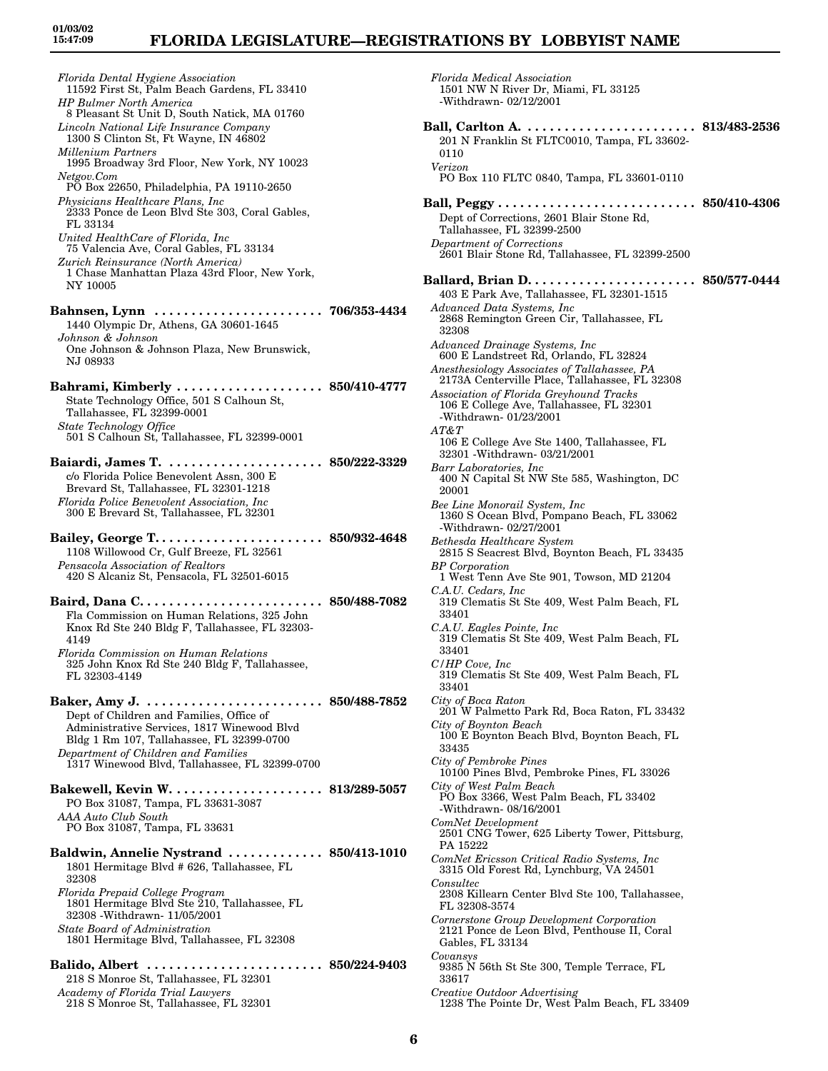*Florida Dental Hygiene Association*
11592 First St, Palm Beach Gardens, FL 33410
*HP Bulmer North America*
8 Pleasant St Unit D, South Natick, MA 01760
*Lincoln National Life Insurance Company*
1300 S Clinton St, Ft Wayne, IN 46802
*Millenium Partners*
1995 Broadway 3rd Floor, New York, NY 10023
*Netgov.Com*
PO Box 22650, Philadelphia, PA 19110-2650
*Physicians Healthcare Plans, Inc*
2333 Ponce de Leon Blvd Ste 303, Coral Gables, FL 33134
*United HealthCare of Florida, Inc*
75 Valencia Ave, Coral Gables, FL 33134
*Zurich Reinsurance (North America)*
1 Chase Manhattan Plaza 43rd Floor, New York, NY 10005

**Bahnsen, Lynn . . . . . . . . . . . . . . . . . . . . . . . 706/353-4434**
1440 Olympic Dr, Athens, GA 30601-1645
*Johnson & Johnson*
One Johnson & Johnson Plaza, New Brunswick, NJ 08933

**Bahrami, Kimberly . . . . . . . . . . . . . . . . . . . . 850/410-4777**
State Technology Office, 501 S Calhoun St, Tallahassee, FL 32399-0001
*State Technology Office*
501 S Calhoun St, Tallahassee, FL 32399-0001

**Baiardi, James T. . . . . . . . . . . . . . . . . . . . . 850/222-3329**
c/o Florida Police Benevolent Assn, 300 E Brevard St, Tallahassee, FL 32301-1218
*Florida Police Benevolent Association, Inc*
300 E Brevard St, Tallahassee, FL 32301

**Bailey, George T. . . . . . . . . . . . . . . . . . . . . . . 850/932-4648**
1108 Willowood Cr, Gulf Breeze, FL 32561
*Pensacola Association of Realtors*
420 S Alcaniz St, Pensacola, FL 32501-6015

**Baird, Dana C. . . . . . . . . . . . . . . . . . . . . . . . . 850/488-7082**
Fla Commission on Human Relations, 325 John Knox Rd Ste 240 Bldg F, Tallahassee, FL 32303-4149
*Florida Commission on Human Relations*
325 John Knox Rd Ste 240 Bldg F, Tallahassee, FL 32303-4149

**Baker, Amy J. . . . . . . . . . . . . . . . . . . . . . . . . 850/488-7852**
Dept of Children and Families, Office of Administrative Services, 1817 Winewood Blvd Bldg 1 Rm 107, Tallahassee, FL 32399-0700
*Department of Children and Families*
1317 Winewood Blvd, Tallahassee, FL 32399-0700

**Bakewell, Kevin W. . . . . . . . . . . . . . . . . . . . . 813/289-5057**
PO Box 31087, Tampa, FL 33631-3087
*AAA Auto Club South*
PO Box 31087, Tampa, FL 33631

**Baldwin, Annelie Nystrand . . . . . . . . . . . . . 850/413-1010**
1801 Hermitage Blvd # 626, Tallahassee, FL 32308
*Florida Prepaid College Program*
1801 Hermitage Blvd Ste 210, Tallahassee, FL 32308 -Withdrawn- 11/05/2001
*State Board of Administration*
1801 Hermitage Blvd, Tallahassee, FL 32308

**Balido, Albert . . . . . . . . . . . . . . . . . . . . . . . . 850/224-9403**
218 S Monroe St, Tallahassee, FL 32301
*Academy of Florida Trial Lawyers*
218 S Monroe St, Tallahassee, FL 32301

*Florida Medical Association*
1501 NW N River Dr, Miami, FL 33125
-Withdrawn- 02/12/2001

**Ball, Carlton A. . . . . . . . . . . . . . . . . . . . . . . . 813/483-2536**
201 N Franklin St FLTC0010, Tampa, FL 33602-0110
*Verizon*
PO Box 110 FLTC 0840, Tampa, FL 33601-0110

**Ball, Peggy . . . . . . . . . . . . . . . . . . . . . . . . . . . 850/410-4306**
Dept of Corrections, 2601 Blair Stone Rd, Tallahassee, FL 32399-2500
*Department of Corrections*
2601 Blair Stone Rd, Tallahassee, FL 32399-2500

**Ballard, Brian D. . . . . . . . . . . . . . . . . . . . . . . 850/577-0444**
403 E Park Ave, Tallahassee, FL 32301-1515
*Advanced Data Systems, Inc*
2868 Remington Green Cir, Tallahassee, FL 32308
*Advanced Drainage Systems, Inc*
600 E Landstreet Rd, Orlando, FL 32824
*Anesthesiology Associates of Tallahassee, PA*
2173A Centerville Place, Tallahassee, FL 32308
*Association of Florida Greyhound Tracks*
106 E College Ave, Tallahassee, FL 32301
-Withdrawn- 01/23/2001
*AT&T*
106 E College Ave Ste 1400, Tallahassee, FL 32301 -Withdrawn- 03/21/2001
*Barr Laboratories, Inc*
400 N Capital St NW Ste 585, Washington, DC 20001
*Bee Line Monorail System, Inc*
1360 S Ocean Blvd, Pompano Beach, FL 33062
-Withdrawn- 02/27/2001
*Bethesda Healthcare System*
2815 S Seacrest Blvd, Boynton Beach, FL 33435
*BP Corporation*
1 West Tenn Ave Ste 901, Towson, MD 21204
*C.A.U. Cedars, Inc*
319 Clematis St Ste 409, West Palm Beach, FL 33401
*C.A.U. Eagles Pointe, Inc*
319 Clematis St Ste 409, West Palm Beach, FL 33401
*C/HP Cove, Inc*
319 Clematis St Ste 409, West Palm Beach, FL 33401
*City of Boca Raton*
201 W Palmetto Park Rd, Boca Raton, FL 33432
*City of Boynton Beach*
100 E Boynton Beach Blvd, Boynton Beach, FL 33435
*City of Pembroke Pines*
10100 Pines Blvd, Pembroke Pines, FL 33026
*City of West Palm Beach*
PO Box 3366, West Palm Beach, FL 33402
-Withdrawn- 08/16/2001
*ComNet Development*
2501 CNG Tower, 625 Liberty Tower, Pittsburg, PA 15222
*ComNet Ericsson Critical Radio Systems, Inc*
3315 Old Forest Rd, Lynchburg, VA 24501
*Consultec*
2308 Killearn Center Blvd Ste 100, Tallahassee, FL 32308-3574
*Cornerstone Group Development Corporation*
2121 Ponce de Leon Blvd, Penthouse II, Coral Gables, FL 33134
*Covansys*
9385 N 56th St Ste 300, Temple Terrace, FL 33617
*Creative Outdoor Advertising*
1238 The Pointe Dr, West Palm Beach, FL 33409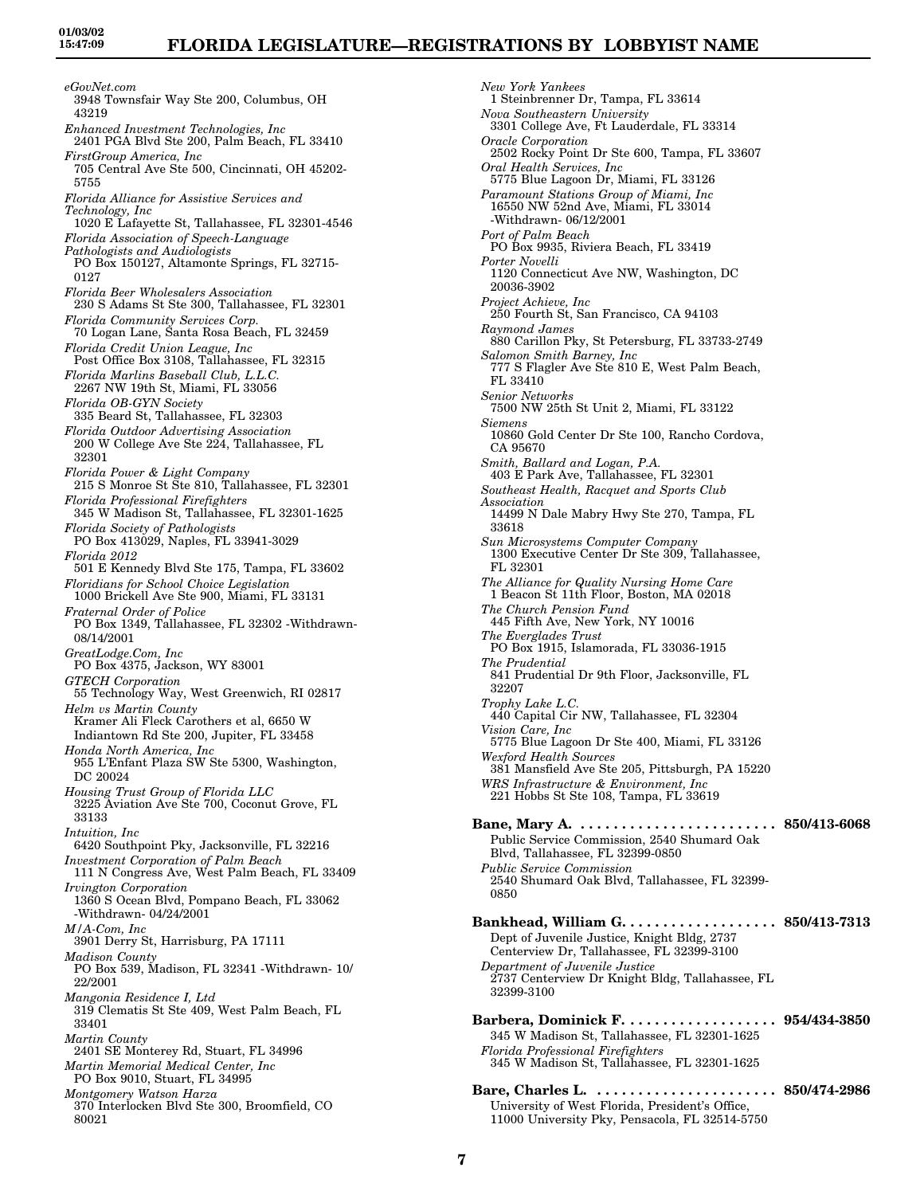*eGovNet.com*
3948 Townsfair Way Ste 200, Columbus, OH 43219

*Enhanced Investment Technologies, Inc*
2401 PGA Blvd Ste 200, Palm Beach, FL 33410

*FirstGroup America, Inc*
705 Central Ave Ste 500, Cincinnati, OH 45202-5755

*Florida Alliance for Assistive Services and Technology, Inc*
1020 E Lafayette St, Tallahassee, FL 32301-4546

*Florida Association of Speech-Language Pathologists and Audiologists*
PO Box 150127, Altamonte Springs, FL 32715-0127

*Florida Beer Wholesalers Association*
230 S Adams St Ste 300, Tallahassee, FL 32301

*Florida Community Services Corp.*
70 Logan Lane, Santa Rosa Beach, FL 32459

*Florida Credit Union League, Inc*
Post Office Box 3108, Tallahassee, FL 32315

*Florida Marlins Baseball Club, L.L.C.*
2267 NW 19th St, Miami, FL 33056

*Florida OB-GYN Society*
335 Beard St, Tallahassee, FL 32303

*Florida Outdoor Advertising Association*
200 W College Ave Ste 224, Tallahassee, FL 32301

*Florida Power & Light Company*
215 S Monroe St Ste 810, Tallahassee, FL 32301

*Florida Professional Firefighters*
345 W Madison St, Tallahassee, FL 32301-1625

*Florida Society of Pathologists*
PO Box 413029, Naples, FL 33941-3029

*Florida 2012*
501 E Kennedy Blvd Ste 175, Tampa, FL 33602

*Floridians for School Choice Legislation*
1000 Brickell Ave Ste 900, Miami, FL 33131

*Fraternal Order of Police*
PO Box 1349, Tallahassee, FL 32302 -Withdrawn- 08/14/2001

*GreatLodge.Com, Inc*
PO Box 4375, Jackson, WY 83001

*GTECH Corporation*
55 Technology Way, West Greenwich, RI 02817

*Helm vs Martin County*
Kramer Ali Fleck Carothers et al, 6650 W Indiantown Rd Ste 200, Jupiter, FL 33458

*Honda North America, Inc*
955 L'Enfant Plaza SW Ste 5300, Washington, DC 20024

*Housing Trust Group of Florida LLC*
3225 Aviation Ave Ste 700, Coconut Grove, FL 33133

*Intuition, Inc*
6420 Southpoint Pky, Jacksonville, FL 32216

*Investment Corporation of Palm Beach*
111 N Congress Ave, West Palm Beach, FL 33409

*Irvington Corporation*
1360 S Ocean Blvd, Pompano Beach, FL 33062 -Withdrawn- 04/24/2001

*M/A-Com, Inc*
3901 Derry St, Harrisburg, PA 17111

*Madison County*
PO Box 539, Madison, FL 32341 -Withdrawn- 10/22/2001

*Mangonia Residence I, Ltd*
319 Clematis St Ste 409, West Palm Beach, FL 33401

*Martin County*
2401 SE Monterey Rd, Stuart, FL 34996

*Martin Memorial Medical Center, Inc*
PO Box 9010, Stuart, FL 34995

*Montgomery Watson Harza*
370 Interlocken Blvd Ste 300, Broomfield, CO 80021

*New York Yankees*
1 Steinbrenner Dr, Tampa, FL 33614

*Nova Southeastern University*
3301 College Ave, Ft Lauderdale, FL 33314

*Oracle Corporation*
2502 Rocky Point Dr Ste 600, Tampa, FL 33607

*Oral Health Services, Inc*
5775 Blue Lagoon Dr, Miami, FL 33126

*Paramount Stations Group of Miami, Inc*
16550 NW 52nd Ave, Miami, FL 33014 -Withdrawn- 06/12/2001

*Port of Palm Beach*
PO Box 9935, Riviera Beach, FL 33419

*Porter Novelli*
1120 Connecticut Ave NW, Washington, DC 20036-3902

*Project Achieve, Inc*
250 Fourth St, San Francisco, CA 94103

*Raymond James*
880 Carillon Pky, St Petersburg, FL 33733-2749

*Salomon Smith Barney, Inc*
777 S Flagler Ave Ste 810 E, West Palm Beach, FL 33410

*Senior Networks*
7500 NW 25th St Unit 2, Miami, FL 33122

*Siemens*
10860 Gold Center Dr Ste 100, Rancho Cordova, CA 95670

*Smith, Ballard and Logan, P.A.*
403 E Park Ave, Tallahassee, FL 32301

*Southeast Health, Racquet and Sports Club Association*
14499 N Dale Mabry Hwy Ste 270, Tampa, FL 33618

*Sun Microsystems Computer Company*
1300 Executive Center Dr Ste 309, Tallahassee, FL 32301

*The Alliance for Quality Nursing Home Care*
1 Beacon St 11th Floor, Boston, MA 02018

*The Church Pension Fund*
445 Fifth Ave, New York, NY 10016

*The Everglades Trust*
PO Box 1915, Islamorada, FL 33036-1915

*The Prudential*
841 Prudential Dr 9th Floor, Jacksonville, FL 32207

*Trophy Lake L.C.*
440 Capital Cir NW, Tallahassee, FL 32304

*Vision Care, Inc*
5775 Blue Lagoon Dr Ste 400, Miami, FL 33126

*Wexford Health Sources*
381 Mansfield Ave Ste 205, Pittsburgh, PA 15220

*WRS Infrastructure & Environment, Inc*
221 Hobbs St Ste 108, Tampa, FL 33619

**Bane, Mary A.** . . . . . . . . . . . . . . . . . . . . . . . . **850/413-6068**
Public Service Commission, 2540 Shumard Oak Blvd, Tallahassee, FL 32399-0850

*Public Service Commission*
2540 Shumard Oak Blvd, Tallahassee, FL 32399-0850

**Bankhead, William G.** . . . . . . . . . . . . . . . . . . . **850/413-7313**
Dept of Juvenile Justice, Knight Bldg, 2737 Centerview Dr, Tallahassee, FL 32399-3100

*Department of Juvenile Justice*
2737 Centerview Dr Knight Bldg, Tallahassee, FL 32399-3100

**Barbera, Dominick F.** . . . . . . . . . . . . . . . . . . . **954/434-3850**
345 W Madison St, Tallahassee, FL 32301-1625

*Florida Professional Firefighters*
345 W Madison St, Tallahassee, FL 32301-1625

**Bare, Charles L.** . . . . . . . . . . . . . . . . . . . . . . **850/474-2986**
University of West Florida, President's Office, 11000 University Pky, Pensacola, FL 32514-5750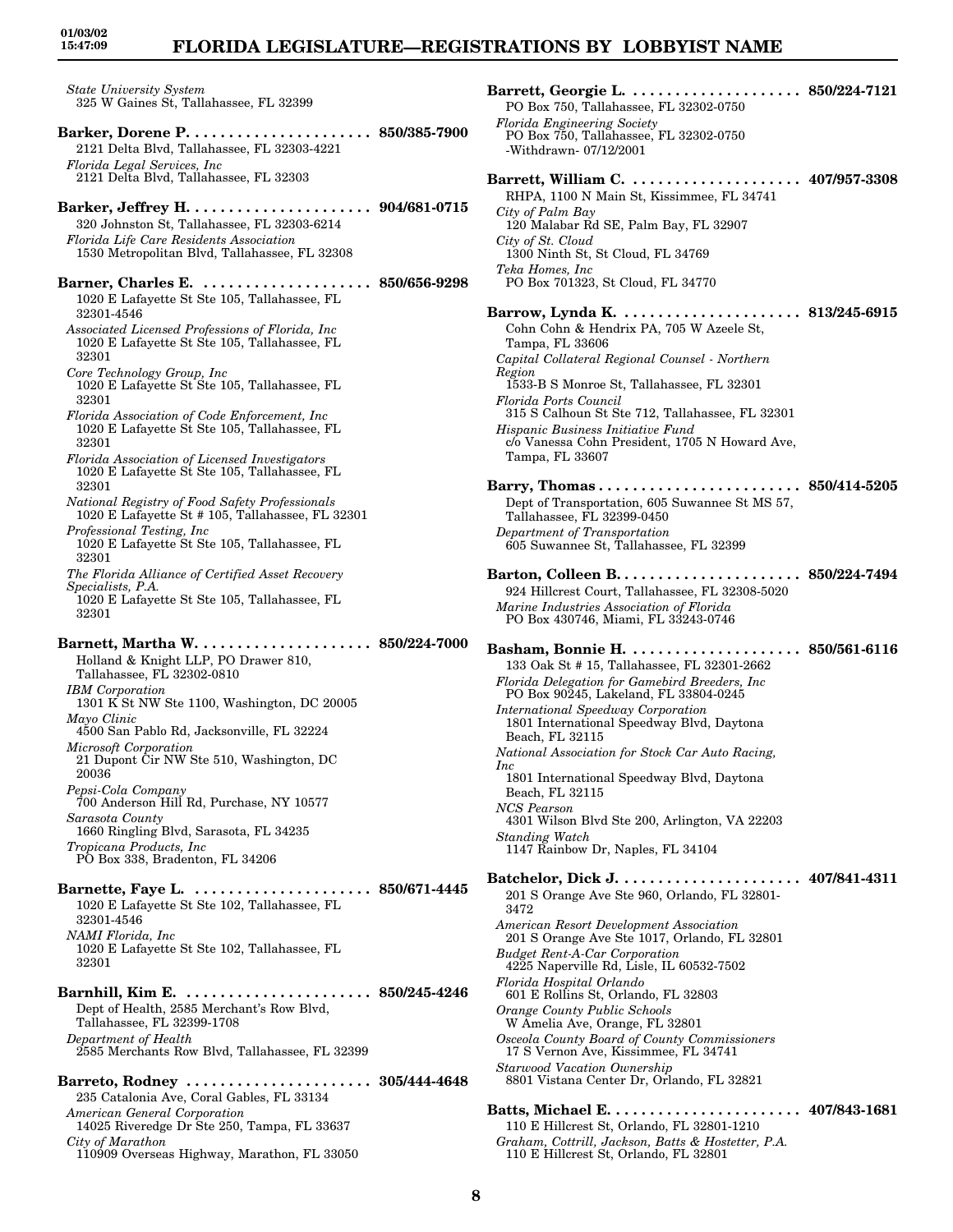*State University System*
325 W Gaines St, Tallahassee, FL 32399

**Barker, Dorene P. . . . . . . . . . . . . . . . . . . . . . 850/385-7900**
2121 Delta Blvd, Tallahassee, FL 32303-4221
*Florida Legal Services, Inc*
2121 Delta Blvd, Tallahassee, FL 32303

**Barker, Jeffrey H. . . . . . . . . . . . . . . . . . . . . . 904/681-0715**
320 Johnston St, Tallahassee, FL 32303-6214
*Florida Life Care Residents Association*
1530 Metropolitan Blvd, Tallahassee, FL 32308

**Barner, Charles E. . . . . . . . . . . . . . . . . . . . . 850/656-9298**
1020 E Lafayette St Ste 105, Tallahassee, FL 32301-4546
*Associated Licensed Professions of Florida, Inc*
1020 E Lafayette St Ste 105, Tallahassee, FL 32301
*Core Technology Group, Inc*
1020 E Lafayette St Ste 105, Tallahassee, FL 32301
*Florida Association of Code Enforcement, Inc*
1020 E Lafayette St Ste 105, Tallahassee, FL 32301
*Florida Association of Licensed Investigators*
1020 E Lafayette St Ste 105, Tallahassee, FL 32301
*National Registry of Food Safety Professionals*
1020 E Lafayette St # 105, Tallahassee, FL 32301
*Professional Testing, Inc*
1020 E Lafayette St Ste 105, Tallahassee, FL 32301
*The Florida Alliance of Certified Asset Recovery Specialists, P.A.*
1020 E Lafayette St Ste 105, Tallahassee, FL 32301

**Barnett, Martha W. . . . . . . . . . . . . . . . . . . . . 850/224-7000**
Holland & Knight LLP, PO Drawer 810, Tallahassee, FL 32302-0810
*IBM Corporation*
1301 K St NW Ste 1100, Washington, DC 20005
*Mayo Clinic*
4500 San Pablo Rd, Jacksonville, FL 32224
*Microsoft Corporation*
21 Dupont Cir NW Ste 510, Washington, DC 20036
*Pepsi-Cola Company*
700 Anderson Hill Rd, Purchase, NY 10577
*Sarasota County*
1660 Ringling Blvd, Sarasota, FL 34235
*Tropicana Products, Inc*
PO Box 338, Bradenton, FL 34206

**Barnette, Faye L. . . . . . . . . . . . . . . . . . . . . . 850/671-4445**
1020 E Lafayette St Ste 102, Tallahassee, FL 32301-4546
*NAMI Florida, Inc*
1020 E Lafayette St Ste 102, Tallahassee, FL 32301

**Barnhill, Kim E. . . . . . . . . . . . . . . . . . . . . . . 850/245-4246**
Dept of Health, 2585 Merchant's Row Blvd, Tallahassee, FL 32399-1708
*Department of Health*
2585 Merchants Row Blvd, Tallahassee, FL 32399

**Barreto, Rodney . . . . . . . . . . . . . . . . . . . . . . 305/444-4648**
235 Catalonia Ave, Coral Gables, FL 33134
*American General Corporation*
14025 Riveredge Dr Ste 250, Tampa, FL 33637
*City of Marathon*
110909 Overseas Highway, Marathon, FL 33050

**Barrett, Georgie L. . . . . . . . . . . . . . . . . . . . . 850/224-7121**
PO Box 750, Tallahassee, FL 32302-0750
*Florida Engineering Society*
PO Box 750, Tallahassee, FL 32302-0750
-Withdrawn- 07/12/2001

**Barrett, William C. . . . . . . . . . . . . . . . . . . . . 407/957-3308**
RHPA, 1100 N Main St, Kissimmee, FL 34741
*City of Palm Bay*
120 Malabar Rd SE, Palm Bay, FL 32907
*City of St. Cloud*
1300 Ninth St, St Cloud, FL 34769
*Teka Homes, Inc*
PO Box 701323, St Cloud, FL 34770

**Barrow, Lynda K. . . . . . . . . . . . . . . . . . . . . . 813/245-6915**
Cohn Cohn & Hendrix PA, 705 W Azeele St, Tampa, FL 33606
*Capital Collateral Regional Counsel - Northern Region*
1533-B S Monroe St, Tallahassee, FL 32301
*Florida Ports Council*
315 S Calhoun St Ste 712, Tallahassee, FL 32301
*Hispanic Business Initiative Fund*
c/o Vanessa Cohn President, 1705 N Howard Ave, Tampa, FL 33607

**Barry, Thomas . . . . . . . . . . . . . . . . . . . . . . . . 850/414-5205**
Dept of Transportation, 605 Suwannee St MS 57, Tallahassee, FL 32399-0450
*Department of Transportation*
605 Suwannee St, Tallahassee, FL 32399

**Barton, Colleen B. . . . . . . . . . . . . . . . . . . . . . 850/224-7494**
924 Hillcrest Court, Tallahassee, FL 32308-5020
*Marine Industries Association of Florida*
PO Box 430746, Miami, FL 33243-0746

**Basham, Bonnie H. . . . . . . . . . . . . . . . . . . . . 850/561-6116**
133 Oak St # 15, Tallahassee, FL 32301-2662
*Florida Delegation for Gamebird Breeders, Inc*
PO Box 90245, Lakeland, FL 33804-0245
*International Speedway Corporation*
1801 International Speedway Blvd, Daytona Beach, FL 32115
*National Association for Stock Car Auto Racing, Inc*
1801 International Speedway Blvd, Daytona Beach, FL 32115
*NCS Pearson*
4301 Wilson Blvd Ste 200, Arlington, VA 22203
*Standing Watch*
1147 Rainbow Dr, Naples, FL 34104

**Batchelor, Dick J. . . . . . . . . . . . . . . . . . . . . . 407/841-4311**
201 S Orange Ave Ste 960, Orlando, FL 32801-3472
*American Resort Development Association*
201 S Orange Ave Ste 1017, Orlando, FL 32801
*Budget Rent-A-Car Corporation*
4225 Naperville Rd, Lisle, IL 60532-7502
*Florida Hospital Orlando*
601 E Rollins St, Orlando, FL 32803
*Orange County Public Schools*
W Amelia Ave, Orange, FL 32801
*Osceola County Board of County Commissioners*
17 S Vernon Ave, Kissimmee, FL 34741
*Starwood Vacation Ownership*
8801 Vistana Center Dr, Orlando, FL 32821

**Batts, Michael E. . . . . . . . . . . . . . . . . . . . . . . 407/843-1681**
110 E Hillcrest St, Orlando, FL 32801-1210
*Graham, Cottrill, Jackson, Batts & Hostetter, P.A.*
110 E Hillcrest St, Orlando, FL 32801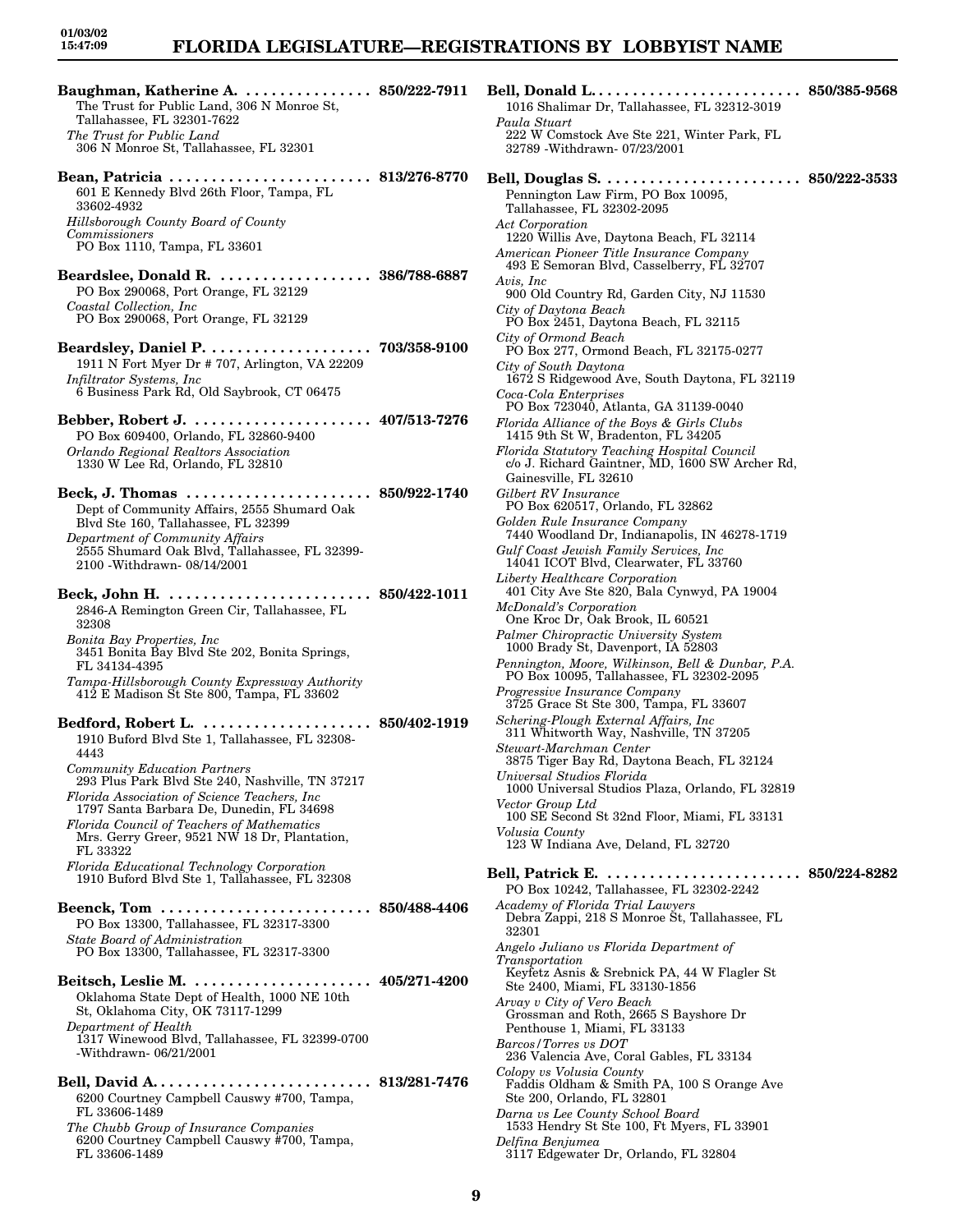**Baughman, Katherine A.** ............... **850/222-7911**
The Trust for Public Land, 306 N Monroe St, Tallahassee, FL 32301-7622
*The Trust for Public Land*
306 N Monroe St, Tallahassee, FL 32301

**Bean, Patricia** ........................ **813/276-8770**
601 E Kennedy Blvd 26th Floor, Tampa, FL 33602-4932
*Hillsborough County Board of County Commissioners*
PO Box 1110, Tampa, FL 33601

**Beardslee, Donald R.** .................. **386/788-6887**
PO Box 290068, Port Orange, FL 32129
*Coastal Collection, Inc*
PO Box 290068, Port Orange, FL 32129

**Beardsley, Daniel P.** ................... **703/358-9100**
1911 N Fort Myer Dr # 707, Arlington, VA 22209
*Infiltrator Systems, Inc*
6 Business Park Rd, Old Saybrook, CT 06475

**Bebber, Robert J.** ..................... **407/513-7276**
PO Box 609400, Orlando, FL 32860-9400
*Orlando Regional Realtors Association*
1330 W Lee Rd, Orlando, FL 32810

**Beck, J. Thomas** ...................... **850/922-1740**
Dept of Community Affairs, 2555 Shumard Oak Blvd Ste 160, Tallahassee, FL 32399
*Department of Community Affairs*
2555 Shumard Oak Blvd, Tallahassee, FL 32399-2100 -Withdrawn- 08/14/2001

**Beck, John H.** ........................ **850/422-1011**
2846-A Remington Green Cir, Tallahassee, FL 32308
*Bonita Bay Properties, Inc*
3451 Bonita Bay Blvd Ste 202, Bonita Springs, FL 34134-4395
*Tampa-Hillsborough County Expressway Authority*
412 E Madison St Ste 800, Tampa, FL 33602

**Bedford, Robert L.** .................... **850/402-1919**
1910 Buford Blvd Ste 1, Tallahassee, FL 32308-4443
*Community Education Partners*
293 Plus Park Blvd Ste 240, Nashville, TN 37217
*Florida Association of Science Teachers, Inc*
1797 Santa Barbara De, Dunedin, FL 34698
*Florida Council of Teachers of Mathematics*
Mrs. Gerry Greer, 9521 NW 18 Dr, Plantation, FL 33322
*Florida Educational Technology Corporation*
1910 Buford Blvd Ste 1, Tallahassee, FL 32308

**Beenck, Tom** ......................... **850/488-4406**
PO Box 13300, Tallahassee, FL 32317-3300
*State Board of Administration*
PO Box 13300, Tallahassee, FL 32317-3300

**Beitsch, Leslie M.** ..................... **405/271-4200**
Oklahoma State Dept of Health, 1000 NE 10th St, Oklahoma City, OK 73117-1299
*Department of Health*
1317 Winewood Blvd, Tallahassee, FL 32399-0700 -Withdrawn- 06/21/2001

**Bell, David A.** .......................... **813/281-7476**
6200 Courtney Campbell Causwy #700, Tampa, FL 33606-1489
*The Chubb Group of Insurance Companies*
6200 Courtney Campbell Causwy #700, Tampa, FL 33606-1489

**Bell, Donald L.** ......................... **850/385-9568**
1016 Shalimar Dr, Tallahassee, FL 32312-3019
*Paula Stuart*
222 W Comstock Ave Ste 221, Winter Park, FL 32789 -Withdrawn- 07/23/2001

**Bell, Douglas S.** ....................... **850/222-3533**
Pennington Law Firm, PO Box 10095, Tallahassee, FL 32302-2095
*Act Corporation*
1220 Willis Ave, Daytona Beach, FL 32114
*American Pioneer Title Insurance Company*
493 E Semoran Blvd, Casselberry, FL 32707
*Avis, Inc*
900 Old Country Rd, Garden City, NJ 11530
*City of Daytona Beach*
PO Box 2451, Daytona Beach, FL 32115
*City of Ormond Beach*
PO Box 277, Ormond Beach, FL 32175-0277
*City of South Daytona*
1672 S Ridgewood Ave, South Daytona, FL 32119
*Coca-Cola Enterprises*
PO Box 723040, Atlanta, GA 31139-0040
*Florida Alliance of the Boys & Girls Clubs*
1415 9th St W, Bradenton, FL 34205
*Florida Statutory Teaching Hospital Council*
c/o J. Richard Gaintner, MD, 1600 SW Archer Rd, Gainesville, FL 32610
*Gilbert RV Insurance*
PO Box 620517, Orlando, FL 32862
*Golden Rule Insurance Company*
7440 Woodland Dr, Indianapolis, IN 46278-1719
*Gulf Coast Jewish Family Services, Inc*
14041 ICOT Blvd, Clearwater, FL 33760
*Liberty Healthcare Corporation*
401 City Ave Ste 820, Bala Cynwyd, PA 19004
*McDonald's Corporation*
One Kroc Dr, Oak Brook, IL 60521
*Palmer Chiropractic University System*
1000 Brady St, Davenport, IA 52803
*Pennington, Moore, Wilkinson, Bell & Dunbar, P.A.*
PO Box 10095, Tallahassee, FL 32302-2095
*Progressive Insurance Company*
3725 Grace St Ste 300, Tampa, FL 33607
*Schering-Plough External Affairs, Inc*
311 Whitworth Way, Nashville, TN 37205
*Stewart-Marchman Center*
3875 Tiger Bay Rd, Daytona Beach, FL 32124
*Universal Studios Florida*
1000 Universal Studios Plaza, Orlando, FL 32819
*Vector Group Ltd*
100 SE Second St 32nd Floor, Miami, FL 33131
*Volusia County*
123 W Indiana Ave, Deland, FL 32720

**Bell, Patrick E.** ....................... **850/224-8282**
PO Box 10242, Tallahassee, FL 32302-2242
*Academy of Florida Trial Lawyers*
Debra Zappi, 218 S Monroe St, Tallahassee, FL 32301
*Angelo Juliano vs Florida Department of Transportation*
Keyfetz Asnis & Srebnick PA, 44 W Flagler St Ste 2400, Miami, FL 33130-1856
*Arvay v City of Vero Beach*
Grossman and Roth, 2665 S Bayshore Dr Penthouse 1, Miami, FL 33133
*Barcos/Torres vs DOT*
236 Valencia Ave, Coral Gables, FL 33134
*Colopy vs Volusia County*
Faddis Oldham & Smith PA, 100 S Orange Ave Ste 200, Orlando, FL 32801
*Darna vs Lee County School Board*
1533 Hendry St Ste 100, Ft Myers, FL 33901
*Delfina Benjumea*
3117 Edgewater Dr, Orlando, FL 32804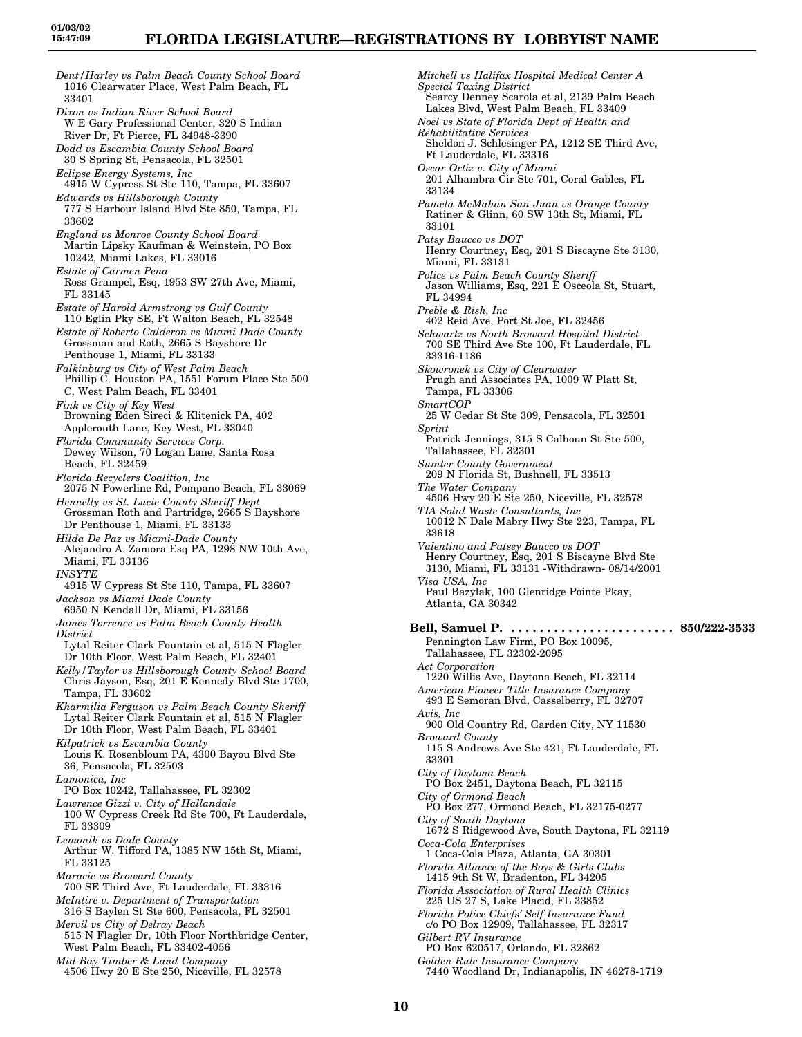*Dent/Harley vs Palm Beach County School Board*
1016 Clearwater Place, West Palm Beach, FL 33401

*Dixon vs Indian River School Board*
W E Gary Professional Center, 320 S Indian River Dr, Ft Pierce, FL 34948-3390

*Dodd vs Escambia County School Board*
30 S Spring St, Pensacola, FL 32501

*Eclipse Energy Systems, Inc*
4915 W Cypress St Ste 110, Tampa, FL 33607

*Edwards vs Hillsborough County*
777 S Harbour Island Blvd Ste 850, Tampa, FL 33602

*England vs Monroe County School Board*
Martin Lipsky Kaufman & Weinstein, PO Box 10242, Miami Lakes, FL 33016

*Estate of Carmen Pena*
Ross Grampel, Esq, 1953 SW 27th Ave, Miami, FL 33145

*Estate of Harold Armstrong vs Gulf County*
110 Eglin Pky SE, Ft Walton Beach, FL 32548

*Estate of Roberto Calderon vs Miami Dade County*
Grossman and Roth, 2665 S Bayshore Dr Penthouse 1, Miami, FL 33133

*Falkinburg vs City of West Palm Beach*
Phillip C. Houston PA, 1551 Forum Place Ste 500 C, West Palm Beach, FL 33401

*Fink vs City of Key West*
Browning Eden Sireci & Klitenick PA, 402 Applerouth Lane, Key West, FL 33040

*Florida Community Services Corp.*
Dewey Wilson, 70 Logan Lane, Santa Rosa Beach, FL 32459

*Florida Recyclers Coalition, Inc*
2075 N Powerline Rd, Pompano Beach, FL 33069

*Hennelly vs St. Lucie County Sheriff Dept*
Grossman Roth and Partridge, 2665 S Bayshore Dr Penthouse 1, Miami, FL 33133

*Hilda De Paz vs Miami-Dade County*
Alejandro A. Zamora Esq PA, 1298 NW 10th Ave, Miami, FL 33136

*INSYTE*
4915 W Cypress St Ste 110, Tampa, FL 33607

*Jackson vs Miami Dade County*
6950 N Kendall Dr, Miami, FL 33156

*James Torrence vs Palm Beach County Health District*
Lytal Reiter Clark Fountain et al, 515 N Flagler Dr 10th Floor, West Palm Beach, FL 32401

*Kelly/Taylor vs Hillsborough County School Board*
Chris Jayson, Esq, 201 E Kennedy Blvd Ste 1700, Tampa, FL 33602

*Kharmilia Ferguson vs Palm Beach County Sheriff*
Lytal Reiter Clark Fountain et al, 515 N Flagler Dr 10th Floor, West Palm Beach, FL 33401

*Kilpatrick vs Escambia County*
Louis K. Rosenbloum PA, 4300 Bayou Blvd Ste 36, Pensacola, FL 32503

*Lamonica, Inc*
PO Box 10242, Tallahassee, FL 32302

*Lawrence Gizzi v. City of Hallandale*
100 W Cypress Creek Rd Ste 700, Ft Lauderdale, FL 33309

*Lemonik vs Dade County*
Arthur W. Tifford PA, 1385 NW 15th St, Miami, FL 33125

*Maracic vs Broward County*
700 SE Third Ave, Ft Lauderdale, FL 33316

*McIntire v. Department of Transportation*
316 S Baylen St Ste 600, Pensacola, FL 32501

*Mervil vs City of Delray Beach*
515 N Flagler Dr, 10th Floor Northbridge Center, West Palm Beach, FL 33402-4056

*Mid-Bay Timber & Land Company*
4506 Hwy 20 E Ste 250, Niceville, FL 32578

*Mitchell vs Halifax Hospital Medical Center A Special Taxing District*
Searcy Denney Scarola et al, 2139 Palm Beach Lakes Blvd, West Palm Beach, FL 33409

*Noel vs State of Florida Dept of Health and Rehabilitative Services*
Sheldon J. Schlesinger PA, 1212 SE Third Ave, Ft Lauderdale, FL 33316

*Oscar Ortiz v. City of Miami*
201 Alhambra Cir Ste 701, Coral Gables, FL 33134

*Pamela McMahan San Juan vs Orange County*
Ratiner & Glinn, 60 SW 13th St, Miami, FL 33101

*Patsy Baucco vs DOT*
Henry Courtney, Esq, 201 S Biscayne Ste 3130, Miami, FL 33131

*Police vs Palm Beach County Sheriff*
Jason Williams, Esq, 221 E Osceola St, Stuart, FL 34994

*Preble & Rish, Inc*
402 Reid Ave, Port St Joe, FL 32456

*Schwartz vs North Broward Hospital District*
700 SE Third Ave Ste 100, Ft Lauderdale, FL 33316-1186

*Skowronek vs City of Clearwater*
Prugh and Associates PA, 1009 W Platt St, Tampa, FL 33306

*SmartCOP*
25 W Cedar St Ste 309, Pensacola, FL 32501

*Sprint*
Patrick Jennings, 315 S Calhoun St Ste 500, Tallahassee, FL 32301

*Sumter County Government*
209 N Florida St, Bushnell, FL 33513

*The Water Company*
4506 Hwy 20 E Ste 250, Niceville, FL 32578

*TIA Solid Waste Consultants, Inc*
10012 N Dale Mabry Hwy Ste 223, Tampa, FL 33618

*Valentino and Patsey Baucco vs DOT*
Henry Courtney, Esq, 201 S Biscayne Blvd Ste 3130, Miami, FL 33131 -Withdrawn- 08/14/2001

*Visa USA, Inc*
Paul Bazylak, 100 Glenridge Pointe Pkay, Atlanta, GA 30342

**Bell, Samuel P. ....................... 850/222-3533**
Pennington Law Firm, PO Box 10095, Tallahassee, FL 32302-2095

*Act Corporation*
1220 Willis Ave, Daytona Beach, FL 32114

*American Pioneer Title Insurance Company*
493 E Semoran Blvd, Casselberry, FL 32707

*Avis, Inc*
900 Old Country Rd, Garden City, NY 11530

*Broward County*
115 S Andrews Ave Ste 421, Ft Lauderdale, FL 33301

*City of Daytona Beach*
PO Box 2451, Daytona Beach, FL 32115

*City of Ormond Beach*
PO Box 277, Ormond Beach, FL 32175-0277

*City of South Daytona*
1672 S Ridgewood Ave, South Daytona, FL 32119

*Coca-Cola Enterprises*
1 Coca-Cola Plaza, Atlanta, GA 30301

*Florida Alliance of the Boys & Girls Clubs*
1415 9th St W, Bradenton, FL 34205

*Florida Association of Rural Health Clinics*
225 US 27 S, Lake Placid, FL 33852

*Florida Police Chiefs' Self-Insurance Fund*
c/o PO Box 12909, Tallahassee, FL 32317

*Gilbert RV Insurance*
PO Box 620517, Orlando, FL 32862

*Golden Rule Insurance Company*
7440 Woodland Dr, Indianapolis, IN 46278-1719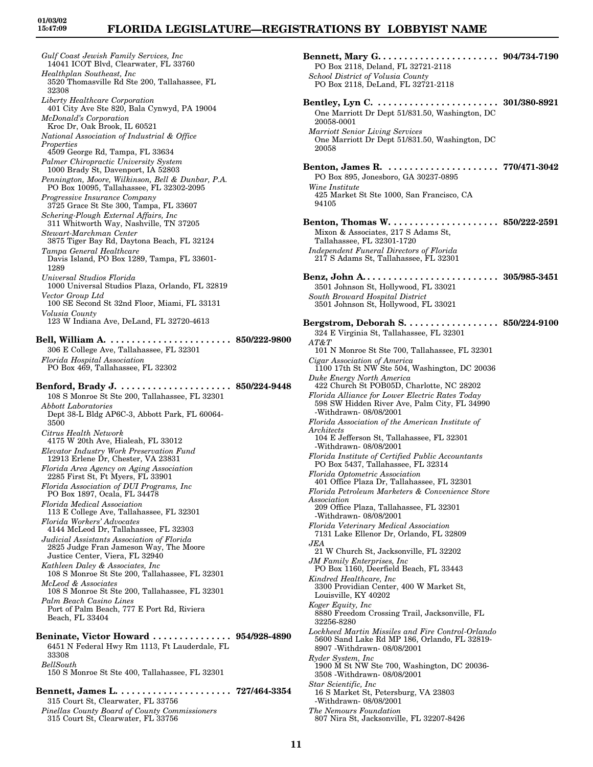*Gulf Coast Jewish Family Services, Inc*
14041 ICOT Blvd, Clearwater, FL 33760
*Healthplan Southeast, Inc*
3520 Thomasville Rd Ste 200, Tallahassee, FL 32308
*Liberty Healthcare Corporation*
401 City Ave Ste 820, Bala Cynwyd, PA 19004
*McDonald's Corporation*
Kroc Dr, Oak Brook, IL 60521
*National Association of Industrial & Office Properties*
4509 George Rd, Tampa, FL 33634
*Palmer Chiropractic University System*
1000 Brady St, Davenport, IA 52803
*Pennington, Moore, Wilkinson, Bell & Dunbar, P.A.*
PO Box 10095, Tallahassee, FL 32302-2095
*Progressive Insurance Company*
3725 Grace St Ste 300, Tampa, FL 33607
*Schering-Plough External Affairs, Inc*
311 Whitworth Way, Nashville, TN 37205
*Stewart-Marchman Center*
3875 Tiger Bay Rd, Daytona Beach, FL 32124
*Tampa General Healthcare*
Davis Island, PO Box 1289, Tampa, FL 33601-1289
*Universal Studios Florida*
1000 Universal Studios Plaza, Orlando, FL 32819
*Vector Group Ltd*
100 SE Second St 32nd Floor, Miami, FL 33131
*Volusia County*
123 W Indiana Ave, DeLand, FL 32720-4613

**Bell, William A. . . . . . . . . . . . . . . . . . . . . . . . 850/222-9800**
306 E College Ave, Tallahassee, FL 32301
*Florida Hospital Association*
PO Box 469, Tallahassee, FL 32302

**Benford, Brady J. . . . . . . . . . . . . . . . . . . . . . 850/224-9448**
108 S Monroe St Ste 200, Tallahassee, FL 32301
*Abbott Laboratories*
Dept 38-L Bldg AP6C-3, Abbott Park, FL 60064-3500
*Citrus Health Network*
4175 W 20th Ave, Hialeah, FL 33012
*Elevator Industry Work Preservation Fund*
12913 Erlene Dr, Chester, VA 23831
*Florida Area Agency on Aging Association*
2285 First St, Ft Myers, FL 33901
*Florida Association of DUI Programs, Inc*
PO Box 1897, Ocala, FL 34478
*Florida Medical Association*
113 E College Ave, Tallahassee, FL 32301
*Florida Workers' Advocates*
4144 McLeod Dr, Tallahassee, FL 32303
*Judicial Assistants Association of Florida*
2825 Judge Fran Jameson Way, The Moore Justice Center, Viera, FL 32940
*Kathleen Daley & Associates, Inc*
108 S Monroe St Ste 200, Tallahassee, FL 32301
*McLeod & Associates*
108 S Monroe St Ste 200, Tallahassee, FL 32301
*Palm Beach Casino Lines*
Port of Palm Beach, 777 E Port Rd, Riviera Beach, FL 33404

**Beninate, Victor Howard . . . . . . . . . . . . . . . 954/928-4890**
6451 N Federal Hwy Rm 1113, Ft Lauderdale, FL 33308
*BellSouth*
150 S Monroe St Ste 400, Tallahassee, FL 32301

**Bennett, James L. . . . . . . . . . . . . . . . . . . . . . 727/464-3354**
315 Court St, Clearwater, FL 33756
*Pinellas County Board of County Commissioners*
315 Court St, Clearwater, FL 33756

**Bennett, Mary G. . . . . . . . . . . . . . . . . . . . . . . 904/734-7190**
PO Box 2118, Deland, FL 32721-2118
*School District of Volusia County*
PO Box 2118, DeLand, FL 32721-2118

**Bentley, Lyn C. . . . . . . . . . . . . . . . . . . . . . . . 301/380-8921**
One Marriott Dr Dept 51/831.50, Washington, DC 20058-0001
*Marriott Senior Living Services*
One Marriott Dr Dept 51/831.50, Washington, DC 20058

**Benton, James R. . . . . . . . . . . . . . . . . . . . . . 770/471-3042**
PO Box 895, Jonesboro, GA 30237-0895
*Wine Institute*
425 Market St Ste 1000, San Francisco, CA 94105

**Benton, Thomas W. . . . . . . . . . . . . . . . . . . . . 850/222-2591**
Mixon & Associates, 217 S Adams St, Tallahassee, FL 32301-1720
*Independent Funeral Directors of Florida*
217 S Adams St, Tallahassee, FL 32301

**Benz, John A. . . . . . . . . . . . . . . . . . . . . . . . . . 305/985-3451**
3501 Johnson St, Hollywood, FL 33021
*South Broward Hospital District*
3501 Johnson St, Hollywood, FL 33021

**Bergstrom, Deborah S. . . . . . . . . . . . . . . . . . 850/224-9100**
324 E Virginia St, Tallahassee, FL 32301
*AT&T*
101 N Monroe St Ste 700, Tallahassee, FL 32301
*Cigar Association of America*
1100 17th St NW Ste 504, Washington, DC 20036
*Duke Energy North America*
422 Church St POB05D, Charlotte, NC 28202
*Florida Alliance for Lower Electric Rates Today*
598 SW Hidden River Ave, Palm City, FL 34990 -Withdrawn- 08/08/2001
*Florida Association of the American Institute of Architects*
104 E Jefferson St, Tallahassee, FL 32301 -Withdrawn- 08/08/2001
*Florida Institute of Certified Public Accountants*
PO Box 5437, Tallahassee, FL 32314
*Florida Optometric Association*
401 Office Plaza Dr, Tallahassee, FL 32301
*Florida Petroleum Marketers & Convenience Store Association*
209 Office Plaza, Tallahassee, FL 32301 -Withdrawn- 08/08/2001
*Florida Veterinary Medical Association*
7131 Lake Ellenor Dr, Orlando, FL 32809
*JEA*
21 W Church St, Jacksonville, FL 32202
*JM Family Enterprises, Inc*
PO Box 1160, Deerfield Beach, FL 33443
*Kindred Healthcare, Inc*
3300 Providian Center, 400 W Market St, Louisville, KY 40202
*Koger Equity, Inc*
8880 Freedom Crossing Trail, Jacksonville, FL 32256-8280
*Lockheed Martin Missiles and Fire Control-Orlando*
5600 Sand Lake Rd MP 186, Orlando, FL 32819-8907 -Withdrawn- 08/08/2001
*Ryder System, Inc*
1900 M St NW Ste 700, Washington, DC 20036-3508 -Withdrawn- 08/08/2001
*Star Scientific, Inc*
16 S Market St, Petersburg, VA 23803 -Withdrawn- 08/08/2001
*The Nemours Foundation*
807 Nira St, Jacksonville, FL 32207-8426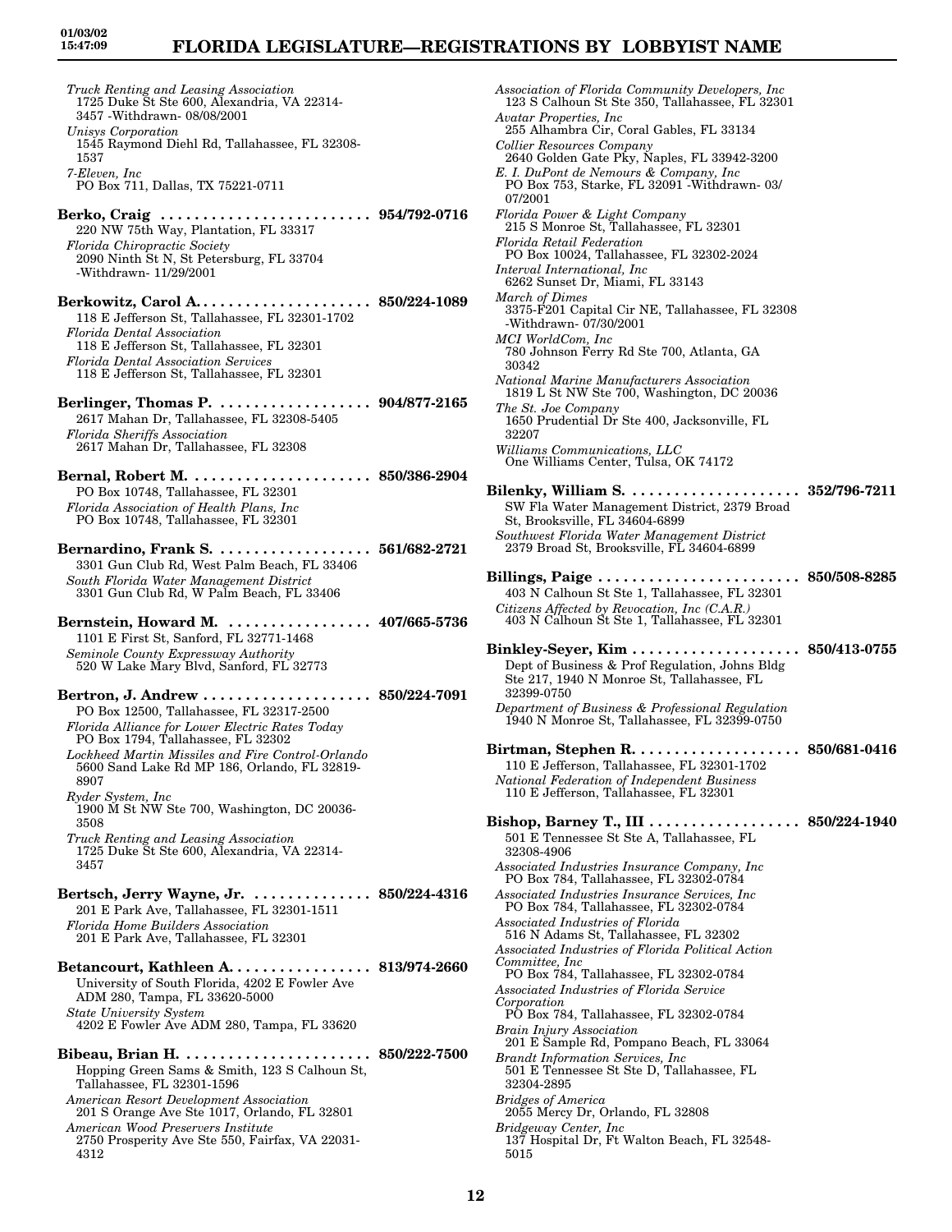*Truck Renting and Leasing Association*
1725 Duke St Ste 600, Alexandria, VA 22314-3457 -Withdrawn- 08/08/2001
*Unisys Corporation*
1545 Raymond Diehl Rd, Tallahassee, FL 32308-1537
*7-Eleven, Inc*
PO Box 711, Dallas, TX 75221-0711

**Berko, Craig . . . . . . . . . . . . . . . . . . . . . . . . . 954/792-0716**
220 NW 75th Way, Plantation, FL 33317
*Florida Chiropractic Society*
2090 Ninth St N, St Petersburg, FL 33704 -Withdrawn- 11/29/2001

**Berkowitz, Carol A. . . . . . . . . . . . . . . . . . . . . 850/224-1089**
118 E Jefferson St, Tallahassee, FL 32301-1702
*Florida Dental Association*
118 E Jefferson St, Tallahassee, FL 32301
*Florida Dental Association Services*
118 E Jefferson St, Tallahassee, FL 32301

**Berlinger, Thomas P. . . . . . . . . . . . . . . . . . . 904/877-2165**
2617 Mahan Dr, Tallahassee, FL 32308-5405
*Florida Sheriffs Association*
2617 Mahan Dr, Tallahassee, FL 32308

**Bernal, Robert M. . . . . . . . . . . . . . . . . . . . . 850/386-2904**
PO Box 10748, Tallahassee, FL 32301
*Florida Association of Health Plans, Inc*
PO Box 10748, Tallahassee, FL 32301

**Bernardino, Frank S. . . . . . . . . . . . . . . . . . . 561/682-2721**
3301 Gun Club Rd, West Palm Beach, FL 33406
*South Florida Water Management District*
3301 Gun Club Rd, W Palm Beach, FL 33406

**Bernstein, Howard M. . . . . . . . . . . . . . . . . 407/665-5736**
1101 E First St, Sanford, FL 32771-1468
*Seminole County Expressway Authority*
520 W Lake Mary Blvd, Sanford, FL 32773

**Bertron, J. Andrew . . . . . . . . . . . . . . . . . . . . 850/224-7091**
PO Box 12500, Tallahassee, FL 32317-2500
*Florida Alliance for Lower Electric Rates Today*
PO Box 1794, Tallahassee, FL 32302
*Lockheed Martin Missiles and Fire Control-Orlando*
5600 Sand Lake Rd MP 186, Orlando, FL 32819-8907
*Ryder System, Inc*
1900 M St NW Ste 700, Washington, DC 20036-3508
*Truck Renting and Leasing Association*
1725 Duke St Ste 600, Alexandria, VA 22314-3457

**Bertsch, Jerry Wayne, Jr. . . . . . . . . . . . . . . 850/224-4316**
201 E Park Ave, Tallahassee, FL 32301-1511
*Florida Home Builders Association*
201 E Park Ave, Tallahassee, FL 32301

**Betancourt, Kathleen A. . . . . . . . . . . . . . . . . 813/974-2660**
University of South Florida, 4202 E Fowler Ave ADM 280, Tampa, FL 33620-5000
*State University System*
4202 E Fowler Ave ADM 280, Tampa, FL 33620

**Bibeau, Brian H. . . . . . . . . . . . . . . . . . . . . . . 850/222-7500**
Hopping Green Sams & Smith, 123 S Calhoun St, Tallahassee, FL 32301-1596
*American Resort Development Association*
201 S Orange Ave Ste 1017, Orlando, FL 32801
*American Wood Preservers Institute*
2750 Prosperity Ave Ste 550, Fairfax, VA 22031-4312
*Association of Florida Community Developers, Inc*
123 S Calhoun St Ste 350, Tallahassee, FL 32301
*Avatar Properties, Inc*
255 Alhambra Cir, Coral Gables, FL 33134
*Collier Resources Company*
2640 Golden Gate Pky, Naples, FL 33942-3200
*E. I. DuPont de Nemours & Company, Inc*
PO Box 753, Starke, FL 32091 -Withdrawn- 03/07/2001
*Florida Power & Light Company*
215 S Monroe St, Tallahassee, FL 32301
*Florida Retail Federation*
PO Box 10024, Tallahassee, FL 32302-2024
*Interval International, Inc*
6262 Sunset Dr, Miami, FL 33143
*March of Dimes*
3375-F201 Capital Cir NE, Tallahassee, FL 32308 -Withdrawn- 07/30/2001
*MCI WorldCom, Inc*
780 Johnson Ferry Rd Ste 700, Atlanta, GA 30342
*National Marine Manufacturers Association*
1819 L St NW Ste 700, Washington, DC 20036
*The St. Joe Company*
1650 Prudential Dr Ste 400, Jacksonville, FL 32207
*Williams Communications, LLC*
One Williams Center, Tulsa, OK 74172

**Bilenky, William S. . . . . . . . . . . . . . . . . . . . . 352/796-7211**
SW Fla Water Management District, 2379 Broad St, Brooksville, FL 34604-6899
*Southwest Florida Water Management District*
2379 Broad St, Brooksville, FL 34604-6899

**Billings, Paige . . . . . . . . . . . . . . . . . . . . . . . . 850/508-8285**
403 N Calhoun St Ste 1, Tallahassee, FL 32301
*Citizens Affected by Revocation, Inc (C.A.R.)*
403 N Calhoun St Ste 1, Tallahassee, FL 32301

**Binkley-Seyer, Kim . . . . . . . . . . . . . . . . . . . . 850/413-0755**
Dept of Business & Prof Regulation, Johns Bldg Ste 217, 1940 N Monroe St, Tallahassee, FL 32399-0750
*Department of Business & Professional Regulation*
1940 N Monroe St, Tallahassee, FL 32399-0750

**Birtman, Stephen R. . . . . . . . . . . . . . . . . . . . 850/681-0416**
110 E Jefferson, Tallahassee, FL 32301-1702
*National Federation of Independent Business*
110 E Jefferson, Tallahassee, FL 32301

**Bishop, Barney T., III . . . . . . . . . . . . . . . . . . 850/224-1940**
501 E Tennessee St Ste A, Tallahassee, FL 32308-4906
*Associated Industries Insurance Company, Inc*
PO Box 784, Tallahassee, FL 32302-0784
*Associated Industries Insurance Services, Inc*
PO Box 784, Tallahassee, FL 32302-0784
*Associated Industries of Florida*
516 N Adams St, Tallahassee, FL 32302
*Associated Industries of Florida Political Action Committee, Inc*
PO Box 784, Tallahassee, FL 32302-0784
*Associated Industries of Florida Service Corporation*
PO Box 784, Tallahassee, FL 32302-0784
*Brain Injury Association*
201 E Sample Rd, Pompano Beach, FL 33064
*Brandt Information Services, Inc*
501 E Tennessee St Ste D, Tallahassee, FL 32304-2895
*Bridges of America*
2055 Mercy Dr, Orlando, FL 32808
*Bridgeway Center, Inc*
137 Hospital Dr, Ft Walton Beach, FL 32548-5015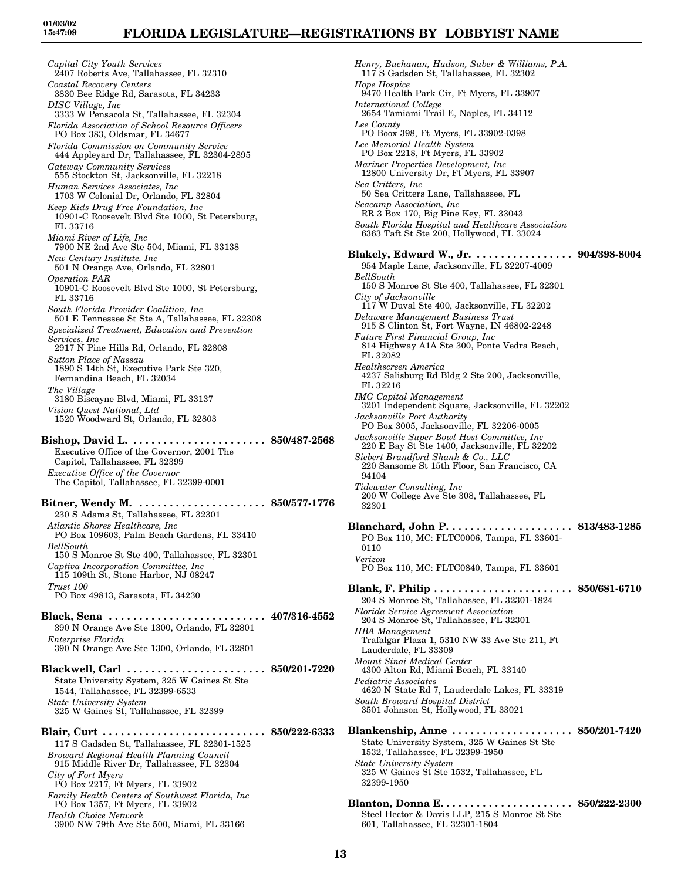*Capital City Youth Services*
2407 Roberts Ave, Tallahassee, FL 32310
*Coastal Recovery Centers*
3830 Bee Ridge Rd, Sarasota, FL 34233
*DISC Village, Inc*
3333 W Pensacola St, Tallahassee, FL 32304
*Florida Association of School Resource Officers*
PO Box 383, Oldsmar, FL 34677
*Florida Commission on Community Service*
444 Appleyard Dr, Tallahassee, FL 32304-2895
*Gateway Community Services*
555 Stockton St, Jacksonville, FL 32218
*Human Services Associates, Inc*
1703 W Colonial Dr, Orlando, FL 32804
*Keep Kids Drug Free Foundation, Inc*
10901-C Roosevelt Blvd Ste 1000, St Petersburg, FL 33716
*Miami River of Life, Inc*
7900 NE 2nd Ave Ste 504, Miami, FL 33138
*New Century Institute, Inc*
501 N Orange Ave, Orlando, FL 32801
*Operation PAR*
10901-C Roosevelt Blvd Ste 1000, St Petersburg, FL 33716
*South Florida Provider Coalition, Inc*
501 E Tennessee St Ste A, Tallahassee, FL 32308
*Specialized Treatment, Education and Prevention Services, Inc*
2917 N Pine Hills Rd, Orlando, FL 32808
*Sutton Place of Nassau*
1890 S 14th St, Executive Park Ste 320, Fernandina Beach, FL 32034
*The Village*
3180 Biscayne Blvd, Miami, FL 33137
*Vision Quest National, Ltd*
1520 Woodward St, Orlando, FL 32803

**Bishop, David L. ...................... 850/487-2568**
Executive Office of the Governor, 2001 The Capitol, Tallahassee, FL 32399
*Executive Office of the Governor*
The Capitol, Tallahassee, FL 32399-0001

**Bitner, Wendy M. ..................... 850/577-1776**
230 S Adams St, Tallahassee, FL 32301
*Atlantic Shores Healthcare, Inc*
PO Box 109603, Palm Beach Gardens, FL 33410
*BellSouth*
150 S Monroe St Ste 400, Tallahassee, FL 32301
*Captiva Incorporation Committee, Inc*
115 109th St, Stone Harbor, NJ 08247
*Trust 100*
PO Box 49813, Sarasota, FL 34230

**Black, Sena .......................... 407/316-4552**
390 N Orange Ave Ste 1300, Orlando, FL 32801
*Enterprise Florida*
390 N Orange Ave Ste 1300, Orlando, FL 32801

**Blackwell, Carl ....................... 850/201-7220**
State University System, 325 W Gaines St Ste 1544, Tallahassee, FL 32399-6533
*State University System*
325 W Gaines St, Tallahassee, FL 32399

**Blair, Curt ........................... 850/222-6333**
117 S Gadsden St, Tallahassee, FL 32301-1525
*Broward Regional Health Planning Council*
915 Middle River Dr, Tallahassee, FL 32304
*City of Fort Myers*
PO Box 2217, Ft Myers, FL 33902
*Family Health Centers of Southwest Florida, Inc*
PO Box 1357, Ft Myers, FL 33902
*Health Choice Network*
3900 NW 79th Ave Ste 500, Miami, FL 33166
*Henry, Buchanan, Hudson, Suber & Williams, P.A.*
117 S Gadsden St, Tallahassee, FL 32302
*Hope Hospice*
9470 Health Park Cir, Ft Myers, FL 33907
*International College*
2654 Tamiami Trail E, Naples, FL 34112
*Lee County*
PO Boox 398, Ft Myers, FL 33902-0398
*Lee Memorial Health System*
PO Box 2218, Ft Myers, FL 33902
*Mariner Properties Development, Inc*
12800 University Dr, Ft Myers, FL 33907
*Sea Critters, Inc*
50 Sea Critters Lane, Tallahassee, FL
*Seacamp Association, Inc*
RR 3 Box 170, Big Pine Key, FL 33043
*South Florida Hospital and Healthcare Association*
6363 Taft St Ste 200, Hollywood, FL 33024

**Blakely, Edward W., Jr. ................ 904/398-8004**
954 Maple Lane, Jacksonville, FL 32207-4009
*BellSouth*
150 S Monroe St Ste 400, Tallahassee, FL 32301
*City of Jacksonville*
117 W Duval Ste 400, Jacksonville, FL 32202
*Delaware Management Business Trust*
915 S Clinton St, Fort Wayne, IN 46802-2248
*Future First Financial Group, Inc*
814 Highway A1A Ste 300, Ponte Vedra Beach, FL 32082
*Healthscreen America*
4237 Salisburg Rd Bldg 2 Ste 200, Jacksonville, FL 32216
*IMG Capital Management*
3201 Independent Square, Jacksonville, FL 32202
*Jacksonville Port Authority*
PO Box 3005, Jacksonville, FL 32206-0005
*Jacksonville Super Bowl Host Committee, Inc*
220 E Bay St Ste 1400, Jacksonville, FL 32202
*Siebert Brandford Shank & Co., LLC*
220 Sansome St 15th Floor, San Francisco, CA 94104
*Tidewater Consulting, Inc*
200 W College Ave Ste 308, Tallahassee, FL 32301

**Blanchard, John P. .................... 813/483-1285**
PO Box 110, MC: FLTC0006, Tampa, FL 33601-0110
*Verizon*
PO Box 110, MC: FLTC0840, Tampa, FL 33601

**Blank, F. Philip ....................... 850/681-6710**
204 S Monroe St, Tallahassee, FL 32301-1824
*Florida Service Agreement Association*
204 S Monroe St, Tallahassee, FL 32301
*HBA Management*
Trafalgar Plaza 1, 5310 NW 33 Ave Ste 211, Ft Lauderdale, FL 33309
*Mount Sinai Medical Center*
4300 Alton Rd, Miami Beach, FL 33140
*Pediatric Associates*
4620 N State Rd 7, Lauderdale Lakes, FL 33319
*South Broward Hospital District*
3501 Johnson St, Hollywood, FL 33021

**Blankenship, Anne .................... 850/201-7420**
State University System, 325 W Gaines St Ste 1532, Tallahassee, FL 32399-1950
*State University System*
325 W Gaines St Ste 1532, Tallahassee, FL 32399-1950

**Blanton, Donna E. ...................... 850/222-2300**
Steel Hector & Davis LLP, 215 S Monroe St Ste 601, Tallahassee, FL 32301-1804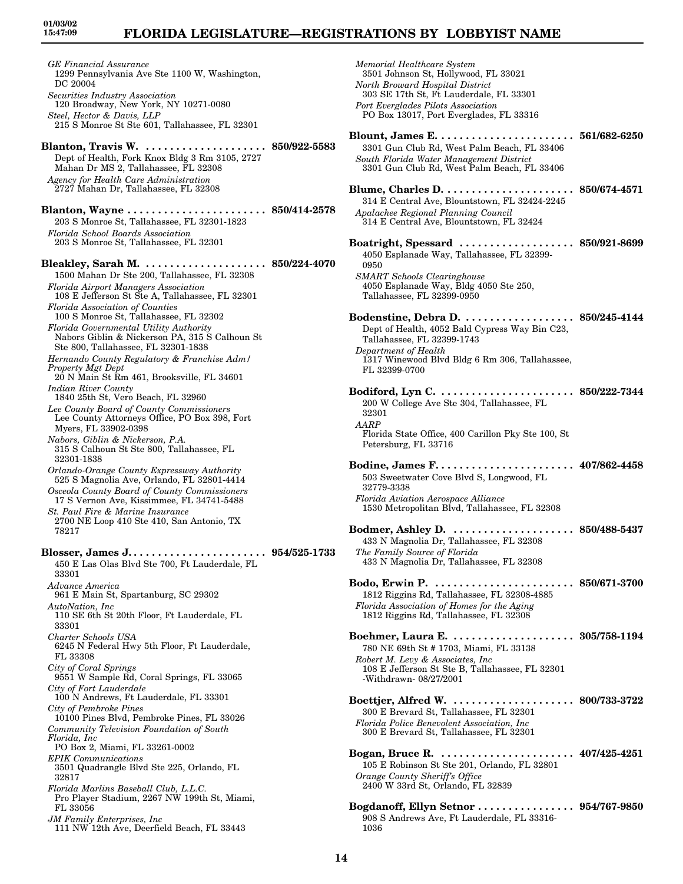*GE Financial Assurance*
1299 Pennsylvania Ave Ste 1100 W, Washington, DC 20004
*Securities Industry Association*
120 Broadway, New York, NY 10271-0080
*Steel, Hector & Davis, LLP*
215 S Monroe St Ste 601, Tallahassee, FL 32301

**Blanton, Travis W. .................... 850/922-5583**
Dept of Health, Fork Knox Bldg 3 Rm 3105, 2727 Mahan Dr MS 2, Tallahassee, FL 32308
*Agency for Health Care Administration*
2727 Mahan Dr, Tallahassee, FL 32308

**Blanton, Wayne ....................... 850/414-2578**
203 S Monroe St, Tallahassee, FL 32301-1823
*Florida School Boards Association*
203 S Monroe St, Tallahassee, FL 32301

**Bleakley, Sarah M. .................... 850/224-4070**
1500 Mahan Dr Ste 200, Tallahassee, FL 32308
*Florida Airport Managers Association*
108 E Jefferson St Ste A, Tallahassee, FL 32301
*Florida Association of Counties*
100 S Monroe St, Tallahassee, FL 32302
*Florida Governmental Utility Authority*
Nabors Giblin & Nickerson PA, 315 S Calhoun St Ste 800, Tallahassee, FL 32301-1838
*Hernando County Regulatory & Franchise Adm/ Property Mgt Dept*
20 N Main St Rm 461, Brooksville, FL 34601
*Indian River County*
1840 25th St, Vero Beach, FL 32960
*Lee County Board of County Commissioners*
Lee County Attorneys Office, PO Box 398, Fort Myers, FL 33902-0398
*Nabors, Giblin & Nickerson, P.A.*
315 S Calhoun St Ste 800, Tallahassee, FL 32301-1838
*Orlando-Orange County Expressway Authority*
525 S Magnolia Ave, Orlando, FL 32801-4414
*Osceola County Board of County Commissioners*
17 S Vernon Ave, Kissimmee, FL 34741-5488
*St. Paul Fire & Marine Insurance*
2700 NE Loop 410 Ste 410, San Antonio, TX 78217

**Blosser, James J....................... 954/525-1733**
450 E Las Olas Blvd Ste 700, Ft Lauderdale, FL 33301
*Advance America*
961 E Main St, Spartanburg, SC 29302
*AutoNation, Inc*
110 SE 6th St 20th Floor, Ft Lauderdale, FL 33301
*Charter Schools USA*
6245 N Federal Hwy 5th Floor, Ft Lauderdale, FL 33308
*City of Coral Springs*
9551 W Sample Rd, Coral Springs, FL 33065
*City of Fort Lauderdale*
100 N Andrews, Ft Lauderdale, FL 33301
*City of Pembroke Pines*
10100 Pines Blvd, Pembroke Pines, FL 33026
*Community Television Foundation of South Florida, Inc*
PO Box 2, Miami, FL 33261-0002
*EPIK Communications*
3501 Quadrangle Blvd Ste 225, Orlando, FL 32817
*Florida Marlins Baseball Club, L.L.C.*
Pro Player Stadium, 2267 NW 199th St, Miami, FL 33056
*JM Family Enterprises, Inc*
111 NW 12th Ave, Deerfield Beach, FL 33443
*Memorial Healthcare System*
3501 Johnson St, Hollywood, FL 33021
*North Broward Hospital District*
303 SE 17th St, Ft Lauderdale, FL 33301
*Port Everglades Pilots Association*
PO Box 13017, Port Everglades, FL 33316

**Blount, James E. ....................... 561/682-6250**
3301 Gun Club Rd, West Palm Beach, FL 33406
*South Florida Water Management District*
3301 Gun Club Rd, West Palm Beach, FL 33406

**Blume, Charles D. ...................... 850/674-4571**
314 E Central Ave, Blountstown, FL 32424-2245
*Apalachee Regional Planning Council*
314 E Central Ave, Blountstown, FL 32424

**Boatright, Spessard ................... 850/921-8699**
4050 Esplanade Way, Tallahassee, FL 32399-0950
*SMART Schools Clearinghouse*
4050 Esplanade Way, Bldg 4050 Ste 250, Tallahassee, FL 32399-0950

**Bodenstine, Debra D. .................. 850/245-4144**
Dept of Health, 4052 Bald Cypress Way Bin C23, Tallahassee, FL 32399-1743
*Department of Health*
1317 Winewood Blvd Bldg 6 Rm 306, Tallahassee, FL 32399-0700

**Bodiford, Lyn C. ....................... 850/222-7344**
200 W College Ave Ste 304, Tallahassee, FL 32301
*AARP*
Florida State Office, 400 Carillon Pky Ste 100, St Petersburg, FL 33716

**Bodine, James F........................ 407/862-4458**
503 Sweetwater Cove Blvd S, Longwood, FL 32779-3338
*Florida Aviation Aerospace Alliance*
1530 Metropolitan Blvd, Tallahassee, FL 32308

**Bodmer, Ashley D. .................... 850/488-5437**
433 N Magnolia Dr, Tallahassee, FL 32308
*The Family Source of Florida*
433 N Magnolia Dr, Tallahassee, FL 32308

**Bodo, Erwin P. ........................ 850/671-3700**
1812 Riggins Rd, Tallahassee, FL 32308-4885
*Florida Association of Homes for the Aging*
1812 Riggins Rd, Tallahassee, FL 32308

**Boehmer, Laura E. .................... 305/758-1194**
780 NE 69th St # 1703, Miami, FL 33138
*Robert M. Levy & Associates, Inc*
108 E Jefferson St Ste B, Tallahassee, FL 32301 -Withdrawn- 08/27/2001

**Boettjer, Alfred W. .................... 800/733-3722**
300 E Brevard St, Tallahassee, FL 32301
*Florida Police Benevolent Association, Inc*
300 E Brevard St, Tallahassee, FL 32301

**Bogan, Bruce R. ...................... 407/425-4251**
105 E Robinson St Ste 201, Orlando, FL 32801
*Orange County Sheriff's Office*
2400 W 33rd St, Orlando, FL 32839

**Bogdanoff, Ellyn Setnor ................ 954/767-9850**
908 S Andrews Ave, Ft Lauderdale, FL 33316-1036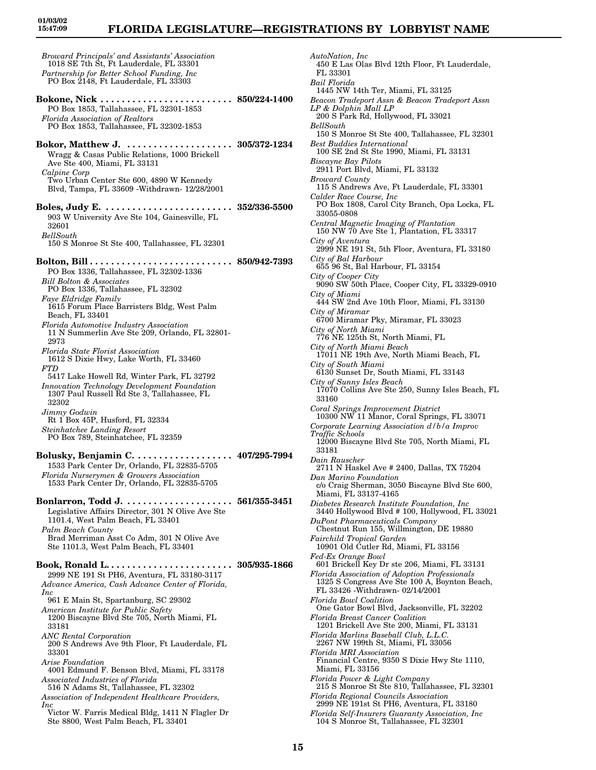*Broward Principals' and Assistants' Association*
1018 SE 7th St, Ft Lauderdale, FL 33301
*Partnership for Better School Funding, Inc*
PO Box 2148, Ft Lauderdale, FL 33303

**Bokone, Nick . . . . . . . . . . . . . . . . . . . . . . . . . 850/224-1400**
PO Box 1853, Tallahassee, FL 32301-1853
*Florida Association of Realtors*
PO Box 1853, Tallahassee, FL 32302-1853

**Bokor, Matthew J. . . . . . . . . . . . . . . . . . . . . 305/372-1234**
Wragg & Casas Public Relations, 1000 Brickell Ave Ste 400, Miami, FL 33131
*Calpine Corp*
Two Urban Center Ste 600, 4890 W Kennedy Blvd, Tampa, FL 33609 -Withdrawn- 12/28/2001

**Boles, Judy E. . . . . . . . . . . . . . . . . . . . . . . . . 352/336-5500**
903 W University Ave Ste 104, Gainesville, FL 32601
*BellSouth*
150 S Monroe St Ste 400, Tallahassee, FL 32301

**Bolton, Bill . . . . . . . . . . . . . . . . . . . . . . . . . . . 850/942-7393**
PO Box 1336, Tallahassee, FL 32302-1336
*Bill Bolton & Associates*
PO Box 1336, Tallahassee, FL 32302
*Faye Eldridge Family*
1615 Forum Place Barristers Bldg, West Palm Beach, FL 33401
*Florida Automotive Industry Association*
11 N Summerlin Ave Ste 209, Orlando, FL 32801-2973
*Florida State Florist Association*
1612 S Dixie Hwy, Lake Worth, FL 33460
*FTD*
5417 Lake Howell Rd, Winter Park, FL 32792
*Innovation Technology Development Foundation*
1307 Paul Russell Rd Ste 3, Tallahassee, FL 32302
*Jimmy Godwin*
Rt 1 Box 45P, Husford, FL 32334
*Steinhatchee Landing Resort*
PO Box 789, Steinhatchee, FL 32359

**Bolusky, Benjamin C. . . . . . . . . . . . . . . . . . . 407/295-7994**
1533 Park Center Dr, Orlando, FL 32835-5705
*Florida Nurserymen & Growers Association*
1533 Park Center Dr, Orlando, FL 32835-5705

**Bonlarron, Todd J. . . . . . . . . . . . . . . . . . . . . 561/355-3451**
Legislative Affairs Director, 301 N Olive Ave Ste 1101.4, West Palm Beach, FL 33401
*Palm Beach County*
Brad Merriman Asst Co Adm, 301 N Olive Ave Ste 1101.3, West Palm Beach, FL 33401

**Book, Ronald L. . . . . . . . . . . . . . . . . . . . . . . . 305/935-1866**
2999 NE 191 St PH6, Aventura, FL 33180-3117
*Advance America, Cash Advance Center of Florida, Inc*
961 E Main St, Spartanburg, SC 29302
*American Institute for Public Safety*
1200 Biscayne Blvd Ste 705, North Miami, FL 33181
*ANC Rental Corporation*
200 S Andrews Ave 9th Floor, Ft Lauderdale, FL 33301
*Arise Foundation*
4001 Edmund F. Benson Blvd, Miami, FL 33178
*Associated Industries of Florida*
516 N Adams St, Tallahassee, FL 32302
*Association of Independent Healthcare Providers, Inc*
Victor W. Farris Medical Bldg, 1411 N Flagler Dr Ste 8800, West Palm Beach, FL 33401
*AutoNation, Inc*
450 E Las Olas Blvd 12th Floor, Ft Lauderdale, FL 33301
*Bail Florida*
1445 NW 14th Ter, Miami, FL 33125
*Beacon Tradeport Assn & Beacon Tradeport Assn LP & Dolphin Mall LP*
200 S Park Rd, Hollywood, FL 33021
*BellSouth*
150 S Monroe St Ste 400, Tallahassee, FL 32301
*Best Buddies International*
100 SE 2nd St Ste 1990, Miami, FL 33131
*Biscayne Bay Pilots*
2911 Port Blvd, Miami, FL 33132
*Broward County*
115 S Andrews Ave, Ft Lauderdale, FL 33301
*Calder Race Course, Inc*
PO Box 1808, Carol City Branch, Opa Locka, FL 33055-0808
*Central Magnetic Imaging of Plantation*
150 NW 70 Ave Ste 1, Plantation, FL 33317
*City of Aventura*
2999 NE 191 St, 5th Floor, Aventura, FL 33180
*City of Bal Harbour*
655 96 St, Bal Harbour, FL 33154
*City of Cooper City*
9090 SW 50th Place, Cooper City, FL 33329-0910
*City of Miami*
444 SW 2nd Ave 10th Floor, Miami, FL 33130
*City of Miramar*
6700 Miramar Pky, Miramar, FL 33023
*City of North Miami*
776 NE 125th St, North Miami, FL
*City of North Miami Beach*
17011 NE 19th Ave, North Miami Beach, FL
*City of South Miami*
6130 Sunset Dr, South Miami, FL 33143
*City of Sunny Isles Beach*
17070 Collins Ave Ste 250, Sunny Isles Beach, FL 33160
*Coral Springs Improvement District*
10300 NW 11 Manor, Coral Springs, FL 33071
*Corporate Learning Association d/b/a Improv Traffic Schools*
12000 Biscayne Blvd Ste 705, North Miami, FL 33181
*Dain Rauscher*
2711 N Haskel Ave # 2400, Dallas, TX 75204
*Dan Marino Foundation*
c/o Craig Sherman, 3050 Biscayne Blvd Ste 600, Miami, FL 33137-4165
*Diabetes Research Institute Foundation, Inc*
3440 Hollywood Blvd # 100, Hollywood, FL 33021
*DuPont Pharmaceuticals Company*
Chestnut Run 155, Willmington, DE 19880
*Fairchild Tropical Garden*
10901 Old Cutler Rd, Miami, FL 33156
*Fed-Ex Orange Bowl*
601 Brickell Key Dr ste 206, Miami, FL 33131
*Florida Association of Adoption Professionals*
1325 S Congress Ave Ste 100 A, Boynton Beach, FL 33426 -Withdrawn- 02/14/2001
*Florida Bowl Coalition*
One Gator Bowl Blvd, Jacksonville, FL 32202
*Florida Breast Cancer Coalition*
1201 Brickell Ave Ste 200, Miami, FL 33131
*Florida Marlins Baseball Club, L.L.C.*
2267 NW 199th St, Miami, FL 33056
*Florida MRI Association*
Financial Centre, 9350 S Dixie Hwy Ste 1110, Miami, FL 33156
*Florida Power & Light Company*
215 S Monroe St Ste 810, Tallahassee, FL 32301
*Florida Regional Councils Association*
2999 NE 191st St PH6, Aventura, FL 33180
*Florida Self-Insurers Guaranty Association, Inc*
104 S Monroe St, Tallahassee, FL 32301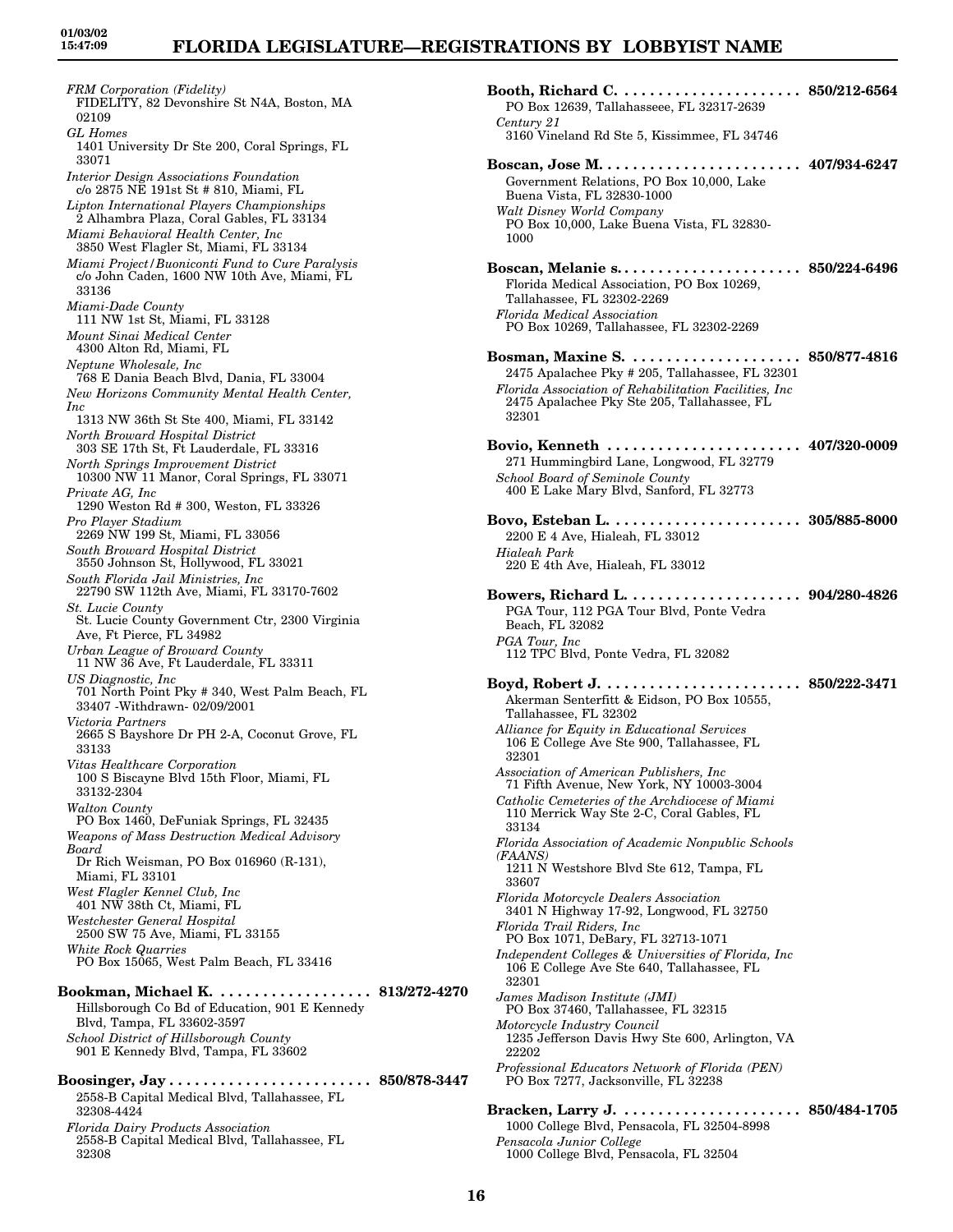*FRM Corporation (Fidelity)*
FIDELITY, 82 Devonshire St N4A, Boston, MA 02109
*GL Homes*
1401 University Dr Ste 200, Coral Springs, FL 33071
*Interior Design Associations Foundation*
c/o 2875 NE 191st St # 810, Miami, FL
*Lipton International Players Championships*
2 Alhambra Plaza, Coral Gables, FL 33134
*Miami Behavioral Health Center, Inc*
3850 West Flagler St, Miami, FL 33134
*Miami Project/Buoniconti Fund to Cure Paralysis*
c/o John Caden, 1600 NW 10th Ave, Miami, FL 33136
*Miami-Dade County*
111 NW 1st St, Miami, FL 33128
*Mount Sinai Medical Center*
4300 Alton Rd, Miami, FL
*Neptune Wholesale, Inc*
768 E Dania Beach Blvd, Dania, FL 33004
*New Horizons Community Mental Health Center, Inc*
1313 NW 36th St Ste 400, Miami, FL 33142
*North Broward Hospital District*
303 SE 17th St, Ft Lauderdale, FL 33316
*North Springs Improvement District*
10300 NW 11 Manor, Coral Springs, FL 33071
*Private AG, Inc*
1290 Weston Rd # 300, Weston, FL 33326
*Pro Player Stadium*
2269 NW 199 St, Miami, FL 33056
*South Broward Hospital District*
3550 Johnson St, Hollywood, FL 33021
*South Florida Jail Ministries, Inc*
22790 SW 112th Ave, Miami, FL 33170-7602
*St. Lucie County*
St. Lucie County Government Ctr, 2300 Virginia Ave, Ft Pierce, FL 34982
*Urban League of Broward County*
11 NW 36 Ave, Ft Lauderdale, FL 33311
*US Diagnostic, Inc*
701 North Point Pky # 340, West Palm Beach, FL 33407 -Withdrawn- 02/09/2001
*Victoria Partners*
2665 S Bayshore Dr PH 2-A, Coconut Grove, FL 33133
*Vitas Healthcare Corporation*
100 S Biscayne Blvd 15th Floor, Miami, FL 33132-2304
*Walton County*
PO Box 1460, DeFuniak Springs, FL 32435
*Weapons of Mass Destruction Medical Advisory Board*
Dr Rich Weisman, PO Box 016960 (R-131), Miami, FL 33101
*West Flagler Kennel Club, Inc*
401 NW 38th Ct, Miami, FL
*Westchester General Hospital*
2500 SW 75 Ave, Miami, FL 33155
*White Rock Quarries*
PO Box 15065, West Palm Beach, FL 33416

**Bookman, Michael K. .................. 813/272-4270**
Hillsborough Co Bd of Education, 901 E Kennedy Blvd, Tampa, FL 33602-3597
*School District of Hillsborough County*
901 E Kennedy Blvd, Tampa, FL 33602

**Boosinger, Jay ........................ 850/878-3447**
2558-B Capital Medical Blvd, Tallahassee, FL 32308-4424
*Florida Dairy Products Association*
2558-B Capital Medical Blvd, Tallahassee, FL 32308

**Booth, Richard C. ...................... 850/212-6564**
PO Box 12639, Tallahasseee, FL 32317-2639
*Century 21*
3160 Vineland Rd Ste 5, Kissimmee, FL 34746

**Boscan, Jose M. ........................ 407/934-6247**
Government Relations, PO Box 10,000, Lake Buena Vista, FL 32830-1000
*Walt Disney World Company*
PO Box 10,000, Lake Buena Vista, FL 32830-1000

**Boscan, Melanie s. ..................... 850/224-6496**
Florida Medical Association, PO Box 10269, Tallahassee, FL 32302-2269
*Florida Medical Association*
PO Box 10269, Tallahassee, FL 32302-2269

**Bosman, Maxine S. .................... 850/877-4816**
2475 Apalachee Pky # 205, Tallahassee, FL 32301
*Florida Association of Rehabilitation Facilities, Inc*
2475 Apalachee Pky Ste 205, Tallahassee, FL 32301

**Bovio, Kenneth ....................... 407/320-0009**
271 Hummingbird Lane, Longwood, FL 32779
*School Board of Seminole County*
400 E Lake Mary Blvd, Sanford, FL 32773

**Bovo, Esteban L. ...................... 305/885-8000**
2200 E 4 Ave, Hialeah, FL 33012
*Hialeah Park*
220 E 4th Ave, Hialeah, FL 33012

**Bowers, Richard L. .................... 904/280-4826**
PGA Tour, 112 PGA Tour Blvd, Ponte Vedra Beach, FL 32082
*PGA Tour, Inc*
112 TPC Blvd, Ponte Vedra, FL 32082

**Boyd, Robert J. ....................... 850/222-3471**
Akerman Senterfitt & Eidson, PO Box 10555, Tallahassee, FL 32302
*Alliance for Equity in Educational Services*
106 E College Ave Ste 900, Tallahassee, FL 32301
*Association of American Publishers, Inc*
71 Fifth Avenue, New York, NY 10003-3004
*Catholic Cemeteries of the Archdiocese of Miami*
110 Merrick Way Ste 2-C, Coral Gables, FL 33134
*Florida Association of Academic Nonpublic Schools (FAANS)*
1211 N Westshore Blvd Ste 612, Tampa, FL 33607
*Florida Motorcycle Dealers Association*
3401 N Highway 17-92, Longwood, FL 32750
*Florida Trail Riders, Inc*
PO Box 1071, DeBary, FL 32713-1071
*Independent Colleges & Universities of Florida, Inc*
106 E College Ave Ste 640, Tallahassee, FL 32301
*James Madison Institute (JMI)*
PO Box 37460, Tallahassee, FL 32315
*Motorcycle Industry Council*
1235 Jefferson Davis Hwy Ste 600, Arlington, VA 22202
*Professional Educators Network of Florida (PEN)*
PO Box 7277, Jacksonville, FL 32238

**Bracken, Larry J. ..................... 850/484-1705**
1000 College Blvd, Pensacola, FL 32504-8998
*Pensacola Junior College*
1000 College Blvd, Pensacola, FL 32504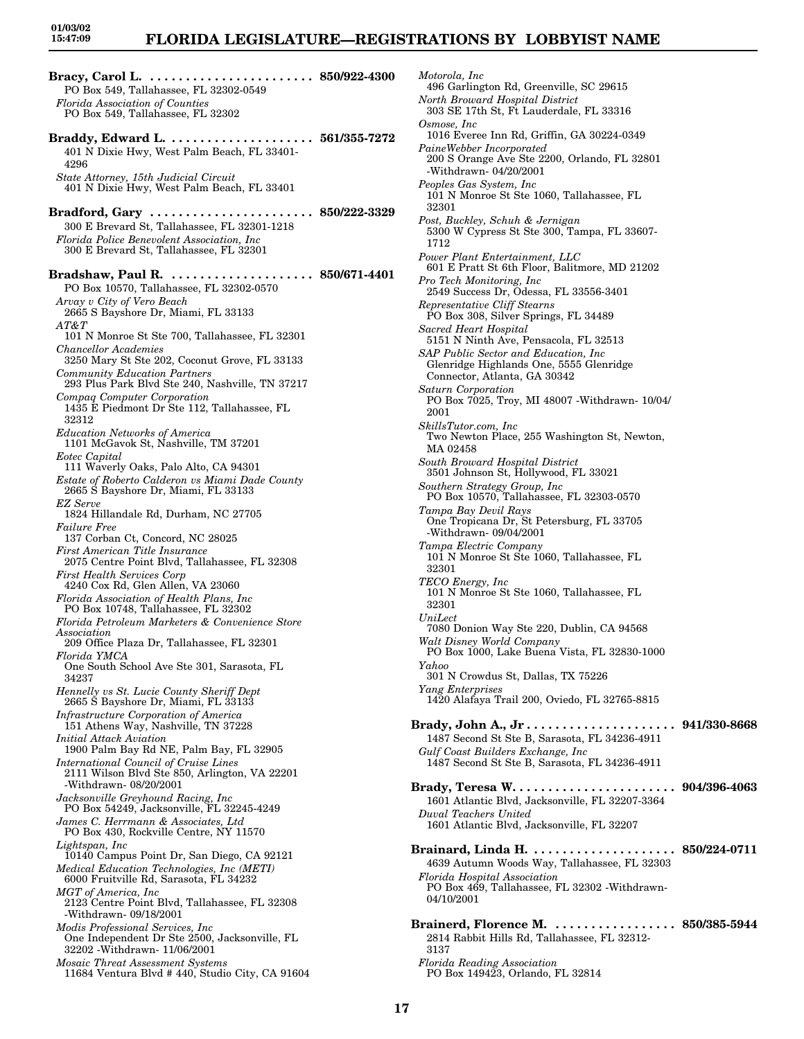**Bracy, Carol L.** . . . . . . . . . . . . . . . . . . . . . . . **850/922-4300**
PO Box 549, Tallahassee, FL 32302-0549
*Florida Association of Counties*
PO Box 549, Tallahassee, FL 32302

**Braddy, Edward L.** . . . . . . . . . . . . . . . . . . . . **561/355-7272**
401 N Dixie Hwy, West Palm Beach, FL 33401-4296
*State Attorney, 15th Judicial Circuit*
401 N Dixie Hwy, West Palm Beach, FL 33401

**Bradford, Gary** . . . . . . . . . . . . . . . . . . . . . . **850/222-3329**
300 E Brevard St, Tallahassee, FL 32301-1218
*Florida Police Benevolent Association, Inc*
300 E Brevard St, Tallahassee, FL 32301

**Bradshaw, Paul R.** . . . . . . . . . . . . . . . . . . . . **850/671-4401**
PO Box 10570, Tallahassee, FL 32302-0570
*Arvay v City of Vero Beach*
2665 S Bayshore Dr, Miami, FL 33133
*AT&T*
101 N Monroe St Ste 700, Tallahassee, FL 32301
*Chancellor Academies*
3250 Mary St Ste 202, Coconut Grove, FL 33133
*Community Education Partners*
293 Plus Park Blvd Ste 240, Nashville, TN 37217
*Compaq Computer Corporation*
1435 E Piedmont Dr Ste 112, Tallahassee, FL 32312
*Education Networks of America*
1101 McGavok St, Nashville, TM 37201
*Eotec Capital*
111 Waverly Oaks, Palo Alto, CA 94301
*Estate of Roberto Calderon vs Miami Dade County*
2665 S Bayshore Dr, Miami, FL 33133
*EZ Serve*
1824 Hillandale Rd, Durham, NC 27705
*Failure Free*
137 Corban Ct, Concord, NC 28025
*First American Title Insurance*
2075 Centre Point Blvd, Tallahassee, FL 32308
*First Health Services Corp*
4240 Cox Rd, Glen Allen, VA 23060
*Florida Association of Health Plans, Inc*
PO Box 10748, Tallahassee, FL 32302
*Florida Petroleum Marketers & Convenience Store Association*
209 Office Plaza Dr, Tallahassee, FL 32301
*Florida YMCA*
One South School Ave Ste 301, Sarasota, FL 34237
*Hennelly vs St. Lucie County Sheriff Dept*
2665 S Bayshore Dr, Miami, FL 33133
*Infrastructure Corporation of America*
151 Athens Way, Nashville, TN 37228
*Initial Attack Aviation*
1900 Palm Bay Rd NE, Palm Bay, FL 32905
*International Council of Cruise Lines*
2111 Wilson Blvd Ste 850, Arlington, VA 22201 -Withdrawn- 08/20/2001
*Jacksonville Greyhound Racing, Inc*
PO Box 54249, Jacksonville, FL 32245-4249
*James C. Herrmann & Associates, Ltd*
PO Box 430, Rockville Centre, NY 11570
*Lightspan, Inc*
10140 Campus Point Dr, San Diego, CA 92121
*Medical Education Technologies, Inc (METI)*
6000 Fruitville Rd, Sarasota, FL 34232
*MGT of America, Inc*
2123 Centre Point Blvd, Tallahassee, FL 32308 -Withdrawn- 09/18/2001
*Modis Professional Services, Inc*
One Independent Dr Ste 2500, Jacksonville, FL 32202 -Withdrawn- 11/06/2001
*Mosaic Threat Assessment Systems*
11684 Ventura Blvd # 440, Studio City, CA 91604
*Motorola, Inc*
496 Garlington Rd, Greenville, SC 29615
*North Broward Hospital District*
303 SE 17th St, Ft Lauderdale, FL 33316
*Osmose, Inc*
1016 Everee Inn Rd, Griffin, GA 30224-0349
*PaineWebber Incorporated*
200 S Orange Ave Ste 2200, Orlando, FL 32801 -Withdrawn- 04/20/2001
*Peoples Gas System, Inc*
101 N Monroe St Ste 1060, Tallahassee, FL 32301
*Post, Buckley, Schuh & Jernigan*
5300 W Cypress St Ste 300, Tampa, FL 33607-1712
*Power Plant Entertainment, LLC*
601 E Pratt St 6th Floor, Balitmore, MD 21202
*Pro Tech Monitoring, Inc*
2549 Success Dr, Odessa, FL 33556-3401
*Representative Cliff Stearns*
PO Box 308, Silver Springs, FL 34489
*Sacred Heart Hospital*
5151 N Ninth Ave, Pensacola, FL 32513
*SAP Public Sector and Education, Inc*
Glenridge Highlands One, 5555 Glenridge Connector, Atlanta, GA 30342
*Saturn Corporation*
PO Box 7025, Troy, MI 48007 -Withdrawn- 10/04/2001
*SkillsTutor.com, Inc*
Two Newton Place, 255 Washington St, Newton, MA 02458
*South Broward Hospital District*
3501 Johnson St, Hollywood, FL 33021
*Southern Strategy Group, Inc*
PO Box 10570, Tallahassee, FL 32303-0570
*Tampa Bay Devil Rays*
One Tropicana Dr, St Petersburg, FL 33705 -Withdrawn- 09/04/2001
*Tampa Electric Company*
101 N Monroe St Ste 1060, Tallahassee, FL 32301
*TECO Energy, Inc*
101 N Monroe St Ste 1060, Tallahassee, FL 32301
*UniLect*
7080 Donion Way Ste 220, Dublin, CA 94568
*Walt Disney World Company*
PO Box 1000, Lake Buena Vista, FL 32830-1000
*Yahoo*
301 N Crowdus St, Dallas, TX 75226
*Yang Enterprises*
1420 Alafaya Trail 200, Oviedo, FL 32765-8815

**Brady, John A., Jr** . . . . . . . . . . . . . . . . . . . . . **941/330-8668**
1487 Second St Ste B, Sarasota, FL 34236-4911
*Gulf Coast Builders Exchange, Inc*
1487 Second St Ste B, Sarasota, FL 34236-4911

**Brady, Teresa W.** . . . . . . . . . . . . . . . . . . . . . . **904/396-4063**
1601 Atlantic Blvd, Jacksonville, FL 32207-3364
*Duval Teachers United*
1601 Atlantic Blvd, Jacksonville, FL 32207

**Brainard, Linda H.** . . . . . . . . . . . . . . . . . . . . **850/224-0711**
4639 Autumn Woods Way, Tallahassee, FL 32303
*Florida Hospital Association*
PO Box 469, Tallahassee, FL 32302 -Withdrawn- 04/10/2001

**Brainerd, Florence M.** . . . . . . . . . . . . . . . . . **850/385-5944**
2814 Rabbit Hills Rd, Tallahassee, FL 32312-3137
*Florida Reading Association*
PO Box 149423, Orlando, FL 32814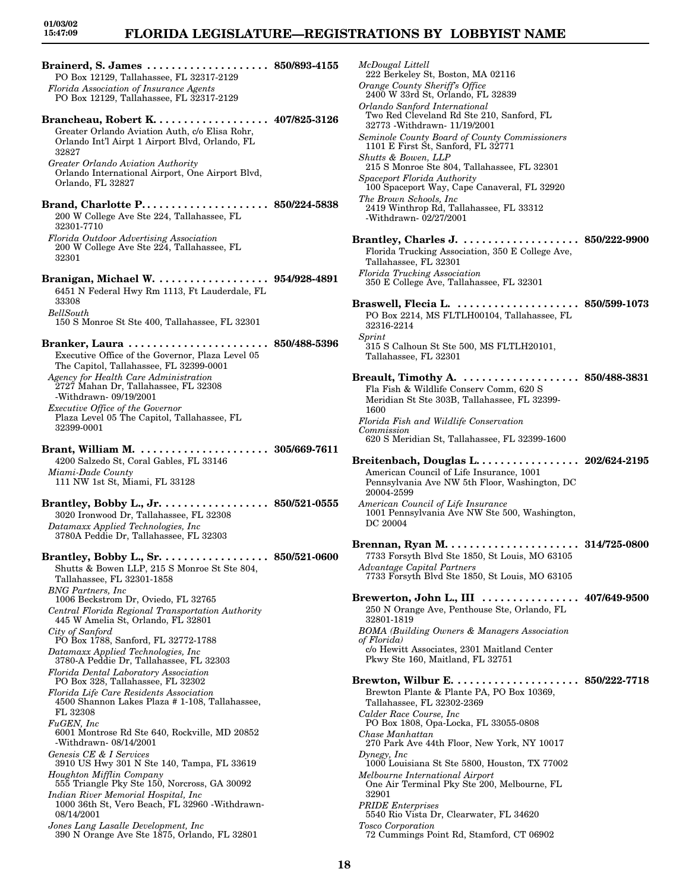**Brainerd, S. James .................... 850/893-4155**
PO Box 12129, Tallahassee, FL 32317-2129
*Florida Association of Insurance Agents*
PO Box 12129, Tallahassee, FL 32317-2129

**Brancheau, Robert K. ................... 407/825-3126**
Greater Orlando Aviation Auth, c/o Elisa Rohr, Orlando Int'l Airpt 1 Airport Blvd, Orlando, FL 32827
*Greater Orlando Aviation Authority*
Orlando International Airport, One Airport Blvd, Orlando, FL 32827

**Brand, Charlotte P. .................... 850/224-5838**
200 W College Ave Ste 224, Tallahassee, FL 32301-7710
*Florida Outdoor Advertising Association*
200 W College Ave Ste 224, Tallahassee, FL 32301

**Branigan, Michael W. ................... 954/928-4891**
6451 N Federal Hwy Rm 1113, Ft Lauderdale, FL 33308
*BellSouth*
150 S Monroe St Ste 400, Tallahassee, FL 32301

**Branker, Laura ....................... 850/488-5396**
Executive Office of the Governor, Plaza Level 05 The Capitol, Tallahassee, FL 32399-0001
*Agency for Health Care Administration*
2727 Mahan Dr, Tallahassee, FL 32308 -Withdrawn- 09/19/2001
*Executive Office of the Governor*
Plaza Level 05 The Capitol, Tallahassee, FL 32399-0001

**Brant, William M. ..................... 305/669-7611**
4200 Salzedo St, Coral Gables, FL 33146
*Miami-Dade County*
111 NW 1st St, Miami, FL 33128

**Brantley, Bobby L., Jr. ................. 850/521-0555**
3020 Ironwood Dr, Tallahassee, FL 32308
*Datamaxx Applied Technologies, Inc*
3780A Peddie Dr, Tallahassee, FL 32303

**Brantley, Bobby L., Sr. ................. 850/521-0600**
Shutts & Bowen LLP, 215 S Monroe St Ste 804, Tallahassee, FL 32301-1858
*BNG Partners, Inc*
1006 Beckstrom Dr, Oviedo, FL 32765
*Central Florida Regional Transportation Authority*
445 W Amelia St, Orlando, FL 32801
*City of Sanford*
PO Box 1788, Sanford, FL 32772-1788
*Datamaxx Applied Technologies, Inc*
3780-A Peddie Dr, Tallahassee, FL 32303
*Florida Dental Laboratory Association*
PO Box 328, Tallahassee, FL 32302
*Florida Life Care Residents Association*
4500 Shannon Lakes Plaza # 1-108, Tallahassee, FL 32308
*FuGEN, Inc*
6001 Montrose Rd Ste 640, Rockville, MD 20852 -Withdrawn- 08/14/2001
*Genesis CE & I Services*
3910 US Hwy 301 N Ste 140, Tampa, FL 33619
*Houghton Mifflin Company*
555 Triangle Pky Ste 150, Norcross, GA 30092
*Indian River Memorial Hospital, Inc*
1000 36th St, Vero Beach, FL 32960 -Withdrawn- 08/14/2001
*Jones Lang Lasalle Development, Inc*
390 N Orange Ave Ste 1875, Orlando, FL 32801
*McDougal Littell*
222 Berkeley St, Boston, MA 02116
*Orange County Sheriff's Office*
2400 W 33rd St, Orlando, FL 32839
*Orlando Sanford International*
Two Red Cleveland Rd Ste 210, Sanford, FL 32773 -Withdrawn- 11/19/2001
*Seminole County Board of County Commissioners*
1101 E First St, Sanford, FL 32771
*Shutts & Bowen, LLP*
215 S Monroe Ste 804, Tallahassee, FL 32301
*Spaceport Florida Authority*
100 Spaceport Way, Cape Canaveral, FL 32920
*The Brown Schools, Inc*
2419 Winthrop Rd, Tallahassee, FL 33312 -Withdrawn- 02/27/2001

**Brantley, Charles J. ................... 850/222-9900**
Florida Trucking Association, 350 E College Ave, Tallahassee, FL 32301
*Florida Trucking Association*
350 E College Ave, Tallahassee, FL 32301

**Braswell, Flecia L. .................... 850/599-1073**
PO Box 2214, MS FLTLH00104, Tallahassee, FL 32316-2214
*Sprint*
315 S Calhoun St Ste 500, MS FLTLH20101, Tallahassee, FL 32301

**Breault, Timothy A. ................... 850/488-3831**
Fla Fish & Wildlife Conserv Comm, 620 S Meridian St Ste 303B, Tallahassee, FL 32399-1600
*Florida Fish and Wildlife Conservation Commission*
620 S Meridian St, Tallahassee, FL 32399-1600

**Breitenbach, Douglas L. ................ 202/624-2195**
American Council of Life Insurance, 1001 Pennsylvania Ave NW 5th Floor, Washington, DC 20004-2599
*American Council of Life Insurance*
1001 Pennsylvania Ave NW Ste 500, Washington, DC 20004

**Brennan, Ryan M. ..................... 314/725-0800**
7733 Forsyth Blvd Ste 1850, St Louis, MO 63105
*Advantage Capital Partners*
7733 Forsyth Blvd Ste 1850, St Louis, MO 63105

**Brewerton, John L., III ................ 407/649-9500**
250 N Orange Ave, Penthouse Ste, Orlando, FL 32801-1819
*BOMA (Building Owners & Managers Association of Florida)*
c/o Hewitt Associates, 2301 Maitland Center Pkwy Ste 160, Maitland, FL 32751

**Brewton, Wilbur E. .................... 850/222-7718**
Brewton Plante & Plante PA, PO Box 10369, Tallahassee, FL 32302-2369
*Calder Race Course, Inc*
PO Box 1808, Opa-Locka, FL 33055-0808
*Chase Manhattan*
270 Park Ave 44th Floor, New York, NY 10017
*Dynegy, Inc*
1000 Louisiana St Ste 5800, Houston, TX 77002
*Melbourne International Airport*
One Air Terminal Pky Ste 200, Melbourne, FL 32901
*PRIDE Enterprises*
5540 Rio Vista Dr, Clearwater, FL 34620
*Tosco Corporation*
72 Cummings Point Rd, Stamford, CT 06902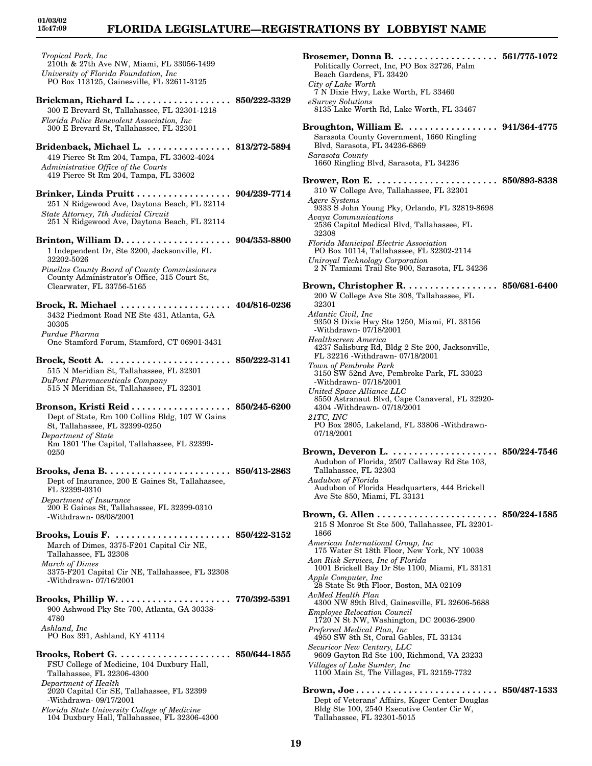*Tropical Park, Inc*
210th & 27th Ave NW, Miami, FL 33056-1499
*University of Florida Foundation, Inc*
PO Box 113125, Gainesville, FL 32611-3125

**Brickman, Richard L.** . . . . . . . . . . . . . . . . . . **850/222-3329**
300 E Brevard St, Tallahassee, FL 32301-1218
*Florida Police Benevolent Association, Inc*
300 E Brevard St, Tallahassee, FL 32301

**Bridenback, Michael L.** . . . . . . . . . . . . . . . . **813/272-5894**
419 Pierce St Rm 204, Tampa, FL 33602-4024
*Administrative Office of the Courts*
419 Pierce St Rm 204, Tampa, FL 33602

**Brinker, Linda Pruitt** . . . . . . . . . . . . . . . . . . **904/239-7714**
251 N Ridgewood Ave, Daytona Beach, FL 32114
*State Attorney, 7th Judicial Circuit*
251 N Ridgewood Ave, Daytona Beach, FL 32114

**Brinton, William D.** . . . . . . . . . . . . . . . . . . . . **904/353-8800**
1 Independent Dr, Ste 3200, Jacksonville, FL 32202-5026
*Pinellas County Board of County Commissioners*
County Administrator's Office, 315 Court St, Clearwater, FL 33756-5165

**Brock, R. Michael** . . . . . . . . . . . . . . . . . . . . . **404/816-0236**
3432 Piedmont Road NE Ste 431, Atlanta, GA 30305
*Purdue Pharma*
One Stamford Forum, Stamford, CT 06901-3431

**Brock, Scott A.** . . . . . . . . . . . . . . . . . . . . . . . **850/222-3141**
515 N Meridian St, Tallahassee, FL 32301
*DuPont Pharmaceuticals Company*
515 N Meridian St, Tallahassee, FL 32301

**Bronson, Kristi Reid** . . . . . . . . . . . . . . . . . . . **850/245-6200**
Dept of State, Rm 100 Collins Bldg, 107 W Gains St, Tallahassee, FL 32399-0250
*Department of State*
Rm 1801 The Capitol, Tallahassee, FL 32399-0250

**Brooks, Jena B.** . . . . . . . . . . . . . . . . . . . . . . . **850/413-2863**
Dept of Insurance, 200 E Gaines St, Tallahassee, FL 32399-0310
*Department of Insurance*
200 E Gaines St, Tallahassee, FL 32399-0310 -Withdrawn- 08/08/2001

**Brooks, Louis F.** . . . . . . . . . . . . . . . . . . . . . . **850/422-3152**
March of Dimes, 3375-F201 Capital Cir NE, Tallahassee, FL 32308
*March of Dimes*
3375-F201 Capital Cir NE, Tallahassee, FL 32308 -Withdrawn- 07/16/2001

**Brooks, Phillip W.** . . . . . . . . . . . . . . . . . . . . . **770/392-5391**
900 Ashwood Pky Ste 700, Atlanta, GA 30338-4780
*Ashland, Inc*
PO Box 391, Ashland, KY 41114

**Brooks, Robert G.** . . . . . . . . . . . . . . . . . . . . . **850/644-1855**
FSU College of Medicine, 104 Duxbury Hall, Tallahassee, FL 32306-4300
*Department of Health*
2020 Capital Cir SE, Tallahassee, FL 32399 -Withdrawn- 09/17/2001
*Florida State University College of Medicine*
104 Duxbury Hall, Tallahassee, FL 32306-4300

**Brosemer, Donna B.** . . . . . . . . . . . . . . . . . . . **561/775-1072**
Politically Correct, Inc, PO Box 32726, Palm Beach Gardens, FL 33420
*City of Lake Worth*
7 N Dixie Hwy, Lake Worth, FL 33460
*eSurvey Solutions*
8135 Lake Worth Rd, Lake Worth, FL 33467

**Broughton, William E.** . . . . . . . . . . . . . . . . . **941/364-4775**
Sarasota County Government, 1660 Ringling Blvd, Sarasota, FL 34236-6869
*Sarasota County*
1660 Ringling Blvd, Sarasota, FL 34236

**Brower, Ron E.** . . . . . . . . . . . . . . . . . . . . . . . **850/893-8338**
310 W College Ave, Tallahassee, FL 32301
*Agere Systems*
9333 S John Young Pky, Orlando, FL 32819-8698
*Avaya Communications*
2536 Capitol Medical Blvd, Tallahassee, FL 32308
*Florida Municipal Electric Association*
PO Box 10114, Tallahassee, FL 32302-2114
*Uniroyal Technology Corporation*
2 N Tamiami Trail Ste 900, Sarasota, FL 34236

**Brown, Christopher R.** . . . . . . . . . . . . . . . . . **850/681-6400**
200 W College Ave Ste 308, Tallahassee, FL 32301
*Atlantic Civil, Inc*
9350 S Dixie Hwy Ste 1250, Miami, FL 33156 -Withdrawn- 07/18/2001
*Healthscreen America*
4237 Salisburg Rd, Bldg 2 Ste 200, Jacksonville, FL 32216 -Withdrawn- 07/18/2001
*Town of Pembroke Park*
3150 SW 52nd Ave, Pembroke Park, FL 33023 -Withdrawn- 07/18/2001
*United Space Alliance LLC*
8550 Astranaut Blvd, Cape Canaveral, FL 32920-4304 -Withdrawn- 07/18/2001
*21TC, INC*
PO Box 2805, Lakeland, FL 33806 -Withdrawn- 07/18/2001

**Brown, Deveron L.** . . . . . . . . . . . . . . . . . . . . **850/224-7546**
Audubon of Florida, 2507 Callaway Rd Ste 103, Tallahassee, FL 32303
*Audubon of Florida*
Audubon of Florida Headquarters, 444 Brickell Ave Ste 850, Miami, FL 33131

**Brown, G. Allen** . . . . . . . . . . . . . . . . . . . . . . . **850/224-1585**
215 S Monroe St Ste 500, Tallahassee, FL 32301-1866
*American International Group, Inc*
175 Water St 18th Floor, New York, NY 10038
*Aon Risk Services, Inc of Florida*
1001 Brickell Bay Dr Ste 1100, Miami, FL 33131
*Apple Computer, Inc*
28 State St 9th Floor, Boston, MA 02109
*AvMed Health Plan*
4300 NW 89th Blvd, Gainesville, FL 32606-5688
*Employee Relocation Council*
1720 N St NW, Washington, DC 20036-2900
*Preferred Medical Plan, Inc*
4950 SW 8th St, Coral Gables, FL 33134
*Securicor New Century, LLC*
9609 Gayton Rd Ste 100, Richmond, VA 23233
*Villages of Lake Sumter, Inc*
1100 Main St, The Villages, FL 32159-7732

**Brown, Joe** . . . . . . . . . . . . . . . . . . . . . . . . . . . **850/487-1533**
Dept of Veterans' Affairs, Koger Center Douglas Bldg Ste 100, 2540 Executive Center Cir W, Tallahassee, FL 32301-5015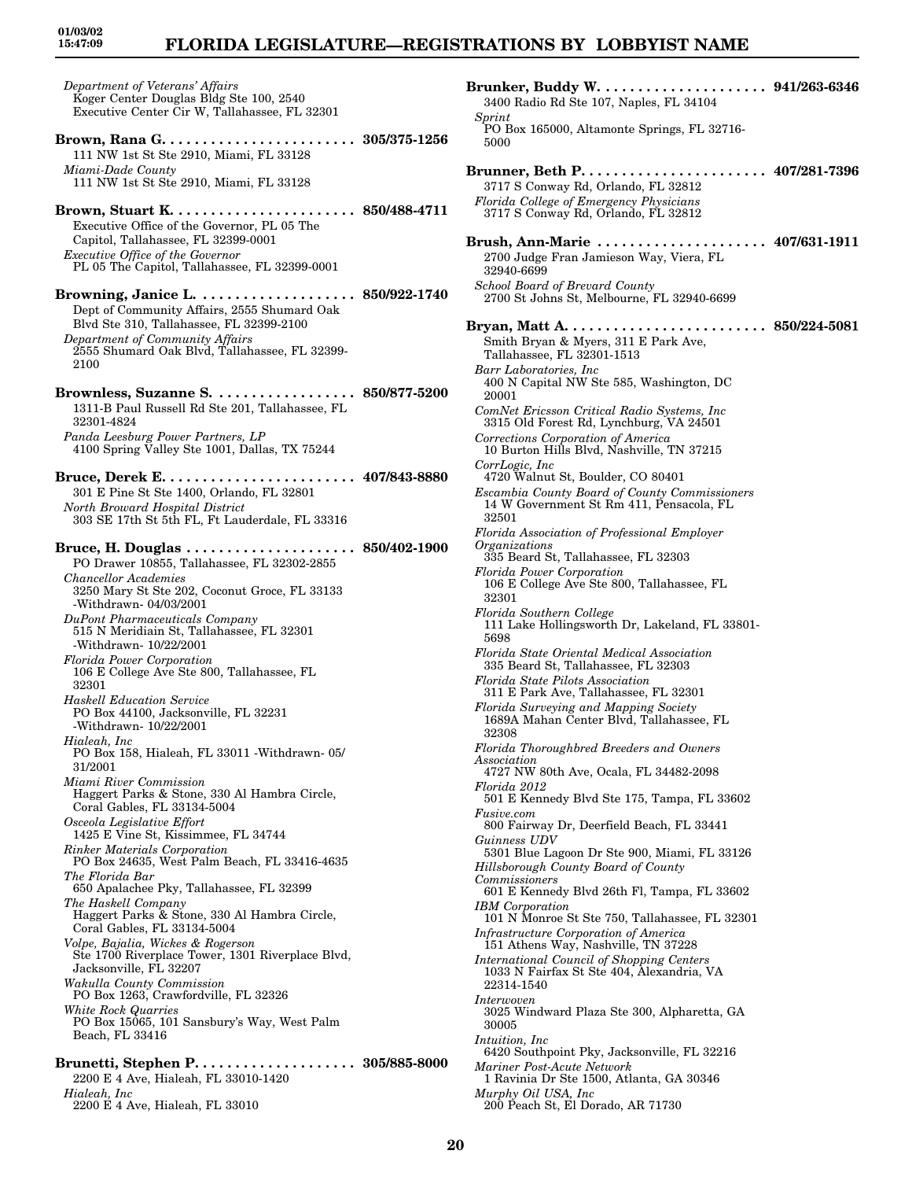*Department of Veterans' Affairs*
Koger Center Douglas Bldg Ste 100, 2540 Executive Center Cir W, Tallahassee, FL 32301

**Brown, Rana G. . . . . . . . . . . . . . . . . . . . . . . . . 305/375-1256**
111 NW 1st St Ste 2910, Miami, FL 33128
*Miami-Dade County*
111 NW 1st St Ste 2910, Miami, FL 33128

**Brown, Stuart K. . . . . . . . . . . . . . . . . . . . . . . 850/488-4711**
Executive Office of the Governor, PL 05 The Capitol, Tallahassee, FL 32399-0001
*Executive Office of the Governor*
PL 05 The Capitol, Tallahassee, FL 32399-0001

**Browning, Janice L. . . . . . . . . . . . . . . . . . . . 850/922-1740**
Dept of Community Affairs, 2555 Shumard Oak Blvd Ste 310, Tallahassee, FL 32399-2100
*Department of Community Affairs*
2555 Shumard Oak Blvd, Tallahassee, FL 32399-2100

**Brownless, Suzanne S. . . . . . . . . . . . . . . . . . 850/877-5200**
1311-B Paul Russell Rd Ste 201, Tallahassee, FL 32301-4824
*Panda Leesburg Power Partners, LP*
4100 Spring Valley Ste 1001, Dallas, TX 75244

**Bruce, Derek E. . . . . . . . . . . . . . . . . . . . . . . . 407/843-8880**
301 E Pine St Ste 1400, Orlando, FL 32801
*North Broward Hospital District*
303 SE 17th St 5th FL, Ft Lauderdale, FL 33316

**Bruce, H. Douglas . . . . . . . . . . . . . . . . . . . . . 850/402-1900**
PO Drawer 10855, Tallahassee, FL 32302-2855
*Chancellor Academies*
3250 Mary St Ste 202, Coconut Groce, FL 33133 -Withdrawn- 04/03/2001
*DuPont Pharmaceuticals Company*
515 N Meridiain St, Tallahassee, FL 32301 -Withdrawn- 10/22/2001
*Florida Power Corporation*
106 E College Ave Ste 800, Tallahassee, FL 32301
*Haskell Education Service*
PO Box 44100, Jacksonville, FL 32231 -Withdrawn- 10/22/2001
*Hialeah, Inc*
PO Box 158, Hialeah, FL 33011 -Withdrawn- 05/31/2001
*Miami River Commission*
Haggert Parks & Stone, 330 Al Hambra Circle, Coral Gables, FL 33134-5004
*Osceola Legislative Effort*
1425 E Vine St, Kissimmee, FL 34744
*Rinker Materials Corporation*
PO Box 24635, West Palm Beach, FL 33416-4635
*The Florida Bar*
650 Apalachee Pky, Tallahassee, FL 32399
*The Haskell Company*
Haggert Parks & Stone, 330 Al Hambra Circle, Coral Gables, FL 33134-5004
*Volpe, Bajalia, Wickes & Rogerson*
Ste 1700 Riverplace Tower, 1301 Riverplace Blvd, Jacksonville, FL 32207
*Wakulla County Commission*
PO Box 1263, Crawfordville, FL 32326
*White Rock Quarries*
PO Box 15065, 101 Sansbury's Way, West Palm Beach, FL 33416

**Brunetti, Stephen P. . . . . . . . . . . . . . . . . . . . 305/885-8000**
2200 E 4 Ave, Hialeah, FL 33010-1420
*Hialeah, Inc*
2200 E 4 Ave, Hialeah, FL 33010

**Brunker, Buddy W. . . . . . . . . . . . . . . . . . . . . 941/263-6346**
3400 Radio Rd Ste 107, Naples, FL 34104
*Sprint*
PO Box 165000, Altamonte Springs, FL 32716-5000

**Brunner, Beth P. . . . . . . . . . . . . . . . . . . . . . . 407/281-7396**
3717 S Conway Rd, Orlando, FL 32812
*Florida College of Emergency Physicians*
3717 S Conway Rd, Orlando, FL 32812

**Brush, Ann-Marie . . . . . . . . . . . . . . . . . . . . . 407/631-1911**
2700 Judge Fran Jamieson Way, Viera, FL 32940-6699
*School Board of Brevard County*
2700 St Johns St, Melbourne, FL 32940-6699

**Bryan, Matt A. . . . . . . . . . . . . . . . . . . . . . . . . 850/224-5081**
Smith Bryan & Myers, 311 E Park Ave, Tallahassee, FL 32301-1513
*Barr Laboratories, Inc*
400 N Capital NW Ste 585, Washington, DC 20001
*ComNet Ericsson Critical Radio Systems, Inc*
3315 Old Forest Rd, Lynchburg, VA 24501
*Corrections Corporation of America*
10 Burton Hills Blvd, Nashville, TN 37215
*CorrLogic, Inc*
4720 Walnut St, Boulder, CO 80401
*Escambia County Board of County Commissioners*
14 W Government St Rm 411, Pensacola, FL 32501
*Florida Association of Professional Employer Organizations*
335 Beard St, Tallahassee, FL 32303
*Florida Power Corporation*
106 E College Ave Ste 800, Tallahassee, FL 32301
*Florida Southern College*
111 Lake Hollingsworth Dr, Lakeland, FL 33801-5698
*Florida State Oriental Medical Association*
335 Beard St, Tallahassee, FL 32303
*Florida State Pilots Association*
311 E Park Ave, Tallahassee, FL 32301
*Florida Surveying and Mapping Society*
1689A Mahan Center Blvd, Tallahassee, FL 32308
*Florida Thoroughbred Breeders and Owners Association*
4727 NW 80th Ave, Ocala, FL 34482-2098
*Florida 2012*
501 E Kennedy Blvd Ste 175, Tampa, FL 33602
*Fusive.com*
800 Fairway Dr, Deerfield Beach, FL 33441
*Guinness UDV*
5301 Blue Lagoon Dr Ste 900, Miami, FL 33126
*Hillsborough County Board of County Commissioners*
601 E Kennedy Blvd 26th Fl, Tampa, FL 33602
*IBM Corporation*
101 N Monroe St Ste 750, Tallahassee, FL 32301
*Infrastructure Corporation of America*
151 Athens Way, Nashville, TN 37228
*International Council of Shopping Centers*
1033 N Fairfax St Ste 404, Alexandria, VA 22314-1540
*Interwoven*
3025 Windward Plaza Ste 300, Alpharetta, GA 30005
*Intuition, Inc*
6420 Southpoint Pky, Jacksonville, FL 32216
*Mariner Post-Acute Network*
1 Ravinia Dr Ste 1500, Atlanta, GA 30346
*Murphy Oil USA, Inc*
200 Peach St, El Dorado, AR 71730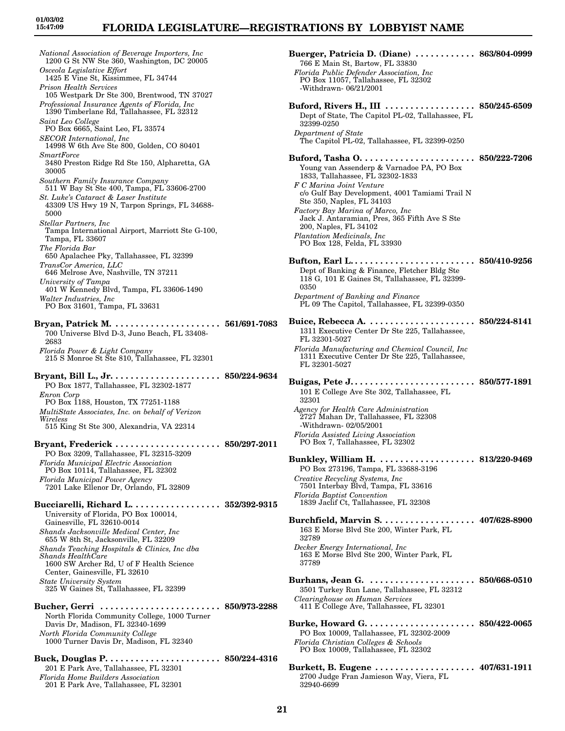*National Association of Beverage Importers, Inc*
1200 G St NW Ste 360, Washington, DC 20005
*Osceola Legislative Effort*
1425 E Vine St, Kissimmee, FL 34744
*Prison Health Services*
105 Westpark Dr Ste 300, Brentwood, TN 37027
*Professional Insurance Agents of Florida, Inc*
1390 Timberlane Rd, Tallahassee, FL 32312
*Saint Leo College*
PO Box 6665, Saint Leo, FL 33574
*SECOR International, Inc*
14998 W 6th Ave Ste 800, Golden, CO 80401
*SmartForce*
3480 Preston Ridge Rd Ste 150, Alpharetta, GA 30005
*Southern Family Insurance Company*
511 W Bay St Ste 400, Tampa, FL 33606-2700
*St. Luke's Cataract & Laser Institute*
43309 US Hwy 19 N, Tarpon Springs, FL 34688-5000
*Stellar Partners, Inc*
Tampa International Airport, Marriott Ste G-100, Tampa, FL 33607
*The Florida Bar*
650 Apalachee Pky, Tallahassee, FL 32399
*TransCor America, LLC*
646 Melrose Ave, Nashville, TN 37211
*University of Tampa*
401 W Kennedy Blvd, Tampa, FL 33606-1490
*Walter Industries, Inc*
PO Box 31601, Tampa, FL 33631

**Bryan, Patrick M. . . . . . . . . . . . . . . . . . . . . 561/691-7083**
700 Universe Blvd D-3, Juno Beach, FL 33408-2683
*Florida Power & Light Company*
215 S Monroe St Ste 810, Tallahassee, FL 32301

**Bryant, Bill L., Jr. . . . . . . . . . . . . . . . . . . . . 850/224-9634**
PO Box 1877, Tallahassee, FL 32302-1877
*Enron Corp*
PO Box 1188, Houston, TX 77251-1188
*MultiState Associates, Inc. on behalf of Verizon Wireless*
515 King St Ste 300, Alexandria, VA 22314

**Bryant, Frederick . . . . . . . . . . . . . . . . . . . . 850/297-2011**
PO Box 3209, Tallahassee, FL 32315-3209
*Florida Municipal Electric Association*
PO Box 10114, Tallahassee, FL 32302
*Florida Municipal Power Agency*
7201 Lake Ellenor Dr, Orlando, FL 32809

**Bucciarelli, Richard L. . . . . . . . . . . . . . . . . 352/392-9315**
University of Florida, PO Box 100014, Gainesville, FL 32610-0014
*Shands Jacksonville Medical Center, Inc*
655 W 8th St, Jacksonville, FL 32209
*Shands Teaching Hospitals & Clinics, Inc dba Shands HealthCare*
1600 SW Archer Rd, U of F Health Science Center, Gainesville, FL 32610
*State University System*
325 W Gaines St, Tallahassee, FL 32399

**Bucher, Gerri . . . . . . . . . . . . . . . . . . . . . . . 850/973-2288**
North Florida Community College, 1000 Turner Davis Dr, Madison, FL 32340-1699
*North Florida Community College*
1000 Turner Davis Dr, Madison, FL 32340

**Buck, Douglas P. . . . . . . . . . . . . . . . . . . . . . 850/224-4316**
201 E Park Ave, Tallahassee, FL 32301
*Florida Home Builders Association*
201 E Park Ave, Tallahassee, FL 32301

**Buerger, Patricia D. (Diane) . . . . . . . . . . . . 863/804-0999**
766 E Main St, Bartow, FL 33830
*Florida Public Defender Association, Inc*
PO Box 11057, Tallahassee, FL 32302
-Withdrawn- 06/21/2001

**Buford, Rivers H., III . . . . . . . . . . . . . . . . . . 850/245-6509**
Dept of State, The Capitol PL-02, Tallahassee, FL 32399-0250
*Department of State*
The Capitol PL-02, Tallahassee, FL 32399-0250

**Buford, Tasha O. . . . . . . . . . . . . . . . . . . . . . 850/222-7206**
Young van Assenderp & Varnadoe PA, PO Box 1833, Tallahassee, FL 32302-1833
*F C Marina Joint Venture*
c/o Gulf Bay Development, 4001 Tamiami Trail N Ste 350, Naples, FL 34103
*Factory Bay Marina of Marco, Inc*
Jack J. Antaramian, Pres, 365 Fifth Ave S Ste 200, Naples, FL 34102
*Plantation Medicinals, Inc*
PO Box 128, Felda, FL 33930

**Bufton, Earl L. . . . . . . . . . . . . . . . . . . . . . . . 850/410-9256**
Dept of Banking & Finance, Fletcher Bldg Ste 118 G, 101 E Gaines St, Tallahassee, FL 32399-0350
*Department of Banking and Finance*
PL 09 The Capitol, Tallahassee, FL 32399-0350

**Buice, Rebecca A. . . . . . . . . . . . . . . . . . . . . 850/224-8141**
1311 Executive Center Dr Ste 225, Tallahassee, FL 32301-5027
*Florida Manufacturing and Chemical Council, Inc*
1311 Executive Center Dr Ste 225, Tallahassee, FL 32301-5027

**Buigas, Pete J. . . . . . . . . . . . . . . . . . . . . . . . 850/577-1891**
101 E College Ave Ste 302, Tallahassee, FL 32301
*Agency for Health Care Administration*
2727 Mahan Dr, Tallahassee, FL 32308
-Withdrawn- 02/05/2001
*Florida Assisted Living Association*
PO Box 7, Tallahassee, FL 32302

**Bunkley, William H. . . . . . . . . . . . . . . . . . . 813/220-9469**
PO Box 273196, Tampa, FL 33688-3196
*Creative Recycling Systems, Inc*
7501 Interbay Blvd, Tampa, FL 33616
*Florida Baptist Convention*
1839 Jaclif Ct, Tallahassee, FL 32308

**Burchfield, Marvin S. . . . . . . . . . . . . . . . . . 407/628-8900**
163 E Morse Blvd Ste 200, Winter Park, FL 32789
*Decker Energy International, Inc*
163 E Morse Blvd Ste 200, Winter Park, FL 37789

**Burhans, Jean G. . . . . . . . . . . . . . . . . . . . . 850/668-0510**
3501 Turkey Run Lane, Tallahassee, FL 32312
*Clearinghouse on Human Services*
411 E College Ave, Tallahassee, FL 32301

**Burke, Howard G. . . . . . . . . . . . . . . . . . . . . 850/422-0065**
PO Box 10009, Tallahassee, FL 32302-2009
*Florida Christian Colleges & Schools*
PO Box 10009, Tallahassee, FL 32302

**Burkett, B. Eugene . . . . . . . . . . . . . . . . . . . 407/631-1911**
2700 Judge Fran Jamieson Way, Viera, FL 32940-6699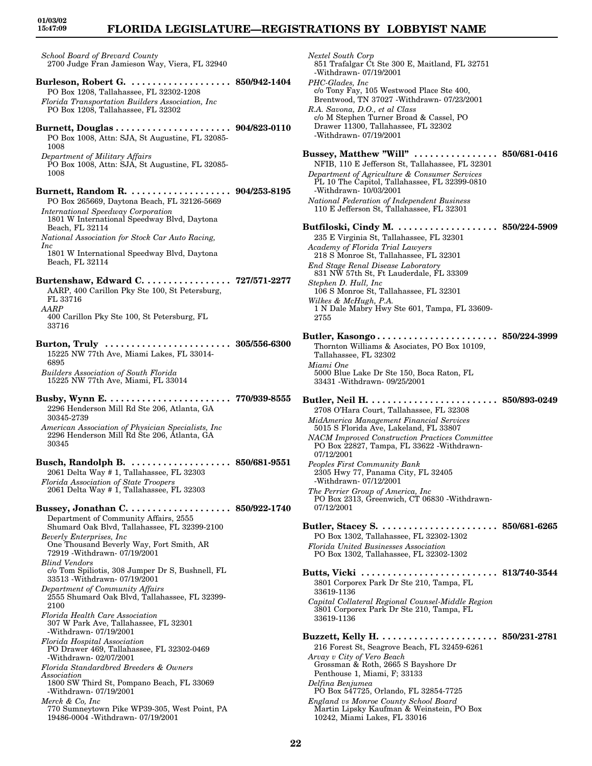*School Board of Brevard County*
2700 Judge Fran Jamieson Way, Viera, FL 32940

**Burleson, Robert G. .................... 850/942-1404**
PO Box 1208, Tallahassee, FL 32302-1208
*Florida Transportation Builders Association, Inc*
PO Box 1208, Tallahassee, FL 32302

**Burnett, Douglas ...................... 904/823-0110**
PO Box 1008, Attn: SJA, St Augustine, FL 32085-1008
*Department of Military Affairs*
PO Box 1008, Attn: SJA, St Augustine, FL 32085-1008

**Burnett, Random R. .................... 904/253-8195**
PO Box 265669, Daytona Beach, FL 32126-5669
*International Speedway Corporation*
1801 W International Speedway Blvd, Daytona Beach, FL 32114
*National Association for Stock Car Auto Racing, Inc*
1801 W International Speedway Blvd, Daytona Beach, FL 32114

**Burtenshaw, Edward C. ................ 727/571-2277**
AARP, 400 Carillon Pky Ste 100, St Petersburg, FL 33716
*AARP*
400 Carillon Pky Ste 100, St Petersburg, FL 33716

**Burton, Truly ........................ 305/556-6300**
15225 NW 77th Ave, Miami Lakes, FL 33014-6895
*Builders Association of South Florida*
15225 NW 77th Ave, Miami, FL 33014

**Busby, Wynn E. ....................... 770/939-8555**
2296 Henderson Mill Rd Ste 206, Atlanta, GA 30345-2739
*American Association of Physician Specialists, Inc*
2296 Henderson Mill Rd Ste 206, Atlanta, GA 30345

**Busch, Randolph B. .................... 850/681-9551**
2061 Delta Way # 1, Tallahassee, FL 32303
*Florida Association of State Troopers*
2061 Delta Way # 1, Tallahassee, FL 32303

**Bussey, Jonathan C. .................... 850/922-1740**
Department of Community Affairs, 2555 Shumard Oak Blvd, Tallahassee, FL 32399-2100
*Beverly Enterprises, Inc*
One Thousand Beverly Way, Fort Smith, AR 72919 -Withdrawn- 07/19/2001
*Blind Vendors*
c/o Tom Spiliotis, 308 Jumper Dr S, Bushnell, FL 33513 -Withdrawn- 07/19/2001
*Department of Community Affairs*
2555 Shumard Oak Blvd, Tallahassee, FL 32399-2100
*Florida Health Care Association*
307 W Park Ave, Tallahassee, FL 32301 -Withdrawn- 07/19/2001
*Florida Hospital Association*
PO Drawer 469, Tallahassee, FL 32302-0469 -Withdrawn- 02/07/2001
*Florida Standardbred Breeders & Owners Association*
1800 SW Third St, Pompano Beach, FL 33069 -Withdrawn- 07/19/2001
*Merck & Co, Inc*
770 Sumneytown Pike WP39-305, West Point, PA 19486-0004 -Withdrawn- 07/19/2001
*Nextel South Corp*
851 Trafalgar Ct Ste 300 E, Maitland, FL 32751 -Withdrawn- 07/19/2001
*PHC-Glades, Inc*
c/o Tony Fay, 105 Westwood Place Ste 400, Brentwood, TN 37027 -Withdrawn- 07/23/2001
*R.A. Savona, D.O., et al Class*
c/o M Stephen Turner Broad & Cassel, PO Drawer 11300, Tallahassee, FL 32302 -Withdrawn- 07/19/2001

**Bussey, Matthew "Will" ................ 850/681-0416**
NFIB, 110 E Jefferson St, Tallahassee, FL 32301
*Department of Agriculture & Consumer Services*
PL 10 The Capitol, Tallahassee, FL 32399-0810 -Withdrawn- 10/03/2001
*National Federation of Independent Business*
110 E Jefferson St, Tallahassee, FL 32301

**Butfiloski, Cindy M. .................... 850/224-5909**
235 E Virginia St, Tallahassee, FL 32301
*Academy of Florida Trial Lawyers*
218 S Monroe St, Tallahassee, FL 32301
*End Stage Renal Disease Laboratory*
831 NW 57th St, Ft Lauderdale, FL 33309
*Stephen D. Hull, Inc*
106 S Monroe St, Tallahassee, FL 32301
*Wilkes & McHugh, P.A.*
1 N Dale Mabry Hwy Ste 601, Tampa, FL 33609-2755

**Butler, Kasongo ....................... 850/224-3999**
Thornton Williams & Associates, PO Box 10109, Tallahassee, FL 32302
*Miami One*
5000 Blue Lake Dr Ste 150, Boca Raton, FL 33431 -Withdrawn- 09/25/2001

**Butler, Neil H. ........................ 850/893-0249**
2708 O'Hara Court, Tallahassee, FL 32308
*MidAmerica Management Financial Services*
5015 S Florida Ave, Lakeland, FL 33807
*NACM Improved Construction Practices Committee*
PO Box 22827, Tampa, FL 33622 -Withdrawn- 07/12/2001
*Peoples First Community Bank*
2305 Hwy 77, Panama City, FL 32405 -Withdrawn- 07/12/2001
*The Perrier Group of America, Inc*
PO Box 2313, Greenwich, CT 06830 -Withdrawn- 07/12/2001

**Butler, Stacey S. ...................... 850/681-6265**
PO Box 1302, Tallahassee, FL 32302-1302
*Florida United Businesses Association*
PO Box 1302, Tallahassee, FL 32302-1302

**Butts, Vicki .......................... 813/740-3544**
3801 Corporex Park Dr Ste 210, Tampa, FL 33619-1136
*Capital Collateral Regional Counsel-Middle Region*
3801 Corporex Park Dr Ste 210, Tampa, FL 33619-1136

**Buzzett, Kelly H. ...................... 850/231-2781**
216 Forest St, Seagrove Beach, FL 32459-6261
*Arvay v City of Vero Beach*
Grossman & Roth, 2665 S Bayshore Dr Penthouse 1, Miami, F; 33133
*Delfina Benjumea*
PO Box 547725, Orlando, FL 32854-7725
*England vs Monroe County School Board*
Martin Lipsky Kaufman & Weinstein, PO Box 10242, Miami Lakes, FL 33016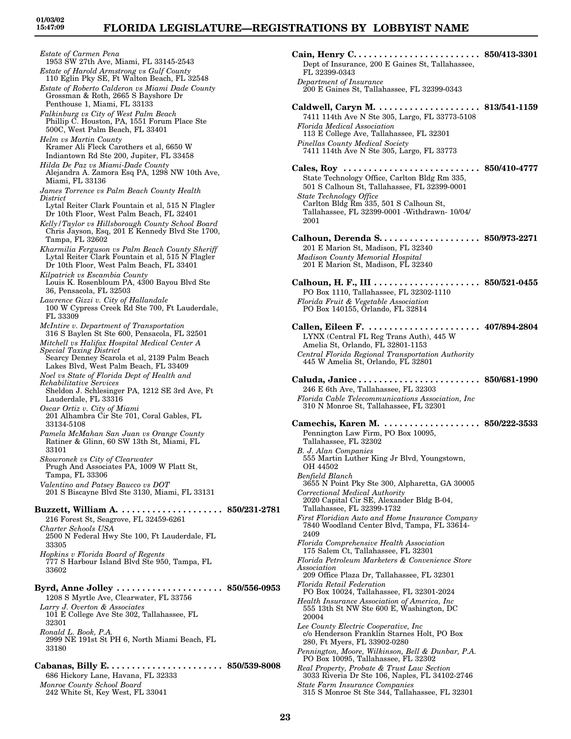*Estate of Carmen Pena*
1953 SW 27th Ave, Miami, FL 33145-2543

*Estate of Harold Armstrong vs Gulf County*
110 Eglin Pky SE, Ft Walton Beach, FL 32548

*Estate of Roberto Calderon vs Miami Dade County*
Grossman & Roth, 2665 S Bayshore Dr Penthouse 1, Miami, FL 33133

*Falkinburg vs City of West Palm Beach*
Phillip C. Houston, PA, 1551 Forum Place Ste 500C, West Palm Beach, FL 33401

*Helm vs Martin County*
Kramer Ali Fleck Carothers et al, 6650 W Indiantown Rd Ste 200, Jupiter, FL 33458

*Hilda De Paz vs Miami-Dade County*
Alejandra A. Zamora Esq PA, 1298 NW 10th Ave, Miami, FL 33136

*James Torrence vs Palm Beach County Health District*
Lytal Reiter Clark Fountain et al, 515 N Flagler Dr 10th Floor, West Palm Beach, FL 32401

*Kelly/Taylor vs Hillsborough County School Board*
Chris Jayson, Esq, 201 E Kennedy Blvd Ste 1700, Tampa, FL 32602

*Kharmilia Ferguson vs Palm Beach County Sheriff*
Lytal Reiter Clark Fountain et al, 515 N Flagler Dr 10th Floor, West Palm Beach, FL 33401

*Kilpatrick vs Escambia County*
Louis K. Rosenbloum PA, 4300 Bayou Blvd Ste 36, Pensacola, FL 32503

*Lawrence Gizzi v. City of Hallandale*
100 W Cypress Creek Rd Ste 700, Ft Lauderdale, FL 33309

*McIntire v. Department of Transportation*
316 S Baylen St Ste 600, Pensacola, FL 32501

*Mitchell vs Halifax Hospital Medical Center A Special Taxing District*
Searcy Denney Scarola et al, 2139 Palm Beach Lakes Blvd, West Palm Beach, FL 33409

*Noel vs State of Florida Dept of Health and Rehabilitative Services*
Sheldon J. Schlesinger PA, 1212 SE 3rd Ave, Ft Lauderdale, FL 33316

*Oscar Ortiz v. City of Miami*
201 Alhambra Cir Ste 701, Coral Gables, FL 33134-5108

*Pamela McMahan San Juan vs Orange County*
Ratiner & Glinn, 60 SW 13th St, Miami, FL 33101

*Skowronek vs City of Clearwater*
Prugh And Associates PA, 1009 W Platt St, Tampa, FL 33306

*Valentino and Patsey Baucco vs DOT*
201 S Biscayne Blvd Ste 3130, Miami, FL 33131

**Buzzett, William A.** .................... **850/231-2781**
216 Forest St, Seagrove, FL 32459-6261

*Charter Schools USA*
2500 N Federal Hwy Ste 100, Ft Lauderdale, FL 33305

*Hopkins v Florida Board of Regents*
777 S Harbour Island Blvd Ste 950, Tampa, FL 33602

**Byrd, Anne Jolley** .................... **850/556-0953**
1208 S Myrtle Ave, Clearwater, FL 33756

*Larry J. Overton & Associates*
101 E College Ave Ste 302, Tallahassee, FL 32301

*Ronald L. Book, P.A.*
2999 NE 191st St PH 6, North Miami Beach, FL 33180

**Cabanas, Billy E.** .................... **850/539-8008**
686 Hickory Lane, Havana, FL 32333

*Monroe County School Board*
242 White St, Key West, FL 33041

**Cain, Henry C.** .................... **850/413-3301**
Dept of Insurance, 200 E Gaines St, Tallahassee, FL 32399-0343

*Department of Insurance*
200 E Gaines St, Tallahassee, FL 32399-0343

**Caldwell, Caryn M.** .................... **813/541-1159**
7411 114th Ave N Ste 305, Largo, FL 33773-5108

*Florida Medical Association*
113 E College Ave, Tallahassee, FL 32301

*Pinellas County Medical Society*
7411 114th Ave N Ste 305, Largo, FL 33773

**Cales, Roy** .................... **850/410-4777**
State Technology Office, Carlton Bldg Rm 335, 501 S Calhoun St, Tallahassee, FL 32399-0001

*State Technology Office*
Carlton Bldg Rm 335, 501 S Calhoun St, Tallahassee, FL 32399-0001 -Withdrawn- 10/04/2001

**Calhoun, Derenda S.** .................... **850/973-2271**
201 E Marion St, Madison, FL 32340

*Madison County Memorial Hospital*
201 E Marion St, Madison, FL 32340

**Calhoun, H. F., III** .................... **850/521-0455**
PO Box 1110, Tallahassee, FL 32302-1110

*Florida Fruit & Vegetable Association*
PO Box 140155, Orlando, FL 32814

**Callen, Eileen F.** .................... **407/894-2804**
LYNX (Central FL Reg Trans Auth), 445 W Amelia St, Orlando, FL 32801-1153

*Central Florida Regional Transportation Authority*
445 W Amelia St, Orlando, FL 32801

**Caluda, Janice** .................... **850/681-1990**
246 E 6th Ave, Tallahassee, FL 32303

*Florida Cable Telecommunications Association, Inc*
310 N Monroe St, Tallahassee, FL 32301

**Camechis, Karen M.** .................... **850/222-3533**
Pennington Law Firm, PO Box 10095, Tallahassee, FL 32302

*B. J. Alan Companies*
555 Martin Luther King Jr Blvd, Youngstown, OH 44502

*Benfield Blanch*
3655 N Point Pky Ste 300, Alpharetta, GA 30005

*Correctional Medical Authority*
2020 Capital Cir SE, Alexander Bldg B-04, Tallahassee, FL 32399-1732

*First Floridian Auto and Home Insurance Company*
7840 Woodland Center Blvd, Tampa, FL 33614-2409

*Florida Comprehensive Health Association*
175 Salem Ct, Tallahassee, FL 32301

*Florida Petroleum Marketers & Convenience Store Association*
209 Office Plaza Dr, Tallahassee, FL 32301

*Florida Retail Federation*
PO Box 10024, Tallahassee, FL 32301-2024

*Health Insurance Association of America, Inc*
555 13th St NW Ste 600 E, Washington, DC 20004

*Lee County Electric Cooperative, Inc*
c/o Henderson Franklin Starnes Holt, PO Box 280, Ft Myers, FL 33902-0280

*Pennington, Moore, Wilkinson, Bell & Dunbar, P.A.*
PO Box 10095, Tallahassee, FL 32302

*Real Property, Probate & Trust Law Section*
3033 Riveria Dr Ste 106, Naples, FL 34102-2746

*State Farm Insurance Companies*
315 S Monroe St Ste 344, Tallahassee, FL 32301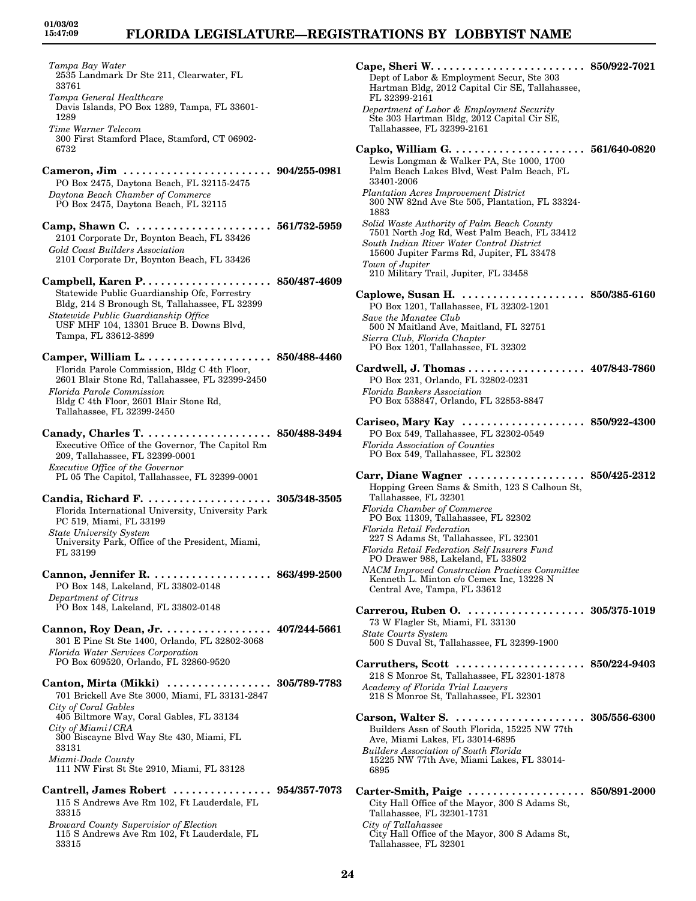*Tampa Bay Water*
2535 Landmark Dr Ste 211, Clearwater, FL 33761
*Tampa General Healthcare*
Davis Islands, PO Box 1289, Tampa, FL 33601-1289
*Time Warner Telecom*
300 First Stamford Place, Stamford, CT 06902-6732

**Cameron, Jim . . . . . . . . . . . . . . . . . . . . . . . . 904/255-0981**
PO Box 2475, Daytona Beach, FL 32115-2475
*Daytona Beach Chamber of Commerce*
PO Box 2475, Daytona Beach, FL 32115

**Camp, Shawn C. . . . . . . . . . . . . . . . . . . . . . . 561/732-5959**
2101 Corporate Dr, Boynton Beach, FL 33426
*Gold Coast Builders Association*
2101 Corporate Dr, Boynton Beach, FL 33426

**Campbell, Karen P. . . . . . . . . . . . . . . . . . . . . 850/487-4609**
Statewide Public Guardianship Ofc, Forrestry Bldg, 214 S Bronough St, Tallahassee, FL 32399
*Statewide Public Guardianship Office*
USF MHF 104, 13301 Bruce B. Downs Blvd, Tampa, FL 33612-3899

**Camper, William L. . . . . . . . . . . . . . . . . . . . . 850/488-4460**
Florida Parole Commission, Bldg C 4th Floor, 2601 Blair Stone Rd, Tallahassee, FL 32399-2450
*Florida Parole Commission*
Bldg C 4th Floor, 2601 Blair Stone Rd, Tallahassee, FL 32399-2450

**Canady, Charles T. . . . . . . . . . . . . . . . . . . . . 850/488-3494**
Executive Office of the Governor, The Capitol Rm 209, Tallahassee, FL 32399-0001
*Executive Office of the Governor*
PL 05 The Capitol, Tallahassee, FL 32399-0001

**Candia, Richard F. . . . . . . . . . . . . . . . . . . . . 305/348-3505**
Florida International University, University Park PC 519, Miami, FL 33199
*State University System*
University Park, Office of the President, Miami, FL 33199

**Cannon, Jennifer R. . . . . . . . . . . . . . . . . . . . 863/499-2500**
PO Box 148, Lakeland, FL 33802-0148
*Department of Citrus*
PO Box 148, Lakeland, FL 33802-0148

**Cannon, Roy Dean, Jr. . . . . . . . . . . . . . . . . . 407/244-5661**
301 E Pine St Ste 1400, Orlando, FL 32802-3068
*Florida Water Services Corporation*
PO Box 609520, Orlando, FL 32860-9520

**Canton, Mirta (Mikki) . . . . . . . . . . . . . . . . . 305/789-7783**
701 Brickell Ave Ste 3000, Miami, FL 33131-2847
*City of Coral Gables*
405 Biltmore Way, Coral Gables, FL 33134
*City of Miami/CRA*
300 Biscayne Blvd Way Ste 430, Miami, FL 33131
*Miami-Dade County*
111 NW First St Ste 2910, Miami, FL 33128

**Cantrell, James Robert . . . . . . . . . . . . . . . . 954/357-7073**
115 S Andrews Ave Rm 102, Ft Lauderdale, FL 33315
*Broward County Supervisior of Election*
115 S Andrews Ave Rm 102, Ft Lauderdale, FL 33315

**Cape, Sheri W. . . . . . . . . . . . . . . . . . . . . . . . . 850/922-7021**
Dept of Labor & Employment Secur, Ste 303 Hartman Bldg, 2012 Capital Cir SE, Tallahassee, FL 32399-2161
*Department of Labor & Employment Security*
Ste 303 Hartman Bldg, 2012 Capital Cir SE, Tallahassee, FL 32399-2161

**Capko, William G. . . . . . . . . . . . . . . . . . . . . . 561/640-0820**
Lewis Longman & Walker PA, Ste 1000, 1700 Palm Beach Lakes Blvd, West Palm Beach, FL 33401-2006
*Plantation Acres Improvement District*
300 NW 82nd Ave Ste 505, Plantation, FL 33324-1883
*Solid Waste Authority of Palm Beach County*
7501 North Jog Rd, West Palm Beach, FL 33412
*South Indian River Water Control District*
15600 Jupiter Farms Rd, Jupiter, FL 33478
*Town of Jupiter*
210 Military Trail, Jupiter, FL 33458

**Caplowe, Susan H. . . . . . . . . . . . . . . . . . . . . 850/385-6160**
PO Box 1201, Tallahassee, FL 32302-1201
*Save the Manatee Club*
500 N Maitland Ave, Maitland, FL 32751
*Sierra Club, Florida Chapter*
PO Box 1201, Tallahassee, FL 32302

**Cardwell, J. Thomas . . . . . . . . . . . . . . . . . . . 407/843-7860**
PO Box 231, Orlando, FL 32802-0231
*Florida Bankers Association*
PO Box 538847, Orlando, FL 32853-8847

**Cariseo, Mary Kay . . . . . . . . . . . . . . . . . . . . 850/922-4300**
PO Box 549, Tallahassee, FL 32302-0549
*Florida Association of Counties*
PO Box 549, Tallahassee, FL 32302

**Carr, Diane Wagner . . . . . . . . . . . . . . . . . . . 850/425-2312**
Hopping Green Sams & Smith, 123 S Calhoun St, Tallahassee, FL 32301
*Florida Chamber of Commerce*
PO Box 11309, Tallahassee, FL 32302
*Florida Retail Federation*
227 S Adams St, Tallahassee, FL 32301
*Florida Retail Federation Self Insurers Fund*
PO Drawer 988, Lakeland, FL 33802
*NACM Improved Construction Practices Committee*
Kenneth L. Minton c/o Cemex Inc, 13228 N Central Ave, Tampa, FL 33612

**Carrerou, Ruben O. . . . . . . . . . . . . . . . . . . . 305/375-1019**
73 W Flagler St, Miami, FL 33130
*State Courts System*
500 S Duval St, Tallahassee, FL 32399-1900

**Carruthers, Scott . . . . . . . . . . . . . . . . . . . . . 850/224-9403**
218 S Monroe St, Tallahassee, FL 32301-1878
*Academy of Florida Trial Lawyers*
218 S Monroe St, Tallahassee, FL 32301

**Carson, Walter S. . . . . . . . . . . . . . . . . . . . . 305/556-6300**
Builders Assn of South Florida, 15225 NW 77th Ave, Miami Lakes, FL 33014-6895
*Builders Association of South Florida*
15225 NW 77th Ave, Miami Lakes, FL 33014-6895

**Carter-Smith, Paige . . . . . . . . . . . . . . . . . . . 850/891-2000**
City Hall Office of the Mayor, 300 S Adams St, Tallahassee, FL 32301-1731
*City of Tallahassee*
City Hall Office of the Mayor, 300 S Adams St, Tallahassee, FL 32301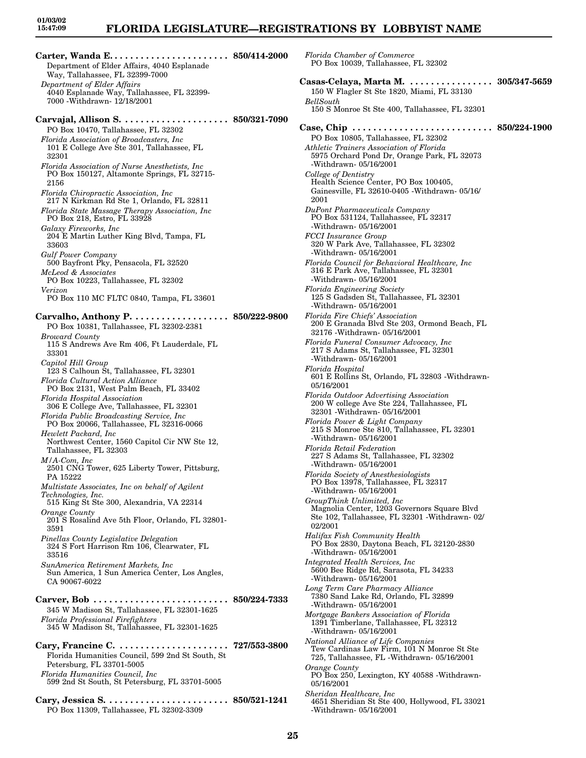**Carter, Wanda E.** . . . . . . . . . . . . . . . . . . . . . . . **850/414-2000**
Department of Elder Affairs, 4040 Esplanade Way, Tallahassee, FL 32399-7000
*Department of Elder Affairs*
4040 Esplanade Way, Tallahassee, FL 32399-7000 -Withdrawn- 12/18/2001

**Carvajal, Allison S.** . . . . . . . . . . . . . . . . . . . . **850/321-7090**
PO Box 10470, Tallahassee, FL 32302
*Florida Association of Broadcasters, Inc*
101 E College Ave Ste 301, Tallahassee, FL 32301
*Florida Association of Nurse Anesthetists, Inc*
PO Box 150127, Altamonte Springs, FL 32715-2156
*Florida Chiropractic Association, Inc*
217 N Kirkman Rd Ste 1, Orlando, FL 32811
*Florida State Massage Therapy Association, Inc*
PO Box 218, Estro, FL 33928
*Galaxy Fireworks, Inc*
204 E Martin Luther King Blvd, Tampa, FL 33603
*Gulf Power Company*
500 Bayfront Pky, Pensacola, FL 32520
*McLeod & Associates*
PO Box 10223, Tallahassee, FL 32302
*Verizon*
PO Box 110 MC FLTC 0840, Tampa, FL 33601

**Carvalho, Anthony P.** . . . . . . . . . . . . . . . . . . . **850/222-9800**
PO Box 10381, Tallahassee, FL 32302-2381
*Broward County*
115 S Andrews Ave Rm 406, Ft Lauderdale, FL 33301
*Capitol Hill Group*
123 S Calhoun St, Tallahassee, FL 32301
*Florida Cultural Action Alliance*
PO Box 2131, West Palm Beach, FL 33402
*Florida Hospital Association*
306 E College Ave, Tallahassee, FL 32301
*Florida Public Broadcasting Service, Inc*
PO Box 20066, Tallahassee, FL 32316-0066
*Hewlett Packard, Inc*
Northwest Center, 1560 Capitol Cir NW Ste 12, Tallahassee, FL 32303
*M/A-Com, Inc*
2501 CNG Tower, 625 Liberty Tower, Pittsburg, PA 15222
*Multistate Associates, Inc on behalf of Agilent Technologies, Inc.*
515 King St Ste 300, Alexandria, VA 22314
*Orange County*
201 S Rosalind Ave 5th Floor, Orlando, FL 32801-3591
*Pinellas County Legislative Delegation*
324 S Fort Harrison Rm 106, Clearwater, FL 33516
*SunAmerica Retirement Markets, Inc*
Sun America, 1 Sun America Center, Los Angles, CA 90067-6022

**Carver, Bob** . . . . . . . . . . . . . . . . . . . . . . . . . **850/224-7333**
345 W Madison St, Tallahassee, FL 32301-1625
*Florida Professional Firefighters*
345 W Madison St, Tallahassee, FL 32301-1625

**Cary, Francine C.** . . . . . . . . . . . . . . . . . . . . . **727/553-3800**
Florida Humanities Council, 599 2nd St South, St Petersburg, FL 33701-5005
*Florida Humanities Council, Inc*
599 2nd St South, St Petersburg, FL 33701-5005

**Cary, Jessica S.** . . . . . . . . . . . . . . . . . . . . . . . **850/521-1241**
PO Box 11309, Tallahassee, FL 32302-3309
*Florida Chamber of Commerce*
PO Box 10039, Tallahassee, FL 32302

**Casas-Celaya, Marta M.** . . . . . . . . . . . . . . . . **305/347-5659**
150 W Flagler St Ste 1820, Miami, FL 33130
*BellSouth*
150 S Monroe St Ste 400, Tallahassee, FL 32301

**Case, Chip** . . . . . . . . . . . . . . . . . . . . . . . . . . . **850/224-1900**
PO Box 10805, Tallahassee, FL 32302
*Athletic Trainers Association of Florida*
5975 Orchard Pond Dr, Orange Park, FL 32073 -Withdrawn- 05/16/2001
*College of Dentistry*
Health Science Center, PO Box 100405, Gainesville, FL 32610-0405 -Withdrawn- 05/16/2001
*DuPont Pharmaceuticals Company*
PO Box 531124, Tallahassee, FL 32317 -Withdrawn- 05/16/2001
*FCCI Insurance Group*
320 W Park Ave, Tallahassee, FL 32302 -Withdrawn- 05/16/2001
*Florida Council for Behavioral Healthcare, Inc*
316 E Park Ave, Tallahassee, FL 32301 -Withdrawn- 05/16/2001
*Florida Engineering Society*
125 S Gadsden St, Tallahassee, FL 32301 -Withdrawn- 05/16/2001
*Florida Fire Chiefs' Association*
200 E Granada Blvd Ste 203, Ormond Beach, FL 32176 -Withdrawn- 05/16/2001
*Florida Funeral Consumer Advocacy, Inc*
217 S Adams St, Tallahassee, FL 32301 -Withdrawn- 05/16/2001
*Florida Hospital*
601 E Rollins St, Orlando, FL 32803 -Withdrawn- 05/16/2001
*Florida Outdoor Advertising Association*
200 W college Ave Ste 224, Tallahassee, FL 32301 -Withdrawn- 05/16/2001
*Florida Power & Light Company*
215 S Monroe Ste 810, Tallahassee, FL 32301 -Withdrawn- 05/16/2001
*Florida Retail Federation*
227 S Adams St, Tallahassee, FL 32302 -Withdrawn- 05/16/2001
*Florida Society of Anesthesiologists*
PO Box 13978, Tallahassee, FL 32317 -Withdrawn- 05/16/2001
*GroupThink Unlimited, Inc*
Magnolia Center, 1203 Governors Square Blvd Ste 102, Tallahassee, FL 32301 -Withdrawn- 02/02/2001
*Halifax Fish Community Health*
PO Box 2830, Daytona Beach, FL 32120-2830 -Withdrawn- 05/16/2001
*Integrated Health Services, Inc*
5600 Bee Ridge Rd, Sarasota, FL 34233 -Withdrawn- 05/16/2001
*Long Term Care Pharmacy Alliance*
7380 Sand Lake Rd, Orlando, FL 32899 -Withdrawn- 05/16/2001
*Mortgage Bankers Association of Florida*
1391 Timberlane, Tallahassee, FL 32312 -Withdrawn- 05/16/2001
*National Alliance of Life Companies*
Tew Cardinas Law Firm, 101 N Monroe St Ste 725, Tallahassee, FL -Withdrawn- 05/16/2001
*Orange County*
PO Box 250, Lexington, KY 40588 -Withdrawn- 05/16/2001
*Sheridan Healthcare, Inc*
4651 Sheridian St Ste 400, Hollywood, FL 33021 -Withdrawn- 05/16/2001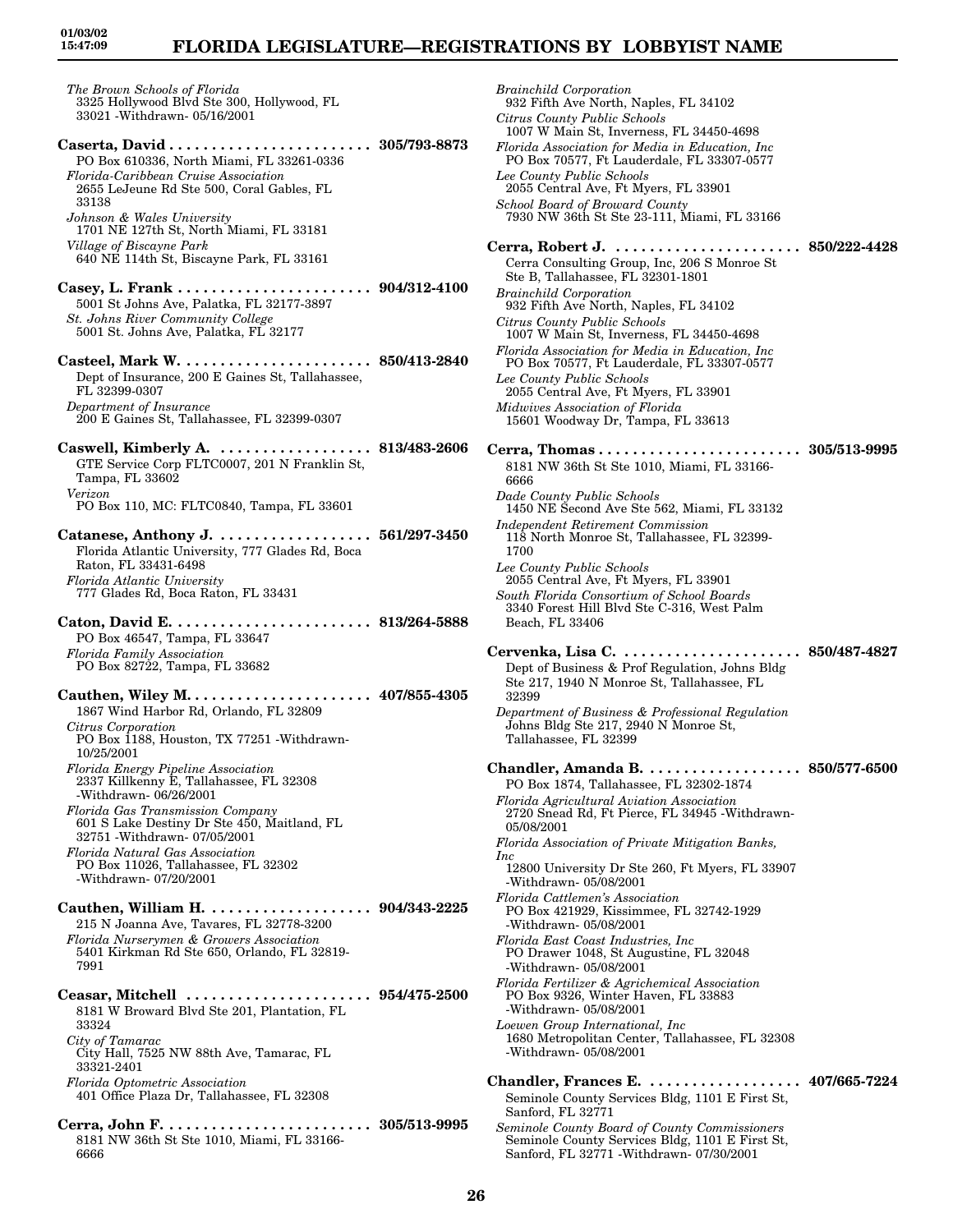*The Brown Schools of Florida*
3325 Hollywood Blvd Ste 300, Hollywood, FL 33021 -Withdrawn- 05/16/2001

**Caserta, David . . . . . . . . . . . . . . . . . . . . . . . . 305/793-8873**
PO Box 610336, North Miami, FL 33261-0336
*Florida-Caribbean Cruise Association*
2655 LeJeune Rd Ste 500, Coral Gables, FL 33138
*Johnson & Wales University*
1701 NE 127th St, North Miami, FL 33181
*Village of Biscayne Park*
640 NE 114th St, Biscayne Park, FL 33161

**Casey, L. Frank . . . . . . . . . . . . . . . . . . . . . . . 904/312-4100**
5001 St Johns Ave, Palatka, FL 32177-3897
*St. Johns River Community College*
5001 St. Johns Ave, Palatka, FL 32177

**Casteel, Mark W. . . . . . . . . . . . . . . . . . . . . . . 850/413-2840**
Dept of Insurance, 200 E Gaines St, Tallahassee, FL 32399-0307
*Department of Insurance*
200 E Gaines St, Tallahassee, FL 32399-0307

**Caswell, Kimberly A. . . . . . . . . . . . . . . . . . . 813/483-2606**
GTE Service Corp FLTC0007, 201 N Franklin St, Tampa, FL 33602
*Verizon*
PO Box 110, MC: FLTC0840, Tampa, FL 33601

**Catanese, Anthony J. . . . . . . . . . . . . . . . . . . 561/297-3450**
Florida Atlantic University, 777 Glades Rd, Boca Raton, FL 33431-6498
*Florida Atlantic University*
777 Glades Rd, Boca Raton, FL 33431

**Caton, David E. . . . . . . . . . . . . . . . . . . . . . . . 813/264-5888**
PO Box 46547, Tampa, FL 33647
*Florida Family Association*
PO Box 82722, Tampa, FL 33682

**Cauthen, Wiley M. . . . . . . . . . . . . . . . . . . . . . 407/855-4305**
1867 Wind Harbor Rd, Orlando, FL 32809
*Citrus Corporation*
PO Box 1188, Houston, TX 77251 -Withdrawn- 10/25/2001
*Florida Energy Pipeline Association*
2337 Killkenny E, Tallahassee, FL 32308 -Withdrawn- 06/26/2001
*Florida Gas Transmission Company*
601 S Lake Destiny Dr Ste 450, Maitland, FL 32751 -Withdrawn- 07/05/2001
*Florida Natural Gas Association*
PO Box 11026, Tallahassee, FL 32302 -Withdrawn- 07/20/2001

**Cauthen, William H. . . . . . . . . . . . . . . . . . . . 904/343-2225**
215 N Joanna Ave, Tavares, FL 32778-3200
*Florida Nurserymen & Growers Association*
5401 Kirkman Rd Ste 650, Orlando, FL 32819-7991

**Ceasar, Mitchell . . . . . . . . . . . . . . . . . . . . . . 954/475-2500**
8181 W Broward Blvd Ste 201, Plantation, FL 33324
*City of Tamarac*
City Hall, 7525 NW 88th Ave, Tamarac, FL 33321-2401
*Florida Optometric Association*
401 Office Plaza Dr, Tallahassee, FL 32308

**Cerra, John F. . . . . . . . . . . . . . . . . . . . . . . . . 305/513-9995**
8181 NW 36th St Ste 1010, Miami, FL 33166-6666
*Brainchild Corporation*
932 Fifth Ave North, Naples, FL 34102
*Citrus County Public Schools*
1007 W Main St, Inverness, FL 34450-4698
*Florida Association for Media in Education, Inc*
PO Box 70577, Ft Lauderdale, FL 33307-0577
*Lee County Public Schools*
2055 Central Ave, Ft Myers, FL 33901
*School Board of Broward County*
7930 NW 36th St Ste 23-111, Miami, FL 33166

**Cerra, Robert J. . . . . . . . . . . . . . . . . . . . . . . 850/222-4428**
Cerra Consulting Group, Inc, 206 S Monroe St Ste B, Tallahassee, FL 32301-1801
*Brainchild Corporation*
932 Fifth Ave North, Naples, FL 34102
*Citrus County Public Schools*
1007 W Main St, Inverness, FL 34450-4698
*Florida Association for Media in Education, Inc*
PO Box 70577, Ft Lauderdale, FL 33307-0577
*Lee County Public Schools*
2055 Central Ave, Ft Myers, FL 33901
*Midwives Association of Florida*
15601 Woodway Dr, Tampa, FL 33613

**Cerra, Thomas . . . . . . . . . . . . . . . . . . . . . . . . 305/513-9995**
8181 NW 36th St Ste 1010, Miami, FL 33166-6666
*Dade County Public Schools*
1450 NE Second Ave Ste 562, Miami, FL 33132
*Independent Retirement Commission*
118 North Monroe St, Tallahassee, FL 32399-1700
*Lee County Public Schools*
2055 Central Ave, Ft Myers, FL 33901
*South Florida Consortium of School Boards*
3340 Forest Hill Blvd Ste C-316, West Palm Beach, FL 33406

**Cervenka, Lisa C. . . . . . . . . . . . . . . . . . . . . . 850/487-4827**
Dept of Business & Prof Regulation, Johns Bldg Ste 217, 1940 N Monroe St, Tallahassee, FL 32399
*Department of Business & Professional Regulation*
Johns Bldg Ste 217, 2940 N Monroe St, Tallahassee, FL 32399

**Chandler, Amanda B. . . . . . . . . . . . . . . . . . . 850/577-6500**
PO Box 1874, Tallahassee, FL 32302-1874
*Florida Agricultural Aviation Association*
2720 Snead Rd, Ft Pierce, FL 34945 -Withdrawn- 05/08/2001
*Florida Association of Private Mitigation Banks, Inc*
12800 University Dr Ste 260, Ft Myers, FL 33907 -Withdrawn- 05/08/2001
*Florida Cattlemen's Association*
PO Box 421929, Kissimmee, FL 32742-1929 -Withdrawn- 05/08/2001
*Florida East Coast Industries, Inc*
PO Drawer 1048, St Augustine, FL 32048 -Withdrawn- 05/08/2001
*Florida Fertilizer & Agrichemical Association*
PO Box 9326, Winter Haven, FL 33883 -Withdrawn- 05/08/2001
*Loewen Group International, Inc*
1680 Metropolitan Center, Tallahassee, FL 32308 -Withdrawn- 05/08/2001

**Chandler, Frances E. . . . . . . . . . . . . . . . . . . 407/665-7224**
Seminole County Services Bldg, 1101 E First St, Sanford, FL 32771
*Seminole County Board of County Commissioners*
Seminole County Services Bldg, 1101 E First St, Sanford, FL 32771 -Withdrawn- 07/30/2001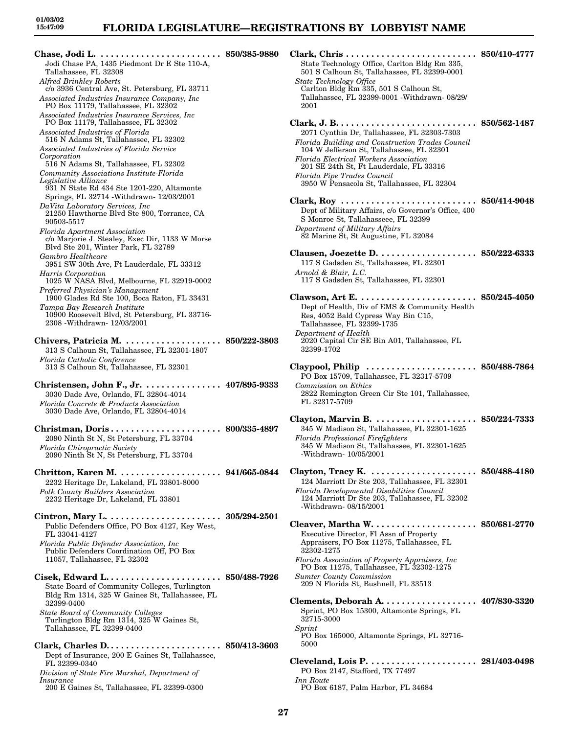**Chase, Jodi L.** . . . . . . . . . . . . . . . . . . . . . . . . 850/385-9880
Jodi Chase PA, 1435 Piedmont Dr E Ste 110-A, Tallahassee, FL 32308
*Alfred Brinkley Roberts*
c/o 3936 Central Ave, St. Petersburg, FL 33711
*Associated Industries Insurance Company, Inc*
PO Box 11179, Tallahassee, FL 32302
*Associated Industries Insurance Services, Inc*
PO Box 11179, Tallahassee, FL 32302
*Associated Industries of Florida*
516 N Adams St, Tallahassee, FL 32302
*Associated Industries of Florida Service Corporation*
516 N Adams St, Tallahassee, FL 32302
*Community Associations Institute-Florida Legislative Alliance*
931 N State Rd 434 Ste 1201-220, Altamonte Springs, FL 32714 -Withdrawn- 12/03/2001
*DaVita Laboratory Services, Inc*
21250 Hawthorne Blvd Ste 800, Torrance, CA 90503-5517
*Florida Apartment Association*
c/o Marjorie J. Stealey, Exec Dir, 1133 W Morse Blvd Ste 201, Winter Park, FL 32789
*Gambro Healthcare*
3951 SW 30th Ave, Ft Lauderdale, FL 33312
*Harris Corporation*
1025 W NASA Blvd, Melbourne, FL 32919-0002
*Preferred Physician's Management*
1900 Glades Rd Ste 100, Boca Raton, FL 33431
*Tampa Bay Research Institute*
10900 Roosevelt Blvd, St Petersburg, FL 33716-2308 -Withdrawn- 12/03/2001

**Chivers, Patricia M.** . . . . . . . . . . . . . . . . . . . . 850/222-3803
313 S Calhoun St, Tallahassee, FL 32301-1807
*Florida Catholic Conference*
313 S Calhoun St, Tallahassee, FL 32301

**Christensen, John F., Jr.** . . . . . . . . . . . . . . . . 407/895-9333
3030 Dade Ave, Orlando, FL 32804-4014
*Florida Concrete & Products Association*
3030 Dade Ave, Orlando, FL 32804-4014

**Christman, Doris** . . . . . . . . . . . . . . . . . . . . . . 800/335-4897
2090 Ninth St N, St Petersburg, FL 33704
*Florida Chiropractic Society*
2090 Ninth St N, St Petersburg, FL 33704

**Chritton, Karen M.** . . . . . . . . . . . . . . . . . . . . 941/665-0844
2232 Heritage Dr, Lakeland, FL 33801-8000
*Polk County Builders Association*
2232 Heritage Dr, Lakeland, FL 33801

**Cintron, Mary L.** . . . . . . . . . . . . . . . . . . . . . . 305/294-2501
Public Defenders Office, PO Box 4127, Key West, FL 33041-4127
*Florida Public Defender Association, Inc*
Public Defenders Coordination Off, PO Box 11057, Tallahassee, FL 32302

**Cisek, Edward L.** . . . . . . . . . . . . . . . . . . . . . . 850/488-7926
State Board of Community Colleges, Turlington Bldg Rm 1314, 325 W Gaines St, Tallahassee, FL 32399-0400
*State Board of Community Colleges*
Turlington Bldg Rm 1314, 325 W Gaines St, Tallahassee, FL 32399-0400

**Clark, Charles D.** . . . . . . . . . . . . . . . . . . . . . . 850/413-3603
Dept of Insurance, 200 E Gaines St, Tallahassee, FL 32399-0340
*Division of State Fire Marshal, Department of Insurance*
200 E Gaines St, Tallahassee, FL 32399-0300

**Clark, Chris** . . . . . . . . . . . . . . . . . . . . . . . . . . 850/410-4777
State Technology Office, Carlton Bldg Rm 335, 501 S Calhoun St, Tallahassee, FL 32399-0001
*State Technology Office*
Carlton Bldg Rm 335, 501 S Calhoun St, Tallahassee, FL 32399-0001 -Withdrawn- 08/29/2001

**Clark, J. B.** . . . . . . . . . . . . . . . . . . . . . . . . . . . 850/562-1487
2071 Cynthia Dr, Tallahassee, FL 32303-7303
*Florida Building and Construction Trades Council*
104 W Jefferson St, Tallahassee, FL 32301
*Florida Electrical Workers Association*
201 SE 24th St, Ft Lauderdale, FL 33316
*Florida Pipe Trades Council*
3950 W Pensacola St, Tallahassee, FL 32304

**Clark, Roy** . . . . . . . . . . . . . . . . . . . . . . . . . . . 850/414-9048
Dept of Military Affairs, c/o Governor's Office, 400 S Monroe St, Tallahasseee, FL 32399
*Department of Military Affairs*
82 Marine St, St Augustine, FL 32084

**Clausen, Joezette D.** . . . . . . . . . . . . . . . . . . . 850/222-6333
117 S Gadsden St, Tallahassee, FL 32301
*Arnold & Blair, L.C.*
117 S Gadsden St, Tallahassee, FL 32301

**Clawson, Art E.** . . . . . . . . . . . . . . . . . . . . . . . 850/245-4050
Dept of Health, Div of EMS & Community Health Res, 4052 Bald Cypress Way Bin C15, Tallahassee, FL 32399-1735
*Department of Health*
2020 Capital Cir SE Bin A01, Tallahassee, FL 32399-1702

**Claypool, Philip** . . . . . . . . . . . . . . . . . . . . . . 850/488-7864
PO Box 15709, Tallahassee, FL 32317-5709
*Commission on Ethics*
2822 Remington Green Cir Ste 101, Tallahassee, FL 32317-5709

**Clayton, Marvin B.** . . . . . . . . . . . . . . . . . . . . 850/224-7333
345 W Madison St, Tallahassee, FL 32301-1625
*Florida Professional Firefighters*
345 W Madison St, Tallahassee, FL 32301-1625 -Withdrawn- 10/05/2001

**Clayton, Tracy K.** . . . . . . . . . . . . . . . . . . . . . 850/488-4180
124 Marriott Dr Ste 203, Tallahassee, FL 32301
*Florida Developmental Disabilities Council*
124 Marriott Dr Ste 203, Tallahassee, FL 32302 -Withdrawn- 08/15/2001

**Cleaver, Martha W.** . . . . . . . . . . . . . . . . . . . . 850/681-2770
Executive Director, Fl Assn of Property Appraisers, PO Box 11275, Tallahassee, FL 32302-1275
*Florida Association of Property Appraisers, Inc*
PO Box 11275, Tallahassee, FL 32302-1275
*Sumter County Commission*
209 N Florida St, Bushnell, FL 33513

**Clements, Deborah A.** . . . . . . . . . . . . . . . . . . 407/830-3320
Sprint, PO Box 15300, Altamonte Springs, FL 32715-3000
*Sprint*
PO Box 165000, Altamonte Springs, FL 32716-5000

**Cleveland, Lois P.** . . . . . . . . . . . . . . . . . . . . . 281/403-0498
PO Box 2147, Stafford, TX 77497
*Inn Route*
PO Box 6187, Palm Harbor, FL 34684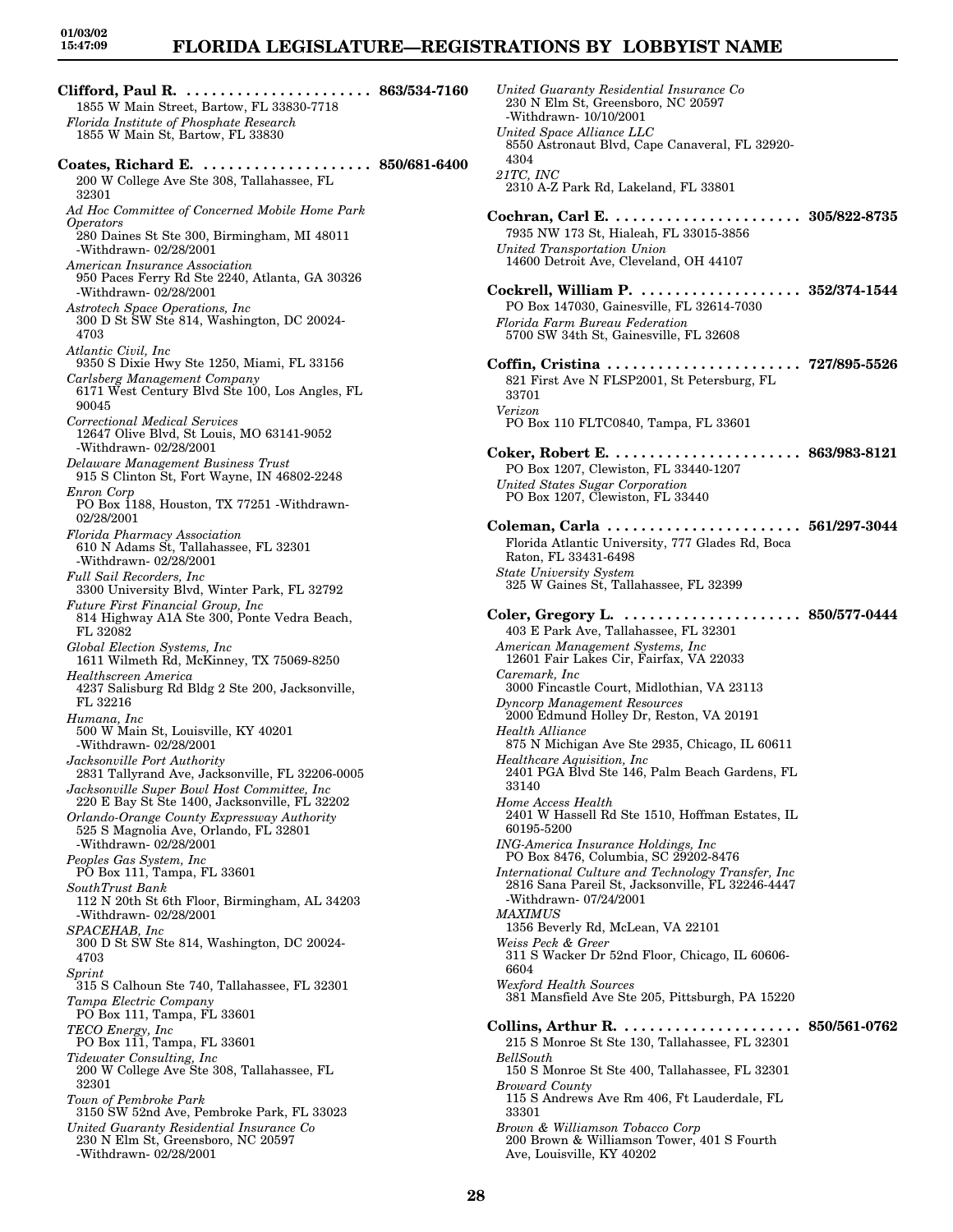**Clifford, Paul R.** ...................... **863/534-7160**
1855 W Main Street, Bartow, FL 33830-7718
*Florida Institute of Phosphate Research*
1855 W Main St, Bartow, FL 33830

**Coates, Richard E.** .................... **850/681-6400**
200 W College Ave Ste 308, Tallahassee, FL 32301
*Ad Hoc Committee of Concerned Mobile Home Park Operators*
280 Daines St Ste 300, Birmingham, MI 48011 -Withdrawn- 02/28/2001
*American Insurance Association*
950 Paces Ferry Rd Ste 2240, Atlanta, GA 30326 -Withdrawn- 02/28/2001
*Astrotech Space Operations, Inc*
300 D St SW Ste 814, Washington, DC 20024-4703
*Atlantic Civil, Inc*
9350 S Dixie Hwy Ste 1250, Miami, FL 33156
*Carlsberg Management Company*
6171 West Century Blvd Ste 100, Los Angles, FL 90045
*Correctional Medical Services*
12647 Olive Blvd, St Louis, MO 63141-9052 -Withdrawn- 02/28/2001
*Delaware Management Business Trust*
915 S Clinton St, Fort Wayne, IN 46802-2248
*Enron Corp*
PO Box 1188, Houston, TX 77251 -Withdrawn- 02/28/2001
*Florida Pharmacy Association*
610 N Adams St, Tallahassee, FL 32301 -Withdrawn- 02/28/2001
*Full Sail Recorders, Inc*
3300 University Blvd, Winter Park, FL 32792
*Future First Financial Group, Inc*
814 Highway A1A Ste 300, Ponte Vedra Beach, FL 32082
*Global Election Systems, Inc*
1611 Wilmeth Rd, McKinney, TX 75069-8250
*Healthscreen America*
4237 Salisburg Rd Bldg 2 Ste 200, Jacksonville, FL 32216
*Humana, Inc*
500 W Main St, Louisville, KY 40201 -Withdrawn- 02/28/2001
*Jacksonville Port Authority*
2831 Tallyrand Ave, Jacksonville, FL 32206-0005
*Jacksonville Super Bowl Host Committee, Inc*
220 E Bay St Ste 1400, Jacksonville, FL 32202
*Orlando-Orange County Expressway Authority*
525 S Magnolia Ave, Orlando, FL 32801 -Withdrawn- 02/28/2001
*Peoples Gas System, Inc*
PO Box 111, Tampa, FL 33601
*SouthTrust Bank*
112 N 20th St 6th Floor, Birmingham, AL 34203 -Withdrawn- 02/28/2001
*SPACEHAB, Inc*
300 D St SW Ste 814, Washington, DC 20024-4703
*Sprint*
315 S Calhoun Ste 740, Tallahassee, FL 32301
*Tampa Electric Company*
PO Box 111, Tampa, FL 33601
*TECO Energy, Inc*
PO Box 111, Tampa, FL 33601
*Tidewater Consulting, Inc*
200 W College Ave Ste 308, Tallahassee, FL 32301
*Town of Pembroke Park*
3150 SW 52nd Ave, Pembroke Park, FL 33023
*United Guaranty Residential Insurance Co*
230 N Elm St, Greensboro, NC 20597 -Withdrawn- 02/28/2001
*United Guaranty Residential Insurance Co*
230 N Elm St, Greensboro, NC 20597 -Withdrawn- 10/10/2001
*United Space Alliance LLC*
8550 Astronaut Blvd, Cape Canaveral, FL 32920-4304
*21TC, INC*
2310 A-Z Park Rd, Lakeland, FL 33801

**Cochran, Carl E.** ...................... **305/822-8735**
7935 NW 173 St, Hialeah, FL 33015-3856
*United Transportation Union*
14600 Detroit Ave, Cleveland, OH 44107

**Cockrell, William P.** ................... **352/374-1544**
PO Box 147030, Gainesville, FL 32614-7030
*Florida Farm Bureau Federation*
5700 SW 34th St, Gainesville, FL 32608

**Coffin, Cristina** ....................... **727/895-5526**
821 First Ave N FLSP2001, St Petersburg, FL 33701
*Verizon*
PO Box 110 FLTC0840, Tampa, FL 33601

**Coker, Robert E.** ...................... **863/983-8121**
PO Box 1207, Clewiston, FL 33440-1207
*United States Sugar Corporation*
PO Box 1207, Clewiston, FL 33440

**Coleman, Carla** ....................... **561/297-3044**
Florida Atlantic University, 777 Glades Rd, Boca Raton, FL 33431-6498
*State University System*
325 W Gaines St, Tallahassee, FL 32399

**Coler, Gregory L.** ..................... **850/577-0444**
403 E Park Ave, Tallahassee, FL 32301
*American Management Systems, Inc*
12601 Fair Lakes Cir, Fairfax, VA 22033
*Caremark, Inc*
3000 Fincastle Court, Midlothian, VA 23113
*Dyncorp Management Resources*
2000 Edmund Holley Dr, Reston, VA 20191
*Health Alliance*
875 N Michigan Ave Ste 2935, Chicago, IL 60611
*Healthcare Aquisition, Inc*
2401 PGA Blvd Ste 146, Palm Beach Gardens, FL 33140
*Home Access Health*
2401 W Hassell Rd Ste 1510, Hoffman Estates, IL 60195-5200
*ING-America Insurance Holdings, Inc*
PO Box 8476, Columbia, SC 29202-8476
*International Culture and Technology Transfer, Inc*
2816 Sana Pareil St, Jacksonville, FL 32246-4447 -Withdrawn- 07/24/2001
*MAXIMUS*
1356 Beverly Rd, McLean, VA 22101
*Weiss Peck & Greer*
311 S Wacker Dr 52nd Floor, Chicago, IL 60606-6604
*Wexford Health Sources*
381 Mansfield Ave Ste 205, Pittsburgh, PA 15220

**Collins, Arthur R.** ..................... **850/561-0762**
215 S Monroe St Ste 130, Tallahassee, FL 32301
*BellSouth*
150 S Monroe St Ste 400, Tallahassee, FL 32301
*Broward County*
115 S Andrews Ave Rm 406, Ft Lauderdale, FL 33301
*Brown & Williamson Tobacco Corp*
200 Brown & Williamson Tower, 401 S Fourth Ave, Louisville, KY 40202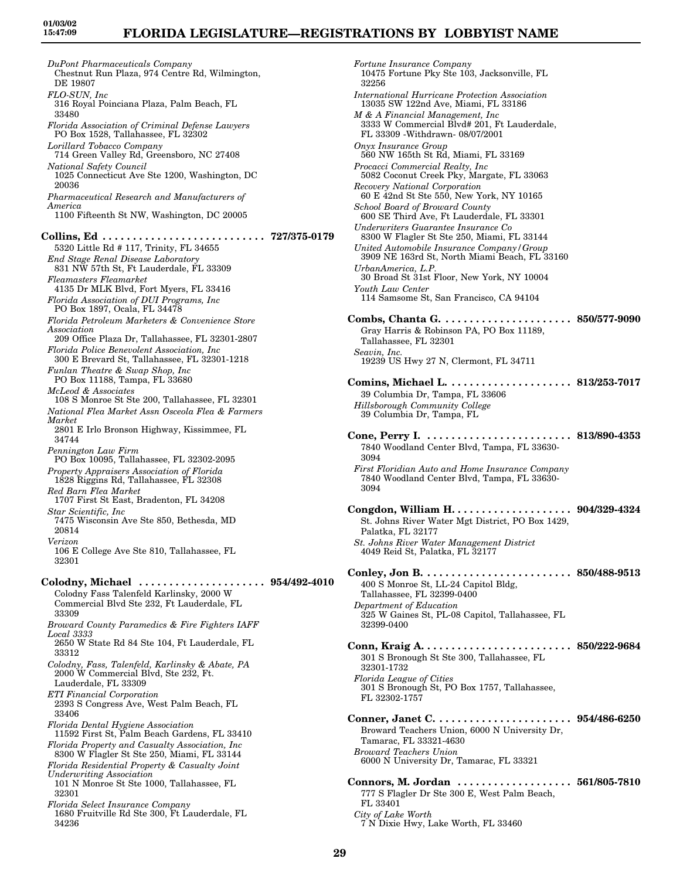*DuPont Pharmaceuticals Company*
Chestnut Run Plaza, 974 Centre Rd, Wilmington, DE 19807

*FLO-SUN, Inc*
316 Royal Poinciana Plaza, Palm Beach, FL 33480

*Florida Association of Criminal Defense Lawyers*
PO Box 1528, Tallahassee, FL 32302

*Lorillard Tobacco Company*
714 Green Valley Rd, Greensboro, NC 27408

*National Safety Council*
1025 Connecticut Ave Ste 1200, Washington, DC 20036

*Pharmaceutical Research and Manufacturers of America*
1100 Fifteenth St NW, Washington, DC 20005

**Collins, Ed . . . . . . . . . . . . . . . . . . . . . . . . . . . 727/375-0179**
5320 Little Rd # 117, Trinity, FL 34655

*End Stage Renal Disease Laboratory*
831 NW 57th St, Ft Lauderdale, FL 33309

*Fleamasters Fleamarket*
4135 Dr MLK Blvd, Fort Myers, FL 33416

*Florida Association of DUI Programs, Inc*
PO Box 1897, Ocala, FL 34478

*Florida Petroleum Marketers & Convenience Store Association*
209 Office Plaza Dr, Tallahassee, FL 32301-2807

*Florida Police Benevolent Association, Inc*
300 E Brevard St, Tallahassee, FL 32301-1218

*Funlan Theatre & Swap Shop, Inc*
PO Box 11188, Tampa, FL 33680

*McLeod & Associates*
108 S Monroe St Ste 200, Tallahassee, FL 32301

*National Flea Market Assn Osceola Flea & Farmers Market*
2801 E Irlo Bronson Highway, Kissimmee, FL 34744

*Pennington Law Firm*
PO Box 10095, Tallahassee, FL 32302-2095

*Property Appraisers Association of Florida*
1828 Riggins Rd, Tallahassee, FL 32308

*Red Barn Flea Market*
1707 First St East, Bradenton, FL 34208

*Star Scientific, Inc*
7475 Wisconsin Ave Ste 850, Bethesda, MD 20814

*Verizon*
106 E College Ave Ste 810, Tallahassee, FL 32301

**Colodny, Michael . . . . . . . . . . . . . . . . . . . . . 954/492-4010**
Colodny Fass Talenfeld Karlinsky, 2000 W Commercial Blvd Ste 232, Ft Lauderdale, FL 33309

*Broward County Paramedics & Fire Fighters IAFF Local 3333*
2650 W State Rd 84 Ste 104, Ft Lauderdale, FL 33312

*Colodny, Fass, Talenfeld, Karlinsky & Abate, PA*
2000 W Commercial Blvd, Ste 232, Ft. Lauderdale, FL 33309

*ETI Financial Corporation*
2393 S Congress Ave, West Palm Beach, FL 33406

*Florida Dental Hygiene Association*
11592 First St, Palm Beach Gardens, FL 33410

*Florida Property and Casualty Association, Inc*
8300 W Flagler St Ste 250, Miami, FL 33144

*Florida Residential Property & Casualty Joint Underwriting Association*
101 N Monroe St Ste 1000, Tallahassee, FL 32301

*Florida Select Insurance Company*
1680 Fruitville Rd Ste 300, Ft Lauderdale, FL 34236

*Fortune Insurance Company*
10475 Fortune Pky Ste 103, Jacksonville, FL 32256

*International Hurricane Protection Association*
13035 SW 122nd Ave, Miami, FL 33186

*M & A Financial Management, Inc*
3333 W Commercial Blvd# 201, Ft Lauderdale, FL 33309 -Withdrawn- 08/07/2001

*Onyx Insurance Group*
560 NW 165th St Rd, Miami, FL 33169

*Procacci Commercial Realty, Inc*
5082 Coconut Creek Pky, Margate, FL 33063

*Recovery National Corporation*
60 E 42nd St Ste 550, New York, NY 10165

*School Board of Broward County*
600 SE Third Ave, Ft Lauderdale, FL 33301

*Underwriters Guarantee Insurance Co*
8300 W Flagler St Ste 250, Miami, FL 33144

*United Automobile Insurance Company/Group*
3909 NE 163rd St, North Miami Beach, FL 33160

*UrbanAmerica, L.P.*
30 Broad St 31st Floor, New York, NY 10004

*Youth Law Center*
114 Samsome St, San Francisco, CA 94104

**Combs, Chanta G. . . . . . . . . . . . . . . . . . . . . . 850/577-9090**
Gray Harris & Robinson PA, PO Box 11189, Tallahassee, FL 32301

*Seavin, Inc.*
19239 US Hwy 27 N, Clermont, FL 34711

**Comins, Michael L. . . . . . . . . . . . . . . . . . . . . 813/253-7017**
39 Columbia Dr, Tampa, FL 33606

*Hillsborough Community College*
39 Columbia Dr, Tampa, FL

**Cone, Perry I. . . . . . . . . . . . . . . . . . . . . . . . 813/890-4353**
7840 Woodland Center Blvd, Tampa, FL 33630-3094

*First Floridian Auto and Home Insurance Company*
7840 Woodland Center Blvd, Tampa, FL 33630-3094

**Congdon, William H. . . . . . . . . . . . . . . . . . . . 904/329-4324**
St. Johns River Water Mgt District, PO Box 1429, Palatka, FL 32177

*St. Johns River Water Management District*
4049 Reid St, Palatka, FL 32177

**Conley, Jon B. . . . . . . . . . . . . . . . . . . . . . . . 850/488-9513**
400 S Monroe St, LL-24 Capitol Bldg, Tallahassee, FL 32399-0400

*Department of Education*
325 W Gaines St, PL-08 Capitol, Tallahassee, FL 32399-0400

**Conn, Kraig A. . . . . . . . . . . . . . . . . . . . . . . . 850/222-9684**
301 S Bronough St Ste 300, Tallahassee, FL 32301-1732

*Florida League of Cities*
301 S Bronough St, PO Box 1757, Tallahassee, FL 32302-1757

**Conner, Janet C. . . . . . . . . . . . . . . . . . . . . . 954/486-6250**
Broward Teachers Union, 6000 N University Dr, Tamarac, FL 33321-4630

*Broward Teachers Union*
6000 N University Dr, Tamarac, FL 33321

**Connors, M. Jordan . . . . . . . . . . . . . . . . . . . 561/805-7810**
777 S Flagler Dr Ste 300 E, West Palm Beach, FL 33401

*City of Lake Worth*
7 N Dixie Hwy, Lake Worth, FL 33460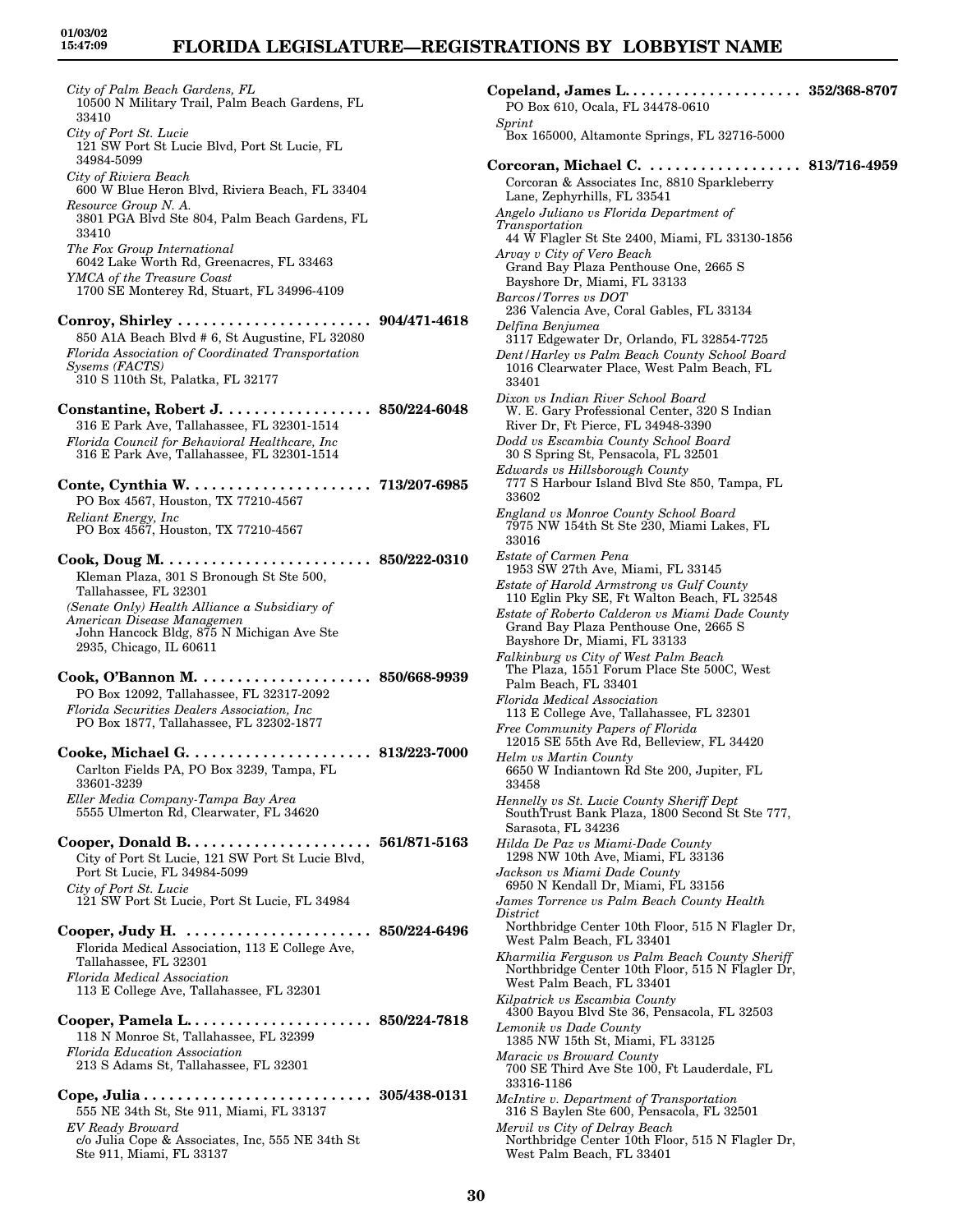*City of Palm Beach Gardens, FL*
10500 N Military Trail, Palm Beach Gardens, FL 33410
*City of Port St. Lucie*
121 SW Port St Lucie Blvd, Port St Lucie, FL 34984-5099
*City of Riviera Beach*
600 W Blue Heron Blvd, Riviera Beach, FL 33404
*Resource Group N. A.*
3801 PGA Blvd Ste 804, Palm Beach Gardens, FL 33410
*The Fox Group International*
6042 Lake Worth Rd, Greenacres, FL 33463
*YMCA of the Treasure Coast*
1700 SE Monterey Rd, Stuart, FL 34996-4109

**Conroy, Shirley . . . . . . . . . . . . . . . . . . . . . . . 904/471-4618**
850 A1A Beach Blvd # 6, St Augustine, FL 32080
*Florida Association of Coordinated Transportation Sysems (FACTS)*
310 S 110th St, Palatka, FL 32177

**Constantine, Robert J. . . . . . . . . . . . . . . . . . 850/224-6048**
316 E Park Ave, Tallahassee, FL 32301-1514
*Florida Council for Behavioral Healthcare, Inc*
316 E Park Ave, Tallahassee, FL 32301-1514

**Conte, Cynthia W. . . . . . . . . . . . . . . . . . . . . . 713/207-6985**
PO Box 4567, Houston, TX 77210-4567
*Reliant Energy, Inc*
PO Box 4567, Houston, TX 77210-4567

**Cook, Doug M. . . . . . . . . . . . . . . . . . . . . . . . . 850/222-0310**
Kleman Plaza, 301 S Bronough St Ste 500, Tallahassee, FL 32301
*(Senate Only) Health Alliance a Subsidiary of American Disease Managemen*
John Hancock Bldg, 875 N Michigan Ave Ste 2935, Chicago, IL 60611

**Cook, O'Bannon M. . . . . . . . . . . . . . . . . . . . . 850/668-9939**
PO Box 12092, Tallahassee, FL 32317-2092
*Florida Securities Dealers Association, Inc*
PO Box 1877, Tallahassee, FL 32302-1877

**Cooke, Michael G. . . . . . . . . . . . . . . . . . . . . . 813/223-7000**
Carlton Fields PA, PO Box 3239, Tampa, FL 33601-3239
*Eller Media Company-Tampa Bay Area*
5555 Ulmerton Rd, Clearwater, FL 34620

**Cooper, Donald B. . . . . . . . . . . . . . . . . . . . . . 561/871-5163**
City of Port St Lucie, 121 SW Port St Lucie Blvd, Port St Lucie, FL 34984-5099
*City of Port St. Lucie*
121 SW Port St Lucie, Port St Lucie, FL 34984

**Cooper, Judy H. . . . . . . . . . . . . . . . . . . . . . . 850/224-6496**
Florida Medical Association, 113 E College Ave, Tallahassee, FL 32301
*Florida Medical Association*
113 E College Ave, Tallahassee, FL 32301

**Cooper, Pamela L. . . . . . . . . . . . . . . . . . . . . . 850/224-7818**
118 N Monroe St, Tallahassee, FL 32399
*Florida Education Association*
213 S Adams St, Tallahassee, FL 32301

**Cope, Julia . . . . . . . . . . . . . . . . . . . . . . . . . . . 305/438-0131**
555 NE 34th St, Ste 911, Miami, FL 33137
*EV Ready Broward*
c/o Julia Cope & Associates, Inc, 555 NE 34th St Ste 911, Miami, FL 33137

**Copeland, James L. . . . . . . . . . . . . . . . . . . . . 352/368-8707**
PO Box 610, Ocala, FL 34478-0610
*Sprint*
Box 165000, Altamonte Springs, FL 32716-5000

**Corcoran, Michael C. . . . . . . . . . . . . . . . . . . 813/716-4959**
Corcoran & Associates Inc, 8810 Sparkleberry Lane, Zephyrhills, FL 33541
*Angelo Juliano vs Florida Department of Transportation*
44 W Flagler St Ste 2400, Miami, FL 33130-1856
*Arvay v City of Vero Beach*
Grand Bay Plaza Penthouse One, 2665 S Bayshore Dr, Miami, FL 33133
*Barcos/Torres vs DOT*
236 Valencia Ave, Coral Gables, FL 33134
*Delfina Benjumea*
3117 Edgewater Dr, Orlando, FL 32854-7725
*Dent/Harley vs Palm Beach County School Board*
1016 Clearwater Place, West Palm Beach, FL 33401
*Dixon vs Indian River School Board*
W. E. Gary Professional Center, 320 S Indian River Dr, Ft Pierce, FL 34948-3390
*Dodd vs Escambia County School Board*
30 S Spring St, Pensacola, FL 32501
*Edwards vs Hillsborough County*
777 S Harbour Island Blvd Ste 850, Tampa, FL 33602
*England vs Monroe County School Board*
7975 NW 154th St Ste 230, Miami Lakes, FL 33016
*Estate of Carmen Pena*
1953 SW 27th Ave, Miami, FL 33145
*Estate of Harold Armstrong vs Gulf County*
110 Eglin Pky SE, Ft Walton Beach, FL 32548
*Estate of Roberto Calderon vs Miami Dade County*
Grand Bay Plaza Penthouse One, 2665 S Bayshore Dr, Miami, FL 33133
*Falkinburg vs City of West Palm Beach*
The Plaza, 1551 Forum Place Ste 500C, West Palm Beach, FL 33401
*Florida Medical Association*
113 E College Ave, Tallahassee, FL 32301
*Free Community Papers of Florida*
12015 SE 55th Ave Rd, Belleview, FL 34420
*Helm vs Martin County*
6650 W Indiantown Rd Ste 200, Jupiter, FL 33458
*Hennelly vs St. Lucie County Sheriff Dept*
SouthTrust Bank Plaza, 1800 Second St Ste 777, Sarasota, FL 34236
*Hilda De Paz vs Miami-Dade County*
1298 NW 10th Ave, Miami, FL 33136
*Jackson vs Miami Dade County*
6950 N Kendall Dr, Miami, FL 33156
*James Torrence vs Palm Beach County Health District*
Northbridge Center 10th Floor, 515 N Flagler Dr, West Palm Beach, FL 33401
*Kharmilia Ferguson vs Palm Beach County Sheriff*
Northbridge Center 10th Floor, 515 N Flagler Dr, West Palm Beach, FL 33401
*Kilpatrick vs Escambia County*
4300 Bayou Blvd Ste 36, Pensacola, FL 32503
*Lemonik vs Dade County*
1385 NW 15th St, Miami, FL 33125
*Maracic vs Broward County*
700 SE Third Ave Ste 100, Ft Lauderdale, FL 33316-1186
*McIntire v. Department of Transportation*
316 S Baylen Ste 600, Pensacola, FL 32501
*Mervil vs City of Delray Beach*
Northbridge Center 10th Floor, 515 N Flagler Dr, West Palm Beach, FL 33401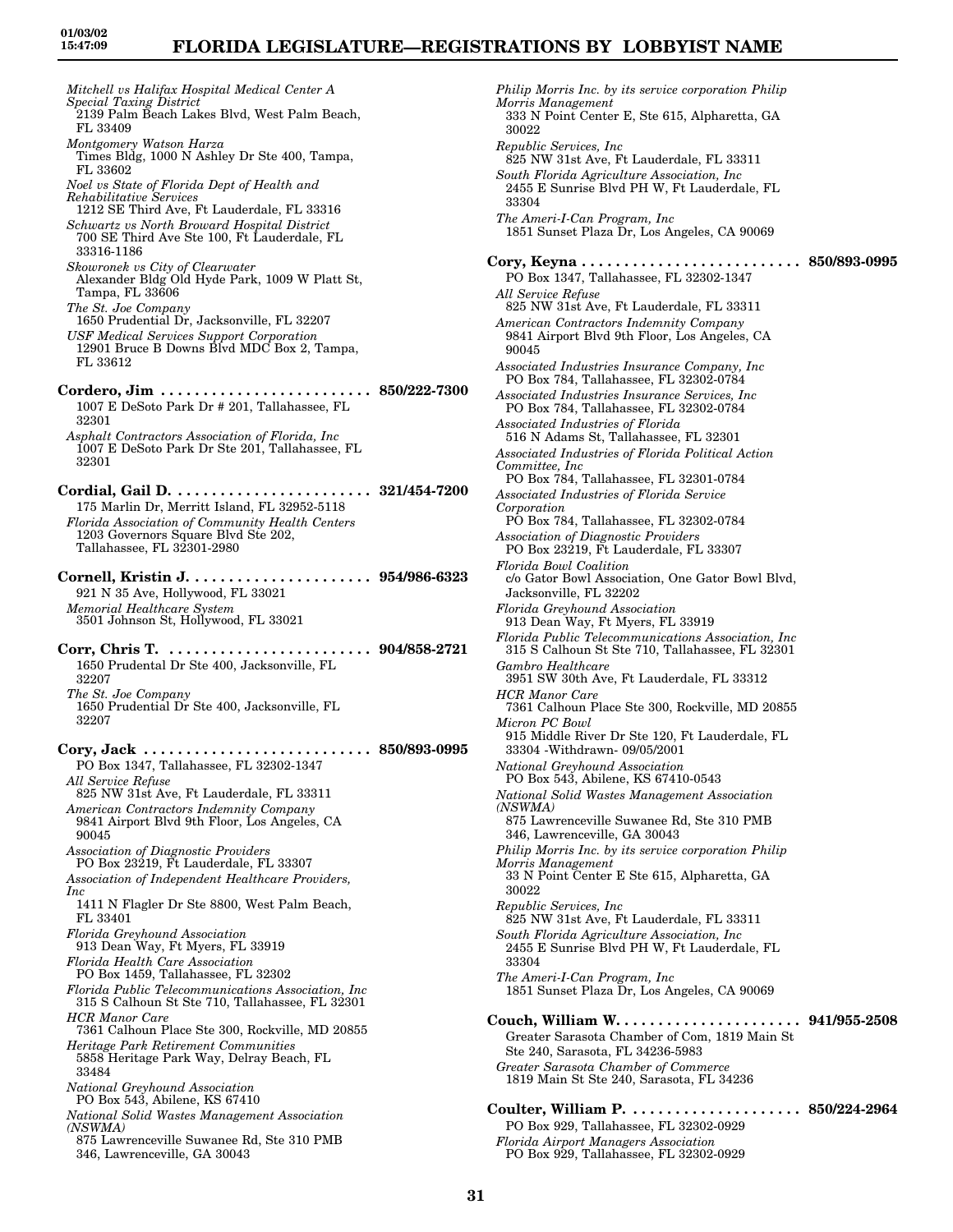*Mitchell vs Halifax Hospital Medical Center A Special Taxing District*
2139 Palm Beach Lakes Blvd, West Palm Beach, FL 33409

*Montgomery Watson Harza*
Times Bldg, 1000 N Ashley Dr Ste 400, Tampa, FL 33602

*Noel vs State of Florida Dept of Health and Rehabilitative Services*
1212 SE Third Ave, Ft Lauderdale, FL 33316

*Schwartz vs North Broward Hospital District*
700 SE Third Ave Ste 100, Ft Lauderdale, FL 33316-1186

*Skowronek vs City of Clearwater*
Alexander Bldg Old Hyde Park, 1009 W Platt St, Tampa, FL 33606

*The St. Joe Company*
1650 Prudential Dr, Jacksonville, FL 32207

*USF Medical Services Support Corporation*
12901 Bruce B Downs Blvd MDC Box 2, Tampa, FL 33612

**Cordero, Jim . . . . . . . . . . . . . . . . . . . . . . . . . 850/222-7300**
1007 E DeSoto Park Dr # 201, Tallahassee, FL 32301

*Asphalt Contractors Association of Florida, Inc*
1007 E DeSoto Park Dr Ste 201, Tallahassee, FL 32301

**Cordial, Gail D. . . . . . . . . . . . . . . . . . . . . . . . 321/454-7200**
175 Marlin Dr, Merritt Island, FL 32952-5118

*Florida Association of Community Health Centers*
1203 Governors Square Blvd Ste 202, Tallahassee, FL 32301-2980

**Cornell, Kristin J. . . . . . . . . . . . . . . . . . . . . . 954/986-6323**
921 N 35 Ave, Hollywood, FL 33021

*Memorial Healthcare System*
3501 Johnson St, Hollywood, FL 33021

**Corr, Chris T. . . . . . . . . . . . . . . . . . . . . . . . 904/858-2721**
1650 Prudental Dr Ste 400, Jacksonville, FL 32207

*The St. Joe Company*
1650 Prudential Dr Ste 400, Jacksonville, FL 32207

**Cory, Jack . . . . . . . . . . . . . . . . . . . . . . . . . . . 850/893-0995**
PO Box 1347, Tallahassee, FL 32302-1347

*All Service Refuse*
825 NW 31st Ave, Ft Lauderdale, FL 33311

*American Contractors Indemnity Company*
9841 Airport Blvd 9th Floor, Los Angeles, CA 90045

*Association of Diagnostic Providers*
PO Box 23219, Ft Lauderdale, FL 33307

*Association of Independent Healthcare Providers, Inc*
1411 N Flagler Dr Ste 8800, West Palm Beach, FL 33401

*Florida Greyhound Association*
913 Dean Way, Ft Myers, FL 33919

*Florida Health Care Association*
PO Box 1459, Tallahassee, FL 32302

*Florida Public Telecommunications Association, Inc*
315 S Calhoun St Ste 710, Tallahassee, FL 32301

*HCR Manor Care*
7361 Calhoun Place Ste 300, Rockville, MD 20855

*Heritage Park Retirement Communities*
5858 Heritage Park Way, Delray Beach, FL 33484

*National Greyhound Association*
PO Box 543, Abilene, KS 67410

*National Solid Wastes Management Association (NSWMA)*
875 Lawrenceville Suwanee Rd, Ste 310 PMB 346, Lawrenceville, GA 30043

*Philip Morris Inc. by its service corporation Philip Morris Management*
333 N Point Center E, Ste 615, Alpharetta, GA 30022

*Republic Services, Inc*
825 NW 31st Ave, Ft Lauderdale, FL 33311

*South Florida Agriculture Association, Inc*
2455 E Sunrise Blvd PH W, Ft Lauderdale, FL 33304

*The Ameri-I-Can Program, Inc*
1851 Sunset Plaza Dr, Los Angeles, CA 90069

**Cory, Keyna . . . . . . . . . . . . . . . . . . . . . . . . . . 850/893-0995**
PO Box 1347, Tallahassee, FL 32302-1347

*All Service Refuse*
825 NW 31st Ave, Ft Lauderdale, FL 33311

*American Contractors Indemnity Company*
9841 Airport Blvd 9th Floor, Los Angeles, CA 90045

*Associated Industries Insurance Company, Inc*
PO Box 784, Tallahassee, FL 32302-0784

*Associated Industries Insurance Services, Inc*
PO Box 784, Tallahassee, FL 32302-0784

*Associated Industries of Florida*
516 N Adams St, Tallahassee, FL 32301

*Associated Industries of Florida Political Action Committee, Inc*
PO Box 784, Tallahassee, FL 32301-0784

*Associated Industries of Florida Service Corporation*
PO Box 784, Tallahassee, FL 32302-0784

*Association of Diagnostic Providers*
PO Box 23219, Ft Lauderdale, FL 33307

*Florida Bowl Coalition*
c/o Gator Bowl Association, One Gator Bowl Blvd, Jacksonville, FL 32202

*Florida Greyhound Association*
913 Dean Way, Ft Myers, FL 33919

*Florida Public Telecommunications Association, Inc*
315 S Calhoun St Ste 710, Tallahassee, FL 32301

*Gambro Healthcare*
3951 SW 30th Ave, Ft Lauderdale, FL 33312

*HCR Manor Care*
7361 Calhoun Place Ste 300, Rockville, MD 20855

*Micron PC Bowl*
915 Middle River Dr Ste 120, Ft Lauderdale, FL 33304 -Withdrawn- 09/05/2001

*National Greyhound Association*
PO Box 543, Abilene, KS 67410-0543

*National Solid Wastes Management Association (NSWMA)*
875 Lawrenceville Suwanee Rd, Ste 310 PMB 346, Lawrenceville, GA 30043

*Philip Morris Inc. by its service corporation Philip Morris Management*
33 N Point Center E Ste 615, Alpharetta, GA 30022

*Republic Services, Inc*
825 NW 31st Ave, Ft Lauderdale, FL 33311

*South Florida Agriculture Association, Inc*
2455 E Sunrise Blvd PH W, Ft Lauderdale, FL 33304

*The Ameri-I-Can Program, Inc*
1851 Sunset Plaza Dr, Los Angeles, CA 90069

**Couch, William W. . . . . . . . . . . . . . . . . . . . . . 941/955-2508**
Greater Sarasota Chamber of Com, 1819 Main St Ste 240, Sarasota, FL 34236-5983

*Greater Sarasota Chamber of Commerce*
1819 Main St Ste 240, Sarasota, FL 34236

**Coulter, William P. . . . . . . . . . . . . . . . . . . . . 850/224-2964**
PO Box 929, Tallahassee, FL 32302-0929

*Florida Airport Managers Association*
PO Box 929, Tallahassee, FL 32302-0929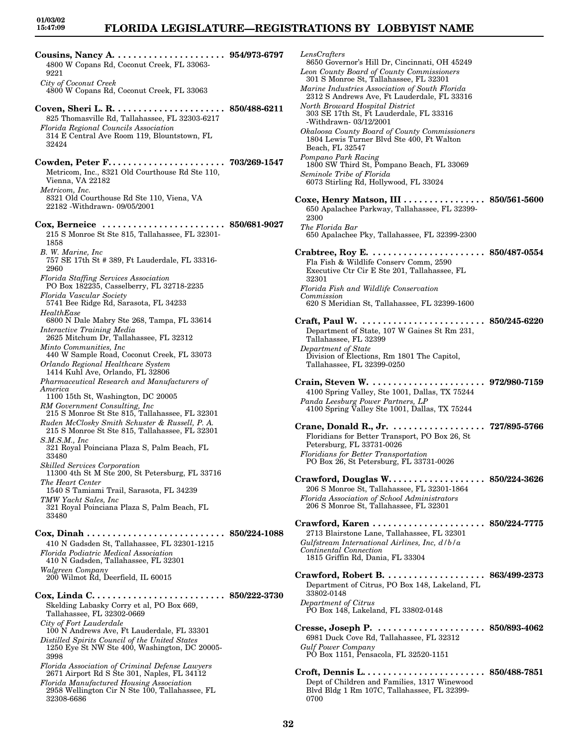**Cousins, Nancy A.** . . . . . . . . . . . . . . . . . . . . . **954/973-6797**
4800 W Copans Rd, Coconut Creek, FL 33063-9221
*City of Coconut Creek*
4800 W Copans Rd, Coconut Creek, FL 33063

**Coven, Sheri L. R.** . . . . . . . . . . . . . . . . . . . . . **850/488-6211**
825 Thomasville Rd, Tallahassee, FL 32303-6217
*Florida Regional Councils Association*
314 E Central Ave Room 119, Blountstown, FL 32424

**Cowden, Peter F.** . . . . . . . . . . . . . . . . . . . . . . **703/269-1547**
Metricom, Inc., 8321 Old Courthouse Rd Ste 110, Vienna, VA 22182
*Metricom, Inc.*
8321 Old Courthouse Rd Ste 110, Viena, VA 22182 -Withdrawn- 09/05/2001

**Cox, Berneice** . . . . . . . . . . . . . . . . . . . . . . . . **850/681-9027**
215 S Monroe St Ste 815, Tallahassee, FL 32301-1858
*B. W. Marine, Inc*
757 SE 17th St # 389, Ft Lauderdale, FL 33316-2960
*Florida Staffing Services Association*
PO Box 182235, Casselberry, FL 32718-2235
*Florida Vascular Society*
5741 Bee Ridge Rd, Sarasota, FL 34233
*HealthEase*
6800 N Dale Mabry Ste 268, Tampa, FL 33614
*Interactive Training Media*
2625 Mitchum Dr, Tallahassee, FL 32312
*Minto Communities, Inc*
440 W Sample Road, Coconut Creek, FL 33073
*Orlando Regional Healthcare System*
1414 Kuhl Ave, Orlando, FL 32806
*Pharmaceutical Research and Manufacturers of America*
1100 15th St, Washington, DC 20005
*RM Government Consulting, Inc*
215 S Monroe St Ste 815, Tallahassee, FL 32301
*Ruden McClosky Smith Schuster & Russell, P. A.*
215 S Monroe St Ste 815, Tallahassee, FL 32301
*S.M.S.M., Inc*
321 Royal Poinciana Plaza S, Palm Beach, FL 33480
*Skilled Services Corporation*
11300 4th St M Ste 200, St Petersburg, FL 33716
*The Heart Center*
1540 S Tamiami Trail, Sarasota, FL 34239
*TMW Yacht Sales, Inc*
321 Royal Poinciana Plaza S, Palm Beach, FL 33480

**Cox, Dinah** . . . . . . . . . . . . . . . . . . . . . . . . . . **850/224-1088**
410 N Gadsden St, Tallahassee, FL 32301-1215
*Florida Podiatric Medical Association*
410 N Gadsden, Tallahassee, FL 32301
*Walgreen Company*
200 Wilmot Rd, Deerfield, IL 60015

**Cox, Linda C.** . . . . . . . . . . . . . . . . . . . . . . . . . **850/222-3730**
Skelding Labasky Corry et al, PO Box 669, Tallahassee, FL 32302-0669
*City of Fort Lauderdale*
100 N Andrews Ave, Ft Lauderdale, FL 33301
*Distilled Spirits Council of the United States*
1250 Eye St NW Ste 400, Washington, DC 20005-3998
*Florida Association of Criminal Defense Lawyers*
2671 Airport Rd S Ste 301, Naples, FL 34112
*Florida Manufactured Housing Association*
2958 Wellington Cir N Ste 100, Tallahassee, FL 32308-6686
*LensCrafters*
8650 Governor's Hill Dr, Cincinnati, OH 45249
*Leon County Board of County Commissioners*
301 S Monroe St, Tallahassee, FL 32301
*Marine Industries Association of South Florida*
2312 S Andrews Ave, Ft Lauderdale, FL 33316
*North Broward Hospital District*
303 SE 17th St, Ft Lauderdale, FL 33316 -Withdrawn- 03/12/2001
*Okaloosa County Board of County Commissioners*
1804 Lewis Turner Blvd Ste 400, Ft Walton Beach, FL 32547
*Pompano Park Racing*
1800 SW Third St, Pompano Beach, FL 33069
*Seminole Tribe of Florida*
6073 Stirling Rd, Hollywood, FL 33024

**Coxe, Henry Matson, III** . . . . . . . . . . . . . . . . **850/561-5600**
650 Apalachee Parkway, Tallahassee, FL 32399-2300
*The Florida Bar*
650 Apalachee Pky, Tallahassee, FL 32399-2300

**Crabtree, Roy E.** . . . . . . . . . . . . . . . . . . . . . . **850/487-0554**
Fla Fish & Wildlife Conserv Comm, 2590 Executive Ctr Cir E Ste 201, Tallahassee, FL 32301
*Florida Fish and Wildlife Conservation Commission*
620 S Meridian St, Tallahassee, FL 32399-1600

**Craft, Paul W.** . . . . . . . . . . . . . . . . . . . . . . . . **850/245-6220**
Department of State, 107 W Gaines St Rm 231, Tallahassee, FL 32399
*Department of State*
Division of Elections, Rm 1801 The Capitol, Tallahassee, FL 32399-0250

**Crain, Steven W.** . . . . . . . . . . . . . . . . . . . . . . **972/980-7159**
4100 Spring Valley, Ste 1001, Dallas, TX 75244
*Panda Leesburg Power Partners, LP*
4100 Spring Valley Ste 1001, Dallas, TX 75244

**Crane, Donald R., Jr.** . . . . . . . . . . . . . . . . . . **727/895-5766**
Floridians for Better Transport, PO Box 26, St Petersburg, FL 33731-0026
*Floridians for Better Transportation*
PO Box 26, St Petersburg, FL 33731-0026

**Crawford, Douglas W.** . . . . . . . . . . . . . . . . . . **850/224-3626**
206 S Monroe St, Tallahassee, FL 32301-1864
*Florida Association of School Administrators*
206 S Monroe St, Tallahassee, FL 32301

**Crawford, Karen** . . . . . . . . . . . . . . . . . . . . . . **850/224-7775**
2713 Blairstone Lane, Tallahassee, FL 32301
*Gulfstream International Airlines, Inc, d/b/a Continental Connection*
1815 Griffin Rd, Dania, FL 33304

**Crawford, Robert B.** . . . . . . . . . . . . . . . . . . . **863/499-2373**
Department of Citrus, PO Box 148, Lakeland, FL 33802-0148
*Department of Citrus*
PO Box 148, Lakeland, FL 33802-0148

**Cresse, Joseph P.** . . . . . . . . . . . . . . . . . . . . . **850/893-4062**
6981 Duck Cove Rd, Tallahassee, FL 32312
*Gulf Power Company*
PO Box 1151, Pensacola, FL 32520-1151

**Croft, Dennis L.** . . . . . . . . . . . . . . . . . . . . . . . **850/488-7851**
Dept of Children and Families, 1317 Winewood Blvd Bldg 1 Rm 107C, Tallahassee, FL 32399-0700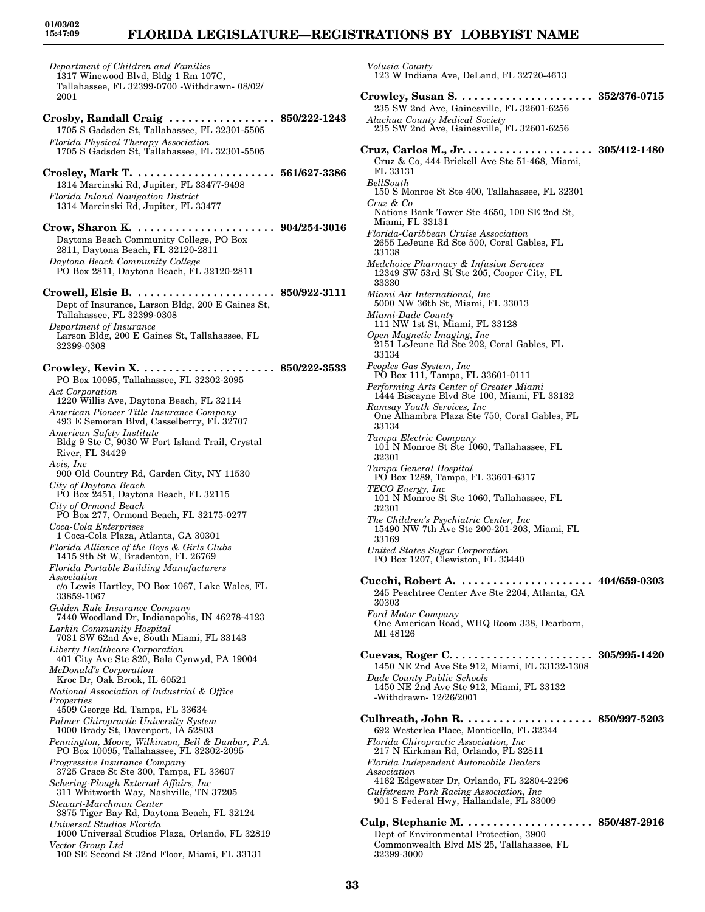*Department of Children and Families*
1317 Winewood Blvd, Bldg 1 Rm 107C, Tallahassee, FL 32399-0700 -Withdrawn- 08/02/2001

**Crosby, Randall Craig . . . . . . . . . . . . . . . . . 850/222-1243**
1705 S Gadsden St, Tallahassee, FL 32301-5505
*Florida Physical Therapy Association*
1705 S Gadsden St, Tallahassee, FL 32301-5505

**Crosley, Mark T. . . . . . . . . . . . . . . . . . . . . . 561/627-3386**
1314 Marcinski Rd, Jupiter, FL 33477-9498
*Florida Inland Navigation District*
1314 Marcinski Rd, Jupiter, FL 33477

**Crow, Sharon K. . . . . . . . . . . . . . . . . . . . . . 904/254-3016**
Daytona Beach Community College, PO Box 2811, Daytona Beach, FL 32120-2811
*Daytona Beach Community College*
PO Box 2811, Daytona Beach, FL 32120-2811

**Crowell, Elsie B. . . . . . . . . . . . . . . . . . . . . . 850/922-3111**
Dept of Insurance, Larson Bldg, 200 E Gaines St, Tallahassee, FL 32399-0308
*Department of Insurance*
Larson Bldg, 200 E Gaines St, Tallahassee, FL 32399-0308

**Crowley, Kevin X. . . . . . . . . . . . . . . . . . . . . 850/222-3533**
PO Box 10095, Tallahassee, FL 32302-2095
*Act Corporation*
1220 Willis Ave, Daytona Beach, FL 32114
*American Pioneer Title Insurance Company*
493 E Semoran Blvd, Casselberry, FL 32707
*American Safety Institute*
Bldg 9 Ste C, 9030 W Fort Island Trail, Crystal River, FL 34429
*Avis, Inc*
900 Old Country Rd, Garden City, NY 11530
*City of Daytona Beach*
PO Box 2451, Daytona Beach, FL 32115
*City of Ormond Beach*
PO Box 277, Ormond Beach, FL 32175-0277
*Coca-Cola Enterprises*
1 Coca-Cola Plaza, Atlanta, GA 30301
*Florida Alliance of the Boys & Girls Clubs*
1415 9th St W, Bradenton, FL 26769
*Florida Portable Building Manufacturers Association*
c/o Lewis Hartley, PO Box 1067, Lake Wales, FL 33859-1067
*Golden Rule Insurance Company*
7440 Woodland Dr, Indianapolis, IN 46278-4123
*Larkin Community Hospital*
7031 SW 62nd Ave, South Miami, FL 33143
*Liberty Healthcare Corporation*
401 City Ave Ste 820, Bala Cynwyd, PA 19004
*McDonald's Corporation*
Kroc Dr, Oak Brook, IL 60521
*National Association of Industrial & Office Properties*
4509 George Rd, Tampa, FL 33634
*Palmer Chiropractic University System*
1000 Brady St, Davenport, IA 52803
*Pennington, Moore, Wilkinson, Bell & Dunbar, P.A.*
PO Box 10095, Tallahassee, FL 32302-2095
*Progressive Insurance Company*
3725 Grace St Ste 300, Tampa, FL 33607
*Schering-Plough External Affairs, Inc*
311 Whitworth Way, Nashville, TN 37205
*Stewart-Marchman Center*
3875 Tiger Bay Rd, Daytona Beach, FL 32124
*Universal Studios Florida*
1000 Universal Studios Plaza, Orlando, FL 32819
*Vector Group Ltd*
100 SE Second St 32nd Floor, Miami, FL 33131
*Volusia County*
123 W Indiana Ave, DeLand, FL 32720-4613

**Crowley, Susan S. . . . . . . . . . . . . . . . . . . . . 352/376-0715**
235 SW 2nd Ave, Gainesville, FL 32601-6256
*Alachua County Medical Society*
235 SW 2nd Ave, Gainesville, FL 32601-6256

**Cruz, Carlos M., Jr. . . . . . . . . . . . . . . . . . . . 305/412-1480**
Cruz & Co, 444 Brickell Ave Ste 51-468, Miami, FL 33131
*BellSouth*
150 S Monroe St Ste 400, Tallahassee, FL 32301
*Cruz & Co*
Nations Bank Tower Ste 4650, 100 SE 2nd St, Miami, FL 33131
*Florida-Caribbean Cruise Association*
2655 LeJeune Rd Ste 500, Coral Gables, FL 33138
*Medchoice Pharmacy & Infusion Services*
12349 SW 53rd St Ste 205, Cooper City, FL 33330
*Miami Air International, Inc*
5000 NW 36th St, Miami, FL 33013
*Miami-Dade County*
111 NW 1st St, Miami, FL 33128
*Open Magnetic Imaging, Inc*
2151 LeJeune Rd Ste 202, Coral Gables, FL 33134
*Peoples Gas System, Inc*
PO Box 111, Tampa, FL 33601-0111
*Performing Arts Center of Greater Miami*
1444 Biscayne Blvd Ste 100, Miami, FL 33132
*Ramsay Youth Services, Inc*
One Alhambra Plaza Ste 750, Coral Gables, FL 33134
*Tampa Electric Company*
101 N Monroe St Ste 1060, Tallahassee, FL 32301
*Tampa General Hospital*
PO Box 1289, Tampa, FL 33601-6317
*TECO Energy, Inc*
101 N Monroe St Ste 1060, Tallahassee, FL 32301
*The Children's Psychiatric Center, Inc*
15490 NW 7th Ave Ste 200-201-203, Miami, FL 33169
*United States Sugar Corporation*
PO Box 1207, Clewiston, FL 33440

**Cucchi, Robert A. . . . . . . . . . . . . . . . . . . . . 404/659-0303**
245 Peachtree Center Ave Ste 2204, Atlanta, GA 30303
*Ford Motor Company*
One American Road, WHQ Room 338, Dearborn, MI 48126

**Cuevas, Roger C. . . . . . . . . . . . . . . . . . . . . . 305/995-1420**
1450 NE 2nd Ave Ste 912, Miami, FL 33132-1308
*Dade County Public Schools*
1450 NE 2nd Ave Ste 912, Miami, FL 33132 -Withdrawn- 12/26/2001

**Culbreath, John R. . . . . . . . . . . . . . . . . . . . . 850/997-5203**
692 Westerlea Place, Monticello, FL 32344
*Florida Chiropractic Association, Inc*
217 N Kirkman Rd, Orlando, FL 32811
*Florida Independent Automobile Dealers Association*
4162 Edgewater Dr, Orlando, FL 32804-2296
*Gulfstream Park Racing Association, Inc*
901 S Federal Hwy, Hallandale, FL 33009

**Culp, Stephanie M. . . . . . . . . . . . . . . . . . . . . 850/487-2916**
Dept of Environmental Protection, 3900 Commonwealth Blvd MS 25, Tallahassee, FL 32399-3000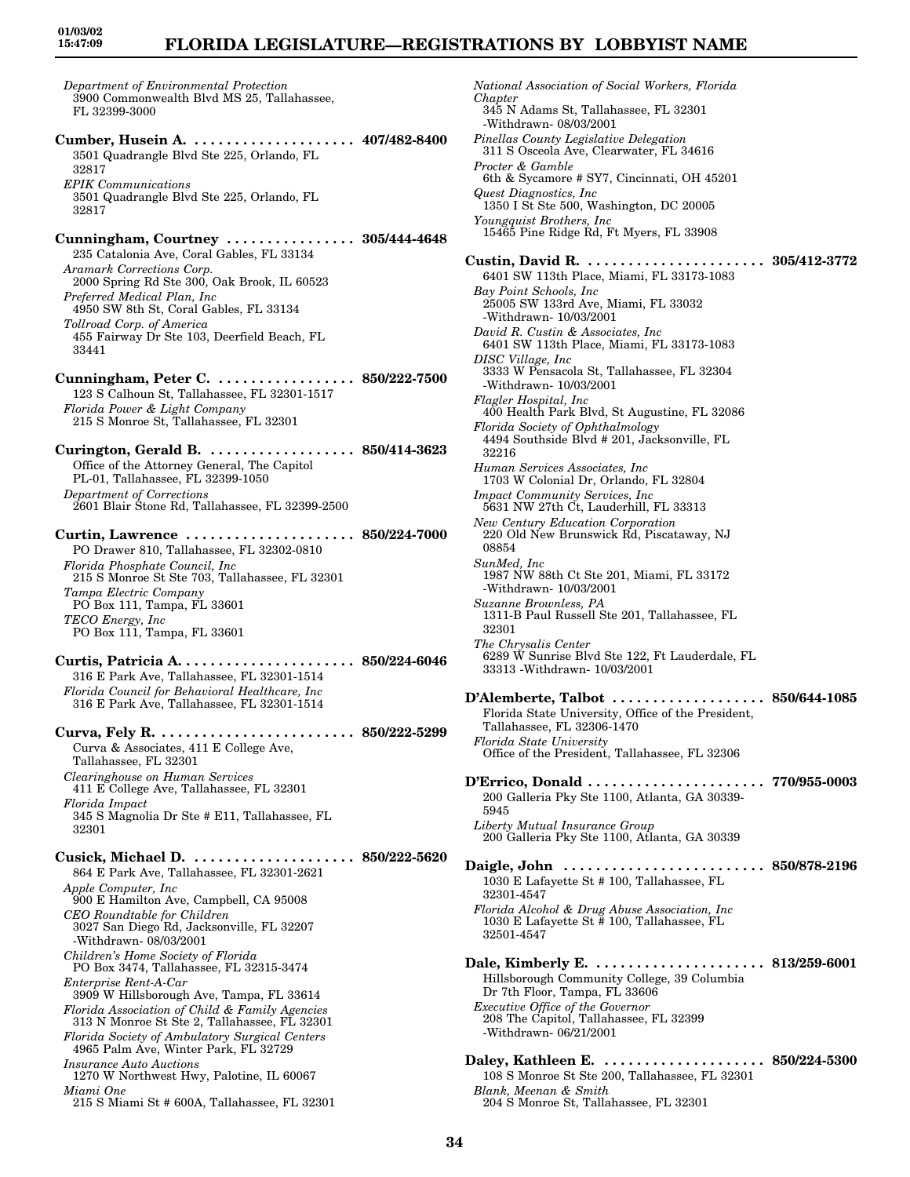*Department of Environmental Protection*
3900 Commonwealth Blvd MS 25, Tallahassee, FL 32399-3000

**Cumber, Husein A.** .................... **407/482-8400**
3501 Quadrangle Blvd Ste 225, Orlando, FL 32817
*EPIK Communications*
3501 Quadrangle Blvd Ste 225, Orlando, FL 32817

**Cunningham, Courtney** ................ **305/444-4648**
235 Catalonia Ave, Coral Gables, FL 33134
*Aramark Corrections Corp.*
2000 Spring Rd Ste 300, Oak Brook, IL 60523
*Preferred Medical Plan, Inc*
4950 SW 8th St, Coral Gables, FL 33134
*Tollroad Corp. of America*
455 Fairway Dr Ste 103, Deerfield Beach, FL 33441

**Cunningham, Peter C.** ................. **850/222-7500**
123 S Calhoun St, Tallahassee, FL 32301-1517
*Florida Power & Light Company*
215 S Monroe St, Tallahassee, FL 32301

**Curington, Gerald B.** .................. **850/414-3623**
Office of the Attorney General, The Capitol PL-01, Tallahassee, FL 32399-1050
*Department of Corrections*
2601 Blair Stone Rd, Tallahassee, FL 32399-2500

**Curtin, Lawrence** ..................... **850/224-7000**
PO Drawer 810, Tallahassee, FL 32302-0810
*Florida Phosphate Council, Inc*
215 S Monroe St Ste 703, Tallahassee, FL 32301
*Tampa Electric Company*
PO Box 111, Tampa, FL 33601
*TECO Energy, Inc*
PO Box 111, Tampa, FL 33601

**Curtis, Patricia A.** ..................... **850/224-6046**
316 E Park Ave, Tallahassee, FL 32301-1514
*Florida Council for Behavioral Healthcare, Inc*
316 E Park Ave, Tallahassee, FL 32301-1514

**Curva, Fely R.** ........................ **850/222-5299**
Curva & Associates, 411 E College Ave, Tallahassee, FL 32301
*Clearinghouse on Human Services*
411 E College Ave, Tallahassee, FL 32301
*Florida Impact*
345 S Magnolia Dr Ste # E11, Tallahassee, FL 32301

**Cusick, Michael D.** .................... **850/222-5620**
864 E Park Ave, Tallahassee, FL 32301-2621
*Apple Computer, Inc*
900 E Hamilton Ave, Campbell, CA 95008
*CEO Roundtable for Children*
3027 San Diego Rd, Jacksonville, FL 32207 -Withdrawn- 08/03/2001
*Children's Home Society of Florida*
PO Box 3474, Tallahassee, FL 32315-3474
*Enterprise Rent-A-Car*
3909 W Hillsborough Ave, Tampa, FL 33614
*Florida Association of Child & Family Agencies*
313 N Monroe St Ste 2, Tallahassee, FL 32301
*Florida Society of Ambulatory Surgical Centers*
4965 Palm Ave, Winter Park, FL 32729
*Insurance Auto Auctions*
1270 W Northwest Hwy, Palotine, IL 60067
*Miami One*
215 S Miami St # 600A, Tallahassee, FL 32301
*National Association of Social Workers, Florida Chapter*
345 N Adams St, Tallahassee, FL 32301 -Withdrawn- 08/03/2001
*Pinellas County Legislative Delegation*
311 S Osceola Ave, Clearwater, FL 34616
*Procter & Gamble*
6th & Sycamore # SY7, Cincinnati, OH 45201
*Quest Diagnostics, Inc*
1350 I St Ste 500, Washington, DC 20005
*Youngquist Brothers, Inc*
15465 Pine Ridge Rd, Ft Myers, FL 33908

**Custin, David R.** ...................... **305/412-3772**
6401 SW 113th Place, Miami, FL 33173-1083
*Bay Point Schools, Inc*
25005 SW 133rd Ave, Miami, FL 33032 -Withdrawn- 10/03/2001
*David R. Custin & Associates, Inc*
6401 SW 113th Place, Miami, FL 33173-1083
*DISC Village, Inc*
3333 W Pensacola St, Tallahassee, FL 32304 -Withdrawn- 10/03/2001
*Flagler Hospital, Inc*
400 Health Park Blvd, St Augustine, FL 32086
*Florida Society of Ophthalmology*
4494 Southside Blvd # 201, Jacksonville, FL 32216
*Human Services Associates, Inc*
1703 W Colonial Dr, Orlando, FL 32804
*Impact Community Services, Inc*
5631 NW 27th Ct, Lauderhill, FL 33313
*New Century Education Corporation*
220 Old New Brunswick Rd, Piscataway, NJ 08854
*SunMed, Inc*
1987 NW 88th Ct Ste 201, Miami, FL 33172 -Withdrawn- 10/03/2001
*Suzanne Brownless, PA*
1311-B Paul Russell Ste 201, Tallahassee, FL 32301
*The Chrysalis Center*
6289 W Sunrise Blvd Ste 122, Ft Lauderdale, FL 33313 -Withdrawn- 10/03/2001

**D'Alemberte, Talbot** .................. **850/644-1085**
Florida State University, Office of the President, Tallahassee, FL 32306-1470
*Florida State University*
Office of the President, Tallahassee, FL 32306

**D'Errico, Donald** ..................... **770/955-0003**
200 Galleria Pky Ste 1100, Atlanta, GA 30339-5945
*Liberty Mutual Insurance Group*
200 Galleria Pky Ste 1100, Atlanta, GA 30339

**Daigle, John** ......................... **850/878-2196**
1030 E Lafayette St # 100, Tallahassee, FL 32301-4547
*Florida Alcohol & Drug Abuse Association, Inc*
1030 E Lafayette St # 100, Tallahassee, FL 32501-4547

**Dale, Kimberly E.** ..................... **813/259-6001**
Hillsborough Community College, 39 Columbia Dr 7th Floor, Tampa, FL 33606
*Executive Office of the Governor*
208 The Capitol, Tallahassee, FL 32399 -Withdrawn- 06/21/2001

**Daley, Kathleen E.** .................... **850/224-5300**
108 S Monroe St Ste 200, Tallahassee, FL 32301
*Blank, Meenan & Smith*
204 S Monroe St, Tallahassee, FL 32301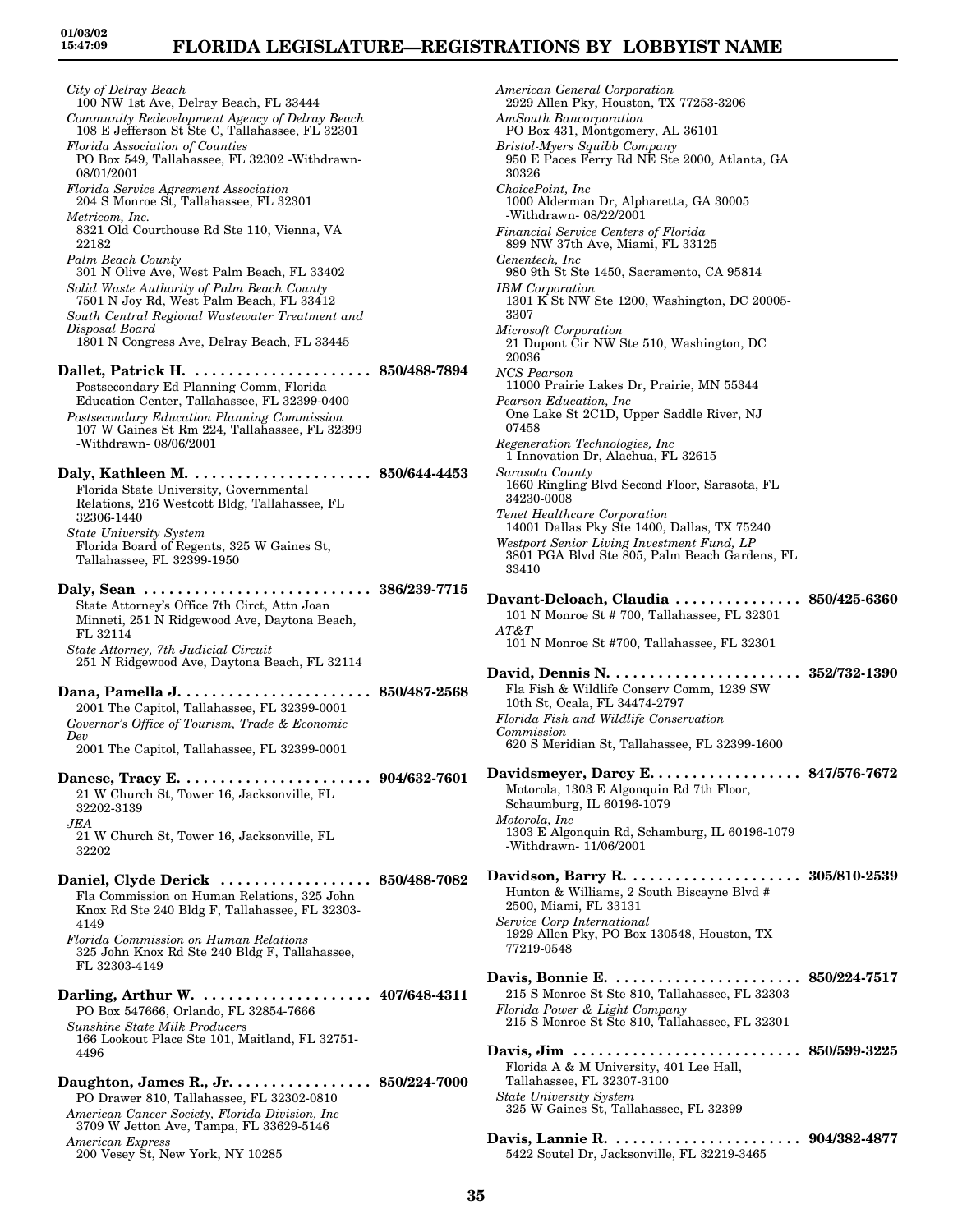*City of Delray Beach*
100 NW 1st Ave, Delray Beach, FL 33444
*Community Redevelopment Agency of Delray Beach*
108 E Jefferson St Ste C, Tallahassee, FL 32301
*Florida Association of Counties*
PO Box 549, Tallahassee, FL 32302 -Withdrawn- 08/01/2001
*Florida Service Agreement Association*
204 S Monroe St, Tallahassee, FL 32301
*Metricom, Inc.*
8321 Old Courthouse Rd Ste 110, Vienna, VA 22182
*Palm Beach County*
301 N Olive Ave, West Palm Beach, FL 33402
*Solid Waste Authority of Palm Beach County*
7501 N Joy Rd, West Palm Beach, FL 33412
*South Central Regional Wastewater Treatment and Disposal Board*
1801 N Congress Ave, Delray Beach, FL 33445

**Dallet, Patrick H.** ..................... **850/488-7894**
Postsecondary Ed Planning Comm, Florida Education Center, Tallahassee, FL 32399-0400
*Postsecondary Education Planning Commission*
107 W Gaines St Rm 224, Tallahassee, FL 32399 -Withdrawn- 08/06/2001

**Daly, Kathleen M.** ..................... **850/644-4453**
Florida State University, Governmental Relations, 216 Westcott Bldg, Tallahassee, FL 32306-1440
*State University System*
Florida Board of Regents, 325 W Gaines St, Tallahassee, FL 32399-1950

**Daly, Sean** ........................... **386/239-7715**
State Attorney's Office 7th Circt, Attn Joan Minneti, 251 N Ridgewood Ave, Daytona Beach, FL 32114
*State Attorney, 7th Judicial Circuit*
251 N Ridgewood Ave, Daytona Beach, FL 32114

**Dana, Pamella J.** ....................... **850/487-2568**
2001 The Capitol, Tallahassee, FL 32399-0001
*Governor's Office of Tourism, Trade & Economic Dev*
2001 The Capitol, Tallahassee, FL 32399-0001

**Danese, Tracy E.** ....................... **904/632-7601**
21 W Church St, Tower 16, Jacksonville, FL 32202-3139
*JEA*
21 W Church St, Tower 16, Jacksonville, FL 32202

**Daniel, Clyde Derick** .................. **850/488-7082**
Fla Commission on Human Relations, 325 John Knox Rd Ste 240 Bldg F, Tallahassee, FL 32303-4149
*Florida Commission on Human Relations*
325 John Knox Rd Ste 240 Bldg F, Tallahassee, FL 32303-4149

**Darling, Arthur W.** .................... **407/648-4311**
PO Box 547666, Orlando, FL 32854-7666
*Sunshine State Milk Producers*
166 Lookout Place Ste 101, Maitland, FL 32751-4496

**Daughton, James R., Jr.** ................ **850/224-7000**
PO Drawer 810, Tallahassee, FL 32302-0810
*American Cancer Society, Florida Division, Inc*
3709 W Jetton Ave, Tampa, FL 33629-5146
*American Express*
200 Vesey St, New York, NY 10285
*American General Corporation*
2929 Allen Pky, Houston, TX 77253-3206
*AmSouth Bancorporation*
PO Box 431, Montgomery, AL 36101
*Bristol-Myers Squibb Company*
950 E Paces Ferry Rd NE Ste 2000, Atlanta, GA 30326
*ChoicePoint, Inc*
1000 Alderman Dr, Alpharetta, GA 30005 -Withdrawn- 08/22/2001
*Financial Service Centers of Florida*
899 NW 37th Ave, Miami, FL 33125
*Genentech, Inc*
980 9th St Ste 1450, Sacramento, CA 95814
*IBM Corporation*
1301 K St NW Ste 1200, Washington, DC 20005-3307
*Microsoft Corporation*
21 Dupont Cir NW Ste 510, Washington, DC 20036
*NCS Pearson*
11000 Prairie Lakes Dr, Prairie, MN 55344
*Pearson Education, Inc*
One Lake St 2C1D, Upper Saddle River, NJ 07458
*Regeneration Technologies, Inc*
1 Innovation Dr, Alachua, FL 32615
*Sarasota County*
1660 Ringling Blvd Second Floor, Sarasota, FL 34230-0008
*Tenet Healthcare Corporation*
14001 Dallas Pky Ste 1400, Dallas, TX 75240
*Westport Senior Living Investment Fund, LP*
3801 PGA Blvd Ste 805, Palm Beach Gardens, FL 33410

**Davant-Deloach, Claudia** ............... **850/425-6360**
101 N Monroe St # 700, Tallahassee, FL 32301
*AT&T*
101 N Monroe St #700, Tallahassee, FL 32301

**David, Dennis N.** ...................... **352/732-1390**
Fla Fish & Wildlife Conserv Comm, 1239 SW 10th St, Ocala, FL 34474-2797
*Florida Fish and Wildlife Conservation Commission*
620 S Meridian St, Tallahassee, FL 32399-1600

**Davidsmeyer, Darcy E.** ................. **847/576-7672**
Motorola, 1303 E Algonquin Rd 7th Floor, Schaumburg, IL 60196-1079
*Motorola, Inc*
1303 E Algonquin Rd, Schamburg, IL 60196-1079 -Withdrawn- 11/06/2001

**Davidson, Barry R.** .................... **305/810-2539**
Hunton & Williams, 2 South Biscayne Blvd # 2500, Miami, FL 33131
*Service Corp International*
1929 Allen Pky, PO Box 130548, Houston, TX 77219-0548

**Davis, Bonnie E.** ...................... **850/224-7517**
215 S Monroe St Ste 810, Tallahassee, FL 32303
*Florida Power & Light Company*
215 S Monroe St Ste 810, Tallahassee, FL 32301

**Davis, Jim** ........................... **850/599-3225**
Florida A & M University, 401 Lee Hall, Tallahassee, FL 32307-3100
*State University System*
325 W Gaines St, Tallahassee, FL 32399

**Davis, Lannie R.** ...................... **904/382-4877**
5422 Soutel Dr, Jacksonville, FL 32219-3465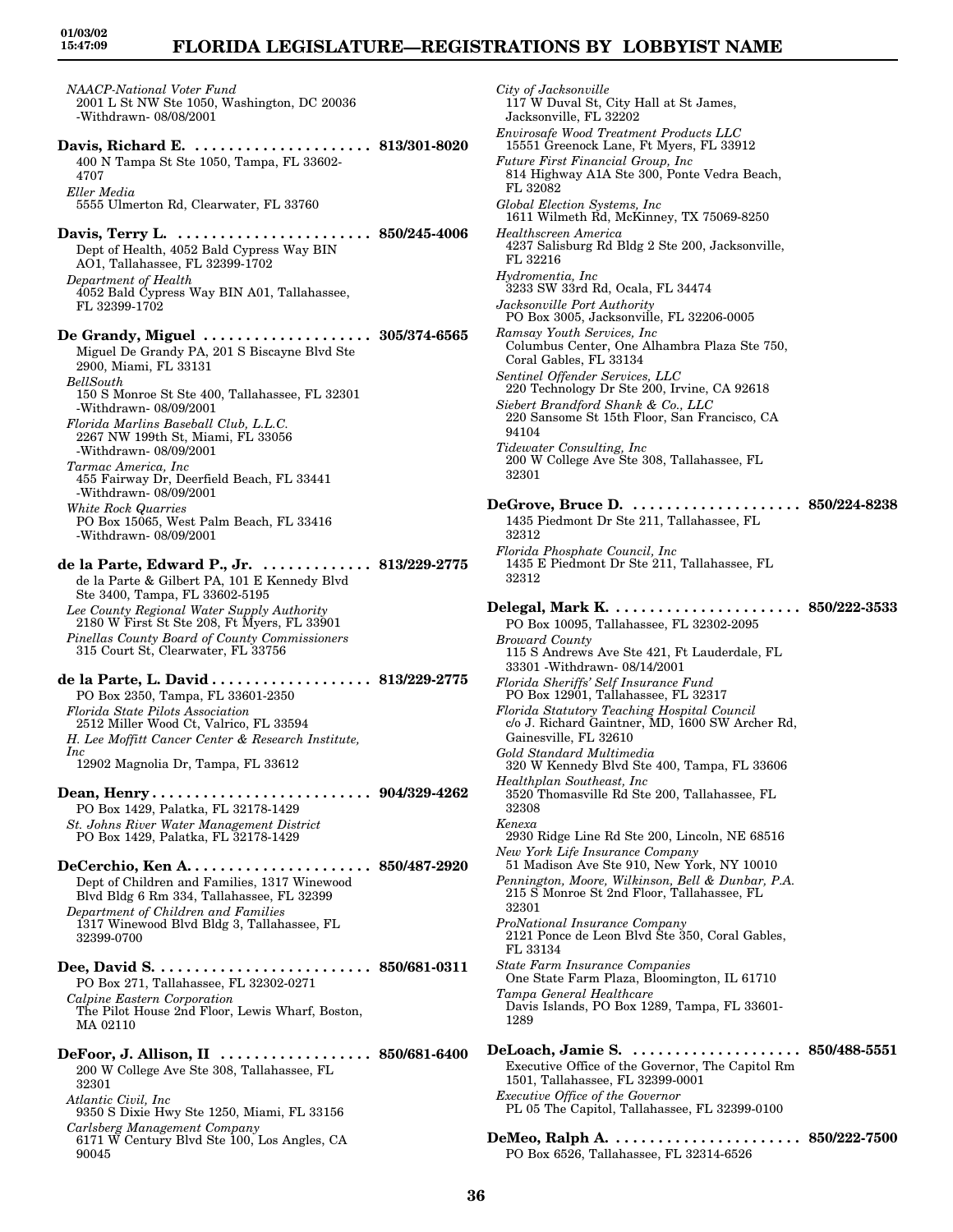*NAACP-National Voter Fund*
2001 L St NW Ste 1050, Washington, DC 20036 -Withdrawn- 08/08/2001

**Davis, Richard E. . . . . . . . . . . . . . . . . . . . . . 813/301-8020**
400 N Tampa St Ste 1050, Tampa, FL 33602-4707
*Eller Media*
5555 Ulmerton Rd, Clearwater, FL 33760

**Davis, Terry L. . . . . . . . . . . . . . . . . . . . . . . 850/245-4006**
Dept of Health, 4052 Bald Cypress Way BIN AO1, Tallahassee, FL 32399-1702
*Department of Health*
4052 Bald Cypress Way BIN A01, Tallahassee, FL 32399-1702

**De Grandy, Miguel . . . . . . . . . . . . . . . . . . . . 305/374-6565**
Miguel De Grandy PA, 201 S Biscayne Blvd Ste 2900, Miami, FL 33131
*BellSouth*
150 S Monroe St Ste 400, Tallahassee, FL 32301 -Withdrawn- 08/09/2001
*Florida Marlins Baseball Club, L.L.C.*
2267 NW 199th St, Miami, FL 33056 -Withdrawn- 08/09/2001
*Tarmac America, Inc*
455 Fairway Dr, Deerfield Beach, FL 33441 -Withdrawn- 08/09/2001
*White Rock Quarries*
PO Box 15065, West Palm Beach, FL 33416 -Withdrawn- 08/09/2001

**de la Parte, Edward P., Jr. . . . . . . . . . . . . . 813/229-2775**
de la Parte & Gilbert PA, 101 E Kennedy Blvd Ste 3400, Tampa, FL 33602-5195
*Lee County Regional Water Supply Authority*
2180 W First St Ste 208, Ft Myers, FL 33901
*Pinellas County Board of County Commissioners*
315 Court St, Clearwater, FL 33756

**de la Parte, L. David . . . . . . . . . . . . . . . . . . . 813/229-2775**
PO Box 2350, Tampa, FL 33601-2350
*Florida State Pilots Association*
2512 Miller Wood Ct, Valrico, FL 33594
*H. Lee Moffitt Cancer Center & Research Institute, Inc*
12902 Magnolia Dr, Tampa, FL 33612

**Dean, Henry . . . . . . . . . . . . . . . . . . . . . . . . . . 904/329-4262**
PO Box 1429, Palatka, FL 32178-1429
*St. Johns River Water Management District*
PO Box 1429, Palatka, FL 32178-1429

**DeCerchio, Ken A. . . . . . . . . . . . . . . . . . . . . . 850/487-2920**
Dept of Children and Families, 1317 Winewood Blvd Bldg 6 Rm 334, Tallahassee, FL 32399
*Department of Children and Families*
1317 Winewood Blvd Bldg 3, Tallahassee, FL 32399-0700

**Dee, David S. . . . . . . . . . . . . . . . . . . . . . . . . . 850/681-0311**
PO Box 271, Tallahassee, FL 32302-0271
*Calpine Eastern Corporation*
The Pilot House 2nd Floor, Lewis Wharf, Boston, MA 02110

**DeFoor, J. Allison, II . . . . . . . . . . . . . . . . . . 850/681-6400**
200 W College Ave Ste 308, Tallahassee, FL 32301
*Atlantic Civil, Inc*
9350 S Dixie Hwy Ste 1250, Miami, FL 33156
*Carlsberg Management Company*
6171 W Century Blvd Ste 100, Los Angles, CA 90045
*City of Jacksonville*
117 W Duval St, City Hall at St James, Jacksonville, FL 32202
*Envirosafe Wood Treatment Products LLC*
15551 Greenock Lane, Ft Myers, FL 33912
*Future First Financial Group, Inc*
814 Highway A1A Ste 300, Ponte Vedra Beach, FL 32082
*Global Election Systems, Inc*
1611 Wilmeth Rd, McKinney, TX 75069-8250
*Healthscreen America*
4237 Salisburg Rd Bldg 2 Ste 200, Jacksonville, FL 32216
*Hydromentia, Inc*
3233 SW 33rd Rd, Ocala, FL 34474
*Jacksonville Port Authority*
PO Box 3005, Jacksonville, FL 32206-0005
*Ramsay Youth Services, Inc*
Columbus Center, One Alhambra Plaza Ste 750, Coral Gables, FL 33134
*Sentinel Offender Services, LLC*
220 Technology Dr Ste 200, Irvine, CA 92618
*Siebert Brandford Shank & Co., LLC*
220 Sansome St 15th Floor, San Francisco, CA 94104
*Tidewater Consulting, Inc*
200 W College Ave Ste 308, Tallahassee, FL 32301

**DeGrove, Bruce D. . . . . . . . . . . . . . . . . . . . . 850/224-8238**
1435 Piedmont Dr Ste 211, Tallahassee, FL 32312
*Florida Phosphate Council, Inc*
1435 E Piedmont Dr Ste 211, Tallahassee, FL 32312

**Delegal, Mark K. . . . . . . . . . . . . . . . . . . . . . . 850/222-3533**
PO Box 10095, Tallahassee, FL 32302-2095
*Broward County*
115 S Andrews Ave Ste 421, Ft Lauderdale, FL 33301 -Withdrawn- 08/14/2001
*Florida Sheriffs' Self Insurance Fund*
PO Box 12901, Tallahassee, FL 32317
*Florida Statutory Teaching Hospital Council*
c/o J. Richard Gaintner, MD, 1600 SW Archer Rd, Gainesville, FL 32610
*Gold Standard Multimedia*
320 W Kennedy Blvd Ste 400, Tampa, FL 33606
*Healthplan Southeast, Inc*
3520 Thomasville Rd Ste 200, Tallahassee, FL 32308
*Kenexa*
2930 Ridge Line Rd Ste 200, Lincoln, NE 68516
*New York Life Insurance Company*
51 Madison Ave Ste 910, New York, NY 10010
*Pennington, Moore, Wilkinson, Bell & Dunbar, P.A.*
215 S Monroe St 2nd Floor, Tallahassee, FL 32301
*ProNational Insurance Company*
2121 Ponce de Leon Blvd Ste 350, Coral Gables, FL 33134
*State Farm Insurance Companies*
One State Farm Plaza, Bloomington, IL 61710
*Tampa General Healthcare*
Davis Islands, PO Box 1289, Tampa, FL 33601-1289

**DeLoach, Jamie S. . . . . . . . . . . . . . . . . . . . . 850/488-5551**
Executive Office of the Governor, The Capitol Rm 1501, Tallahassee, FL 32399-0001
*Executive Office of the Governor*
PL 05 The Capitol, Tallahassee, FL 32399-0100

**DeMeo, Ralph A. . . . . . . . . . . . . . . . . . . . . . . 850/222-7500**
PO Box 6526, Tallahassee, FL 32314-6526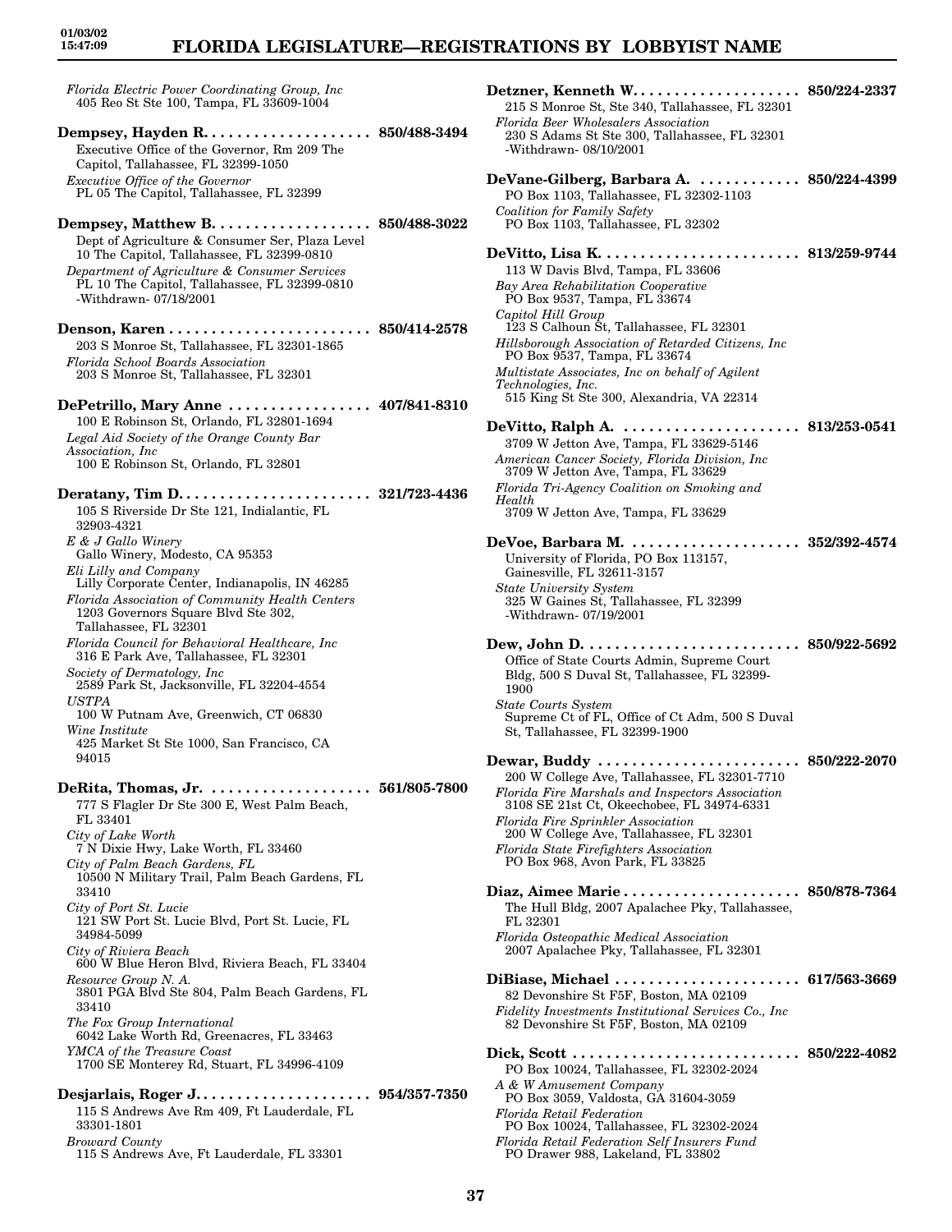*Florida Electric Power Coordinating Group, Inc*
405 Reo St Ste 100, Tampa, FL 33609-1004

**Dempsey, Hayden R. . . . . . . . . . . . . . . . . . . . 850/488-3494**
Executive Office of the Governor, Rm 209 The Capitol, Tallahassee, FL 32399-1050
*Executive Office of the Governor*
PL 05 The Capitol, Tallahassee, FL 32399

**Dempsey, Matthew B. . . . . . . . . . . . . . . . . . . 850/488-3022**
Dept of Agriculture & Consumer Ser, Plaza Level 10 The Capitol, Tallahassee, FL 32399-0810
*Department of Agriculture & Consumer Services*
PL 10 The Capitol, Tallahassee, FL 32399-0810
-Withdrawn- 07/18/2001

**Denson, Karen . . . . . . . . . . . . . . . . . . . . . . . . 850/414-2578**
203 S Monroe St, Tallahassee, FL 32301-1865
*Florida School Boards Association*
203 S Monroe St, Tallahassee, FL 32301

**DePetrillo, Mary Anne . . . . . . . . . . . . . . . . . 407/841-8310**
100 E Robinson St, Orlando, FL 32801-1694
*Legal Aid Society of the Orange County Bar Association, Inc*
100 E Robinson St, Orlando, FL 32801

**Deratany, Tim D. . . . . . . . . . . . . . . . . . . . . . . 321/723-4436**
105 S Riverside Dr Ste 121, Indialantic, FL 32903-4321
*E & J Gallo Winery*
Gallo Winery, Modesto, CA 95353
*Eli Lilly and Company*
Lilly Corporate Center, Indianapolis, IN 46285
*Florida Association of Community Health Centers*
1203 Governors Square Blvd Ste 302, Tallahassee, FL 32301
*Florida Council for Behavioral Healthcare, Inc*
316 E Park Ave, Tallahassee, FL 32301
*Society of Dermatology, Inc*
2589 Park St, Jacksonville, FL 32204-4554
*USTPA*
100 W Putnam Ave, Greenwich, CT 06830
*Wine Institute*
425 Market St Ste 1000, San Francisco, CA 94015

**DeRita, Thomas, Jr. . . . . . . . . . . . . . . . . . . . 561/805-7800**
777 S Flagler Dr Ste 300 E, West Palm Beach, FL 33401
*City of Lake Worth*
7 N Dixie Hwy, Lake Worth, FL 33460
*City of Palm Beach Gardens, FL*
10500 N Military Trail, Palm Beach Gardens, FL 33410
*City of Port St. Lucie*
121 SW Port St. Lucie Blvd, Port St. Lucie, FL 34984-5099
*City of Riviera Beach*
600 W Blue Heron Blvd, Riviera Beach, FL 33404
*Resource Group N. A.*
3801 PGA Blvd Ste 804, Palm Beach Gardens, FL 33410
*The Fox Group International*
6042 Lake Worth Rd, Greenacres, FL 33463
*YMCA of the Treasure Coast*
1700 SE Monterey Rd, Stuart, FL 34996-4109

**Desjarlais, Roger J. . . . . . . . . . . . . . . . . . . . . 954/357-7350**
115 S Andrews Ave Rm 409, Ft Lauderdale, FL 33301-1801
*Broward County*
115 S Andrews Ave, Ft Lauderdale, FL 33301

**Detzner, Kenneth W. . . . . . . . . . . . . . . . . . . . 850/224-2337**
215 S Monroe St, Ste 340, Tallahassee, FL 32301
*Florida Beer Wholesalers Association*
230 S Adams St Ste 300, Tallahassee, FL 32301
-Withdrawn- 08/10/2001

**DeVane-Gilberg, Barbara A. . . . . . . . . . . . . 850/224-4399**
PO Box 1103, Tallahassee, FL 32302-1103
*Coalition for Family Safety*
PO Box 1103, Tallahassee, FL 32302

**DeVitto, Lisa K. . . . . . . . . . . . . . . . . . . . . . . . 813/259-9744**
113 W Davis Blvd, Tampa, FL 33606
*Bay Area Rehabilitation Cooperative*
PO Box 9537, Tampa, FL 33674
*Capitol Hill Group*
123 S Calhoun St, Tallahassee, FL 32301
*Hillsborough Association of Retarded Citizens, Inc*
PO Box 9537, Tampa, FL 33674
*Multistate Associates, Inc on behalf of Agilent Technologies, Inc.*
515 King St Ste 300, Alexandria, VA 22314

**DeVitto, Ralph A. . . . . . . . . . . . . . . . . . . . . . 813/253-0541**
3709 W Jetton Ave, Tampa, FL 33629-5146
*American Cancer Society, Florida Division, Inc*
3709 W Jetton Ave, Tampa, FL 33629
*Florida Tri-Agency Coalition on Smoking and Health*
3709 W Jetton Ave, Tampa, FL 33629

**DeVoe, Barbara M. . . . . . . . . . . . . . . . . . . . . 352/392-4574**
University of Florida, PO Box 113157, Gainesville, FL 32611-3157
*State University System*
325 W Gaines St, Tallahassee, FL 32399
-Withdrawn- 07/19/2001

**Dew, John D. . . . . . . . . . . . . . . . . . . . . . . . . . 850/922-5692**
Office of State Courts Admin, Supreme Court Bldg, 500 S Duval St, Tallahassee, FL 32399-1900
*State Courts System*
Supreme Ct of FL, Office of Ct Adm, 500 S Duval St, Tallahassee, FL 32399-1900

**Dewar, Buddy . . . . . . . . . . . . . . . . . . . . . . . . 850/222-2070**
200 W College Ave, Tallahassee, FL 32301-7710
*Florida Fire Marshals and Inspectors Association*
3108 SE 21st Ct, Okeechobee, FL 34974-6331
*Florida Fire Sprinkler Association*
200 W College Ave, Tallahassee, FL 32301
*Florida State Firefighters Association*
PO Box 968, Avon Park, FL 33825

**Diaz, Aimee Marie . . . . . . . . . . . . . . . . . . . . . 850/878-7364**
The Hull Bldg, 2007 Apalachee Pky, Tallahassee, FL 32301
*Florida Osteopathic Medical Association*
2007 Apalachee Pky, Tallahassee, FL 32301

**DiBiase, Michael . . . . . . . . . . . . . . . . . . . . . . 617/563-3669**
82 Devonshire St F5F, Boston, MA 02109
*Fidelity Investments Institutional Services Co., Inc*
82 Devonshire St F5F, Boston, MA 02109

**Dick, Scott . . . . . . . . . . . . . . . . . . . . . . . . . . . 850/222-4082**
PO Box 10024, Tallahassee, FL 32302-2024
*A & W Amusement Company*
PO Box 3059, Valdosta, GA 31604-3059
*Florida Retail Federation*
PO Box 10024, Tallahassee, FL 32302-2024
*Florida Retail Federation Self Insurers Fund*
PO Drawer 988, Lakeland, FL 33802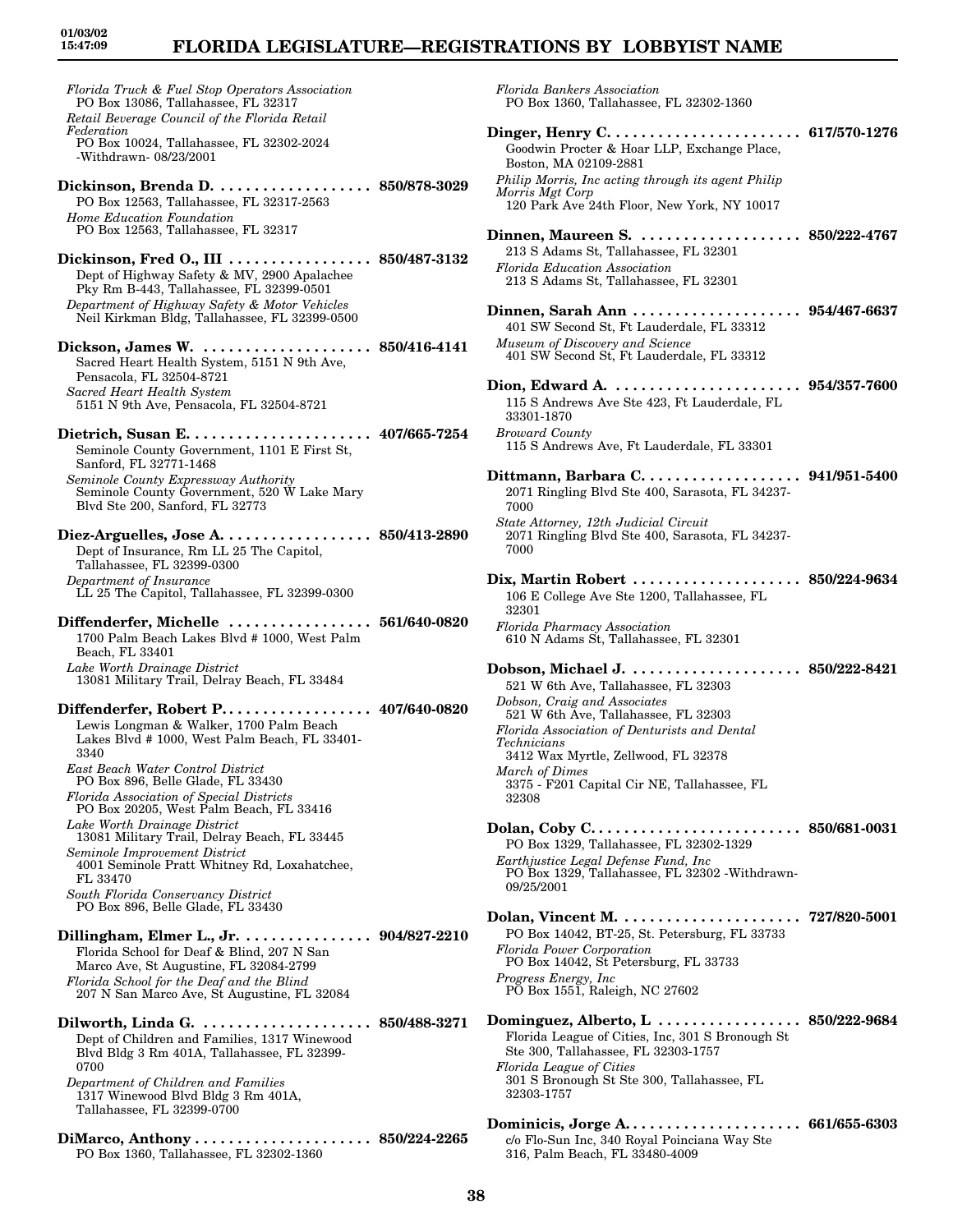*Florida Truck & Fuel Stop Operators Association*
PO Box 13086, Tallahassee, FL 32317
*Retail Beverage Council of the Florida Retail Federation*
PO Box 10024, Tallahassee, FL 32302-2024 -Withdrawn- 08/23/2001

**Dickinson, Brenda D. . . . . . . . . . . . . . . . . . . 850/878-3029**
PO Box 12563, Tallahassee, FL 32317-2563
*Home Education Foundation*
PO Box 12563, Tallahassee, FL 32317

**Dickinson, Fred O., III . . . . . . . . . . . . . . . . . 850/487-3132**
Dept of Highway Safety & MV, 2900 Apalachee Pky Rm B-443, Tallahassee, FL 32399-0501
*Department of Highway Safety & Motor Vehicles*
Neil Kirkman Bldg, Tallahassee, FL 32399-0500

**Dickson, James W. . . . . . . . . . . . . . . . . . . . . 850/416-4141**
Sacred Heart Health System, 5151 N 9th Ave, Pensacola, FL 32504-8721
*Sacred Heart Health System*
5151 N 9th Ave, Pensacola, FL 32504-8721

**Dietrich, Susan E. . . . . . . . . . . . . . . . . . . . . . 407/665-7254**
Seminole County Government, 1101 E First St, Sanford, FL 32771-1468
*Seminole County Expressway Authority*
Seminole County Government, 520 W Lake Mary Blvd Ste 200, Sanford, FL 32773

**Diez-Arguelles, Jose A. . . . . . . . . . . . . . . . . . 850/413-2890**
Dept of Insurance, Rm LL 25 The Capitol, Tallahassee, FL 32399-0300
*Department of Insurance*
LL 25 The Capitol, Tallahassee, FL 32399-0300

**Diffenderfer, Michelle . . . . . . . . . . . . . . . . . 561/640-0820**
1700 Palm Beach Lakes Blvd # 1000, West Palm Beach, FL 33401
*Lake Worth Drainage District*
13081 Military Trail, Delray Beach, FL 33484

**Diffenderfer, Robert P. . . . . . . . . . . . . . . . . . 407/640-0820**
Lewis Longman & Walker, 1700 Palm Beach Lakes Blvd # 1000, West Palm Beach, FL 33401-3340
*East Beach Water Control District*
PO Box 896, Belle Glade, FL 33430
*Florida Association of Special Districts*
PO Box 20205, West Palm Beach, FL 33416
*Lake Worth Drainage District*
13081 Military Trail, Delray Beach, FL 33445
*Seminole Improvement District*
4001 Seminole Pratt Whitney Rd, Loxahatchee, FL 33470
*South Florida Conservancy District*
PO Box 896, Belle Glade, FL 33430

**Dillingham, Elmer L., Jr. . . . . . . . . . . . . . . . 904/827-2210**
Florida School for Deaf & Blind, 207 N San Marco Ave, St Augustine, FL 32084-2799
*Florida School for the Deaf and the Blind*
207 N San Marco Ave, St Augustine, FL 32084

**Dilworth, Linda G. . . . . . . . . . . . . . . . . . . . . 850/488-3271**
Dept of Children and Families, 1317 Winewood Blvd Bldg 3 Rm 401A, Tallahassee, FL 32399-0700
*Department of Children and Families*
1317 Winewood Blvd Bldg 3 Rm 401A, Tallahassee, FL 32399-0700

**DiMarco, Anthony . . . . . . . . . . . . . . . . . . . . . 850/224-2265**
PO Box 1360, Tallahassee, FL 32302-1360
*Florida Bankers Association*
PO Box 1360, Tallahassee, FL 32302-1360

**Dinger, Henry C. . . . . . . . . . . . . . . . . . . . . . . 617/570-1276**
Goodwin Procter & Hoar LLP, Exchange Place, Boston, MA 02109-2881
*Philip Morris, Inc acting through its agent Philip Morris Mgt Corp*
120 Park Ave 24th Floor, New York, NY 10017

**Dinnen, Maureen S. . . . . . . . . . . . . . . . . . . . 850/222-4767**
213 S Adams St, Tallahassee, FL 32301
*Florida Education Association*
213 S Adams St, Tallahassee, FL 32301

**Dinnen, Sarah Ann . . . . . . . . . . . . . . . . . . . . 954/467-6637**
401 SW Second St, Ft Lauderdale, FL 33312
*Museum of Discovery and Science*
401 SW Second St, Ft Lauderdale, FL 33312

**Dion, Edward A. . . . . . . . . . . . . . . . . . . . . . . 954/357-7600**
115 S Andrews Ave Ste 423, Ft Lauderdale, FL 33301-1870
*Broward County*
115 S Andrews Ave, Ft Lauderdale, FL 33301

**Dittmann, Barbara C. . . . . . . . . . . . . . . . . . . 941/951-5400**
2071 Ringling Blvd Ste 400, Sarasota, FL 34237-7000
*State Attorney, 12th Judicial Circuit*
2071 Ringling Blvd Ste 400, Sarasota, FL 34237-7000

**Dix, Martin Robert . . . . . . . . . . . . . . . . . . . . 850/224-9634**
106 E College Ave Ste 1200, Tallahassee, FL 32301
*Florida Pharmacy Association*
610 N Adams St, Tallahassee, FL 32301

**Dobson, Michael J. . . . . . . . . . . . . . . . . . . . . 850/222-8421**
521 W 6th Ave, Tallahassee, FL 32303
*Dobson, Craig and Associates*
521 W 6th Ave, Tallahassee, FL 32303
*Florida Association of Denturists and Dental Technicians*
3412 Wax Myrtle, Zellwood, FL 32378
*March of Dimes*
3375 - F201 Capital Cir NE, Tallahassee, FL 32308

**Dolan, Coby C. . . . . . . . . . . . . . . . . . . . . . . . . 850/681-0031**
PO Box 1329, Tallahassee, FL 32302-1329
*Earthjustice Legal Defense Fund, Inc*
PO Box 1329, Tallahassee, FL 32302 -Withdrawn- 09/25/2001

**Dolan, Vincent M. . . . . . . . . . . . . . . . . . . . . . 727/820-5001**
PO Box 14042, BT-25, St. Petersburg, FL 33733
*Florida Power Corporation*
PO Box 14042, St Petersburg, FL 33733
*Progress Energy, Inc*
PO Box 1551, Raleigh, NC 27602

**Dominguez, Alberto, L . . . . . . . . . . . . . . . . . 850/222-9684**
Florida League of Cities, Inc, 301 S Bronough St Ste 300, Tallahassee, FL 32303-1757
*Florida League of Cities*
301 S Bronough St Ste 300, Tallahassee, FL 32303-1757

**Dominicis, Jorge A. . . . . . . . . . . . . . . . . . . . . 661/655-6303**
c/o Flo-Sun Inc, 340 Royal Poinciana Way Ste 316, Palm Beach, FL 33480-4009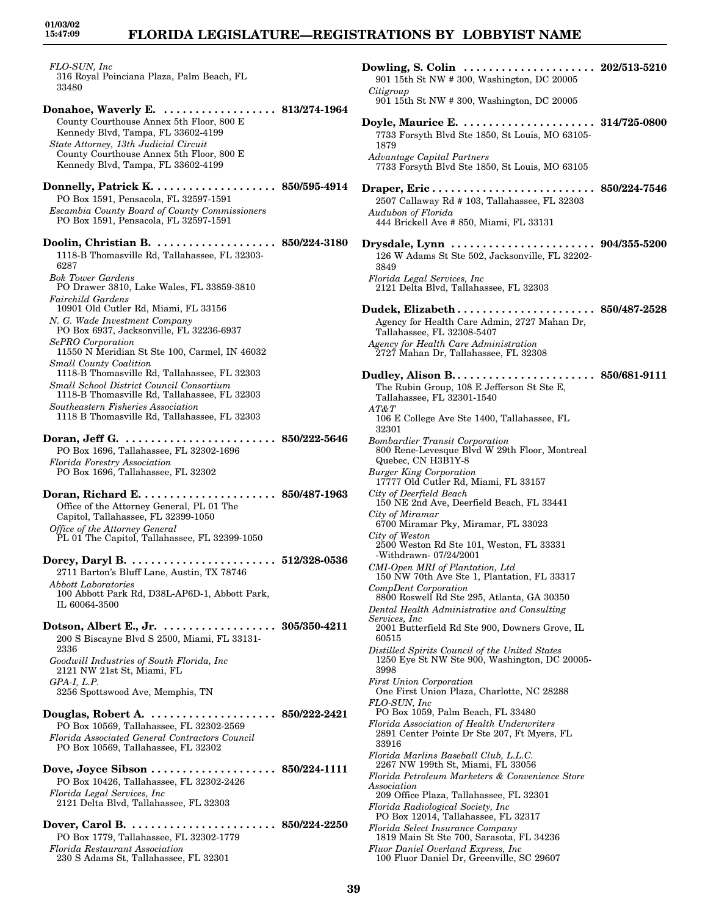*FLO-SUN, Inc*
316 Royal Poinciana Plaza, Palm Beach, FL 33480

**Donahoe, Waverly E.** . . . . . . . . . . . . . . . . . . **813/274-1964**
County Courthouse Annex 5th Floor, 800 E Kennedy Blvd, Tampa, FL 33602-4199
*State Attorney, 13th Judicial Circuit*
County Courthouse Annex 5th Floor, 800 E Kennedy Blvd, Tampa, FL 33602-4199

**Donnelly, Patrick K.** . . . . . . . . . . . . . . . . . . . **850/595-4914**
PO Box 1591, Pensacola, FL 32597-1591
*Escambia County Board of County Commissioners*
PO Box 1591, Pensacola, FL 32597-1591

**Doolin, Christian B.** . . . . . . . . . . . . . . . . . . . **850/224-3180**
1118-B Thomasville Rd, Tallahassee, FL 32303-6287
*Bok Tower Gardens*
PO Drawer 3810, Lake Wales, FL 33859-3810
*Fairchild Gardens*
10901 Old Cutler Rd, Miami, FL 33156
*N. G. Wade Investment Company*
PO Box 6937, Jacksonville, FL 32236-6937
*SePRO Corporation*
11550 N Meridian St Ste 100, Carmel, IN 46032
*Small County Coalition*
1118-B Thomasville Rd, Tallahassee, FL 32303
*Small School District Council Consortium*
1118-B Thomasville Rd, Tallahassee, FL 32303
*Southeastern Fisheries Association*
1118 B Thomasville Rd, Tallahassee, FL 32303

**Doran, Jeff G.** . . . . . . . . . . . . . . . . . . . . . . . . **850/222-5646**
PO Box 1696, Tallahassee, FL 32302-1696
*Florida Forestry Association*
PO Box 1696, Tallahassee, FL 32302

**Doran, Richard E.** . . . . . . . . . . . . . . . . . . . . . **850/487-1963**
Office of the Attorney General, PL 01 The Capitol, Tallahassee, FL 32399-1050
*Office of the Attorney General*
PL 01 The Capitol, Tallahassee, FL 32399-1050

**Dorcy, Daryl B.** . . . . . . . . . . . . . . . . . . . . . . . **512/328-0536**
2711 Barton's Bluff Lane, Austin, TX 78746
*Abbott Laboratories*
100 Abbott Park Rd, D38L-AP6D-1, Abbott Park, IL 60064-3500

**Dotson, Albert E., Jr.** . . . . . . . . . . . . . . . . . . **305/350-4211**
200 S Biscayne Blvd S 2500, Miami, FL 33131-2336
*Goodwill Industries of South Florida, Inc*
2121 NW 21st St, Miami, FL
*GPA-I, L.P.*
3256 Spottswood Ave, Memphis, TN

**Douglas, Robert A.** . . . . . . . . . . . . . . . . . . . . **850/222-2421**
PO Box 10569, Tallahassee, FL 32302-2569
*Florida Associated General Contractors Council*
PO Box 10569, Tallahassee, FL 32302

**Dove, Joyce Sibson** . . . . . . . . . . . . . . . . . . . . **850/224-1111**
PO Box 10426, Tallahassee, FL 32302-2426
*Florida Legal Services, Inc*
2121 Delta Blvd, Tallahassee, FL 32303

**Dover, Carol B.** . . . . . . . . . . . . . . . . . . . . . . . **850/224-2250**
PO Box 1779, Tallahassee, FL 32302-1779
*Florida Restaurant Association*
230 S Adams St, Tallahassee, FL 32301

**Dowling, S. Colin** . . . . . . . . . . . . . . . . . . . . . **202/513-5210**
901 15th St NW # 300, Washington, DC 20005
*Citigroup*
901 15th St NW # 300, Washington, DC 20005

**Doyle, Maurice E.** . . . . . . . . . . . . . . . . . . . . . **314/725-0800**
7733 Forsyth Blvd Ste 1850, St Louis, MO 63105-1879
*Advantage Capital Partners*
7733 Forsyth Blvd Ste 1850, St Louis, MO 63105

**Draper, Eric** . . . . . . . . . . . . . . . . . . . . . . . . . . **850/224-7546**
2507 Callaway Rd # 103, Tallahassee, FL 32303
*Audubon of Florida*
444 Brickell Ave # 850, Miami, FL 33131

**Drysdale, Lynn** . . . . . . . . . . . . . . . . . . . . . . . **904/355-5200**
126 W Adams St Ste 502, Jacksonville, FL 32202-3849
*Florida Legal Services, Inc*
2121 Delta Blvd, Tallahassee, FL 32303

**Dudek, Elizabeth** . . . . . . . . . . . . . . . . . . . . . . **850/487-2528**
Agency for Health Care Admin, 2727 Mahan Dr, Tallahassee, FL 32308-5407
*Agency for Health Care Administration*
2727 Mahan Dr, Tallahassee, FL 32308

**Dudley, Alison B.** . . . . . . . . . . . . . . . . . . . . . . **850/681-9111**
The Rubin Group, 108 E Jefferson St Ste E, Tallahassee, FL 32301-1540
*AT&T*
106 E College Ave Ste 1400, Tallahassee, FL 32301
*Bombardier Transit Corporation*
800 Rene-Levesque Blvd W 29th Floor, Montreal Quebec, CN H3B1Y-8
*Burger King Corporation*
17777 Old Cutler Rd, Miami, FL 33157
*City of Deerfield Beach*
150 NE 2nd Ave, Deerfield Beach, FL 33441
*City of Miramar*
6700 Miramar Pky, Miramar, FL 33023
*City of Weston*
2500 Weston Rd Ste 101, Weston, FL 33331
-Withdrawn- 07/24/2001
*CMI-Open MRI of Plantation, Ltd*
150 NW 70th Ave Ste 1, Plantation, FL 33317
*CompDent Corporation*
8800 Roswell Rd Ste 295, Atlanta, GA 30350
*Dental Health Administrative and Consulting Services, Inc*
2001 Butterfield Rd Ste 900, Downers Grove, IL 60515
*Distilled Spirits Council of the United States*
1250 Eye St NW Ste 900, Washington, DC 20005-3998
*First Union Corporation*
One First Union Plaza, Charlotte, NC 28288
*FLO-SUN, Inc*
PO Box 1059, Palm Beach, FL 33480
*Florida Association of Health Underwriters*
2891 Center Pointe Dr Ste 207, Ft Myers, FL 33916
*Florida Marlins Baseball Club, L.L.C.*
2267 NW 199th St, Miami, FL 33056
*Florida Petroleum Marketers & Convenience Store Association*
209 Office Plaza, Tallahassee, FL 32301
*Florida Radiological Society, Inc*
PO Box 12014, Tallahassee, FL 32317
*Florida Select Insurance Company*
1819 Main St Ste 700, Sarasota, FL 34236
*Fluor Daniel Overland Express, Inc*
100 Fluor Daniel Dr, Greenville, SC 29607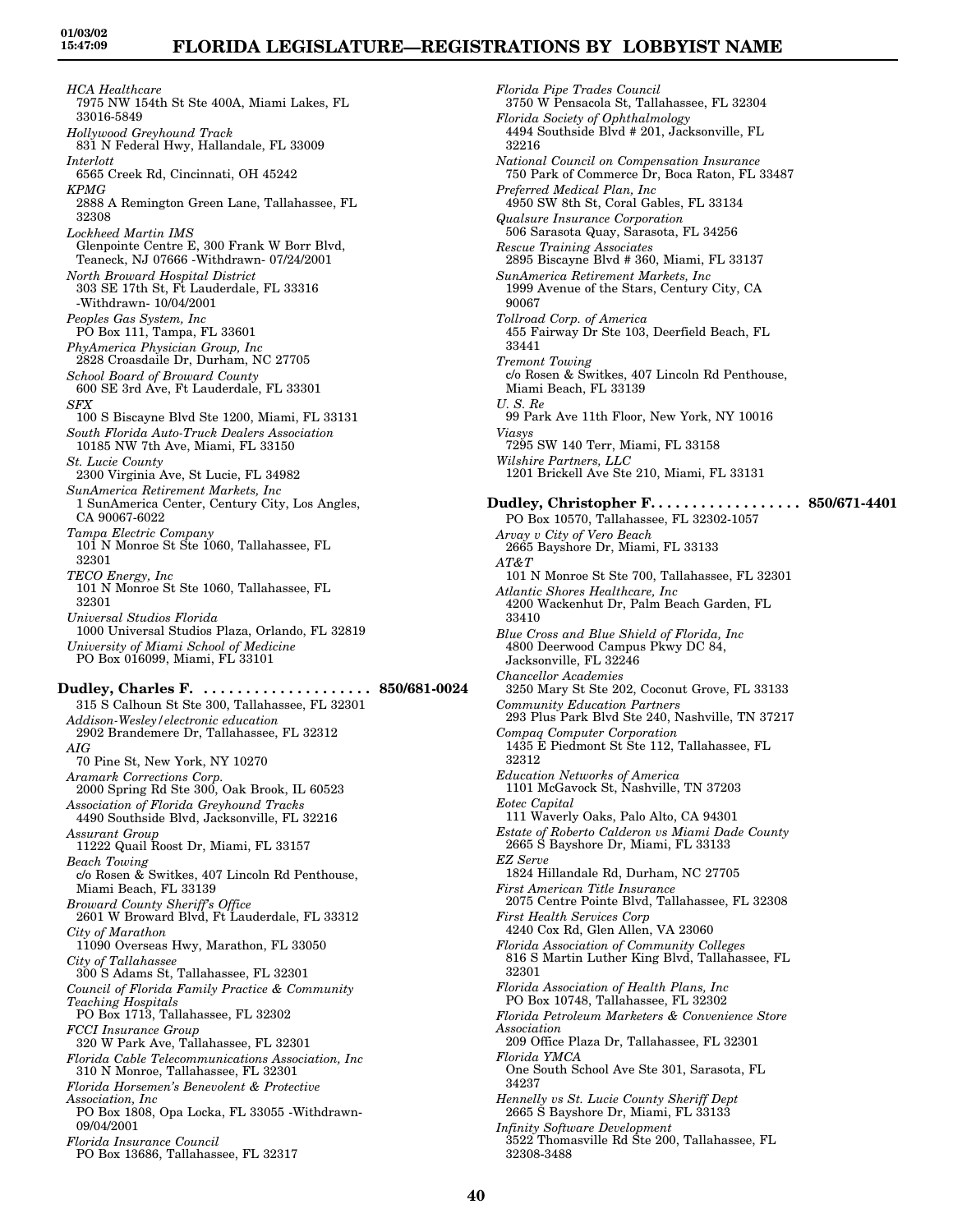*HCA Healthcare*
7975 NW 154th St Ste 400A, Miami Lakes, FL 33016-5849
*Hollywood Greyhound Track*
831 N Federal Hwy, Hallandale, FL 33009
*Interlott*
6565 Creek Rd, Cincinnati, OH 45242
*KPMG*
2888 A Remington Green Lane, Tallahassee, FL 32308
*Lockheed Martin IMS*
Glenpointe Centre E, 300 Frank W Borr Blvd, Teaneck, NJ 07666 -Withdrawn- 07/24/2001
*North Broward Hospital District*
303 SE 17th St, Ft Lauderdale, FL 33316 -Withdrawn- 10/04/2001
*Peoples Gas System, Inc*
PO Box 111, Tampa, FL 33601
*PhyAmerica Physician Group, Inc*
2828 Croasdaile Dr, Durham, NC 27705
*School Board of Broward County*
600 SE 3rd Ave, Ft Lauderdale, FL 33301
*SFX*
100 S Biscayne Blvd Ste 1200, Miami, FL 33131
*South Florida Auto-Truck Dealers Association*
10185 NW 7th Ave, Miami, FL 33150
*St. Lucie County*
2300 Virginia Ave, St Lucie, FL 34982
*SunAmerica Retirement Markets, Inc*
1 SunAmerica Center, Century City, Los Angles, CA 90067-6022
*Tampa Electric Company*
101 N Monroe St Ste 1060, Tallahassee, FL 32301
*TECO Energy, Inc*
101 N Monroe St Ste 1060, Tallahassee, FL 32301
*Universal Studios Florida*
1000 Universal Studios Plaza, Orlando, FL 32819
*University of Miami School of Medicine*
PO Box 016099, Miami, FL 33101

**Dudley, Charles F. .................... 850/681-0024**
315 S Calhoun St Ste 300, Tallahassee, FL 32301
*Addison-Wesley/electronic education*
2902 Brandemere Dr, Tallahassee, FL 32312
*AIG*
70 Pine St, New York, NY 10270
*Aramark Corrections Corp.*
2000 Spring Rd Ste 300, Oak Brook, IL 60523
*Association of Florida Greyhound Tracks*
4490 Southside Blvd, Jacksonville, FL 32216
*Assurant Group*
11222 Quail Roost Dr, Miami, FL 33157
*Beach Towing*
c/o Rosen & Switkes, 407 Lincoln Rd Penthouse, Miami Beach, FL 33139
*Broward County Sheriff's Office*
2601 W Broward Blvd, Ft Lauderdale, FL 33312
*City of Marathon*
11090 Overseas Hwy, Marathon, FL 33050
*City of Tallahassee*
300 S Adams St, Tallahassee, FL 32301
*Council of Florida Family Practice & Community Teaching Hospitals*
PO Box 1713, Tallahassee, FL 32302
*FCCI Insurance Group*
320 W Park Ave, Tallahassee, FL 32301
*Florida Cable Telecommunications Association, Inc*
310 N Monroe, Tallahassee, FL 32301
*Florida Horsemen's Benevolent & Protective Association, Inc*
PO Box 1808, Opa Locka, FL 33055 -Withdrawn- 09/04/2001
*Florida Insurance Council*
PO Box 13686, Tallahassee, FL 32317
*Florida Pipe Trades Council*
3750 W Pensacola St, Tallahassee, FL 32304
*Florida Society of Ophthalmology*
4494 Southside Blvd # 201, Jacksonville, FL 32216
*National Council on Compensation Insurance*
750 Park of Commerce Dr, Boca Raton, FL 33487
*Preferred Medical Plan, Inc*
4950 SW 8th St, Coral Gables, FL 33134
*Qualsure Insurance Corporation*
506 Sarasota Quay, Sarasota, FL 34256
*Rescue Training Associates*
2895 Biscayne Blvd # 360, Miami, FL 33137
*SunAmerica Retirement Markets, Inc*
1999 Avenue of the Stars, Century City, CA 90067
*Tollroad Corp. of America*
455 Fairway Dr Ste 103, Deerfield Beach, FL 33441
*Tremont Towing*
c/o Rosen & Switkes, 407 Lincoln Rd Penthouse, Miami Beach, FL 33139
*U. S. Re*
99 Park Ave 11th Floor, New York, NY 10016
*Viasys*
7295 SW 140 Terr, Miami, FL 33158
*Wilshire Partners, LLC*
1201 Brickell Ave Ste 210, Miami, FL 33131

**Dudley, Christopher F. .................. 850/671-4401**
PO Box 10570, Tallahassee, FL 32302-1057
*Arvay v City of Vero Beach*
2665 Bayshore Dr, Miami, FL 33133
*AT&T*
101 N Monroe St Ste 700, Tallahassee, FL 32301
*Atlantic Shores Healthcare, Inc*
4200 Wackenhut Dr, Palm Beach Garden, FL 33410
*Blue Cross and Blue Shield of Florida, Inc*
4800 Deerwood Campus Pkwy DC 84, Jacksonville, FL 32246
*Chancellor Academies*
3250 Mary St Ste 202, Coconut Grove, FL 33133
*Community Education Partners*
293 Plus Park Blvd Ste 240, Nashville, TN 37217
*Compaq Computer Corporation*
1435 E Piedmont St Ste 112, Tallahassee, FL 32312
*Education Networks of America*
1101 McGavock St, Nashville, TN 37203
*Eotec Capital*
111 Waverly Oaks, Palo Alto, CA 94301
*Estate of Roberto Calderon vs Miami Dade County*
2665 S Bayshore Dr, Miami, FL 33133
*EZ Serve*
1824 Hillandale Rd, Durham, NC 27705
*First American Title Insurance*
2075 Centre Pointe Blvd, Tallahassee, FL 32308
*First Health Services Corp*
4240 Cox Rd, Glen Allen, VA 23060
*Florida Association of Community Colleges*
816 S Martin Luther King Blvd, Tallahassee, FL 32301
*Florida Association of Health Plans, Inc*
PO Box 10748, Tallahassee, FL 32302
*Florida Petroleum Marketers & Convenience Store Association*
209 Office Plaza Dr, Tallahassee, FL 32301
*Florida YMCA*
One South School Ave Ste 301, Sarasota, FL 34237
*Hennelly vs St. Lucie County Sheriff Dept*
2665 S Bayshore Dr, Miami, FL 33133
*Infinity Software Development*
3522 Thomasville Rd Ste 200, Tallahassee, FL 32308-3488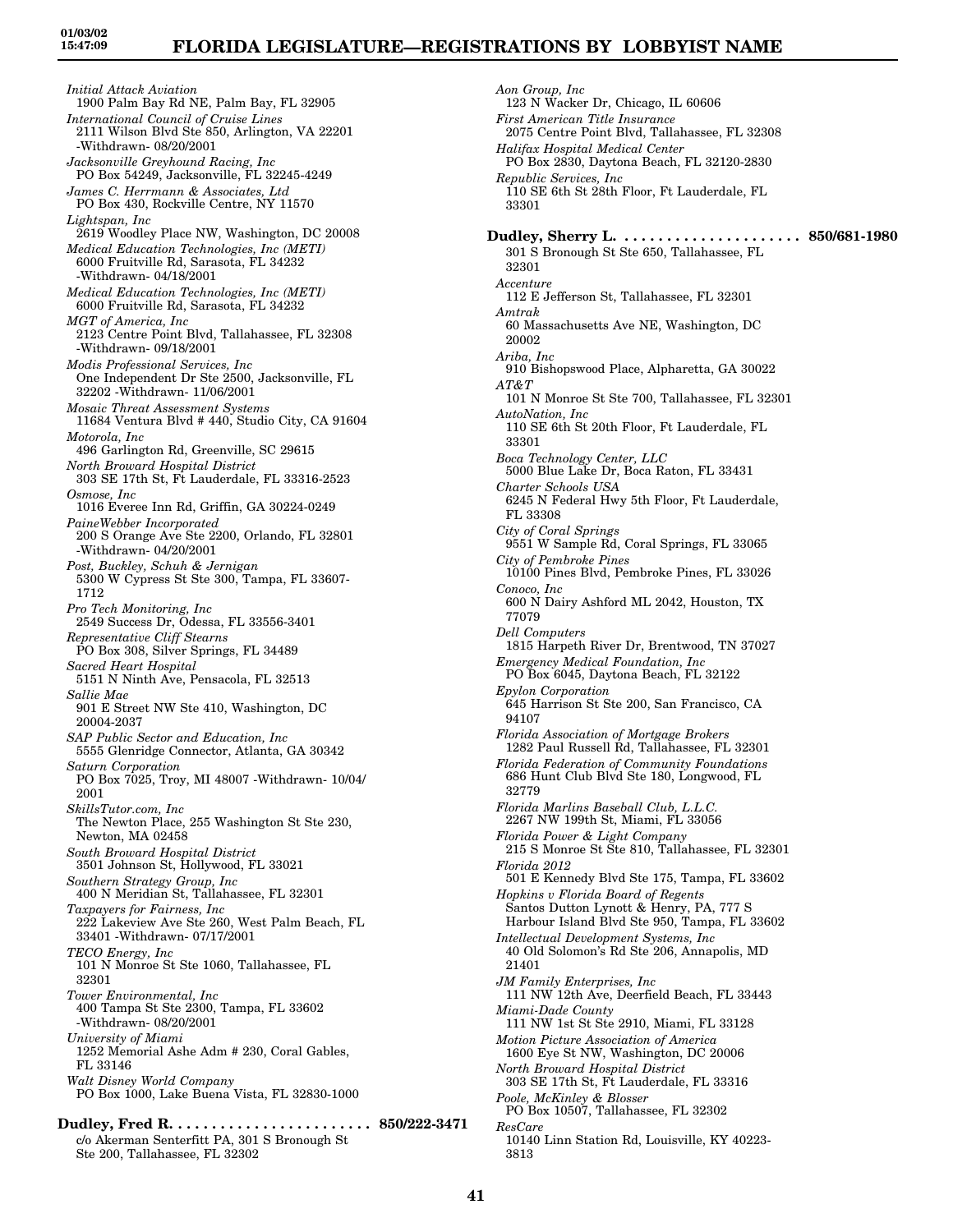*Initial Attack Aviation*
1900 Palm Bay Rd NE, Palm Bay, FL 32905
*International Council of Cruise Lines*
2111 Wilson Blvd Ste 850, Arlington, VA 22201 -Withdrawn- 08/20/2001
*Jacksonville Greyhound Racing, Inc*
PO Box 54249, Jacksonville, FL 32245-4249
*James C. Herrmann & Associates, Ltd*
PO Box 430, Rockville Centre, NY 11570
*Lightspan, Inc*
2619 Woodley Place NW, Washington, DC 20008
*Medical Education Technologies, Inc (METI)*
6000 Fruitville Rd, Sarasota, FL 34232 -Withdrawn- 04/18/2001
*Medical Education Technologies, Inc (METI)*
6000 Fruitville Rd, Sarasota, FL 34232
*MGT of America, Inc*
2123 Centre Point Blvd, Tallahassee, FL 32308 -Withdrawn- 09/18/2001
*Modis Professional Services, Inc*
One Independent Dr Ste 2500, Jacksonville, FL 32202 -Withdrawn- 11/06/2001
*Mosaic Threat Assessment Systems*
11684 Ventura Blvd # 440, Studio City, CA 91604
*Motorola, Inc*
496 Garlington Rd, Greenville, SC 29615
*North Broward Hospital District*
303 SE 17th St, Ft Lauderdale, FL 33316-2523
*Osmose, Inc*
1016 Everee Inn Rd, Griffin, GA 30224-0249
*PaineWebber Incorporated*
200 S Orange Ave Ste 2200, Orlando, FL 32801 -Withdrawn- 04/20/2001
*Post, Buckley, Schuh & Jernigan*
5300 W Cypress St Ste 300, Tampa, FL 33607-1712
*Pro Tech Monitoring, Inc*
2549 Success Dr, Odessa, FL 33556-3401
*Representative Cliff Stearns*
PO Box 308, Silver Springs, FL 34489
*Sacred Heart Hospital*
5151 N Ninth Ave, Pensacola, FL 32513
*Sallie Mae*
901 E Street NW Ste 410, Washington, DC 20004-2037
*SAP Public Sector and Education, Inc*
5555 Glenridge Connector, Atlanta, GA 30342
*Saturn Corporation*
PO Box 7025, Troy, MI 48007 -Withdrawn- 10/04/2001
*SkillsTutor.com, Inc*
The Newton Place, 255 Washington St Ste 230, Newton, MA 02458
*South Broward Hospital District*
3501 Johnson St, Hollywood, FL 33021
*Southern Strategy Group, Inc*
400 N Meridian St, Tallahassee, FL 32301
*Taxpayers for Fairness, Inc*
222 Lakeview Ave Ste 260, West Palm Beach, FL 33401 -Withdrawn- 07/17/2001
*TECO Energy, Inc*
101 N Monroe St Ste 1060, Tallahassee, FL 32301
*Tower Environmental, Inc*
400 Tampa St Ste 2300, Tampa, FL 33602 -Withdrawn- 08/20/2001
*University of Miami*
1252 Memorial Ashe Adm # 230, Coral Gables, FL 33146
*Walt Disney World Company*
PO Box 1000, Lake Buena Vista, FL 32830-1000

**Dudley, Fred R. . . . . . . . . . . . . . . . . . . . . . . . . 850/222-3471**
c/o Akerman Senterfitt PA, 301 S Bronough St Ste 200, Tallahassee, FL 32302
*Aon Group, Inc*
123 N Wacker Dr, Chicago, IL 60606
*First American Title Insurance*
2075 Centre Point Blvd, Tallahassee, FL 32308
*Halifax Hospital Medical Center*
PO Box 2830, Daytona Beach, FL 32120-2830
*Republic Services, Inc*
110 SE 6th St 28th Floor, Ft Lauderdale, FL 33301

**Dudley, Sherry L. . . . . . . . . . . . . . . . . . . . . . 850/681-1980**
301 S Bronough St Ste 650, Tallahassee, FL 32301
*Accenture*
112 E Jefferson St, Tallahassee, FL 32301
*Amtrak*
60 Massachusetts Ave NE, Washington, DC 20002
*Ariba, Inc*
910 Bishopswood Place, Alpharetta, GA 30022
*AT&T*
101 N Monroe St Ste 700, Tallahassee, FL 32301
*AutoNation, Inc*
110 SE 6th St 20th Floor, Ft Lauderdale, FL 33301
*Boca Technology Center, LLC*
5000 Blue Lake Dr, Boca Raton, FL 33431
*Charter Schools USA*
6245 N Federal Hwy 5th Floor, Ft Lauderdale, FL 33308
*City of Coral Springs*
9551 W Sample Rd, Coral Springs, FL 33065
*City of Pembroke Pines*
10100 Pines Blvd, Pembroke Pines, FL 33026
*Conoco, Inc*
600 N Dairy Ashford ML 2042, Houston, TX 77079
*Dell Computers*
1815 Harpeth River Dr, Brentwood, TN 37027
*Emergency Medical Foundation, Inc*
PO Box 6045, Daytona Beach, FL 32122
*Epylon Corporation*
645 Harrison St Ste 200, San Francisco, CA 94107
*Florida Association of Mortgage Brokers*
1282 Paul Russell Rd, Tallahassee, FL 32301
*Florida Federation of Community Foundations*
686 Hunt Club Blvd Ste 180, Longwood, FL 32779
*Florida Marlins Baseball Club, L.L.C.*
2267 NW 199th St, Miami, FL 33056
*Florida Power & Light Company*
215 S Monroe St Ste 810, Tallahassee, FL 32301
*Florida 2012*
501 E Kennedy Blvd Ste 175, Tampa, FL 33602
*Hopkins v Florida Board of Regents*
Santos Dutton Lynott & Henry, PA, 777 S Harbour Island Blvd Ste 950, Tampa, FL 33602
*Intellectual Development Systems, Inc*
40 Old Solomon's Rd Ste 206, Annapolis, MD 21401
*JM Family Enterprises, Inc*
111 NW 12th Ave, Deerfield Beach, FL 33443
*Miami-Dade County*
111 NW 1st St Ste 2910, Miami, FL 33128
*Motion Picture Association of America*
1600 Eye St NW, Washington, DC 20006
*North Broward Hospital District*
303 SE 17th St, Ft Lauderdale, FL 33316
*Poole, McKinley & Blosser*
PO Box 10507, Tallahassee, FL 32302
*ResCare*
10140 Linn Station Rd, Louisville, KY 40223-3813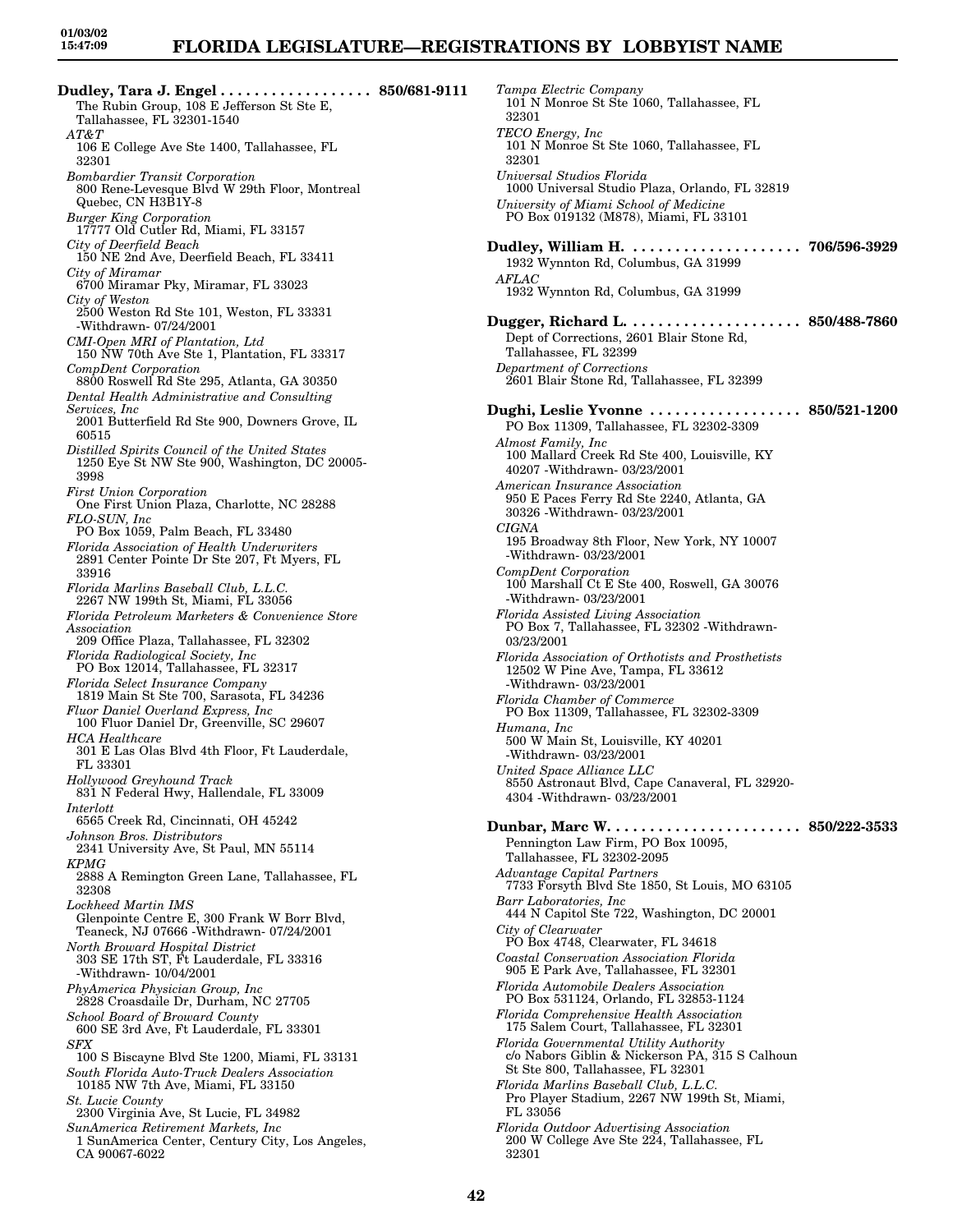**Dudley, Tara J. Engel . . . . . . . . . . . . . . . . . . 850/681-9111**
The Rubin Group, 108 E Jefferson St Ste E, Tallahassee, FL 32301-1540

*AT&T*
106 E College Ave Ste 1400, Tallahassee, FL 32301

*Bombardier Transit Corporation*
800 Rene-Levesque Blvd W 29th Floor, Montreal Quebec, CN H3B1Y-8

*Burger King Corporation*
17777 Old Cutler Rd, Miami, FL 33157

*City of Deerfield Beach*
150 NE 2nd Ave, Deerfield Beach, FL 33411

*City of Miramar*
6700 Miramar Pky, Miramar, FL 33023

*City of Weston*
2500 Weston Rd Ste 101, Weston, FL 33331 -Withdrawn- 07/24/2001

*CMI-Open MRI of Plantation, Ltd*
150 NW 70th Ave Ste 1, Plantation, FL 33317

*CompDent Corporation*
8800 Roswell Rd Ste 295, Atlanta, GA 30350

*Dental Health Administrative and Consulting Services, Inc*
2001 Butterfield Rd Ste 900, Downers Grove, IL 60515

*Distilled Spirits Council of the United States*
1250 Eye St NW Ste 900, Washington, DC 20005-3998

*First Union Corporation*
One First Union Plaza, Charlotte, NC 28288

*FLO-SUN, Inc*
PO Box 1059, Palm Beach, FL 33480

*Florida Association of Health Underwriters*
2891 Center Pointe Dr Ste 207, Ft Myers, FL 33916

*Florida Marlins Baseball Club, L.L.C.*
2267 NW 199th St, Miami, FL 33056

*Florida Petroleum Marketers & Convenience Store Association*
209 Office Plaza, Tallahassee, FL 32302

*Florida Radiological Society, Inc*
PO Box 12014, Tallahassee, FL 32317

*Florida Select Insurance Company*
1819 Main St Ste 700, Sarasota, FL 34236

*Fluor Daniel Overland Express, Inc*
100 Fluor Daniel Dr, Greenville, SC 29607

*HCA Healthcare*
301 E Las Olas Blvd 4th Floor, Ft Lauderdale, FL 33301

*Hollywood Greyhound Track*
831 N Federal Hwy, Hallendale, FL 33009

*Interlott*
6565 Creek Rd, Cincinnati, OH 45242

*Johnson Bros. Distributors*
2341 University Ave, St Paul, MN 55114

*KPMG*
2888 A Remington Green Lane, Tallahassee, FL 32308

*Lockheed Martin IMS*
Glenpointe Centre E, 300 Frank W Borr Blvd, Teaneck, NJ 07666 -Withdrawn- 07/24/2001

*North Broward Hospital District*
303 SE 17th ST, Ft Lauderdale, FL 33316 -Withdrawn- 10/04/2001

*PhyAmerica Physician Group, Inc*
2828 Croasdaile Dr, Durham, NC 27705

*School Board of Broward County*
600 SE 3rd Ave, Ft Lauderdale, FL 33301

*SFX*
100 S Biscayne Blvd Ste 1200, Miami, FL 33131

*South Florida Auto-Truck Dealers Association*
10185 NW 7th Ave, Miami, FL 33150

*St. Lucie County*
2300 Virginia Ave, St Lucie, FL 34982

*SunAmerica Retirement Markets, Inc*
1 SunAmerica Center, Century City, Los Angeles, CA 90067-6022

*Tampa Electric Company*
101 N Monroe St Ste 1060, Tallahassee, FL 32301

*TECO Energy, Inc*
101 N Monroe St Ste 1060, Tallahassee, FL 32301

*Universal Studios Florida*
1000 Universal Studio Plaza, Orlando, FL 32819

*University of Miami School of Medicine*
PO Box 019132 (M878), Miami, FL 33101

**Dudley, William H. . . . . . . . . . . . . . . . . . . . . 706/596-3929**
1932 Wynnton Rd, Columbus, GA 31999

*AFLAC*
1932 Wynnton Rd, Columbus, GA 31999

**Dugger, Richard L. . . . . . . . . . . . . . . . . . . . . 850/488-7860**
Dept of Corrections, 2601 Blair Stone Rd, Tallahassee, FL 32399

*Department of Corrections*
2601 Blair Stone Rd, Tallahassee, FL 32399

**Dughi, Leslie Yvonne . . . . . . . . . . . . . . . . . . 850/521-1200**
PO Box 11309, Tallahassee, FL 32302-3309

*Almost Family, Inc*
100 Mallard Creek Rd Ste 400, Louisville, KY 40207 -Withdrawn- 03/23/2001

*American Insurance Association*
950 E Paces Ferry Rd Ste 2240, Atlanta, GA 30326 -Withdrawn- 03/23/2001

*CIGNA*
195 Broadway 8th Floor, New York, NY 10007 -Withdrawn- 03/23/2001

*CompDent Corporation*
100 Marshall Ct E Ste 400, Roswell, GA 30076 -Withdrawn- 03/23/2001

*Florida Assisted Living Association*
PO Box 7, Tallahassee, FL 32302 -Withdrawn- 03/23/2001

*Florida Association of Orthotists and Prosthetists*
12502 W Pine Ave, Tampa, FL 33612 -Withdrawn- 03/23/2001

*Florida Chamber of Commerce*
PO Box 11309, Tallahassee, FL 32302-3309

*Humana, Inc*
500 W Main St, Louisville, KY 40201 -Withdrawn- 03/23/2001

*United Space Alliance LLC*
8550 Astronaut Blvd, Cape Canaveral, FL 32920-4304 -Withdrawn- 03/23/2001

**Dunbar, Marc W. . . . . . . . . . . . . . . . . . . . . . . 850/222-3533**
Pennington Law Firm, PO Box 10095, Tallahassee, FL 32302-2095

*Advantage Capital Partners*
7733 Forsyth Blvd Ste 1850, St Louis, MO 63105

*Barr Laboratories, Inc*
444 N Capitol Ste 722, Washington, DC 20001

*City of Clearwater*
PO Box 4748, Clearwater, FL 34618

*Coastal Conservation Association Florida*
905 E Park Ave, Tallahassee, FL 32301

*Florida Automobile Dealers Association*
PO Box 531124, Orlando, FL 32853-1124

*Florida Comprehensive Health Association*
175 Salem Court, Tallahassee, FL 32301

*Florida Governmental Utility Authority*
c/o Nabors Giblin & Nickerson PA, 315 S Calhoun St Ste 800, Tallahassee, FL 32301

*Florida Marlins Baseball Club, L.L.C.*
Pro Player Stadium, 2267 NW 199th St, Miami, FL 33056

*Florida Outdoor Advertising Association*
200 W College Ave Ste 224, Tallahassee, FL 32301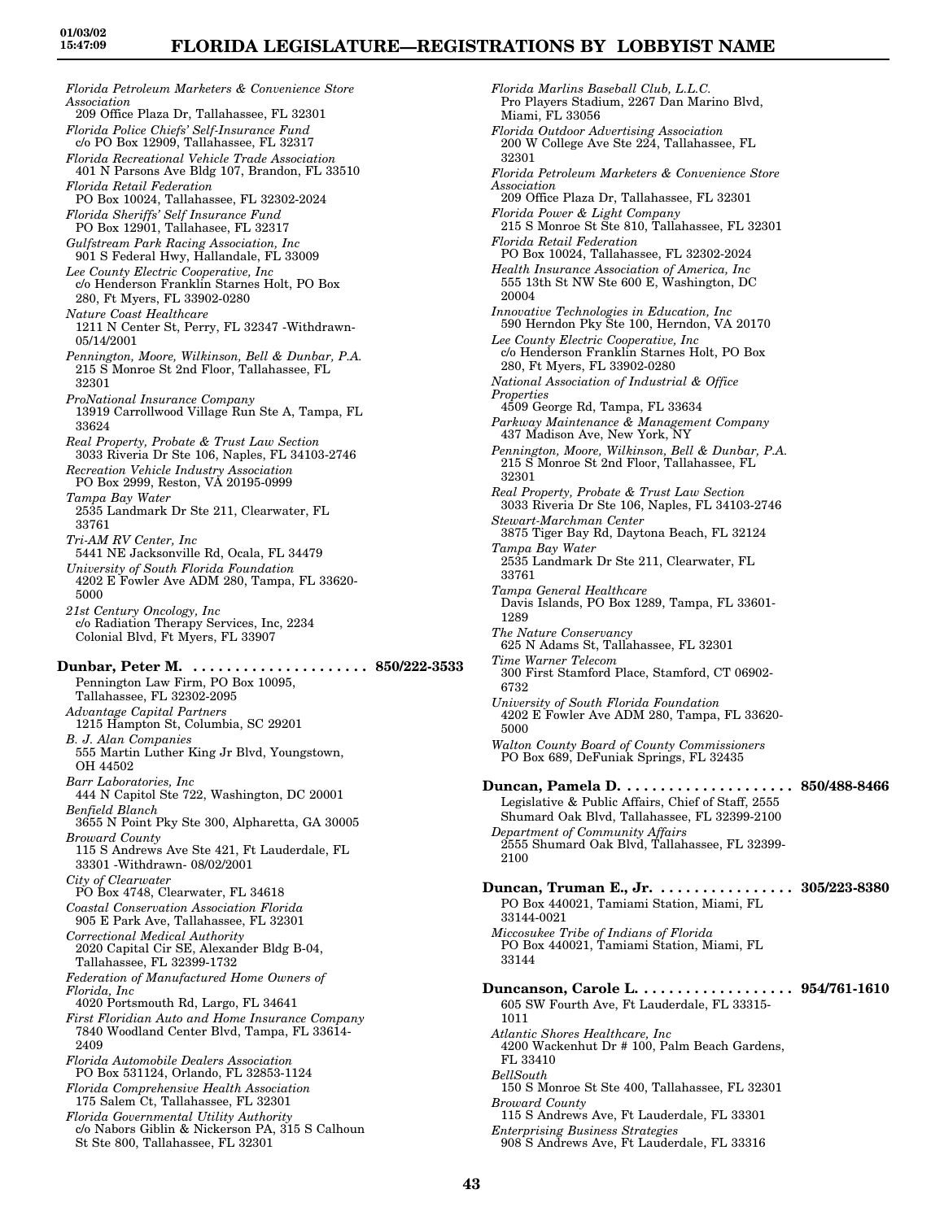*Florida Petroleum Marketers & Convenience Store Association*
209 Office Plaza Dr, Tallahassee, FL 32301
*Florida Police Chiefs' Self-Insurance Fund*
c/o PO Box 12909, Tallahassee, FL 32317
*Florida Recreational Vehicle Trade Association*
401 N Parsons Ave Bldg 107, Brandon, FL 33510
*Florida Retail Federation*
PO Box 10024, Tallahassee, FL 32302-2024
*Florida Sheriffs' Self Insurance Fund*
PO Box 12901, Tallahasee, FL 32317
*Gulfstream Park Racing Association, Inc*
901 S Federal Hwy, Hallandale, FL 33009
*Lee County Electric Cooperative, Inc*
c/o Henderson Franklin Starnes Holt, PO Box 280, Ft Myers, FL 33902-0280
*Nature Coast Healthcare*
1211 N Center St, Perry, FL 32347 -Withdrawn- 05/14/2001
*Pennington, Moore, Wilkinson, Bell & Dunbar, P.A.*
215 S Monroe St 2nd Floor, Tallahassee, FL 32301
*ProNational Insurance Company*
13919 Carrollwood Village Run Ste A, Tampa, FL 33624
*Real Property, Probate & Trust Law Section*
3033 Riveria Dr Ste 106, Naples, FL 34103-2746
*Recreation Vehicle Industry Association*
PO Box 2999, Reston, VA 20195-0999
*Tampa Bay Water*
2535 Landmark Dr Ste 211, Clearwater, FL 33761
*Tri-AM RV Center, Inc*
5441 NE Jacksonville Rd, Ocala, FL 34479
*University of South Florida Foundation*
4202 E Fowler Ave ADM 280, Tampa, FL 33620-5000
*21st Century Oncology, Inc*
c/o Radiation Therapy Services, Inc, 2234 Colonial Blvd, Ft Myers, FL 33907

**Dunbar, Peter M. . . . . . . . . . . . . . . . . . . . . 850/222-3533**
Pennington Law Firm, PO Box 10095, Tallahassee, FL 32302-2095
*Advantage Capital Partners*
1215 Hampton St, Columbia, SC 29201
*B. J. Alan Companies*
555 Martin Luther King Jr Blvd, Youngstown, OH 44502
*Barr Laboratories, Inc*
444 N Capitol Ste 722, Washington, DC 20001
*Benfield Blanch*
3655 N Point Pky Ste 300, Alpharetta, GA 30005
*Broward County*
115 S Andrews Ave Ste 421, Ft Lauderdale, FL 33301 -Withdrawn- 08/02/2001
*City of Clearwater*
PO Box 4748, Clearwater, FL 34618
*Coastal Conservation Association Florida*
905 E Park Ave, Tallahassee, FL 32301
*Correctional Medical Authority*
2020 Capital Cir SE, Alexander Bldg B-04, Tallahassee, FL 32399-1732
*Federation of Manufactured Home Owners of Florida, Inc*
4020 Portsmouth Rd, Largo, FL 34641
*First Floridian Auto and Home Insurance Company*
7840 Woodland Center Blvd, Tampa, FL 33614-2409
*Florida Automobile Dealers Association*
PO Box 531124, Orlando, FL 32853-1124
*Florida Comprehensive Health Association*
175 Salem Ct, Tallahassee, FL 32301
*Florida Governmental Utility Authority*
c/o Nabors Giblin & Nickerson PA, 315 S Calhoun St Ste 800, Tallahassee, FL 32301
*Florida Marlins Baseball Club, L.L.C.*
Pro Players Stadium, 2267 Dan Marino Blvd, Miami, FL 33056
*Florida Outdoor Advertising Association*
200 W College Ave Ste 224, Tallahassee, FL 32301
*Florida Petroleum Marketers & Convenience Store Association*
209 Office Plaza Dr, Tallahassee, FL 32301
*Florida Power & Light Company*
215 S Monroe St Ste 810, Tallahassee, FL 32301
*Florida Retail Federation*
PO Box 10024, Tallahassee, FL 32302-2024
*Health Insurance Association of America, Inc*
555 13th St NW Ste 600 E, Washington, DC 20004
*Innovative Technologies in Education, Inc*
590 Herndon Pky Ste 100, Herndon, VA 20170
*Lee County Electric Cooperative, Inc*
c/o Henderson Franklin Starnes Holt, PO Box 280, Ft Myers, FL 33902-0280
*National Association of Industrial & Office Properties*
4509 George Rd, Tampa, FL 33634
*Parkway Maintenance & Management Company*
437 Madison Ave, New York, NY
*Pennington, Moore, Wilkinson, Bell & Dunbar, P.A.*
215 S Monroe St 2nd Floor, Tallahassee, FL 32301
*Real Property, Probate & Trust Law Section*
3033 Riveria Dr Ste 106, Naples, FL 34103-2746
*Stewart-Marchman Center*
3875 Tiger Bay Rd, Daytona Beach, FL 32124
*Tampa Bay Water*
2535 Landmark Dr Ste 211, Clearwater, FL 33761
*Tampa General Healthcare*
Davis Islands, PO Box 1289, Tampa, FL 33601-1289
*The Nature Conservancy*
625 N Adams St, Tallahassee, FL 32301
*Time Warner Telecom*
300 First Stamford Place, Stamford, CT 06902-6732
*University of South Florida Foundation*
4202 E Fowler Ave ADM 280, Tampa, FL 33620-5000
*Walton County Board of County Commissioners*
PO Box 689, DeFuniak Springs, FL 32435

**Duncan, Pamela D. . . . . . . . . . . . . . . . . . . . . 850/488-8466**
Legislative & Public Affairs, Chief of Staff, 2555 Shumard Oak Blvd, Tallahassee, FL 32399-2100
*Department of Community Affairs*
2555 Shumard Oak Blvd, Tallahassee, FL 32399-2100

**Duncan, Truman E., Jr. . . . . . . . . . . . . . . . . 305/223-8380**
PO Box 440021, Tamiami Station, Miami, FL 33144-0021
*Miccosukee Tribe of Indians of Florida*
PO Box 440021, Tamiami Station, Miami, FL 33144

**Duncanson, Carole L. . . . . . . . . . . . . . . . . . . 954/761-1610**
605 SW Fourth Ave, Ft Lauderdale, FL 33315-1011
*Atlantic Shores Healthcare, Inc*
4200 Wackenhut Dr # 100, Palm Beach Gardens, FL 33410
*BellSouth*
150 S Monroe St Ste 400, Tallahassee, FL 32301
*Broward County*
115 S Andrews Ave, Ft Lauderdale, FL 33301
*Enterprising Business Strategies*
908 S Andrews Ave, Ft Lauderdale, FL 33316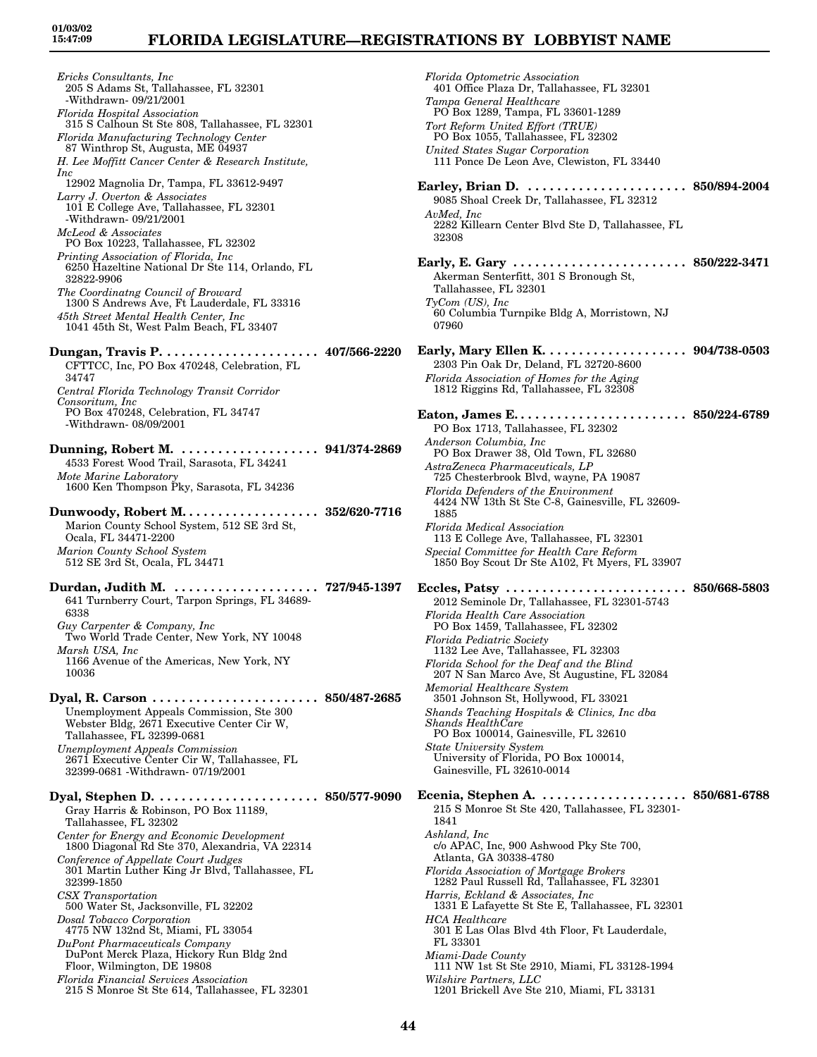*Ericks Consultants, Inc*
205 S Adams St, Tallahassee, FL 32301
-Withdrawn- 09/21/2001

*Florida Hospital Association*
315 S Calhoun St Ste 808, Tallahassee, FL 32301

*Florida Manufacturing Technology Center*
87 Winthrop St, Augusta, ME 04937

*H. Lee Moffitt Cancer Center & Research Institute, Inc*
12902 Magnolia Dr, Tampa, FL 33612-9497

*Larry J. Overton & Associates*
101 E College Ave, Tallahassee, FL 32301
-Withdrawn- 09/21/2001

*McLeod & Associates*
PO Box 10223, Tallahassee, FL 32302

*Printing Association of Florida, Inc*
6250 Hazeltine National Dr Ste 114, Orlando, FL 32822-9906

*The Coordinatng Council of Broward*
1300 S Andrews Ave, Ft Lauderdale, FL 33316

*45th Street Mental Health Center, Inc*
1041 45th St, West Palm Beach, FL 33407

**Dungan, Travis P. . . . . . . . . . . . . . . . . . . . . . 407/566-2220**
CFTTCC, Inc, PO Box 470248, Celebration, FL 34747

*Central Florida Technology Transit Corridor Consoritum, Inc*
PO Box 470248, Celebration, FL 34747
-Withdrawn- 08/09/2001

**Dunning, Robert M. . . . . . . . . . . . . . . . . . . . 941/374-2869**
4533 Forest Wood Trail, Sarasota, FL 34241

*Mote Marine Laboratory*
1600 Ken Thompson Pky, Sarasota, FL 34236

**Dunwoody, Robert M. . . . . . . . . . . . . . . . . . . 352/620-7716**
Marion County School System, 512 SE 3rd St, Ocala, FL 34471-2200

*Marion County School System*
512 SE 3rd St, Ocala, FL 34471

**Durdan, Judith M. . . . . . . . . . . . . . . . . . . . 727/945-1397**
641 Turnberry Court, Tarpon Springs, FL 34689-6338

*Guy Carpenter & Company, Inc*
Two World Trade Center, New York, NY 10048

*Marsh USA, Inc*
1166 Avenue of the Americas, New York, NY 10036

**Dyal, R. Carson . . . . . . . . . . . . . . . . . . . . . . . 850/487-2685**
Unemployment Appeals Commission, Ste 300 Webster Bldg, 2671 Executive Center Cir W, Tallahassee, FL 32399-0681

*Unemployment Appeals Commission*
2671 Executive Center Cir W, Tallahassee, FL 32399-0681 -Withdrawn- 07/19/2001

**Dyal, Stephen D. . . . . . . . . . . . . . . . . . . . . . . 850/577-9090**
Gray Harris & Robinson, PO Box 11189, Tallahassee, FL 32302

*Center for Energy and Economic Development*
1800 Diagonal Rd Ste 370, Alexandria, VA 22314

*Conference of Appellate Court Judges*
301 Martin Luther King Jr Blvd, Tallahassee, FL 32399-1850

*CSX Transportation*
500 Water St, Jacksonville, FL 32202

*Dosal Tobacco Corporation*
4775 NW 132nd St, Miami, FL 33054

*DuPont Pharmaceuticals Company*
DuPont Merck Plaza, Hickory Run Bldg 2nd Floor, Wilmington, DE 19808

*Florida Financial Services Association*
215 S Monroe St Ste 614, Tallahassee, FL 32301

*Florida Optometric Association*
401 Office Plaza Dr, Tallahassee, FL 32301

*Tampa General Healthcare*
PO Box 1289, Tampa, FL 33601-1289

*Tort Reform United Effort (TRUE)*
PO Box 1055, Tallahassee, FL 32302

*United States Sugar Corporation*
111 Ponce De Leon Ave, Clewiston, FL 33440

**Earley, Brian D. . . . . . . . . . . . . . . . . . . . . . . 850/894-2004**
9085 Shoal Creek Dr, Tallahassee, FL 32312

*AvMed, Inc*
2282 Killearn Center Blvd Ste D, Tallahassee, FL 32308

**Early, E. Gary . . . . . . . . . . . . . . . . . . . . . . . . 850/222-3471**
Akerman Senterfitt, 301 S Bronough St, Tallahassee, FL 32301

*TyCom (US), Inc*
60 Columbia Turnpike Bldg A, Morristown, NJ 07960

**Early, Mary Ellen K. . . . . . . . . . . . . . . . . . . . 904/738-0503**
2303 Pin Oak Dr, Deland, FL 32720-8600

*Florida Association of Homes for the Aging*
1812 Riggins Rd, Tallahassee, FL 32308

**Eaton, James E. . . . . . . . . . . . . . . . . . . . . . . . 850/224-6789**
PO Box 1713, Tallahassee, FL 32302

*Anderson Columbia, Inc*
PO Box Drawer 38, Old Town, FL 32680

*AstraZeneca Pharmaceuticals, LP*
725 Chesterbrook Blvd, wayne, PA 19087

*Florida Defenders of the Environment*
4424 NW 13th St Ste C-8, Gainesville, FL 32609-1885

*Florida Medical Association*
113 E College Ave, Tallahassee, FL 32301

*Special Committee for Health Care Reform*
1850 Boy Scout Dr Ste A102, Ft Myers, FL 33907

**Eccles, Patsy . . . . . . . . . . . . . . . . . . . . . . . . . 850/668-5803**
2012 Seminole Dr, Tallahassee, FL 32301-5743

*Florida Health Care Association*
PO Box 1459, Tallahassee, FL 32302

*Florida Pediatric Society*
1132 Lee Ave, Tallahassee, FL 32303

*Florida School for the Deaf and the Blind*
207 N San Marco Ave, St Augustine, FL 32084

*Memorial Healthcare System*
3501 Johnson St, Hollywood, FL 33021

*Shands Teaching Hospitals & Clinics, Inc dba Shands HealthCare*
PO Box 100014, Gainesville, FL 32610

*State University System*
University of Florida, PO Box 100014, Gainesville, FL 32610-0014

**Ecenia, Stephen A. . . . . . . . . . . . . . . . . . . . . 850/681-6788**
215 S Monroe St Ste 420, Tallahassee, FL 32301-1841

*Ashland, Inc*
c/o APAC, Inc, 900 Ashwood Pky Ste 700, Atlanta, GA 30338-4780

*Florida Association of Mortgage Brokers*
1282 Paul Russell Rd, Tallahassee, FL 32301

*Harris, Eckland & Associates, Inc*
1331 E Lafayette St Ste E, Tallahassee, FL 32301

*HCA Healthcare*
301 E Las Olas Blvd 4th Floor, Ft Lauderdale, FL 33301

*Miami-Dade County*
111 NW 1st St Ste 2910, Miami, FL 33128-1994

*Wilshire Partners, LLC*
1201 Brickell Ave Ste 210, Miami, FL 33131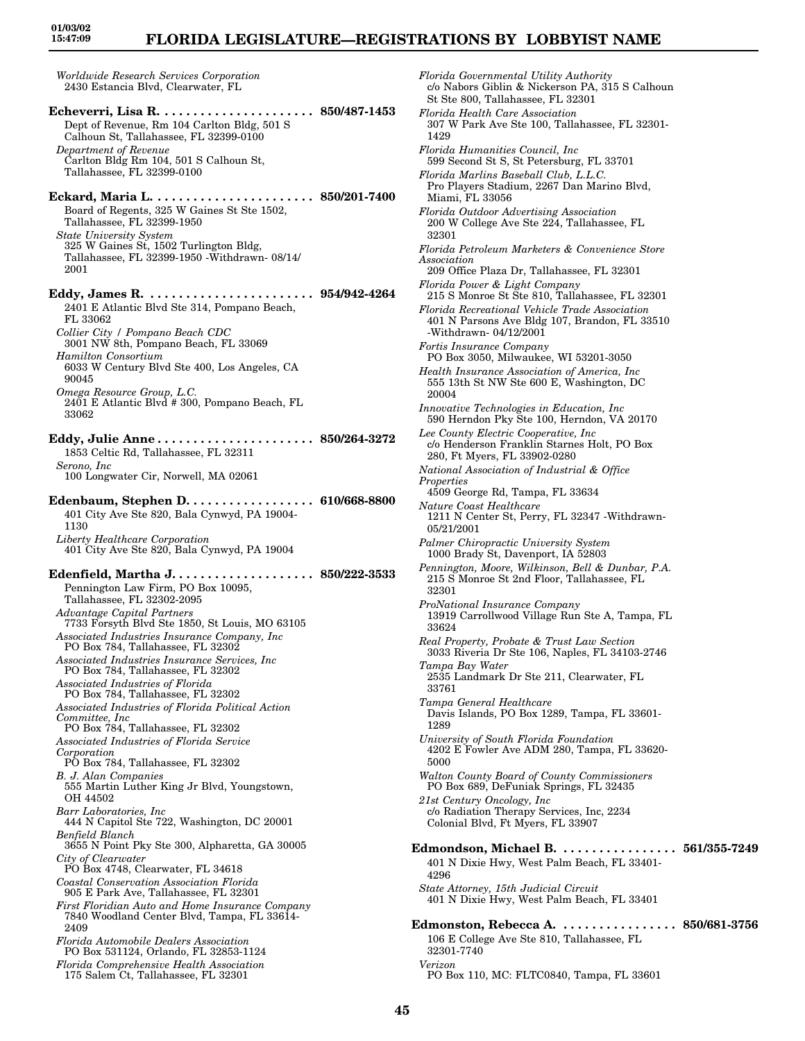*Worldwide Research Services Corporation*
2430 Estancia Blvd, Clearwater, FL

**Echeverri, Lisa R. . . . . . . . . . . . . . . . . . . . . . 850/487-1453**
Dept of Revenue, Rm 104 Carlton Bldg, 501 S Calhoun St, Tallahassee, FL 32399-0100
*Department of Revenue*
Carlton Bldg Rm 104, 501 S Calhoun St, Tallahassee, FL 32399-0100

**Eckard, Maria L. . . . . . . . . . . . . . . . . . . . . . . 850/201-7400**
Board of Regents, 325 W Gaines St Ste 1502, Tallahassee, FL 32399-1950
*State University System*
325 W Gaines St, 1502 Turlington Bldg, Tallahassee, FL 32399-1950 -Withdrawn- 08/14/2001

**Eddy, James R. . . . . . . . . . . . . . . . . . . . . . . . 954/942-4264**
2401 E Atlantic Blvd Ste 314, Pompano Beach, FL 33062
*Collier City / Pompano Beach CDC*
3001 NW 8th, Pompano Beach, FL 33069
*Hamilton Consortium*
6033 W Century Blvd Ste 400, Los Angeles, CA 90045
*Omega Resource Group, L.C.*
2401 E Atlantic Blvd # 300, Pompano Beach, FL 33062

**Eddy, Julie Anne . . . . . . . . . . . . . . . . . . . . . . 850/264-3272**
1853 Celtic Rd, Tallahassee, FL 32311
*Serono, Inc*
100 Longwater Cir, Norwell, MA 02061

**Edenbaum, Stephen D. . . . . . . . . . . . . . . . . . 610/668-8800**
401 City Ave Ste 820, Bala Cynwyd, PA 19004-1130
*Liberty Healthcare Corporation*
401 City Ave Ste 820, Bala Cynwyd, PA 19004

**Edenfield, Martha J. . . . . . . . . . . . . . . . . . . . 850/222-3533**
Pennington Law Firm, PO Box 10095, Tallahassee, FL 32302-2095
*Advantage Capital Partners*
7733 Forsyth Blvd Ste 1850, St Louis, MO 63105
*Associated Industries Insurance Company, Inc*
PO Box 784, Tallahassee, FL 32302
*Associated Industries Insurance Services, Inc*
PO Box 784, Tallahassee, FL 32302
*Associated Industries of Florida*
PO Box 784, Tallahassee, FL 32302
*Associated Industries of Florida Political Action Committee, Inc*
PO Box 784, Tallahassee, FL 32302
*Associated Industries of Florida Service Corporation*
PO Box 784, Tallahassee, FL 32302
*B. J. Alan Companies*
555 Martin Luther King Jr Blvd, Youngstown, OH 44502
*Barr Laboratories, Inc*
444 N Capitol Ste 722, Washington, DC 20001
*Benfield Blanch*
3655 N Point Pky Ste 300, Alpharetta, GA 30005
*City of Clearwater*
PO Box 4748, Clearwater, FL 34618
*Coastal Conservation Association Florida*
905 E Park Ave, Tallahassee, FL 32301
*First Floridian Auto and Home Insurance Company*
7840 Woodland Center Blvd, Tampa, FL 33614-2409
*Florida Automobile Dealers Association*
PO Box 531124, Orlando, FL 32853-1124
*Florida Comprehensive Health Association*
175 Salem Ct, Tallahassee, FL 32301
*Florida Governmental Utility Authority*
c/o Nabors Giblin & Nickerson PA, 315 S Calhoun St Ste 800, Tallahassee, FL 32301
*Florida Health Care Association*
307 W Park Ave Ste 100, Tallahassee, FL 32301-1429
*Florida Humanities Council, Inc*
599 Second St S, St Petersburg, FL 33701
*Florida Marlins Baseball Club, L.L.C.*
Pro Players Stadium, 2267 Dan Marino Blvd, Miami, FL 33056
*Florida Outdoor Advertising Association*
200 W College Ave Ste 224, Tallahassee, FL 32301
*Florida Petroleum Marketers & Convenience Store Association*
209 Office Plaza Dr, Tallahassee, FL 32301
*Florida Power & Light Company*
215 S Monroe St Ste 810, Tallahassee, FL 32301
*Florida Recreational Vehicle Trade Association*
401 N Parsons Ave Bldg 107, Brandon, FL 33510 -Withdrawn- 04/12/2001
*Fortis Insurance Company*
PO Box 3050, Milwaukee, WI 53201-3050
*Health Insurance Association of America, Inc*
555 13th St NW Ste 600 E, Washington, DC 20004
*Innovative Technologies in Education, Inc*
590 Herndon Pky Ste 100, Herndon, VA 20170
*Lee County Electric Cooperative, Inc*
c/o Henderson Franklin Starnes Holt, PO Box 280, Ft Myers, FL 33902-0280
*National Association of Industrial & Office Properties*
4509 George Rd, Tampa, FL 33634
*Nature Coast Healthcare*
1211 N Center St, Perry, FL 32347 -Withdrawn- 05/21/2001
*Palmer Chiropractic University System*
1000 Brady St, Davenport, IA 52803
*Pennington, Moore, Wilkinson, Bell & Dunbar, P.A.*
215 S Monroe St 2nd Floor, Tallahassee, FL 32301
*ProNational Insurance Company*
13919 Carrollwood Village Run Ste A, Tampa, FL 33624
*Real Property, Probate & Trust Law Section*
3033 Riveria Dr Ste 106, Naples, FL 34103-2746
*Tampa Bay Water*
2535 Landmark Dr Ste 211, Clearwater, FL 33761
*Tampa General Healthcare*
Davis Islands, PO Box 1289, Tampa, FL 33601-1289
*University of South Florida Foundation*
4202 E Fowler Ave ADM 280, Tampa, FL 33620-5000
*Walton County Board of County Commissioners*
PO Box 689, DeFuniak Springs, FL 32435
*21st Century Oncology, Inc*
c/o Radiation Therapy Services, Inc, 2234 Colonial Blvd, Ft Myers, FL 33907

**Edmondson, Michael B. . . . . . . . . . . . . . . . . 561/355-7249**
401 N Dixie Hwy, West Palm Beach, FL 33401-4296
*State Attorney, 15th Judicial Circuit*
401 N Dixie Hwy, West Palm Beach, FL 33401

**Edmonston, Rebecca A. . . . . . . . . . . . . . . . . 850/681-3756**
106 E College Ave Ste 810, Tallahassee, FL 32301-7740
*Verizon*
PO Box 110, MC: FLTC0840, Tampa, FL 33601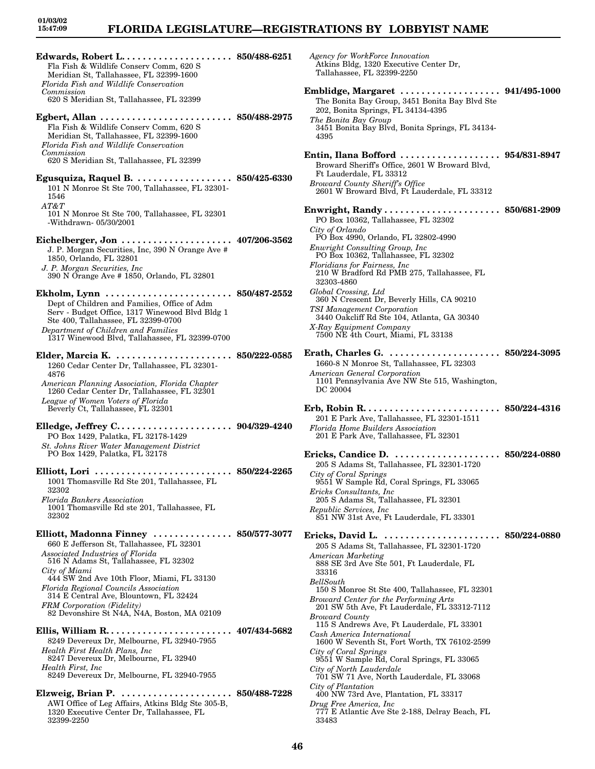**Edwards, Robert L.** ..................... **850/488-6251**
Fla Fish & Wildlife Conserv Comm, 620 S Meridian St, Tallahassee, FL 32399-1600
*Florida Fish and Wildlife Conservation Commission*
620 S Meridian St, Tallahassee, FL 32399

**Egbert, Allan** ......................... **850/488-2975**
Fla Fish & Wildlife Conserv Comm, 620 S Meridian St, Tallahassee, FL 32399-1600
*Florida Fish and Wildlife Conservation Commission*
620 S Meridian St, Tallahassee, FL 32399

**Egusquiza, Raquel B.** .................. **850/425-6330**
101 N Monroe St Ste 700, Tallahassee, FL 32301-1546
*AT&T*
101 N Monroe St Ste 700, Tallahassee, FL 32301 -Withdrawn- 05/30/2001

**Eichelberger, Jon** ..................... **407/206-3562**
J. P. Morgan Securities, Inc, 390 N Orange Ave # 1850, Orlando, FL 32801
*J. P. Morgan Securities, Inc*
390 N Orange Ave # 1850, Orlando, FL 32801

**Ekholm, Lynn** ........................ **850/487-2552**
Dept of Children and Families, Office of Adm Serv - Budget Office, 1317 Winewood Blvd Bldg 1 Ste 400, Tallahassee, FL 32399-0700
*Department of Children and Families*
1317 Winewood Blvd, Tallahassee, FL 32399-0700

**Elder, Marcia K.** ...................... **850/222-0585**
1260 Cedar Center Dr, Tallahassee, FL 32301-4876
*American Planning Association, Florida Chapter*
1260 Cedar Center Dr, Tallahassee, FL 32301
*League of Women Voters of Florida*
Beverly Ct, Tallahassee, FL 32301

**Elledge, Jeffrey C.** ...................... **904/329-4240**
PO Box 1429, Palatka, FL 32178-1429
*St. Johns River Water Management District*
PO Box 1429, Palatka, FL 32178

**Elliott, Lori** .......................... **850/224-2265**
1001 Thomasville Rd Ste 201, Tallahassee, FL 32302
*Florida Bankers Association*
1001 Thomasville Rd ste 201, Tallahassee, FL 32302

**Elliott, Madonna Finney** ............... **850/577-3077**
660 E Jefferson St, Tallahassee, FL 32301
*Associated Industries of Florida*
516 N Adams St, Tallahassee, FL 32302
*City of Miami*
444 SW 2nd Ave 10th Floor, Miami, FL 33130
*Florida Regional Councils Association*
314 E Central Ave, Blountown, FL 32424
*FRM Corporation (Fidelity)*
82 Devonshire St N4A, N4A, Boston, MA 02109

**Ellis, William R.** ........................ **407/434-5682**
8249 Devereux Dr, Melbourne, FL 32940-7955
*Health First Health Plans, Inc*
8247 Devereux Dr, Melbourne, FL 32940
*Health First, Inc*
8249 Devereux Dr, Melbourne, FL 32940-7955

**Elzweig, Brian P.** ..................... **850/488-7228**
AWI Office of Leg Affairs, Atkins Bldg Ste 305-B, 1320 Executive Center Dr, Tallahassee, FL 32399-2250
*Agency for WorkForce Innovation*
Atkins Bldg, 1320 Executive Center Dr, Tallahassee, FL 32399-2250

**Emblidge, Margaret** ................... **941/495-1000**
The Bonita Bay Group, 3451 Bonita Bay Blvd Ste 202, Bonita Springs, FL 34134-4395
*The Bonita Bay Group*
3451 Bonita Bay Blvd, Bonita Springs, FL 34134-4395

**Entin, Ilana Bofford** ................... **954/831-8947**
Broward Sheriff's Office, 2601 W Broward Blvd, Ft Lauderdale, FL 33312
*Broward County Sheriff's Office*
2601 W Broward Blvd, Ft Lauderdale, FL 33312

**Enwright, Randy** ...................... **850/681-2909**
PO Box 10362, Tallahassee, FL 32302
*City of Orlando*
PO Box 4990, Orlando, FL 32802-4990
*Enwright Consulting Group, Inc*
PO Box 10362, Tallahassee, FL 32302
*Floridians for Fairness, Inc*
210 W Bradford Rd PMB 275, Tallahassee, FL 32303-4860
*Global Crossing, Ltd*
360 N Crescent Dr, Beverly Hills, CA 90210
*TSI Management Corporation*
3440 Oakcliff Rd Ste 104, Atlanta, GA 30340
*X-Ray Equipment Company*
7500 NE 4th Court, Miami, FL 33138

**Erath, Charles G.** ..................... **850/224-3095**
1660-8 N Monroe St, Tallahassee, FL 32303
*American General Corporation*
1101 Pennsylvania Ave NW Ste 515, Washington, DC 20004

**Erb, Robin R.** .......................... **850/224-4316**
201 E Park Ave, Tallahassee, FL 32301-1511
*Florida Home Builders Association*
201 E Park Ave, Tallahassee, FL 32301

**Ericks, Candice D.** .................... **850/224-0880**
205 S Adams St, Tallahassee, FL 32301-1720
*City of Coral Springs*
9551 W Sample Rd, Coral Springs, FL 33065
*Ericks Consultants, Inc*
205 S Adams St, Tallahassee, FL 32301
*Republic Services, Inc*
851 NW 31st Ave, Ft Lauderdale, FL 33301

**Ericks, David L.** ...................... **850/224-0880**
205 S Adams St, Tallahassee, FL 32301-1720
*American Marketing*
888 SE 3rd Ave Ste 501, Ft Lauderdale, FL 33316
*BellSouth*
150 S Monroe St Ste 400, Tallahassee, FL 32301
*Broward Center for the Performing Arts*
201 SW 5th Ave, Ft Lauderdale, FL 33312-7112
*Broward County*
115 S Andrews Ave, Ft Lauderdale, FL 33301
*Cash America International*
1600 W Seventh St, Fort Worth, TX 76102-2599
*City of Coral Springs*
9551 W Sample Rd, Coral Springs, FL 33065
*City of North Lauderdale*
701 SW 71 Ave, North Lauderdale, FL 33068
*City of Plantation*
400 NW 73rd Ave, Plantation, FL 33317
*Drug Free America, Inc*
777 E Atlantic Ave Ste 2-188, Delray Beach, FL 33483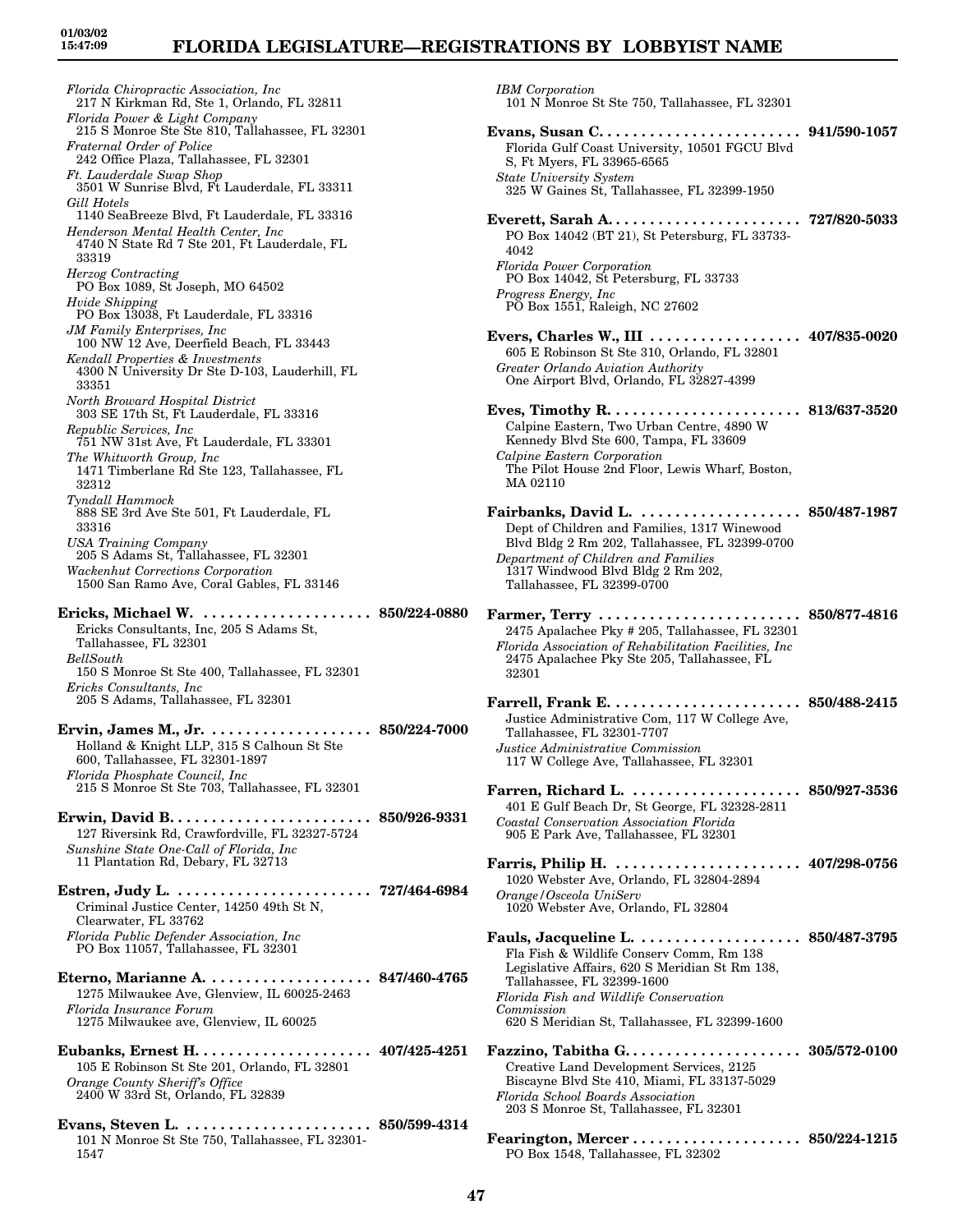*Florida Chiropractic Association, Inc*
217 N Kirkman Rd, Ste 1, Orlando, FL 32811
*Florida Power & Light Company*
215 S Monroe Ste Ste 810, Tallahassee, FL 32301
*Fraternal Order of Police*
242 Office Plaza, Tallahassee, FL 32301
*Ft. Lauderdale Swap Shop*
3501 W Sunrise Blvd, Ft Lauderdale, FL 33311
*Gill Hotels*
1140 SeaBreeze Blvd, Ft Lauderdale, FL 33316
*Henderson Mental Health Center, Inc*
4740 N State Rd 7 Ste 201, Ft Lauderdale, FL 33319
*Herzog Contracting*
PO Box 1089, St Joseph, MO 64502
*Hvide Shipping*
PO Box 13038, Ft Lauderdale, FL 33316
*JM Family Enterprises, Inc*
100 NW 12 Ave, Deerfield Beach, FL 33443
*Kendall Properties & Investments*
4300 N University Dr Ste D-103, Lauderhill, FL 33351
*North Broward Hospital District*
303 SE 17th St, Ft Lauderdale, FL 33316
*Republic Services, Inc*
751 NW 31st Ave, Ft Lauderdale, FL 33301
*The Whitworth Group, Inc*
1471 Timberlane Rd Ste 123, Tallahassee, FL 32312
*Tyndall Hammock*
888 SE 3rd Ave Ste 501, Ft Lauderdale, FL 33316
*USA Training Company*
205 S Adams St, Tallahassee, FL 32301
*Wackenhut Corrections Corporation*
1500 San Ramo Ave, Coral Gables, FL 33146

**Ericks, Michael W. .................... 850/224-0880**
Ericks Consultants, Inc, 205 S Adams St, Tallahassee, FL 32301
*BellSouth*
150 S Monroe St Ste 400, Tallahassee, FL 32301
*Ericks Consultants, Inc*
205 S Adams, Tallahassee, FL 32301

**Ervin, James M., Jr. .................... 850/224-7000**
Holland & Knight LLP, 315 S Calhoun St Ste 600, Tallahassee, FL 32301-1897
*Florida Phosphate Council, Inc*
215 S Monroe St Ste 703, Tallahassee, FL 32301

**Erwin, David B. ........................ 850/926-9331**
127 Riversink Rd, Crawfordville, FL 32327-5724
*Sunshine State One-Call of Florida, Inc*
11 Plantation Rd, Debary, FL 32713

**Estren, Judy L. ........................ 727/464-6984**
Criminal Justice Center, 14250 49th St N, Clearwater, FL 33762
*Florida Public Defender Association, Inc*
PO Box 11057, Tallahassee, FL 32301

**Eterno, Marianne A. .................... 847/460-4765**
1275 Milwaukee Ave, Glenview, IL 60025-2463
*Florida Insurance Forum*
1275 Milwaukee ave, Glenview, IL 60025

**Eubanks, Ernest H. ..................... 407/425-4251**
105 E Robinson St Ste 201, Orlando, FL 32801
*Orange County Sheriff's Office*
2400 W 33rd St, Orlando, FL 32839

**Evans, Steven L. ....................... 850/599-4314**
101 N Monroe St Ste 750, Tallahassee, FL 32301-1547
*IBM Corporation*
101 N Monroe St Ste 750, Tallahassee, FL 32301

**Evans, Susan C. ........................ 941/590-1057**
Florida Gulf Coast University, 10501 FGCU Blvd S, Ft Myers, FL 33965-6565
*State University System*
325 W Gaines St, Tallahassee, FL 32399-1950

**Everett, Sarah A. ....................... 727/820-5033**
PO Box 14042 (BT 21), St Petersburg, FL 33733-4042
*Florida Power Corporation*
PO Box 14042, St Petersburg, FL 33733
*Progress Energy, Inc*
PO Box 1551, Raleigh, NC 27602

**Evers, Charles W., III .................. 407/835-0020**
605 E Robinson St Ste 310, Orlando, FL 32801
*Greater Orlando Aviation Authority*
One Airport Blvd, Orlando, FL 32827-4399

**Eves, Timothy R. ....................... 813/637-3520**
Calpine Eastern, Two Urban Centre, 4890 W Kennedy Blvd Ste 600, Tampa, FL 33609
*Calpine Eastern Corporation*
The Pilot House 2nd Floor, Lewis Wharf, Boston, MA 02110

**Fairbanks, David L. .................... 850/487-1987**
Dept of Children and Families, 1317 Winewood Blvd Bldg 2 Rm 202, Tallahassee, FL 32399-0700
*Department of Children and Families*
1317 Windwood Blvd Bldg 2 Rm 202, Tallahassee, FL 32399-0700

**Farmer, Terry ......................... 850/877-4816**
2475 Apalachee Pky # 205, Tallahassee, FL 32301
*Florida Association of Rehabilitation Facilities, Inc*
2475 Apalachee Pky Ste 205, Tallahassee, FL 32301

**Farrell, Frank E. ...................... 850/488-2415**
Justice Administrative Com, 117 W College Ave, Tallahassee, FL 32301-7707
*Justice Administrative Commission*
117 W College Ave, Tallahassee, FL 32301

**Farren, Richard L. ..................... 850/927-3536**
401 E Gulf Beach Dr, St George, FL 32328-2811
*Coastal Conservation Association Florida*
905 E Park Ave, Tallahassee, FL 32301

**Farris, Philip H. ...................... 407/298-0756**
1020 Webster Ave, Orlando, FL 32804-2894
*Orange/Osceola UniServ*
1020 Webster Ave, Orlando, FL 32804

**Fauls, Jacqueline L. .................... 850/487-3795**
Fla Fish & Wildlife Conserv Comm, Rm 138 Legislative Affairs, 620 S Meridian St Rm 138, Tallahassee, FL 32399-1600
*Florida Fish and Wildlife Conservation Commission*
620 S Meridian St, Tallahassee, FL 32399-1600

**Fazzino, Tabitha G. ..................... 305/572-0100**
Creative Land Development Services, 2125 Biscayne Blvd Ste 410, Miami, FL 33137-5029
*Florida School Boards Association*
203 S Monroe St, Tallahassee, FL 32301

**Fearington, Mercer ..................... 850/224-1215**
PO Box 1548, Tallahassee, FL 32302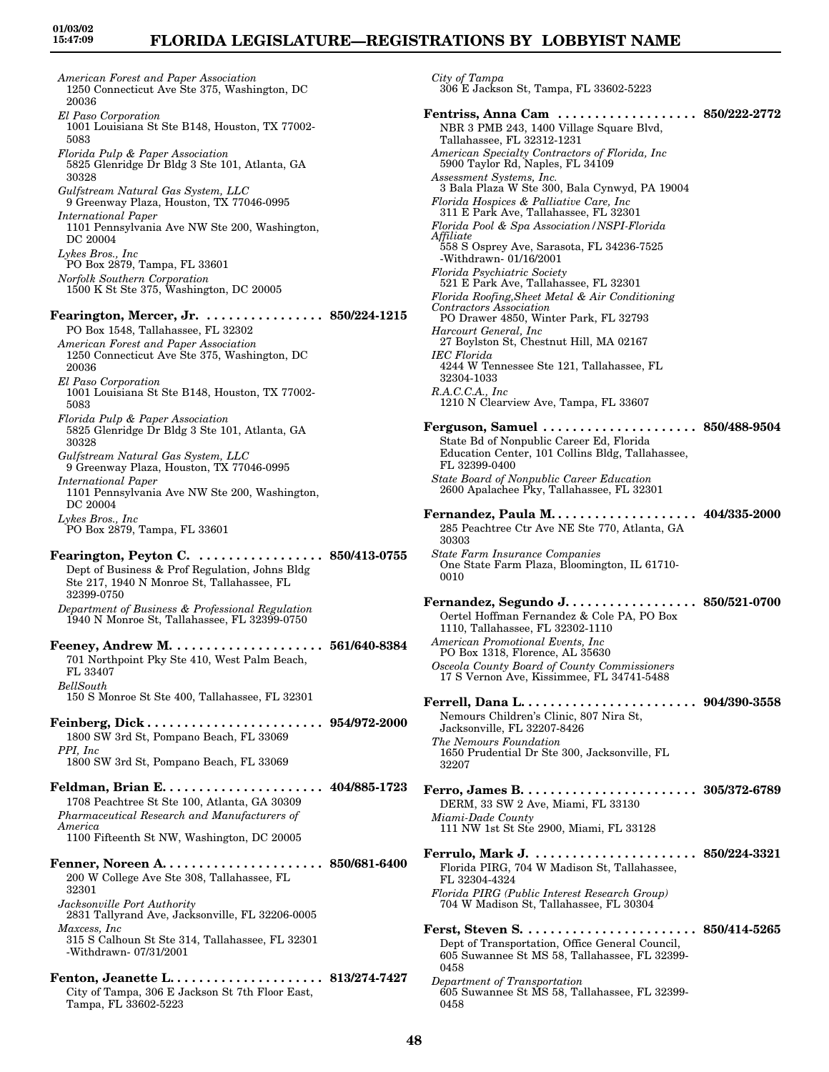*American Forest and Paper Association*
1250 Connecticut Ave Ste 375, Washington, DC 20036

*El Paso Corporation*
1001 Louisiana St Ste B148, Houston, TX 77002-5083

*Florida Pulp & Paper Association*
5825 Glenridge Dr Bldg 3 Ste 101, Atlanta, GA 30328

*Gulfstream Natural Gas System, LLC*
9 Greenway Plaza, Houston, TX 77046-0995

*International Paper*
1101 Pennsylvania Ave NW Ste 200, Washington, DC 20004

*Lykes Bros., Inc*
PO Box 2879, Tampa, FL 33601

*Norfolk Southern Corporation*
1500 K St Ste 375, Washington, DC 20005

**Fearington, Mercer, Jr. . . . . . . . . . . . . . . . . 850/224-1215**
PO Box 1548, Tallahassee, FL 32302

*American Forest and Paper Association*
1250 Connecticut Ave Ste 375, Washington, DC 20036

*El Paso Corporation*
1001 Louisiana St Ste B148, Houston, TX 77002-5083

*Florida Pulp & Paper Association*
5825 Glenridge Dr Bldg 3 Ste 101, Atlanta, GA 30328

*Gulfstream Natural Gas System, LLC*
9 Greenway Plaza, Houston, TX 77046-0995

*International Paper*
1101 Pennsylvania Ave NW Ste 200, Washington, DC 20004

*Lykes Bros., Inc*
PO Box 2879, Tampa, FL 33601

**Fearington, Peyton C. . . . . . . . . . . . . . . . . . 850/413-0755**
Dept of Business & Prof Regulation, Johns Bldg Ste 217, 1940 N Monroe St, Tallahassee, FL 32399-0750

*Department of Business & Professional Regulation*
1940 N Monroe St, Tallahassee, FL 32399-0750

**Feeney, Andrew M. . . . . . . . . . . . . . . . . . . . . 561/640-8384**
701 Northpoint Pky Ste 410, West Palm Beach, FL 33407

*BellSouth*
150 S Monroe St Ste 400, Tallahassee, FL 32301

**Feinberg, Dick . . . . . . . . . . . . . . . . . . . . . . . . 954/972-2000**
1800 SW 3rd St, Pompano Beach, FL 33069

*PPI, Inc*
1800 SW 3rd St, Pompano Beach, FL 33069

**Feldman, Brian E. . . . . . . . . . . . . . . . . . . . . . 404/885-1723**
1708 Peachtree St Ste 100, Atlanta, GA 30309

*Pharmaceutical Research and Manufacturers of America*
1100 Fifteenth St NW, Washington, DC 20005

**Fenner, Noreen A. . . . . . . . . . . . . . . . . . . . . . 850/681-6400**
200 W College Ave Ste 308, Tallahassee, FL 32301

*Jacksonville Port Authority*
2831 Tallyrand Ave, Jacksonville, FL 32206-0005

*Maxcess, Inc*
315 S Calhoun St Ste 314, Tallahassee, FL 32301
-Withdrawn- 07/31/2001

**Fenton, Jeanette L. . . . . . . . . . . . . . . . . . . . . 813/274-7427**
City of Tampa, 306 E Jackson St 7th Floor East, Tampa, FL 33602-5223

*City of Tampa*
306 E Jackson St, Tampa, FL 33602-5223

**Fentriss, Anna Cam . . . . . . . . . . . . . . . . . . . 850/222-2772**
NBR 3 PMB 243, 1400 Village Square Blvd, Tallahassee, FL 32312-1231

*American Specialty Contractors of Florida, Inc*
5900 Taylor Rd, Naples, FL 34109

*Assessment Systems, Inc.*
3 Bala Plaza W Ste 300, Bala Cynwyd, PA 19004

*Florida Hospices & Palliative Care, Inc*
311 E Park Ave, Tallahassee, FL 32301

*Florida Pool & Spa Association/NSPI-Florida Affiliate*
558 S Osprey Ave, Sarasota, FL 34236-7525
-Withdrawn- 01/16/2001

*Florida Psychiatric Society*
521 E Park Ave, Tallahassee, FL 32301

*Florida Roofing,Sheet Metal & Air Conditioning Contractors Association*
PO Drawer 4850, Winter Park, FL 32793

*Harcourt General, Inc*
27 Boylston St, Chestnut Hill, MA 02167

*IEC Florida*
4244 W Tennessee Ste 121, Tallahassee, FL 32304-1033

*R.A.C.C.A., Inc*
1210 N Clearview Ave, Tampa, FL 33607

**Ferguson, Samuel . . . . . . . . . . . . . . . . . . . . . 850/488-9504**
State Bd of Nonpublic Career Ed, Florida Education Center, 101 Collins Bldg, Tallahassee, FL 32399-0400

*State Board of Nonpublic Career Education*
2600 Apalachee Pky, Tallahassee, FL 32301

**Fernandez, Paula M. . . . . . . . . . . . . . . . . . . . 404/335-2000**
285 Peachtree Ctr Ave NE Ste 770, Atlanta, GA 30303

*State Farm Insurance Companies*
One State Farm Plaza, Bloomington, IL 61710-0010

**Fernandez, Segundo J. . . . . . . . . . . . . . . . . . 850/521-0700**
Oertel Hoffman Fernandez & Cole PA, PO Box 1110, Tallahassee, FL 32302-1110

*American Promotional Events, Inc*
PO Box 1318, Florence, AL 35630

*Osceola County Board of County Commissioners*
17 S Vernon Ave, Kissimmee, FL 34741-5488

**Ferrell, Dana L. . . . . . . . . . . . . . . . . . . . . . . . 904/390-3558**
Nemours Children's Clinic, 807 Nira St, Jacksonville, FL 32207-8426

*The Nemours Foundation*
1650 Prudential Dr Ste 300, Jacksonville, FL 32207

**Ferro, James B. . . . . . . . . . . . . . . . . . . . . . . . 305/372-6789**
DERM, 33 SW 2 Ave, Miami, FL 33130

*Miami-Dade County*
111 NW 1st St Ste 2900, Miami, FL 33128

**Ferrulo, Mark J. . . . . . . . . . . . . . . . . . . . . . . 850/224-3321**
Florida PIRG, 704 W Madison St, Tallahassee, FL 32304-4324

*Florida PIRG (Public Interest Research Group)*
704 W Madison St, Tallahassee, FL 30304

**Ferst, Steven S. . . . . . . . . . . . . . . . . . . . . . . . 850/414-5265**
Dept of Transportation, Office General Council, 605 Suwannee St MS 58, Tallahassee, FL 32399-0458

*Department of Transportation*
605 Suwannee St MS 58, Tallahassee, FL 32399-0458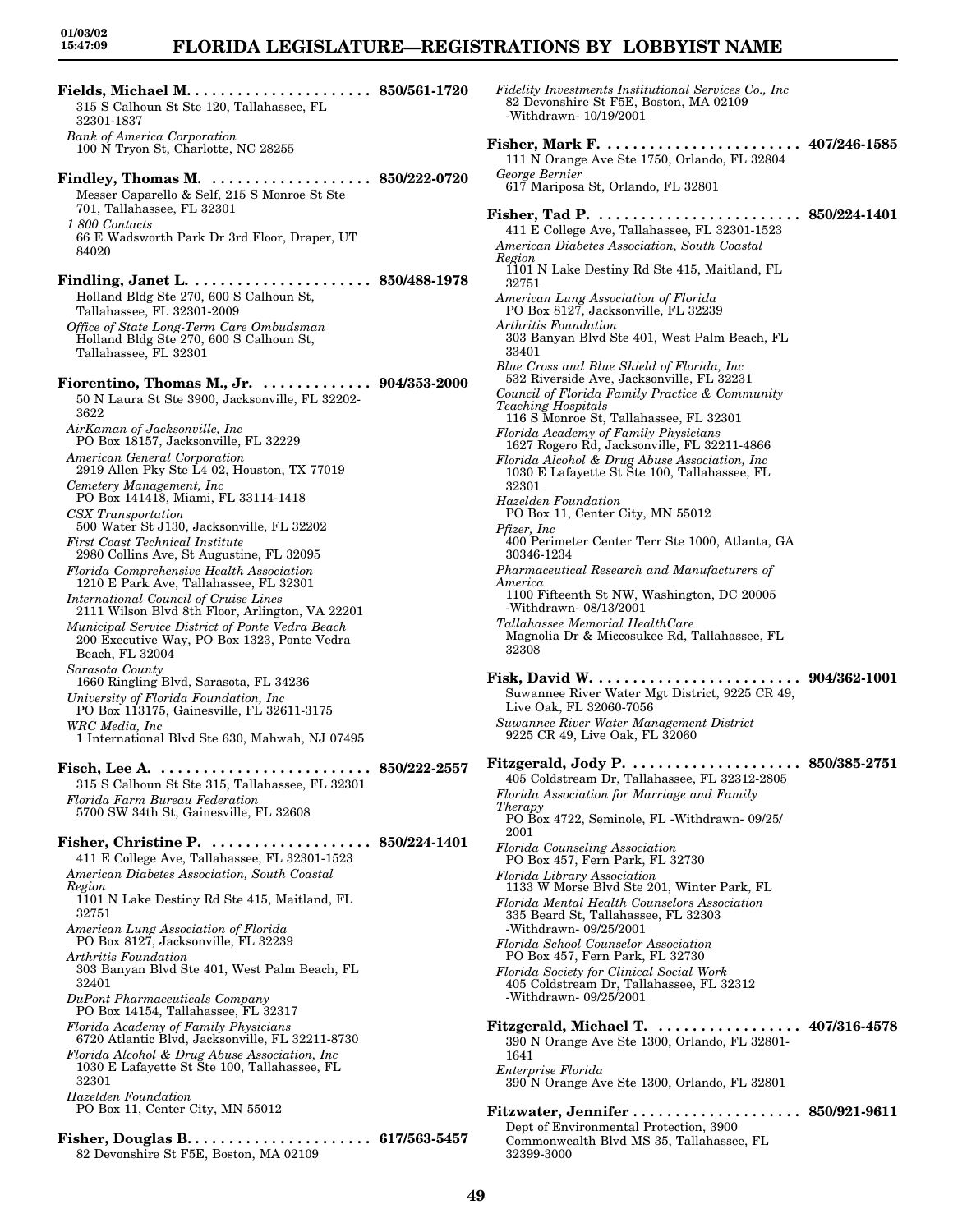**Fields, Michael M.** . . . . . . . . . . . . . . . . . . . . . . **850/561-1720**
315 S Calhoun St Ste 120, Tallahassee, FL 32301-1837
*Bank of America Corporation*
100 N Tryon St, Charlotte, NC 28255

**Findley, Thomas M.** . . . . . . . . . . . . . . . . . . . **850/222-0720**
Messer Caparello & Self, 215 S Monroe St Ste 701, Tallahassee, FL 32301
*1 800 Contacts*
66 E Wadsworth Park Dr 3rd Floor, Draper, UT 84020

**Findling, Janet L.** . . . . . . . . . . . . . . . . . . . . . **850/488-1978**
Holland Bldg Ste 270, 600 S Calhoun St, Tallahassee, FL 32301-2009
*Office of State Long-Term Care Ombudsman*
Holland Bldg Ste 270, 600 S Calhoun St, Tallahassee, FL 32301

**Fiorentino, Thomas M., Jr.** . . . . . . . . . . . . . **904/353-2000**
50 N Laura St Ste 3900, Jacksonville, FL 32202-3622
*AirKaman of Jacksonville, Inc*
PO Box 18157, Jacksonville, FL 32229
*American General Corporation*
2919 Allen Pky Ste L4 02, Houston, TX 77019
*Cemetery Management, Inc*
PO Box 141418, Miami, FL 33114-1418
*CSX Transportation*
500 Water St J130, Jacksonville, FL 32202
*First Coast Technical Institute*
2980 Collins Ave, St Augustine, FL 32095
*Florida Comprehensive Health Association*
1210 E Park Ave, Tallahassee, FL 32301
*International Council of Cruise Lines*
2111 Wilson Blvd 8th Floor, Arlington, VA 22201
*Municipal Service District of Ponte Vedra Beach*
200 Executive Way, PO Box 1323, Ponte Vedra Beach, FL 32004
*Sarasota County*
1660 Ringling Blvd, Sarasota, FL 34236
*University of Florida Foundation, Inc*
PO Box 113175, Gainesville, FL 32611-3175
*WRC Media, Inc*
1 International Blvd Ste 630, Mahwah, NJ 07495

**Fisch, Lee A.** . . . . . . . . . . . . . . . . . . . . . . . . . **850/222-2557**
315 S Calhoun St Ste 315, Tallahassee, FL 32301
*Florida Farm Bureau Federation*
5700 SW 34th St, Gainesville, FL 32608

**Fisher, Christine P.** . . . . . . . . . . . . . . . . . . . **850/224-1401**
411 E College Ave, Tallahassee, FL 32301-1523
*American Diabetes Association, South Coastal Region*
1101 N Lake Destiny Rd Ste 415, Maitland, FL 32751
*American Lung Association of Florida*
PO Box 8127, Jacksonville, FL 32239
*Arthritis Foundation*
303 Banyan Blvd Ste 401, West Palm Beach, FL 33401
*DuPont Pharmaceuticals Company*
PO Box 14154, Tallahassee, FL 32317
*Florida Academy of Family Physicians*
6720 Atlantic Blvd, Jacksonville, FL 32211-8730
*Florida Alcohol & Drug Abuse Association, Inc*
1030 E Lafayette St Ste 100, Tallahassee, FL 32301
*Hazelden Foundation*
PO Box 11, Center City, MN 55012

**Fisher, Douglas B.** . . . . . . . . . . . . . . . . . . . . . **617/563-5457**
82 Devonshire St F5E, Boston, MA 02109
*Fidelity Investments Institutional Services Co., Inc*
82 Devonshire St F5E, Boston, MA 02109
-Withdrawn- 10/19/2001

**Fisher, Mark F.** . . . . . . . . . . . . . . . . . . . . . . . **407/246-1585**
111 N Orange Ave Ste 1750, Orlando, FL 32804
*George Bernier*
617 Mariposa St, Orlando, FL 32801

**Fisher, Tad P.** . . . . . . . . . . . . . . . . . . . . . . . . . **850/224-1401**
411 E College Ave, Tallahassee, FL 32301-1523
*American Diabetes Association, South Coastal Region*
1101 N Lake Destiny Rd Ste 415, Maitland, FL 32751
*American Lung Association of Florida*
PO Box 8127, Jacksonville, FL 32239
*Arthritis Foundation*
303 Banyan Blvd Ste 401, West Palm Beach, FL 33401
*Blue Cross and Blue Shield of Florida, Inc*
532 Riverside Ave, Jacksonville, FL 32231
*Council of Florida Family Practice & Community Teaching Hospitals*
116 S Monroe St, Tallahassee, FL 32301
*Florida Academy of Family Physicians*
1627 Rogero Rd, Jacksonville, FL 32211-4866
*Florida Alcohol & Drug Abuse Association, Inc*
1030 E Lafayette St Ste 100, Tallahassee, FL 32301
*Hazelden Foundation*
PO Box 11, Center City, MN 55012
*Pfizer, Inc*
400 Perimeter Center Terr Ste 1000, Atlanta, GA 30346-1234
*Pharmaceutical Research and Manufacturers of America*
1100 Fifteenth St NW, Washington, DC 20005
-Withdrawn- 08/13/2001
*Tallahassee Memorial HealthCare*
Magnolia Dr & Miccosukee Rd, Tallahassee, FL 32308

**Fisk, David W.** . . . . . . . . . . . . . . . . . . . . . . . . **904/362-1001**
Suwannee River Water Mgt District, 9225 CR 49, Live Oak, FL 32060-7056
*Suwannee River Water Management District*
9225 CR 49, Live Oak, FL 32060

**Fitzgerald, Jody P.** . . . . . . . . . . . . . . . . . . . . **850/385-2751**
405 Coldstream Dr, Tallahassee, FL 32312-2805
*Florida Association for Marriage and Family Therapy*
PO Box 4722, Seminole, FL -Withdrawn- 09/25/2001
*Florida Counseling Association*
PO Box 457, Fern Park, FL 32730
*Florida Library Association*
1133 W Morse Blvd Ste 201, Winter Park, FL
*Florida Mental Health Counselors Association*
335 Beard St, Tallahassee, FL 32303
-Withdrawn- 09/25/2001
*Florida School Counselor Association*
PO Box 457, Fern Park, FL 32730
*Florida Society for Clinical Social Work*
405 Coldstream Dr, Tallahassee, FL 32312
-Withdrawn- 09/25/2001

**Fitzgerald, Michael T.** . . . . . . . . . . . . . . . . . **407/316-4578**
390 N Orange Ave Ste 1300, Orlando, FL 32801-1641
*Enterprise Florida*
390 N Orange Ave Ste 1300, Orlando, FL 32801

**Fitzwater, Jennifer** . . . . . . . . . . . . . . . . . . . . **850/921-9611**
Dept of Environmental Protection, 3900 Commonwealth Blvd MS 35, Tallahassee, FL 32399-3000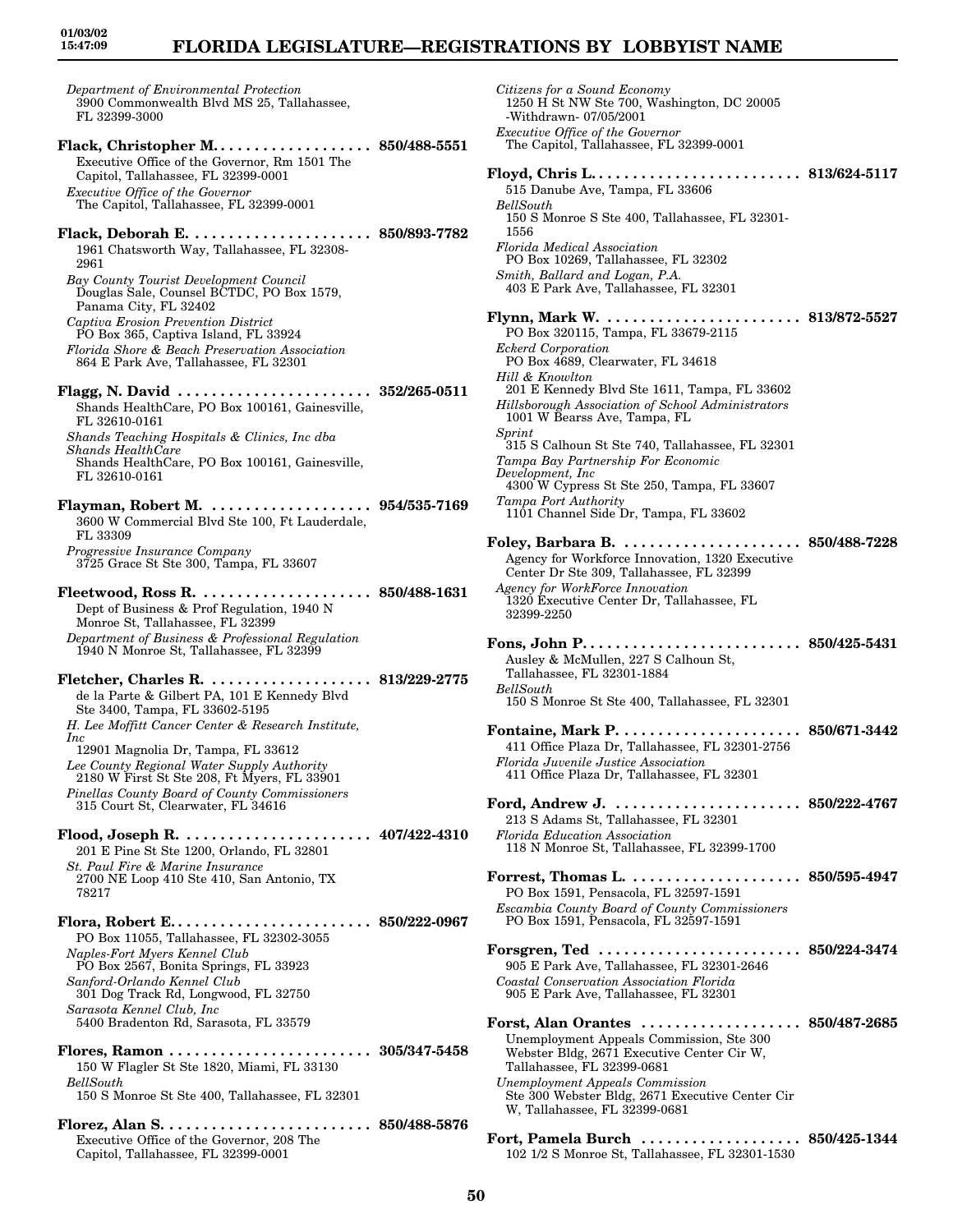*Department of Environmental Protection*
3900 Commonwealth Blvd MS 25, Tallahassee, FL 32399-3000

**Flack, Christopher M.** . . . . . . . . . . . . . . . . . . . . **850/488-5551**
Executive Office of the Governor, Rm 1501 The Capitol, Tallahassee, FL 32399-0001
*Executive Office of the Governor*
The Capitol, Tallahassee, FL 32399-0001

**Flack, Deborah E.** . . . . . . . . . . . . . . . . . . . . . . **850/893-7782**
1961 Chatsworth Way, Tallahassee, FL 32308-2961
*Bay County Tourist Development Council*
Douglas Sale, Counsel BCTDC, PO Box 1579, Panama City, FL 32402
*Captiva Erosion Prevention District*
PO Box 365, Captiva Island, FL 33924
*Florida Shore & Beach Preservation Association*
864 E Park Ave, Tallahassee, FL 32301

**Flagg, N. David** . . . . . . . . . . . . . . . . . . . . . . . . **352/265-0511**
Shands HealthCare, PO Box 100161, Gainesville, FL 32610-0161
*Shands Teaching Hospitals & Clinics, Inc dba Shands HealthCare*
Shands HealthCare, PO Box 100161, Gainesville, FL 32610-0161

**Flayman, Robert M.** . . . . . . . . . . . . . . . . . . . . **954/535-7169**
3600 W Commercial Blvd Ste 100, Ft Lauderdale, FL 33309
*Progressive Insurance Company*
3725 Grace St Ste 300, Tampa, FL 33607

**Fleetwood, Ross R.** . . . . . . . . . . . . . . . . . . . . . **850/488-1631**
Dept of Business & Prof Regulation, 1940 N Monroe St, Tallahassee, FL 32399
*Department of Business & Professional Regulation*
1940 N Monroe St, Tallahassee, FL 32399

**Fletcher, Charles R.** . . . . . . . . . . . . . . . . . . . . **813/229-2775**
de la Parte & Gilbert PA, 101 E Kennedy Blvd Ste 3400, Tampa, FL 33602-5195
*H. Lee Moffitt Cancer Center & Research Institute, Inc*
12901 Magnolia Dr, Tampa, FL 33612
*Lee County Regional Water Supply Authority*
2180 W First St Ste 208, Ft Myers, FL 33901
*Pinellas County Board of County Commissioners*
315 Court St, Clearwater, FL 34616

**Flood, Joseph R.** . . . . . . . . . . . . . . . . . . . . . . . **407/422-4310**
201 E Pine St Ste 1200, Orlando, FL 32801
*St. Paul Fire & Marine Insurance*
2700 NE Loop 410 Ste 410, San Antonio, TX 78217

**Flora, Robert E.** . . . . . . . . . . . . . . . . . . . . . . . . **850/222-0967**
PO Box 11055, Tallahassee, FL 32302-3055
*Naples-Fort Myers Kennel Club*
PO Box 2567, Bonita Springs, FL 33923
*Sanford-Orlando Kennel Club*
301 Dog Track Rd, Longwood, FL 32750
*Sarasota Kennel Club, Inc*
5400 Bradenton Rd, Sarasota, FL 33579

**Flores, Ramon** . . . . . . . . . . . . . . . . . . . . . . . . . **305/347-5458**
150 W Flagler St Ste 1820, Miami, FL 33130
*BellSouth*
150 S Monroe St Ste 400, Tallahassee, FL 32301

**Florez, Alan S.** . . . . . . . . . . . . . . . . . . . . . . . . . **850/488-5876**
Executive Office of the Governor, 208 The Capitol, Tallahassee, FL 32399-0001
*Citizens for a Sound Economy*
1250 H St NW Ste 700, Washington, DC 20005 -Withdrawn- 07/05/2001
*Executive Office of the Governor*
The Capitol, Tallahassee, FL 32399-0001

**Floyd, Chris L.** . . . . . . . . . . . . . . . . . . . . . . . . . **813/624-5117**
515 Danube Ave, Tampa, FL 33606
*BellSouth*
150 S Monroe S Ste 400, Tallahassee, FL 32301-1556
*Florida Medical Association*
PO Box 10269, Tallahassee, FL 32302
*Smith, Ballard and Logan, P.A.*
403 E Park Ave, Tallahassee, FL 32301

**Flynn, Mark W.** . . . . . . . . . . . . . . . . . . . . . . . . **813/872-5527**
PO Box 320115, Tampa, FL 33679-2115
*Eckerd Corporation*
PO Box 4689, Clearwater, FL 34618
*Hill & Knowlton*
201 E Kennedy Blvd Ste 1611, Tampa, FL 33602
*Hillsborough Association of School Administrators*
1001 W Bearss Ave, Tampa, FL
*Sprint*
315 S Calhoun St Ste 740, Tallahassee, FL 32301
*Tampa Bay Partnership For Economic Development, Inc*
4300 W Cypress St Ste 250, Tampa, FL 33607
*Tampa Port Authority*
1101 Channel Side Dr, Tampa, FL 33602

**Foley, Barbara B.** . . . . . . . . . . . . . . . . . . . . . . **850/488-7228**
Agency for Workforce Innovation, 1320 Executive Center Dr Ste 309, Tallahassee, FL 32399
*Agency for WorkForce Innovation*
1320 Executive Center Dr, Tallahassee, FL 32399-2250

**Fons, John P.** . . . . . . . . . . . . . . . . . . . . . . . . . . **850/425-5431**
Ausley & McMullen, 227 S Calhoun St, Tallahassee, FL 32301-1884
*BellSouth*
150 S Monroe St Ste 400, Tallahassee, FL 32301

**Fontaine, Mark P.** . . . . . . . . . . . . . . . . . . . . . . **850/671-3442**
411 Office Plaza Dr, Tallahassee, FL 32301-2756
*Florida Juvenile Justice Association*
411 Office Plaza Dr, Tallahassee, FL 32301

**Ford, Andrew J.** . . . . . . . . . . . . . . . . . . . . . . . **850/222-4767**
213 S Adams St, Tallahassee, FL 32301
*Florida Education Association*
118 N Monroe St, Tallahassee, FL 32399-1700

**Forrest, Thomas L.** . . . . . . . . . . . . . . . . . . . . . **850/595-4947**
PO Box 1591, Pensacola, FL 32597-1591
*Escambia County Board of County Commissioners*
PO Box 1591, Pensacola, FL 32597-1591

**Forsgren, Ted** . . . . . . . . . . . . . . . . . . . . . . . . . **850/224-3474**
905 E Park Ave, Tallahassee, FL 32301-2646
*Coastal Conservation Association Florida*
905 E Park Ave, Tallahassee, FL 32301

**Forst, Alan Orantes** . . . . . . . . . . . . . . . . . . . . **850/487-2685**
Unemployment Appeals Commission, Ste 300 Webster Bldg, 2671 Executive Center Cir W, Tallahassee, FL 32399-0681
*Unemployment Appeals Commission*
Ste 300 Webster Bldg, 2671 Executive Center Cir W, Tallahassee, FL 32399-0681

**Fort, Pamela Burch** . . . . . . . . . . . . . . . . . . . . **850/425-1344**
102 1/2 S Monroe St, Tallahassee, FL 32301-1530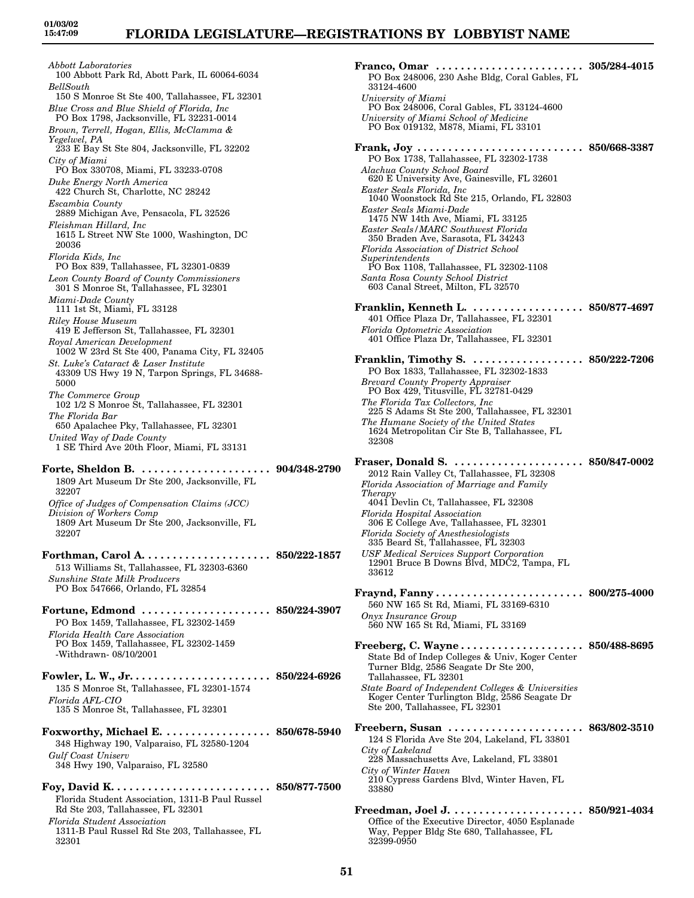*Abbott Laboratories*
100 Abbott Park Rd, Abbott Park, IL 60064-6034
*BellSouth*
150 S Monroe St Ste 400, Tallahassee, FL 32301
*Blue Cross and Blue Shield of Florida, Inc*
PO Box 1798, Jacksonville, FL 32231-0014
*Brown, Terrell, Hogan, Ellis, McClamma & Yegelwel, PA*
233 E Bay St Ste 804, Jacksonville, FL 32202
*City of Miami*
PO Box 330708, Miami, FL 33233-0708
*Duke Energy North America*
422 Church St, Charlotte, NC 28242
*Escambia County*
2889 Michigan Ave, Pensacola, FL 32526
*Fleishman Hillard, Inc*
1615 L Street NW Ste 1000, Washington, DC 20036
*Florida Kids, Inc*
PO Box 839, Tallahassee, FL 32301-0839
*Leon County Board of County Commissioners*
301 S Monroe St, Tallahassee, FL 32301
*Miami-Dade County*
111 1st St, Miami, FL 33128
*Riley House Museum*
419 E Jefferson St, Tallahassee, FL 32301
*Royal American Development*
1002 W 23rd St Ste 400, Panama City, FL 32405
*St. Luke's Cataract & Laser Institute*
43309 US Hwy 19 N, Tarpon Springs, FL 34688-5000
*The Commerce Group*
102 1/2 S Monroe St, Tallahassee, FL 32301
*The Florida Bar*
650 Apalachee Pky, Tallahassee, FL 32301
*United Way of Dade County*
1 SE Third Ave 20th Floor, Miami, FL 33131

**Forte, Sheldon B.** . . . . . . . . . . . . . . . . . . . . . **904/348-2790**
1809 Art Museum Dr Ste 200, Jacksonville, FL 32207
*Office of Judges of Compensation Claims (JCC) Division of Workers Comp*
1809 Art Museum Dr Ste 200, Jacksonville, FL 32207

**Forthman, Carol A.** . . . . . . . . . . . . . . . . . . . . **850/222-1857**
513 Williams St, Tallahassee, FL 32303-6360
*Sunshine State Milk Producers*
PO Box 547666, Orlando, FL 32854

**Fortune, Edmond** . . . . . . . . . . . . . . . . . . . . . **850/224-3907**
PO Box 1459, Tallahassee, FL 32302-1459
*Florida Health Care Association*
PO Box 1459, Tallahassee, FL 32302-1459
-Withdrawn- 08/10/2001

**Fowler, L. W., Jr.** . . . . . . . . . . . . . . . . . . . . . . **850/224-6926**
135 S Monroe St, Tallahassee, FL 32301-1574
*Florida AFL-CIO*
135 S Monroe St, Tallahassee, FL 32301

**Foxworthy, Michael E.** . . . . . . . . . . . . . . . . . **850/678-5940**
348 Highway 190, Valparaiso, FL 32580-1204
*Gulf Coast Uniserv*
348 Hwy 190, Valparaiso, FL 32580

**Foy, David K.** . . . . . . . . . . . . . . . . . . . . . . . . . **850/877-7500**
Florida Student Association, 1311-B Paul Russel Rd Ste 203, Tallahassee, FL 32301
*Florida Student Association*
1311-B Paul Russel Rd Ste 203, Tallahassee, FL 32301

**Franco, Omar** . . . . . . . . . . . . . . . . . . . . . . . . **305/284-4015**
PO Box 248006, 230 Ashe Bldg, Coral Gables, FL 33124-4600
*University of Miami*
PO Box 248006, Coral Gables, FL 33124-4600
*University of Miami School of Medicine*
PO Box 019132, M878, Miami, FL 33101

**Frank, Joy** . . . . . . . . . . . . . . . . . . . . . . . . . . . **850/668-3387**
PO Box 1738, Tallahassee, FL 32302-1738
*Alachua County School Board*
620 E University Ave, Gainesville, FL 32601
*Easter Seals Florida, Inc*
1040 Woonstock Rd Ste 215, Orlando, FL 32803
*Easter Seals Miami-Dade*
1475 NW 14th Ave, Miami, FL 33125
*Easter Seals/MARC Southwest Florida*
350 Braden Ave, Sarasota, FL 34243
*Florida Association of District School Superintendents*
PO Box 1108, Tallahassee, FL 32302-1108
*Santa Rosa County School District*
603 Canal Street, Milton, FL 32570

**Franklin, Kenneth L.** . . . . . . . . . . . . . . . . . . **850/877-4697**
401 Office Plaza Dr, Tallahassee, FL 32301
*Florida Optometric Association*
401 Office Plaza Dr, Tallahassee, FL 32301

**Franklin, Timothy S.** . . . . . . . . . . . . . . . . . . **850/222-7206**
PO Box 1833, Tallahassee, FL 32302-1833
*Brevard County Property Appraiser*
PO Box 429, Titusville, FL 32781-0429
*The Florida Tax Collectors, Inc*
225 S Adams St Ste 200, Tallahassee, FL 32301
*The Humane Society of the United States*
1624 Metropolitan Cir Ste B, Tallahassee, FL 32308

**Fraser, Donald S.** . . . . . . . . . . . . . . . . . . . . . **850/847-0002**
2012 Rain Valley Ct, Tallahassee, FL 32308
*Florida Association of Marriage and Family Therapy*
4041 Devlin Ct, Tallahassee, FL 32308
*Florida Hospital Association*
306 E College Ave, Tallahassee, FL 32301
*Florida Society of Anesthesiologists*
335 Beard St, Tallahassee, FL 32303
*USF Medical Services Support Corporation*
12901 Bruce B Downs Blvd, MDC2, Tampa, FL 33612

**Fraynd, Fanny** . . . . . . . . . . . . . . . . . . . . . . . . **800/275-4000**
560 NW 165 St Rd, Miami, FL 33169-6310
*Onyx Insurance Group*
560 NW 165 St Rd, Miami, FL 33169

**Freeberg, C. Wayne** . . . . . . . . . . . . . . . . . . . . **850/488-8695**
State Bd of Indep Colleges & Univ, Koger Center Turner Bldg, 2586 Seagate Dr Ste 200, Tallahassee, FL 32301
*State Board of Independent Colleges & Universities*
Koger Center Turlington Bldg, 2586 Seagate Dr Ste 200, Tallahassee, FL 32301

**Freebern, Susan** . . . . . . . . . . . . . . . . . . . . . . **863/802-3510**
124 S Florida Ave Ste 204, Lakeland, FL 33801
*City of Lakeland*
228 Massachusetts Ave, Lakeland, FL 33801
*City of Winter Haven*
210 Cypress Gardens Blvd, Winter Haven, FL 33880

**Freedman, Joel J.** . . . . . . . . . . . . . . . . . . . . . . **850/921-4034**
Office of the Executive Director, 4050 Esplanade Way, Pepper Bldg Ste 680, Tallahassee, FL 32399-0950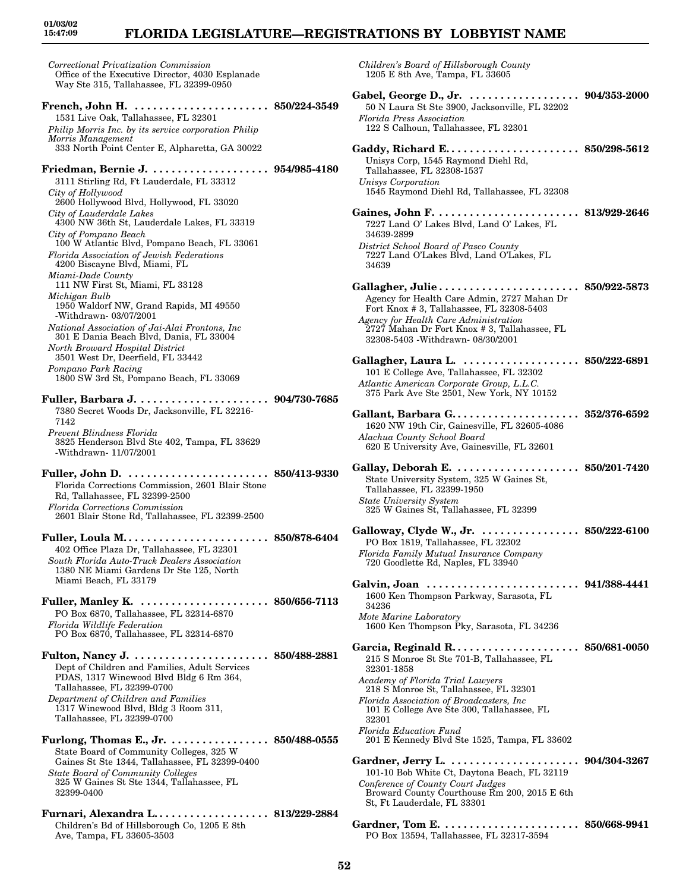*Correctional Privatization Commission*
Office of the Executive Director, 4030 Esplanade Way Ste 315, Tallahassee, FL 32399-0950

**French, John H.** ....................... **850/224-3549**
1531 Live Oak, Tallahassee, FL 32301
*Philip Morris Inc. by its service corporation Philip Morris Management*
333 North Point Center E, Alpharetta, GA 30022

**Friedman, Bernie J.** .................... **954/985-4180**
3111 Stirling Rd, Ft Lauderdale, FL 33312
*City of Hollywood*
2600 Hollywood Blvd, Hollywood, FL 33020
*City of Lauderdale Lakes*
4300 NW 36th St, Lauderdale Lakes, FL 33319
*City of Pompano Beach*
100 W Atlantic Blvd, Pompano Beach, FL 33061
*Florida Association of Jewish Federations*
4200 Biscayne Blvd, Miami, FL
*Miami-Dade County*
111 NW First St, Miami, FL 33128
*Michigan Bulb*
1950 Waldorf NW, Grand Rapids, MI 49550 -Withdrawn- 03/07/2001
*National Association of Jai-Alai Frontons, Inc*
301 E Dania Beach Blvd, Dania, FL 33004
*North Broward Hospital District*
3501 West Dr, Deerfield, FL 33442
*Pompano Park Racing*
1800 SW 3rd St, Pompano Beach, FL 33069

**Fuller, Barbara J.** ...................... **904/730-7685**
7380 Secret Woods Dr, Jacksonville, FL 32216-7142
*Prevent Blindness Florida*
3825 Henderson Blvd Ste 402, Tampa, FL 33629 -Withdrawn- 11/07/2001

**Fuller, John D.** ........................ **850/413-9330**
Florida Corrections Commission, 2601 Blair Stone Rd, Tallahassee, FL 32399-2500
*Florida Corrections Commission*
2601 Blair Stone Rd, Tallahassee, FL 32399-2500

**Fuller, Loula M.** ........................ **850/878-6404**
402 Office Plaza Dr, Tallahassee, FL 32301
*South Florida Auto-Truck Dealers Association*
1380 NE Miami Gardens Dr Ste 125, North Miami Beach, FL 33179

**Fuller, Manley K.** ...................... **850/656-7113**
PO Box 6870, Tallahassee, FL 32314-6870
*Florida Wildlife Federation*
PO Box 6870, Tallahassee, FL 32314-6870

**Fulton, Nancy J.** ....................... **850/488-2881**
Dept of Children and Families, Adult Services PDAS, 1317 Winewood Blvd Bldg 6 Rm 364, Tallahassee, FL 32399-0700
*Department of Children and Families*
1317 Winewood Blvd, Bldg 3 Room 311, Tallahassee, FL 32399-0700

**Furlong, Thomas E., Jr.** ................. **850/488-0555**
State Board of Community Colleges, 325 W Gaines St Ste 1344, Tallahassee, FL 32399-0400
*State Board of Community Colleges*
325 W Gaines St Ste 1344, Tallahassee, FL 32399-0400

**Furnari, Alexandra L.** ................... **813/229-2884**
Children's Bd of Hillsborough Co, 1205 E 8th Ave, Tampa, FL 33605-3503
*Children's Board of Hillsborough County*
1205 E 8th Ave, Tampa, FL 33605

**Gabel, George D., Jr.** .................. **904/353-2000**
50 N Laura St Ste 3900, Jacksonville, FL 32202
*Florida Press Association*
122 S Calhoun, Tallahassee, FL 32301

**Gaddy, Richard E.** ...................... **850/298-5612**
Unisys Corp, 1545 Raymond Diehl Rd, Tallahassee, FL 32308-1537
*Unisys Corporation*
1545 Raymond Diehl Rd, Tallahassee, FL 32308

**Gaines, John F.** ........................ **813/929-2646**
7227 Land O' Lakes Blvd, Land O' Lakes, FL 34639-2899
*District School Board of Pasco County*
7227 Land O'Lakes Blvd, Land O'Lakes, FL 34639

**Gallagher, Julie** ........................ **850/922-5873**
Agency for Health Care Admin, 2727 Mahan Dr Fort Knox # 3, Tallahassee, FL 32308-5403
*Agency for Health Care Administration*
2727 Mahan Dr Fort Knox # 3, Tallahassee, FL 32308-5403 -Withdrawn- 08/30/2001

**Gallagher, Laura L.** ................... **850/222-6891**
101 E College Ave, Tallahassee, FL 32302
*Atlantic American Corporate Group, L.L.C.*
375 Park Ave Ste 2501, New York, NY 10152

**Gallant, Barbara G.** ..................... **352/376-6592**
1620 NW 19th Cir, Gainesville, FL 32605-4086
*Alachua County School Board*
620 E University Ave, Gainesville, FL 32601

**Gallay, Deborah E.** ..................... **850/201-7420**
State University System, 325 W Gaines St, Tallahassee, FL 32399-1950
*State University System*
325 W Gaines St, Tallahassee, FL 32399

**Galloway, Clyde W., Jr.** ................ **850/222-6100**
PO Box 1819, Tallahassee, FL 32302
*Florida Family Mutual Insurance Company*
720 Goodlette Rd, Naples, FL 33940

**Galvin, Joan** ........................... **941/388-4441**
1600 Ken Thompson Parkway, Sarasota, FL 34236
*Mote Marine Laboratory*
1600 Ken Thompson Pky, Sarasota, FL 34236

**Garcia, Reginald R.** ..................... **850/681-0050**
215 S Monroe St Ste 701-B, Tallahassee, FL 32301-1858
*Academy of Florida Trial Lawyers*
218 S Monroe St, Tallahassee, FL 32301
*Florida Association of Broadcasters, Inc*
101 E College Ave Ste 300, Tallahassee, FL 32301
*Florida Education Fund*
201 E Kennedy Blvd Ste 1525, Tampa, FL 33602

**Gardner, Jerry L.** ...................... **904/304-3267**
101-10 Bob White Ct, Daytona Beach, FL 32119
*Conference of County Court Judges*
Broward County Courthouse Rm 200, 2015 E 6th St, Ft Lauderdale, FL 33301

**Gardner, Tom E.** ....................... **850/668-9941**
PO Box 13594, Tallahassee, FL 32317-3594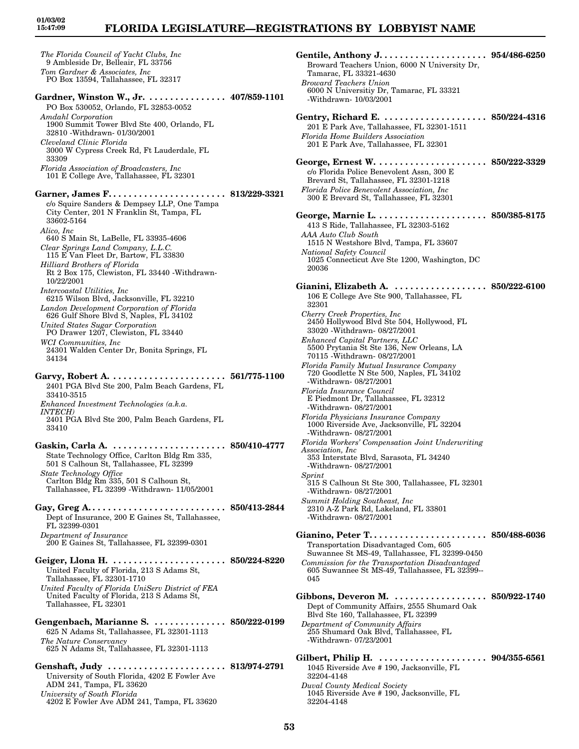*The Florida Council of Yacht Clubs, Inc*
9 Ambleside Dr, Belleair, FL 33756
*Tom Gardner & Associates, Inc*
PO Box 13594, Tallahassee, FL 32317

**Gardner, Winston W., Jr. . . . . . . . . . . . . . . . 407/859-1101**
PO Box 530052, Orlando, FL 32853-0052
*Amdahl Corporation*
1900 Summit Tower Blvd Ste 400, Orlando, FL 32810 -Withdrawn- 01/30/2001
*Cleveland Clinic Florida*
3000 W Cypress Creek Rd, Ft Lauderdale, FL 33309
*Florida Association of Broadcasters, Inc*
101 E College Ave, Tallahassee, FL 32301

**Garner, James F. . . . . . . . . . . . . . . . . . . . . . . 813/229-3321**
c/o Squire Sanders & Dempsey LLP, One Tampa City Center, 201 N Franklin St, Tampa, FL 33602-5164
*Alico, Inc*
640 S Main St, LaBelle, FL 33935-4606
*Clear Springs Land Company, L.L.C.*
115 E Van Fleet Dr, Bartow, FL 33830
*Hilliard Brothers of Florida*
Rt 2 Box 175, Clewiston, FL 33440 -Withdrawn- 10/22/2001
*Intercoastal Utilities, Inc*
6215 Wilson Blvd, Jacksonville, FL 32210
*Landon Development Corporation of Florida*
626 Gulf Shore Blvd S, Naples, FL 34102
*United States Sugar Corporation*
PO Drawer 1207, Clewiston, FL 33440
*WCI Communities, Inc*
24301 Walden Center Dr, Bonita Springs, FL 34134

**Garvy, Robert A. . . . . . . . . . . . . . . . . . . . . . . 561/775-1100**
2401 PGA Blvd Ste 200, Palm Beach Gardens, FL 33410-3515
*Enhanced Investment Technologies (a.k.a. INTECH)*
2401 PGA Blvd Ste 200, Palm Beach Gardens, FL 33410

**Gaskin, Carla A. . . . . . . . . . . . . . . . . . . . . . . 850/410-4777**
State Technology Office, Carlton Bldg Rm 335, 501 S Calhoun St, Tallahassee, FL 32399
*State Technology Office*
Carlton Bldg Rm 335, 501 S Calhoun St, Tallahassee, FL 32399 -Withdrawn- 11/05/2001

**Gay, Greg A. . . . . . . . . . . . . . . . . . . . . . . . . . 850/413-2844**
Dept of Insurance, 200 E Gaines St, Tallahassee, FL 32399-0301
*Department of Insurance*
200 E Gaines St, Tallahassee, FL 32399-0301

**Geiger, Llona H. . . . . . . . . . . . . . . . . . . . . . . 850/224-8220**
United Faculty of Florida, 213 S Adams St, Tallahassee, FL 32301-1710
*United Faculty of Florida UniServ District of FEA*
United Faculty of Florida, 213 S Adams St, Tallahassee, FL 32301

**Gengenbach, Marianne S. . . . . . . . . . . . . . . 850/222-0199**
625 N Adams St, Tallahassee, FL 32301-1113
*The Nature Conservancy*
625 N Adams St, Tallahassee, FL 32301-1113

**Genshaft, Judy . . . . . . . . . . . . . . . . . . . . . . . 813/974-2791**
University of South Florida, 4202 E Fowler Ave ADM 241, Tampa, FL 33620
*University of South Florida*
4202 E Fowler Ave ADM 241, Tampa, FL 33620

**Gentile, Anthony J. . . . . . . . . . . . . . . . . . . . . 954/486-6250**
Broward Teachers Union, 6000 N University Dr, Tamarac, FL 33321-4630
*Broward Teachers Union*
6000 N Universitiy Dr, Tamarac, FL 33321 -Withdrawn- 10/03/2001

**Gentry, Richard E. . . . . . . . . . . . . . . . . . . . . 850/224-4316**
201 E Park Ave, Tallahassee, FL 32301-1511
*Florida Home Builders Association*
201 E Park Ave, Tallahassee, FL 32301

**George, Ernest W. . . . . . . . . . . . . . . . . . . . . . 850/222-3329**
c/o Florida Police Benevolent Assn, 300 E Brevard St, Tallahassee, FL 32301-1218
*Florida Police Benevolent Association, Inc*
300 E Brevard St, Tallahassee, FL 32301

**George, Marnie L. . . . . . . . . . . . . . . . . . . . . . 850/385-8175**
413 S Ride, Tallahassee, FL 32303-5162
*AAA Auto Club South*
1515 N Westshore Blvd, Tampa, FL 33607
*National Safety Council*
1025 Connecticut Ave Ste 1200, Washington, DC 20036

**Gianini, Elizabeth A. . . . . . . . . . . . . . . . . . . 850/222-6100**
106 E College Ave Ste 900, Tallahassee, FL 32301
*Cherry Creek Properties, Inc*
2450 Hollywood Blvd Ste 504, Hollywood, FL 33020 -Withdrawn- 08/27/2001
*Enhanced Capital Partners, LLC*
5500 Prytania St Ste 136, New Orleans, LA 70115 -Withdrawn- 08/27/2001
*Florida Family Mutual Insurance Company*
720 Goodlette N Ste 500, Naples, FL 34102 -Withdrawn- 08/27/2001
*Florida Insurance Council*
E Piedmont Dr, Tallahassee, FL 32312 -Withdrawn- 08/27/2001
*Florida Physicians Insurance Company*
1000 Riverside Ave, Jacksonville, FL 32204 -Withdrawn- 08/27/2001
*Florida Workers' Compensation Joint Underwriting Association, Inc*
353 Interstate Blvd, Sarasota, FL 34240 -Withdrawn- 08/27/2001
*Sprint*
315 S Calhoun St Ste 300, Tallahassee, FL 32301 -Withdrawn- 08/27/2001
*Summit Holding Southeast, Inc*
2310 A-Z Park Rd, Lakeland, FL 33801 -Withdrawn- 08/27/2001

**Gianino, Peter T. . . . . . . . . . . . . . . . . . . . . . 850/488-6036**
Transportation Disadvantaged Com, 605 Suwannee St MS-49, Tallahassee, FL 32399-0450
*Commission for the Transportation Disadvantaged*
605 Suwannee St MS-49, Tallahassee, FL 32399--045

**Gibbons, Deveron M. . . . . . . . . . . . . . . . . . 850/922-1740**
Dept of Community Affairs, 2555 Shumard Oak Blvd Ste 160, Tallahassee, FL 32399
*Department of Community Affairs*
255 Shumard Oak Blvd, Tallahassee, FL -Withdrawn- 07/23/2001

**Gilbert, Philip H. . . . . . . . . . . . . . . . . . . . . 904/355-6561**
1045 Riverside Ave # 190, Jacksonville, FL 32204-4148
*Duval County Medical Society*
1045 Riverside Ave # 190, Jacksonville, FL 32204-4148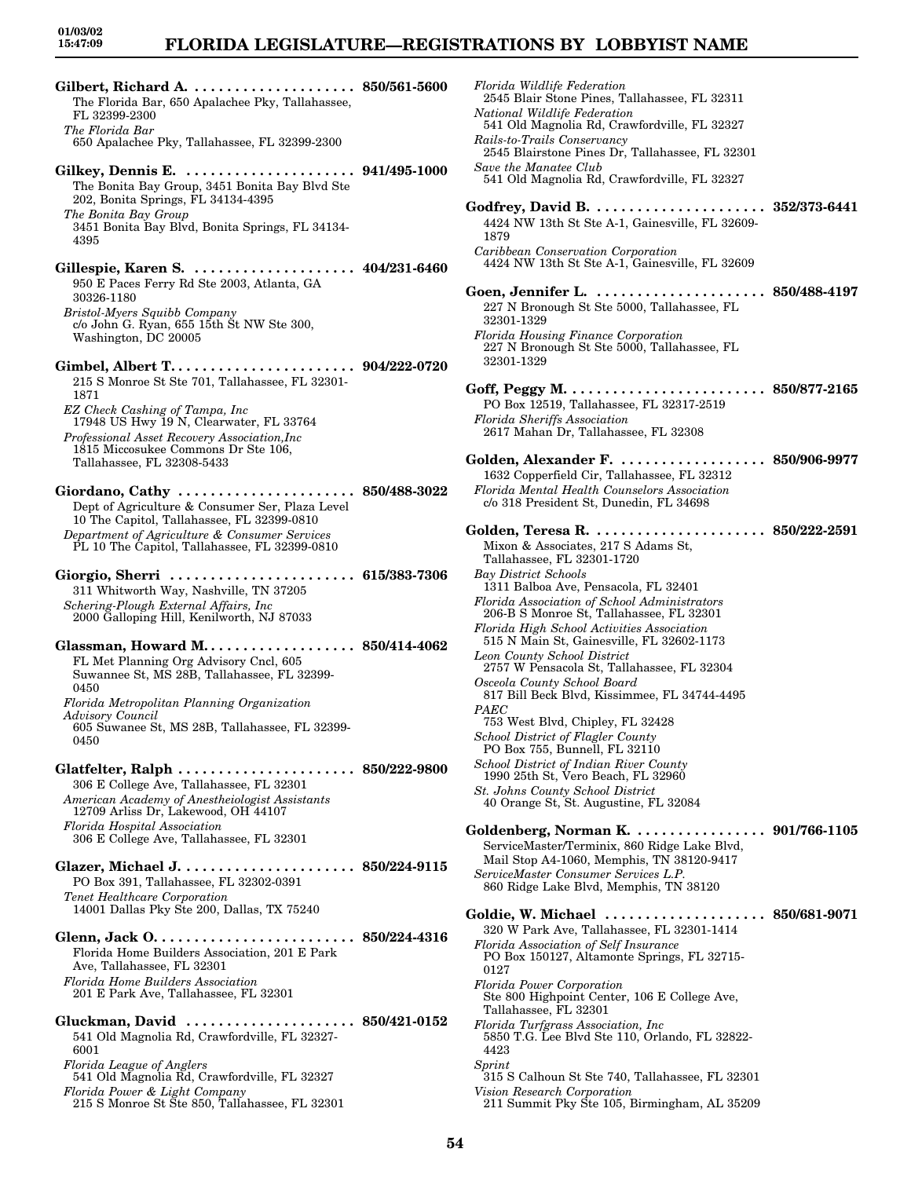**Gilbert, Richard A.** .................... 850/561-5600
The Florida Bar, 650 Apalachee Pky, Tallahassee, FL 32399-2300
*The Florida Bar*
650 Apalachee Pky, Tallahassee, FL 32399-2300

**Gilkey, Dennis E.** ..................... 941/495-1000
The Bonita Bay Group, 3451 Bonita Bay Blvd Ste 202, Bonita Springs, FL 34134-4395
*The Bonita Bay Group*
3451 Bonita Bay Blvd, Bonita Springs, FL 34134-4395

**Gillespie, Karen S.** .................... 404/231-6460
950 E Paces Ferry Rd Ste 2003, Atlanta, GA 30326-1180
*Bristol-Myers Squibb Company*
c/o John G. Ryan, 655 15th St NW Ste 300, Washington, DC 20005

**Gimbel, Albert T.** ....................... 904/222-0720
215 S Monroe St Ste 701, Tallahassee, FL 32301-1871
*EZ Check Cashing of Tampa, Inc*
17948 US Hwy 19 N, Clearwater, FL 33764
*Professional Asset Recovery Association,Inc*
1815 Miccosukee Commons Dr Ste 106, Tallahassee, FL 32308-5433

**Giordano, Cathy** ...................... 850/488-3022
Dept of Agriculture & Consumer Ser, Plaza Level 10 The Capitol, Tallahassee, FL 32399-0810
*Department of Agriculture & Consumer Services*
PL 10 The Capitol, Tallahassee, FL 32399-0810

**Giorgio, Sherri** ....................... 615/383-7306
311 Whitworth Way, Nashville, TN 37205
*Schering-Plough External Affairs, Inc*
2000 Galloping Hill, Kenilworth, NJ 87033

**Glassman, Howard M.** .................. 850/414-4062
FL Met Planning Org Advisory Cncl, 605 Suwannee St, MS 28B, Tallahassee, FL 32399-0450
*Florida Metropolitan Planning Organization Advisory Council*
605 Suwanee St, MS 28B, Tallahassee, FL 32399-0450

**Glatfelter, Ralph** ...................... 850/222-9800
306 E College Ave, Tallahassee, FL 32301
*American Academy of Anesthesiologist Assistants*
12709 Arliss Dr, Lakewood, OH 44107
*Florida Hospital Association*
306 E College Ave, Tallahassee, FL 32301

**Glazer, Michael J.** ...................... 850/224-9115
PO Box 391, Tallahassee, FL 32302-0391
*Tenet Healthcare Corporation*
14001 Dallas Pky Ste 200, Dallas, TX 75240

**Glenn, Jack O.** ......................... 850/224-4316
Florida Home Builders Association, 201 E Park Ave, Tallahassee, FL 32301
*Florida Home Builders Association*
201 E Park Ave, Tallahassee, FL 32301

**Gluckman, David** ..................... 850/421-0152
541 Old Magnolia Rd, Crawfordville, FL 32327-6001
*Florida League of Anglers*
541 Old Magnolia Rd, Crawfordville, FL 32327
*Florida Power & Light Company*
215 S Monroe St Ste 850, Tallahassee, FL 32301
*Florida Wildlife Federation*
2545 Blair Stone Pines, Tallahassee, FL 32311
*National Wildlife Federation*
541 Old Magnolia Rd, Crawfordville, FL 32327
*Rails-to-Trails Conservancy*
2545 Blairstone Pines Dr, Tallahassee, FL 32301
*Save the Manatee Club*
541 Old Magnolia Rd, Crawfordville, FL 32327

**Godfrey, David B.** ...................... 352/373-6441
4424 NW 13th St Ste A-1, Gainesville, FL 32609-1879
*Caribbean Conservation Corporation*
4424 NW 13th St Ste A-1, Gainesville, FL 32609

**Goen, Jennifer L.** ..................... 850/488-4197
227 N Bronough St Ste 5000, Tallahassee, FL 32301-1329
*Florida Housing Finance Corporation*
227 N Bronough St Ste 5000, Tallahassee, FL 32301-1329

**Goff, Peggy M.** ......................... 850/877-2165
PO Box 12519, Tallahassee, FL 32317-2519
*Florida Sheriffs Association*
2617 Mahan Dr, Tallahassee, FL 32308

**Golden, Alexander F.** .................. 850/906-9977
1632 Copperfield Cir, Tallahassee, FL 32312
*Florida Mental Health Counselors Association*
c/o 318 President St, Dunedin, FL 34698

**Golden, Teresa R.** ...................... 850/222-2591
Mixon & Associates, 217 S Adams St, Tallahassee, FL 32301-1720
*Bay District Schools*
1311 Balboa Ave, Pensacola, FL 32401
*Florida Association of School Administrators*
206-B S Monroe St, Tallahassee, FL 32301
*Florida High School Activities Association*
515 N Main St, Gainesville, FL 32602-1173
*Leon County School District*
2757 W Pensacola St, Tallahassee, FL 32304
*Osceola County School Board*
817 Bill Beck Blvd, Kissimmee, FL 34744-4495
*PAEC*
753 West Blvd, Chipley, FL 32428
*School District of Flagler County*
PO Box 755, Bunnell, FL 32110
*School District of Indian River County*
1990 25th St, Vero Beach, FL 32960
*St. Johns County School District*
40 Orange St, St. Augustine, FL 32084

**Goldenberg, Norman K.** ................ 901/766-1105
ServiceMaster/Terminix, 860 Ridge Lake Blvd, Mail Stop A4-1060, Memphis, TN 38120-9417
*ServiceMaster Consumer Services L.P.*
860 Ridge Lake Blvd, Memphis, TN 38120

**Goldie, W. Michael** .................... 850/681-9071
320 W Park Ave, Tallahassee, FL 32301-1414
*Florida Association of Self Insurance*
PO Box 150127, Altamonte Springs, FL 32715-0127
*Florida Power Corporation*
Ste 800 Highpoint Center, 106 E College Ave, Tallahassee, FL 32301
*Florida Turfgrass Association, Inc*
5850 T.G. Lee Blvd Ste 110, Orlando, FL 32822-4423
*Sprint*
315 S Calhoun St Ste 740, Tallahassee, FL 32301
*Vision Research Corporation*
211 Summit Pky Ste 105, Birmingham, AL 35209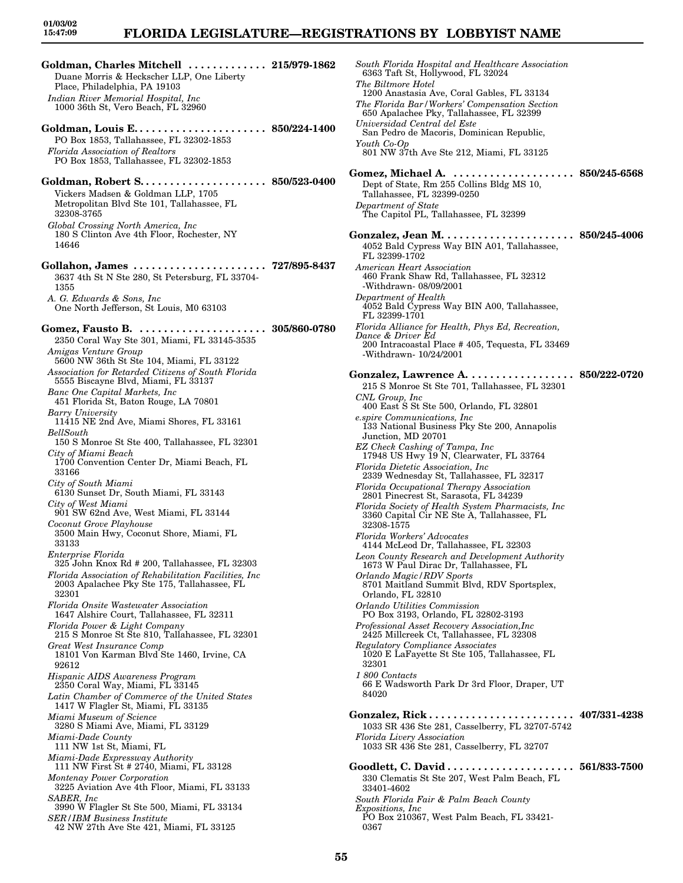**Goldman, Charles Mitchell** ............. **215/979-1862**
Duane Morris & Heckscher LLP, One Liberty Place, Philadelphia, PA 19103
*Indian River Memorial Hospital, Inc*
1000 36th St, Vero Beach, FL 32960

**Goldman, Louis E.** ..................... **850/224-1400**
PO Box 1853, Tallahassee, FL 32302-1853
*Florida Association of Realtors*
PO Box 1853, Tallahassee, FL 32302-1853

**Goldman, Robert S.** .................... **850/523-0400**
Vickers Madsen & Goldman LLP, 1705 Metropolitan Blvd Ste 101, Tallahassee, FL 32308-3765
*Global Crossing North America, Inc*
180 S Clinton Ave 4th Floor, Rochester, NY 14646

**Gollahon, James** ...................... **727/895-8437**
3637 4th St N Ste 280, St Petersburg, FL 33704-1355
*A. G. Edwards & Sons, Inc*
One North Jefferson, St Louis, M0 63103

**Gomez, Fausto B.** ..................... **305/860-0780**
2350 Coral Way Ste 301, Miami, FL 33145-3535
*Amigas Venture Group*
5600 NW 36th St Ste 104, Miami, FL 33122
*Association for Retarded Citizens of South Florida*
5555 Biscayne Blvd, Miami, FL 33137
*Banc One Capital Markets, Inc*
451 Florida St, Baton Rouge, LA 70801
*Barry University*
11415 NE 2nd Ave, Miami Shores, FL 33161
*BellSouth*
150 S Monroe St Ste 400, Tallahassee, FL 32301
*City of Miami Beach*
1700 Convention Center Dr, Miami Beach, FL 33166
*City of South Miami*
6130 Sunset Dr, South Miami, FL 33143
*City of West Miami*
901 SW 62nd Ave, West Miami, FL 33144
*Coconut Grove Playhouse*
3500 Main Hwy, Coconut Shore, Miami, FL 33133
*Enterprise Florida*
325 John Knox Rd # 200, Tallahassee, FL 32303
*Florida Association of Rehabilitation Facilities, Inc*
2003 Apalachee Pky Ste 175, Tallahassee, FL 32301
*Florida Onsite Wastewater Association*
1647 Alshire Court, Tallahassee, FL 32311
*Florida Power & Light Company*
215 S Monroe St Ste 810, Tallahassee, FL 32301
*Great West Insurance Comp*
18101 Von Karman Blvd Ste 1460, Irvine, CA 92612
*Hispanic AIDS Awareness Program*
2350 Coral Way, Miami, FL 33145
*Latin Chamber of Commerce of the United States*
1417 W Flagler St, Miami, FL 33135
*Miami Museum of Science*
3280 S Miami Ave, Miami, FL 33129
*Miami-Dade County*
111 NW 1st St, Miami, FL
*Miami-Dade Expressway Authority*
111 NW First St # 2740, Miami, FL 33128
*Montenay Power Corporation*
3225 Aviation Ave 4th Floor, Miami, FL 33133
*SABER, Inc*
3990 W Flagler St Ste 500, Miami, FL 33134
*SER/IBM Business Institute*
42 NW 27th Ave Ste 421, Miami, FL 33125
*South Florida Hospital and Healthcare Association*
6363 Taft St, Hollywood, FL 32024
*The Biltmore Hotel*
1200 Anastasia Ave, Coral Gables, FL 33134
*The Florida Bar/Workers' Compensation Section*
650 Apalachee Pky, Tallahassee, FL 32399
*Universidad Central del Este*
San Pedro de Macoris, Dominican Republic,
*Youth Co-Op*
801 NW 37th Ave Ste 212, Miami, FL 33125

**Gomez, Michael A.** .................... **850/245-6568**
Dept of State, Rm 255 Collins Bldg MS 10, Tallahassee, FL 32399-0250
*Department of State*
The Capitol PL, Tallahassee, FL 32399

**Gonzalez, Jean M.** ..................... **850/245-4006**
4052 Bald Cypress Way BIN A01, Tallahassee, FL 32399-1702
*American Heart Association*
460 Frank Shaw Rd, Tallahassee, FL 32312
-Withdrawn- 08/09/2001
*Department of Health*
4052 Bald Cypress Way BIN A00, Tallahassee, FL 32399-1701
*Florida Alliance for Health, Phys Ed, Recreation, Dance & Driver Ed*
200 Intracoastal Place # 405, Tequesta, FL 33469
-Withdrawn- 10/24/2001

**Gonzalez, Lawrence A.** ................. **850/222-0720**
215 S Monroe St Ste 701, Tallahassee, FL 32301
*CNL Group, Inc*
400 East S St Ste 500, Orlando, FL 32801
*e.spire Communications, Inc*
133 National Business Pky Ste 200, Annapolis Junction, MD 20701
*EZ Check Cashing of Tampa, Inc*
17948 US Hwy 19 N, Clearwater, FL 33764
*Florida Dietetic Association, Inc*
2339 Wednesday St, Tallahassee, FL 32317
*Florida Occupational Therapy Association*
2801 Pinecrest St, Sarasota, FL 34239
*Florida Society of Health System Pharmacists, Inc*
3360 Capital Cir NE Ste A, Tallahassee, FL 32308-1575
*Florida Workers' Advocates*
4144 McLeod Dr, Tallahassee, FL 32303
*Leon County Research and Development Authority*
1673 W Paul Dirac Dr, Tallahassee, FL
*Orlando Magic/RDV Sports*
8701 Maitland Summit Blvd, RDV Sportsplex, Orlando, FL 32810
*Orlando Utilities Commission*
PO Box 3193, Orlando, FL 32802-3193
*Professional Asset Recovery Association,Inc*
2425 Millcreek Ct, Tallahassee, FL 32308
*Regulatory Compliance Associates*
1020 E LaFayette St Ste 105, Tallahassee, FL 32301
*1 800 Contacts*
66 E Wadsworth Park Dr 3rd Floor, Draper, UT 84020

**Gonzalez, Rick** ........................ **407/331-4238**
1033 SR 436 Ste 281, Casselberry, FL 32707-5742
*Florida Livery Association*
1033 SR 436 Ste 281, Casselberry, FL 32707

**Goodlett, C. David** ..................... **561/833-7500**
330 Clematis St Ste 207, West Palm Beach, FL 33401-4602
*South Florida Fair & Palm Beach County Expositions, Inc*
PO Box 210367, West Palm Beach, FL 33421-0367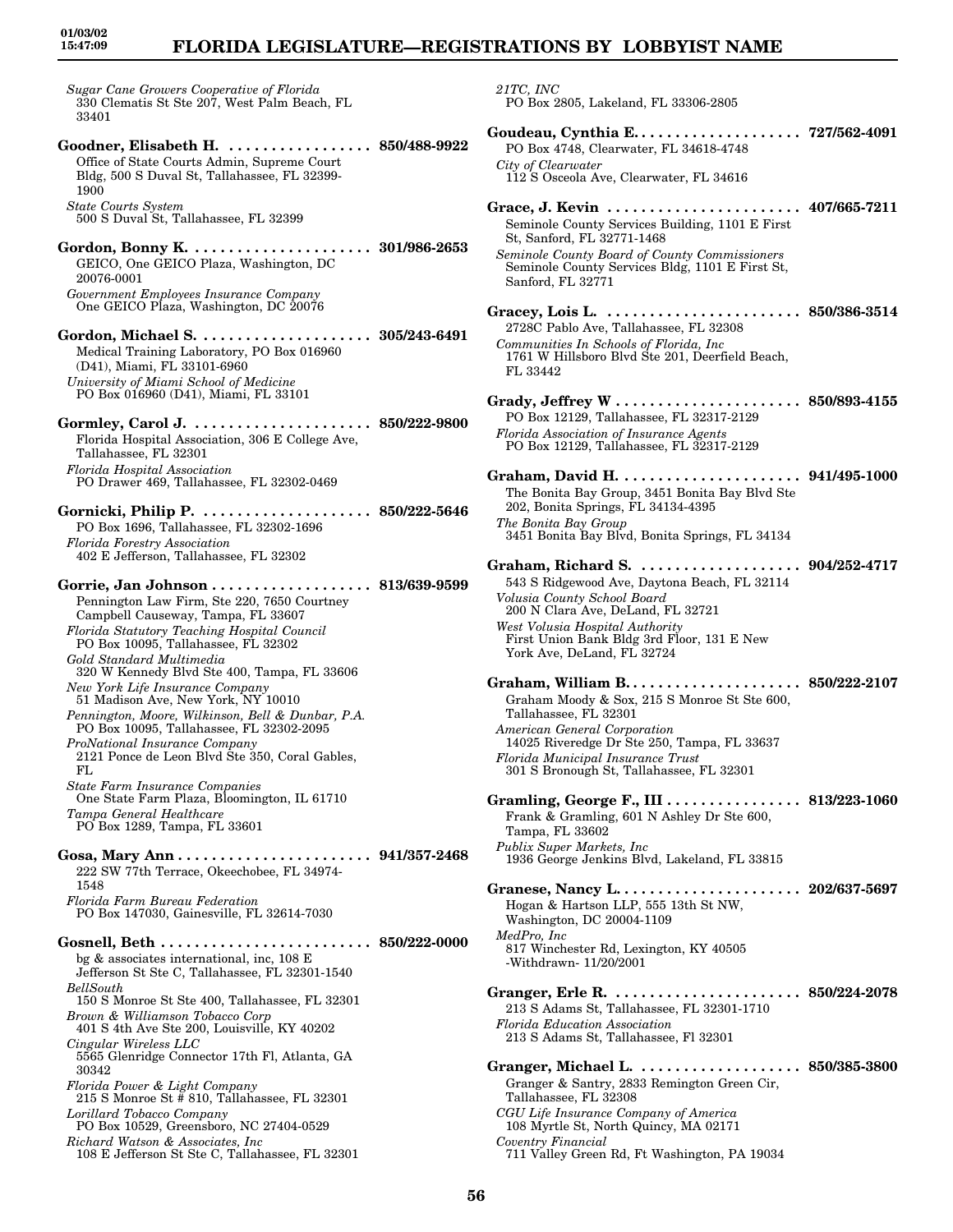*Sugar Cane Growers Cooperative of Florida*
330 Clematis St Ste 207, West Palm Beach, FL 33401

**Goodner, Elisabeth H. . . . . . . . . . . . . . . . . . 850/488-9922**
Office of State Courts Admin, Supreme Court Bldg, 500 S Duval St, Tallahassee, FL 32399-1900
*State Courts System*
500 S Duval St, Tallahassee, FL 32399

**Gordon, Bonny K. . . . . . . . . . . . . . . . . . . . . . 301/986-2653**
GEICO, One GEICO Plaza, Washington, DC 20076-0001
*Government Employees Insurance Company*
One GEICO Plaza, Washington, DC 20076

**Gordon, Michael S. . . . . . . . . . . . . . . . . . . . . 305/243-6491**
Medical Training Laboratory, PO Box 016960 (D41), Miami, FL 33101-6960
*University of Miami School of Medicine*
PO Box 016960 (D41), Miami, FL 33101

**Gormley, Carol J. . . . . . . . . . . . . . . . . . . . . . 850/222-9800**
Florida Hospital Association, 306 E College Ave, Tallahassee, FL 32301
*Florida Hospital Association*
PO Drawer 469, Tallahassee, FL 32302-0469

**Gornicki, Philip P. . . . . . . . . . . . . . . . . . . . . 850/222-5646**
PO Box 1696, Tallahassee, FL 32302-1696
*Florida Forestry Association*
402 E Jefferson, Tallahassee, FL 32302

**Gorrie, Jan Johnson . . . . . . . . . . . . . . . . . . . 813/639-9599**
Pennington Law Firm, Ste 220, 7650 Courtney Campbell Causeway, Tampa, FL 33607
*Florida Statutory Teaching Hospital Council*
PO Box 10095, Tallahassee, FL 32302
*Gold Standard Multimedia*
320 W Kennedy Blvd Ste 400, Tampa, FL 33606
*New York Life Insurance Company*
51 Madison Ave, New York, NY 10010
*Pennington, Moore, Wilkinson, Bell & Dunbar, P.A.*
PO Box 10095, Tallahassee, FL 32302-2095
*ProNational Insurance Company*
2121 Ponce de Leon Blvd Ste 350, Coral Gables, FL
*State Farm Insurance Companies*
One State Farm Plaza, Bloomington, IL 61710
*Tampa General Healthcare*
PO Box 1289, Tampa, FL 33601

**Gosa, Mary Ann . . . . . . . . . . . . . . . . . . . . . . . 941/357-2468**
222 SW 77th Terrace, Okeechobee, FL 34974-1548
*Florida Farm Bureau Federation*
PO Box 147030, Gainesville, FL 32614-7030

**Gosnell, Beth . . . . . . . . . . . . . . . . . . . . . . . . . 850/222-0000**
bg & associates international, inc, 108 E Jefferson St Ste C, Tallahassee, FL 32301-1540
*BellSouth*
150 S Monroe St Ste 400, Tallahassee, FL 32301
*Brown & Williamson Tobacco Corp*
401 S 4th Ave Ste 200, Louisville, KY 40202
*Cingular Wireless LLC*
5565 Glenridge Connector 17th Fl, Atlanta, GA 30342
*Florida Power & Light Company*
215 S Monroe St # 810, Tallahassee, FL 32301
*Lorillard Tobacco Company*
PO Box 10529, Greensboro, NC 27404-0529
*Richard Watson & Associates, Inc*
108 E Jefferson St Ste C, Tallahassee, FL 32301

*21TC, INC*
PO Box 2805, Lakeland, FL 33306-2805

**Goudeau, Cynthia E. . . . . . . . . . . . . . . . . . . . 727/562-4091**
PO Box 4748, Clearwater, FL 34618-4748
*City of Clearwater*
112 S Osceola Ave, Clearwater, FL 34616

**Grace, J. Kevin . . . . . . . . . . . . . . . . . . . . . . . 407/665-7211**
Seminole County Services Building, 1101 E First St, Sanford, FL 32771-1468
*Seminole County Board of County Commissioners*
Seminole County Services Bldg, 1101 E First St, Sanford, FL 32771

**Gracey, Lois L. . . . . . . . . . . . . . . . . . . . . . . . 850/386-3514**
2728C Pablo Ave, Tallahassee, FL 32308
*Communities In Schools of Florida, Inc*
1761 W Hillsboro Blvd Ste 201, Deerfield Beach, FL 33442

**Grady, Jeffrey W . . . . . . . . . . . . . . . . . . . . . . 850/893-4155**
PO Box 12129, Tallahassee, FL 32317-2129
*Florida Association of Insurance Agents*
PO Box 12129, Tallahassee, FL 32317-2129

**Graham, David H. . . . . . . . . . . . . . . . . . . . . . 941/495-1000**
The Bonita Bay Group, 3451 Bonita Bay Blvd Ste 202, Bonita Springs, FL 34134-4395
*The Bonita Bay Group*
3451 Bonita Bay Blvd, Bonita Springs, FL 34134

**Graham, Richard S. . . . . . . . . . . . . . . . . . . . 904/252-4717**
543 S Ridgewood Ave, Daytona Beach, FL 32114
*Volusia County School Board*
200 N Clara Ave, DeLand, FL 32721
*West Volusia Hospital Authority*
First Union Bank Bldg 3rd Floor, 131 E New York Ave, DeLand, FL 32724

**Graham, William B. . . . . . . . . . . . . . . . . . . . . 850/222-2107**
Graham Moody & Sox, 215 S Monroe St Ste 600, Tallahassee, FL 32301
*American General Corporation*
14025 Riveredge Dr Ste 250, Tampa, FL 33637
*Florida Municipal Insurance Trust*
301 S Bronough St, Tallahassee, FL 32301

**Gramling, George F., III . . . . . . . . . . . . . . . . 813/223-1060**
Frank & Gramling, 601 N Ashley Dr Ste 600, Tampa, FL 33602
*Publix Super Markets, Inc*
1936 George Jenkins Blvd, Lakeland, FL 33815

**Granese, Nancy L. . . . . . . . . . . . . . . . . . . . . . 202/637-5697**
Hogan & Hartson LLP, 555 13th St NW, Washington, DC 20004-1109
*MedPro, Inc*
817 Winchester Rd, Lexington, KY 40505
-Withdrawn- 11/20/2001

**Granger, Erle R. . . . . . . . . . . . . . . . . . . . . . . 850/224-2078**
213 S Adams St, Tallahassee, FL 32301-1710
*Florida Education Association*
213 S Adams St, Tallahassee, Fl 32301

**Granger, Michael L. . . . . . . . . . . . . . . . . . . . 850/385-3800**
Granger & Santry, 2833 Remington Green Cir, Tallahassee, FL 32308
*CGU Life Insurance Company of America*
108 Myrtle St, North Quincy, MA 02171
*Coventry Financial*
711 Valley Green Rd, Ft Washington, PA 19034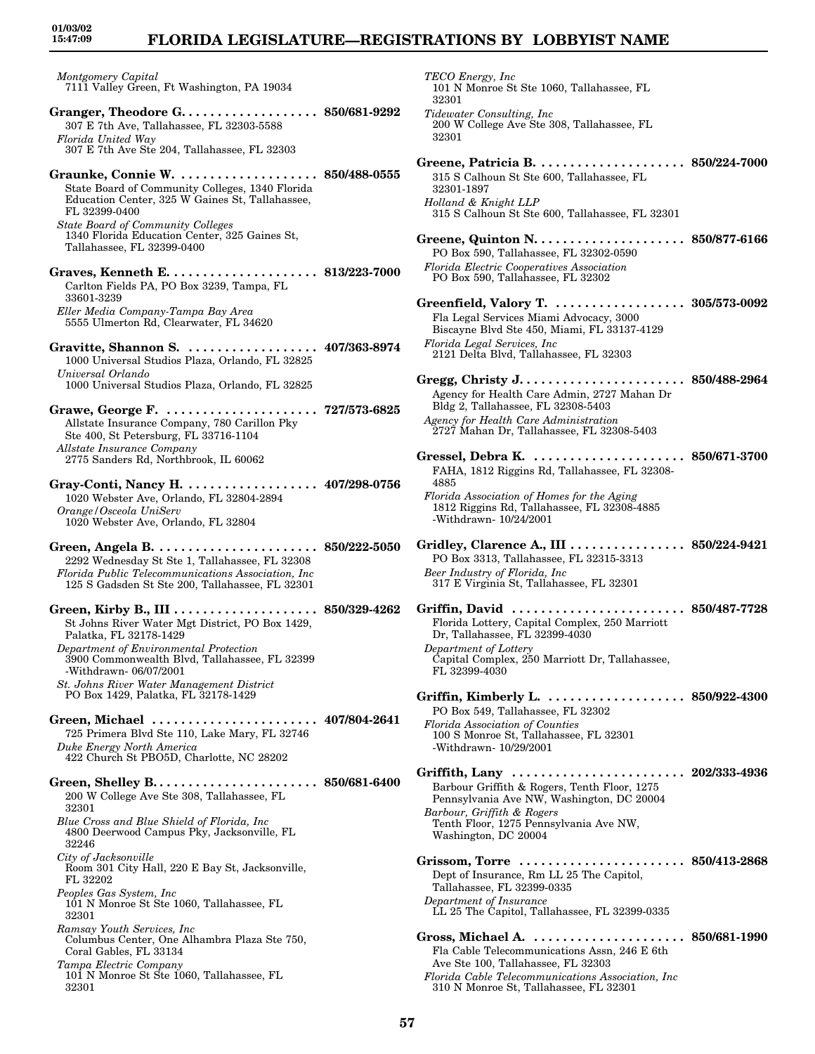*Montgomery Capital*
7111 Valley Green, Ft Washington, PA 19034

**Granger, Theodore G. . . . . . . . . . . . . . . . . . . 850/681-9292**
307 E 7th Ave, Tallahassee, FL 32303-5588
*Florida United Way*
307 E 7th Ave Ste 204, Tallahassee, FL 32303

**Graunke, Connie W. . . . . . . . . . . . . . . . . . . 850/488-0555**
State Board of Community Colleges, 1340 Florida Education Center, 325 W Gaines St, Tallahassee, FL 32399-0400
*State Board of Community Colleges*
1340 Florida Education Center, 325 Gaines St, Tallahassee, FL 32399-0400

**Graves, Kenneth E. . . . . . . . . . . . . . . . . . . . 813/223-7000**
Carlton Fields PA, PO Box 3239, Tampa, FL 33601-3239
*Eller Media Company-Tampa Bay Area*
5555 Ulmerton Rd, Clearwater, FL 34620

**Gravitte, Shannon S. . . . . . . . . . . . . . . . . . 407/363-8974**
1000 Universal Studios Plaza, Orlando, FL 32825
*Universal Orlando*
1000 Universal Studios Plaza, Orlando, FL 32825

**Grawe, George F. . . . . . . . . . . . . . . . . . . . . 727/573-6825**
Allstate Insurance Company, 780 Carillon Pky Ste 400, St Petersburg, FL 33716-1104
*Allstate Insurance Company*
2775 Sanders Rd, Northbrook, IL 60062

**Gray-Conti, Nancy H. . . . . . . . . . . . . . . . . . 407/298-0756**
1020 Webster Ave, Orlando, FL 32804-2894
*Orange/Osceola UniServ*
1020 Webster Ave, Orlando, FL 32804

**Green, Angela B. . . . . . . . . . . . . . . . . . . . . . 850/222-5050**
2292 Wednesday St Ste 1, Tallahassee, FL 32308
*Florida Public Telecommunications Association, Inc*
125 S Gadsden St Ste 200, Tallahassee, FL 32301

**Green, Kirby B., III . . . . . . . . . . . . . . . . . . . 850/329-4262**
St Johns River Water Mgt District, PO Box 1429, Palatka, FL 32178-1429
*Department of Environmental Protection*
3900 Commonwealth Blvd, Tallahassee, FL 32399 -Withdrawn- 06/07/2001
*St. Johns River Water Management District*
PO Box 1429, Palatka, FL 32178-1429

**Green, Michael . . . . . . . . . . . . . . . . . . . . . . 407/804-2641**
725 Primera Blvd Ste 110, Lake Mary, FL 32746
*Duke Energy North America*
422 Church St PBO5D, Charlotte, NC 28202

**Green, Shelley B. . . . . . . . . . . . . . . . . . . . . . 850/681-6400**
200 W College Ave Ste 308, Tallahassee, FL 32301
*Blue Cross and Blue Shield of Florida, Inc*
4800 Deerwood Campus Pky, Jacksonville, FL 32246
*City of Jacksonville*
Room 301 City Hall, 220 E Bay St, Jacksonville, FL 32202
*Peoples Gas System, Inc*
101 N Monroe St Ste 1060, Tallahassee, FL 32301
*Ramsay Youth Services, Inc*
Columbus Center, One Alhambra Plaza Ste 750, Coral Gables, FL 33134
*Tampa Electric Company*
101 N Monroe St Ste 1060, Tallahassee, FL 32301
*TECO Energy, Inc*
101 N Monroe St Ste 1060, Tallahassee, FL 32301
*Tidewater Consulting, Inc*
200 W College Ave Ste 308, Tallahassee, FL 32301

**Greene, Patricia B. . . . . . . . . . . . . . . . . . . . 850/224-7000**
315 S Calhoun St Ste 600, Tallahassee, FL 32301-1897
*Holland & Knight LLP*
315 S Calhoun St Ste 600, Tallahassee, FL 32301

**Greene, Quinton N. . . . . . . . . . . . . . . . . . . . 850/877-6166**
PO Box 590, Tallahassee, FL 32302-0590
*Florida Electric Cooperatives Association*
PO Box 590, Tallahassee, FL 32302

**Greenfield, Valory T. . . . . . . . . . . . . . . . . . 305/573-0092**
Fla Legal Services Miami Advocacy, 3000 Biscayne Blvd Ste 450, Miami, FL 33137-4129
*Florida Legal Services, Inc*
2121 Delta Blvd, Tallahassee, FL 32303

**Gregg, Christy J. . . . . . . . . . . . . . . . . . . . . . 850/488-2964**
Agency for Health Care Admin, 2727 Mahan Dr Bldg 2, Tallahassee, FL 32308-5403
*Agency for Health Care Administration*
2727 Mahan Dr, Tallahassee, FL 32308-5403

**Gressel, Debra K. . . . . . . . . . . . . . . . . . . . . 850/671-3700**
FAHA, 1812 Riggins Rd, Tallahassee, FL 32308-4885
*Florida Association of Homes for the Aging*
1812 Riggins Rd, Tallahassee, FL 32308-4885 -Withdrawn- 10/24/2001

**Gridley, Clarence A., III . . . . . . . . . . . . . . . . 850/224-9421**
PO Box 3313, Tallahassee, FL 32315-3313
*Beer Industry of Florida, Inc*
317 E Virginia St, Tallahassee, FL 32301

**Griffin, David . . . . . . . . . . . . . . . . . . . . . . . 850/487-7728**
Florida Lottery, Capital Complex, 250 Marriott Dr, Tallahassee, FL 32399-4030
*Department of Lottery*
Capital Complex, 250 Marriott Dr, Tallahassee, FL 32399-4030

**Griffin, Kimberly L. . . . . . . . . . . . . . . . . . . 850/922-4300**
PO Box 549, Tallahassee, FL 32302
*Florida Association of Counties*
100 S Monroe St, Tallahassee, FL 32301 -Withdrawn- 10/29/2001

**Griffith, Lany . . . . . . . . . . . . . . . . . . . . . . . 202/333-4936**
Barbour Griffith & Rogers, Tenth Floor, 1275 Pennsylvania Ave NW, Washington, DC 20004
*Barbour, Griffith & Rogers*
Tenth Floor, 1275 Pennsylvania Ave NW, Washington, DC 20004

**Grissom, Torre . . . . . . . . . . . . . . . . . . . . . . 850/413-2868**
Dept of Insurance, Rm LL 25 The Capitol, Tallahassee, FL 32399-0335
*Department of Insurance*
LL 25 The Capitol, Tallahassee, FL 32399-0335

**Gross, Michael A. . . . . . . . . . . . . . . . . . . . . 850/681-1990**
Fla Cable Telecommunications Assn, 246 E 6th Ave Ste 100, Tallahassee, FL 32303
*Florida Cable Telecommunications Association, Inc*
310 N Monroe St, Tallahassee, FL 32301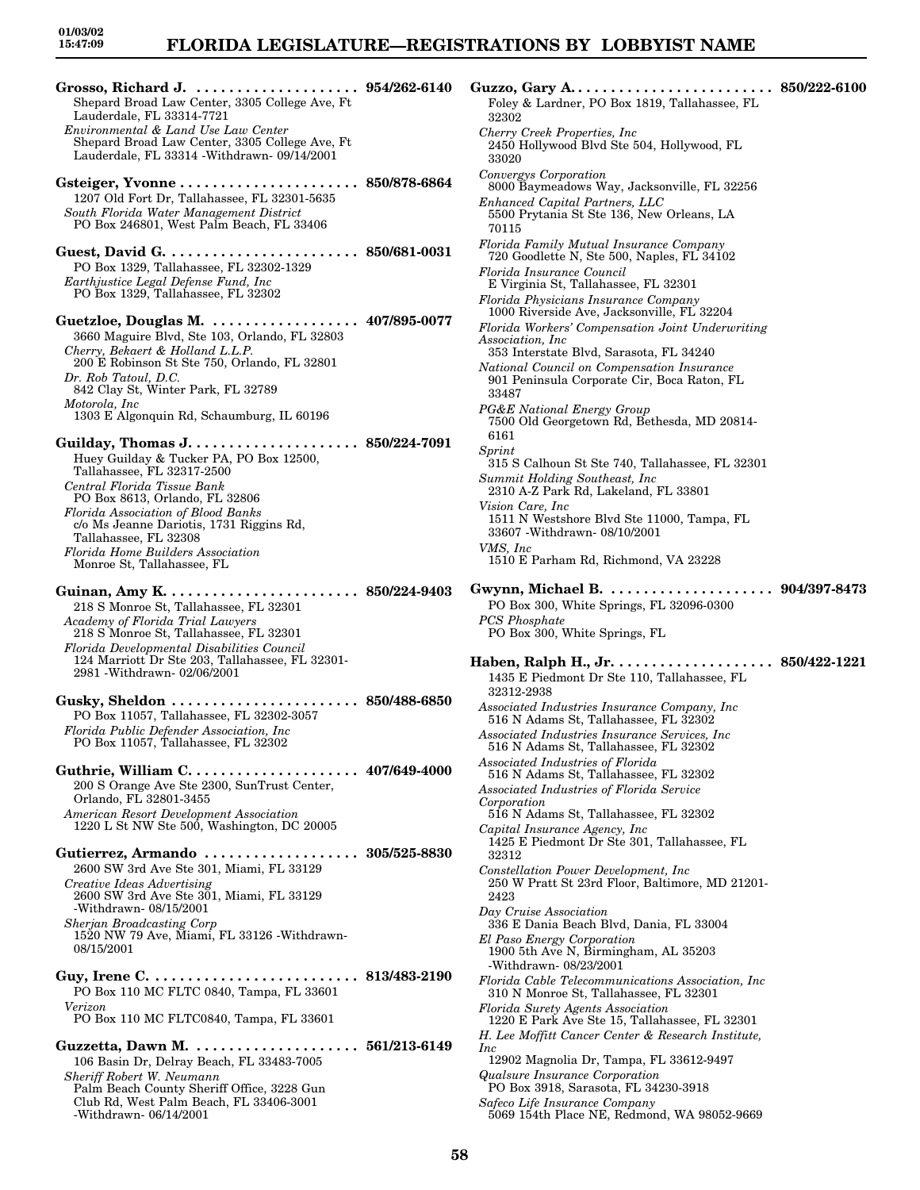**Grosso, Richard J.** .................... **954/262-6140**
Shepard Broad Law Center, 3305 College Ave, Ft Lauderdale, FL 33314-7721
*Environmental & Land Use Law Center*
Shepard Broad Law Center, 3305 College Ave, Ft Lauderdale, FL 33314 -Withdrawn- 09/14/2001

**Gsteiger, Yvonne** ...................... **850/878-6864**
1207 Old Fort Dr, Tallahassee, FL 32301-5635
*South Florida Water Management District*
PO Box 246801, West Palm Beach, FL 33406

**Guest, David G.** ........................ **850/681-0031**
PO Box 1329, Tallahassee, FL 32302-1329
*Earthjustice Legal Defense Fund, Inc*
PO Box 1329, Tallahassee, FL 32302

**Guetzloe, Douglas M.** .................. **407/895-0077**
3660 Maguire Blvd, Ste 103, Orlando, FL 32803
*Cherry, Bekaert & Holland L.L.P.*
200 E Robinson St Ste 750, Orlando, FL 32801
*Dr. Rob Tatoul, D.C.*
842 Clay St, Winter Park, FL 32789
*Motorola, Inc*
1303 E Algonquin Rd, Schaumburg, IL 60196

**Guilday, Thomas J.** ..................... **850/224-7091**
Huey Guilday & Tucker PA, PO Box 12500, Tallahassee, FL 32317-2500
*Central Florida Tissue Bank*
PO Box 8613, Orlando, FL 32806
*Florida Association of Blood Banks*
c/o Ms Jeanne Dariotis, 1731 Riggins Rd, Tallahassee, FL 32308
*Florida Home Builders Association*
Monroe St, Tallahassee, FL

**Guinan, Amy K.** ........................ **850/224-9403**
218 S Monroe St, Tallahassee, FL 32301
*Academy of Florida Trial Lawyers*
218 S Monroe St, Tallahassee, FL 32301
*Florida Developmental Disabilities Council*
124 Marriott Dr Ste 203, Tallahassee, FL 32301-2981 -Withdrawn- 02/06/2001

**Gusky, Sheldon** ....................... **850/488-6850**
PO Box 11057, Tallahassee, FL 32302-3057
*Florida Public Defender Association, Inc*
PO Box 11057, Tallahassee, FL 32302

**Guthrie, William C.** ..................... **407/649-4000**
200 S Orange Ave Ste 2300, SunTrust Center, Orlando, FL 32801-3455
*American Resort Development Association*
1220 L St NW Ste 500, Washington, DC 20005

**Gutierrez, Armando** ................... **305/525-8830**
2600 SW 3rd Ave Ste 301, Miami, FL 33129
*Creative Ideas Advertising*
2600 SW 3rd Ave Ste 301, Miami, FL 33129 -Withdrawn- 08/15/2001
*Sherjan Broadcasting Corp*
1520 NW 79 Ave, Miami, FL 33126 -Withdrawn- 08/15/2001

**Guy, Irene C.** .......................... **813/483-2190**
PO Box 110 MC FLTC 0840, Tampa, FL 33601
*Verizon*
PO Box 110 MC FLTC0840, Tampa, FL 33601

**Guzzetta, Dawn M.** ..................... **561/213-6149**
106 Basin Dr, Delray Beach, FL 33483-7005
*Sheriff Robert W. Neumann*
Palm Beach County Sheriff Office, 3228 Gun Club Rd, West Palm Beach, FL 33406-3001 -Withdrawn- 06/14/2001

**Guzzo, Gary A.** ......................... **850/222-6100**
Foley & Lardner, PO Box 1819, Tallahassee, FL 32302
*Cherry Creek Properties, Inc*
2450 Hollywood Blvd Ste 504, Hollywood, FL 33020
*Convergys Corporation*
8000 Baymeadows Way, Jacksonville, FL 32256
*Enhanced Capital Partners, LLC*
5500 Prytania St Ste 136, New Orleans, LA 70115
*Florida Family Mutual Insurance Company*
720 Goodlette N, Ste 500, Naples, FL 34102
*Florida Insurance Council*
E Virginia St, Tallahassee, FL 32301
*Florida Physicians Insurance Company*
1000 Riverside Ave, Jacksonville, FL 32204
*Florida Workers' Compensation Joint Underwriting Association, Inc*
353 Interstate Blvd, Sarasota, FL 34240
*National Council on Compensation Insurance*
901 Peninsula Corporate Cir, Boca Raton, FL 33487
*PG&E National Energy Group*
7500 Old Georgetown Rd, Bethesda, MD 20814-6161
*Sprint*
315 S Calhoun St Ste 740, Tallahassee, FL 32301
*Summit Holding Southeast, Inc*
2310 A-Z Park Rd, Lakeland, FL 33801
*Vision Care, Inc*
1511 N Westshore Blvd Ste 11000, Tampa, FL 33607 -Withdrawn- 08/10/2001
*VMS, Inc*
1510 E Parham Rd, Richmond, VA 23228

**Gwynn, Michael B.** .................... **904/397-8473**
PO Box 300, White Springs, FL 32096-0300
*PCS Phosphate*
PO Box 300, White Springs, FL

**Haben, Ralph H., Jr.** ................... **850/422-1221**
1435 E Piedmont Dr Ste 110, Tallahassee, FL 32312-2938
*Associated Industries Insurance Company, Inc*
516 N Adams St, Tallahassee, FL 32302
*Associated Industries Insurance Services, Inc*
516 N Adams St, Tallahassee, FL 32302
*Associated Industries of Florida*
516 N Adams St, Tallahassee, FL 32302
*Associated Industries of Florida Service Corporation*
516 N Adams St, Tallahassee, FL 32302
*Capital Insurance Agency, Inc*
1425 E Piedmont Dr Ste 301, Tallahassee, FL 32312
*Constellation Power Development, Inc*
250 W Pratt St 23rd Floor, Baltimore, MD 21201-2423
*Day Cruise Association*
336 E Dania Beach Blvd, Dania, FL 33004
*El Paso Energy Corporation*
1900 5th Ave N, Birmingham, AL 35203 -Withdrawn- 08/23/2001
*Florida Cable Telecommunications Association, Inc*
310 N Monroe St, Tallahassee, FL 32301
*Florida Surety Agents Association*
1220 E Park Ave Ste 15, Tallahassee, FL 32301
*H. Lee Moffitt Cancer Center & Research Institute, Inc*
12902 Magnolia Dr, Tampa, FL 33612-9497
*Qualsure Insurance Corporation*
PO Box 3918, Sarasota, FL 34230-3918
*Safeco Life Insurance Company*
5069 154th Place NE, Redmond, WA 98052-9669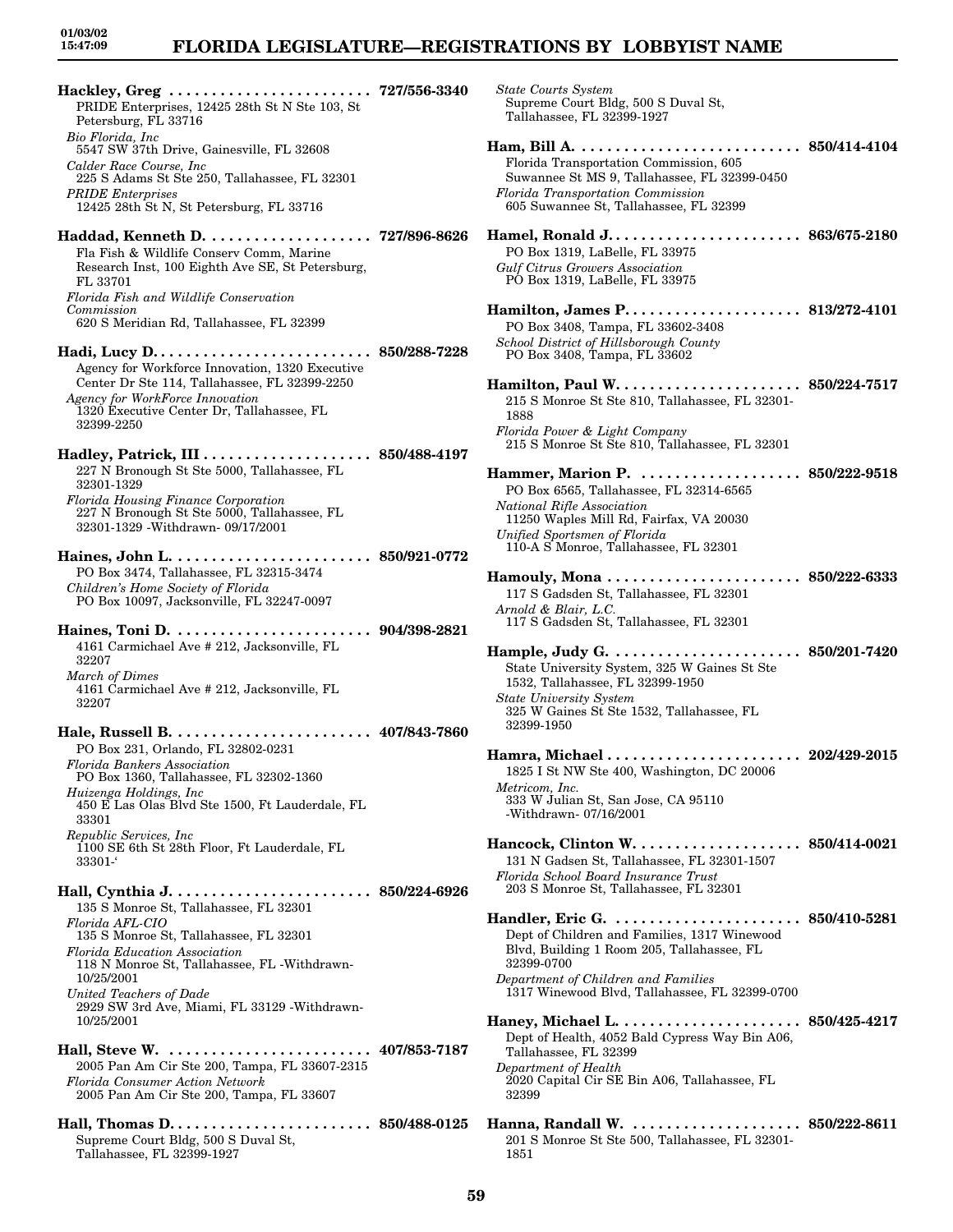**Hackley, Greg . . . . . . . . . . . . . . . . . . . . . . . . 727/556-3340**
PRIDE Enterprises, 12425 28th St N Ste 103, St Petersburg, FL 33716
*Bio Florida, Inc*
5547 SW 37th Drive, Gainesville, FL 32608
*Calder Race Course, Inc*
225 S Adams St Ste 250, Tallahassee, FL 32301
*PRIDE Enterprises*
12425 28th St N, St Petersburg, FL 33716

**Haddad, Kenneth D. . . . . . . . . . . . . . . . . . . . 727/896-8626**
Fla Fish & Wildlife Conserv Comm, Marine Research Inst, 100 Eighth Ave SE, St Petersburg, FL 33701
*Florida Fish and Wildlife Conservation Commission*
620 S Meridian Rd, Tallahassee, FL 32399

**Hadi, Lucy D. . . . . . . . . . . . . . . . . . . . . . . . . . 850/288-7228**
Agency for Workforce Innovation, 1320 Executive Center Dr Ste 114, Tallahassee, FL 32399-2250
*Agency for WorkForce Innovation*
1320 Executive Center Dr, Tallahassee, FL 32399-2250

**Hadley, Patrick, III . . . . . . . . . . . . . . . . . . . . 850/488-4197**
227 N Bronough St Ste 5000, Tallahassee, FL 32301-1329
*Florida Housing Finance Corporation*
227 N Bronough St Ste 5000, Tallahassee, FL 32301-1329 -Withdrawn- 09/17/2001

**Haines, John L. . . . . . . . . . . . . . . . . . . . . . . . 850/921-0772**
PO Box 3474, Tallahassee, FL 32315-3474
*Children's Home Society of Florida*
PO Box 10097, Jacksonville, FL 32247-0097

**Haines, Toni D. . . . . . . . . . . . . . . . . . . . . . . . 904/398-2821**
4161 Carmichael Ave # 212, Jacksonville, FL 32207
*March of Dimes*
4161 Carmichael Ave # 212, Jacksonville, FL 32207

**Hale, Russell B. . . . . . . . . . . . . . . . . . . . . . . . 407/843-7860**
PO Box 231, Orlando, FL 32802-0231
*Florida Bankers Association*
PO Box 1360, Tallahassee, FL 32302-1360
*Huizenga Holdings, Inc*
450 E Las Olas Blvd Ste 1500, Ft Lauderdale, FL 33301
*Republic Services, Inc*
1100 SE 6th St 28th Floor, Ft Lauderdale, FL 33301-'

**Hall, Cynthia J. . . . . . . . . . . . . . . . . . . . . . . . 850/224-6926**
135 S Monroe St, Tallahassee, FL 32301
*Florida AFL-CIO*
135 S Monroe St, Tallahassee, FL 32301
*Florida Education Association*
118 N Monroe St, Tallahassee, FL -Withdrawn- 10/25/2001
*United Teachers of Dade*
2929 SW 3rd Ave, Miami, FL 33129 -Withdrawn- 10/25/2001

**Hall, Steve W. . . . . . . . . . . . . . . . . . . . . . . . . 407/853-7187**
2005 Pan Am Cir Ste 200, Tampa, FL 33607-2315
*Florida Consumer Action Network*
2005 Pan Am Cir Ste 200, Tampa, FL 33607

**Hall, Thomas D. . . . . . . . . . . . . . . . . . . . . . . . 850/488-0125**
Supreme Court Bldg, 500 S Duval St, Tallahassee, FL 32399-1927
*State Courts System*
Supreme Court Bldg, 500 S Duval St, Tallahassee, FL 32399-1927

**Ham, Bill A. . . . . . . . . . . . . . . . . . . . . . . . . . . 850/414-4104**
Florida Transportation Commission, 605 Suwannee St MS 9, Tallahassee, FL 32399-0450
*Florida Transportation Commission*
605 Suwannee St, Tallahassee, FL 32399

**Hamel, Ronald J. . . . . . . . . . . . . . . . . . . . . . . 863/675-2180**
PO Box 1319, LaBelle, FL 33975
*Gulf Citrus Growers Association*
PO Box 1319, LaBelle, FL 33975

**Hamilton, James P. . . . . . . . . . . . . . . . . . . . . 813/272-4101**
PO Box 3408, Tampa, FL 33602-3408
*School District of Hillsborough County*
PO Box 3408, Tampa, FL 33602

**Hamilton, Paul W. . . . . . . . . . . . . . . . . . . . . . 850/224-7517**
215 S Monroe St Ste 810, Tallahassee, FL 32301-1888
*Florida Power & Light Company*
215 S Monroe St Ste 810, Tallahassee, FL 32301

**Hammer, Marion P. . . . . . . . . . . . . . . . . . . . 850/222-9518**
PO Box 6565, Tallahassee, FL 32314-6565
*National Rifle Association*
11250 Waples Mill Rd, Fairfax, VA 20030
*Unified Sportsmen of Florida*
110-A S Monroe, Tallahassee, FL 32301

**Hamouly, Mona . . . . . . . . . . . . . . . . . . . . . . . 850/222-6333**
117 S Gadsden St, Tallahassee, FL 32301
*Arnold & Blair, L.C.*
117 S Gadsden St, Tallahassee, FL 32301

**Hample, Judy G. . . . . . . . . . . . . . . . . . . . . . . 850/201-7420**
State University System, 325 W Gaines St Ste 1532, Tallahassee, FL 32399-1950
*State University System*
325 W Gaines St Ste 1532, Tallahassee, FL 32399-1950

**Hamra, Michael . . . . . . . . . . . . . . . . . . . . . . . 202/429-2015**
1825 I St NW Ste 400, Washington, DC 20006
*Metricom, Inc.*
333 W Julian St, San Jose, CA 95110 -Withdrawn- 07/16/2001

**Hancock, Clinton W. . . . . . . . . . . . . . . . . . . . 850/414-0021**
131 N Gadsen St, Tallahassee, FL 32301-1507
*Florida School Board Insurance Trust*
203 S Monroe St, Tallahassee, FL 32301

**Handler, Eric G. . . . . . . . . . . . . . . . . . . . . . . 850/410-5281**
Dept of Children and Families, 1317 Winewood Blvd, Building 1 Room 205, Tallahassee, FL 32399-0700
*Department of Children and Families*
1317 Winewood Blvd, Tallahassee, FL 32399-0700

**Haney, Michael L. . . . . . . . . . . . . . . . . . . . . . 850/425-4217**
Dept of Health, 4052 Bald Cypress Way Bin A06, Tallahassee, FL 32399
*Department of Health*
2020 Capital Cir SE Bin A06, Tallahassee, FL 32399

**Hanna, Randall W. . . . . . . . . . . . . . . . . . . . . 850/222-8611**
201 S Monroe St Ste 500, Tallahassee, FL 32301-1851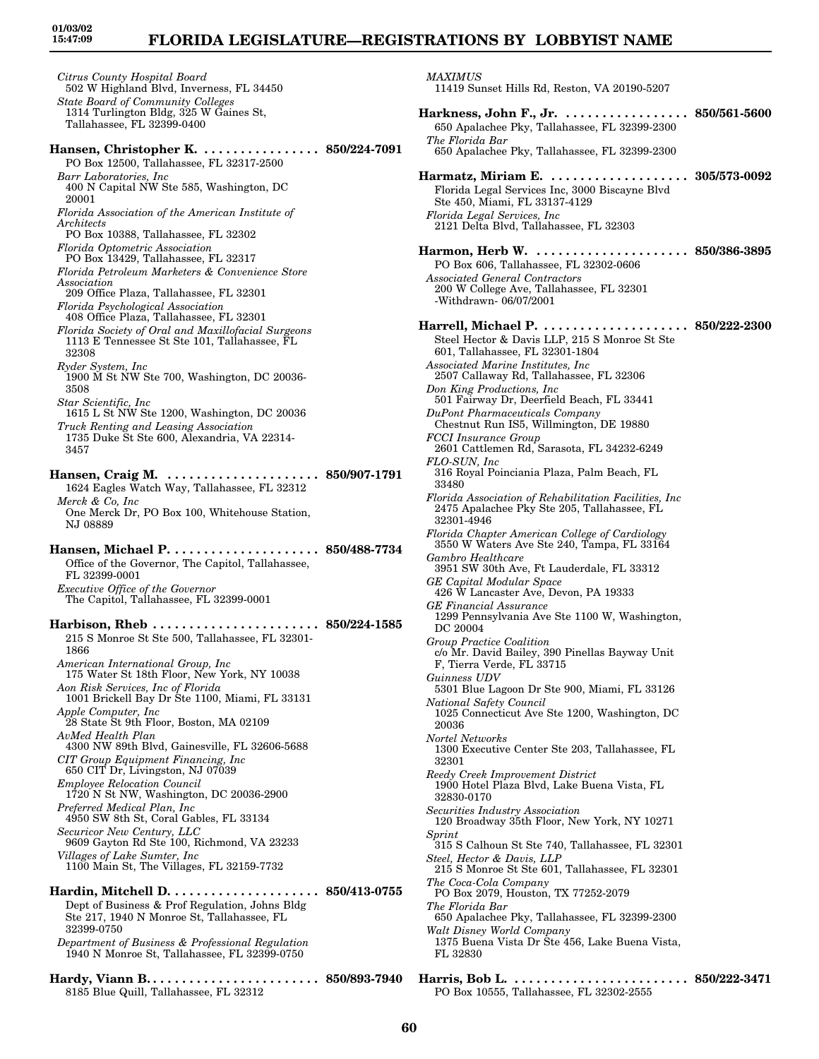*Citrus County Hospital Board*
502 W Highland Blvd, Inverness, FL 34450
*State Board of Community Colleges*
1314 Turlington Bldg, 325 W Gaines St, Tallahassee, FL 32399-0400

**Hansen, Christopher K. . . . . . . . . . . . . . . . . 850/224-7091**
PO Box 12500, Tallahassee, FL 32317-2500
*Barr Laboratories, Inc*
400 N Capital NW Ste 585, Washington, DC 20001
*Florida Association of the American Institute of Architects*
PO Box 10388, Tallahassee, FL 32302
*Florida Optometric Association*
PO Box 13429, Tallahassee, FL 32317
*Florida Petroleum Marketers & Convenience Store Association*
209 Office Plaza, Tallahassee, FL 32301
*Florida Psychological Association*
408 Office Plaza, Tallahassee, FL 32301
*Florida Society of Oral and Maxillofacial Surgeons*
1113 E Tennessee St Ste 101, Tallahassee, FL 32308
*Ryder System, Inc*
1900 M St NW Ste 700, Washington, DC 20036-3508
*Star Scientific, Inc*
1615 L St NW Ste 1200, Washington, DC 20036
*Truck Renting and Leasing Association*
1735 Duke St Ste 600, Alexandria, VA 22314-3457

**Hansen, Craig M. . . . . . . . . . . . . . . . . . . . . 850/907-1791**
1624 Eagles Watch Way, Tallahassee, FL 32312
*Merck & Co, Inc*
One Merck Dr, PO Box 100, Whitehouse Station, NJ 08889

**Hansen, Michael P. . . . . . . . . . . . . . . . . . . . 850/488-7734**
Office of the Governor, The Capitol, Tallahassee, FL 32399-0001
*Executive Office of the Governor*
The Capitol, Tallahassee, FL 32399-0001

**Harbison, Rheb . . . . . . . . . . . . . . . . . . . . . . 850/224-1585**
215 S Monroe St Ste 500, Tallahassee, FL 32301-1866
*American International Group, Inc*
175 Water St 18th Floor, New York, NY 10038
*Aon Risk Services, Inc of Florida*
1001 Brickell Bay Dr Ste 1100, Miami, FL 33131
*Apple Computer, Inc*
28 State St 9th Floor, Boston, MA 02109
*AvMed Health Plan*
4300 NW 89th Blvd, Gainesville, FL 32606-5688
*CIT Group Equipment Financing, Inc*
650 CIT Dr, Livingston, NJ 07039
*Employee Relocation Council*
1720 N St NW, Washington, DC 20036-2900
*Preferred Medical Plan, Inc*
4950 SW 8th St, Coral Gables, FL 33134
*Securicor New Century, LLC*
9609 Gayton Rd Ste 100, Richmond, VA 23233
*Villages of Lake Sumter, Inc*
1100 Main St, The Villages, FL 32159-7732

**Hardin, Mitchell D. . . . . . . . . . . . . . . . . . . . 850/413-0755**
Dept of Business & Prof Regulation, Johns Bldg Ste 217, 1940 N Monroe St, Tallahassee, FL 32399-0750
*Department of Business & Professional Regulation*
1940 N Monroe St, Tallahassee, FL 32399-0750

**Hardy, Viann B. . . . . . . . . . . . . . . . . . . . . . . 850/893-7940**
8185 Blue Quill, Tallahassee, FL 32312
*MAXIMUS*
11419 Sunset Hills Rd, Reston, VA 20190-5207

**Harkness, John F., Jr. . . . . . . . . . . . . . . . . . 850/561-5600**
650 Apalachee Pky, Tallahassee, FL 32399-2300
*The Florida Bar*
650 Apalachee Pky, Tallahassee, FL 32399-2300

**Harmatz, Miriam E. . . . . . . . . . . . . . . . . . . . 305/573-0092**
Florida Legal Services Inc, 3000 Biscayne Blvd Ste 450, Miami, FL 33137-4129
*Florida Legal Services, Inc*
2121 Delta Blvd, Tallahassee, FL 32303

**Harmon, Herb W. . . . . . . . . . . . . . . . . . . . . . 850/386-3895**
PO Box 606, Tallahassee, FL 32302-0606
*Associated General Contractors*
200 W College Ave, Tallahassee, FL 32301
-Withdrawn- 06/07/2001

**Harrell, Michael P. . . . . . . . . . . . . . . . . . . . . 850/222-2300**
Steel Hector & Davis LLP, 215 S Monroe St Ste 601, Tallahassee, FL 32301-1804
*Associated Marine Institutes, Inc*
2507 Callaway Rd, Tallahassee, FL 32306
*Don King Productions, Inc*
501 Fairway Dr, Deerfield Beach, FL 33441
*DuPont Pharmaceuticals Company*
Chestnut Run IS5, Willmington, DE 19880
*FCCI Insurance Group*
2601 Cattlemen Rd, Sarasota, FL 34232-6249
*FLO-SUN, Inc*
316 Royal Poinciania Plaza, Palm Beach, FL 33480
*Florida Association of Rehabilitation Facilities, Inc*
2475 Apalachee Pky Ste 205, Tallahassee, FL 32301-4946
*Florida Chapter American College of Cardiology*
3550 W Waters Ave Ste 240, Tampa, FL 33164
*Gambro Healthcare*
3951 SW 30th Ave, Ft Lauderdale, FL 33312
*GE Capital Modular Space*
426 W Lancaster Ave, Devon, PA 19333
*GE Financial Assurance*
1299 Pennsylvania Ave Ste 1100 W, Washington, DC 20004
*Group Practice Coalition*
c/o Mr. David Bailey, 390 Pinellas Bayway Unit F, Tierra Verde, FL 33715
*Guinness UDV*
5301 Blue Lagoon Dr Ste 900, Miami, FL 33126
*National Safety Council*
1025 Connecticut Ave Ste 1200, Washington, DC 20036
*Nortel Networks*
1300 Executive Center Ste 203, Tallahassee, FL 32301
*Reedy Creek Improvement District*
1900 Hotel Plaza Blvd, Lake Buena Vista, FL 32830-0170
*Securities Industry Association*
120 Broadway 35th Floor, New York, NY 10271
*Sprint*
315 S Calhoun St Ste 740, Tallahassee, FL 32301
*Steel, Hector & Davis, LLP*
215 S Monroe St Ste 601, Tallahassee, FL 32301
*The Coca-Cola Company*
PO Box 2079, Houston, TX 77252-2079
*The Florida Bar*
650 Apalachee Pky, Tallahassee, FL 32399-2300
*Walt Disney World Company*
1375 Buena Vista Dr Ste 456, Lake Buena Vista, FL 32830

**Harris, Bob L. . . . . . . . . . . . . . . . . . . . . . . . 850/222-3471**
PO Box 10555, Tallahassee, FL 32302-2555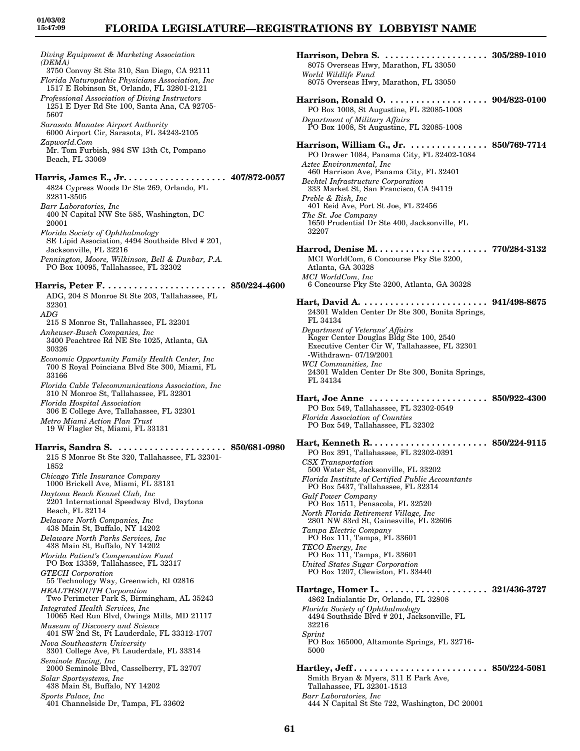*Diving Equipment & Marketing Association (DEMA)*
3750 Convoy St Ste 310, San Diego, CA 92111
*Florida Naturopathic Physicians Association, Inc*
1517 E Robinson St, Orlando, FL 32801-2121
*Professional Association of Diving Instructors*
1251 E Dyer Rd Ste 100, Santa Ana, CA 92705-5607
*Sarasota Manatee Airport Authority*
6000 Airport Cir, Sarasota, FL 34243-2105
*Zapworld.Com*
Mr. Tom Furbish, 984 SW 13th Ct, Pompano Beach, FL 33069

**Harris, James E., Jr. . . . . . . . . . . . . . . . . . . . . 407/872-0057**
4824 Cypress Woods Dr Ste 269, Orlando, FL 32811-3505
*Barr Laboratories, Inc*
400 N Capital NW Ste 585, Washington, DC 20001
*Florida Society of Ophthalmology*
SE Lipid Association, 4494 Southside Blvd # 201, Jacksonville, FL 32216
*Pennington, Moore, Wilkinson, Bell & Dunbar, P.A.*
PO Box 10095, Tallahassee, FL 32302

**Harris, Peter F. . . . . . . . . . . . . . . . . . . . . . . . . 850/224-4600**
ADG, 204 S Monroe St Ste 203, Tallahassee, FL 32301
*ADG*
215 S Monroe St, Tallahassee, FL 32301
*Anheuser-Busch Companies, Inc*
3400 Peachtree Rd NE Ste 1025, Atlanta, GA 30326
*Economic Opportunity Family Health Center, Inc*
700 S Royal Poinciana Blvd Ste 300, Miami, FL 33166
*Florida Cable Telecommunications Association, Inc*
310 N Monroe St, Tallahassee, FL 32301
*Florida Hospital Association*
306 E College Ave, Tallahassee, FL 32301
*Metro Miami Action Plan Trust*
19 W Flagler St, Miami, FL 33131

**Harris, Sandra S. . . . . . . . . . . . . . . . . . . . . . 850/681-0980**
215 S Monroe St Ste 320, Tallahassee, FL 32301-1852
*Chicago Title Insurance Company*
1000 Brickell Ave, Miami, FL 33131
*Daytona Beach Kennel Club, Inc*
2201 International Speedway Blvd, Daytona Beach, FL 32114
*Delaware North Companies, Inc*
438 Main St, Buffalo, NY 14202
*Delaware North Parks Services, Inc*
438 Main St, Buffalo, NY 14202
*Florida Patient's Compensation Fund*
PO Box 13359, Tallahassee, FL 32317
*GTECH Corporation*
55 Technology Way, Greenwich, RI 02816
*HEALTHSOUTH Corporation*
Two Perimeter Park S, Birmingham, AL 35243
*Integrated Health Services, Inc*
10065 Red Run Blvd, Owings Mills, MD 21117
*Museum of Discovery and Science*
401 SW 2nd St, Ft Lauderdale, FL 33312-1707
*Nova Southeastern University*
3301 College Ave, Ft Lauderdale, FL 33314
*Seminole Racing, Inc*
2000 Seminole Blvd, Casselberry, FL 32707
*Solar Sportsystems, Inc*
438 Main St, Buffalo, NY 14202
*Sports Palace, Inc*
401 Channelside Dr, Tampa, FL 33602

**Harrison, Debra S. . . . . . . . . . . . . . . . . . . . . 305/289-1010**
8075 Overseas Hwy, Marathon, FL 33050
*World Wildlife Fund*
8075 Overseas Hwy, Marathon, FL 33050

**Harrison, Ronald O. . . . . . . . . . . . . . . . . . . . 904/823-0100**
PO Box 1008, St Augustine, FL 32085-1008
*Department of Military Affairs*
PO Box 1008, St Augustine, FL 32085-1008

**Harrison, William G., Jr. . . . . . . . . . . . . . . . 850/769-7714**
PO Drawer 1084, Panama City, FL 32402-1084
*Aztec Environmental, Inc*
460 Harrison Ave, Panama City, FL 32401
*Bechtel Infrastructure Corporation*
333 Market St, San Francisco, CA 94119
*Preble & Rish, Inc*
401 Reid Ave, Port St Joe, FL 32456
*The St. Joe Company*
1650 Prudential Dr Ste 400, Jacksonville, FL 32207

**Harrod, Denise M. . . . . . . . . . . . . . . . . . . . . . 770/284-3132**
MCI WorldCom, 6 Concourse Pky Ste 3200, Atlanta, GA 30328
*MCI WorldCom, Inc*
6 Concourse Pky Ste 3200, Atlanta, GA 30328

**Hart, David A. . . . . . . . . . . . . . . . . . . . . . . . . 941/498-8675**
24301 Walden Center Dr Ste 300, Bonita Springs, FL 34134
*Department of Veterans' Affairs*
Koger Center Douglas Bldg Ste 100, 2540 Executive Center Cir W, Tallahassee, FL 32301
-Withdrawn- 07/19/2001
*WCI Communities, Inc*
24301 Walden Center Dr Ste 300, Bonita Springs, FL 34134

**Hart, Joe Anne . . . . . . . . . . . . . . . . . . . . . . . 850/922-4300**
PO Box 549, Tallahassee, FL 32302-0549
*Florida Association of Counties*
PO Box 549, Tallahassee, FL 32302

**Hart, Kenneth R. . . . . . . . . . . . . . . . . . . . . . . 850/224-9115**
PO Box 391, Tallahassee, FL 32302-0391
*CSX Transportation*
500 Water St, Jacksonville, FL 33202
*Florida Institute of Certified Public Accountants*
PO Box 5437, Tallahassee, FL 32314
*Gulf Power Company*
PO Box 1511, Pensacola, FL 32520
*North Florida Retirement Village, Inc*
2801 NW 83rd St, Gainesville, FL 32606
*Tampa Electric Company*
PO Box 111, Tampa, FL 33601
*TECO Energy, Inc*
PO Box 111, Tampa, FL 33601
*United States Sugar Corporation*
PO Box 1207, Clewiston, FL 33440

**Hartage, Homer L. . . . . . . . . . . . . . . . . . . . . 321/436-3727**
4862 Indialantic Dr, Orlando, FL 32808
*Florida Society of Ophthalmology*
4494 Southside Blvd # 201, Jacksonville, FL 32216
*Sprint*
PO Box 165000, Altamonte Springs, FL 32716-5000

**Hartley, Jeff . . . . . . . . . . . . . . . . . . . . . . . . . . 850/224-5081**
Smith Bryan & Myers, 311 E Park Ave, Tallahassee, FL 32301-1513
*Barr Laboratories, Inc*
444 N Capital St Ste 722, Washington, DC 20001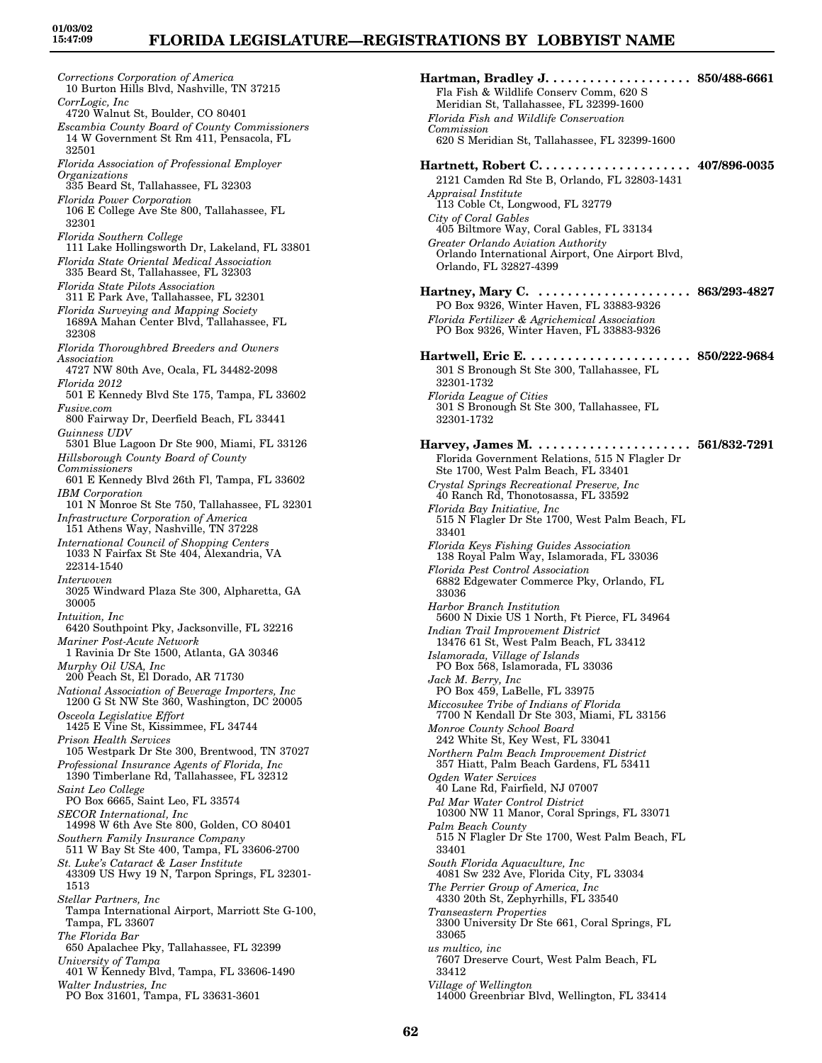*Corrections Corporation of America*
10 Burton Hills Blvd, Nashville, TN 37215
*CorrLogic, Inc*
4720 Walnut St, Boulder, CO 80401
*Escambia County Board of County Commissioners*
14 W Government St Rm 411, Pensacola, FL 32501
*Florida Association of Professional Employer Organizations*
335 Beard St, Tallahassee, FL 32303
*Florida Power Corporation*
106 E College Ave Ste 800, Tallahassee, FL 32301
*Florida Southern College*
111 Lake Hollingsworth Dr, Lakeland, FL 33801
*Florida State Oriental Medical Association*
335 Beard St, Tallahassee, FL 32303
*Florida State Pilots Association*
311 E Park Ave, Tallahassee, FL 32301
*Florida Surveying and Mapping Society*
1689A Mahan Center Blvd, Tallahassee, FL 32308
*Florida Thoroughbred Breeders and Owners Association*
4727 NW 80th Ave, Ocala, FL 34482-2098
*Florida 2012*
501 E Kennedy Blvd Ste 175, Tampa, FL 33602
*Fusive.com*
800 Fairway Dr, Deerfield Beach, FL 33441
*Guinness UDV*
5301 Blue Lagoon Dr Ste 900, Miami, FL 33126
*Hillsborough County Board of County Commissioners*
601 E Kennedy Blvd 26th Fl, Tampa, FL 33602
*IBM Corporation*
101 N Monroe St Ste 750, Tallahassee, FL 32301
*Infrastructure Corporation of America*
151 Athens Way, Nashville, TN 37228
*International Council of Shopping Centers*
1033 N Fairfax St Ste 404, Alexandria, VA 22314-1540
*Interwoven*
3025 Windward Plaza Ste 300, Alpharetta, GA 30005
*Intuition, Inc*
6420 Southpoint Pky, Jacksonville, FL 32216
*Mariner Post-Acute Network*
1 Ravinia Dr Ste 1500, Atlanta, GA 30346
*Murphy Oil USA, Inc*
200 Peach St, El Dorado, AR 71730
*National Association of Beverage Importers, Inc*
1200 G St NW Ste 360, Washington, DC 20005
*Osceola Legislative Effort*
1425 E Vine St, Kissimmee, FL 34744
*Prison Health Services*
105 Westpark Dr Ste 300, Brentwood, TN 37027
*Professional Insurance Agents of Florida, Inc*
1390 Timberlane Rd, Tallahassee, FL 32312
*Saint Leo College*
PO Box 6665, Saint Leo, FL 33574
*SECOR International, Inc*
14998 W 6th Ave Ste 800, Golden, CO 80401
*Southern Family Insurance Company*
511 W Bay St Ste 400, Tampa, FL 33606-2700
*St. Luke's Cataract & Laser Institute*
43309 US Hwy 19 N, Tarpon Springs, FL 32301-1513
*Stellar Partners, Inc*
Tampa International Airport, Marriott Ste G-100, Tampa, FL 33607
*The Florida Bar*
650 Apalachee Pky, Tallahassee, FL 32399
*University of Tampa*
401 W Kennedy Blvd, Tampa, FL 33606-1490
*Walter Industries, Inc*
PO Box 31601, Tampa, FL 33631-3601

**Hartman, Bradley J.** .................... **850/488-6661**
Fla Fish & Wildlife Conserv Comm, 620 S Meridian St, Tallahassee, FL 32399-1600
*Florida Fish and Wildlife Conservation Commission*
620 S Meridian St, Tallahassee, FL 32399-1600

**Hartnett, Robert C.** .................... **407/896-0035**
2121 Camden Rd Ste B, Orlando, FL 32803-1431
*Appraisal Institute*
113 Coble Ct, Longwood, FL 32779
*City of Coral Gables*
405 Biltmore Way, Coral Gables, FL 33134
*Greater Orlando Aviation Authority*
Orlando International Airport, One Airport Blvd, Orlando, FL 32827-4399

**Hartney, Mary C.** .................... **863/293-4827**
PO Box 9326, Winter Haven, FL 33883-9326
*Florida Fertilizer & Agrichemical Association*
PO Box 9326, Winter Haven, FL 33883-9326

**Hartwell, Eric E.** .................... **850/222-9684**
301 S Bronough St Ste 300, Tallahassee, FL 32301-1732
*Florida League of Cities*
301 S Bronough St Ste 300, Tallahassee, FL 32301-1732

**Harvey, James M.** .................... **561/832-7291**
Florida Government Relations, 515 N Flagler Dr Ste 1700, West Palm Beach, FL 33401
*Crystal Springs Recreational Preserve, Inc*
40 Ranch Rd, Thonotosassa, FL 33592
*Florida Bay Initiative, Inc*
515 N Flagler Dr Ste 1700, West Palm Beach, FL 33401
*Florida Keys Fishing Guides Association*
138 Royal Palm Way, Islamorada, FL 33036
*Florida Pest Control Association*
6882 Edgewater Commerce Pky, Orlando, FL 33036
*Harbor Branch Institution*
5600 N Dixie US 1 North, Ft Pierce, FL 34964
*Indian Trail Improvement District*
13476 61 St, West Palm Beach, FL 33412
*Islamorada, Village of Islands*
PO Box 568, Islamorada, FL 33036
*Jack M. Berry, Inc*
PO Box 459, LaBelle, FL 33975
*Miccosukee Tribe of Indians of Florida*
7700 N Kendall Dr Ste 303, Miami, FL 33156
*Monroe County School Board*
242 White St, Key West, FL 33041
*Northern Palm Beach Improvement District*
357 Hiatt, Palm Beach Gardens, FL 53411
*Ogden Water Services*
40 Lane Rd, Fairfield, NJ 07007
*Pal Mar Water Control District*
10300 NW 11 Manor, Coral Springs, FL 33071
*Palm Beach County*
515 N Flagler Dr Ste 1700, West Palm Beach, FL 33401
*South Florida Aquaculture, Inc*
4081 Sw 232 Ave, Florida City, FL 33034
*The Perrier Group of America, Inc*
4330 20th St, Zephyrhills, FL 33540
*Transeastern Properties*
3300 University Dr Ste 661, Coral Springs, FL 33065
*us multico, inc*
7607 Dreserve Court, West Palm Beach, FL 33412
*Village of Wellington*
14000 Greenbriar Blvd, Wellington, FL 33414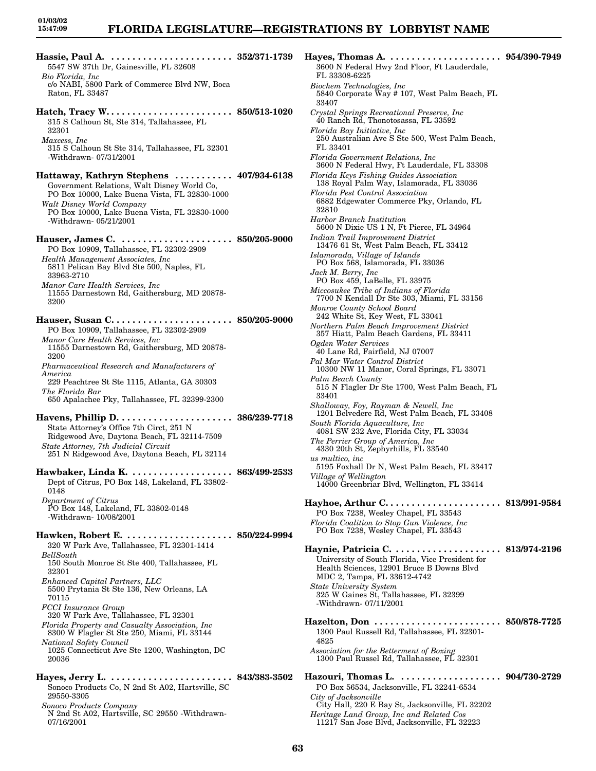**Hassie, Paul A.** ........................ **352/371-1739**
5547 SW 37th Dr, Gainesville, FL 32608
*Bio Florida, Inc*
c/o NABI, 5800 Park of Commerce Blvd NW, Boca Raton, FL 33487

**Hatch, Tracy W.** ........................ **850/513-1020**
315 S Calhoun St, Ste 314, Tallahassee, FL 32301
*Maxcess, Inc*
315 S Calhoun St Ste 314, Tallahassee, FL 32301 -Withdrawn- 07/31/2001

**Hattaway, Kathryn Stephens** ........... **407/934-6138**
Government Relations, Walt Disney World Co, PO Box 10000, Lake Buena Vista, FL 32830-1000
*Walt Disney World Company*
PO Box 10000, Lake Buena Vista, FL 32830-1000 -Withdrawn- 05/21/2001

**Hauser, James C.** ..................... **850/205-9000**
PO Box 10909, Tallahassee, FL 32302-2909
*Health Management Associates, Inc*
5811 Pelican Bay Blvd Ste 500, Naples, FL 33963-2710
*Manor Care Health Services, Inc*
11555 Darnestown Rd, Gaithersburg, MD 20878-3200

**Hauser, Susan C.** ....................... **850/205-9000**
PO Box 10909, Tallahassee, FL 32302-2909
*Manor Care Health Services, Inc*
11555 Darnestown Rd, Gaithersburg, MD 20878-3200
*Pharmaceutical Research and Manufacturers of America*
229 Peachtree St Ste 1115, Atlanta, GA 30303
*The Florida Bar*
650 Apalachee Pky, Tallahassee, FL 32399-2300

**Havens, Phillip D.** ...................... **386/239-7718**
State Attorney's Office 7th Circt, 251 N Ridgewood Ave, Daytona Beach, FL 32114-7509
*State Attorney, 7th Judicial Circuit*
251 N Ridgewood Ave, Daytona Beach, FL 32114

**Hawbaker, Linda K.** .................... **863/499-2533**
Dept of Citrus, PO Box 148, Lakeland, FL 33802-0148
*Department of Citrus*
PO Box 148, Lakeland, FL 33802-0148 -Withdrawn- 10/08/2001

**Hawken, Robert E.** ..................... **850/224-9994**
320 W Park Ave, Tallahassee, FL 32301-1414
*BellSouth*
150 South Monroe St Ste 400, Tallahassee, FL 32301
*Enhanced Capital Partners, LLC*
5500 Prytania St Ste 136, New Orleans, LA 70115
*FCCI Insurance Group*
320 W Park Ave, Tallahassee, FL 32301
*Florida Property and Casualty Association, Inc*
8300 W Flagler St Ste 250, Miami, FL 33144
*National Safety Council*
1025 Connecticut Ave Ste 1200, Washington, DC 20036

**Hayes, Jerry L.** ........................ **843/383-3502**
Sonoco Products Co, N 2nd St A02, Hartsville, SC 29550-3305
*Sonoco Products Company*
N 2nd St A02, Hartsville, SC 29550 -Withdrawn- 07/16/2001

**Hayes, Thomas A.** ...................... **954/390-7949**
3600 N Federal Hwy 2nd Floor, Ft Lauderdale, FL 33308-6225
*Biochem Technologies, Inc*
5840 Corporate Way # 107, West Palm Beach, FL 33407
*Crystal Springs Recreational Preserve, Inc*
40 Ranch Rd, Thonotosassa, FL 33592
*Florida Bay Initiative, Inc*
250 Australian Ave S Ste 500, West Palm Beach, FL 33401
*Florida Government Relations, Inc*
3600 N Federal Hwy, Ft Lauderdale, FL 33308
*Florida Keys Fishing Guides Association*
138 Royal Palm Way, Islamorada, FL 33036
*Florida Pest Control Association*
6882 Edgewater Commerce Pky, Orlando, FL 32810
*Harbor Branch Institution*
5600 N Dixie US 1 N, Ft Pierce, FL 34964
*Indian Trail Improvement District*
13476 61 St, West Palm Beach, FL 33412
*Islamorada, Village of Islands*
PO Box 568, Islamorada, FL 33036
*Jack M. Berry, Inc*
PO Box 459, LaBelle, FL 33975
*Miccosukee Tribe of Indians of Florida*
7700 N Kendall Dr Ste 303, Miami, FL 33156
*Monroe County School Board*
242 White St, Key West, FL 33041
*Northern Palm Beach Improvement District*
357 Hiatt, Palm Beach Gardens, FL 33411
*Ogden Water Services*
40 Lane Rd, Fairfield, NJ 07007
*Pal Mar Water Control District*
10300 NW 11 Manor, Coral Springs, FL 33071
*Palm Beach County*
515 N Flagler Dr Ste 1700, West Palm Beach, FL 33401
*Shalloway, Foy, Rayman & Newell, Inc*
1201 Belvedere Rd, West Palm Beach, FL 33408
*South Florida Aquaculture, Inc*
4081 SW 232 Ave, Florida City, FL 33034
*The Perrier Group of America, Inc*
4330 20th St, Zephyrhills, FL 33540
*us multico, inc*
5195 Foxhall Dr N, West Palm Beach, FL 33417
*Village of Wellington*
14000 Greenbriar Blvd, Wellington, FL 33414

**Hayhoe, Arthur C.** ....................... **813/991-9584**
PO Box 7238, Wesley Chapel, FL 33543
*Florida Coalition to Stop Gun Violence, Inc*
PO Box 7238, Wesley Chapel, FL 33543

**Haynie, Patricia C.** ..................... **813/974-2196**
University of South Florida, Vice President for Health Sciences, 12901 Bruce B Downs Blvd MDC 2, Tampa, FL 33612-4742
*State University System*
325 W Gaines St, Tallahassee, FL 32399 -Withdrawn- 07/11/2001

**Hazelton, Don** ........................ **850/878-7725**
1300 Paul Russell Rd, Tallahassee, FL 32301-4825
*Association for the Betterment of Boxing*
1300 Paul Russel Rd, Tallahassee, FL 32301

**Hazouri, Thomas L.** ................... **904/730-2729**
PO Box 56534, Jacksonville, FL 32241-6534
*City of Jacksonville*
City Hall, 220 E Bay St, Jacksonville, FL 32202
*Heritage Land Group, Inc and Related Cos*
11217 San Jose Blvd, Jacksonville, FL 32223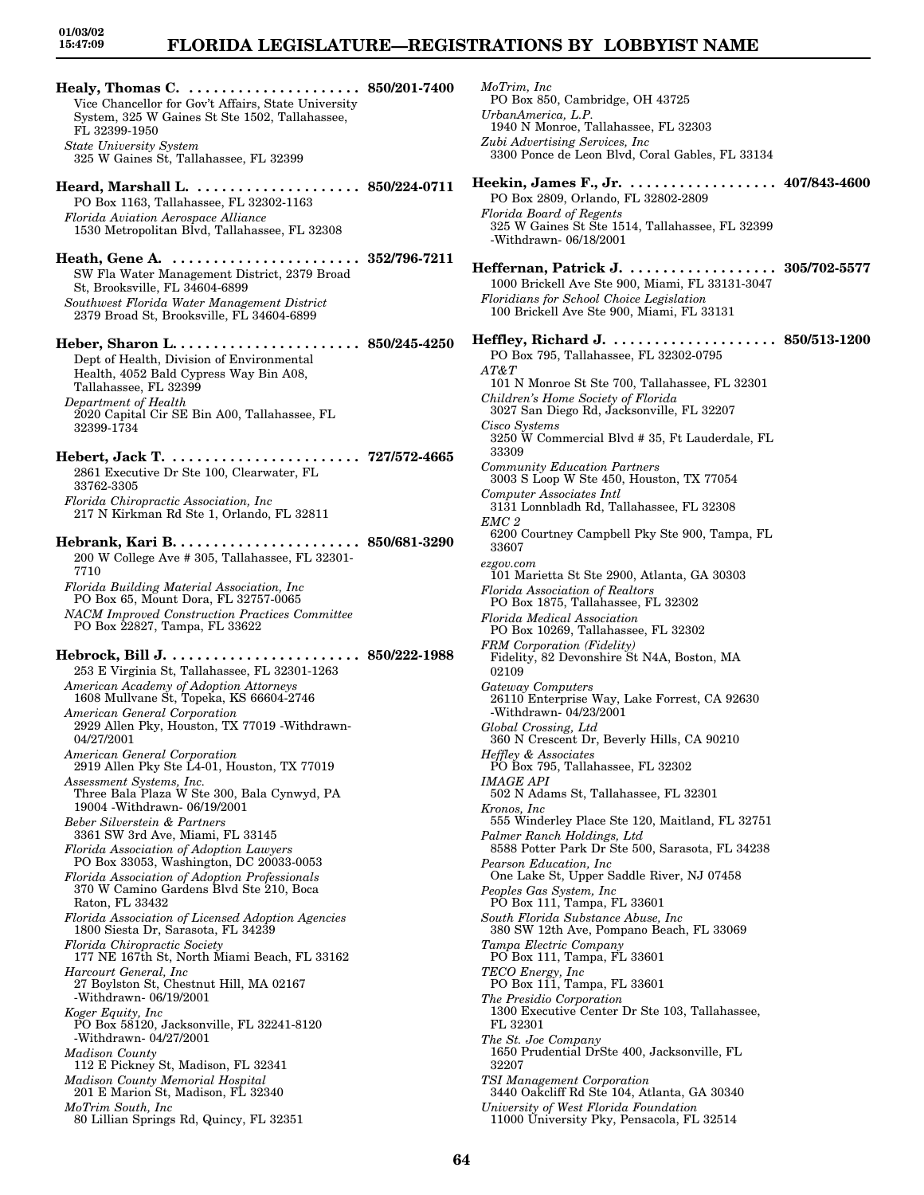**Healy, Thomas C.** . . . . . . . . . . . . . . . . . . . . . **850/201-7400**
Vice Chancellor for Gov't Affairs, State University System, 325 W Gaines St Ste 1502, Tallahassee, FL 32399-1950
*State University System*
325 W Gaines St, Tallahassee, FL 32399

**Heard, Marshall L.** . . . . . . . . . . . . . . . . . . . . . **850/224-0711**
PO Box 1163, Tallahassee, FL 32302-1163
*Florida Aviation Aerospace Alliance*
1530 Metropolitan Blvd, Tallahassee, FL 32308

**Heath, Gene A.** . . . . . . . . . . . . . . . . . . . . . . . **352/796-7211**
SW Fla Water Management District, 2379 Broad St, Brooksville, FL 34604-6899
*Southwest Florida Water Management District*
2379 Broad St, Brooksville, FL 34604-6899

**Heber, Sharon L.** . . . . . . . . . . . . . . . . . . . . . . . **850/245-4250**
Dept of Health, Division of Environmental Health, 4052 Bald Cypress Way Bin A08, Tallahassee, FL 32399
*Department of Health*
2020 Capital Cir SE Bin A00, Tallahassee, FL 32399-1734

**Hebert, Jack T.** . . . . . . . . . . . . . . . . . . . . . . . **727/572-4665**
2861 Executive Dr Ste 100, Clearwater, FL 33762-3305
*Florida Chiropractic Association, Inc*
217 N Kirkman Rd Ste 1, Orlando, FL 32811

**Hebrank, Kari B.** . . . . . . . . . . . . . . . . . . . . . . . **850/681-3290**
200 W College Ave # 305, Tallahassee, FL 32301-7710
*Florida Building Material Association, Inc*
PO Box 65, Mount Dora, FL 32757-0065
*NACM Improved Construction Practices Committee*
PO Box 22827, Tampa, FL 33622

**Hebrock, Bill J.** . . . . . . . . . . . . . . . . . . . . . . . **850/222-1988**
253 E Virginia St, Tallahassee, FL 32301-1263
*American Academy of Adoption Attorneys*
1608 Mullvane St, Topeka, KS 66604-2746
*American General Corporation*
2929 Allen Pky, Houston, TX 77019 -Withdrawn- 04/27/2001
*American General Corporation*
2919 Allen Pky Ste L4-01, Houston, TX 77019
*Assessment Systems, Inc.*
Three Bala Plaza W Ste 300, Bala Cynwyd, PA 19004 -Withdrawn- 06/19/2001
*Beber Silverstein & Partners*
3361 SW 3rd Ave, Miami, FL 33145
*Florida Association of Adoption Lawyers*
PO Box 33053, Washington, DC 20033-0053
*Florida Association of Adoption Professionals*
370 W Camino Gardens Blvd Ste 210, Boca Raton, FL 33432
*Florida Association of Licensed Adoption Agencies*
1800 Siesta Dr, Sarasota, FL 34239
*Florida Chiropractic Society*
177 NE 167th St, North Miami Beach, FL 33162
*Harcourt General, Inc*
27 Boylston St, Chestnut Hill, MA 02167 -Withdrawn- 06/19/2001
*Koger Equity, Inc*
PO Box 58120, Jacksonville, FL 32241-8120 -Withdrawn- 04/27/2001
*Madison County*
112 E Pickney St, Madison, FL 32341
*Madison County Memorial Hospital*
201 E Marion St, Madison, FL 32340
*MoTrim South, Inc*
80 Lillian Springs Rd, Quincy, FL 32351
*MoTrim, Inc*
PO Box 850, Cambridge, OH 43725
*UrbanAmerica, L.P.*
1940 N Monroe, Tallahassee, FL 32303
*Zubi Advertising Services, Inc*
3300 Ponce de Leon Blvd, Coral Gables, FL 33134

**Heekin, James F., Jr.** . . . . . . . . . . . . . . . . . . **407/843-4600**
PO Box 2809, Orlando, FL 32802-2809
*Florida Board of Regents*
325 W Gaines St Ste 1514, Tallahassee, FL 32399 -Withdrawn- 06/18/2001

**Heffernan, Patrick J.** . . . . . . . . . . . . . . . . . . **305/702-5577**
1000 Brickell Ave Ste 900, Miami, FL 33131-3047
*Floridians for School Choice Legislation*
100 Brickell Ave Ste 900, Miami, FL 33131

**Heffley, Richard J.** . . . . . . . . . . . . . . . . . . . . **850/513-1200**
PO Box 795, Tallahassee, FL 32302-0795
*AT&T*
101 N Monroe St Ste 700, Tallahassee, FL 32301
*Children's Home Society of Florida*
3027 San Diego Rd, Jacksonville, FL 32207
*Cisco Systems*
3250 W Commercial Blvd # 35, Ft Lauderdale, FL 33309
*Community Education Partners*
3003 S Loop W Ste 450, Houston, TX 77054
*Computer Associates Intl*
3131 Lonnbladh Rd, Tallahassee, FL 32308
*EMC 2*
6200 Courtney Campbell Pky Ste 900, Tampa, FL 33607
*ezgov.com*
101 Marietta St Ste 2900, Atlanta, GA 30303
*Florida Association of Realtors*
PO Box 1875, Tallahassee, FL 32302
*Florida Medical Association*
PO Box 10269, Tallahassee, FL 32302
*FRM Corporation (Fidelity)*
Fidelity, 82 Devonshire St N4A, Boston, MA 02109
*Gateway Computers*
26110 Enterprise Way, Lake Forrest, CA 92630 -Withdrawn- 04/23/2001
*Global Crossing, Ltd*
360 N Crescent Dr, Beverly Hills, CA 90210
*Heffley & Associates*
PO Box 795, Tallahassee, FL 32302
*IMAGE API*
502 N Adams St, Tallahassee, FL 32301
*Kronos, Inc*
555 Winderley Place Ste 120, Maitland, FL 32751
*Palmer Ranch Holdings, Ltd*
8588 Potter Park Dr Ste 500, Sarasota, FL 34238
*Pearson Education, Inc*
One Lake St, Upper Saddle River, NJ 07458
*Peoples Gas System, Inc*
PO Box 111, Tampa, FL 33601
*South Florida Substance Abuse, Inc*
380 SW 12th Ave, Pompano Beach, FL 33069
*Tampa Electric Company*
PO Box 111, Tampa, FL 33601
*TECO Energy, Inc*
PO Box 111, Tampa, FL 33601
*The Presidio Corporation*
1300 Executive Center Dr Ste 103, Tallahassee, FL 32301
*The St. Joe Company*
1650 Prudential DrSte 400, Jacksonville, FL 32207
*TSI Management Corporation*
3440 Oakcliff Rd Ste 104, Atlanta, GA 30340
*University of West Florida Foundation*
11000 University Pky, Pensacola, FL 32514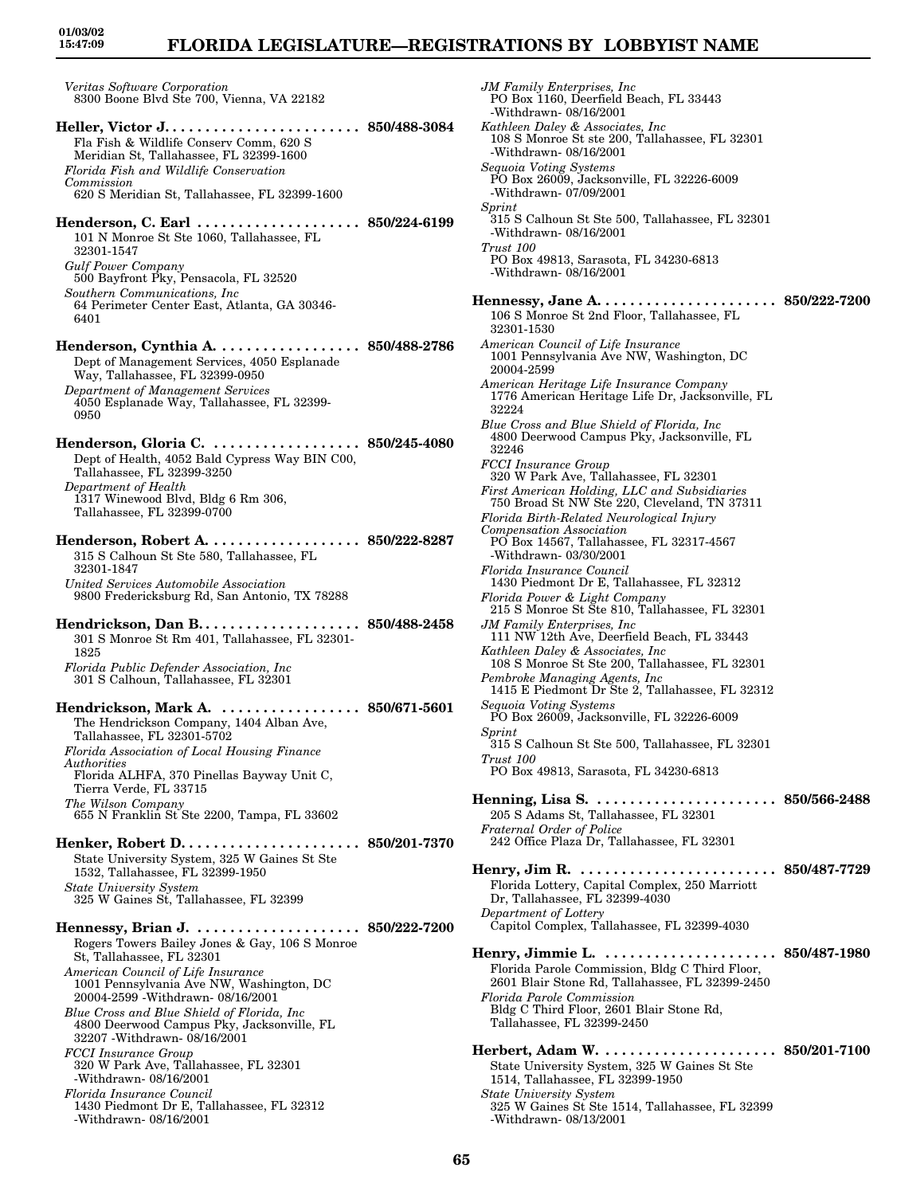*Veritas Software Corporation*
8300 Boone Blvd Ste 700, Vienna, VA 22182

**Heller, Victor J.** . . . . . . . . . . . . . . . . . . . . . . . . **850/488-3084**
Fla Fish & Wildlife Conserv Comm, 620 S Meridian St, Tallahassee, FL 32399-1600
*Florida Fish and Wildlife Conservation Commission*
620 S Meridian St, Tallahassee, FL 32399-1600

**Henderson, C. Earl** . . . . . . . . . . . . . . . . . . . . **850/224-6199**
101 N Monroe St Ste 1060, Tallahassee, FL 32301-1547
*Gulf Power Company*
500 Bayfront Pky, Pensacola, FL 32520
*Southern Communications, Inc*
64 Perimeter Center East, Atlanta, GA 30346-6401

**Henderson, Cynthia A.** . . . . . . . . . . . . . . . . . **850/488-2786**
Dept of Management Services, 4050 Esplanade Way, Tallahassee, FL 32399-0950
*Department of Management Services*
4050 Esplanade Way, Tallahassee, FL 32399-0950

**Henderson, Gloria C.** . . . . . . . . . . . . . . . . . . **850/245-4080**
Dept of Health, 4052 Bald Cypress Way BIN C00, Tallahassee, FL 32399-3250
*Department of Health*
1317 Winewood Blvd, Bldg 6 Rm 306, Tallahassee, FL 32399-0700

**Henderson, Robert A.** . . . . . . . . . . . . . . . . . . **850/222-8287**
315 S Calhoun St Ste 580, Tallahassee, FL 32301-1847
*United Services Automobile Association*
9800 Fredericksburg Rd, San Antonio, TX 78288

**Hendrickson, Dan B.** . . . . . . . . . . . . . . . . . . . . **850/488-2458**
301 S Monroe St Rm 401, Tallahassee, FL 32301-1825
*Florida Public Defender Association, Inc*
301 S Calhoun, Tallahassee, FL 32301

**Hendrickson, Mark A.** . . . . . . . . . . . . . . . . . **850/671-5601**
The Hendrickson Company, 1404 Alban Ave, Tallahassee, FL 32301-5702
*Florida Association of Local Housing Finance Authorities*
Florida ALHFA, 370 Pinellas Bayway Unit C, Tierra Verde, FL 33715
*The Wilson Company*
655 N Franklin St Ste 2200, Tampa, FL 33602

**Henker, Robert D.** . . . . . . . . . . . . . . . . . . . . . **850/201-7370**
State University System, 325 W Gaines St Ste 1532, Tallahassee, FL 32399-1950
*State University System*
325 W Gaines St, Tallahassee, FL 32399

**Hennessy, Brian J.** . . . . . . . . . . . . . . . . . . . . **850/222-7200**
Rogers Towers Bailey Jones & Gay, 106 S Monroe St, Tallahassee, FL 32301
*American Council of Life Insurance*
1001 Pennsylvania Ave NW, Washington, DC 20004-2599 -Withdrawn- 08/16/2001
*Blue Cross and Blue Shield of Florida, Inc*
4800 Deerwood Campus Pky, Jacksonville, FL 32207 -Withdrawn- 08/16/2001
*FCCI Insurance Group*
320 W Park Ave, Tallahassee, FL 32301 -Withdrawn- 08/16/2001
*Florida Insurance Council*
1430 Piedmont Dr E, Tallahassee, FL 32312 -Withdrawn- 08/16/2001
*JM Family Enterprises, Inc*
PO Box 1160, Deerfield Beach, FL 33443 -Withdrawn- 08/16/2001
*Kathleen Daley & Associates, Inc*
108 S Monroe St ste 200, Tallahassee, FL 32301 -Withdrawn- 08/16/2001
*Sequoia Voting Systems*
PO Box 26009, Jacksonville, FL 32226-6009 -Withdrawn- 07/09/2001
*Sprint*
315 S Calhoun St Ste 500, Tallahassee, FL 32301 -Withdrawn- 08/16/2001
*Trust 100*
PO Box 49813, Sarasota, FL 34230-6813 -Withdrawn- 08/16/2001

**Hennessy, Jane A.** . . . . . . . . . . . . . . . . . . . . . **850/222-7200**
106 S Monroe St 2nd Floor, Tallahassee, FL 32301-1530
*American Council of Life Insurance*
1001 Pennsylvania Ave NW, Washington, DC 20004-2599
*American Heritage Life Insurance Company*
1776 American Heritage Life Dr, Jacksonville, FL 32224
*Blue Cross and Blue Shield of Florida, Inc*
4800 Deerwood Campus Pky, Jacksonville, FL 32246
*FCCI Insurance Group*
320 W Park Ave, Tallahassee, FL 32301
*First American Holding, LLC and Subsidiaries*
750 Broad St NW Ste 220, Cleveland, TN 37311
*Florida Birth-Related Neurological Injury Compensation Association*
PO Box 14567, Tallahassee, FL 32317-4567 -Withdrawn- 03/30/2001
*Florida Insurance Council*
1430 Piedmont Dr E, Tallahassee, FL 32312
*Florida Power & Light Company*
215 S Monroe St Ste 810, Tallahassee, FL 32301
*JM Family Enterprises, Inc*
111 NW 12th Ave, Deerfield Beach, FL 33443
*Kathleen Daley & Associates, Inc*
108 S Monroe St Ste 200, Tallahassee, FL 32301
*Pembroke Managing Agents, Inc*
1415 E Piedmont Dr Ste 2, Tallahassee, FL 32312
*Sequoia Voting Systems*
PO Box 26009, Jacksonville, FL 32226-6009
*Sprint*
315 S Calhoun St Ste 500, Tallahassee, FL 32301
*Trust 100*
PO Box 49813, Sarasota, FL 34230-6813

**Henning, Lisa S.** . . . . . . . . . . . . . . . . . . . . . . **850/566-2488**
205 S Adams St, Tallahassee, FL 32301
*Fraternal Order of Police*
242 Office Plaza Dr, Tallahassee, FL 32301

**Henry, Jim R.** . . . . . . . . . . . . . . . . . . . . . . . . **850/487-7729**
Florida Lottery, Capital Complex, 250 Marriott Dr, Tallahassee, FL 32399-4030
*Department of Lottery*
Capitol Complex, Tallahassee, FL 32399-4030

**Henry, Jimmie L.** . . . . . . . . . . . . . . . . . . . . . **850/487-1980**
Florida Parole Commission, Bldg C Third Floor, 2601 Blair Stone Rd, Tallahassee, FL 32399-2450
*Florida Parole Commission*
Bldg C Third Floor, 2601 Blair Stone Rd, Tallahassee, FL 32399-2450

**Herbert, Adam W.** . . . . . . . . . . . . . . . . . . . . . **850/201-7100**
State University System, 325 W Gaines St Ste 1514, Tallahassee, FL 32399-1950
*State University System*
325 W Gaines St Ste 1514, Tallahassee, FL 32399 -Withdrawn- 08/13/2001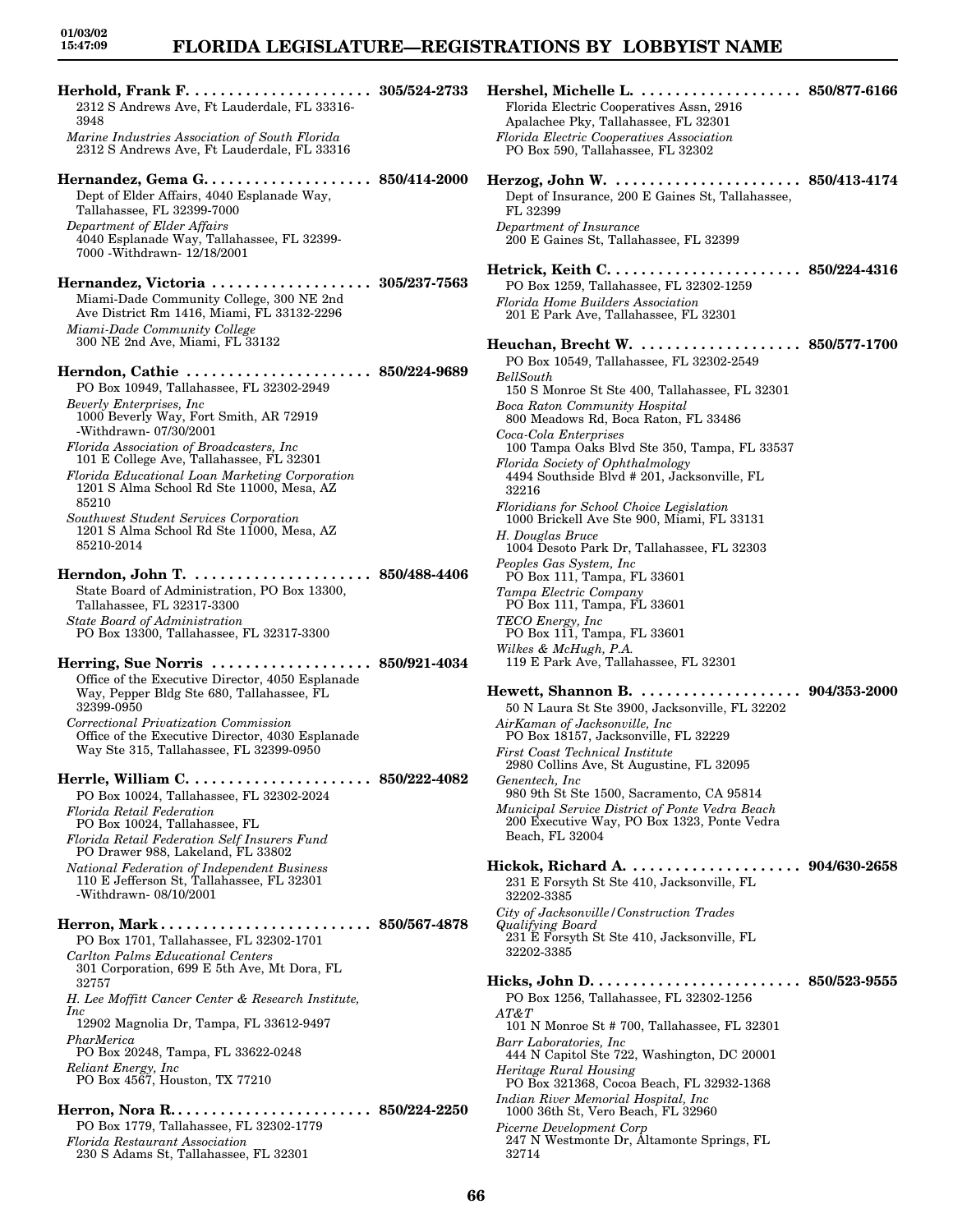**Herhold, Frank F.** . . . . . . . . . . . . . . . . . . . . . . 305/524-2733
2312 S Andrews Ave, Ft Lauderdale, FL 33316-3948
*Marine Industries Association of South Florida*
2312 S Andrews Ave, Ft Lauderdale, FL 33316

**Hernandez, Gema G.** . . . . . . . . . . . . . . . . . . . . 850/414-2000
Dept of Elder Affairs, 4040 Esplanade Way, Tallahassee, FL 32399-7000
*Department of Elder Affairs*
4040 Esplanade Way, Tallahassee, FL 32399-7000 -Withdrawn- 12/18/2001

**Hernandez, Victoria** . . . . . . . . . . . . . . . . . . . 305/237-7563
Miami-Dade Community College, 300 NE 2nd Ave District Rm 1416, Miami, FL 33132-2296
*Miami-Dade Community College*
300 NE 2nd Ave, Miami, FL 33132

**Herndon, Cathie** . . . . . . . . . . . . . . . . . . . . . . 850/224-9689
PO Box 10949, Tallahassee, FL 32302-2949
*Beverly Enterprises, Inc*
1000 Beverly Way, Fort Smith, AR 72919 -Withdrawn- 07/30/2001
*Florida Association of Broadcasters, Inc*
101 E College Ave, Tallahassee, FL 32301
*Florida Educational Loan Marketing Corporation*
1201 S Alma School Rd Ste 11000, Mesa, AZ 85210
*Southwest Student Services Corporation*
1201 S Alma School Rd Ste 11000, Mesa, AZ 85210-2014

**Herndon, John T.** . . . . . . . . . . . . . . . . . . . . . 850/488-4406
State Board of Administration, PO Box 13300, Tallahassee, FL 32317-3300
*State Board of Administration*
PO Box 13300, Tallahassee, FL 32317-3300

**Herring, Sue Norris** . . . . . . . . . . . . . . . . . . . 850/921-4034
Office of the Executive Director, 4050 Esplanade Way, Pepper Bldg Ste 680, Tallahassee, FL 32399-0950
*Correctional Privatization Commission*
Office of the Executive Director, 4030 Esplanade Way Ste 315, Tallahassee, FL 32399-0950

**Herrle, William C.** . . . . . . . . . . . . . . . . . . . . . 850/222-4082
PO Box 10024, Tallahassee, FL 32302-2024
*Florida Retail Federation*
PO Box 10024, Tallahassee, FL
*Florida Retail Federation Self Insurers Fund*
PO Drawer 988, Lakeland, FL 33802
*National Federation of Independent Business*
110 E Jefferson St, Tallahassee, FL 32301 -Withdrawn- 08/10/2001

**Herron, Mark** . . . . . . . . . . . . . . . . . . . . . . . . . 850/567-4878
PO Box 1701, Tallahassee, FL 32302-1701
*Carlton Palms Educational Centers*
301 Corporation, 699 E 5th Ave, Mt Dora, FL 32757
*H. Lee Moffitt Cancer Center & Research Institute, Inc*
12902 Magnolia Dr, Tampa, FL 33612-9497
*PharMerica*
PO Box 20248, Tampa, FL 33622-0248
*Reliant Energy, Inc*
PO Box 4567, Houston, TX 77210

**Herron, Nora R.** . . . . . . . . . . . . . . . . . . . . . . . 850/224-2250
PO Box 1779, Tallahassee, FL 32302-1779
*Florida Restaurant Association*
230 S Adams St, Tallahassee, FL 32301

**Hershel, Michelle L.** . . . . . . . . . . . . . . . . . . . 850/877-6166
Florida Electric Cooperatives Assn, 2916 Apalachee Pky, Tallahassee, FL 32301
*Florida Electric Cooperatives Association*
PO Box 590, Tallahassee, FL 32302

**Herzog, John W.** . . . . . . . . . . . . . . . . . . . . . . 850/413-4174
Dept of Insurance, 200 E Gaines St, Tallahassee, FL 32399
*Department of Insurance*
200 E Gaines St, Tallahassee, FL 32399

**Hetrick, Keith C.** . . . . . . . . . . . . . . . . . . . . . . 850/224-4316
PO Box 1259, Tallahassee, FL 32302-1259
*Florida Home Builders Association*
201 E Park Ave, Tallahassee, FL 32301

**Heuchan, Brecht W.** . . . . . . . . . . . . . . . . . . . 850/577-1700
PO Box 10549, Tallahassee, FL 32302-2549
*BellSouth*
150 S Monroe St Ste 400, Tallahassee, FL 32301
*Boca Raton Community Hospital*
800 Meadows Rd, Boca Raton, FL 33486
*Coca-Cola Enterprises*
100 Tampa Oaks Blvd Ste 350, Tampa, FL 33537
*Florida Society of Ophthalmology*
4494 Southside Blvd # 201, Jacksonville, FL 32216
*Floridians for School Choice Legislation*
1000 Brickell Ave Ste 900, Miami, FL 33131
*H. Douglas Bruce*
1004 Desoto Park Dr, Tallahassee, FL 32303
*Peoples Gas System, Inc*
PO Box 111, Tampa, FL 33601
*Tampa Electric Company*
PO Box 111, Tampa, FL 33601
*TECO Energy, Inc*
PO Box 111, Tampa, FL 33601
*Wilkes & McHugh, P.A.*
119 E Park Ave, Tallahassee, FL 32301

**Hewett, Shannon B.** . . . . . . . . . . . . . . . . . . . 904/353-2000
50 N Laura St Ste 3900, Jacksonville, FL 32202
*AirKaman of Jacksonville, Inc*
PO Box 18157, Jacksonville, FL 32229
*First Coast Technical Institute*
2980 Collins Ave, St Augustine, FL 32095
*Genentech, Inc*
980 9th St Ste 1500, Sacramento, CA 95814
*Municipal Service District of Ponte Vedra Beach*
200 Executive Way, PO Box 1323, Ponte Vedra Beach, FL 32004

**Hickok, Richard A.** . . . . . . . . . . . . . . . . . . . . 904/630-2658
231 E Forsyth St Ste 410, Jacksonville, FL 32202-3385
*City of Jacksonville/Construction Trades Qualifying Board*
231 E Forsyth St Ste 410, Jacksonville, FL 32202-3385

**Hicks, John D.** . . . . . . . . . . . . . . . . . . . . . . . . 850/523-9555
PO Box 1256, Tallahassee, FL 32302-1256
*AT&T*
101 N Monroe St # 700, Tallahassee, FL 32301
*Barr Laboratories, Inc*
444 N Capitol Ste 722, Washington, DC 20001
*Heritage Rural Housing*
PO Box 321368, Cocoa Beach, FL 32932-1368
*Indian River Memorial Hospital, Inc*
1000 36th St, Vero Beach, FL 32960
*Picerne Development Corp*
247 N Westmonte Dr, Altamonte Springs, FL 32714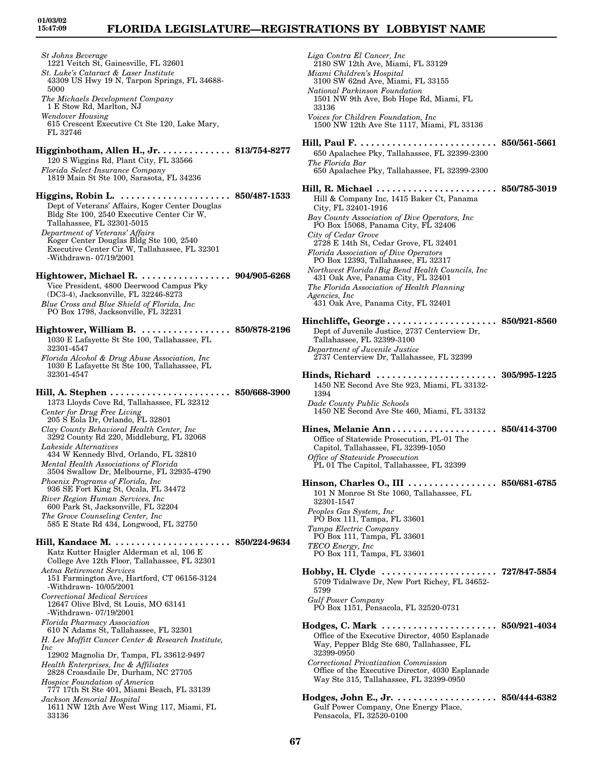*St Johns Beverage*
1221 Veitch St, Gainesville, FL 32601
*St. Luke's Cataract & Laser Institute*
43309 US Hwy 19 N, Tarpon Springs, FL 34688-5000
*The Michaels Development Company*
1 E Stow Rd, Marlton, NJ
*Wendover Housing*
615 Crescent Executive Ct Ste 120, Lake Mary, FL 32746

**Higginbotham, Allen H., Jr. . . . . . . . . . . . . . 813/754-8277**
120 S Wiggins Rd, Plant City, FL 33566
*Florida Select Insurance Company*
1819 Main St Ste 100, Sarasota, FL 34236

**Higgins, Robin L. . . . . . . . . . . . . . . . . . . . . 850/487-1533**
Dept of Veterans' Affairs, Koger Center Douglas Bldg Ste 100, 2540 Executive Center Cir W, Tallahassee, FL 32301-5015
*Department of Veterans' Affairs*
Koger Center Douglas Bldg Ste 100, 2540 Executive Center Cir W, Tallahassee, FL 32301 -Withdrawn- 07/19/2001

**Hightower, Michael R. . . . . . . . . . . . . . . . . . 904/905-6268**
Vice President, 4800 Deerwood Campus Pky (DC3-4), Jacksonville, FL 32246-8273
*Blue Cross and Blue Shield of Florida, Inc*
PO Box 1798, Jacksonville, FL 32231

**Hightower, William B. . . . . . . . . . . . . . . . . . 850/878-2196**
1030 E Lafayette St Ste 100, Tallahassee, FL 32301-4547
*Florida Alcohol & Drug Abuse Association, Inc*
1030 E Lafayette St Ste 100, Tallahassee, FL 32301-4547

**Hill, A. Stephen . . . . . . . . . . . . . . . . . . . . . . . 850/668-3900**
1373 Lloyds Cove Rd, Tallahassee, FL 32312
*Center for Drug Free Living*
205 S Eola Dr, Orlando, FL 32801
*Clay County Behavioral Health Center, Inc*
3292 County Rd 220, Middleburg, FL 32068
*Lakeside Alternatives*
434 W Kennedy Blvd, Orlando, FL 32810
*Mental Health Associations of Florida*
3504 Swallow Dr, Melbourne, FL 32935-4790
*Phoenix Programs of Florida, Inc*
936 SE Fort King St, Ocala, FL 34472
*River Region Human Services, Inc*
600 Park St, Jacksonville, FL 32204
*The Grove Counseling Center, Inc*
585 E State Rd 434, Longwood, FL 32750

**Hill, Kandace M. . . . . . . . . . . . . . . . . . . . . . . 850/224-9634**
Katz Kutter Haigler Alderman et al, 106 E College Ave 12th Floor, Tallahassee, FL 32301
*Aetna Retirement Services*
151 Farmington Ave, Hartford, CT 06156-3124 -Withdrawn- 10/05/2001
*Correctional Medical Services*
12647 Olive Blvd, St Louis, MO 63141 -Withdrawn- 07/19/2001
*Florida Pharmacy Association*
610 N Adams St, Tallahassee, FL 32301
*H. Lee Moffitt Cancer Center & Research Institute, Inc*
12902 Magnolia Dr, Tampa, FL 33612-9497
*Health Enterprises, Inc & Affiliates*
2828 Croasdaile Dr, Durham, NC 27705
*Hospice Foundation of America*
777 17th St Ste 401, Miami Beach, FL 33139
*Jackson Memorial Hospital*
1611 NW 12th Ave West Wing 117, Miami, FL 33136
*Liga Contra El Cancer, Inc*
2180 SW 12th Ave, Miami, FL 33129
*Miami Children's Hospital*
3100 SW 62nd Ave, Miami, FL 33155
*National Parkinson Foundation*
1501 NW 9th Ave, Bob Hope Rd, Miami, FL 33136
*Voices for Children Foundation, Inc*
1500 NW 12th Ave Ste 1117, Miami, FL 33136

**Hill, Paul F. . . . . . . . . . . . . . . . . . . . . . . . . . . 850/561-5661**
650 Apalachee Pky, Tallahassee, FL 32399-2300
*The Florida Bar*
650 Apalachee Pky, Tallahassee, FL 32399-2300

**Hill, R. Michael . . . . . . . . . . . . . . . . . . . . . . . 850/785-3019**
Hill & Company Inc, 1415 Baker Ct, Panama City, FL 32401-1916
*Bay County Association of Dive Operators, Inc*
PO Box 15068, Panama City, FL 32406
*City of Cedar Grove*
2728 E 14th St, Cedar Grove, FL 32401
*Florida Association of Dive Operators*
PO Box 12393, Tallahassee, FL 32317
*Northwest Florida/Big Bend Health Councils, Inc*
431 Oak Ave, Panama City, FL 32401
*The Florida Association of Health Planning Agencies, Inc*
431 Oak Ave, Panama City, FL 32401

**Hinchliffe, George . . . . . . . . . . . . . . . . . . . . . 850/921-8560**
Dept of Juvenile Justice, 2737 Centerview Dr, Tallahassee, FL 32399-3100
*Department of Juvenile Justice*
2737 Centerview Dr, Tallahassee, FL 32399

**Hinds, Richard . . . . . . . . . . . . . . . . . . . . . . . 305/995-1225**
1450 NE Second Ave Ste 923, Miami, FL 33132-1394
*Dade County Public Schools*
1450 NE Second Ave Ste 460, Miami, FL 33132

**Hines, Melanie Ann . . . . . . . . . . . . . . . . . . . . 850/414-3700**
Office of Statewide Prosecution, PL-01 The Capitol, Tallahassee, FL 32399-1050
*Office of Statewide Prosecution*
PL 01 The Capitol, Tallahassee, FL 32399

**Hinson, Charles O., III . . . . . . . . . . . . . . . . . 850/681-6785**
101 N Monroe St Ste 1060, Tallahassee, FL 32301-1547
*Peoples Gas System, Inc*
PO Box 111, Tampa, FL 33601
*Tampa Electric Company*
PO Box 111, Tampa, FL 33601
*TECO Energy, Inc*
PO Box 111, Tampa, FL 33601

**Hobby, H. Clyde . . . . . . . . . . . . . . . . . . . . . . 727/847-5854**
5709 Tidalwave Dr, New Port Richey, FL 34652-5799
*Gulf Power Company*
PO Box 1151, Pensacola, FL 32520-0731

**Hodges, C. Mark . . . . . . . . . . . . . . . . . . . . . . 850/921-4034**
Office of the Executive Director, 4050 Esplanade Way, Pepper Bldg Ste 680, Tallahassee, FL 32399-0950
*Correctional Privatization Commission*
Office of the Executive Director, 4030 Esplanade Way Ste 315, Tallahassee, FL 32399-0950

**Hodges, John E., Jr. . . . . . . . . . . . . . . . . . . . 850/444-6382**
Gulf Power Company, One Energy Place, Pensacola, FL 32520-0100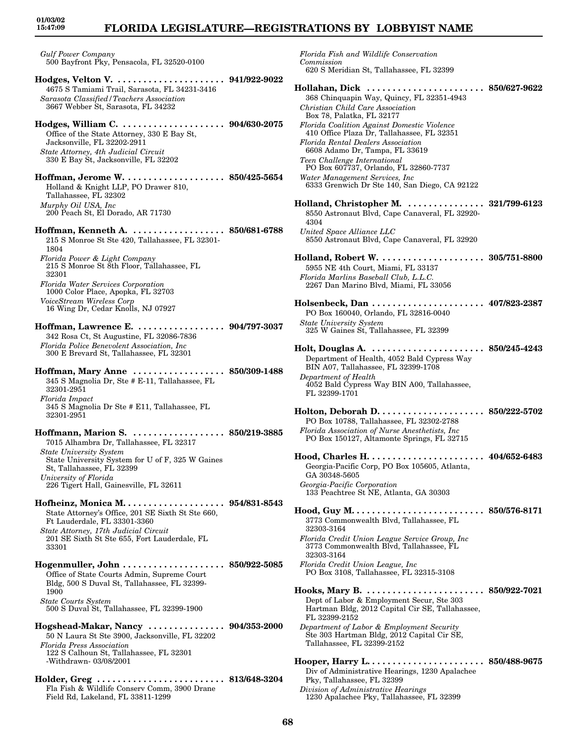*Gulf Power Company*
500 Bayfront Pky, Pensacola, FL 32520-0100

**Hodges, Velton V. . . . . . . . . . . . . . . . . . . . . . 941/922-9022**
4675 S Tamiami Trail, Sarasota, FL 34231-3416
*Sarasota Classified/Teachers Association*
3667 Webber St, Sarasota, FL 34232

**Hodges, William C. . . . . . . . . . . . . . . . . . . . . 904/630-2075**
Office of the State Attorney, 330 E Bay St, Jacksonville, FL 32202-2911
*State Attorney, 4th Judicial Circuit*
330 E Bay St, Jacksonville, FL 32202

**Hoffman, Jerome W. . . . . . . . . . . . . . . . . . . . 850/425-5654**
Holland & Knight LLP, PO Drawer 810, Tallahassee, FL 32302
*Murphy Oil USA, Inc*
200 Peach St, El Dorado, AR 71730

**Hoffman, Kenneth A. . . . . . . . . . . . . . . . . . . 850/681-6788**
215 S Monroe St Ste 420, Tallahassee, FL 32301-1804
*Florida Power & Light Company*
215 S Monroe St 8th Floor, Tallahassee, FL 32301
*Florida Water Services Corporation*
1000 Color Place, Apopka, FL 32703
*VoiceStream Wireless Corp*
16 Wing Dr, Cedar Knolls, NJ 07927

**Hoffman, Lawrence E. . . . . . . . . . . . . . . . . . 904/797-3037**
342 Rosa Ct, St Augustine, FL 32086-7836
*Florida Police Benevolent Association, Inc*
300 E Brevard St, Tallahassee, FL 32301

**Hoffman, Mary Anne . . . . . . . . . . . . . . . . . . 850/309-1488**
345 S Magnolia Dr, Ste # E-11, Tallahassee, FL 32301-2951
*Florida Impact*
345 S Magnolia Dr Ste # E11, Tallahassee, FL 32301-2951

**Hoffmann, Marion S. . . . . . . . . . . . . . . . . . . 850/219-3885**
7015 Alhambra Dr, Tallahassee, FL 32317
*State University System*
State University System for U of F, 325 W Gaines St, Tallahassee, FL 32399
*University of Florida*
226 Tigert Hall, Gainesville, FL 32611

**Hofheinz, Monica M. . . . . . . . . . . . . . . . . . . . 954/831-8543**
State Attorney's Office, 201 SE Sixth St Ste 660, Ft Lauderdale, FL 33301-3360
*State Attorney, 17th Judicial Circuit*
201 SE Sixth St Ste 655, Fort Lauderdale, FL 33301

**Hogenmuller, John . . . . . . . . . . . . . . . . . . . . 850/922-5085**
Office of State Courts Admin, Supreme Court Bldg, 500 S Duval St, Tallahassee, FL 32399-1900
*State Courts System*
500 S Duval St, Tallahassee, FL 32399-1900

**Hogshead-Makar, Nancy . . . . . . . . . . . . . . . 904/353-2000**
50 N Laura St Ste 3900, Jacksonville, FL 32202
*Florida Press Association*
122 S Calhoun St, Tallahassee, FL 32301
-Withdrawn- 03/08/2001

**Holder, Greg . . . . . . . . . . . . . . . . . . . . . . . . . 813/648-3204**
Fla Fish & Wildlife Conserv Comm, 3900 Drane Field Rd, Lakeland, FL 33811-1299
*Florida Fish and Wildlife Conservation Commission*
620 S Meridian St, Tallahassee, FL 32399

**Hollahan, Dick . . . . . . . . . . . . . . . . . . . . . . . 850/627-9622**
368 Chinquapin Way, Quincy, FL 32351-4943
*Christian Child Care Association*
Box 78, Palatka, FL 32177
*Florida Coalition Against Domestic Violence*
410 Office Plaza Dr, Tallahassee, FL 32351
*Florida Rental Dealers Association*
6608 Adamo Dr, Tampa, FL 33619
*Teen Challenge International*
PO Box 607737, Orlando, FL 32860-7737
*Water Management Services, Inc*
6333 Grenwich Dr Ste 140, San Diego, CA 92122

**Holland, Christopher M. . . . . . . . . . . . . . . . 321/799-6123**
8550 Astronaut Blvd, Cape Canaveral, FL 32920-4304
*United Space Alliance LLC*
8550 Astronaut Blvd, Cape Canaveral, FL 32920

**Holland, Robert W. . . . . . . . . . . . . . . . . . . . . 305/751-8800**
5955 NE 4th Court, Miami, FL 33137
*Florida Marlins Baseball Club, L.L.C.*
2267 Dan Marino Blvd, Miami, FL 33056

**Holsenbeck, Dan . . . . . . . . . . . . . . . . . . . . . . 407/823-2387**
PO Box 160040, Orlando, FL 32816-0040
*State University System*
325 W Gaines St, Tallahassee, FL 32399

**Holt, Douglas A. . . . . . . . . . . . . . . . . . . . . . . 850/245-4243**
Department of Health, 4052 Bald Cypress Way BIN A07, Tallahassee, FL 32399-1708
*Department of Health*
4052 Bald Cypress Way BIN A00, Tallahassee, FL 32399-1701

**Holton, Deborah D. . . . . . . . . . . . . . . . . . . . . 850/222-5702**
PO Box 10788, Tallahassee, FL 32302-2788
*Florida Association of Nurse Anesthetists, Inc*
PO Box 150127, Altamonte Springs, FL 32715

**Hood, Charles H. . . . . . . . . . . . . . . . . . . . . . . 404/652-6483**
Georgia-Pacific Corp, PO Box 105605, Atlanta, GA 30348-5605
*Georgia-Pacific Corporation*
133 Peachtree St NE, Atlanta, GA 30303

**Hood, Guy M. . . . . . . . . . . . . . . . . . . . . . . . . . 850/576-8171**
3773 Commonwealth Blvd, Tallahassee, FL 32303-3164
*Florida Credit Union League Service Group, Inc*
3773 Commonwealth Blvd, Tallahassee, FL 32303-3164
*Florida Credit Union League, Inc*
PO Box 3108, Tallahassee, FL 32315-3108

**Hooks, Mary B. . . . . . . . . . . . . . . . . . . . . . . . 850/922-7021**
Dept of Labor & Employment Secur, Ste 303 Hartman Bldg, 2012 Capital Cir SE, Tallahassee, FL 32399-2152
*Department of Labor & Employment Security*
Ste 303 Hartman Bldg, 2012 Capital Cir SE, Tallahassee, FL 32399-2152

**Hooper, Harry L. . . . . . . . . . . . . . . . . . . . . . . 850/488-9675**
Div of Administrative Hearings, 1230 Apalachee Pky, Tallahassee, FL 32399
*Division of Administrative Hearings*
1230 Apalachee Pky, Tallahassee, FL 32399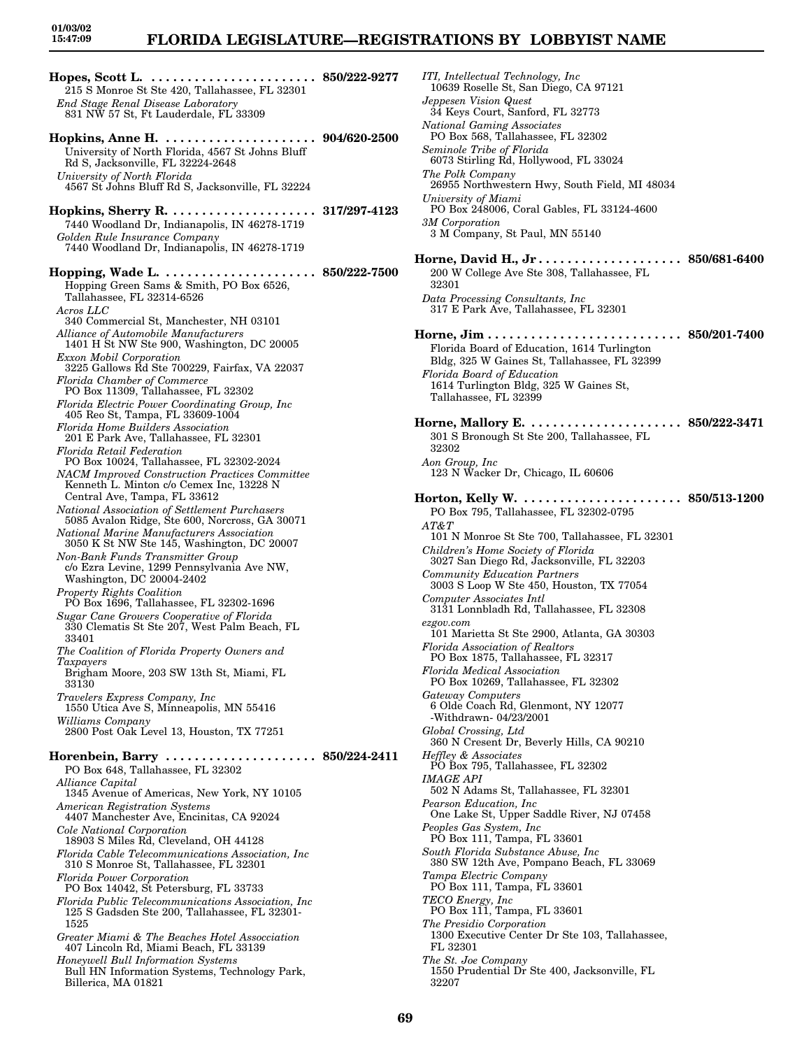**Hopes, Scott L.** . . . . . . . . . . . . . . . . . . . . . . . **850/222-9277**
215 S Monroe St Ste 420, Tallahassee, FL 32301
*End Stage Renal Disease Laboratory*
831 NW 57 St, Ft Lauderdale, FL 33309

**Hopkins, Anne H.** . . . . . . . . . . . . . . . . . . . . . **904/620-2500**
University of North Florida, 4567 St Johns Bluff Rd S, Jacksonville, FL 32224-2648
*University of North Florida*
4567 St Johns Bluff Rd S, Jacksonville, FL 32224

**Hopkins, Sherry R.** . . . . . . . . . . . . . . . . . . . . **317/297-4123**
7440 Woodland Dr, Indianapolis, IN 46278-1719
*Golden Rule Insurance Company*
7440 Woodland Dr, Indianapolis, IN 46278-1719

**Hopping, Wade L.** . . . . . . . . . . . . . . . . . . . . . **850/222-7500**
Hopping Green Sams & Smith, PO Box 6526, Tallahassee, FL 32314-6526
*Acros LLC*
340 Commercial St, Manchester, NH 03101
*Alliance of Automobile Manufacturers*
1401 H St NW Ste 900, Washington, DC 20005
*Exxon Mobil Corporation*
3225 Gallows Rd Ste 700229, Fairfax, VA 22037
*Florida Chamber of Commerce*
PO Box 11309, Tallahassee, FL 32302
*Florida Electric Power Coordinating Group, Inc*
405 Reo St, Tampa, FL 33609-1004
*Florida Home Builders Association*
201 E Park Ave, Tallahassee, FL 32301
*Florida Retail Federation*
PO Box 10024, Tallahassee, FL 32302-2024
*NACM Improved Construction Practices Committee*
Kenneth L. Minton c/o Cemex Inc, 13228 N Central Ave, Tampa, FL 33612
*National Association of Settlement Purchasers*
5085 Avalon Ridge, Ste 600, Norcross, GA 30071
*National Marine Manufacturers Association*
3050 K St NW Ste 145, Washington, DC 20007
*Non-Bank Funds Transmitter Group*
c/o Ezra Levine, 1299 Pennsylvania Ave NW, Washington, DC 20004-2402
*Property Rights Coalition*
PO Box 1696, Tallahassee, FL 32302-1696
*Sugar Cane Growers Cooperative of Florida*
330 Clematis St Ste 207, West Palm Beach, FL 33401
*The Coalition of Florida Property Owners and Taxpayers*
Brigham Moore, 203 SW 13th St, Miami, FL 33130
*Travelers Express Company, Inc*
1550 Utica Ave S, Minneapolis, MN 55416
*Williams Company*
2800 Post Oak Level 13, Houston, TX 77251

**Horenbein, Barry** . . . . . . . . . . . . . . . . . . . . . **850/224-2411**
PO Box 648, Tallahassee, FL 32302
*Alliance Capital*
1345 Avenue of Americas, New York, NY 10105
*American Registration Systems*
4407 Manchester Ave, Encinitas, CA 92024
*Cole National Corporation*
18903 S Miles Rd, Cleveland, OH 44128
*Florida Cable Telecommunications Association, Inc*
310 S Monroe St, Tallahassee, FL 32301
*Florida Power Corporation*
PO Box 14042, St Petersburg, FL 33733
*Florida Public Telecommunications Association, Inc*
125 S Gadsden Ste 200, Tallahassee, FL 32301-1525
*Greater Miami & The Beaches Hotel Assocciation*
407 Lincoln Rd, Miami Beach, FL 33139
*Honeywell Bull Information Systems*
Bull HN Information Systems, Technology Park, Billerica, MA 01821
*ITI, Intellectual Technology, Inc*
10639 Roselle St, San Diego, CA 97121
*Jeppesen Vision Quest*
34 Keys Court, Sanford, FL 32773
*National Gaming Associates*
PO Box 568, Tallahassee, FL 32302
*Seminole Tribe of Florida*
6073 Stirling Rd, Hollywood, FL 33024
*The Polk Company*
26955 Northwestern Hwy, South Field, MI 48034
*University of Miami*
PO Box 248006, Coral Gables, FL 33124-4600
*3M Corporation*
3 M Company, St Paul, MN 55140

**Horne, David H., Jr** . . . . . . . . . . . . . . . . . . . . **850/681-6400**
200 W College Ave Ste 308, Tallahassee, FL 32301
*Data Processing Consultants, Inc*
317 E Park Ave, Tallahassee, FL 32301

**Horne, Jim** . . . . . . . . . . . . . . . . . . . . . . . . . . **850/201-7400**
Florida Board of Education, 1614 Turlington Bldg, 325 W Gaines St, Tallahassee, FL 32399
*Florida Board of Education*
1614 Turlington Bldg, 325 W Gaines St, Tallahassee, FL 32399

**Horne, Mallory E.** . . . . . . . . . . . . . . . . . . . . . **850/222-3471**
301 S Bronough St Ste 200, Tallahassee, FL 32302
*Aon Group, Inc*
123 N Wacker Dr, Chicago, IL 60606

**Horton, Kelly W.** . . . . . . . . . . . . . . . . . . . . . . **850/513-1200**
PO Box 795, Tallahassee, FL 32302-0795
*AT&T*
101 N Monroe St Ste 700, Tallahassee, FL 32301
*Children's Home Society of Florida*
3027 San Diego Rd, Jacksonville, FL 32203
*Community Education Partners*
3003 S Loop W Ste 450, Houston, TX 77054
*Computer Associates Intl*
3131 Lonnbladh Rd, Tallahassee, FL 32308
*ezgov.com*
101 Marietta St Ste 2900, Atlanta, GA 30303
*Florida Association of Realtors*
PO Box 1875, Tallahassee, FL 32317
*Florida Medical Association*
PO Box 10269, Tallahassee, FL 32302
*Gateway Computers*
6 Olde Coach Rd, Glenmont, NY 12077
-Withdrawn- 04/23/2001
*Global Crossing, Ltd*
360 N Cresent Dr, Beverly Hills, CA 90210
*Heffley & Associates*
PO Box 795, Tallahassee, FL 32302
*IMAGE API*
502 N Adams St, Tallahassee, FL 32301
*Pearson Education, Inc*
One Lake St, Upper Saddle River, NJ 07458
*Peoples Gas System, Inc*
PO Box 111, Tampa, FL 33601
*South Florida Substance Abuse, Inc*
380 SW 12th Ave, Pompano Beach, FL 33069
*Tampa Electric Company*
PO Box 111, Tampa, FL 33601
*TECO Energy, Inc*
PO Box 111, Tampa, FL 33601
*The Presidio Corporation*
1300 Executive Center Dr Ste 103, Tallahassee, FL 32301
*The St. Joe Company*
1550 Prudential Dr Ste 400, Jacksonville, FL 32207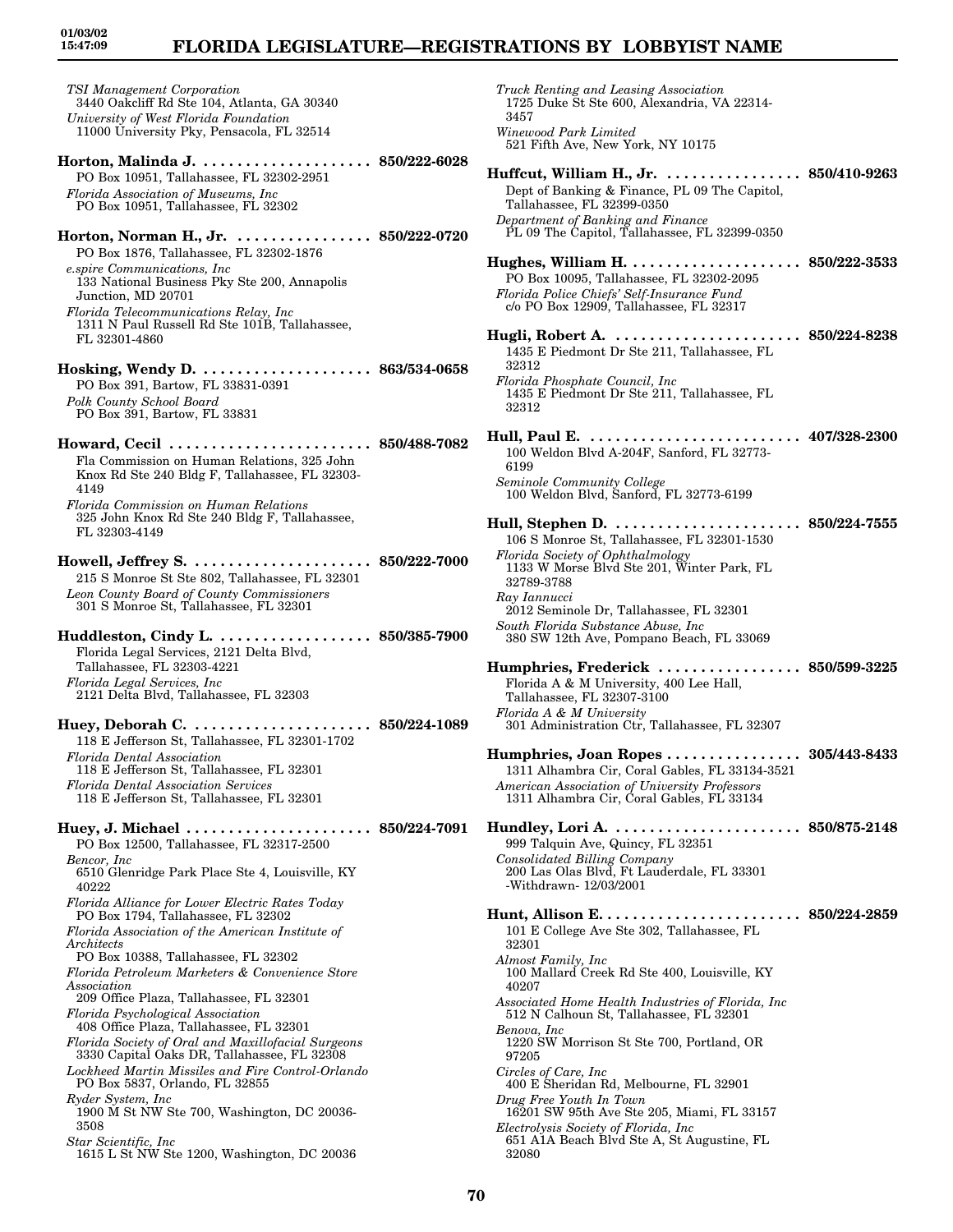*TSI Management Corporation*
3440 Oakcliff Rd Ste 104, Atlanta, GA 30340
*University of West Florida Foundation*
11000 University Pky, Pensacola, FL 32514

**Horton, Malinda J. .................... 850/222-6028**
PO Box 10951, Tallahassee, FL 32302-2951
*Florida Association of Museums, Inc*
PO Box 10951, Tallahassee, FL 32302

**Horton, Norman H., Jr. ................ 850/222-0720**
PO Box 1876, Tallahassee, FL 32302-1876
*e.spire Communications, Inc*
133 National Business Pky Ste 200, Annapolis Junction, MD 20701
*Florida Telecommunications Relay, Inc*
1311 N Paul Russell Rd Ste 101B, Tallahassee, FL 32301-4860

**Hosking, Wendy D. .................... 863/534-0658**
PO Box 391, Bartow, FL 33831-0391
*Polk County School Board*
PO Box 391, Bartow, FL 33831

**Howard, Cecil ........................ 850/488-7082**
Fla Commission on Human Relations, 325 John Knox Rd Ste 240 Bldg F, Tallahassee, FL 32303-4149
*Florida Commission on Human Relations*
325 John Knox Rd Ste 240 Bldg F, Tallahassee, FL 32303-4149

**Howell, Jeffrey S. ..................... 850/222-7000**
215 S Monroe St Ste 802, Tallahassee, FL 32301
*Leon County Board of County Commissioners*
301 S Monroe St, Tallahassee, FL 32301

**Huddleston, Cindy L. .................. 850/385-7900**
Florida Legal Services, 2121 Delta Blvd, Tallahassee, FL 32303-4221
*Florida Legal Services, Inc*
2121 Delta Blvd, Tallahassee, FL 32303

**Huey, Deborah C. ..................... 850/224-1089**
118 E Jefferson St, Tallahassee, FL 32301-1702
*Florida Dental Association*
118 E Jefferson St, Tallahassee, FL 32301
*Florida Dental Association Services*
118 E Jefferson St, Tallahassee, FL 32301

**Huey, J. Michael ...................... 850/224-7091**
PO Box 12500, Tallahassee, FL 32317-2500
*Bencor, Inc*
6510 Glenridge Park Place Ste 4, Louisville, KY 40222
*Florida Alliance for Lower Electric Rates Today*
PO Box 1794, Tallahassee, FL 32302
*Florida Association of the American Institute of Architects*
PO Box 10388, Tallahassee, FL 32302
*Florida Petroleum Marketers & Convenience Store Association*
209 Office Plaza, Tallahassee, FL 32301
*Florida Psychological Association*
408 Office Plaza, Tallahassee, FL 32301
*Florida Society of Oral and Maxillofacial Surgeons*
3330 Capital Oaks DR, Tallahassee, FL 32308
*Lockheed Martin Missiles and Fire Control-Orlando*
PO Box 5837, Orlando, FL 32855
*Ryder System, Inc*
1900 M St NW Ste 700, Washington, DC 20036-3508
*Star Scientific, Inc*
1615 L St NW Ste 1200, Washington, DC 20036
*Truck Renting and Leasing Association*
1725 Duke St Ste 600, Alexandria, VA 22314-3457
*Winewood Park Limited*
521 Fifth Ave, New York, NY 10175

**Huffcut, William H., Jr. ................ 850/410-9263**
Dept of Banking & Finance, PL 09 The Capitol, Tallahassee, FL 32399-0350
*Department of Banking and Finance*
PL 09 The Capitol, Tallahassee, FL 32399-0350

**Hughes, William H. .................... 850/222-3533**
PO Box 10095, Tallahassee, FL 32302-2095
*Florida Police Chiefs' Self-Insurance Fund*
c/o PO Box 12909, Tallahassee, FL 32317

**Hugli, Robert A. ...................... 850/224-8238**
1435 E Piedmont Dr Ste 211, Tallahassee, FL 32312
*Florida Phosphate Council, Inc*
1435 E Piedmont Dr Ste 211, Tallahassee, FL 32312

**Hull, Paul E. ......................... 407/328-2300**
100 Weldon Blvd A-204F, Sanford, FL 32773-6199
*Seminole Community College*
100 Weldon Blvd, Sanford, FL 32773-6199

**Hull, Stephen D. ...................... 850/224-7555**
106 S Monroe St, Tallahassee, FL 32301-1530
*Florida Society of Ophthalmology*
1133 W Morse Blvd Ste 201, Winter Park, FL 32789-3788
*Ray Iannucci*
2012 Seminole Dr, Tallahassee, FL 32301
*South Florida Substance Abuse, Inc*
380 SW 12th Ave, Pompano Beach, FL 33069

**Humphries, Frederick ................. 850/599-3225**
Florida A & M University, 400 Lee Hall, Tallahassee, FL 32307-3100
*Florida A & M University*
301 Administration Ctr, Tallahassee, FL 32307

**Humphries, Joan Ropes ................ 305/443-8433**
1311 Alhambra Cir, Coral Gables, FL 33134-3521
*American Association of University Professors*
1311 Alhambra Cir, Coral Gables, FL 33134

**Hundley, Lori A. ...................... 850/875-2148**
999 Talquin Ave, Quincy, FL 32351
*Consolidated Billing Company*
200 Las Olas Blvd, Ft Lauderdale, FL 33301
-Withdrawn- 12/03/2001

**Hunt, Allison E. ....................... 850/224-2859**
101 E College Ave Ste 302, Tallahassee, FL 32301
*Almost Family, Inc*
100 Mallard Creek Rd Ste 400, Louisville, KY 40207
*Associated Home Health Industries of Florida, Inc*
512 N Calhoun St, Tallahassee, FL 32301
*Benova, Inc*
1220 SW Morrison St Ste 700, Portland, OR 97205
*Circles of Care, Inc*
400 E Sheridan Rd, Melbourne, FL 32901
*Drug Free Youth In Town*
16201 SW 95th Ave Ste 205, Miami, FL 33157
*Electrolysis Society of Florida, Inc*
651 A1A Beach Blvd Ste A, St Augustine, FL 32080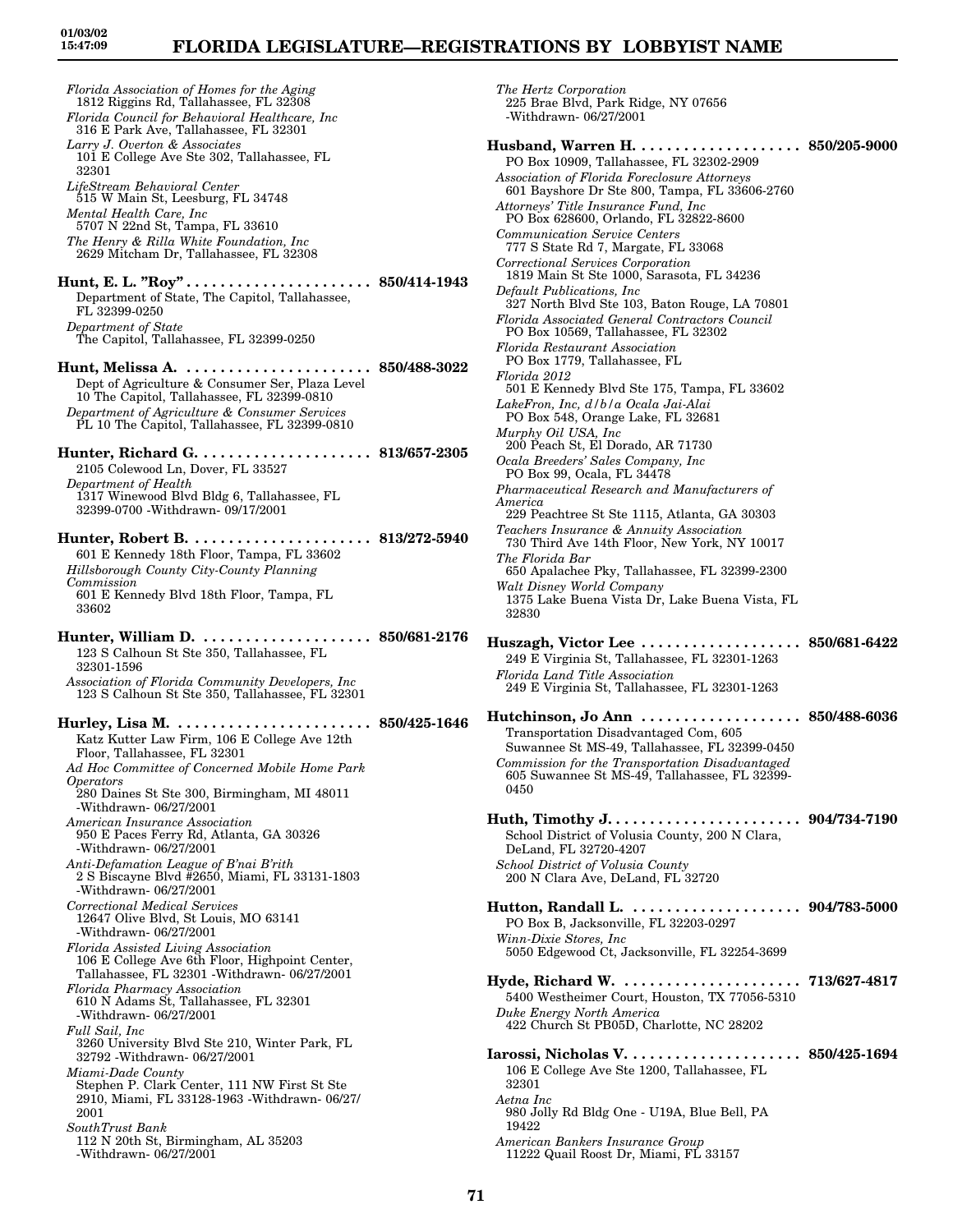*Florida Association of Homes for the Aging*
1812 Riggins Rd, Tallahassee, FL 32308
*Florida Council for Behavioral Healthcare, Inc*
316 E Park Ave, Tallahassee, FL 32301
*Larry J. Overton & Associates*
101 E College Ave Ste 302, Tallahassee, FL 32301
*LifeStream Behavioral Center*
515 W Main St, Leesburg, FL 34748
*Mental Health Care, Inc*
5707 N 22nd St, Tampa, FL 33610
*The Henry & Rilla White Foundation, Inc*
2629 Mitcham Dr, Tallahassee, FL 32308

**Hunt, E. L. "Roy" . . . . . . . . . . . . . . . . . . . . . . 850/414-1943**
Department of State, The Capitol, Tallahassee, FL 32399-0250
*Department of State*
The Capitol, Tallahassee, FL 32399-0250

**Hunt, Melissa A. . . . . . . . . . . . . . . . . . . . . . . 850/488-3022**
Dept of Agriculture & Consumer Ser, Plaza Level 10 The Capitol, Tallahassee, FL 32399-0810
*Department of Agriculture & Consumer Services*
PL 10 The Capitol, Tallahassee, FL 32399-0810

**Hunter, Richard G. . . . . . . . . . . . . . . . . . . . . 813/657-2305**
2105 Colewood Ln, Dover, FL 33527
*Department of Health*
1317 Winewood Blvd Bldg 6, Tallahassee, FL 32399-0700 -Withdrawn- 09/17/2001

**Hunter, Robert B. . . . . . . . . . . . . . . . . . . . . . 813/272-5940**
601 E Kennedy 18th Floor, Tampa, FL 33602
*Hillsborough County City-County Planning Commission*
601 E Kennedy Blvd 18th Floor, Tampa, FL 33602

**Hunter, William D. . . . . . . . . . . . . . . . . . . . . 850/681-2176**
123 S Calhoun St Ste 350, Tallahassee, FL 32301-1596
*Association of Florida Community Developers, Inc*
123 S Calhoun St Ste 350, Tallahassee, FL 32301

**Hurley, Lisa M. . . . . . . . . . . . . . . . . . . . . . . . 850/425-1646**
Katz Kutter Law Firm, 106 E College Ave 12th Floor, Tallahassee, FL 32301
*Ad Hoc Committee of Concerned Mobile Home Park Operators*
280 Daines St Ste 300, Birmingham, MI 48011 -Withdrawn- 06/27/2001
*American Insurance Association*
950 E Paces Ferry Rd, Atlanta, GA 30326 -Withdrawn- 06/27/2001
*Anti-Defamation League of B'nai B'rith*
2 S Biscayne Blvd #2650, Miami, FL 33131-1803 -Withdrawn- 06/27/2001
*Correctional Medical Services*
12647 Olive Blvd, St Louis, MO 63141 -Withdrawn- 06/27/2001
*Florida Assisted Living Association*
106 E College Ave 6th Floor, Highpoint Center, Tallahassee, FL 32301 -Withdrawn- 06/27/2001
*Florida Pharmacy Association*
610 N Adams St, Tallahassee, FL 32301 -Withdrawn- 06/27/2001
*Full Sail, Inc*
3260 University Blvd Ste 210, Winter Park, FL 32792 -Withdrawn- 06/27/2001
*Miami-Dade County*
Stephen P. Clark Center, 111 NW First St Ste 2910, Miami, FL 33128-1963 -Withdrawn- 06/27/2001
*SouthTrust Bank*
112 N 20th St, Birmingham, AL 35203 -Withdrawn- 06/27/2001
*The Hertz Corporation*
225 Brae Blvd, Park Ridge, NY 07656 -Withdrawn- 06/27/2001

**Husband, Warren H. . . . . . . . . . . . . . . . . . . . . 850/205-9000**
PO Box 10909, Tallahassee, FL 32302-2909
*Association of Florida Foreclosure Attorneys*
601 Bayshore Dr Ste 800, Tampa, FL 33606-2760
*Attorneys' Title Insurance Fund, Inc*
PO Box 628600, Orlando, FL 32822-8600
*Communication Service Centers*
777 S State Rd 7, Margate, FL 33068
*Correctional Services Corporation*
1819 Main St Ste 1000, Sarasota, FL 34236
*Default Publications, Inc*
327 North Blvd Ste 103, Baton Rouge, LA 70801
*Florida Associated General Contractors Council*
PO Box 10569, Tallahassee, FL 32302
*Florida Restaurant Association*
PO Box 1779, Tallahassee, FL
*Florida 2012*
501 E Kennedy Blvd Ste 175, Tampa, FL 33602
*LakeFron, Inc, d/b/a Ocala Jai-Alai*
PO Box 548, Orange Lake, FL 32681
*Murphy Oil USA, Inc*
200 Peach St, El Dorado, AR 71730
*Ocala Breeders' Sales Company, Inc*
PO Box 99, Ocala, FL 34478
*Pharmaceutical Research and Manufacturers of America*
229 Peachtree St Ste 1115, Atlanta, GA 30303
*Teachers Insurance & Annuity Association*
730 Third Ave 14th Floor, New York, NY 10017
*The Florida Bar*
650 Apalachee Pky, Tallahassee, FL 32399-2300
*Walt Disney World Company*
1375 Lake Buena Vista Dr, Lake Buena Vista, FL 32830

**Huszagh, Victor Lee . . . . . . . . . . . . . . . . . . . 850/681-6422**
249 E Virginia St, Tallahassee, FL 32301-1263
*Florida Land Title Association*
249 E Virginia St, Tallahassee, FL 32301-1263

**Hutchinson, Jo Ann . . . . . . . . . . . . . . . . . . . 850/488-6036**
Transportation Disadvantaged Com, 605 Suwannee St MS-49, Tallahassee, FL 32399-0450
*Commission for the Transportation Disadvantaged*
605 Suwannee St MS-49, Tallahassee, FL 32399-0450

**Huth, Timothy J. . . . . . . . . . . . . . . . . . . . . . . 904/734-7190**
School District of Volusia County, 200 N Clara, DeLand, FL 32720-4207
*School District of Volusia County*
200 N Clara Ave, DeLand, FL 32720

**Hutton, Randall L. . . . . . . . . . . . . . . . . . . . . 904/783-5000**
PO Box B, Jacksonville, FL 32203-0297
*Winn-Dixie Stores, Inc*
5050 Edgewood Ct, Jacksonville, FL 32254-3699

**Hyde, Richard W. . . . . . . . . . . . . . . . . . . . . . 713/627-4817**
5400 Westheimer Court, Houston, TX 77056-5310
*Duke Energy North America*
422 Church St PB05D, Charlotte, NC 28202

**Iarossi, Nicholas V. . . . . . . . . . . . . . . . . . . . . 850/425-1694**
106 E College Ave Ste 1200, Tallahassee, FL 32301
*Aetna Inc*
980 Jolly Rd Bldg One - U19A, Blue Bell, PA 19422
*American Bankers Insurance Group*
11222 Quail Roost Dr, Miami, FL 33157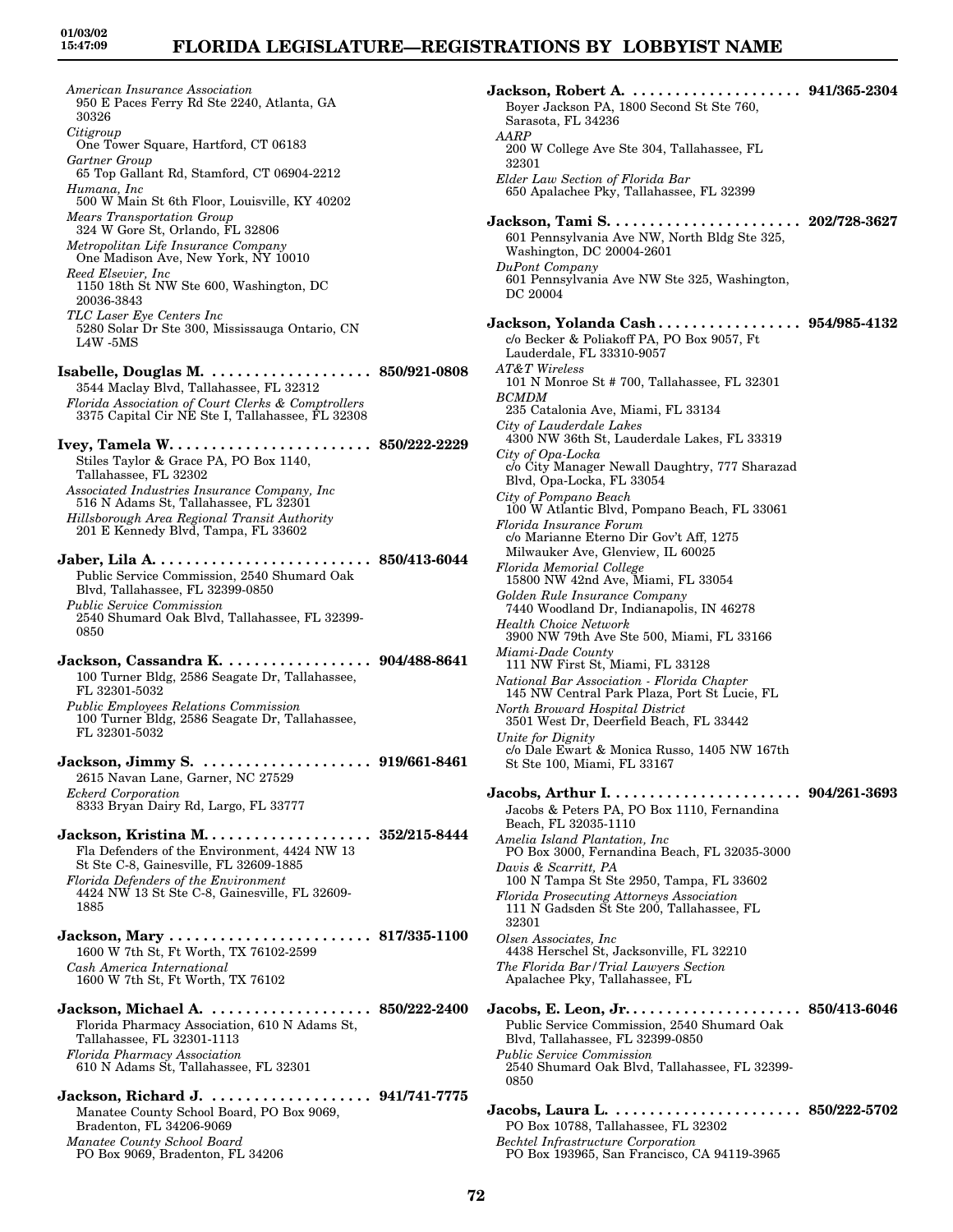*American Insurance Association*
950 E Paces Ferry Rd Ste 2240, Atlanta, GA 30326
*Citigroup*
One Tower Square, Hartford, CT 06183
*Gartner Group*
65 Top Gallant Rd, Stamford, CT 06904-2212
*Humana, Inc*
500 W Main St 6th Floor, Louisville, KY 40202
*Mears Transportation Group*
324 W Gore St, Orlando, FL 32806
*Metropolitan Life Insurance Company*
One Madison Ave, New York, NY 10010
*Reed Elsevier, Inc*
1150 18th St NW Ste 600, Washington, DC 20036-3843
*TLC Laser Eye Centers Inc*
5280 Solar Dr Ste 300, Mississauga Ontario, CN L4W -5MS

**Isabelle, Douglas M. . . . . . . . . . . . . . . . . . . . 850/921-0808**
3544 Maclay Blvd, Tallahassee, FL 32312
*Florida Association of Court Clerks & Comptrollers*
3375 Capital Cir NE Ste I, Tallahassee, FL 32308

**Ivey, Tamela W. . . . . . . . . . . . . . . . . . . . . . . . 850/222-2229**
Stiles Taylor & Grace PA, PO Box 1140, Tallahassee, FL 32302
*Associated Industries Insurance Company, Inc*
516 N Adams St, Tallahassee, FL 32301
*Hillsborough Area Regional Transit Authority*
201 E Kennedy Blvd, Tampa, FL 33602

**Jaber, Lila A. . . . . . . . . . . . . . . . . . . . . . . . . . 850/413-6044**
Public Service Commission, 2540 Shumard Oak Blvd, Tallahassee, FL 32399-0850
*Public Service Commission*
2540 Shumard Oak Blvd, Tallahassee, FL 32399-0850

**Jackson, Cassandra K. . . . . . . . . . . . . . . . . . 904/488-8641**
100 Turner Bldg, 2586 Seagate Dr, Tallahassee, FL 32301-5032
*Public Employees Relations Commission*
100 Turner Bldg, 2586 Seagate Dr, Tallahassee, FL 32301-5032

**Jackson, Jimmy S. . . . . . . . . . . . . . . . . . . . . 919/661-8461**
2615 Navan Lane, Garner, NC 27529
*Eckerd Corporation*
8333 Bryan Dairy Rd, Largo, FL 33777

**Jackson, Kristina M. . . . . . . . . . . . . . . . . . . . 352/215-8444**
Fla Defenders of the Environment, 4424 NW 13 St Ste C-8, Gainesville, FL 32609-1885
*Florida Defenders of the Environment*
4424 NW 13 St Ste C-8, Gainesville, FL 32609-1885

**Jackson, Mary . . . . . . . . . . . . . . . . . . . . . . . . 817/335-1100**
1600 W 7th St, Ft Worth, TX 76102-2599
*Cash America International*
1600 W 7th St, Ft Worth, TX 76102

**Jackson, Michael A. . . . . . . . . . . . . . . . . . . . 850/222-2400**
Florida Pharmacy Association, 610 N Adams St, Tallahassee, FL 32301-1113
*Florida Pharmacy Association*
610 N Adams St, Tallahassee, FL 32301

**Jackson, Richard J. . . . . . . . . . . . . . . . . . . . 941/741-7775**
Manatee County School Board, PO Box 9069, Bradenton, FL 34206-9069
*Manatee County School Board*
PO Box 9069, Bradenton, FL 34206

**Jackson, Robert A. . . . . . . . . . . . . . . . . . . . . 941/365-2304**
Boyer Jackson PA, 1800 Second St Ste 760, Sarasota, FL 34236
*AARP*
200 W College Ave Ste 304, Tallahassee, FL 32301
*Elder Law Section of Florida Bar*
650 Apalachee Pky, Tallahassee, FL 32399

**Jackson, Tami S. . . . . . . . . . . . . . . . . . . . . . . 202/728-3627**
601 Pennsylvania Ave NW, North Bldg Ste 325, Washington, DC 20004-2601
*DuPont Company*
601 Pennsylvania Ave NW Ste 325, Washington, DC 20004

**Jackson, Yolanda Cash . . . . . . . . . . . . . . . . . 954/985-4132**
c/o Becker & Poliakoff PA, PO Box 9057, Ft Lauderdale, FL 33310-9057
*AT&T Wireless*
101 N Monroe St # 700, Tallahassee, FL 32301
*BCMDM*
235 Catalonia Ave, Miami, FL 33134
*City of Lauderdale Lakes*
4300 NW 36th St, Lauderdale Lakes, FL 33319
*City of Opa-Locka*
c/o City Manager Newall Daughtry, 777 Sharazad Blvd, Opa-Locka, FL 33054
*City of Pompano Beach*
100 W Atlantic Blvd, Pompano Beach, FL 33061
*Florida Insurance Forum*
c/o Marianne Eterno Dir Gov't Aff, 1275 Milwauker Ave, Glenview, IL 60025
*Florida Memorial College*
15800 NW 42nd Ave, Miami, FL 33054
*Golden Rule Insurance Company*
7440 Woodland Dr, Indianapolis, IN 46278
*Health Choice Network*
3900 NW 79th Ave Ste 500, Miami, FL 33166
*Miami-Dade County*
111 NW First St, Miami, FL 33128
*National Bar Association - Florida Chapter*
145 NW Central Park Plaza, Port St Lucie, FL
*North Broward Hospital District*
3501 West Dr, Deerfield Beach, FL 33442
*Unite for Dignity*
c/o Dale Ewart & Monica Russo, 1405 NW 167th St Ste 100, Miami, FL 33167

**Jacobs, Arthur I. . . . . . . . . . . . . . . . . . . . . . . 904/261-3693**
Jacobs & Peters PA, PO Box 1110, Fernandina Beach, FL 32035-1110
*Amelia Island Plantation, Inc*
PO Box 3000, Fernandina Beach, FL 32035-3000
*Davis & Scarritt, PA*
100 N Tampa St Ste 2950, Tampa, FL 33602
*Florida Prosecuting Attorneys Association*
111 N Gadsden St Ste 200, Tallahassee, FL 32301
*Olsen Associates, Inc*
4438 Herschel St, Jacksonville, FL 32210
*The Florida Bar/Trial Lawyers Section*
Apalachee Pky, Tallahassee, FL

**Jacobs, E. Leon, Jr. . . . . . . . . . . . . . . . . . . . . 850/413-6046**
Public Service Commission, 2540 Shumard Oak Blvd, Tallahassee, FL 32399-0850
*Public Service Commission*
2540 Shumard Oak Blvd, Tallahassee, FL 32399-0850

**Jacobs, Laura L. . . . . . . . . . . . . . . . . . . . . . . 850/222-5702**
PO Box 10788, Tallahassee, FL 32302
*Bechtel Infrastructure Corporation*
PO Box 193965, San Francisco, CA 94119-3965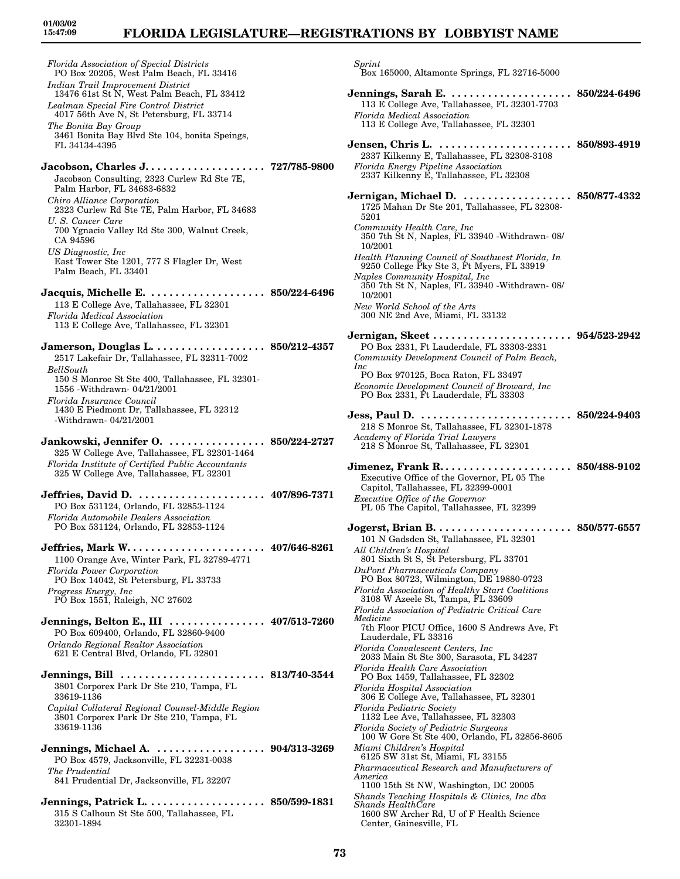*Florida Association of Special Districts*
PO Box 20205, West Palm Beach, FL 33416
*Indian Trail Improvement District*
13476 61st St N, West Palm Beach, FL 33412
*Lealman Special Fire Control District*
4017 56th Ave N, St Petersburg, FL 33714
*The Bonita Bay Group*
3461 Bonita Bay Blvd Ste 104, bonita Speings, FL 34134-4395

**Jacobson, Charles J.** .................... **727/785-9800**
Jacobson Consulting, 2323 Curlew Rd Ste 7E, Palm Harbor, FL 34683-6832
*Chiro Alliance Corporation*
2323 Curlew Rd Ste 7E, Palm Harbor, FL 34683
*U. S. Cancer Care*
700 Ygnacio Valley Rd Ste 300, Walnut Creek, CA 94596
*US Diagnostic, Inc*
East Tower Ste 1201, 777 S Flagler Dr, West Palm Beach, FL 33401

**Jacquis, Michelle E.** .................... **850/224-6496**
113 E College Ave, Tallahassee, FL 32301
*Florida Medical Association*
113 E College Ave, Tallahassee, FL 32301

**Jamerson, Douglas L.** .................. **850/212-4357**
2517 Lakefair Dr, Tallahassee, FL 32311-7002
*BellSouth*
150 S Monroe St Ste 400, Tallahassee, FL 32301-1556 -Withdrawn- 04/21/2001
*Florida Insurance Council*
1430 E Piedmont Dr, Tallahassee, FL 32312 -Withdrawn- 04/21/2001

**Jankowski, Jennifer O.** ................ **850/224-2727**
325 W College Ave, Tallahassee, FL 32301-1464
*Florida Institute of Certified Public Accountants*
325 W College Ave, Tallahassee, FL 32301

**Jeffries, David D.** ..................... **407/896-7371**
PO Box 531124, Orlando, FL 32853-1124
*Florida Automobile Dealers Association*
PO Box 531124, Orlando, FL 32853-1124

**Jeffries, Mark W.** ....................... **407/646-8261**
1100 Orange Ave, Winter Park, FL 32789-4771
*Florida Power Corporation*
PO Box 14042, St Petersburg, FL 33733
*Progress Energy, Inc*
PO Box 1551, Raleigh, NC 27602

**Jennings, Belton E., III** ................ **407/513-7260**
PO Box 609400, Orlando, FL 32860-9400
*Orlando Regional Realtor Association*
621 E Central Blvd, Orlando, FL 32801

**Jennings, Bill** ........................ **813/740-3544**
3801 Corporex Park Dr Ste 210, Tampa, FL 33619-1136
*Capital Collateral Regional Counsel-Middle Region*
3801 Corporex Park Dr Ste 210, Tampa, FL 33619-1136

**Jennings, Michael A.** .................. **904/313-3269**
PO Box 4579, Jacksonville, FL 32231-0038
*The Prudential*
841 Prudential Dr, Jacksonville, FL 32207

**Jennings, Patrick L.** .................... **850/599-1831**
315 S Calhoun St Ste 500, Tallahassee, FL 32301-1894
*Sprint*
Box 165000, Altamonte Springs, FL 32716-5000

**Jennings, Sarah E.** .................... **850/224-6496**
113 E College Ave, Tallahassee, FL 32301-7703
*Florida Medical Association*
113 E College Ave, Tallahassee, FL 32301

**Jensen, Chris L.** ...................... **850/893-4919**
2337 Kilkenny E, Tallahassee, FL 32308-3108
*Florida Energy Pipeline Association*
2337 Kilkenny E, Tallahassee, FL 32308

**Jernigan, Michael D.** .................. **850/877-4332**
1725 Mahan Dr Ste 201, Tallahassee, FL 32308-5201
*Community Health Care, Inc*
350 7th St N, Naples, FL 33940 -Withdrawn- 08/10/2001
*Health Planning Council of Southwest Florida, In*
9250 College Pky Ste 3, Ft Myers, FL 33919
*Naples Community Hospital, Inc*
350 7th St N, Naples, FL 33940 -Withdrawn- 08/10/2001
*New World School of the Arts*
300 NE 2nd Ave, Miami, FL 33132

**Jernigan, Skeet** ....................... **954/523-2942**
PO Box 2331, Ft Lauderdale, FL 33303-2331
*Community Development Council of Palm Beach, Inc*
PO Box 970125, Boca Raton, FL 33497
*Economic Development Council of Broward, Inc*
PO Box 2331, Ft Lauderdale, FL 33303

**Jess, Paul D.** ......................... **850/224-9403**
218 S Monroe St, Tallahassee, FL 32301-1878
*Academy of Florida Trial Lawyers*
218 S Monroe St, Tallahassee, FL 32301

**Jimenez, Frank R.** ...................... **850/488-9102**
Executive Office of the Governor, PL 05 The Capitol, Tallahassee, FL 32399-0001
*Executive Office of the Governor*
PL 05 The Capitol, Tallahassee, FL 32399

**Jogerst, Brian B.** ....................... **850/577-6557**
101 N Gadsden St, Tallahassee, FL 32301
*All Children's Hospital*
801 Sixth St S, St Petersburg, FL 33701
*DuPont Pharmaceuticals Company*
PO Box 80723, Wilmington, DE 19880-0723
*Florida Association of Healthy Start Coalitions*
3108 W Azeele St, Tampa, FL 33609
*Florida Association of Pediatric Critical Care Medicine*
7th Floor PICU Office, 1600 S Andrews Ave, Ft Lauderdale, FL 33316
*Florida Convalescent Centers, Inc*
2033 Main St Ste 300, Sarasota, FL 34237
*Florida Health Care Association*
PO Box 1459, Tallahassee, FL 32302
*Florida Hospital Association*
306 E College Ave, Tallahassee, FL 32301
*Florida Pediatric Society*
1132 Lee Ave, Tallahassee, FL 32303
*Florida Society of Pediatric Surgeons*
100 W Gore St Ste 400, Orlando, FL 32856-8605
*Miami Children's Hospital*
6125 SW 31st St, Miami, FL 33155
*Pharmaceutical Research and Manufacturers of America*
1100 15th St NW, Washington, DC 20005
*Shands Teaching Hospitals & Clinics, Inc dba Shands HealthCare*
1600 SW Archer Rd, U of F Health Science Center, Gainesville, FL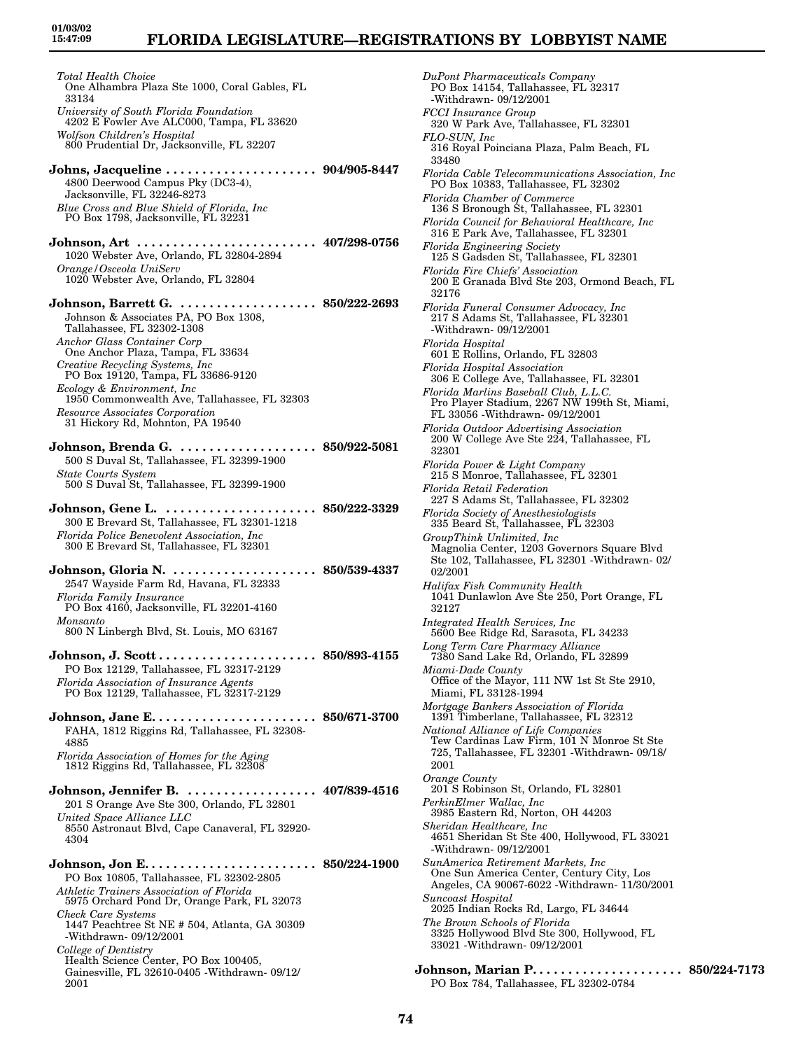*Total Health Choice*
One Alhambra Plaza Ste 1000, Coral Gables, FL 33134

*University of South Florida Foundation*
4202 E Fowler Ave ALC000, Tampa, FL 33620

*Wolfson Children's Hospital*
800 Prudential Dr, Jacksonville, FL 32207

**Johns, Jacqueline . . . . . . . . . . . . . . . . . . . . . 904/905-8447**
4800 Deerwood Campus Pky (DC3-4), Jacksonville, FL 32246-8273

*Blue Cross and Blue Shield of Florida, Inc*
PO Box 1798, Jacksonville, FL 32231

**Johnson, Art . . . . . . . . . . . . . . . . . . . . . . . . . 407/298-0756**
1020 Webster Ave, Orlando, FL 32804-2894

*Orange/Osceola UniServ*
1020 Webster Ave, Orlando, FL 32804

**Johnson, Barrett G. . . . . . . . . . . . . . . . . . . . 850/222-2693**
Johnson & Associates PA, PO Box 1308, Tallahassee, FL 32302-1308

*Anchor Glass Container Corp*
One Anchor Plaza, Tampa, FL 33634

*Creative Recycling Systems, Inc*
PO Box 19120, Tampa, FL 33686-9120

*Ecology & Environment, Inc*
1950 Commonwealth Ave, Tallahassee, FL 32303

*Resource Associates Corporation*
31 Hickory Rd, Mohnton, PA 19540

**Johnson, Brenda G. . . . . . . . . . . . . . . . . . . . 850/922-5081**
500 S Duval St, Tallahassee, FL 32399-1900

*State Courts System*
500 S Duval St, Tallahassee, FL 32399-1900

**Johnson, Gene L. . . . . . . . . . . . . . . . . . . . . 850/222-3329**
300 E Brevard St, Tallahassee, FL 32301-1218

*Florida Police Benevolent Association, Inc*
300 E Brevard St, Tallahassee, FL 32301

**Johnson, Gloria N. . . . . . . . . . . . . . . . . . . . 850/539-4337**
2547 Wayside Farm Rd, Havana, FL 32333

*Florida Family Insurance*
PO Box 4160, Jacksonville, FL 32201-4160

*Monsanto*
800 N Linbergh Blvd, St. Louis, MO 63167

**Johnson, J. Scott . . . . . . . . . . . . . . . . . . . . . . 850/893-4155**
PO Box 12129, Tallahassee, FL 32317-2129

*Florida Association of Insurance Agents*
PO Box 12129, Tallahassee, FL 32317-2129

**Johnson, Jane E. . . . . . . . . . . . . . . . . . . . . . . 850/671-3700**
FAHA, 1812 Riggins Rd, Tallahassee, FL 32308-4885

*Florida Association of Homes for the Aging*
1812 Riggins Rd, Tallahassee, FL 32308

**Johnson, Jennifer B. . . . . . . . . . . . . . . . . . . 407/839-4516**
201 S Orange Ave Ste 300, Orlando, FL 32801

*United Space Alliance LLC*
8550 Astronaut Blvd, Cape Canaveral, FL 32920-4304

**Johnson, Jon E. . . . . . . . . . . . . . . . . . . . . . . . 850/224-1900**
PO Box 10805, Tallahassee, FL 32302-2805

*Athletic Trainers Association of Florida*
5975 Orchard Pond Dr, Orange Park, FL 32073

*Check Care Systems*
1447 Peachtree St NE # 504, Atlanta, GA 30309 -Withdrawn- 09/12/2001

*College of Dentistry*
Health Science Center, PO Box 100405, Gainesville, FL 32610-0405 -Withdrawn- 09/12/2001

*DuPont Pharmaceuticals Company*
PO Box 14154, Tallahassee, FL 32317 -Withdrawn- 09/12/2001

*FCCI Insurance Group*
320 W Park Ave, Tallahassee, FL 32301

*FLO-SUN, Inc*
316 Royal Poinciana Plaza, Palm Beach, FL 33480

*Florida Cable Telecommunications Association, Inc*
PO Box 10383, Tallahassee, FL 32302

*Florida Chamber of Commerce*
136 S Bronough St, Tallahassee, FL 32301

*Florida Council for Behavioral Healthcare, Inc*
316 E Park Ave, Tallahassee, FL 32301

*Florida Engineering Society*
125 S Gadsden St, Tallahassee, FL 32301

*Florida Fire Chiefs' Association*
200 E Granada Blvd Ste 203, Ormond Beach, FL 32176

*Florida Funeral Consumer Advocacy, Inc*
217 S Adams St, Tallahassee, FL 32301 -Withdrawn- 09/12/2001

*Florida Hospital*
601 E Rollins, Orlando, FL 32803

*Florida Hospital Association*
306 E College Ave, Tallahassee, FL 32301

*Florida Marlins Baseball Club, L.L.C.*
Pro Player Stadium, 2267 NW 199th St, Miami, FL 33056 -Withdrawn- 09/12/2001

*Florida Outdoor Advertising Association*
200 W College Ave Ste 224, Tallahassee, FL 32301

*Florida Power & Light Company*
215 S Monroe, Tallahassee, FL 32301

*Florida Retail Federation*
227 S Adams St, Tallahassee, FL 32302

*Florida Society of Anesthesiologists*
335 Beard St, Tallahassee, FL 32303

*GroupThink Unlimited, Inc*
Magnolia Center, 1203 Governors Square Blvd Ste 102, Tallahassee, FL 32301 -Withdrawn- 02/02/2001

*Halifax Fish Community Health*
1041 Dunlawlon Ave Ste 250, Port Orange, FL 32127

*Integrated Health Services, Inc*
5600 Bee Ridge Rd, Sarasota, FL 34233

*Long Term Care Pharmacy Alliance*
7380 Sand Lake Rd, Orlando, FL 32899

*Miami-Dade County*
Office of the Mayor, 111 NW 1st St Ste 2910, Miami, FL 33128-1994

*Mortgage Bankers Association of Florida*
1391 Timberlane, Tallahassee, FL 32312

*National Alliance of Life Companies*
Tew Cardinas Law Firm, 101 N Monroe St Ste 725, Tallahassee, FL 32301 -Withdrawn- 09/18/2001

*Orange County*
201 S Robinson St, Orlando, FL 32801

*PerkinElmer Wallac, Inc*
3985 Eastern Rd, Norton, OH 44203

*Sheridan Healthcare, Inc*
4651 Sheridan St Ste 400, Hollywood, FL 33021 -Withdrawn- 09/12/2001

*SunAmerica Retirement Markets, Inc*
One Sun America Center, Century City, Los Angeles, CA 90067-6022 -Withdrawn- 11/30/2001

*Suncoast Hospital*
2025 Indian Rocks Rd, Largo, FL 34644

*The Brown Schools of Florida*
3325 Hollywood Blvd Ste 300, Hollywood, FL 33021 -Withdrawn- 09/12/2001

**Johnson, Marian P. . . . . . . . . . . . . . . . . . . . . 850/224-7173**
PO Box 784, Tallahassee, FL 32302-0784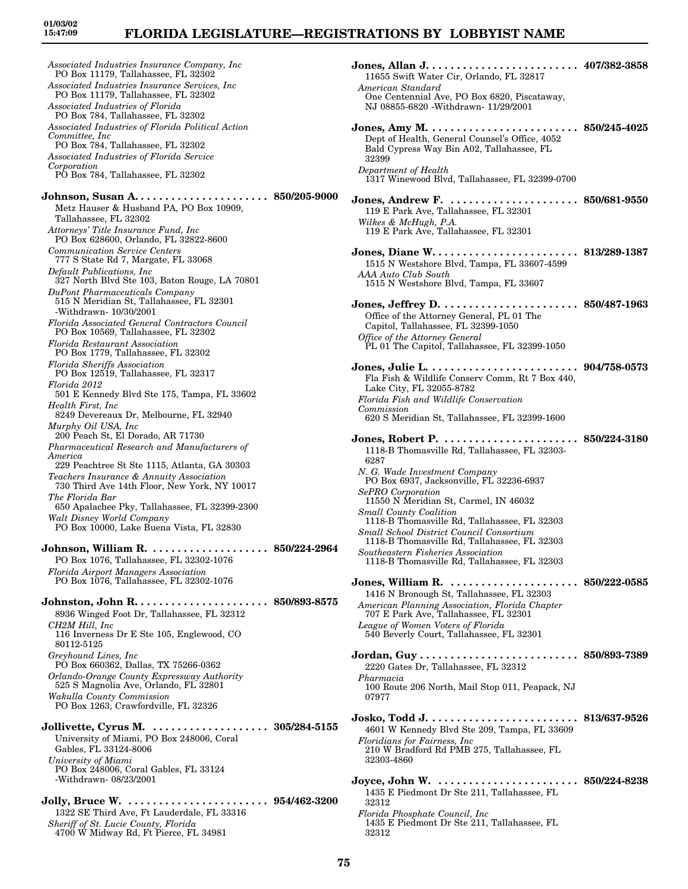*Associated Industries Insurance Company, Inc*
PO Box 11179, Tallahassee, FL 32302
*Associated Industries Insurance Services, Inc*
PO Box 11179, Tallahassee, FL 32302
*Associated Industries of Florida*
PO Box 784, Tallahassee, FL 32302
*Associated Industries of Florida Political Action Committee, Inc*
PO Box 784, Tallahassee, FL 32302
*Associated Industries of Florida Service Corporation*
PO Box 784, Tallahassee, FL 32302

**Johnson, Susan A. . . . . . . . . . . . . . . . . . . . . . 850/205-9000**
Metz Hauser & Husband PA, PO Box 10909, Tallahassee, FL 32302
*Attorneys' Title Insurance Fund, Inc*
PO Box 628600, Orlando, FL 32822-8600
*Communication Service Centers*
777 S State Rd 7, Margate, FL 33068
*Default Publications, Inc*
327 North Blvd Ste 103, Baton Rouge, LA 70801
*DuPont Pharmaceuticals Company*
515 N Meridian St, Tallahassee, FL 32301 -Withdrawn- 10/30/2001
*Florida Associated General Contractors Council*
PO Box 10569, Tallahassee, FL 32302
*Florida Restaurant Association*
PO Box 1779, Tallahassee, FL 32302
*Florida Sheriffs Association*
PO Box 12519, Tallahassee, FL 32317
*Florida 2012*
501 E Kennedy Blvd Ste 175, Tampa, FL 33602
*Health First, Inc*
8249 Devereaux Dr, Melbourne, FL 32940
*Murphy Oil USA, Inc*
200 Peach St, El Dorado, AR 71730
*Pharmaceutical Research and Manufacturers of America*
229 Peachtree St Ste 1115, Atlanta, GA 30303
*Teachers Insurance & Annuity Association*
730 Third Ave 14th Floor, New York, NY 10017
*The Florida Bar*
650 Apalachee Pky, Tallahassee, FL 32399-2300
*Walt Disney World Company*
PO Box 10000, Lake Buena Vista, FL 32830

**Johnson, William R. . . . . . . . . . . . . . . . . . . . 850/224-2964**
PO Box 1076, Tallahassee, FL 32302-1076
*Florida Airport Managers Association*
PO Box 1076, Tallahassee, FL 32302-1076

**Johnston, John R. . . . . . . . . . . . . . . . . . . . . . 850/893-8575**
8936 Winged Foot Dr, Tallahassee, FL 32312
*CH2M Hill, Inc*
116 Inverness Dr E Ste 105, Englewood, CO 80112-5125
*Greyhound Lines, Inc*
PO Box 660362, Dallas, TX 75266-0362
*Orlando-Orange County Expressway Authority*
525 S Magnolia Ave, Orlando, FL 32801
*Wakulla County Commission*
PO Box 1263, Crawfordville, FL 32326

**Jollivette, Cyrus M. . . . . . . . . . . . . . . . . . . . 305/284-5155**
University of Miami, PO Box 248006, Coral Gables, FL 33124-8006
*University of Miami*
PO Box 248006, Coral Gables, FL 33124 -Withdrawn- 08/23/2001

**Jolly, Bruce W. . . . . . . . . . . . . . . . . . . . . . . . 954/462-3200**
1322 SE Third Ave, Ft Lauderdale, FL 33316
*Sheriff of St. Lucie County, Florida*
4700 W Midway Rd, Ft Pierce, FL 34981

**Jones, Allan J. . . . . . . . . . . . . . . . . . . . . . . . . 407/382-3858**
11655 Swift Water Cir, Orlando, FL 32817
*American Standard*
One Centennial Ave, PO Box 6820, Piscataway, NJ 08855-6820 -Withdrawn- 11/29/2001

**Jones, Amy M. . . . . . . . . . . . . . . . . . . . . . . . . 850/245-4025**
Dept of Health, General Counsel's Office, 4052 Bald Cypress Way Bin A02, Tallahassee, FL 32399
*Department of Health*
1317 Winewood Blvd, Tallahassee, FL 32399-0700

**Jones, Andrew F. . . . . . . . . . . . . . . . . . . . . . 850/681-9550**
119 E Park Ave, Tallahassee, FL 32301
*Wilkes & McHugh, P.A.*
119 E Park Ave, Tallahassee, FL 32301

**Jones, Diane W. . . . . . . . . . . . . . . . . . . . . . . . 813/289-1387**
1515 N Westshore Blvd, Tampa, FL 33607-4599
*AAA Auto Club South*
1515 N Westshore Blvd, Tampa, FL 33607

**Jones, Jeffrey D. . . . . . . . . . . . . . . . . . . . . . . 850/487-1963**
Office of the Attorney General, PL 01 The Capitol, Tallahassee, FL 32399-1050
*Office of the Attorney General*
PL 01 The Capitol, Tallahassee, FL 32399-1050

**Jones, Julie L. . . . . . . . . . . . . . . . . . . . . . . . . 904/758-0573**
Fla Fish & Wildlife Conserv Comm, Rt 7 Box 440, Lake City, FL 32055-8782
*Florida Fish and Wildlife Conservation Commission*
620 S Meridian St, Tallahassee, FL 32399-1600

**Jones, Robert P. . . . . . . . . . . . . . . . . . . . . . . 850/224-3180**
1118-B Thomasville Rd, Tallahassee, FL 32303-6287
*N. G. Wade Investment Company*
PO Box 6937, Jacksonville, FL 32236-6937
*SePRO Corporation*
11550 N Meridian St, Carmel, IN 46032
*Small County Coalition*
1118-B Thomasville Rd, Tallahassee, FL 32303
*Small School District Council Consortium*
1118-B Thomasville Rd, Tallahassee, FL 32303
*Southeastern Fisheries Association*
1118-B Thomasville Rd, Tallahassee, FL 32303

**Jones, William R. . . . . . . . . . . . . . . . . . . . . . 850/222-0585**
1416 N Bronough St, Tallahassee, FL 32303
*American Planning Association, Florida Chapter*
707 E Park Ave, Tallahassee, FL 32301
*League of Women Voters of Florida*
540 Beverly Court, Tallahassee, FL 32301

**Jordan, Guy . . . . . . . . . . . . . . . . . . . . . . . . . . 850/893-7389**
2220 Gates Dr, Tallahassee, FL 32312
*Pharmacia*
100 Route 206 North, Mail Stop 011, Peapack, NJ 07977

**Josko, Todd J. . . . . . . . . . . . . . . . . . . . . . . . . 813/637-9526**
4601 W Kennedy Blvd Ste 209, Tampa, FL 33609
*Floridians for Fairness, Inc*
210 W Bradford Rd PMB 275, Tallahassee, FL 32303-4860

**Joyce, John W. . . . . . . . . . . . . . . . . . . . . . . . 850/224-8238**
1435 E Piedmont Dr Ste 211, Tallahassee, FL 32312
*Florida Phosphate Council, Inc*
1435 E Piedmont Dr Ste 211, Tallahassee, FL 32312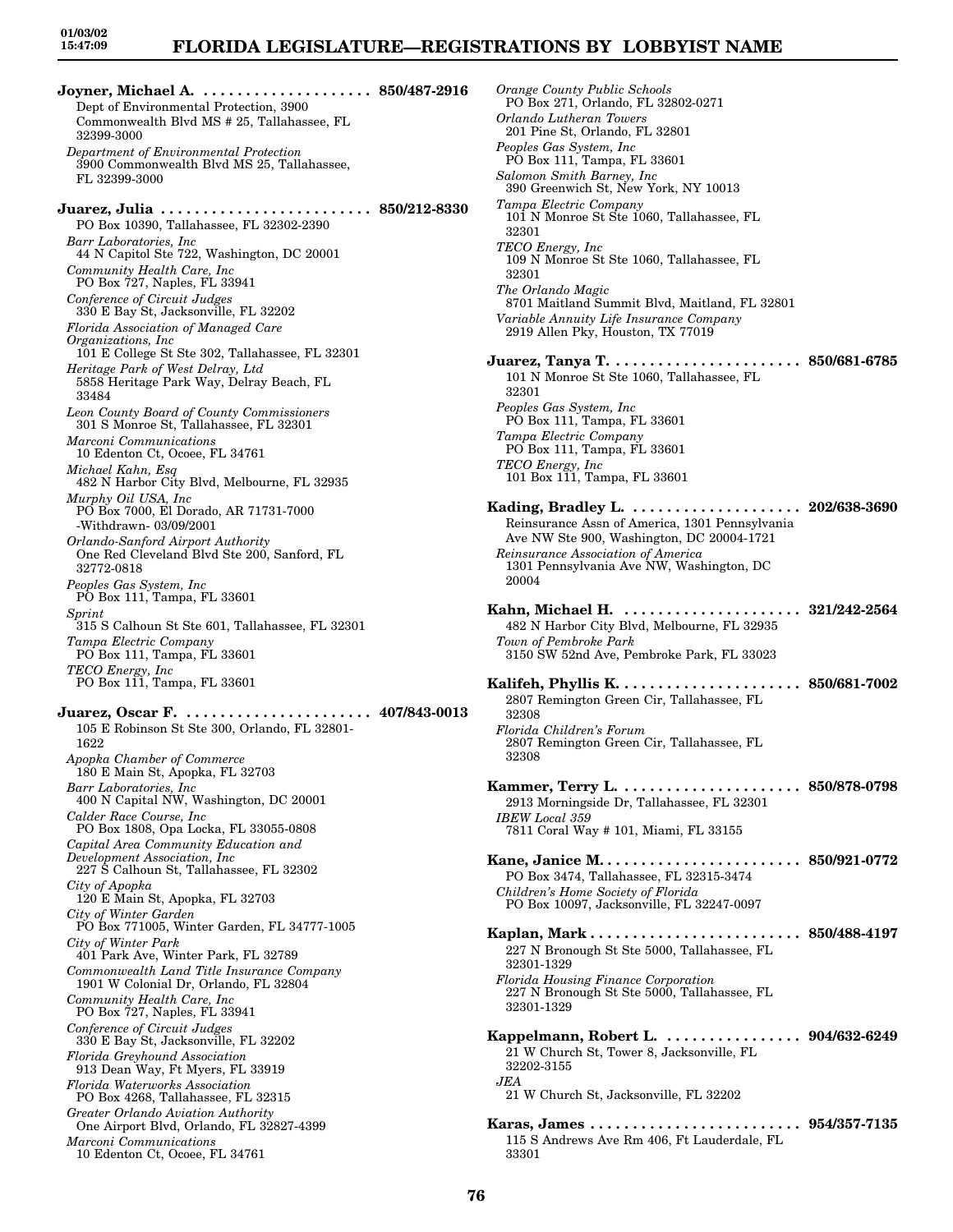**Joyner, Michael A.** .................... 850/487-2916
Dept of Environmental Protection, 3900 Commonwealth Blvd MS # 25, Tallahassee, FL 32399-3000
*Department of Environmental Protection*
3900 Commonwealth Blvd MS 25, Tallahassee, FL 32399-3000

**Juarez, Julia** ......................... 850/212-8330
PO Box 10390, Tallahassee, FL 32302-2390
*Barr Laboratories, Inc*
44 N Capitol Ste 722, Washington, DC 20001
*Community Health Care, Inc*
PO Box 727, Naples, FL 33941
*Conference of Circuit Judges*
330 E Bay St, Jacksonville, FL 32202
*Florida Association of Managed Care Organizations, Inc*
101 E College St Ste 302, Tallahassee, FL 32301
*Heritage Park of West Delray, Ltd*
5858 Heritage Park Way, Delray Beach, FL 33484
*Leon County Board of County Commissioners*
301 S Monroe St, Tallahassee, FL 32301
*Marconi Communications*
10 Edenton Ct, Ocoee, FL 34761
*Michael Kahn, Esq*
482 N Harbor City Blvd, Melbourne, FL 32935
*Murphy Oil USA, Inc*
PO Box 7000, El Dorado, AR 71731-7000
-Withdrawn- 03/09/2001
*Orlando-Sanford Airport Authority*
One Red Cleveland Blvd Ste 200, Sanford, FL 32772-0818
*Peoples Gas System, Inc*
PO Box 111, Tampa, FL 33601
*Sprint*
315 S Calhoun St Ste 601, Tallahassee, FL 32301
*Tampa Electric Company*
PO Box 111, Tampa, FL 33601
*TECO Energy, Inc*
PO Box 111, Tampa, FL 33601

**Juarez, Oscar F.** ...................... 407/843-0013
105 E Robinson St Ste 300, Orlando, FL 32801-1622
*Apopka Chamber of Commerce*
180 E Main St, Apopka, FL 32703
*Barr Laboratories, Inc*
400 N Capital NW, Washington, DC 20001
*Calder Race Course, Inc*
PO Box 1808, Opa Locka, FL 33055-0808
*Capital Area Community Education and Development Association, Inc*
227 S Calhoun St, Tallahassee, FL 32302
*City of Apopka*
120 E Main St, Apopka, FL 32703
*City of Winter Garden*
PO Box 771005, Winter Garden, FL 34777-1005
*City of Winter Park*
401 Park Ave, Winter Park, FL 32789
*Commonwealth Land Title Insurance Company*
1901 W Colonial Dr, Orlando, FL 32804
*Community Health Care, Inc*
PO Box 727, Naples, FL 33941
*Conference of Circuit Judges*
330 E Bay St, Jacksonville, FL 32202
*Florida Greyhound Association*
913 Dean Way, Ft Myers, FL 33919
*Florida Waterworks Association*
PO Box 4268, Tallahassee, FL 32315
*Greater Orlando Aviation Authority*
One Airport Blvd, Orlando, FL 32827-4399
*Marconi Communications*
10 Edenton Ct, Ocoee, FL 34761
*Orange County Public Schools*
PO Box 271, Orlando, FL 32802-0271
*Orlando Lutheran Towers*
201 Pine St, Orlando, FL 32801
*Peoples Gas System, Inc*
PO Box 111, Tampa, FL 33601
*Salomon Smith Barney, Inc*
390 Greenwich St, New York, NY 10013
*Tampa Electric Company*
101 N Monroe St Ste 1060, Tallahassee, FL 32301
*TECO Energy, Inc*
109 N Monroe St Ste 1060, Tallahassee, FL 32301
*The Orlando Magic*
8701 Maitland Summit Blvd, Maitland, FL 32801
*Variable Annuity Life Insurance Company*
2919 Allen Pky, Houston, TX 77019

**Juarez, Tanya T.** ....................... 850/681-6785
101 N Monroe St Ste 1060, Tallahassee, FL 32301
*Peoples Gas System, Inc*
PO Box 111, Tampa, FL 33601
*Tampa Electric Company*
PO Box 111, Tampa, FL 33601
*TECO Energy, Inc*
101 Box 111, Tampa, FL 33601

**Kading, Bradley L.** .................... 202/638-3690
Reinsurance Assn of America, 1301 Pennsylvania Ave NW Ste 900, Washington, DC 20004-1721
*Reinsurance Association of America*
1301 Pennsylvania Ave NW, Washington, DC 20004

**Kahn, Michael H.** ..................... 321/242-2564
482 N Harbor City Blvd, Melbourne, FL 32935
*Town of Pembroke Park*
3150 SW 52nd Ave, Pembroke Park, FL 33023

**Kalifeh, Phyllis K.** ..................... 850/681-7002
2807 Remington Green Cir, Tallahassee, FL 32308
*Florida Children's Forum*
2807 Remington Green Cir, Tallahassee, FL 32308

**Kammer, Terry L.** ..................... 850/878-0798
2913 Morningside Dr, Tallahassee, FL 32301
*IBEW Local 359*
7811 Coral Way # 101, Miami, FL 33155

**Kane, Janice M.** ........................ 850/921-0772
PO Box 3474, Tallahassee, FL 32315-3474
*Children's Home Society of Florida*
PO Box 10097, Jacksonville, FL 32247-0097

**Kaplan, Mark** ......................... 850/488-4197
227 N Bronough St Ste 5000, Tallahassee, FL 32301-1329
*Florida Housing Finance Corporation*
227 N Bronough St Ste 5000, Tallahassee, FL 32301-1329

**Kappelmann, Robert L.** ................ 904/632-6249
21 W Church St, Tower 8, Jacksonville, FL 32202-3155
*JEA*
21 W Church St, Jacksonville, FL 32202

**Karas, James** ......................... 954/357-7135
115 S Andrews Ave Rm 406, Ft Lauderdale, FL 33301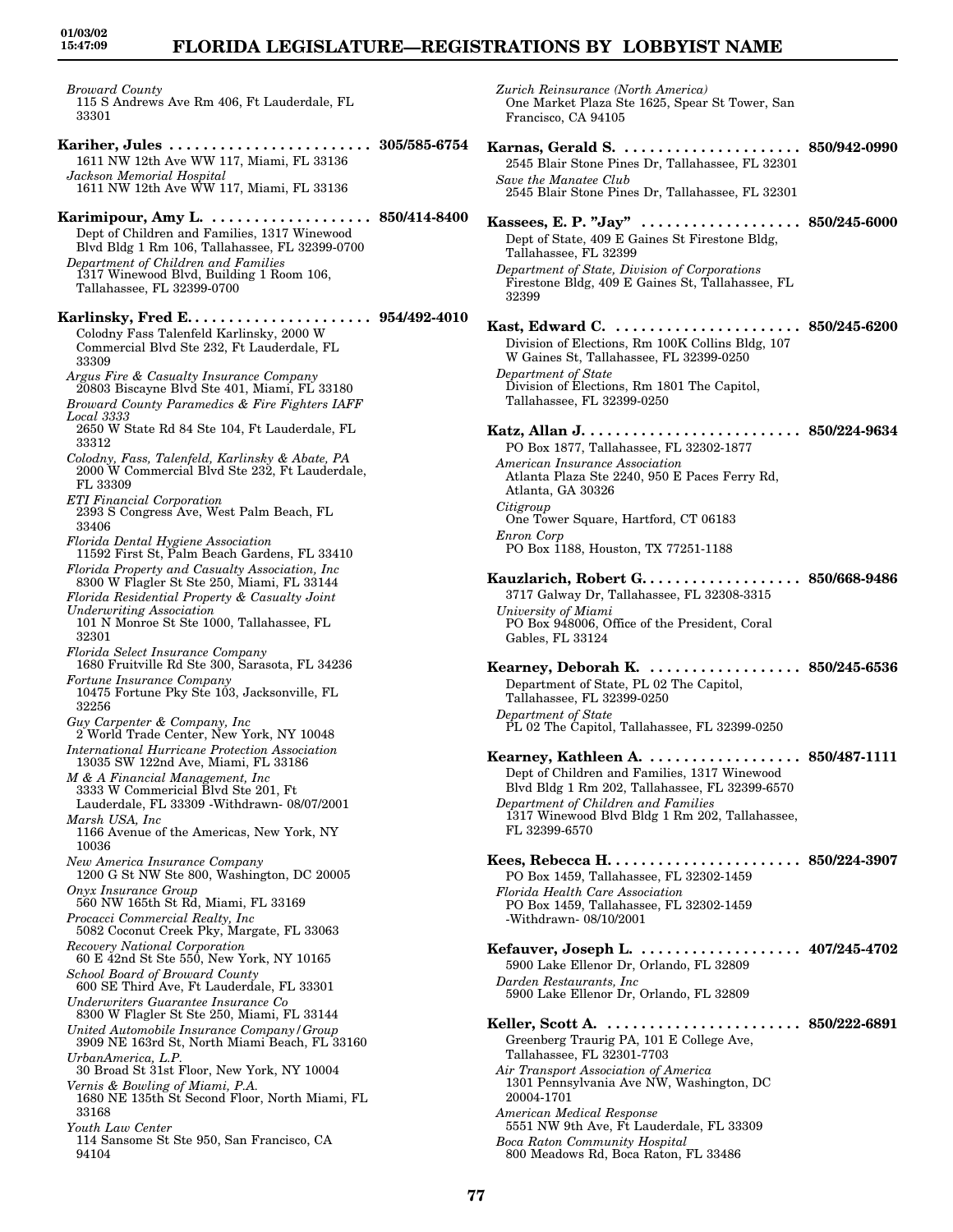*Broward County*
115 S Andrews Ave Rm 406, Ft Lauderdale, FL 33301

**Kariher, Jules . . . . . . . . . . . . . . . . . . . . . . . . 305/585-6754**
1611 NW 12th Ave WW 117, Miami, FL 33136
*Jackson Memorial Hospital*
1611 NW 12th Ave WW 117, Miami, FL 33136

**Karimipour, Amy L. . . . . . . . . . . . . . . . . . . . 850/414-8400**
Dept of Children and Families, 1317 Winewood Blvd Bldg 1 Rm 106, Tallahassee, FL 32399-0700
*Department of Children and Families*
1317 Winewood Blvd, Building 1 Room 106, Tallahassee, FL 32399-0700

**Karlinsky, Fred E. . . . . . . . . . . . . . . . . . . . . . 954/492-4010**
Colodny Fass Talenfeld Karlinsky, 2000 W Commercial Blvd Ste 232, Ft Lauderdale, FL 33309
*Argus Fire & Casualty Insurance Company*
20803 Biscayne Blvd Ste 401, Miami, FL 33180
*Broward County Paramedics & Fire Fighters IAFF Local 3333*
2650 W State Rd 84 Ste 104, Ft Lauderdale, FL 33312
*Colodny, Fass, Talenfeld, Karlinsky & Abate, PA*
2000 W Commercial Blvd Ste 232, Ft Lauderdale, FL 33309
*ETI Financial Corporation*
2393 S Congress Ave, West Palm Beach, FL 33406
*Florida Dental Hygiene Association*
11592 First St, Palm Beach Gardens, FL 33410
*Florida Property and Casualty Association, Inc*
8300 W Flagler St Ste 250, Miami, FL 33144
*Florida Residential Property & Casualty Joint Underwriting Association*
101 N Monroe St Ste 1000, Tallahassee, FL 32301
*Florida Select Insurance Company*
1680 Fruitville Rd Ste 300, Sarasota, FL 34236
*Fortune Insurance Company*
10475 Fortune Pky Ste 103, Jacksonville, FL 32256
*Guy Carpenter & Company, Inc*
2 World Trade Center, New York, NY 10048
*International Hurricane Protection Association*
13035 SW 122nd Ave, Miami, FL 33186
*M & A Financial Management, Inc*
3333 W Commericial Blvd Ste 201, Ft Lauderdale, FL 33309 -Withdrawn- 08/07/2001
*Marsh USA, Inc*
1166 Avenue of the Americas, New York, NY 10036
*New America Insurance Company*
1200 G St NW Ste 800, Washington, DC 20005
*Onyx Insurance Group*
560 NW 165th St Rd, Miami, FL 33169
*Procacci Commercial Realty, Inc*
5082 Coconut Creek Pky, Margate, FL 33063
*Recovery National Corporation*
60 E 42nd St Ste 550, New York, NY 10165
*School Board of Broward County*
600 SE Third Ave, Ft Lauderdale, FL 33301
*Underwriters Guarantee Insurance Co*
8300 W Flagler St Ste 250, Miami, FL 33144
*United Automobile Insurance Company/Group*
3909 NE 163rd St, North Miami Beach, FL 33160
*UrbanAmerica, L.P.*
30 Broad St 31st Floor, New York, NY 10004
*Vernis & Bowling of Miami, P.A.*
1680 NE 135th St Second Floor, North Miami, FL 33168
*Youth Law Center*
114 Sansome St Ste 950, San Francisco, CA 94104

*Zurich Reinsurance (North America)*
One Market Plaza Ste 1625, Spear St Tower, San Francisco, CA 94105

**Karnas, Gerald S. . . . . . . . . . . . . . . . . . . . . . 850/942-0990**
2545 Blair Stone Pines Dr, Tallahassee, FL 32301
*Save the Manatee Club*
2545 Blair Stone Pines Dr, Tallahassee, FL 32301

**Kassees, E. P. "Jay" . . . . . . . . . . . . . . . . . . . 850/245-6000**
Dept of State, 409 E Gaines St Firestone Bldg, Tallahassee, FL 32399
*Department of State, Division of Corporations*
Firestone Bldg, 409 E Gaines St, Tallahassee, FL 32399

**Kast, Edward C. . . . . . . . . . . . . . . . . . . . . . . 850/245-6200**
Division of Elections, Rm 100K Collins Bldg, 107 W Gaines St, Tallahassee, FL 32399-0250
*Department of State*
Division of Elections, Rm 1801 The Capitol, Tallahassee, FL 32399-0250

**Katz, Allan J. . . . . . . . . . . . . . . . . . . . . . . . . . 850/224-9634**
PO Box 1877, Tallahassee, FL 32302-1877
*American Insurance Association*
Atlanta Plaza Ste 2240, 950 E Paces Ferry Rd, Atlanta, GA 30326
*Citigroup*
One Tower Square, Hartford, CT 06183
*Enron Corp*
PO Box 1188, Houston, TX 77251-1188

**Kauzlarich, Robert G. . . . . . . . . . . . . . . . . . . 850/668-9486**
3717 Galway Dr, Tallahassee, FL 32308-3315
*University of Miami*
PO Box 948006, Office of the President, Coral Gables, FL 33124

**Kearney, Deborah K. . . . . . . . . . . . . . . . . . 850/245-6536**
Department of State, PL 02 The Capitol, Tallahassee, FL 32399-0250
*Department of State*
PL 02 The Capitol, Tallahassee, FL 32399-0250

**Kearney, Kathleen A. . . . . . . . . . . . . . . . . . 850/487-1111**
Dept of Children and Families, 1317 Winewood Blvd Bldg 1 Rm 202, Tallahassee, FL 32399-6570
*Department of Children and Families*
1317 Winewood Blvd Bldg 1 Rm 202, Tallahassee, FL 32399-6570

**Kees, Rebecca H. . . . . . . . . . . . . . . . . . . . . . . 850/224-3907**
PO Box 1459, Tallahassee, FL 32302-1459
*Florida Health Care Association*
PO Box 1459, Tallahassee, FL 32302-1459 -Withdrawn- 08/10/2001

**Kefauver, Joseph L. . . . . . . . . . . . . . . . . . . 407/245-4702**
5900 Lake Ellenor Dr, Orlando, FL 32809
*Darden Restaurants, Inc*
5900 Lake Ellenor Dr, Orlando, FL 32809

**Keller, Scott A. . . . . . . . . . . . . . . . . . . . . . . 850/222-6891**
Greenberg Traurig PA, 101 E College Ave, Tallahassee, FL 32301-7703
*Air Transport Association of America*
1301 Pennsylvania Ave NW, Washington, DC 20004-1701
*American Medical Response*
5551 NW 9th Ave, Ft Lauderdale, FL 33309
*Boca Raton Community Hospital*
800 Meadows Rd, Boca Raton, FL 33486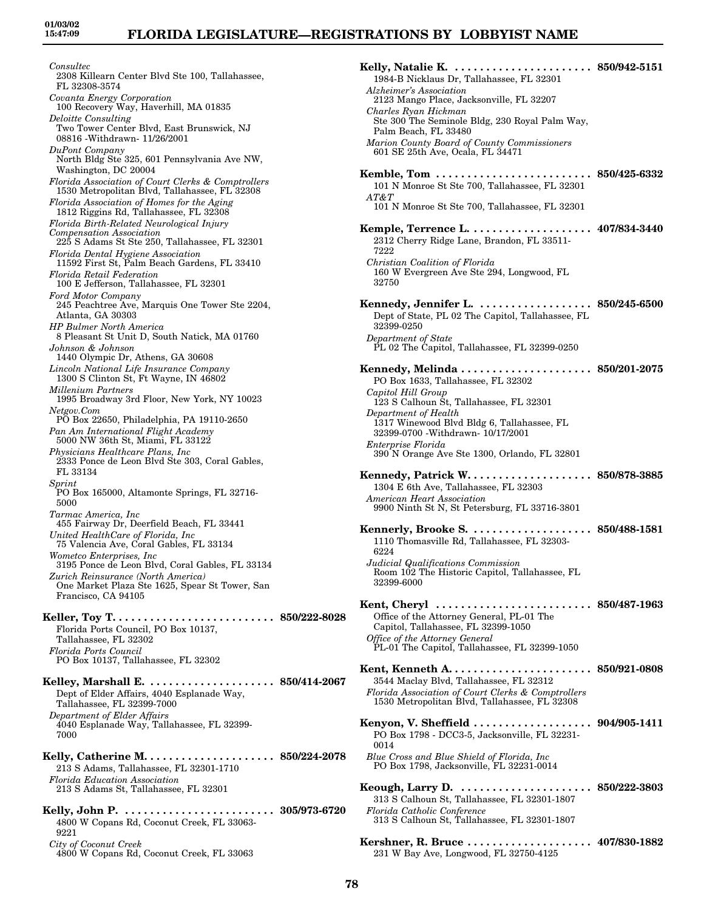*Consultec*
2308 Killearn Center Blvd Ste 100, Tallahassee, FL 32308-3574
*Covanta Energy Corporation*
100 Recovery Way, Haverhill, MA 01835
*Deloitte Consulting*
Two Tower Center Blvd, East Brunswick, NJ 08816 -Withdrawn- 11/26/2001
*DuPont Company*
North Bldg Ste 325, 601 Pennsylvania Ave NW, Washington, DC 20004
*Florida Association of Court Clerks & Comptrollers*
1530 Metropolitan Blvd, Tallahassee, FL 32308
*Florida Association of Homes for the Aging*
1812 Riggins Rd, Tallahassee, FL 32308
*Florida Birth-Related Neurological Injury Compensation Association*
225 S Adams St Ste 250, Tallahassee, FL 32301
*Florida Dental Hygiene Association*
11592 First St, Palm Beach Gardens, FL 33410
*Florida Retail Federation*
100 E Jefferson, Tallahassee, FL 32301
*Ford Motor Company*
245 Peachtree Ave, Marquis One Tower Ste 2204, Atlanta, GA 30303
*HP Bulmer North America*
8 Pleasant St Unit D, South Natick, MA 01760
*Johnson & Johnson*
1440 Olympic Dr, Athens, GA 30608
*Lincoln National Life Insurance Company*
1300 S Clinton St, Ft Wayne, IN 46802
*Millenium Partners*
1995 Broadway 3rd Floor, New York, NY 10023
*Netgov.Com*
PO Box 22650, Philadelphia, PA 19110-2650
*Pan Am International Flight Academy*
5000 NW 36th St, Miami, FL 33122
*Physicians Healthcare Plans, Inc*
2333 Ponce de Leon Blvd Ste 303, Coral Gables, FL 33134
*Sprint*
PO Box 165000, Altamonte Springs, FL 32716-5000
*Tarmac America, Inc*
455 Fairway Dr, Deerfield Beach, FL 33441
*United HealthCare of Florida, Inc*
75 Valencia Ave, Coral Gables, FL 33134
*Wometco Enterprises, Inc*
3195 Ponce de Leon Blvd, Coral Gables, FL 33134
*Zurich Reinsurance (North America)*
One Market Plaza Ste 1625, Spear St Tower, San Francisco, CA 94105

**Keller, Toy T.** .......................... **850/222-8028**
Florida Ports Council, PO Box 10137, Tallahassee, FL 32302
*Florida Ports Council*
PO Box 10137, Tallahassee, FL 32302

**Kelley, Marshall E.** .......................... **850/414-2067**
Dept of Elder Affairs, 4040 Esplanade Way, Tallahassee, FL 32399-7000
*Department of Elder Affairs*
4040 Esplanade Way, Tallahassee, FL 32399-7000

**Kelly, Catherine M.** .......................... **850/224-2078**
213 S Adams, Tallahassee, FL 32301-1710
*Florida Education Association*
213 S Adams St, Tallahassee, FL 32301

**Kelly, John P.** .......................... **305/973-6720**
4800 W Copans Rd, Coconut Creek, FL 33063-9221
*City of Coconut Creek*
4800 W Copans Rd, Coconut Creek, FL 33063

**Kelly, Natalie K.** .......................... **850/942-5151**
1984-B Nicklaus Dr, Tallahassee, FL 32301
*Alzheimer's Association*
2123 Mango Place, Jacksonville, FL 32207
*Charles Ryan Hickman*
Ste 300 The Seminole Bldg, 230 Royal Palm Way, Palm Beach, FL 33480
*Marion County Board of County Commissioners*
601 SE 25th Ave, Ocala, FL 34471

**Kemble, Tom** .......................... **850/425-6332**
101 N Monroe St Ste 700, Tallahassee, FL 32301
*AT&T*
101 N Monroe St Ste 700, Tallahassee, FL 32301

**Kemple, Terrence L.** .......................... **407/834-3440**
2312 Cherry Ridge Lane, Brandon, FL 33511-7222
*Christian Coalition of Florida*
160 W Evergreen Ave Ste 294, Longwood, FL 32750

**Kennedy, Jennifer L.** .......................... **850/245-6500**
Dept of State, PL 02 The Capitol, Tallahassee, FL 32399-0250
*Department of State*
PL 02 The Capitol, Tallahassee, FL 32399-0250

**Kennedy, Melinda** .......................... **850/201-2075**
PO Box 1633, Tallahassee, FL 32302
*Capitol Hill Group*
123 S Calhoun St, Tallahassee, FL 32301
*Department of Health*
1317 Winewood Blvd Bldg 6, Tallahassee, FL 32399-0700 -Withdrawn- 10/17/2001
*Enterprise Florida*
390 N Orange Ave Ste 1300, Orlando, FL 32801

**Kennedy, Patrick W.** .......................... **850/878-3885**
1304 E 6th Ave, Tallahassee, FL 32303
*American Heart Association*
9900 Ninth St N, St Petersburg, FL 33716-3801

**Kennerly, Brooke S.** .......................... **850/488-1581**
1110 Thomasville Rd, Tallahassee, FL 32303-6224
*Judicial Qualifications Commission*
Room 102 The Historic Capitol, Tallahassee, FL 32399-6000

**Kent, Cheryl** .......................... **850/487-1963**
Office of the Attorney General, PL-01 The Capitol, Tallahassee, FL 32399-1050
*Office of the Attorney General*
PL-01 The Capitol, Tallahassee, FL 32399-1050

**Kent, Kenneth A.** .......................... **850/921-0808**
3544 Maclay Blvd, Tallahassee, FL 32312
*Florida Association of Court Clerks & Comptrollers*
1530 Metropolitan Blvd, Tallahassee, FL 32308

**Kenyon, V. Sheffield** .......................... **904/905-1411**
PO Box 1798 - DCC3-5, Jacksonville, FL 32231-0014
*Blue Cross and Blue Shield of Florida, Inc*
PO Box 1798, Jacksonville, FL 32231-0014

**Keough, Larry D.** .......................... **850/222-3803**
313 S Calhoun St, Tallahassee, FL 32301-1807
*Florida Catholic Conference*
313 S Calhoun St, Tallahassee, FL 32301-1807

**Kershner, R. Bruce** .......................... **407/830-1882**
231 W Bay Ave, Longwood, FL 32750-4125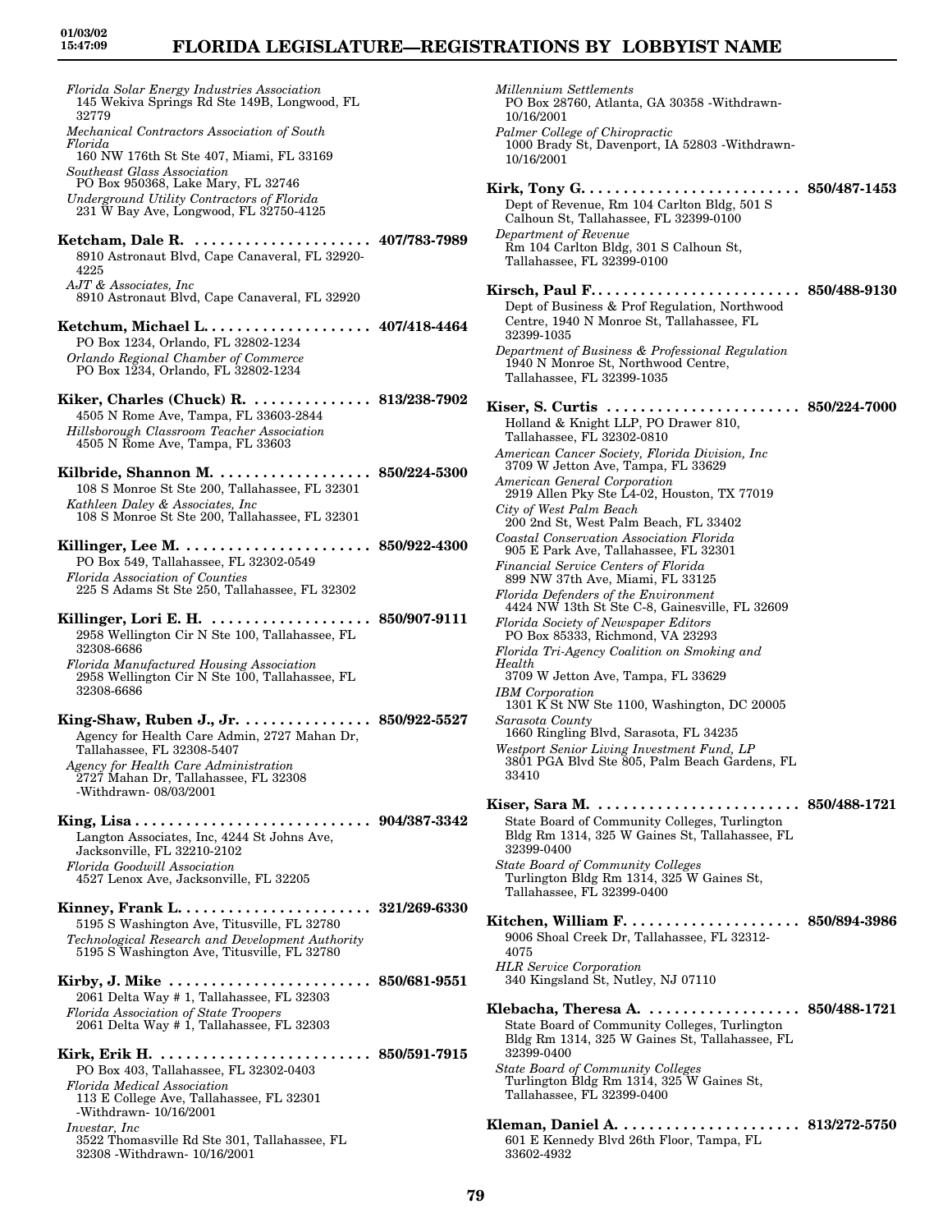*Florida Solar Energy Industries Association*
145 Wekiva Springs Rd Ste 149B, Longwood, FL 32779

*Mechanical Contractors Association of South Florida*
160 NW 176th St Ste 407, Miami, FL 33169

*Southeast Glass Association*
PO Box 950368, Lake Mary, FL 32746

*Underground Utility Contractors of Florida*
231 W Bay Ave, Longwood, FL 32750-4125

**Ketcham, Dale R. .................... 407/783-7989**
8910 Astronaut Blvd, Cape Canaveral, FL 32920-4225
*AJT & Associates, Inc*
8910 Astronaut Blvd, Cape Canaveral, FL 32920

**Ketchum, Michael L. .................... 407/418-4464**
PO Box 1234, Orlando, FL 32802-1234
*Orlando Regional Chamber of Commerce*
PO Box 1234, Orlando, FL 32802-1234

**Kiker, Charles (Chuck) R. .............. 813/238-7902**
4505 N Rome Ave, Tampa, FL 33603-2844
*Hillsborough Classroom Teacher Association*
4505 N Rome Ave, Tampa, FL 33603

**Kilbride, Shannon M. .................. 850/224-5300**
108 S Monroe St Ste 200, Tallahassee, FL 32301
*Kathleen Daley & Associates, Inc*
108 S Monroe St Ste 200, Tallahassee, FL 32301

**Killinger, Lee M. ...................... 850/922-4300**
PO Box 549, Tallahassee, FL 32302-0549
*Florida Association of Counties*
225 S Adams St Ste 250, Tallahassee, FL 32302

**Killinger, Lori E. H. .................. 850/907-9111**
2958 Wellington Cir N Ste 100, Tallahassee, FL 32308-6686
*Florida Manufactured Housing Association*
2958 Wellington Cir N Ste 100, Tallahassee, FL 32308-6686

**King-Shaw, Ruben J., Jr. ............... 850/922-5527**
Agency for Health Care Admin, 2727 Mahan Dr, Tallahassee, FL 32308-5407
*Agency for Health Care Administration*
2727 Mahan Dr, Tallahassee, FL 32308 -Withdrawn- 08/03/2001

**King, Lisa ............................ 904/387-3342**
Langton Associates, Inc, 4244 St Johns Ave, Jacksonville, FL 32210-2102
*Florida Goodwill Association*
4527 Lenox Ave, Jacksonville, FL 32205

**Kinney, Frank L. ...................... 321/269-6330**
5195 S Washington Ave, Titusville, FL 32780
*Technological Research and Development Authority*
5195 S Washington Ave, Titusville, FL 32780

**Kirby, J. Mike ........................ 850/681-9551**
2061 Delta Way # 1, Tallahassee, FL 32303
*Florida Association of State Troopers*
2061 Delta Way # 1, Tallahassee, FL 32303

**Kirk, Erik H. ......................... 850/591-7915**
PO Box 403, Tallahassee, FL 32302-0403
*Florida Medical Association*
113 E College Ave, Tallahassee, FL 32301 -Withdrawn- 10/16/2001
*Investar, Inc*
3522 Thomasville Rd Ste 301, Tallahassee, FL 32308 -Withdrawn- 10/16/2001
*Millennium Settlements*
PO Box 28760, Atlanta, GA 30358 -Withdrawn- 10/16/2001
*Palmer College of Chiropractic*
1000 Brady St, Davenport, IA 52803 -Withdrawn- 10/16/2001

**Kirk, Tony G. ......................... 850/487-1453**
Dept of Revenue, Rm 104 Carlton Bldg, 501 S Calhoun St, Tallahassee, FL 32399-0100
*Department of Revenue*
Rm 104 Carlton Bldg, 301 S Calhoun St, Tallahassee, FL 32399-0100

**Kirsch, Paul F. ........................ 850/488-9130**
Dept of Business & Prof Regulation, Northwood Centre, 1940 N Monroe St, Tallahassee, FL 32399-1035
*Department of Business & Professional Regulation*
1940 N Monroe St, Northwood Centre, Tallahassee, FL 32399-1035

**Kiser, S. Curtis ...................... 850/224-7000**
Holland & Knight LLP, PO Drawer 810, Tallahassee, FL 32302-0810
*American Cancer Society, Florida Division, Inc*
3709 W Jetton Ave, Tampa, FL 33629
*American General Corporation*
2919 Allen Pky Ste L4-02, Houston, TX 77019
*City of West Palm Beach*
200 2nd St, West Palm Beach, FL 33402
*Coastal Conservation Association Florida*
905 E Park Ave, Tallahassee, FL 32301
*Financial Service Centers of Florida*
899 NW 37th Ave, Miami, FL 33125
*Florida Defenders of the Environment*
4424 NW 13th St Ste C-8, Gainesville, FL 32609
*Florida Society of Newspaper Editors*
PO Box 85333, Richmond, VA 23293
*Florida Tri-Agency Coalition on Smoking and Health*
3709 W Jetton Ave, Tampa, FL 33629
*IBM Corporation*
1301 K St NW Ste 1100, Washington, DC 20005
*Sarasota County*
1660 Ringling Blvd, Sarasota, FL 34235
*Westport Senior Living Investment Fund, LP*
3801 PGA Blvd Ste 805, Palm Beach Gardens, FL 33410

**Kiser, Sara M. ........................ 850/488-1721**
State Board of Community Colleges, Turlington Bldg Rm 1314, 325 W Gaines St, Tallahassee, FL 32399-0400
*State Board of Community Colleges*
Turlington Bldg Rm 1314, 325 W Gaines St, Tallahassee, FL 32399-0400

**Kitchen, William F. .................... 850/894-3986**
9006 Shoal Creek Dr, Tallahassee, FL 32312-4075
*HLR Service Corporation*
340 Kingsland St, Nutley, NJ 07110

**Klebacha, Theresa A. .................. 850/488-1721**
State Board of Community Colleges, Turlington Bldg Rm 1314, 325 W Gaines St, Tallahassee, FL 32399-0400
*State Board of Community Colleges*
Turlington Bldg Rm 1314, 325 W Gaines St, Tallahassee, FL 32399-0400

**Kleman, Daniel A. ...................... 813/272-5750**
601 E Kennedy Blvd 26th Floor, Tampa, FL 33602-4932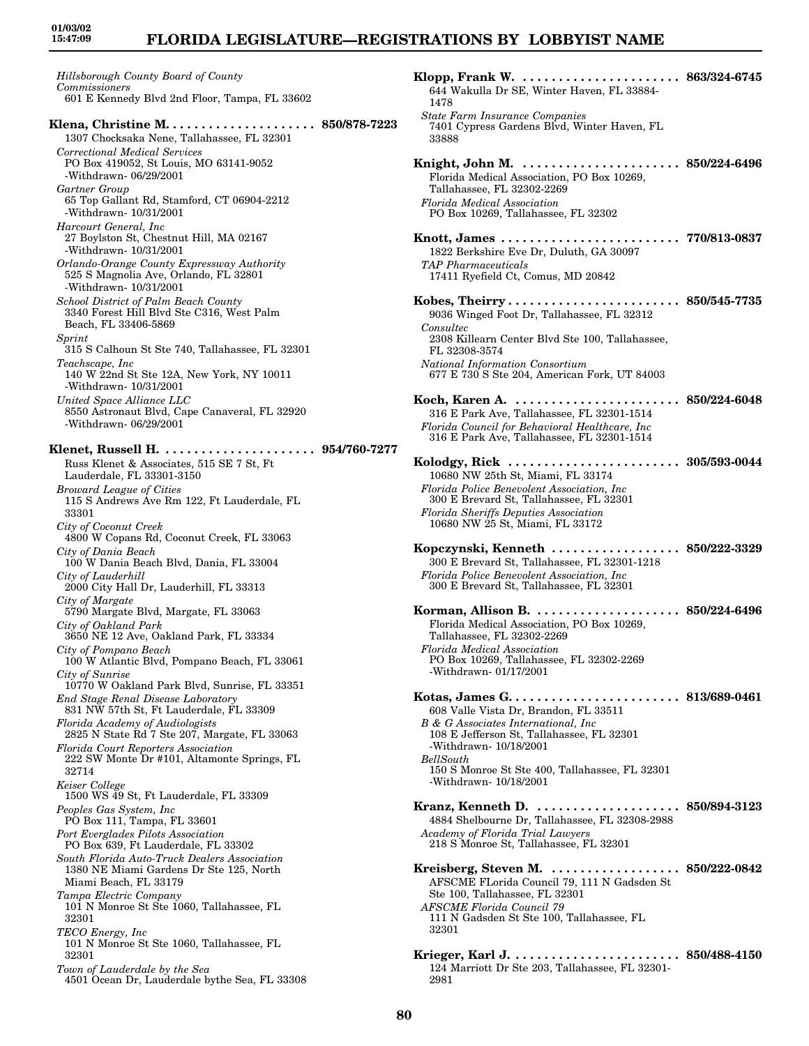*Hillsborough County Board of County Commissioners*
601 E Kennedy Blvd 2nd Floor, Tampa, FL 33602

**Klena, Christine M. . . . . . . . . . . . . . . . . . . . . 850/878-7223**
1307 Chocksaka Nene, Tallahassee, FL 32301
*Correctional Medical Services*
PO Box 419052, St Louis, MO 63141-9052
-Withdrawn- 06/29/2001
*Gartner Group*
65 Top Gallant Rd, Stamford, CT 06904-2212
-Withdrawn- 10/31/2001
*Harcourt General, Inc*
27 Boylston St, Chestnut Hill, MA 02167
-Withdrawn- 10/31/2001
*Orlando-Orange County Expressway Authority*
525 S Magnolia Ave, Orlando, FL 32801
-Withdrawn- 10/31/2001
*School District of Palm Beach County*
3340 Forest Hill Blvd Ste C316, West Palm Beach, FL 33406-5869
*Sprint*
315 S Calhoun St Ste 740, Tallahassee, FL 32301
*Teachscape, Inc*
140 W 22nd St Ste 12A, New York, NY 10011
-Withdrawn- 10/31/2001
*United Space Alliance LLC*
8550 Astronaut Blvd, Cape Canaveral, FL 32920
-Withdrawn- 06/29/2001

**Klenet, Russell H. . . . . . . . . . . . . . . . . . . . . 954/760-7277**
Russ Klenet & Associates, 515 SE 7 St, Ft Lauderdale, FL 33301-3150
*Broward League of Cities*
115 S Andrews Ave Rm 122, Ft Lauderdale, FL 33301
*City of Coconut Creek*
4800 W Copans Rd, Coconut Creek, FL 33063
*City of Dania Beach*
100 W Dania Beach Blvd, Dania, FL 33004
*City of Lauderhill*
2000 City Hall Dr, Lauderhill, FL 33313
*City of Margate*
5790 Margate Blvd, Margate, FL 33063
*City of Oakland Park*
3650 NE 12 Ave, Oakland Park, FL 33334
*City of Pompano Beach*
100 W Atlantic Blvd, Pompano Beach, FL 33061
*City of Sunrise*
10770 W Oakland Park Blvd, Sunrise, FL 33351
*End Stage Renal Disease Laboratory*
831 NW 57th St, Ft Lauderdale, FL 33309
*Florida Academy of Audiologists*
2825 N State Rd 7 Ste 207, Margate, FL 33063
*Florida Court Reporters Association*
222 SW Monte Dr #101, Altamonte Springs, FL 32714
*Keiser College*
1500 WS 49 St, Ft Lauderdale, FL 33309
*Peoples Gas System, Inc*
PO Box 111, Tampa, FL 33601
*Port Everglades Pilots Association*
PO Box 639, Ft Lauderdale, FL 33302
*South Florida Auto-Truck Dealers Association*
1380 NE Miami Gardens Dr Ste 125, North Miami Beach, FL 33179
*Tampa Electric Company*
101 N Monroe St Ste 1060, Tallahassee, FL 32301
*TECO Energy, Inc*
101 N Monroe St Ste 1060, Tallahassee, FL 32301
*Town of Lauderdale by the Sea*
4501 Ocean Dr, Lauderdale bythe Sea, FL 33308

**Klopp, Frank W. . . . . . . . . . . . . . . . . . . . . . . 863/324-6745**
644 Wakulla Dr SE, Winter Haven, FL 33884-1478
*State Farm Insurance Companies*
7401 Cypress Gardens Blvd, Winter Haven, FL 33888

**Knight, John M. . . . . . . . . . . . . . . . . . . . . . . 850/224-6496**
Florida Medical Association, PO Box 10269, Tallahassee, FL 32302-2269
*Florida Medical Association*
PO Box 10269, Tallahassee, FL 32302

**Knott, James . . . . . . . . . . . . . . . . . . . . . . . . . 770/813-0837**
1822 Berkshire Eve Dr, Duluth, GA 30097
*TAP Pharmaceuticals*
17411 Ryefield Ct, Comus, MD 20842

**Kobes, Theirry . . . . . . . . . . . . . . . . . . . . . . . . 850/545-7735**
9036 Winged Foot Dr, Tallahassee, FL 32312
*Consultec*
2308 Killearn Center Blvd Ste 100, Tallahassee, FL 32308-3574
*National Information Consortium*
677 E 730 S Ste 204, American Fork, UT 84003

**Koch, Karen A. . . . . . . . . . . . . . . . . . . . . . . . 850/224-6048**
316 E Park Ave, Tallahassee, FL 32301-1514
*Florida Council for Behavioral Healthcare, Inc*
316 E Park Ave, Tallahassee, FL 32301-1514

**Kolodgy, Rick . . . . . . . . . . . . . . . . . . . . . . . . 305/593-0044**
10680 NW 25th St, Miami, FL 33174
*Florida Police Benevolent Association, Inc*
300 E Brevard St, Tallahassee, FL 32301
*Florida Sheriffs Deputies Association*
10680 NW 25 St, Miami, FL 33172

**Kopczynski, Kenneth . . . . . . . . . . . . . . . . . . 850/222-3329**
300 E Brevard St, Tallahassee, FL 32301-1218
*Florida Police Benevolent Association, Inc*
300 E Brevard St, Tallahassee, FL 32301

**Korman, Allison B. . . . . . . . . . . . . . . . . . . . . 850/224-6496**
Florida Medical Association, PO Box 10269, Tallahassee, FL 32302-2269
*Florida Medical Association*
PO Box 10269, Tallahassee, FL 32302-2269
-Withdrawn- 01/17/2001

**Kotas, James G. . . . . . . . . . . . . . . . . . . . . . . . 813/689-0461**
608 Valle Vista Dr, Brandon, FL 33511
*B & G Associates International, Inc*
108 E Jefferson St, Tallahassee, FL 32301
-Withdrawn- 10/18/2001
*BellSouth*
150 S Monroe St Ste 400, Tallahassee, FL 32301
-Withdrawn- 10/18/2001

**Kranz, Kenneth D. . . . . . . . . . . . . . . . . . . . . 850/894-3123**
4884 Shelbourne Dr, Tallahassee, FL 32308-2988
*Academy of Florida Trial Lawyers*
218 S Monroe St, Tallahassee, FL 32301

**Kreisberg, Steven M. . . . . . . . . . . . . . . . . . . 850/222-0842**
AFSCME FLorida Council 79, 111 N Gadsden St Ste 100, Tallahassee, FL 32301
*AFSCME Florida Council 79*
111 N Gadsden St Ste 100, Tallahassee, FL 32301

**Krieger, Karl J. . . . . . . . . . . . . . . . . . . . . . . . 850/488-4150**
124 Marriott Dr Ste 203, Tallahassee, FL 32301-2981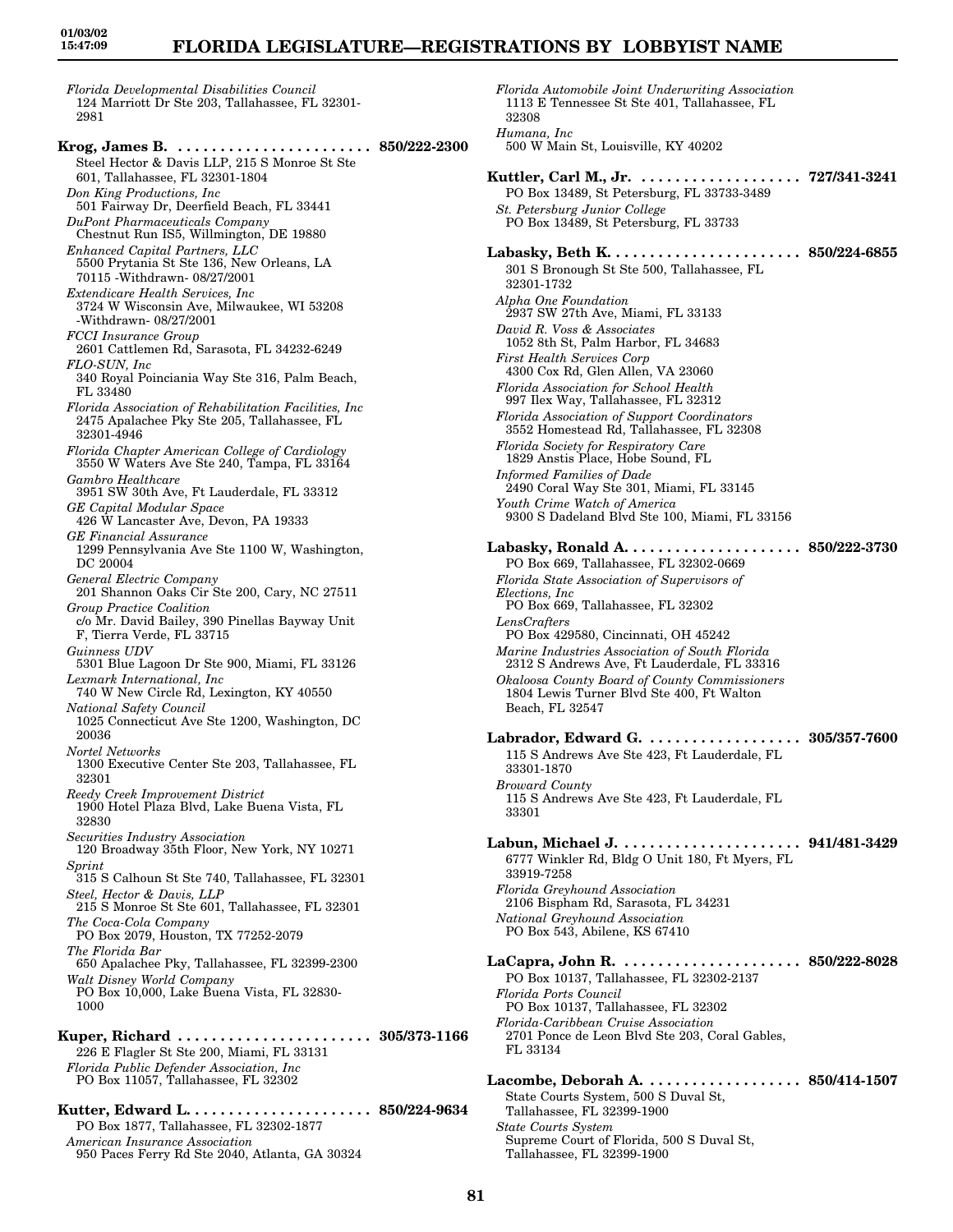*Florida Developmental Disabilities Council*
124 Marriott Dr Ste 203, Tallahassee, FL 32301-2981

**Krog, James B. . . . . . . . . . . . . . . . . . . . . . . . 850/222-2300**
Steel Hector & Davis LLP, 215 S Monroe St Ste 601, Tallahassee, FL 32301-1804
*Don King Productions, Inc*
501 Fairway Dr, Deerfield Beach, FL 33441
*DuPont Pharmaceuticals Company*
Chestnut Run IS5, Willmington, DE 19880
*Enhanced Capital Partners, LLC*
5500 Prytania St Ste 136, New Orleans, LA 70115 -Withdrawn- 08/27/2001
*Extendicare Health Services, Inc*
3724 W Wisconsin Ave, Milwaukee, WI 53208 -Withdrawn- 08/27/2001
*FCCI Insurance Group*
2601 Cattlemen Rd, Sarasota, FL 34232-6249
*FLO-SUN, Inc*
340 Royal Poinciania Way Ste 316, Palm Beach, FL 33480
*Florida Association of Rehabilitation Facilities, Inc*
2475 Apalachee Pky Ste 205, Tallahassee, FL 32301-4946
*Florida Chapter American College of Cardiology*
3550 W Waters Ave Ste 240, Tampa, FL 33164
*Gambro Healthcare*
3951 SW 30th Ave, Ft Lauderdale, FL 33312
*GE Capital Modular Space*
426 W Lancaster Ave, Devon, PA 19333
*GE Financial Assurance*
1299 Pennsylvania Ave Ste 1100 W, Washington, DC 20004
*General Electric Company*
201 Shannon Oaks Cir Ste 200, Cary, NC 27511
*Group Practice Coalition*
c/o Mr. David Bailey, 390 Pinellas Bayway Unit F, Tierra Verde, FL 33715
*Guinness UDV*
5301 Blue Lagoon Dr Ste 900, Miami, FL 33126
*Lexmark International, Inc*
740 W New Circle Rd, Lexington, KY 40550
*National Safety Council*
1025 Connecticut Ave Ste 1200, Washington, DC 20036
*Nortel Networks*
1300 Executive Center Ste 203, Tallahassee, FL 32301
*Reedy Creek Improvement District*
1900 Hotel Plaza Blvd, Lake Buena Vista, FL 32830
*Securities Industry Association*
120 Broadway 35th Floor, New York, NY 10271
*Sprint*
315 S Calhoun St Ste 740, Tallahassee, FL 32301
*Steel, Hector & Davis, LLP*
215 S Monroe St Ste 601, Tallahassee, FL 32301
*The Coca-Cola Company*
PO Box 2079, Houston, TX 77252-2079
*The Florida Bar*
650 Apalachee Pky, Tallahassee, FL 32399-2300
*Walt Disney World Company*
PO Box 10,000, Lake Buena Vista, FL 32830-1000

**Kuper, Richard . . . . . . . . . . . . . . . . . . . . . . . 305/373-1166**
226 E Flagler St Ste 200, Miami, FL 33131
*Florida Public Defender Association, Inc*
PO Box 11057, Tallahassee, FL 32302

**Kutter, Edward L. . . . . . . . . . . . . . . . . . . . . . 850/224-9634**
PO Box 1877, Tallahassee, FL 32302-1877
*American Insurance Association*
950 Paces Ferry Rd Ste 2040, Atlanta, GA 30324
*Florida Automobile Joint Underwriting Association*
1113 E Tennessee St Ste 401, Tallahassee, FL 32308
*Humana, Inc*
500 W Main St, Louisville, KY 40202

**Kuttler, Carl M., Jr. . . . . . . . . . . . . . . . . . . . 727/341-3241**
PO Box 13489, St Petersburg, FL 33733-3489
*St. Petersburg Junior College*
PO Box 13489, St Petersburg, FL 33733

**Labasky, Beth K. . . . . . . . . . . . . . . . . . . . . . . 850/224-6855**
301 S Bronough St Ste 500, Tallahassee, FL 32301-1732
*Alpha One Foundation*
2937 SW 27th Ave, Miami, FL 33133
*David R. Voss & Associates*
1052 8th St, Palm Harbor, FL 34683
*First Health Services Corp*
4300 Cox Rd, Glen Allen, VA 23060
*Florida Association for School Health*
997 Ilex Way, Tallahassee, FL 32312
*Florida Association of Support Coordinators*
3552 Homestead Rd, Tallahassee, FL 32308
*Florida Society for Respiratory Care*
1829 Anstis Place, Hobe Sound, FL
*Informed Families of Dade*
2490 Coral Way Ste 301, Miami, FL 33145
*Youth Crime Watch of America*
9300 S Dadeland Blvd Ste 100, Miami, FL 33156

**Labasky, Ronald A. . . . . . . . . . . . . . . . . . . . . 850/222-3730**
PO Box 669, Tallahassee, FL 32302-0669
*Florida State Association of Supervisors of Elections, Inc*
PO Box 669, Tallahassee, FL 32302
*LensCrafters*
PO Box 429580, Cincinnati, OH 45242
*Marine Industries Association of South Florida*
2312 S Andrews Ave, Ft Lauderdale, FL 33316
*Okaloosa County Board of County Commissioners*
1804 Lewis Turner Blvd Ste 400, Ft Walton Beach, FL 32547

**Labrador, Edward G. . . . . . . . . . . . . . . . . . . 305/357-7600**
115 S Andrews Ave Ste 423, Ft Lauderdale, FL 33301-1870
*Broward County*
115 S Andrews Ave Ste 423, Ft Lauderdale, FL 33301

**Labun, Michael J. . . . . . . . . . . . . . . . . . . . . . 941/481-3429**
6777 Winkler Rd, Bldg O Unit 180, Ft Myers, FL 33919-7258
*Florida Greyhound Association*
2106 Bispham Rd, Sarasota, FL 34231
*National Greyhound Association*
PO Box 543, Abilene, KS 67410

**LaCapra, John R. . . . . . . . . . . . . . . . . . . . . . 850/222-8028**
PO Box 10137, Tallahassee, FL 32302-2137
*Florida Ports Council*
PO Box 10137, Tallahassee, FL 32302
*Florida-Caribbean Cruise Association*
2701 Ponce de Leon Blvd Ste 203, Coral Gables, FL 33134

**Lacombe, Deborah A. . . . . . . . . . . . . . . . . . . 850/414-1507**
State Courts System, 500 S Duval St, Tallahassee, FL 32399-1900
*State Courts System*
Supreme Court of Florida, 500 S Duval St, Tallahassee, FL 32399-1900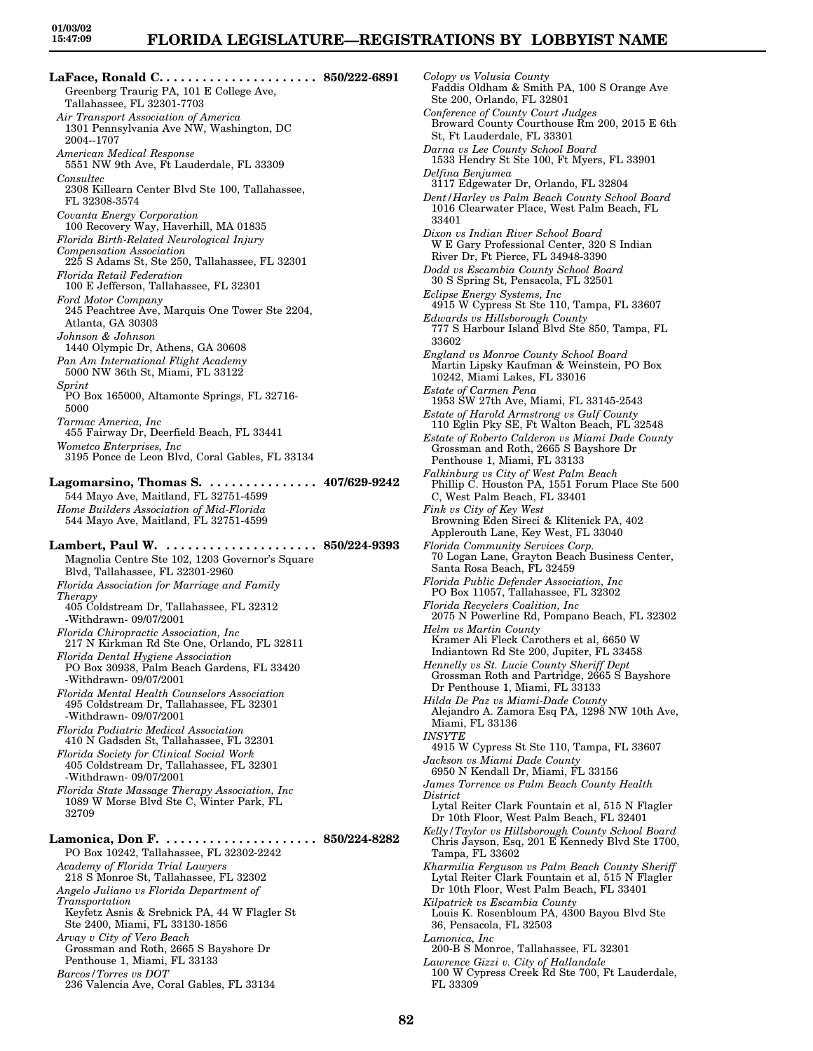**LaFace, Ronald C.** ...................... **850/222-6891**
Greenberg Traurig PA, 101 E College Ave, Tallahassee, FL 32301-7703

*Air Transport Association of America*
1301 Pennsylvania Ave NW, Washington, DC 2004--1707

*American Medical Response*
5551 NW 9th Ave, Ft Lauderdale, FL 33309

*Consultec*
2308 Killearn Center Blvd Ste 100, Tallahassee, FL 32308-3574

*Covanta Energy Corporation*
100 Recovery Way, Haverhill, MA 01835

*Florida Birth-Related Neurological Injury Compensation Association*
225 S Adams St, Ste 250, Tallahassee, FL 32301

*Florida Retail Federation*
100 E Jefferson, Tallahassee, FL 32301

*Ford Motor Company*
245 Peachtree Ave, Marquis One Tower Ste 2204, Atlanta, GA 30303

*Johnson & Johnson*
1440 Olympic Dr, Athens, GA 30608

*Pan Am International Flight Academy*
5000 NW 36th St, Miami, FL 33122

*Sprint*
PO Box 165000, Altamonte Springs, FL 32716-5000

*Tarmac America, Inc*
455 Fairway Dr, Deerfield Beach, FL 33441

*Wometco Enterprises, Inc*
3195 Ponce de Leon Blvd, Coral Gables, FL 33134

**Lagomarsino, Thomas S.** ............... **407/629-9242**
544 Mayo Ave, Maitland, FL 32751-4599

*Home Builders Association of Mid-Florida*
544 Mayo Ave, Maitland, FL 32751-4599

**Lambert, Paul W.** ..................... **850/224-9393**
Magnolia Centre Ste 102, 1203 Governor's Square Blvd, Tallahassee, FL 32301-2960

*Florida Association for Marriage and Family Therapy*
405 Coldstream Dr, Tallahassee, FL 32312
-Withdrawn- 09/07/2001

*Florida Chiropractic Association, Inc*
217 N Kirkman Rd Ste One, Orlando, FL 32811

*Florida Dental Hygiene Association*
PO Box 30938, Palm Beach Gardens, FL 33420
-Withdrawn- 09/07/2001

*Florida Mental Health Counselors Association*
495 Coldstream Dr, Tallahassee, FL 32301
-Withdrawn- 09/07/2001

*Florida Podiatric Medical Association*
410 N Gadsden St, Tallahassee, FL 32301

*Florida Society for Clinical Social Work*
405 Coldstream Dr, Tallahassee, FL 32301
-Withdrawn- 09/07/2001

*Florida State Massage Therapy Association, Inc*
1089 W Morse Blvd Ste C, Winter Park, FL 32709

**Lamonica, Don F.** ..................... **850/224-8282**
PO Box 10242, Tallahassee, FL 32302-2242

*Academy of Florida Trial Lawyers*
218 S Monroe St, Tallahassee, FL 32302

*Angelo Juliano vs Florida Department of Transportation*
Keyfetz Asnis & Srebnick PA, 44 W Flagler St Ste 2400, Miami, FL 33130-1856

*Arvay v City of Vero Beach*
Grossman and Roth, 2665 S Bayshore Dr Penthouse 1, Miami, FL 33133

*Barcos/Torres vs DOT*
236 Valencia Ave, Coral Gables, FL 33134

*Colopy vs Volusia County*
Faddis Oldham & Smith PA, 100 S Orange Ave Ste 200, Orlando, FL 32801

*Conference of County Court Judges*
Broward County Courthouse Rm 200, 2015 E 6th St, Ft Lauderdale, FL 33301

*Darna vs Lee County School Board*
1533 Hendry St Ste 100, Ft Myers, FL 33901

*Delfina Benjumea*
3117 Edgewater Dr, Orlando, FL 32804

*Dent/Harley vs Palm Beach County School Board*
1016 Clearwater Place, West Palm Beach, FL 33401

*Dixon vs Indian River School Board*
W E Gary Professional Center, 320 S Indian River Dr, Ft Pierce, FL 34948-3390

*Dodd vs Escambia County School Board*
30 S Spring St, Pensacola, FL 32501

*Eclipse Energy Systems, Inc*
4915 W Cypress St Ste 110, Tampa, FL 33607

*Edwards vs Hillsborough County*
777 S Harbour Island Blvd Ste 850, Tampa, FL 33602

*England vs Monroe County School Board*
Martin Lipsky Kaufman & Weinstein, PO Box 10242, Miami Lakes, FL 33016

*Estate of Carmen Pena*
1953 SW 27th Ave, Miami, FL 33145-2543

*Estate of Harold Armstrong vs Gulf County*
110 Eglin Pky SE, Ft Walton Beach, FL 32548

*Estate of Roberto Calderon vs Miami Dade County*
Grossman and Roth, 2665 S Bayshore Dr Penthouse 1, Miami, FL 33133

*Falkinburg vs City of West Palm Beach*
Phillip C. Houston PA, 1551 Forum Place Ste 500 C, West Palm Beach, FL 33401

*Fink vs City of Key West*
Browning Eden Sireci & Klitenick PA, 402 Applerouth Lane, Key West, FL 33040

*Florida Community Services Corp.*
70 Logan Lane, Grayton Beach Business Center, Santa Rosa Beach, FL 32459

*Florida Public Defender Association, Inc*
PO Box 11057, Tallahassee, FL 32302

*Florida Recyclers Coalition, Inc*
2075 N Powerline Rd, Pompano Beach, FL 32302

*Helm vs Martin County*
Kramer Ali Fleck Carothers et al, 6650 W Indiantown Rd Ste 200, Jupiter, FL 33458

*Hennelly vs St. Lucie County Sheriff Dept*
Grossman Roth and Partridge, 2665 S Bayshore Dr Penthouse 1, Miami, FL 33133

*Hilda De Paz vs Miami-Dade County*
Alejandro A. Zamora Esq PA, 1298 NW 10th Ave, Miami, FL 33136

*INSYTE*
4915 W Cypress St Ste 110, Tampa, FL 33607

*Jackson vs Miami Dade County*
6950 N Kendall Dr, Miami, FL 33156

*James Torrence vs Palm Beach County Health District*
Lytal Reiter Clark Fountain et al, 515 N Flagler Dr 10th Floor, West Palm Beach, FL 32401

*Kelly/Taylor vs Hillsborough County School Board*
Chris Jayson, Esq, 201 E Kennedy Blvd Ste 1700, Tampa, FL 33602

*Kharmilia Ferguson vs Palm Beach County Sheriff*
Lytal Reiter Clark Fountain et al, 515 N Flagler Dr 10th Floor, West Palm Beach, FL 33401

*Kilpatrick vs Escambia County*
Louis K. Rosenbloum PA, 4300 Bayou Blvd Ste 36, Pensacola, FL 32503

*Lamonica, Inc*
200-B S Monroe, Tallahassee, FL 32301

*Lawrence Gizzi v. City of Hallandale*
100 W Cypress Creek Rd Ste 700, Ft Lauderdale, FL 33309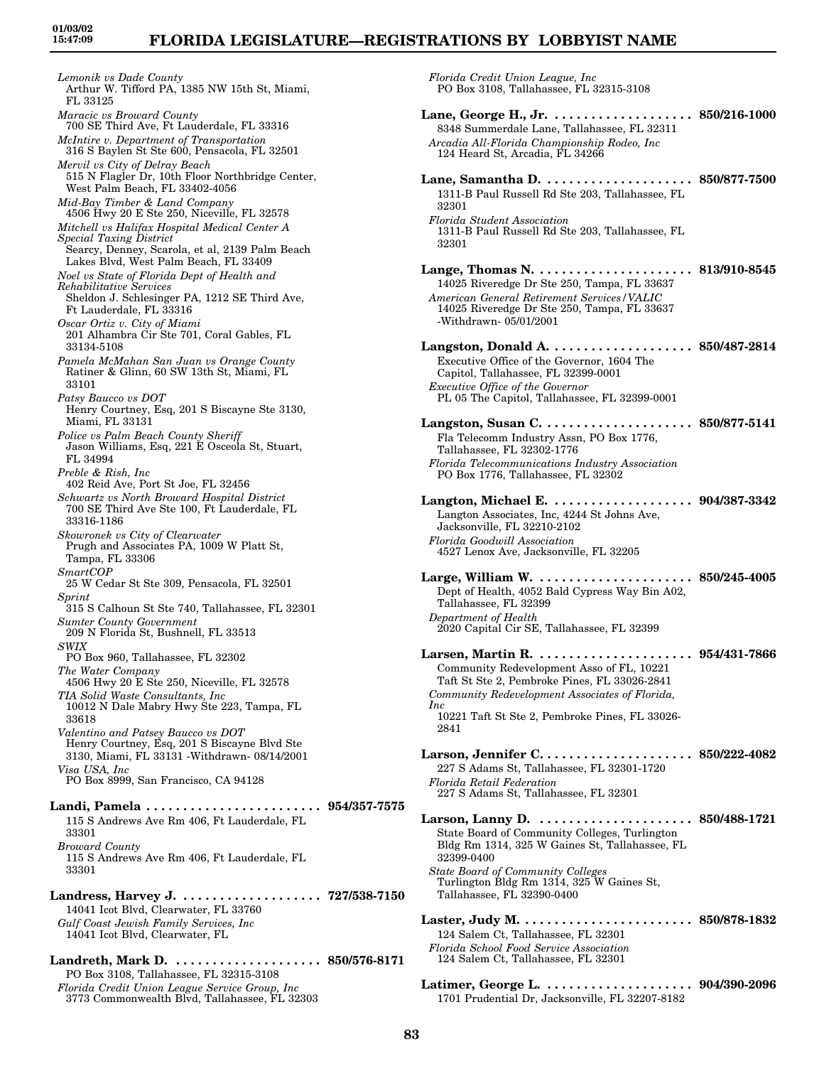*Lemonik vs Dade County*
Arthur W. Tifford PA, 1385 NW 15th St, Miami, FL 33125
*Maracic vs Broward County*
700 SE Third Ave, Ft Lauderdale, FL 33316
*McIntire v. Department of Transportation*
316 S Baylen St Ste 600, Pensacola, FL 32501
*Mervil vs City of Delray Beach*
515 N Flagler Dr, 10th Floor Northbridge Center, West Palm Beach, FL 33402-4056
*Mid-Bay Timber & Land Company*
4506 Hwy 20 E Ste 250, Niceville, FL 32578
*Mitchell vs Halifax Hospital Medical Center A Special Taxing District*
Searcy, Denney, Scarola, et al, 2139 Palm Beach Lakes Blvd, West Palm Beach, FL 33409
*Noel vs State of Florida Dept of Health and Rehabilitative Services*
Sheldon J. Schlesinger PA, 1212 SE Third Ave, Ft Lauderdale, FL 33316
*Oscar Ortiz v. City of Miami*
201 Alhambra Cir Ste 701, Coral Gables, FL 33134-5108
*Pamela McMahan San Juan vs Orange County*
Ratiner & Glinn, 60 SW 13th St, Miami, FL 33101
*Patsy Baucco vs DOT*
Henry Courtney, Esq, 201 S Biscayne Ste 3130, Miami, FL 33131
*Police vs Palm Beach County Sheriff*
Jason Williams, Esq, 221 E Osceola St, Stuart, FL 34994
*Preble & Rish, Inc*
402 Reid Ave, Port St Joe, FL 32456
*Schwartz vs North Broward Hospital District*
700 SE Third Ave Ste 100, Ft Lauderdale, FL 33316-1186
*Skowronek vs City of Clearwater*
Prugh and Associates PA, 1009 W Platt St, Tampa, FL 33306
*SmartCOP*
25 W Cedar St Ste 309, Pensacola, FL 32501
*Sprint*
315 S Calhoun St Ste 740, Tallahassee, FL 32301
*Sumter County Government*
209 N Florida St, Bushnell, FL 33513
*SWIX*
PO Box 960, Tallahassee, FL 32302
*The Water Company*
4506 Hwy 20 E Ste 250, Niceville, FL 32578
*TIA Solid Waste Consultants, Inc*
10012 N Dale Mabry Hwy Ste 223, Tampa, FL 33618
*Valentino and Patsey Baucco vs DOT*
Henry Courtney, Esq, 201 S Biscayne Blvd Ste 3130, Miami, FL 33131 -Withdrawn- 08/14/2001
*Visa USA, Inc*
PO Box 8999, San Francisco, CA 94128

**Landi, Pamela . . . . . . . . . . . . . . . . . . . . . . . . 954/357-7575**
115 S Andrews Ave Rm 406, Ft Lauderdale, FL 33301
*Broward County*
115 S Andrews Ave Rm 406, Ft Lauderdale, FL 33301

**Landress, Harvey J. . . . . . . . . . . . . . . . . . . . 727/538-7150**
14041 Icot Blvd, Clearwater, FL 33760
*Gulf Coast Jewish Family Services, Inc*
14041 Icot Blvd, Clearwater, FL

**Landreth, Mark D. . . . . . . . . . . . . . . . . . . . . 850/576-8171**
PO Box 3108, Tallahassee, FL 32315-3108
*Florida Credit Union League Service Group, Inc*
3773 Commonwealth Blvd, Tallahassee, FL 32303
*Florida Credit Union League, Inc*
PO Box 3108, Tallahassee, FL 32315-3108

**Lane, George H., Jr. . . . . . . . . . . . . . . . . . . . 850/216-1000**
8348 Summerdale Lane, Tallahassee, FL 32311
*Arcadia All-Florida Championship Rodeo, Inc*
124 Heard St, Arcadia, FL 34266

**Lane, Samantha D. . . . . . . . . . . . . . . . . . . . . 850/877-7500**
1311-B Paul Russell Rd Ste 203, Tallahassee, FL 32301
*Florida Student Association*
1311-B Paul Russell Rd Ste 203, Tallahassee, FL 32301

**Lange, Thomas N. . . . . . . . . . . . . . . . . . . . . . 813/910-8545**
14025 Riveredge Dr Ste 250, Tampa, FL 33637
*American General Retirement Services/VALIC*
14025 Riveredge Dr Ste 250, Tampa, FL 33637 -Withdrawn- 05/01/2001

**Langston, Donald A. . . . . . . . . . . . . . . . . . . . 850/487-2814**
Executive Office of the Governor, 1604 The Capitol, Tallahassee, FL 32399-0001
*Executive Office of the Governor*
PL 05 The Capitol, Tallahassee, FL 32399-0001

**Langston, Susan C. . . . . . . . . . . . . . . . . . . . . 850/877-5141**
Fla Telecomm Industry Assn, PO Box 1776, Tallahassee, FL 32302-1776
*Florida Telecommunications Industry Association*
PO Box 1776, Tallahassee, FL 32302

**Langton, Michael E. . . . . . . . . . . . . . . . . . . . 904/387-3342**
Langton Associates, Inc, 4244 St Johns Ave, Jacksonville, FL 32210-2102
*Florida Goodwill Association*
4527 Lenox Ave, Jacksonville, FL 32205

**Large, William W. . . . . . . . . . . . . . . . . . . . . . 850/245-4005**
Dept of Health, 4052 Bald Cypress Way Bin A02, Tallahassee, FL 32399
*Department of Health*
2020 Capital Cir SE, Tallahassee, FL 32399

**Larsen, Martin R. . . . . . . . . . . . . . . . . . . . . . 954/431-7866**
Community Redevelopment Asso of FL, 10221 Taft St Ste 2, Pembroke Pines, FL 33026-2841
*Community Redevelopment Associates of Florida, Inc*
10221 Taft St Ste 2, Pembroke Pines, FL 33026-2841

**Larson, Jennifer C. . . . . . . . . . . . . . . . . . . . . 850/222-4082**
227 S Adams St, Tallahassee, FL 32301-1720
*Florida Retail Federation*
227 S Adams St, Tallahassee, FL 32301

**Larson, Lanny D. . . . . . . . . . . . . . . . . . . . . . 850/488-1721**
State Board of Community Colleges, Turlington Bldg Rm 1314, 325 W Gaines St, Tallahassee, FL 32399-0400
*State Board of Community Colleges*
Turlington Bldg Rm 1314, 325 W Gaines St, Tallahassee, FL 32390-0400

**Laster, Judy M. . . . . . . . . . . . . . . . . . . . . . . . 850/878-1832**
124 Salem Ct, Tallahassee, FL 32301
*Florida School Food Service Association*
124 Salem Ct, Tallahassee, FL 32301

**Latimer, George L. . . . . . . . . . . . . . . . . . . . . 904/390-2096**
1701 Prudential Dr, Jacksonville, FL 32207-8182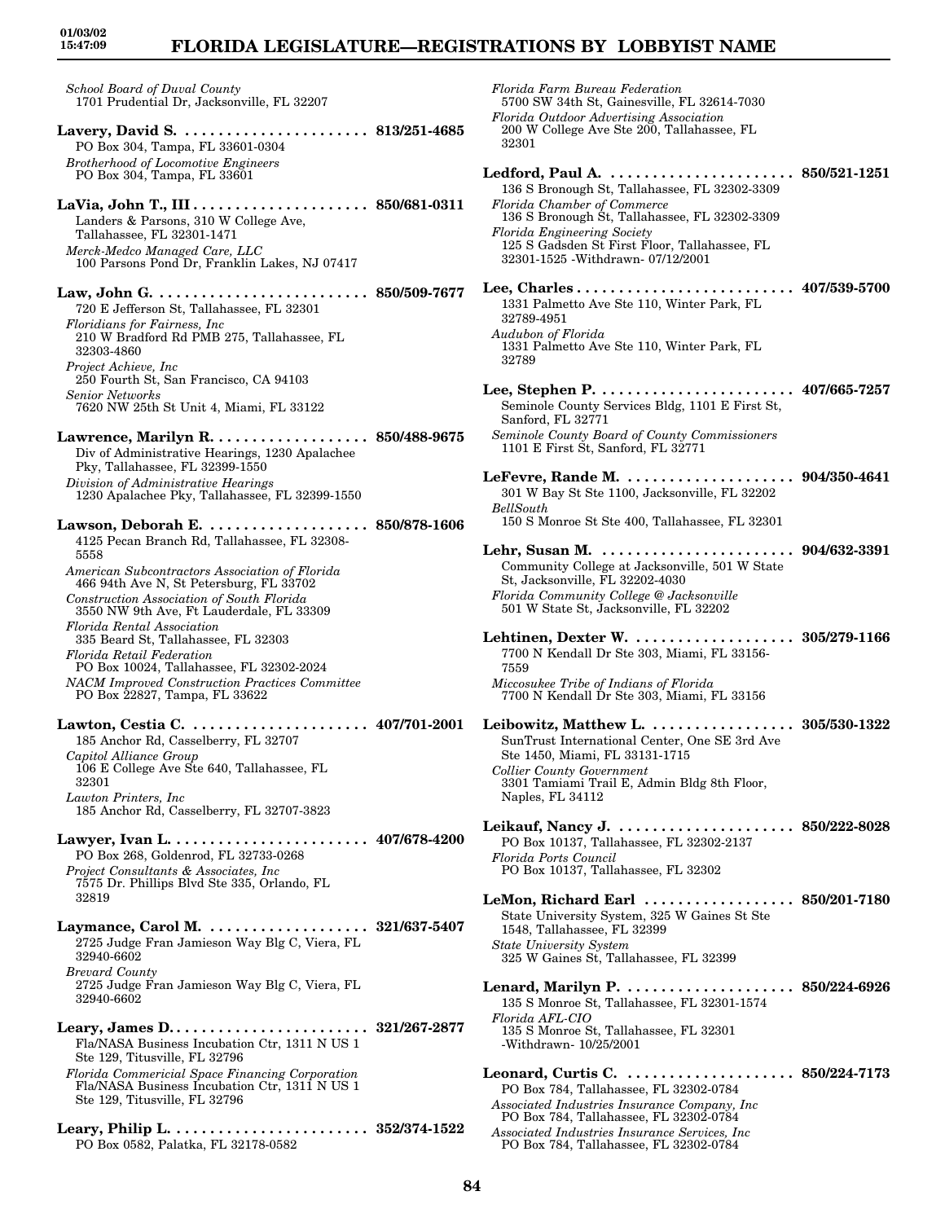*School Board of Duval County*
1701 Prudential Dr, Jacksonville, FL 32207

**Lavery, David S. . . . . . . . . . . . . . . . . . . . . . . 813/251-4685**
PO Box 304, Tampa, FL 33601-0304
*Brotherhood of Locomotive Engineers*
PO Box 304, Tampa, FL 33601

**LaVia, John T., III . . . . . . . . . . . . . . . . . . . . . 850/681-0311**
Landers & Parsons, 310 W College Ave, Tallahassee, FL 32301-1471
*Merck-Medco Managed Care, LLC*
100 Parsons Pond Dr, Franklin Lakes, NJ 07417

**Law, John G. . . . . . . . . . . . . . . . . . . . . . . . . . 850/509-7677**
720 E Jefferson St, Tallahassee, FL 32301
*Floridians for Fairness, Inc*
210 W Bradford Rd PMB 275, Tallahassee, FL 32303-4860
*Project Achieve, Inc*
250 Fourth St, San Francisco, CA 94103
*Senior Networks*
7620 NW 25th St Unit 4, Miami, FL 33122

**Lawrence, Marilyn R. . . . . . . . . . . . . . . . . . . 850/488-9675**
Div of Administrative Hearings, 1230 Apalachee Pky, Tallahassee, FL 32399-1550
*Division of Administrative Hearings*
1230 Apalachee Pky, Tallahassee, FL 32399-1550

**Lawson, Deborah E. . . . . . . . . . . . . . . . . . . . 850/878-1606**
4125 Pecan Branch Rd, Tallahassee, FL 32308-5558
*American Subcontractors Association of Florida*
466 94th Ave N, St Petersburg, FL 33702
*Construction Association of South Florida*
3550 NW 9th Ave, Ft Lauderdale, FL 33309
*Florida Rental Association*
335 Beard St, Tallahassee, FL 32303
*Florida Retail Federation*
PO Box 10024, Tallahassee, FL 32302-2024
*NACM Improved Construction Practices Committee*
PO Box 22827, Tampa, FL 33622

**Lawton, Cestia C. . . . . . . . . . . . . . . . . . . . . . 407/701-2001**
185 Anchor Rd, Casselberry, FL 32707
*Capitol Alliance Group*
106 E College Ave Ste 640, Tallahassee, FL 32301
*Lawton Printers, Inc*
185 Anchor Rd, Casselberry, FL 32707-3823

**Lawyer, Ivan L. . . . . . . . . . . . . . . . . . . . . . . . 407/678-4200**
PO Box 268, Goldenrod, FL 32733-0268
*Project Consultants & Associates, Inc*
7575 Dr. Phillips Blvd Ste 335, Orlando, FL 32819

**Laymance, Carol M. . . . . . . . . . . . . . . . . . . . 321/637-5407**
2725 Judge Fran Jamieson Way Blg C, Viera, FL 32940-6602
*Brevard County*
2725 Judge Fran Jamieson Way Blg C, Viera, FL 32940-6602

**Leary, James D. . . . . . . . . . . . . . . . . . . . . . . . 321/267-2877**
Fla/NASA Business Incubation Ctr, 1311 N US 1 Ste 129, Titusville, FL 32796
*Florida Commericial Space Financing Corporation*
Fla/NASA Business Incubation Ctr, 1311 N US 1 Ste 129, Titusville, FL 32796

**Leary, Philip L. . . . . . . . . . . . . . . . . . . . . . . . 352/374-1522**
PO Box 0582, Palatka, FL 32178-0582
*Florida Farm Bureau Federation*
5700 SW 34th St, Gainesville, FL 32614-7030
*Florida Outdoor Advertising Association*
200 W College Ave Ste 200, Tallahassee, FL 32301

**Ledford, Paul A. . . . . . . . . . . . . . . . . . . . . . . 850/521-1251**
136 S Bronough St, Tallahassee, FL 32302-3309
*Florida Chamber of Commerce*
136 S Bronough St, Tallahassee, FL 32302-3309
*Florida Engineering Society*
125 S Gadsden St First Floor, Tallahassee, FL 32301-1525 -Withdrawn- 07/12/2001

**Lee, Charles . . . . . . . . . . . . . . . . . . . . . . . . . . 407/539-5700**
1331 Palmetto Ave Ste 110, Winter Park, FL 32789-4951
*Audubon of Florida*
1331 Palmetto Ave Ste 110, Winter Park, FL 32789

**Lee, Stephen P. . . . . . . . . . . . . . . . . . . . . . . . 407/665-7257**
Seminole County Services Bldg, 1101 E First St, Sanford, FL 32771
*Seminole County Board of County Commissioners*
1101 E First St, Sanford, FL 32771

**LeFevre, Rande M. . . . . . . . . . . . . . . . . . . . . 904/350-4641**
301 W Bay St Ste 1100, Jacksonville, FL 32202
*BellSouth*
150 S Monroe St Ste 400, Tallahassee, FL 32301

**Lehr, Susan M. . . . . . . . . . . . . . . . . . . . . . . . 904/632-3391**
Community College at Jacksonville, 501 W State St, Jacksonville, FL 32202-4030
*Florida Community College @ Jacksonville*
501 W State St, Jacksonville, FL 32202

**Lehtinen, Dexter W. . . . . . . . . . . . . . . . . . . . 305/279-1166**
7700 N Kendall Dr Ste 303, Miami, FL 33156-7559
*Miccosukee Tribe of Indians of Florida*
7700 N Kendall Dr Ste 303, Miami, FL 33156

**Leibowitz, Matthew L. . . . . . . . . . . . . . . . . . 305/530-1322**
SunTrust International Center, One SE 3rd Ave Ste 1450, Miami, FL 33131-1715
*Collier County Government*
3301 Tamiami Trail E, Admin Bldg 8th Floor, Naples, FL 34112

**Leikauf, Nancy J. . . . . . . . . . . . . . . . . . . . . . 850/222-8028**
PO Box 10137, Tallahassee, FL 32302-2137
*Florida Ports Council*
PO Box 10137, Tallahassee, FL 32302

**LeMon, Richard Earl . . . . . . . . . . . . . . . . . . 850/201-7180**
State University System, 325 W Gaines St Ste 1548, Tallahassee, FL 32399
*State University System*
325 W Gaines St, Tallahassee, FL 32399

**Lenard, Marilyn P. . . . . . . . . . . . . . . . . . . . . 850/224-6926**
135 S Monroe St, Tallahassee, FL 32301-1574
*Florida AFL-CIO*
135 S Monroe St, Tallahassee, FL 32301 -Withdrawn- 10/25/2001

**Leonard, Curtis C. . . . . . . . . . . . . . . . . . . . . 850/224-7173**
PO Box 784, Tallahassee, FL 32302-0784
*Associated Industries Insurance Company, Inc*
PO Box 784, Tallahassee, FL 32302-0784
*Associated Industries Insurance Services, Inc*
PO Box 784, Tallahassee, FL 32302-0784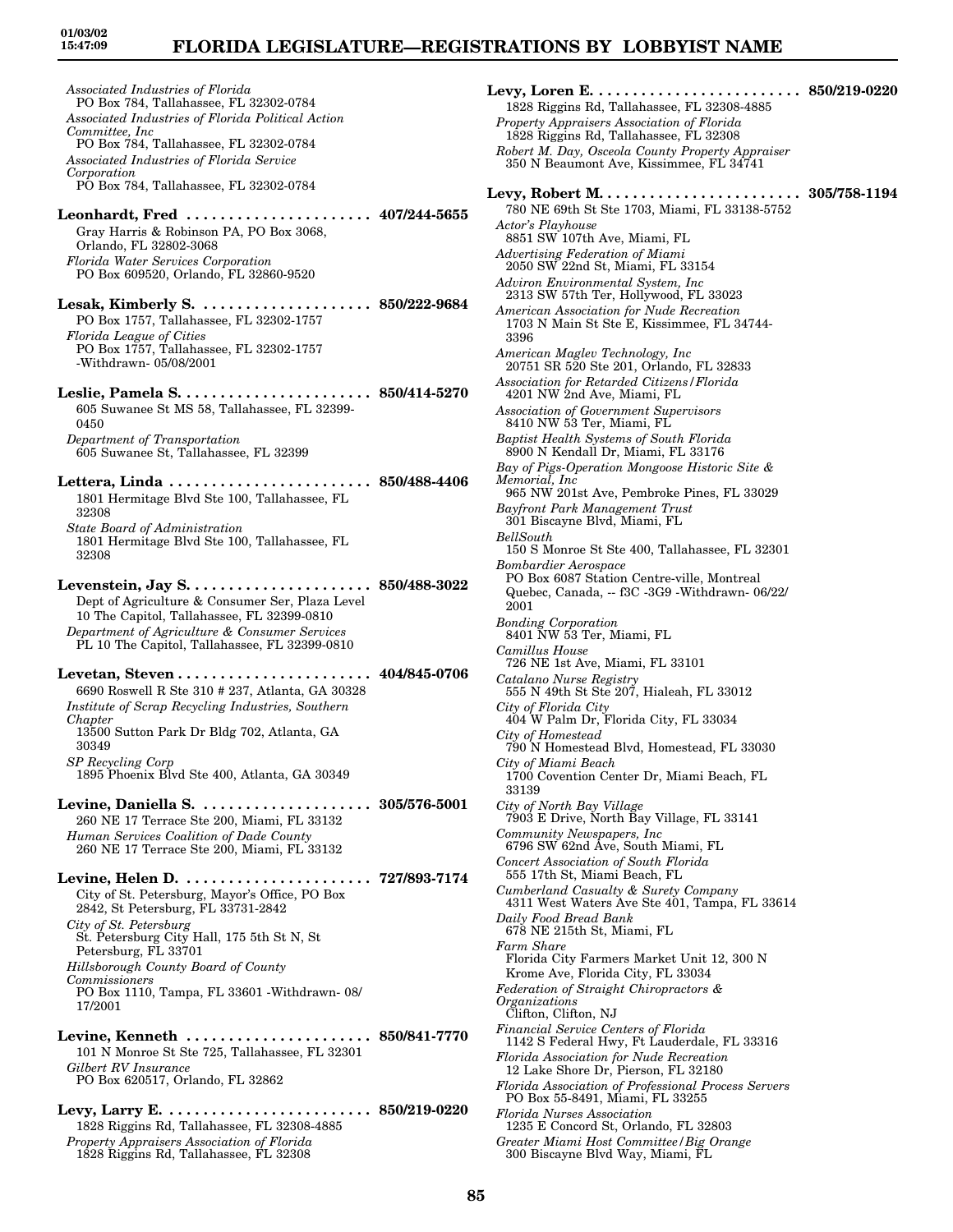*Associated Industries of Florida*
PO Box 784, Tallahassee, FL 32302-0784
*Associated Industries of Florida Political Action Committee, Inc*
PO Box 784, Tallahassee, FL 32302-0784
*Associated Industries of Florida Service Corporation*
PO Box 784, Tallahassee, FL 32302-0784

**Leonhardt, Fred . . . . . . . . . . . . . . . . . . . . . . 407/244-5655**
Gray Harris & Robinson PA, PO Box 3068, Orlando, FL 32802-3068
*Florida Water Services Corporation*
PO Box 609520, Orlando, FL 32860-9520

**Lesak, Kimberly S. . . . . . . . . . . . . . . . . . . . . 850/222-9684**
PO Box 1757, Tallahassee, FL 32302-1757
*Florida League of Cities*
PO Box 1757, Tallahassee, FL 32302-1757 -Withdrawn- 05/08/2001

**Leslie, Pamela S. . . . . . . . . . . . . . . . . . . . . . . 850/414-5270**
605 Suwanee St MS 58, Tallahassee, FL 32399-0450
*Department of Transportation*
605 Suwanee St, Tallahassee, FL 32399

**Lettera, Linda . . . . . . . . . . . . . . . . . . . . . . . . 850/488-4406**
1801 Hermitage Blvd Ste 100, Tallahassee, FL 32308
*State Board of Administration*
1801 Hermitage Blvd Ste 100, Tallahassee, FL 32308

**Levenstein, Jay S. . . . . . . . . . . . . . . . . . . . . . 850/488-3022**
Dept of Agriculture & Consumer Ser, Plaza Level 10 The Capitol, Tallahassee, FL 32399-0810
*Department of Agriculture & Consumer Services*
PL 10 The Capitol, Tallahassee, FL 32399-0810

**Levetan, Steven . . . . . . . . . . . . . . . . . . . . . . . 404/845-0706**
6690 Roswell R Ste 310 # 237, Atlanta, GA 30328
*Institute of Scrap Recycling Industries, Southern Chapter*
13500 Sutton Park Dr Bldg 702, Atlanta, GA 30349
*SP Recycling Corp*
1895 Phoenix Blvd Ste 400, Atlanta, GA 30349

**Levine, Daniella S. . . . . . . . . . . . . . . . . . . . . 305/576-5001**
260 NE 17 Terrace Ste 200, Miami, FL 33132
*Human Services Coalition of Dade County*
260 NE 17 Terrace Ste 200, Miami, FL 33132

**Levine, Helen D. . . . . . . . . . . . . . . . . . . . . . . 727/893-7174**
City of St. Petersburg, Mayor's Office, PO Box 2842, St Petersburg, FL 33731-2842
*City of St. Petersburg*
St. Petersburg City Hall, 175 5th St N, St Petersburg, FL 33701
*Hillsborough County Board of County Commissioners*
PO Box 1110, Tampa, FL 33601 -Withdrawn- 08/17/2001

**Levine, Kenneth . . . . . . . . . . . . . . . . . . . . . . 850/841-7770**
101 N Monroe St Ste 725, Tallahassee, FL 32301
*Gilbert RV Insurance*
PO Box 620517, Orlando, FL 32862

**Levy, Larry E. . . . . . . . . . . . . . . . . . . . . . . . . 850/219-0220**
1828 Riggins Rd, Tallahassee, FL 32308-4885
*Property Appraisers Association of Florida*
1828 Riggins Rd, Tallahassee, FL 32308

**Levy, Loren E. . . . . . . . . . . . . . . . . . . . . . . . . 850/219-0220**
1828 Riggins Rd, Tallahassee, FL 32308-4885
*Property Appraisers Association of Florida*
1828 Riggins Rd, Tallahassee, FL 32308
*Robert M. Day, Osceola County Property Appraiser*
350 N Beaumont Ave, Kissimmee, FL 34741

**Levy, Robert M. . . . . . . . . . . . . . . . . . . . . . . . 305/758-1194**
780 NE 69th St Ste 1703, Miami, FL 33138-5752
*Actor's Playhouse*
8851 SW 107th Ave, Miami, FL
*Advertising Federation of Miami*
2050 SW 22nd St, Miami, FL 33154
*Adviron Environmental System, Inc*
2313 SW 57th Ter, Hollywood, FL 33023
*American Association for Nude Recreation*
1703 N Main St Ste E, Kissimmee, FL 34744-3396
*American Maglev Technology, Inc*
20751 SR 520 Ste 201, Orlando, FL 32833
*Association for Retarded Citizens/Florida*
4201 NW 2nd Ave, Miami, FL
*Association of Government Supervisors*
8410 NW 53 Ter, Miami, FL
*Baptist Health Systems of South Florida*
8900 N Kendall Dr, Miami, FL 33176
*Bay of Pigs-Operation Mongoose Historic Site & Memorial, Inc*
965 NW 201st Ave, Pembroke Pines, FL 33029
*Bayfront Park Management Trust*
301 Biscayne Blvd, Miami, FL
*BellSouth*
150 S Monroe St Ste 400, Tallahassee, FL 32301
*Bombardier Aerospace*
PO Box 6087 Station Centre-ville, Montreal Quebec, Canada, -- f3C -3G9 -Withdrawn- 06/22/2001
*Bonding Corporation*
8401 NW 53 Ter, Miami, FL
*Camillus House*
726 NE 1st Ave, Miami, FL 33101
*Catalano Nurse Registry*
555 N 49th St Ste 207, Hialeah, FL 33012
*City of Florida City*
404 W Palm Dr, Florida City, FL 33034
*City of Homestead*
790 N Homestead Blvd, Homestead, FL 33030
*City of Miami Beach*
1700 Covention Center Dr, Miami Beach, FL 33139
*City of North Bay Village*
7903 E Drive, North Bay Village, FL 33141
*Community Newspapers, Inc*
6796 SW 62nd Ave, South Miami, FL
*Concert Association of South Florida*
555 17th St, Miami Beach, FL
*Cumberland Casualty & Surety Company*
4311 West Waters Ave Ste 401, Tampa, FL 33614
*Daily Food Bread Bank*
678 NE 215th St, Miami, FL
*Farm Share*
Florida City Farmers Market Unit 12, 300 N Krome Ave, Florida City, FL 33034
*Federation of Straight Chiropractors & Organizations*
Clifton, Clifton, NJ
*Financial Service Centers of Florida*
1142 S Federal Hwy, Ft Lauderdale, FL 33316
*Florida Association for Nude Recreation*
12 Lake Shore Dr, Pierson, FL 32180
*Florida Association of Professional Process Servers*
PO Box 55-8491, Miami, FL 33255
*Florida Nurses Association*
1235 E Concord St, Orlando, FL 32803
*Greater Miami Host Committee/Big Orange*
300 Biscayne Blvd Way, Miami, FL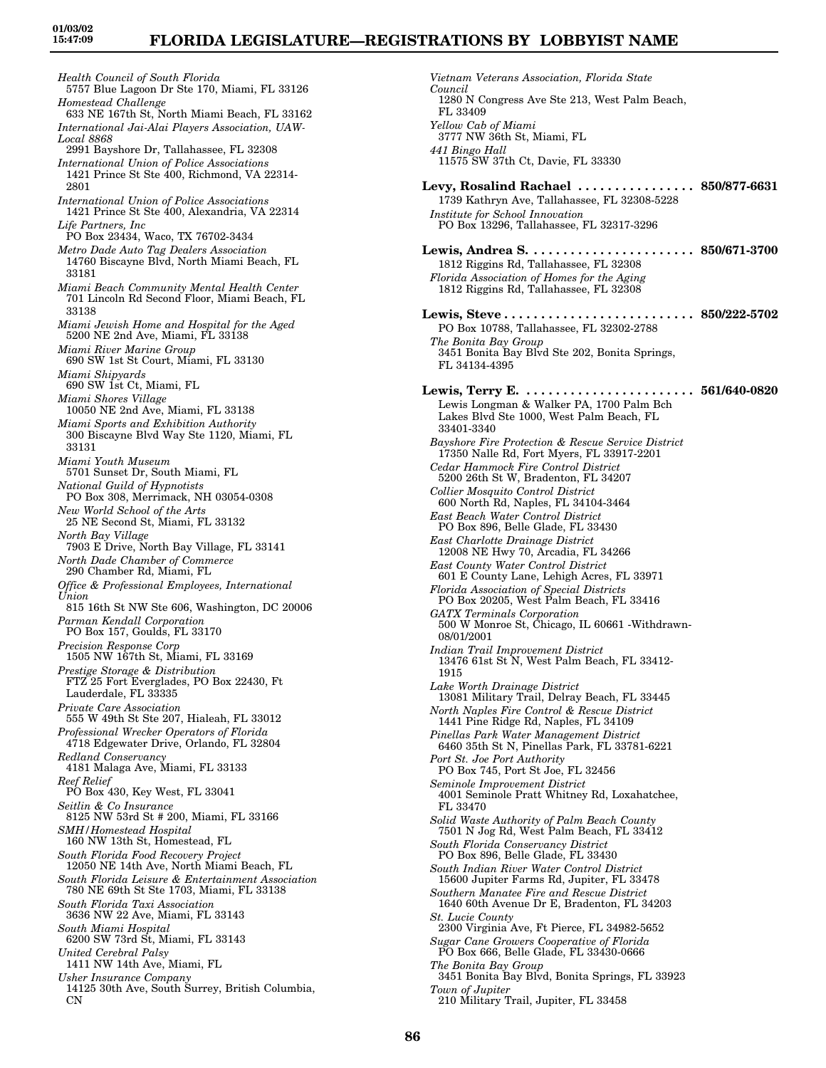*Health Council of South Florida*
5757 Blue Lagoon Dr Ste 170, Miami, FL 33126

*Homestead Challenge*
633 NE 167th St, North Miami Beach, FL 33162

*International Jai-Alai Players Association, UAW-Local 8868*
2991 Bayshore Dr, Tallahassee, FL 32308

*International Union of Police Associations*
1421 Prince St Ste 400, Richmond, VA 22314-2801

*International Union of Police Associations*
1421 Prince St Ste 400, Alexandria, VA 22314

*Life Partners, Inc*
PO Box 23434, Waco, TX 76702-3434

*Metro Dade Auto Tag Dealers Association*
14760 Biscayne Blvd, North Miami Beach, FL 33181

*Miami Beach Community Mental Health Center*
701 Lincoln Rd Second Floor, Miami Beach, FL 33138

*Miami Jewish Home and Hospital for the Aged*
5200 NE 2nd Ave, Miami, FL 33138

*Miami River Marine Group*
690 SW 1st St Court, Miami, FL 33130

*Miami Shipyards*
690 SW 1st Ct, Miami, FL

*Miami Shores Village*
10050 NE 2nd Ave, Miami, FL 33138

*Miami Sports and Exhibition Authority*
300 Biscayne Blvd Way Ste 1120, Miami, FL 33131

*Miami Youth Museum*
5701 Sunset Dr, South Miami, FL

*National Guild of Hypnotists*
PO Box 308, Merrimack, NH 03054-0308

*New World School of the Arts*
25 NE Second St, Miami, FL 33132

*North Bay Village*
7903 E Drive, North Bay Village, FL 33141

*North Dade Chamber of Commerce*
290 Chamber Rd, Miami, FL

*Office & Professional Employees, International Union*
815 16th St NW Ste 606, Washington, DC 20006

*Parman Kendall Corporation*
PO Box 157, Goulds, FL 33170

*Precision Response Corp*
1505 NW 167th St, Miami, FL 33169

*Prestige Storage & Distribution*
FTZ 25 Fort Everglades, PO Box 22430, Ft Lauderdale, FL 33335

*Private Care Association*
555 W 49th St Ste 207, Hialeah, FL 33012

*Professional Wrecker Operators of Florida*
4718 Edgewater Drive, Orlando, FL 32804

*Redland Conservancy*
4181 Malaga Ave, Miami, FL 33133

*Reef Relief*
PO Box 430, Key West, FL 33041

*Seitlin & Co Insurance*
8125 NW 53rd St # 200, Miami, FL 33166

*SMH/Homestead Hospital*
160 NW 13th St, Homestead, FL

*South Florida Food Recovery Project*
12050 NE 14th Ave, North Miami Beach, FL

*South Florida Leisure & Entertainment Association*
780 NE 69th St Ste 1703, Miami, FL 33138

*South Florida Taxi Association*
3636 NW 22 Ave, Miami, FL 33143

*South Miami Hospital*
6200 SW 73rd St, Miami, FL 33143

*United Cerebral Palsy*
1411 NW 14th Ave, Miami, FL

*Usher Insurance Company*
14125 30th Ave, South Surrey, British Columbia, CN

*Vietnam Veterans Association, Florida State Council*
1280 N Congress Ave Ste 213, West Palm Beach, FL 33409

*Yellow Cab of Miami*
3777 NW 36th St, Miami, FL

*441 Bingo Hall*
11575 SW 37th Ct, Davie, FL 33330

**Levy, Rosalind Rachael . . . . . . . . . . . . . . . . 850/877-6631**
1739 Kathryn Ave, Tallahassee, FL 32308-5228

*Institute for School Innovation*
PO Box 13296, Tallahassee, FL 32317-3296

**Lewis, Andrea S. . . . . . . . . . . . . . . . . . . . . . 850/671-3700**
1812 Riggins Rd, Tallahassee, FL 32308

*Florida Association of Homes for the Aging*
1812 Riggins Rd, Tallahassee, FL 32308

**Lewis, Steve . . . . . . . . . . . . . . . . . . . . . . . . . . 850/222-5702**
PO Box 10788, Tallahassee, FL 32302-2788

*The Bonita Bay Group*
3451 Bonita Bay Blvd Ste 202, Bonita Springs, FL 34134-4395

**Lewis, Terry E. . . . . . . . . . . . . . . . . . . . . . . 561/640-0820**
Lewis Longman & Walker PA, 1700 Palm Bch Lakes Blvd Ste 1000, West Palm Beach, FL 33401-3340

*Bayshore Fire Protection & Rescue Service District*
17350 Nalle Rd, Fort Myers, FL 33917-2201

*Cedar Hammock Fire Control District*
5200 26th St W, Bradenton, FL 34207

*Collier Mosquito Control District*
600 North Rd, Naples, FL 34104-3464

*East Beach Water Control District*
PO Box 896, Belle Glade, FL 33430

*East Charlotte Drainage District*
12008 NE Hwy 70, Arcadia, FL 34266

*East County Water Control District*
601 E County Lane, Lehigh Acres, FL 33971

*Florida Association of Special Districts*
PO Box 20205, West Palm Beach, FL 33416

*GATX Terminals Corporation*
500 W Monroe St, Chicago, IL 60661 -Withdrawn-08/01/2001

*Indian Trail Improvement District*
13476 61st St N, West Palm Beach, FL 33412-1915

*Lake Worth Drainage District*
13081 Military Trail, Delray Beach, FL 33445

*North Naples Fire Control & Rescue District*
1441 Pine Ridge Rd, Naples, FL 34109

*Pinellas Park Water Management District*
6460 35th St N, Pinellas Park, FL 33781-6221

*Port St. Joe Port Authority*
PO Box 745, Port St Joe, FL 32456

*Seminole Improvement District*
4001 Seminole Pratt Whitney Rd, Loxahatchee, FL 33470

*Solid Waste Authority of Palm Beach County*
7501 N Jog Rd, West Palm Beach, FL 33412

*South Florida Conservancy District*
PO Box 896, Belle Glade, FL 33430

*South Indian River Water Control District*
15600 Jupiter Farms Rd, Jupiter, FL 33478

*Southern Manatee Fire and Rescue District*
1640 60th Avenue Dr E, Bradenton, FL 34203

*St. Lucie County*
2300 Virginia Ave, Ft Pierce, FL 34982-5652

*Sugar Cane Growers Cooperative of Florida*
PO Box 666, Belle Glade, FL 33430-0666

*The Bonita Bay Group*
3451 Bonita Bay Blvd, Bonita Springs, FL 33923

*Town of Jupiter*
210 Military Trail, Jupiter, FL 33458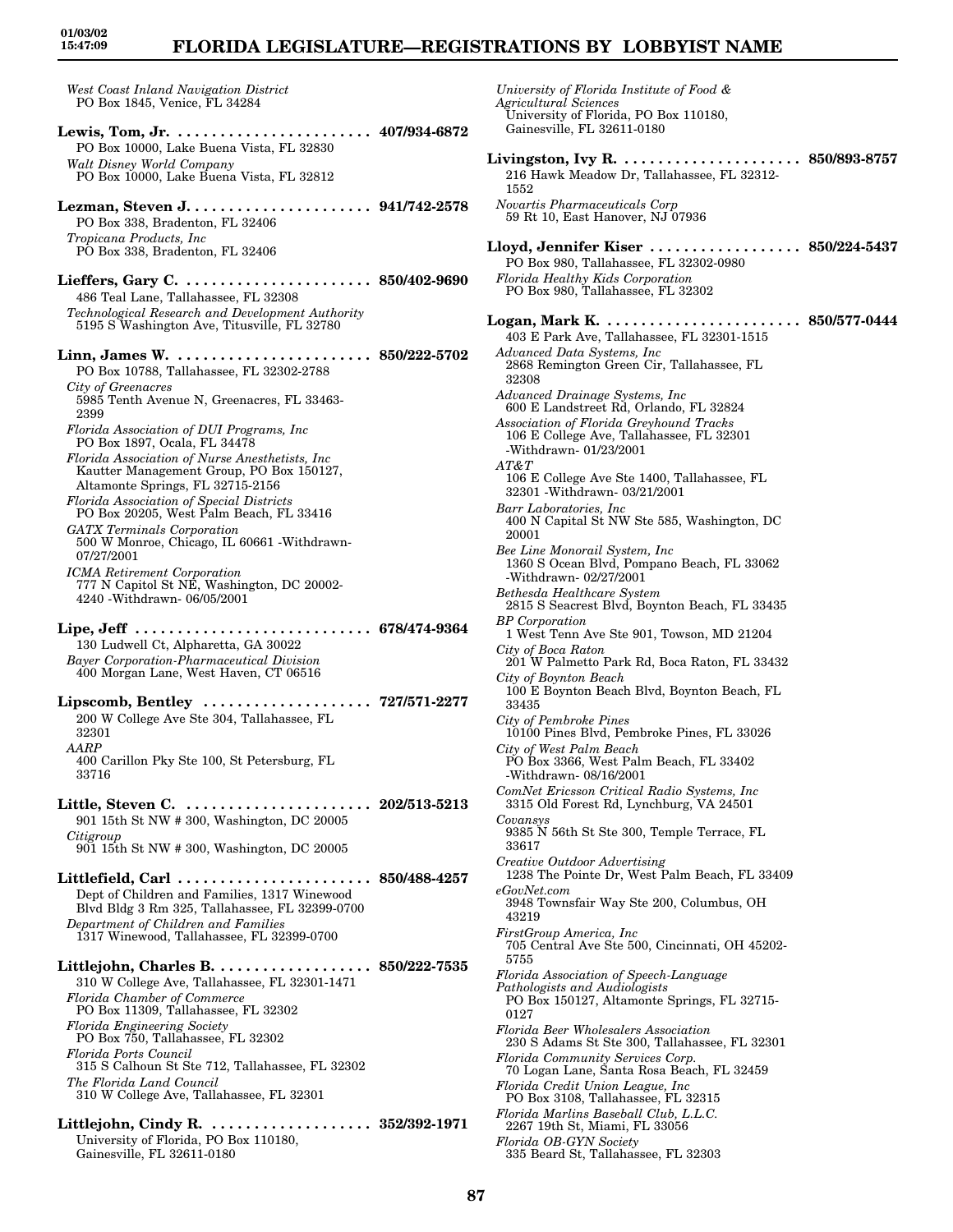*West Coast Inland Navigation District*
PO Box 1845, Venice, FL 34284

**Lewis, Tom, Jr. . . . . . . . . . . . . . . . . . . . . . . . 407/934-6872**
PO Box 10000, Lake Buena Vista, FL 32830
*Walt Disney World Company*
PO Box 10000, Lake Buena Vista, FL 32812

**Lezman, Steven J. . . . . . . . . . . . . . . . . . . . . . 941/742-2578**
PO Box 338, Bradenton, FL 32406
*Tropicana Products, Inc*
PO Box 338, Bradenton, FL 32406

**Lieffers, Gary C. . . . . . . . . . . . . . . . . . . . . . . 850/402-9690**
486 Teal Lane, Tallahassee, FL 32308
*Technological Research and Development Authority*
5195 S Washington Ave, Titusville, FL 32780

**Linn, James W. . . . . . . . . . . . . . . . . . . . . . . . 850/222-5702**
PO Box 10788, Tallahassee, FL 32302-2788
*City of Greenacres*
5985 Tenth Avenue N, Greenacres, FL 33463-2399
*Florida Association of DUI Programs, Inc*
PO Box 1897, Ocala, FL 34478
*Florida Association of Nurse Anesthetists, Inc*
Kautter Management Group, PO Box 150127, Altamonte Springs, FL 32715-2156
*Florida Association of Special Districts*
PO Box 20205, West Palm Beach, FL 33416
*GATX Terminals Corporation*
500 W Monroe, Chicago, IL 60661 -Withdrawn- 07/27/2001
*ICMA Retirement Corporation*
777 N Capitol St NE, Washington, DC 20002-4240 -Withdrawn- 06/05/2001

**Lipe, Jeff . . . . . . . . . . . . . . . . . . . . . . . . . . . . 678/474-9364**
130 Ludwell Ct, Alpharetta, GA 30022
*Bayer Corporation-Pharmaceutical Division*
400 Morgan Lane, West Haven, CT 06516

**Lipscomb, Bentley . . . . . . . . . . . . . . . . . . . . 727/571-2277**
200 W College Ave Ste 304, Tallahassee, FL 32301
*AARP*
400 Carillon Pky Ste 100, St Petersburg, FL 33716

**Little, Steven C. . . . . . . . . . . . . . . . . . . . . . . 202/513-5213**
901 15th St NW # 300, Washington, DC 20005
*Citigroup*
901 15th St NW # 300, Washington, DC 20005

**Littlefield, Carl . . . . . . . . . . . . . . . . . . . . . . . 850/488-4257**
Dept of Children and Families, 1317 Winewood Blvd Bldg 3 Rm 325, Tallahassee, FL 32399-0700
*Department of Children and Families*
1317 Winewood, Tallahassee, FL 32399-0700

**Littlejohn, Charles B. . . . . . . . . . . . . . . . . . . 850/222-7535**
310 W College Ave, Tallahassee, FL 32301-1471
*Florida Chamber of Commerce*
PO Box 11309, Tallahassee, FL 32302
*Florida Engineering Society*
PO Box 750, Tallahassee, FL 32302
*Florida Ports Council*
315 S Calhoun St Ste 712, Tallahassee, FL 32302
*The Florida Land Council*
310 W College Ave, Tallahassee, FL 32301

**Littlejohn, Cindy R. . . . . . . . . . . . . . . . . . . . 352/392-1971**
University of Florida, PO Box 110180, Gainesville, FL 32611-0180
*University of Florida Institute of Food & Agricultural Sciences*
University of Florida, PO Box 110180, Gainesville, FL 32611-0180

**Livingston, Ivy R. . . . . . . . . . . . . . . . . . . . . . 850/893-8757**
216 Hawk Meadow Dr, Tallahassee, FL 32312-1552
*Novartis Pharmaceuticals Corp*
59 Rt 10, East Hanover, NJ 07936

**Lloyd, Jennifer Kiser . . . . . . . . . . . . . . . . . . 850/224-5437**
PO Box 980, Tallahassee, FL 32302-0980
*Florida Healthy Kids Corporation*
PO Box 980, Tallahassee, FL 32302

**Logan, Mark K. . . . . . . . . . . . . . . . . . . . . . . . 850/577-0444**
403 E Park Ave, Tallahassee, FL 32301-1515
*Advanced Data Systems, Inc*
2868 Remington Green Cir, Tallahassee, FL 32308
*Advanced Drainage Systems, Inc*
600 E Landstreet Rd, Orlando, FL 32824
*Association of Florida Greyhound Tracks*
106 E College Ave, Tallahassee, FL 32301 -Withdrawn- 01/23/2001
*AT&T*
106 E College Ave Ste 1400, Tallahassee, FL 32301 -Withdrawn- 03/21/2001
*Barr Laboratories, Inc*
400 N Capital St NW Ste 585, Washington, DC 20001
*Bee Line Monorail System, Inc*
1360 S Ocean Blvd, Pompano Beach, FL 33062 -Withdrawn- 02/27/2001
*Bethesda Healthcare System*
2815 S Seacrest Blvd, Boynton Beach, FL 33435
*BP Corporation*
1 West Tenn Ave Ste 901, Towson, MD 21204
*City of Boca Raton*
201 W Palmetto Park Rd, Boca Raton, FL 33432
*City of Boynton Beach*
100 E Boynton Beach Blvd, Boynton Beach, FL 33435
*City of Pembroke Pines*
10100 Pines Blvd, Pembroke Pines, FL 33026
*City of West Palm Beach*
PO Box 3366, West Palm Beach, FL 33402 -Withdrawn- 08/16/2001
*ComNet Ericsson Critical Radio Systems, Inc*
3315 Old Forest Rd, Lynchburg, VA 24501
*Covansys*
9385 N 56th St Ste 300, Temple Terrace, FL 33617
*Creative Outdoor Advertising*
1238 The Pointe Dr, West Palm Beach, FL 33409
*eGovNet.com*
3948 Townsfair Way Ste 200, Columbus, OH 43219
*FirstGroup America, Inc*
705 Central Ave Ste 500, Cincinnati, OH 45202-5755
*Florida Association of Speech-Language Pathologists and Audiologists*
PO Box 150127, Altamonte Springs, FL 32715-0127
*Florida Beer Wholesalers Association*
230 S Adams St Ste 300, Tallahassee, FL 32301
*Florida Community Services Corp.*
70 Logan Lane, Santa Rosa Beach, FL 32459
*Florida Credit Union League, Inc*
PO Box 3108, Tallahassee, FL 32315
*Florida Marlins Baseball Club, L.L.C.*
2267 19th St, Miami, FL 33056
*Florida OB-GYN Society*
335 Beard St, Tallahassee, FL 32303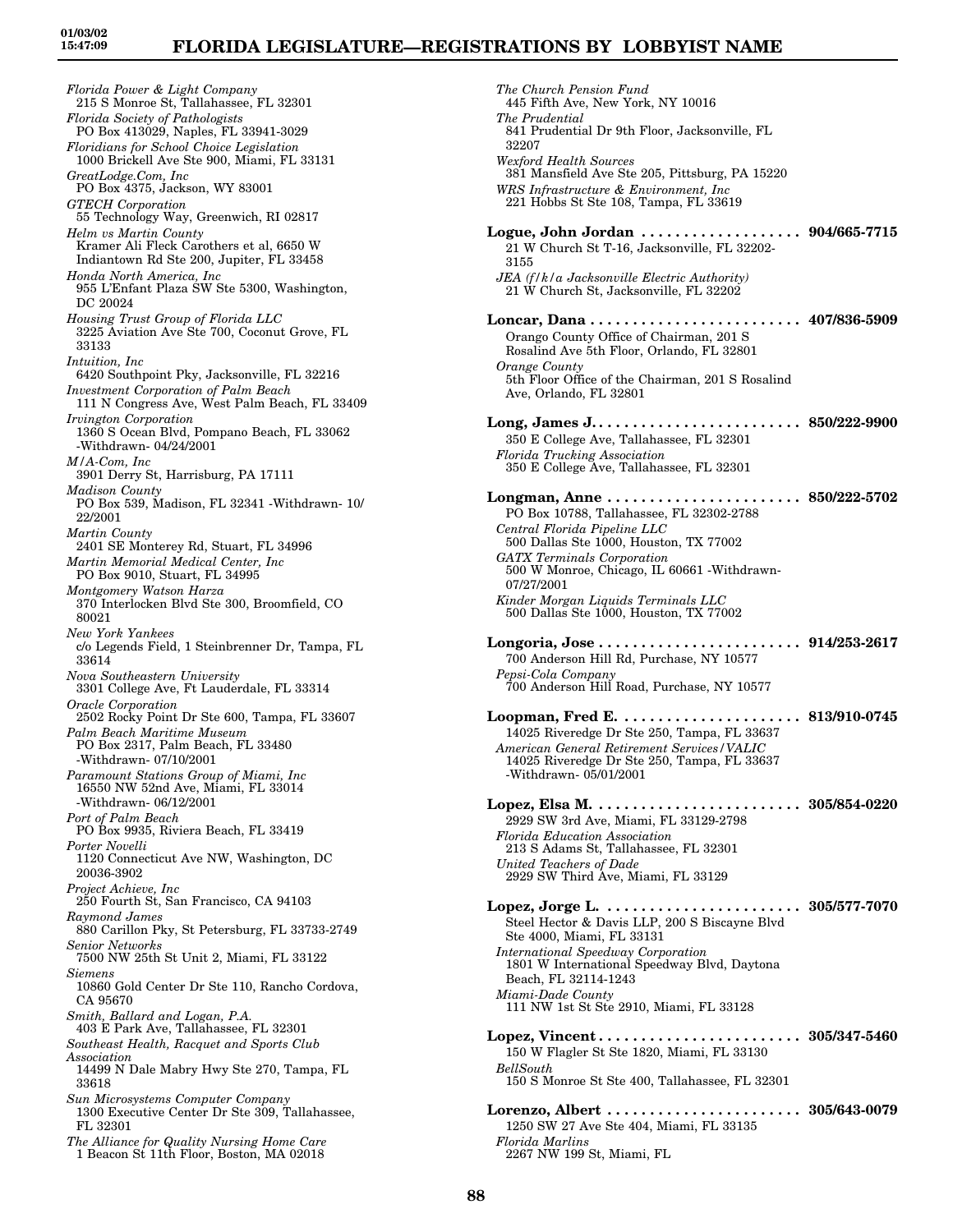*Florida Power & Light Company*
215 S Monroe St, Tallahassee, FL 32301

*Florida Society of Pathologists*
PO Box 413029, Naples, FL 33941-3029

*Floridians for School Choice Legislation*
1000 Brickell Ave Ste 900, Miami, FL 33131

*GreatLodge.Com, Inc*
PO Box 4375, Jackson, WY 83001

*GTECH Corporation*
55 Technology Way, Greenwich, RI 02817

*Helm vs Martin County*
Kramer Ali Fleck Carothers et al, 6650 W Indiantown Rd Ste 200, Jupiter, FL 33458

*Honda North America, Inc*
955 L'Enfant Plaza SW Ste 5300, Washington, DC 20024

*Housing Trust Group of Florida LLC*
3225 Aviation Ave Ste 700, Coconut Grove, FL 33133

*Intuition, Inc*
6420 Southpoint Pky, Jacksonville, FL 32216

*Investment Corporation of Palm Beach*
111 N Congress Ave, West Palm Beach, FL 33409

*Irvington Corporation*
1360 S Ocean Blvd, Pompano Beach, FL 33062 -Withdrawn- 04/24/2001

*M/A-Com, Inc*
3901 Derry St, Harrisburg, PA 17111

*Madison County*
PO Box 539, Madison, FL 32341 -Withdrawn- 10/22/2001

*Martin County*
2401 SE Monterey Rd, Stuart, FL 34996

*Martin Memorial Medical Center, Inc*
PO Box 9010, Stuart, FL 34995

*Montgomery Watson Harza*
370 Interlocken Blvd Ste 300, Broomfield, CO 80021

*New York Yankees*
c/o Legends Field, 1 Steinbrenner Dr, Tampa, FL 33614

*Nova Southeastern University*
3301 College Ave, Ft Lauderdale, FL 33314

*Oracle Corporation*
2502 Rocky Point Dr Ste 600, Tampa, FL 33607

*Palm Beach Maritime Museum*
PO Box 2317, Palm Beach, FL 33480 -Withdrawn- 07/10/2001

*Paramount Stations Group of Miami, Inc*
16550 NW 52nd Ave, Miami, FL 33014 -Withdrawn- 06/12/2001

*Port of Palm Beach*
PO Box 9935, Riviera Beach, FL 33419

*Porter Novelli*
1120 Connecticut Ave NW, Washington, DC 20036-3902

*Project Achieve, Inc*
250 Fourth St, San Francisco, CA 94103

*Raymond James*
880 Carillon Pky, St Petersburg, FL 33733-2749

*Senior Networks*
7500 NW 25th St Unit 2, Miami, FL 33122

*Siemens*
10860 Gold Center Dr Ste 110, Rancho Cordova, CA 95670

*Smith, Ballard and Logan, P.A.*
403 E Park Ave, Tallahassee, FL 32301

*Southeast Health, Racquet and Sports Club Association*
14499 N Dale Mabry Hwy Ste 270, Tampa, FL 33618

*Sun Microsystems Computer Company*
1300 Executive Center Dr Ste 309, Tallahassee, FL 32301

*The Alliance for Quality Nursing Home Care*
1 Beacon St 11th Floor, Boston, MA 02018

*The Church Pension Fund*
445 Fifth Ave, New York, NY 10016

*The Prudential*
841 Prudential Dr 9th Floor, Jacksonville, FL 32207

*Wexford Health Sources*
381 Mansfield Ave Ste 205, Pittsburg, PA 15220

*WRS Infrastructure & Environment, Inc*
221 Hobbs St Ste 108, Tampa, FL 33619

**Logue, John Jordan .................. 904/665-7715**
21 W Church St T-16, Jacksonville, FL 32202-3155

*JEA (f/k/a Jacksonville Electric Authority)*
21 W Church St, Jacksonville, FL 32202

**Loncar, Dana ......................... 407/836-5909**
Orango County Office of Chairman, 201 S Rosalind Ave 5th Floor, Orlando, FL 32801

*Orange County*
5th Floor Office of the Chairman, 201 S Rosalind Ave, Orlando, FL 32801

**Long, James J. ........................ 850/222-9900**
350 E College Ave, Tallahassee, FL 32301

*Florida Trucking Association*
350 E College Ave, Tallahassee, FL 32301

**Longman, Anne ...................... 850/222-5702**
PO Box 10788, Tallahassee, FL 32302-2788

*Central Florida Pipeline LLC*
500 Dallas Ste 1000, Houston, TX 77002

*GATX Terminals Corporation*
500 W Monroe, Chicago, IL 60661 -Withdrawn- 07/27/2001

*Kinder Morgan Liquids Terminals LLC*
500 Dallas Ste 1000, Houston, TX 77002

**Longoria, Jose ....................... 914/253-2617**
700 Anderson Hill Rd, Purchase, NY 10577

*Pepsi-Cola Company*
700 Anderson Hill Road, Purchase, NY 10577

**Loopman, Fred E. ..................... 813/910-0745**
14025 Riveredge Dr Ste 250, Tampa, FL 33637

*American General Retirement Services/VALIC*
14025 Riveredge Dr Ste 250, Tampa, FL 33637 -Withdrawn- 05/01/2001

**Lopez, Elsa M. ....................... 305/854-0220**
2929 SW 3rd Ave, Miami, FL 33129-2798

*Florida Education Association*
213 S Adams St, Tallahassee, FL 32301

*United Teachers of Dade*
2929 SW Third Ave, Miami, FL 33129

**Lopez, Jorge L. ...................... 305/577-7070**
Steel Hector & Davis LLP, 200 S Biscayne Blvd Ste 4000, Miami, FL 33131

*International Speedway Corporation*
1801 W International Speedway Blvd, Daytona Beach, FL 32114-1243

*Miami-Dade County*
111 NW 1st St Ste 2910, Miami, FL 33128

**Lopez, Vincent ....................... 305/347-5460**
150 W Flagler St Ste 1820, Miami, FL 33130

*BellSouth*
150 S Monroe St Ste 400, Tallahassee, FL 32301

**Lorenzo, Albert ...................... 305/643-0079**
1250 SW 27 Ave Ste 404, Miami, FL 33135

*Florida Marlins*
2267 NW 199 St, Miami, FL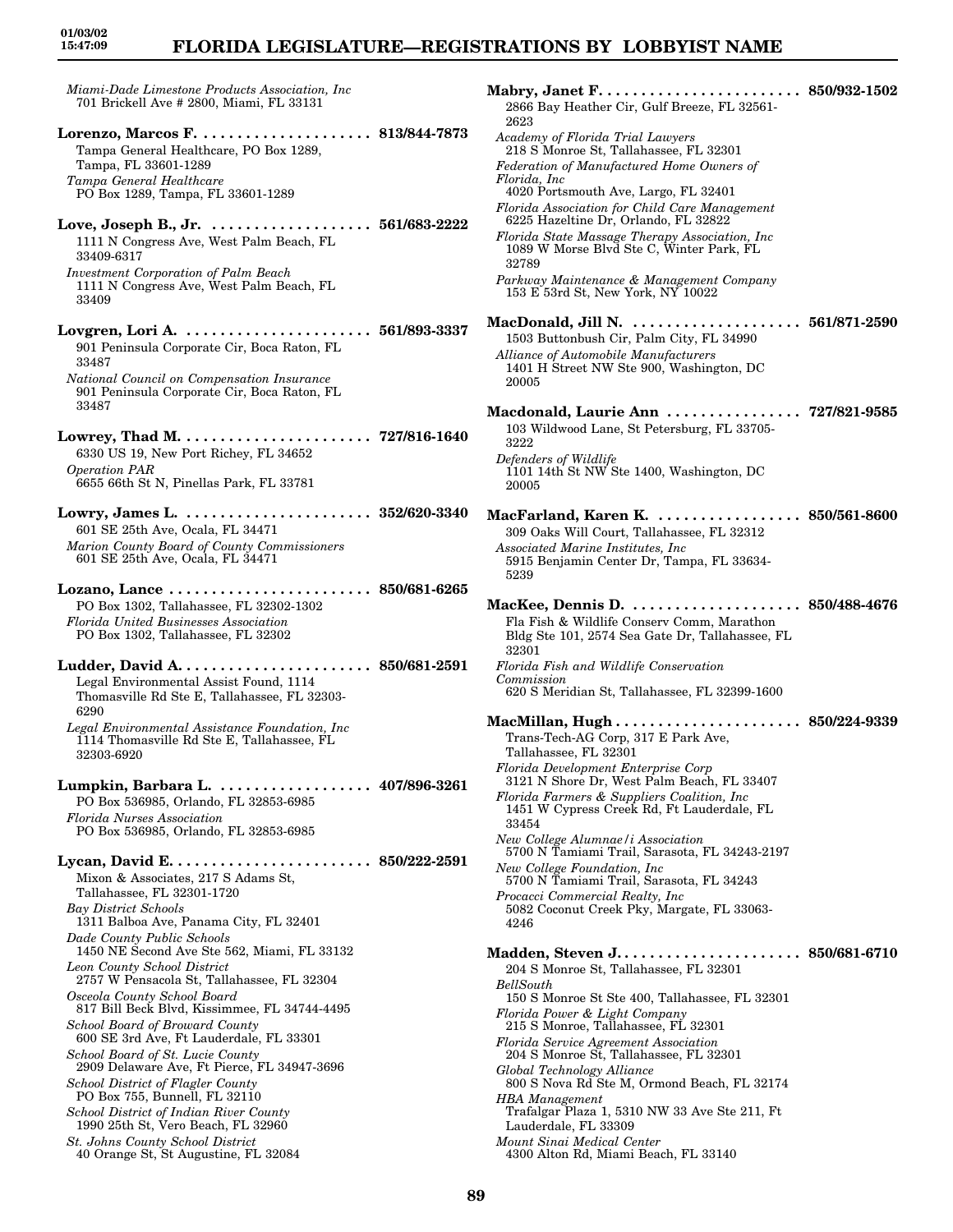*Miami-Dade Limestone Products Association, Inc*
701 Brickell Ave # 2800, Miami, FL 33131

**Lorenzo, Marcos F.** . . . . . . . . . . . . . . . . . . . . **813/844-7873**
Tampa General Healthcare, PO Box 1289, Tampa, FL 33601-1289
*Tampa General Healthcare*
PO Box 1289, Tampa, FL 33601-1289

**Love, Joseph B., Jr.** . . . . . . . . . . . . . . . . . . . **561/683-2222**
1111 N Congress Ave, West Palm Beach, FL 33409-6317
*Investment Corporation of Palm Beach*
1111 N Congress Ave, West Palm Beach, FL 33409

**Lovgren, Lori A.** . . . . . . . . . . . . . . . . . . . . . . **561/893-3337**
901 Peninsula Corporate Cir, Boca Raton, FL 33487
*National Council on Compensation Insurance*
901 Peninsula Corporate Cir, Boca Raton, FL 33487

**Lowrey, Thad M.** . . . . . . . . . . . . . . . . . . . . . . **727/816-1640**
6330 US 19, New Port Richey, FL 34652
*Operation PAR*
6655 66th St N, Pinellas Park, FL 33781

**Lowry, James L.** . . . . . . . . . . . . . . . . . . . . . . **352/620-3340**
601 SE 25th Ave, Ocala, FL 34471
*Marion County Board of County Commissioners*
601 SE 25th Ave, Ocala, FL 34471

**Lozano, Lance** . . . . . . . . . . . . . . . . . . . . . . . . **850/681-6265**
PO Box 1302, Tallahassee, FL 32302-1302
*Florida United Businesses Association*
PO Box 1302, Tallahassee, FL 32302

**Ludder, David A.** . . . . . . . . . . . . . . . . . . . . . . **850/681-2591**
Legal Environmental Assist Found, 1114 Thomasville Rd Ste E, Tallahassee, FL 32303-6290
*Legal Environmental Assistance Foundation, Inc*
1114 Thomasville Rd Ste E, Tallahassee, FL 32303-6920

**Lumpkin, Barbara L.** . . . . . . . . . . . . . . . . . . **407/896-3261**
PO Box 536985, Orlando, FL 32853-6985
*Florida Nurses Association*
PO Box 536985, Orlando, FL 32853-6985

**Lycan, David E.** . . . . . . . . . . . . . . . . . . . . . . . **850/222-2591**
Mixon & Associates, 217 S Adams St, Tallahassee, FL 32301-1720
*Bay District Schools*
1311 Balboa Ave, Panama City, FL 32401
*Dade County Public Schools*
1450 NE Second Ave Ste 562, Miami, FL 33132
*Leon County School District*
2757 W Pensacola St, Tallahassee, FL 32304
*Osceola County School Board*
817 Bill Beck Blvd, Kissimmee, FL 34744-4495
*School Board of Broward County*
600 SE 3rd Ave, Ft Lauderdale, FL 33301
*School Board of St. Lucie County*
2909 Delaware Ave, Ft Pierce, FL 34947-3696
*School District of Flagler County*
PO Box 755, Bunnell, FL 32110
*School District of Indian River County*
1990 25th St, Vero Beach, FL 32960
*St. Johns County School District*
40 Orange St, St Augustine, FL 32084

**Mabry, Janet F.** . . . . . . . . . . . . . . . . . . . . . . . **850/932-1502**
2866 Bay Heather Cir, Gulf Breeze, FL 32561-2623
*Academy of Florida Trial Lawyers*
218 S Monroe St, Tallahassee, FL 32301
*Federation of Manufactured Home Owners of Florida, Inc*
4020 Portsmouth Ave, Largo, FL 32401
*Florida Association for Child Care Management*
6225 Hazeltine Dr, Orlando, FL 32822
*Florida State Massage Therapy Association, Inc*
1089 W Morse Blvd Ste C, Winter Park, FL 32789
*Parkway Maintenance & Management Company*
153 E 53rd St, New York, NY 10022

**MacDonald, Jill N.** . . . . . . . . . . . . . . . . . . . . **561/871-2590**
1503 Buttonbush Cir, Palm City, FL 34990
*Alliance of Automobile Manufacturers*
1401 H Street NW Ste 900, Washington, DC 20005

**Macdonald, Laurie Ann** . . . . . . . . . . . . . . . . **727/821-9585**
103 Wildwood Lane, St Petersburg, FL 33705-3222
*Defenders of Wildlife*
1101 14th St NW Ste 1400, Washington, DC 20005

**MacFarland, Karen K.** . . . . . . . . . . . . . . . . . **850/561-8600**
309 Oaks Will Court, Tallahassee, FL 32312
*Associated Marine Institutes, Inc*
5915 Benjamin Center Dr, Tampa, FL 33634-5239

**MacKee, Dennis D.** . . . . . . . . . . . . . . . . . . . . **850/488-4676**
Fla Fish & Wildlife Conserv Comm, Marathon Bldg Ste 101, 2574 Sea Gate Dr, Tallahassee, FL 32301
*Florida Fish and Wildlife Conservation Commission*
620 S Meridian St, Tallahassee, FL 32399-1600

**MacMillan, Hugh** . . . . . . . . . . . . . . . . . . . . . . **850/224-9339**
Trans-Tech-AG Corp, 317 E Park Ave, Tallahassee, FL 32301
*Florida Development Enterprise Corp*
3121 N Shore Dr, West Palm Beach, FL 33407
*Florida Farmers & Suppliers Coalition, Inc*
1451 W Cypress Creek Rd, Ft Lauderdale, FL 33454
*New College Alumnae/i Association*
5700 N Tamiami Trail, Sarasota, FL 34243-2197
*New College Foundation, Inc*
5700 N Tamiami Trail, Sarasota, FL 34243
*Procacci Commercial Realty, Inc*
5082 Coconut Creek Pky, Margate, FL 33063-4246

**Madden, Steven J.** . . . . . . . . . . . . . . . . . . . . . **850/681-6710**
204 S Monroe St, Tallahassee, FL 32301
*BellSouth*
150 S Monroe St Ste 400, Tallahassee, FL 32301
*Florida Power & Light Company*
215 S Monroe, Tallahassee, FL 32301
*Florida Service Agreement Association*
204 S Monroe St, Tallahassee, FL 32301
*Global Technology Alliance*
800 S Nova Rd Ste M, Ormond Beach, FL 32174
*HBA Management*
Trafalgar Plaza 1, 5310 NW 33 Ave Ste 211, Ft Lauderdale, FL 33309
*Mount Sinai Medical Center*
4300 Alton Rd, Miami Beach, FL 33140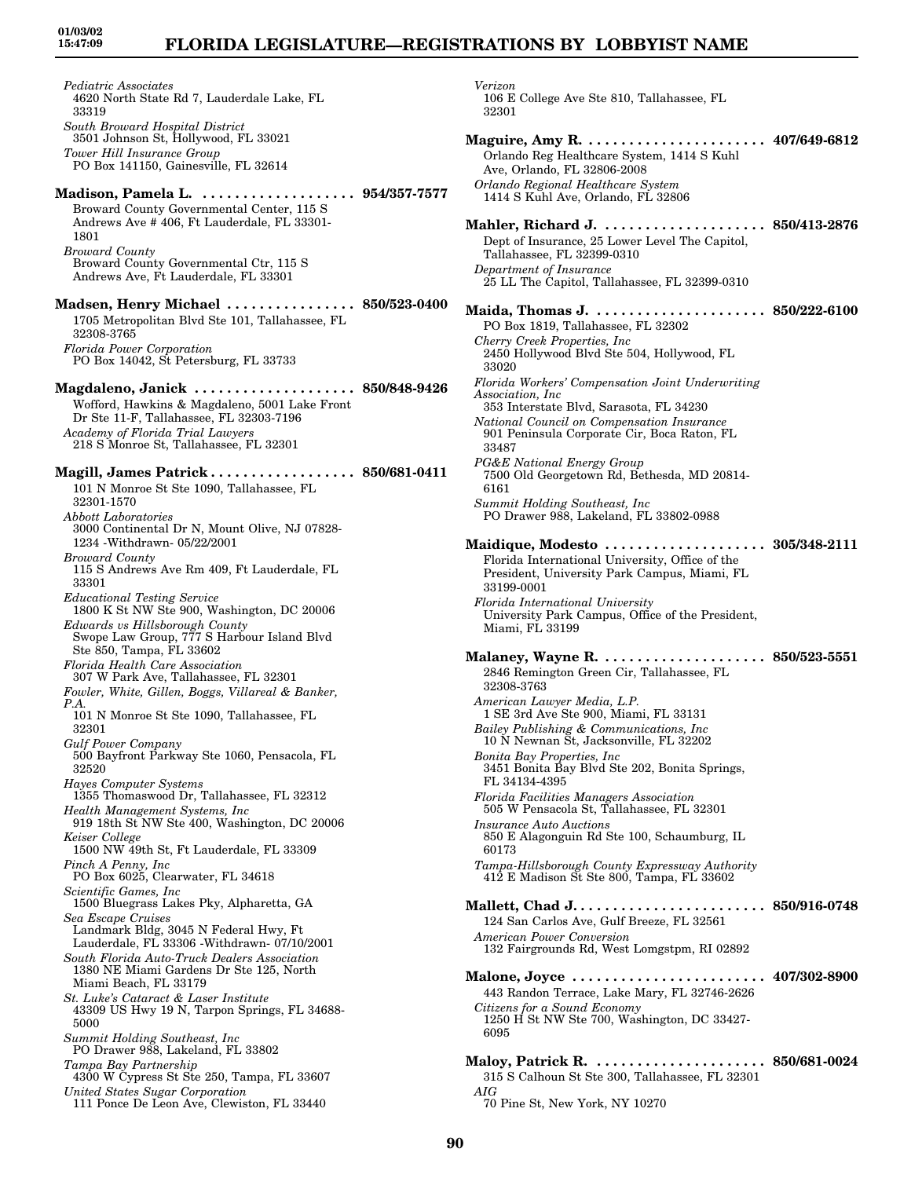*Pediatric Associates*
4620 North State Rd 7, Lauderdale Lake, FL 33319
*South Broward Hospital District*
3501 Johnson St, Hollywood, FL 33021
*Tower Hill Insurance Group*
PO Box 141150, Gainesville, FL 32614

**Madison, Pamela L. . . . . . . . . . . . . . . . . . . . 954/357-7577**
Broward County Governmental Center, 115 S Andrews Ave # 406, Ft Lauderdale, FL 33301-1801
*Broward County*
Broward County Governmental Ctr, 115 S Andrews Ave, Ft Lauderdale, FL 33301

**Madsen, Henry Michael . . . . . . . . . . . . . . . . 850/523-0400**
1705 Metropolitan Blvd Ste 101, Tallahassee, FL 32308-3765
*Florida Power Corporation*
PO Box 14042, St Petersburg, FL 33733

**Magdaleno, Janick . . . . . . . . . . . . . . . . . . . . 850/848-9426**
Wofford, Hawkins & Magdaleno, 5001 Lake Front Dr Ste 11-F, Tallahassee, FL 32303-7196
*Academy of Florida Trial Lawyers*
218 S Monroe St, Tallahassee, FL 32301

**Magill, James Patrick . . . . . . . . . . . . . . . . . . 850/681-0411**
101 N Monroe St Ste 1090, Tallahassee, FL 32301-1570
*Abbott Laboratories*
3000 Continental Dr N, Mount Olive, NJ 07828-1234 -Withdrawn- 05/22/2001
*Broward County*
115 S Andrews Ave Rm 409, Ft Lauderdale, FL 33301
*Educational Testing Service*
1800 K St NW Ste 900, Washington, DC 20006
*Edwards vs Hillsborough County*
Swope Law Group, 777 S Harbour Island Blvd Ste 850, Tampa, FL 33602
*Florida Health Care Association*
307 W Park Ave, Tallahassee, FL 32301
*Fowler, White, Gillen, Boggs, Villareal & Banker, P.A.*
101 N Monroe St Ste 1090, Tallahassee, FL 32301
*Gulf Power Company*
500 Bayfront Parkway Ste 1060, Pensacola, FL 32520
*Hayes Computer Systems*
1355 Thomaswood Dr, Tallahassee, FL 32312
*Health Management Systems, Inc*
919 18th St NW Ste 400, Washington, DC 20006
*Keiser College*
1500 NW 49th St, Ft Lauderdale, FL 33309
*Pinch A Penny, Inc*
PO Box 6025, Clearwater, FL 34618
*Scientific Games, Inc*
1500 Bluegrass Lakes Pky, Alpharetta, GA
*Sea Escape Cruises*
Landmark Bldg, 3045 N Federal Hwy, Ft Lauderdale, FL 33306 -Withdrawn- 07/10/2001
*South Florida Auto-Truck Dealers Association*
1380 NE Miami Gardens Dr Ste 125, North Miami Beach, FL 33179
*St. Luke's Cataract & Laser Institute*
43309 US Hwy 19 N, Tarpon Springs, FL 34688-5000
*Summit Holding Southeast, Inc*
PO Drawer 988, Lakeland, FL 33802
*Tampa Bay Partnership*
4300 W Cypress St Ste 250, Tampa, FL 33607
*United States Sugar Corporation*
111 Ponce De Leon Ave, Clewiston, FL 33440
*Verizon*
106 E College Ave Ste 810, Tallahassee, FL 32301

**Maguire, Amy R. . . . . . . . . . . . . . . . . . . . . . . 407/649-6812**
Orlando Reg Healthcare System, 1414 S Kuhl Ave, Orlando, FL 32806-2008
*Orlando Regional Healthcare System*
1414 S Kuhl Ave, Orlando, FL 32806

**Mahler, Richard J. . . . . . . . . . . . . . . . . . . . . 850/413-2876**
Dept of Insurance, 25 Lower Level The Capitol, Tallahassee, FL 32399-0310
*Department of Insurance*
25 LL The Capitol, Tallahassee, FL 32399-0310

**Maida, Thomas J. . . . . . . . . . . . . . . . . . . . . . 850/222-6100**
PO Box 1819, Tallahassee, FL 32302
*Cherry Creek Properties, Inc*
2450 Hollywood Blvd Ste 504, Hollywood, FL 33020
*Florida Workers' Compensation Joint Underwriting Association, Inc*
353 Interstate Blvd, Sarasota, FL 34230
*National Council on Compensation Insurance*
901 Peninsula Corporate Cir, Boca Raton, FL 33487
*PG&E National Energy Group*
7500 Old Georgetown Rd, Bethesda, MD 20814-6161
*Summit Holding Southeast, Inc*
PO Drawer 988, Lakeland, FL 33802-0988

**Maidique, Modesto . . . . . . . . . . . . . . . . . . . . 305/348-2111**
Florida International University, Office of the President, University Park Campus, Miami, FL 33199-0001
*Florida International University*
University Park Campus, Office of the President, Miami, FL 33199

**Malaney, Wayne R. . . . . . . . . . . . . . . . . . . . . 850/523-5551**
2846 Remington Green Cir, Tallahassee, FL 32308-3763
*American Lawyer Media, L.P.*
1 SE 3rd Ave Ste 900, Miami, FL 33131
*Bailey Publishing & Communications, Inc*
10 N Newnan St, Jacksonville, FL 32202
*Bonita Bay Properties, Inc*
3451 Bonita Bay Blvd Ste 202, Bonita Springs, FL 34134-4395
*Florida Facilities Managers Association*
505 W Pensacola St, Tallahassee, FL 32301
*Insurance Auto Auctions*
850 E Alagonguin Rd Ste 100, Schaumburg, IL 60173
*Tampa-Hillsborough County Expressway Authority*
412 E Madison St Ste 800, Tampa, FL 33602

**Mallett, Chad J. . . . . . . . . . . . . . . . . . . . . . . . 850/916-0748**
124 San Carlos Ave, Gulf Breeze, FL 32561
*American Power Conversion*
132 Fairgrounds Rd, West Lomgstpm, RI 02892

**Malone, Joyce . . . . . . . . . . . . . . . . . . . . . . . . 407/302-8900**
443 Randon Terrace, Lake Mary, FL 32746-2626
*Citizens for a Sound Economy*
1250 H St NW Ste 700, Washington, DC 33427-6095

**Maloy, Patrick R. . . . . . . . . . . . . . . . . . . . . . 850/681-0024**
315 S Calhoun St Ste 300, Tallahassee, FL 32301
*AIG*
70 Pine St, New York, NY 10270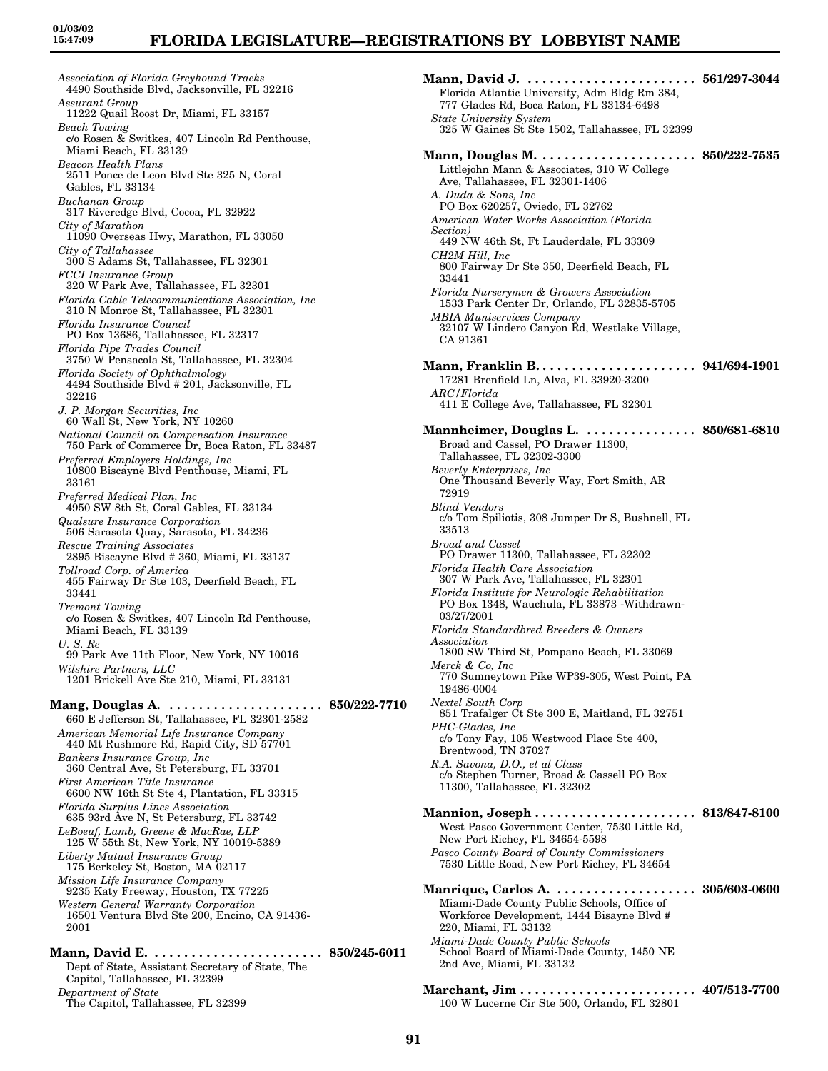*Association of Florida Greyhound Tracks*
4490 Southside Blvd, Jacksonville, FL 32216
*Assurant Group*
11222 Quail Roost Dr, Miami, FL 33157
*Beach Towing*
c/o Rosen & Switkes, 407 Lincoln Rd Penthouse, Miami Beach, FL 33139
*Beacon Health Plans*
2511 Ponce de Leon Blvd Ste 325 N, Coral Gables, FL 33134
*Buchanan Group*
317 Riveredge Blvd, Cocoa, FL 32922
*City of Marathon*
11090 Overseas Hwy, Marathon, FL 33050
*City of Tallahassee*
300 S Adams St, Tallahassee, FL 32301
*FCCI Insurance Group*
320 W Park Ave, Tallahassee, FL 32301
*Florida Cable Telecommunications Association, Inc*
310 N Monroe St, Tallahassee, FL 32301
*Florida Insurance Council*
PO Box 13686, Tallahassee, FL 32317
*Florida Pipe Trades Council*
3750 W Pensacola St, Tallahassee, FL 32304
*Florida Society of Ophthalmology*
4494 Southside Blvd # 201, Jacksonville, FL 32216
*J. P. Morgan Securities, Inc*
60 Wall St, New York, NY 10260
*National Council on Compensation Insurance*
750 Park of Commerce Dr, Boca Raton, FL 33487
*Preferred Employers Holdings, Inc*
10800 Biscayne Blvd Penthouse, Miami, FL 33161
*Preferred Medical Plan, Inc*
4950 SW 8th St, Coral Gables, FL 33134
*Qualsure Insurance Corporation*
506 Sarasota Quay, Sarasota, FL 34236
*Rescue Training Associates*
2895 Biscayne Blvd # 360, Miami, FL 33137
*Tollroad Corp. of America*
455 Fairway Dr Ste 103, Deerfield Beach, FL 33441
*Tremont Towing*
c/o Rosen & Switkes, 407 Lincoln Rd Penthouse, Miami Beach, FL 33139
*U. S. Re*
99 Park Ave 11th Floor, New York, NY 10016
*Wilshire Partners, LLC*
1201 Brickell Ave Ste 210, Miami, FL 33131

**Mang, Douglas A. . . . . . . . . . . . . . . . . . . . . . 850/222-7710**
660 E Jefferson St, Tallahassee, FL 32301-2582
*American Memorial Life Insurance Company*
440 Mt Rushmore Rd, Rapid City, SD 57701
*Bankers Insurance Group, Inc*
360 Central Ave, St Petersburg, FL 33701
*First American Title Insurance*
6600 NW 16th St Ste 4, Plantation, FL 33315
*Florida Surplus Lines Association*
635 93rd Ave N, St Petersburg, FL 33742
*LeBoeuf, Lamb, Greene & MacRae, LLP*
125 W 55th St, New York, NY 10019-5389
*Liberty Mutual Insurance Group*
175 Berkeley St, Boston, MA 02117
*Mission Life Insurance Company*
9235 Katy Freeway, Houston, TX 77225
*Western General Warranty Corporation*
16501 Ventura Blvd Ste 200, Encino, CA 91436-2001

**Mann, David E. . . . . . . . . . . . . . . . . . . . . . . . 850/245-6011**
Dept of State, Assistant Secretary of State, The Capitol, Tallahassee, FL 32399
*Department of State*
The Capitol, Tallahassee, FL 32399

**Mann, David J. . . . . . . . . . . . . . . . . . . . . . . . 561/297-3044**
Florida Atlantic University, Adm Bldg Rm 384, 777 Glades Rd, Boca Raton, FL 33134-6498
*State University System*
325 W Gaines St Ste 1502, Tallahassee, FL 32399

**Mann, Douglas M. . . . . . . . . . . . . . . . . . . . . . 850/222-7535**
Littlejohn Mann & Associates, 310 W College Ave, Tallahassee, FL 32301-1406
*A. Duda & Sons, Inc*
PO Box 620257, Oviedo, FL 32762
*American Water Works Association (Florida Section)*
449 NW 46th St, Ft Lauderdale, FL 33309
*CH2M Hill, Inc*
800 Fairway Dr Ste 350, Deerfield Beach, FL 33441
*Florida Nurserymen & Growers Association*
1533 Park Center Dr, Orlando, FL 32835-5705
*MBIA Muniservices Company*
32107 W Lindero Canyon Rd, Westlake Village, CA 91361

**Mann, Franklin B. . . . . . . . . . . . . . . . . . . . . . 941/694-1901**
17281 Brenfield Ln, Alva, FL 33920-3200
*ARC/Florida*
411 E College Ave, Tallahassee, FL 32301

**Mannheimer, Douglas L. . . . . . . . . . . . . . . . 850/681-6810**
Broad and Cassel, PO Drawer 11300, Tallahassee, FL 32302-3300
*Beverly Enterprises, Inc*
One Thousand Beverly Way, Fort Smith, AR 72919
*Blind Vendors*
c/o Tom Spiliotis, 308 Jumper Dr S, Bushnell, FL 33513
*Broad and Cassel*
PO Drawer 11300, Tallahassee, FL 32302
*Florida Health Care Association*
307 W Park Ave, Tallahassee, FL 32301
*Florida Institute for Neurologic Rehabilitation*
PO Box 1348, Wauchula, FL 33873 -Withdrawn-03/27/2001
*Florida Standardbred Breeders & Owners Association*
1800 SW Third St, Pompano Beach, FL 33069
*Merck & Co, Inc*
770 Sumneytown Pike WP39-305, West Point, PA 19486-0004
*Nextel South Corp*
851 Trafalger Ct Ste 300 E, Maitland, FL 32751
*PHC-Glades, Inc*
c/o Tony Fay, 105 Westwood Place Ste 400, Brentwood, TN 37027
*R.A. Savona, D.O., et al Class*
c/o Stephen Turner, Broad & Cassell PO Box 11300, Tallahassee, FL 32302

**Mannion, Joseph . . . . . . . . . . . . . . . . . . . . . . 813/847-8100**
West Pasco Government Center, 7530 Little Rd, New Port Richey, FL 34654-5598
*Pasco County Board of County Commissioners*
7530 Little Road, New Port Richey, FL 34654

**Manrique, Carlos A. . . . . . . . . . . . . . . . . . . . 305/603-0600**
Miami-Dade County Public Schools, Office of Workforce Development, 1444 Bisayne Blvd # 220, Miami, FL 33132
*Miami-Dade County Public Schools*
School Board of Miami-Dade County, 1450 NE 2nd Ave, Miami, FL 33132

**Marchant, Jim . . . . . . . . . . . . . . . . . . . . . . . . 407/513-7700**
100 W Lucerne Cir Ste 500, Orlando, FL 32801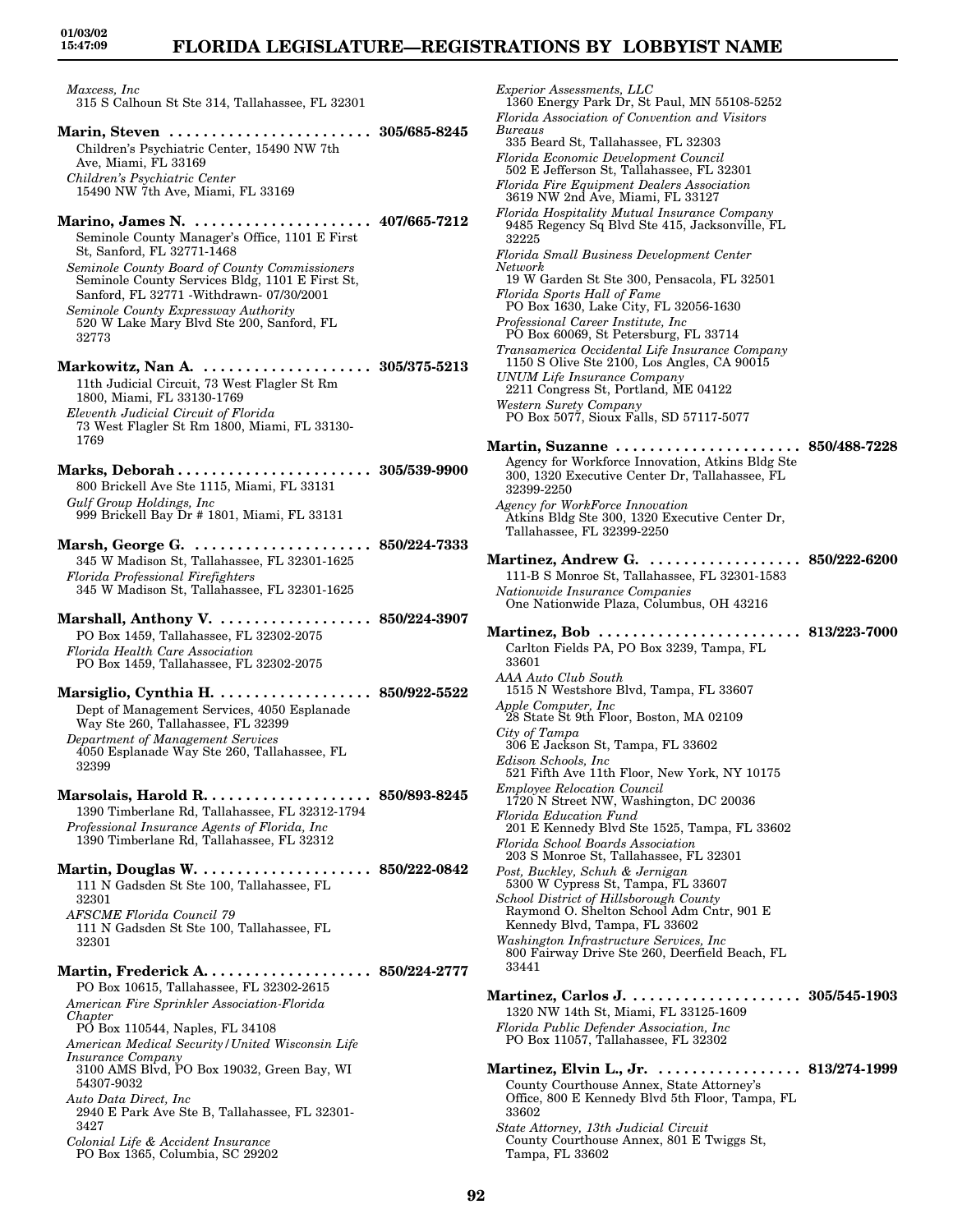*Maxcess, Inc*
315 S Calhoun St Ste 314, Tallahassee, FL 32301

**Marin, Steven ........................ 305/685-8245**
Children's Psychiatric Center, 15490 NW 7th Ave, Miami, FL 33169
*Children's Psychiatric Center*
15490 NW 7th Ave, Miami, FL 33169

**Marino, James N. ..................... 407/665-7212**
Seminole County Manager's Office, 1101 E First St, Sanford, FL 32771-1468
*Seminole County Board of County Commissioners*
Seminole County Services Bldg, 1101 E First St, Sanford, FL 32771 -Withdrawn- 07/30/2001
*Seminole County Expressway Authority*
520 W Lake Mary Blvd Ste 200, Sanford, FL 32773

**Markowitz, Nan A. .................... 305/375-5213**
11th Judicial Circuit, 73 West Flagler St Rm 1800, Miami, FL 33130-1769
*Eleventh Judicial Circuit of Florida*
73 West Flagler St Rm 1800, Miami, FL 33130-1769

**Marks, Deborah ....................... 305/539-9900**
800 Brickell Ave Ste 1115, Miami, FL 33131
*Gulf Group Holdings, Inc*
999 Brickell Bay Dr # 1801, Miami, FL 33131

**Marsh, George G. ..................... 850/224-7333**
345 W Madison St, Tallahassee, FL 32301-1625
*Florida Professional Firefighters*
345 W Madison St, Tallahassee, FL 32301-1625

**Marshall, Anthony V. .................. 850/224-3907**
PO Box 1459, Tallahassee, FL 32302-2075
*Florida Health Care Association*
PO Box 1459, Tallahassee, FL 32302-2075

**Marsiglio, Cynthia H. .................. 850/922-5522**
Dept of Management Services, 4050 Esplanade Way Ste 260, Tallahassee, FL 32399
*Department of Management Services*
4050 Esplanade Way Ste 260, Tallahassee, FL 32399

**Marsolais, Harold R. .................... 850/893-8245**
1390 Timberlane Rd, Tallahassee, FL 32312-1794
*Professional Insurance Agents of Florida, Inc*
1390 Timberlane Rd, Tallahassee, FL 32312

**Martin, Douglas W. .................... 850/222-0842**
111 N Gadsden St Ste 100, Tallahassee, FL 32301
*AFSCME Florida Council 79*
111 N Gadsden St Ste 100, Tallahassee, FL 32301

**Martin, Frederick A. ................... 850/224-2777**
PO Box 10615, Tallahassee, FL 32302-2615
*American Fire Sprinkler Association-Florida Chapter*
PO Box 110544, Naples, FL 34108
*American Medical Security/United Wisconsin Life Insurance Company*
3100 AMS Blvd, PO Box 19032, Green Bay, WI 54307-9032
*Auto Data Direct, Inc*
2940 E Park Ave Ste B, Tallahassee, FL 32301-3427
*Colonial Life & Accident Insurance*
PO Box 1365, Columbia, SC 29202
*Experior Assessments, LLC*
1360 Energy Park Dr, St Paul, MN 55108-5252
*Florida Association of Convention and Visitors Bureaus*
335 Beard St, Tallahassee, FL 32303
*Florida Economic Development Council*
502 E Jefferson St, Tallahassee, FL 32301
*Florida Fire Equipment Dealers Association*
3619 NW 2nd Ave, Miami, FL 33127
*Florida Hospitality Mutual Insurance Company*
9485 Regency Sq Blvd Ste 415, Jacksonville, FL 32225
*Florida Small Business Development Center Network*
19 W Garden St Ste 300, Pensacola, FL 32501
*Florida Sports Hall of Fame*
PO Box 1630, Lake City, FL 32056-1630
*Professional Career Institute, Inc*
PO Box 60069, St Petersburg, FL 33714
*Transamerica Occidental Life Insurance Company*
1150 S Olive Ste 2100, Los Angles, CA 90015
*UNUM Life Insurance Company*
2211 Congress St, Portland, ME 04122
*Western Surety Company*
PO Box 5077, Sioux Falls, SD 57117-5077

**Martin, Suzanne ...................... 850/488-7228**
Agency for Workforce Innovation, Atkins Bldg Ste 300, 1320 Executive Center Dr, Tallahassee, FL 32399-2250
*Agency for WorkForce Innovation*
Atkins Bldg Ste 300, 1320 Executive Center Dr, Tallahassee, FL 32399-2250

**Martinez, Andrew G. .................. 850/222-6200**
111-B S Monroe St, Tallahassee, FL 32301-1583
*Nationwide Insurance Companies*
One Nationwide Plaza, Columbus, OH 43216

**Martinez, Bob ........................ 813/223-7000**
Carlton Fields PA, PO Box 3239, Tampa, FL 33601
*AAA Auto Club South*
1515 N Westshore Blvd, Tampa, FL 33607
*Apple Computer, Inc*
28 State St 9th Floor, Boston, MA 02109
*City of Tampa*
306 E Jackson St, Tampa, FL 33602
*Edison Schools, Inc*
521 Fifth Ave 11th Floor, New York, NY 10175
*Employee Relocation Council*
1720 N Street NW, Washington, DC 20036
*Florida Education Fund*
201 E Kennedy Blvd Ste 1525, Tampa, FL 33602
*Florida School Boards Association*
203 S Monroe St, Tallahassee, FL 32301
*Post, Buckley, Schuh & Jernigan*
5300 W Cypress St, Tampa, FL 33607
*School District of Hillsborough County*
Raymond O. Shelton School Adm Cntr, 901 E Kennedy Blvd, Tampa, FL 33602
*Washington Infrastructure Services, Inc*
800 Fairway Drive Ste 260, Deerfield Beach, FL 33441

**Martinez, Carlos J. .................... 305/545-1903**
1320 NW 14th St, Miami, FL 33125-1609
*Florida Public Defender Association, Inc*
PO Box 11057, Tallahassee, FL 32302

**Martinez, Elvin L., Jr. ................. 813/274-1999**
County Courthouse Annex, State Attorney's Office, 800 E Kennedy Blvd 5th Floor, Tampa, FL 33602
*State Attorney, 13th Judicial Circuit*
County Courthouse Annex, 801 E Twiggs St, Tampa, FL 33602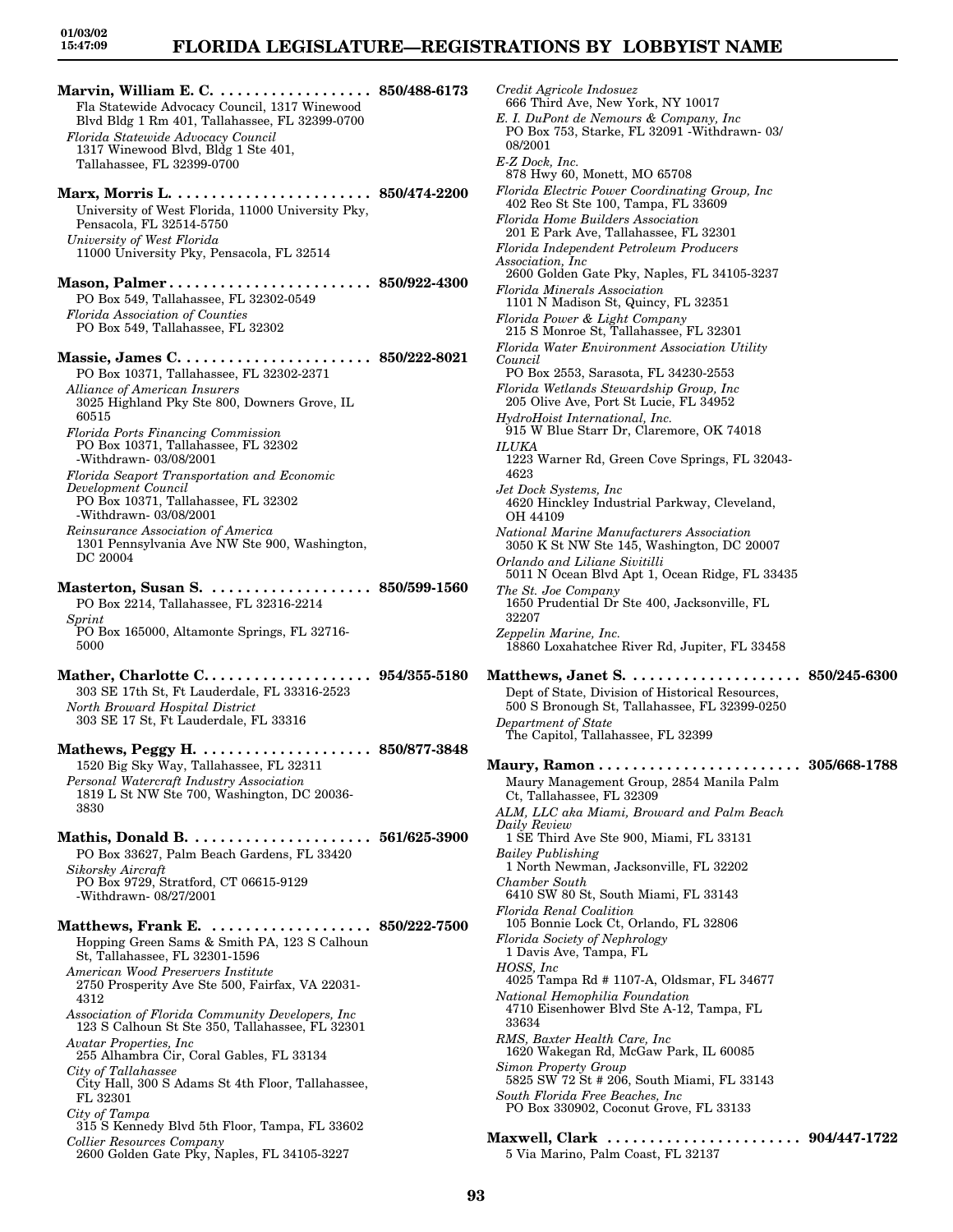**Marvin, William E. C.** .................. **850/488-6173**
Fla Statewide Advocacy Council, 1317 Winewood Blvd Bldg 1 Rm 401, Tallahassee, FL 32399-0700
*Florida Statewide Advocacy Council*
1317 Winewood Blvd, Bldg 1 Ste 401, Tallahassee, FL 32399-0700

**Marx, Morris L.** ....................... **850/474-2200**
University of West Florida, 11000 University Pky, Pensacola, FL 32514-5750
*University of West Florida*
11000 University Pky, Pensacola, FL 32514

**Mason, Palmer** ........................ **850/922-4300**
PO Box 549, Tallahassee, FL 32302-0549
*Florida Association of Counties*
PO Box 549, Tallahassee, FL 32302

**Massie, James C.** ...................... **850/222-8021**
PO Box 10371, Tallahassee, FL 32302-2371
*Alliance of American Insurers*
3025 Highland Pky Ste 800, Downers Grove, IL 60515
*Florida Ports Financing Commission*
PO Box 10371, Tallahassee, FL 32302 -Withdrawn- 03/08/2001
*Florida Seaport Transportation and Economic Development Council*
PO Box 10371, Tallahassee, FL 32302 -Withdrawn- 03/08/2001
*Reinsurance Association of America*
1301 Pennsylvania Ave NW Ste 900, Washington, DC 20004

**Masterton, Susan S.** ................... **850/599-1560**
PO Box 2214, Tallahassee, FL 32316-2214
*Sprint*
PO Box 165000, Altamonte Springs, FL 32716-5000

**Mather, Charlotte C.** .................... **954/355-5180**
303 SE 17th St, Ft Lauderdale, FL 33316-2523
*North Broward Hospital District*
303 SE 17 St, Ft Lauderdale, FL 33316

**Mathews, Peggy H.** .................... **850/877-3848**
1520 Big Sky Way, Tallahassee, FL 32311
*Personal Watercraft Industry Association*
1819 L St NW Ste 700, Washington, DC 20036-3830

**Mathis, Donald B.** ..................... **561/625-3900**
PO Box 33627, Palm Beach Gardens, FL 33420
*Sikorsky Aircraft*
PO Box 9729, Stratford, CT 06615-9129 -Withdrawn- 08/27/2001

**Matthews, Frank E.** ................... **850/222-7500**
Hopping Green Sams & Smith PA, 123 S Calhoun St, Tallahassee, FL 32301-1596
*American Wood Preservers Institute*
2750 Prosperity Ave Ste 500, Fairfax, VA 22031-4312
*Association of Florida Community Developers, Inc*
123 S Calhoun St Ste 350, Tallahassee, FL 32301
*Avatar Properties, Inc*
255 Alhambra Cir, Coral Gables, FL 33134
*City of Tallahassee*
City Hall, 300 S Adams St 4th Floor, Tallahassee, FL 32301
*City of Tampa*
315 S Kennedy Blvd 5th Floor, Tampa, FL 33602
*Collier Resources Company*
2600 Golden Gate Pky, Naples, FL 34105-3227
*Credit Agricole Indosuez*
666 Third Ave, New York, NY 10017
*E. I. DuPont de Nemours & Company, Inc*
PO Box 753, Starke, FL 32091 -Withdrawn- 03/08/2001
*E-Z Dock, Inc.*
878 Hwy 60, Monett, MO 65708
*Florida Electric Power Coordinating Group, Inc*
402 Reo St Ste 100, Tampa, FL 33609
*Florida Home Builders Association*
201 E Park Ave, Tallahassee, FL 32301
*Florida Independent Petroleum Producers Association, Inc*
2600 Golden Gate Pky, Naples, FL 34105-3237
*Florida Minerals Association*
1101 N Madison St, Quincy, FL 32351
*Florida Power & Light Company*
215 S Monroe St, Tallahassee, FL 32301
*Florida Water Environment Association Utility Council*
PO Box 2553, Sarasota, FL 34230-2553
*Florida Wetlands Stewardship Group, Inc*
205 Olive Ave, Port St Lucie, FL 34952
*HydroHoist International, Inc.*
915 W Blue Starr Dr, Claremore, OK 74018
*ILUKA*
1223 Warner Rd, Green Cove Springs, FL 32043-4623
*Jet Dock Systems, Inc*
4620 Hinckley Industrial Parkway, Cleveland, OH 44109
*National Marine Manufacturers Association*
3050 K St NW Ste 145, Washington, DC 20007
*Orlando and Liliane Sivitilli*
5011 N Ocean Blvd Apt 1, Ocean Ridge, FL 33435
*The St. Joe Company*
1650 Prudential Dr Ste 400, Jacksonville, FL 32207
*Zeppelin Marine, Inc.*
18860 Loxahatchee River Rd, Jupiter, FL 33458

**Matthews, Janet S.** .................... **850/245-6300**
Dept of State, Division of Historical Resources, 500 S Bronough St, Tallahassee, FL 32399-0250
*Department of State*
The Capitol, Tallahassee, FL 32399

**Maury, Ramon** ........................ **305/668-1788**
Maury Management Group, 2854 Manila Palm Ct, Tallahassee, FL 32309
*ALM, LLC aka Miami, Broward and Palm Beach Daily Review*
1 SE Third Ave Ste 900, Miami, FL 33131
*Bailey Publishing*
1 North Newman, Jacksonville, FL 32202
*Chamber South*
6410 SW 80 St, South Miami, FL 33143
*Florida Renal Coalition*
105 Bonnie Lock Ct, Orlando, FL 32806
*Florida Society of Nephrology*
1 Davis Ave, Tampa, FL
*HOSS, Inc*
4025 Tampa Rd # 1107-A, Oldsmar, FL 34677
*National Hemophilia Foundation*
4710 Eisenhower Blvd Ste A-12, Tampa, FL 33634
*RMS, Baxter Health Care, Inc*
1620 Wakegan Rd, McGaw Park, IL 60085
*Simon Property Group*
5825 SW 72 St # 206, South Miami, FL 33143
*South Florida Free Beaches, Inc*
PO Box 330902, Coconut Grove, FL 33133

**Maxwell, Clark** ....................... **904/447-1722**
5 Via Marino, Palm Coast, FL 32137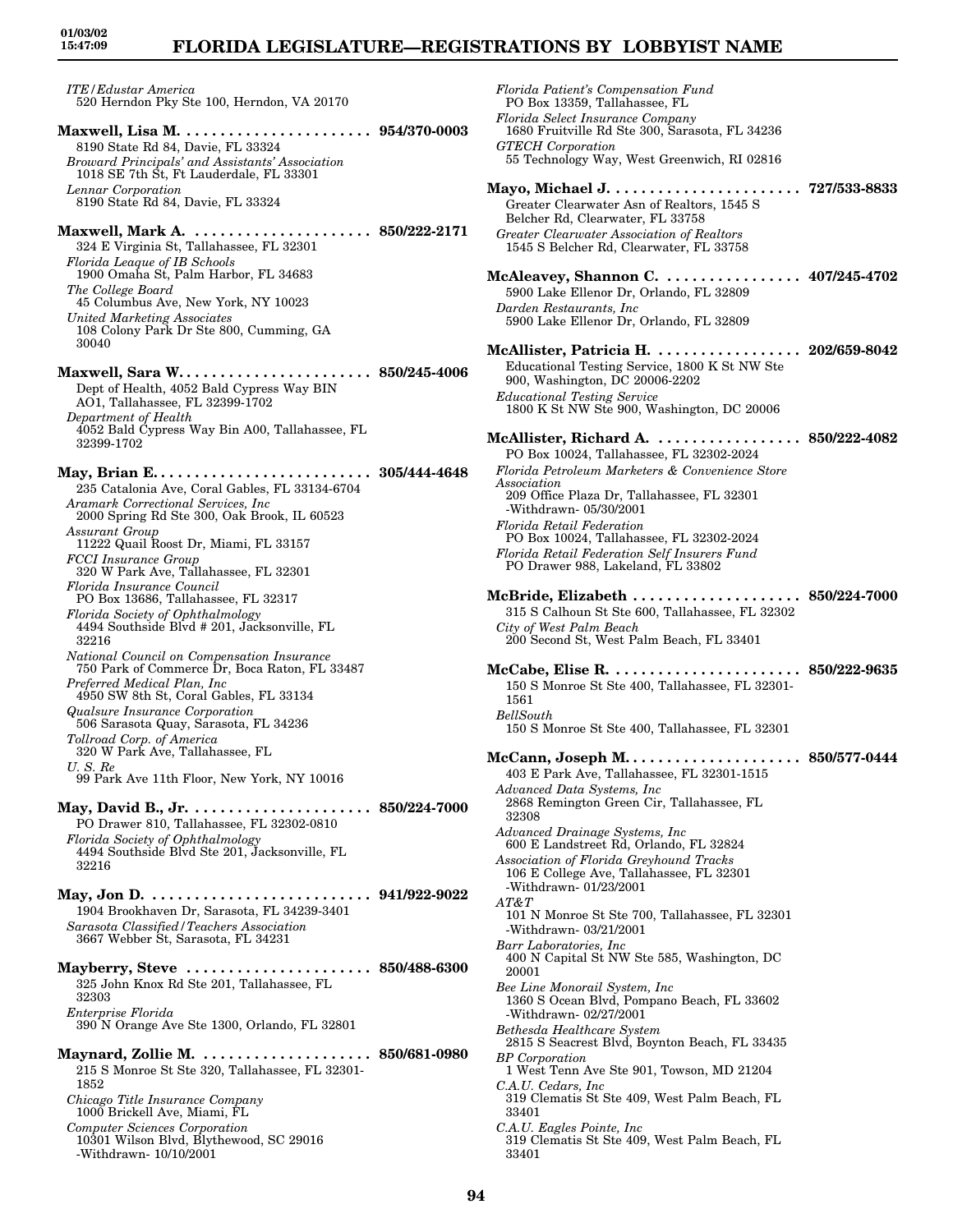*ITE/Edustar America*
520 Herndon Pky Ste 100, Herndon, VA 20170

**Maxwell, Lisa M. . . . . . . . . . . . . . . . . . . . . . . 954/370-0003**
8190 State Rd 84, Davie, FL 33324
*Broward Principals' and Assistants' Association*
1018 SE 7th St, Ft Lauderdale, FL 33301
*Lennar Corporation*
8190 State Rd 84, Davie, FL 33324

**Maxwell, Mark A. . . . . . . . . . . . . . . . . . . . . . 850/222-2171**
324 E Virginia St, Tallahassee, FL 32301
*Florida League of IB Schools*
1900 Omaha St, Palm Harbor, FL 34683
*The College Board*
45 Columbus Ave, New York, NY 10023
*United Marketing Associates*
108 Colony Park Dr Ste 800, Cumming, GA 30040

**Maxwell, Sara W. . . . . . . . . . . . . . . . . . . . . . . 850/245-4006**
Dept of Health, 4052 Bald Cypress Way BIN AO1, Tallahassee, FL 32399-1702
*Department of Health*
4052 Bald Cypress Way Bin A00, Tallahassee, FL 32399-1702

**May, Brian E. . . . . . . . . . . . . . . . . . . . . . . . . . 305/444-4648**
235 Catalonia Ave, Coral Gables, FL 33134-6704
*Aramark Correctional Services, Inc*
2000 Spring Rd Ste 300, Oak Brook, IL 60523
*Assurant Group*
11222 Quail Roost Dr, Miami, FL 33157
*FCCI Insurance Group*
320 W Park Ave, Tallahassee, FL 32301
*Florida Insurance Council*
PO Box 13686, Tallahassee, FL 32317
*Florida Society of Ophthalmology*
4494 Southside Blvd # 201, Jacksonville, FL 32216
*National Council on Compensation Insurance*
750 Park of Commerce Dr, Boca Raton, FL 33487
*Preferred Medical Plan, Inc*
4950 SW 8th St, Coral Gables, FL 33134
*Qualsure Insurance Corporation*
506 Sarasota Quay, Sarasota, FL 34236
*Tollroad Corp. of America*
320 W Park Ave, Tallahassee, FL
*U. S. Re*
99 Park Ave 11th Floor, New York, NY 10016

**May, David B., Jr. . . . . . . . . . . . . . . . . . . . . . 850/224-7000**
PO Drawer 810, Tallahassee, FL 32302-0810
*Florida Society of Ophthalmology*
4494 Southside Blvd Ste 201, Jacksonville, FL 32216

**May, Jon D. . . . . . . . . . . . . . . . . . . . . . . . . . . 941/922-9022**
1904 Brookhaven Dr, Sarasota, FL 34239-3401
*Sarasota Classified/Teachers Association*
3667 Webber St, Sarasota, FL 34231

**Mayberry, Steve . . . . . . . . . . . . . . . . . . . . . . 850/488-6300**
325 John Knox Rd Ste 201, Tallahassee, FL 32303
*Enterprise Florida*
390 N Orange Ave Ste 1300, Orlando, FL 32801

**Maynard, Zollie M. . . . . . . . . . . . . . . . . . . . . 850/681-0980**
215 S Monroe St Ste 320, Tallahassee, FL 32301-1852
*Chicago Title Insurance Company*
1000 Brickell Ave, Miami, FL
*Computer Sciences Corporation*
10301 Wilson Blvd, Blythewood, SC 29016
-Withdrawn- 10/10/2001
*Florida Patient's Compensation Fund*
PO Box 13359, Tallahassee, FL
*Florida Select Insurance Company*
1680 Fruitville Rd Ste 300, Sarasota, FL 34236
*GTECH Corporation*
55 Technology Way, West Greenwich, RI 02816

**Mayo, Michael J. . . . . . . . . . . . . . . . . . . . . . . 727/533-8833**
Greater Clearwater Asn of Realtors, 1545 S Belcher Rd, Clearwater, FL 33758
*Greater Clearwater Association of Realtors*
1545 S Belcher Rd, Clearwater, FL 33758

**McAleavey, Shannon C. . . . . . . . . . . . . . . . . 407/245-4702**
5900 Lake Ellenor Dr, Orlando, FL 32809
*Darden Restaurants, Inc*
5900 Lake Ellenor Dr, Orlando, FL 32809

**McAllister, Patricia H. . . . . . . . . . . . . . . . . . 202/659-8042**
Educational Testing Service, 1800 K St NW Ste 900, Washington, DC 20006-2202
*Educational Testing Service*
1800 K St NW Ste 900, Washington, DC 20006

**McAllister, Richard A. . . . . . . . . . . . . . . . . . 850/222-4082**
PO Box 10024, Tallahassee, FL 32302-2024
*Florida Petroleum Marketers & Convenience Store Association*
209 Office Plaza Dr, Tallahassee, FL 32301
-Withdrawn- 05/30/2001
*Florida Retail Federation*
PO Box 10024, Tallahassee, FL 32302-2024
*Florida Retail Federation Self Insurers Fund*
PO Drawer 988, Lakeland, FL 33802

**McBride, Elizabeth . . . . . . . . . . . . . . . . . . . . 850/224-7000**
315 S Calhoun St Ste 600, Tallahassee, FL 32302
*City of West Palm Beach*
200 Second St, West Palm Beach, FL 33401

**McCabe, Elise R. . . . . . . . . . . . . . . . . . . . . . . 850/222-9635**
150 S Monroe St Ste 400, Tallahassee, FL 32301-1561
*BellSouth*
150 S Monroe St Ste 400, Tallahassee, FL 32301

**McCann, Joseph M. . . . . . . . . . . . . . . . . . . . . 850/577-0444**
403 E Park Ave, Tallahassee, FL 32301-1515
*Advanced Data Systems, Inc*
2868 Remington Green Cir, Tallahassee, FL 32308
*Advanced Drainage Systems, Inc*
600 E Landstreet Rd, Orlando, FL 32824
*Association of Florida Greyhound Tracks*
106 E College Ave, Tallahassee, FL 32301
-Withdrawn- 01/23/2001
*AT&T*
101 N Monroe St Ste 700, Tallahassee, FL 32301
-Withdrawn- 03/21/2001
*Barr Laboratories, Inc*
400 N Capital St NW Ste 585, Washington, DC 20001
*Bee Line Monorail System, Inc*
1360 S Ocean Blvd, Pompano Beach, FL 33602
-Withdrawn- 02/27/2001
*Bethesda Healthcare System*
2815 S Seacrest Blvd, Boynton Beach, FL 33435
*BP Corporation*
1 West Tenn Ave Ste 901, Towson, MD 21204
*C.A.U. Cedars, Inc*
319 Clematis St Ste 409, West Palm Beach, FL 33401
*C.A.U. Eagles Pointe, Inc*
319 Clematis St Ste 409, West Palm Beach, FL 33401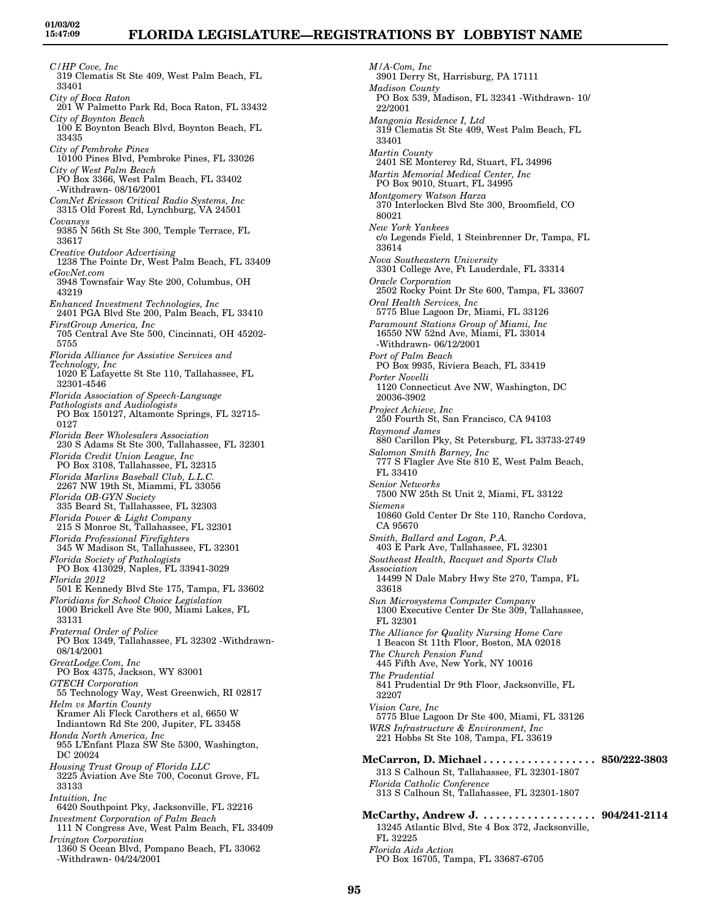*C/HP Cove, Inc*
319 Clematis St Ste 409, West Palm Beach, FL 33401
*City of Boca Raton*
201 W Palmetto Park Rd, Boca Raton, FL 33432
*City of Boynton Beach*
100 E Boynton Beach Blvd, Boynton Beach, FL 33435
*City of Pembroke Pines*
10100 Pines Blvd, Pembroke Pines, FL 33026
*City of West Palm Beach*
PO Box 3366, West Palm Beach, FL 33402 -Withdrawn- 08/16/2001
*ComNet Ericsson Critical Radio Systems, Inc*
3315 Old Forest Rd, Lynchburg, VA 24501
*Covansys*
9385 N 56th St Ste 300, Temple Terrace, FL 33617
*Creative Outdoor Advertising*
1238 The Pointe Dr, West Palm Beach, FL 33409
*eGovNet.com*
3948 Townsfair Way Ste 200, Columbus, OH 43219
*Enhanced Investment Technologies, Inc*
2401 PGA Blvd Ste 200, Palm Beach, FL 33410
*FirstGroup America, Inc*
705 Central Ave Ste 500, Cincinnati, OH 45202-5755
*Florida Alliance for Assistive Services and Technology, Inc*
1020 E Lafayette St Ste 110, Tallahassee, FL 32301-4546
*Florida Association of Speech-Language Pathologists and Audiologists*
PO Box 150127, Altamonte Springs, FL 32715-0127
*Florida Beer Wholesalers Association*
230 S Adams St Ste 300, Tallahassee, FL 32301
*Florida Credit Union League, Inc*
PO Box 3108, Tallahassee, FL 32315
*Florida Marlins Baseball Club, L.L.C.*
2267 NW 19th St, Miammi, FL 33056
*Florida OB-GYN Society*
335 Beard St, Tallahassee, FL 32303
*Florida Power & Light Company*
215 S Monroe St, Tallahassee, FL 32301
*Florida Professional Firefighters*
345 W Madison St, Tallahassee, FL 32301
*Florida Society of Pathologists*
PO Box 413029, Naples, FL 33941-3029
*Florida 2012*
501 E Kennedy Blvd Ste 175, Tampa, FL 33602
*Floridians for School Choice Legislation*
1000 Brickell Ave Ste 900, Miami Lakes, FL 33131
*Fraternal Order of Police*
PO Box 1349, Tallahassee, FL 32302 -Withdrawn- 08/14/2001
*GreatLodge.Com, Inc*
PO Box 4375, Jackson, WY 83001
*GTECH Corporation*
55 Technology Way, West Greenwich, RI 02817
*Helm vs Martin County*
Kramer Ali Fleck Carothers et al, 6650 W Indiantown Rd Ste 200, Jupiter, FL 33458
*Honda North America, Inc*
955 L'Enfant Plaza SW Ste 5300, Washington, DC 20024
*Housing Trust Group of Florida LLC*
3225 Aviation Ave Ste 700, Coconut Grove, FL 33133
*Intuition, Inc*
6420 Southpoint Pky, Jacksonville, FL 32216
*Investment Corporation of Palm Beach*
111 N Congress Ave, West Palm Beach, FL 33409
*Irvington Corporation*
1360 S Ocean Blvd, Pompano Beach, FL 33062 -Withdrawn- 04/24/2001
*M/A-Com, Inc*
3901 Derry St, Harrisburg, PA 17111
*Madison County*
PO Box 539, Madison, FL 32341 -Withdrawn- 10/22/2001
*Mangonia Residence I, Ltd*
319 Clematis St Ste 409, West Palm Beach, FL 33401
*Martin County*
2401 SE Monterey Rd, Stuart, FL 34996
*Martin Memorial Medical Center, Inc*
PO Box 9010, Stuart, FL 34995
*Montgomery Watson Harza*
370 Interlocken Blvd Ste 300, Broomfield, CO 80021
*New York Yankees*
c/o Legends Field, 1 Steinbrenner Dr, Tampa, FL 33614
*Nova Southeastern University*
3301 College Ave, Ft Lauderdale, FL 33314
*Oracle Corporation*
2502 Rocky Point Dr Ste 600, Tampa, FL 33607
*Oral Health Services, Inc*
5775 Blue Lagoon Dr, Miami, FL 33126
*Paramount Stations Group of Miami, Inc*
16550 NW 52nd Ave, Miami, FL 33014 -Withdrawn- 06/12/2001
*Port of Palm Beach*
PO Box 9935, Riviera Beach, FL 33419
*Porter Novelli*
1120 Connecticut Ave NW, Washington, DC 20036-3902
*Project Achieve, Inc*
250 Fourth St, San Francisco, CA 94103
*Raymond James*
880 Carillon Pky, St Petersburg, FL 33733-2749
*Salomon Smith Barney, Inc*
777 S Flagler Ave Ste 810 E, West Palm Beach, FL 33410
*Senior Networks*
7500 NW 25th St Unit 2, Miami, FL 33122
*Siemens*
10860 Gold Center Dr Ste 110, Rancho Cordova, CA 95670
*Smith, Ballard and Logan, P.A.*
403 E Park Ave, Tallahassee, FL 32301
*Southeast Health, Racquet and Sports Club Association*
14499 N Dale Mabry Hwy Ste 270, Tampa, FL 33618
*Sun Microsystems Computer Company*
1300 Executive Center Dr Ste 309, Tallahassee, FL 32301
*The Alliance for Quality Nursing Home Care*
1 Beacon St 11th Floor, Boston, MA 02018
*The Church Pension Fund*
445 Fifth Ave, New York, NY 10016
*The Prudential*
841 Prudential Dr 9th Floor, Jacksonville, FL 32207
*Vision Care, Inc*
5775 Blue Lagoon Dr Ste 400, Miami, FL 33126
*WRS Infrastructure & Environment, Inc*
221 Hobbs St Ste 108, Tampa, FL 33619

**McCarron, D. Michael . . . . . . . . . . . . . . . . . . 850/222-3803**
313 S Calhoun St, Tallahassee, FL 32301-1807
*Florida Catholic Conference*
313 S Calhoun St, Tallahassee, FL 32301-1807

**McCarthy, Andrew J. . . . . . . . . . . . . . . . . . . 904/241-2114**
13245 Atlantic Blvd, Ste 4 Box 372, Jacksonville, FL 32225
*Florida Aids Action*
PO Box 16705, Tampa, FL 33687-6705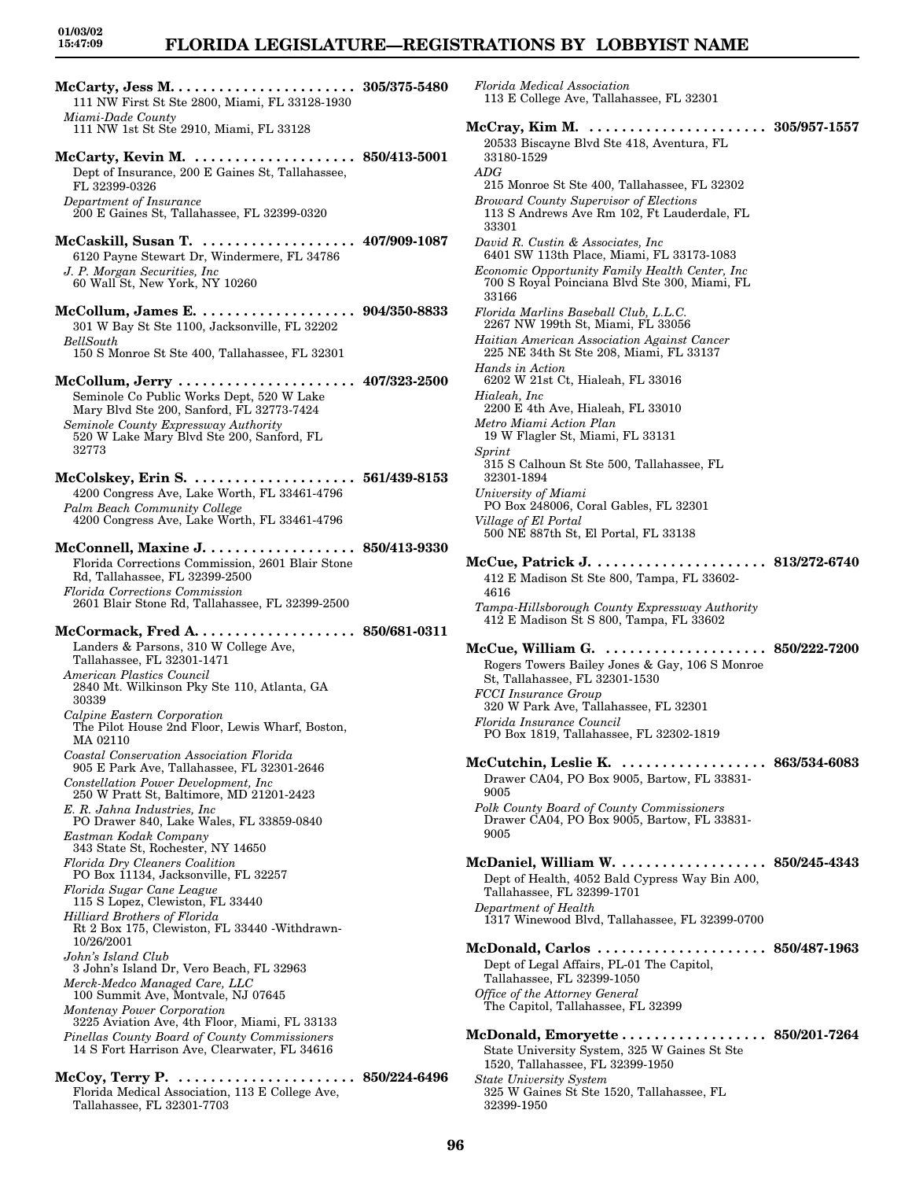**McCarty, Jess M.** ........................ **305/375-5480**
111 NW First St Ste 2800, Miami, FL 33128-1930
*Miami-Dade County*
111 NW 1st St Ste 2910, Miami, FL 33128

**McCarty, Kevin M.** ..................... **850/413-5001**
Dept of Insurance, 200 E Gaines St, Tallahassee, FL 32399-0326
*Department of Insurance*
200 E Gaines St, Tallahassee, FL 32399-0320

**McCaskill, Susan T.** .................... **407/909-1087**
6120 Payne Stewart Dr, Windermere, FL 34786
*J. P. Morgan Securities, Inc*
60 Wall St, New York, NY 10260

**McCollum, James E.** .................... **904/350-8833**
301 W Bay St Ste 1100, Jacksonville, FL 32202
*BellSouth*
150 S Monroe St Ste 400, Tallahassee, FL 32301

**McCollum, Jerry** ........................ **407/323-2500**
Seminole Co Public Works Dept, 520 W Lake Mary Blvd Ste 200, Sanford, FL 32773-7424
*Seminole County Expressway Authority*
520 W Lake Mary Blvd Ste 200, Sanford, FL 32773

**McColskey, Erin S.** ..................... **561/439-8153**
4200 Congress Ave, Lake Worth, FL 33461-4796
*Palm Beach Community College*
4200 Congress Ave, Lake Worth, FL 33461-4796

**McConnell, Maxine J.** ................... **850/413-9330**
Florida Corrections Commission, 2601 Blair Stone Rd, Tallahassee, FL 32399-2500
*Florida Corrections Commission*
2601 Blair Stone Rd, Tallahassee, FL 32399-2500

**McCormack, Fred A.** .................... **850/681-0311**
Landers & Parsons, 310 W College Ave, Tallahassee, FL 32301-1471
*American Plastics Council*
2840 Mt. Wilkinson Pky Ste 110, Atlanta, GA 30339
*Calpine Eastern Corporation*
The Pilot House 2nd Floor, Lewis Wharf, Boston, MA 02110
*Coastal Conservation Association Florida*
905 E Park Ave, Tallahassee, FL 32301-2646
*Constellation Power Development, Inc*
250 W Pratt St, Baltimore, MD 21201-2423
*E. R. Jahna Industries, Inc*
PO Drawer 840, Lake Wales, FL 33859-0840
*Eastman Kodak Company*
343 State St, Rochester, NY 14650
*Florida Dry Cleaners Coalition*
PO Box 11134, Jacksonville, FL 32257
*Florida Sugar Cane League*
115 S Lopez, Clewiston, FL 33440
*Hilliard Brothers of Florida*
Rt 2 Box 175, Clewiston, FL 33440 -Withdrawn- 10/26/2001
*John's Island Club*
3 John's Island Dr, Vero Beach, FL 32963
*Merck-Medco Managed Care, LLC*
100 Summit Ave, Montvale, NJ 07645
*Montenay Power Corporation*
3225 Aviation Ave, 4th Floor, Miami, FL 33133
*Pinellas County Board of County Commissioners*
14 S Fort Harrison Ave, Clearwater, FL 34616

**McCoy, Terry P.** ........................ **850/224-6496**
Florida Medical Association, 113 E College Ave, Tallahassee, FL 32301-7703
*Florida Medical Association*
113 E College Ave, Tallahassee, FL 32301

**McCray, Kim M.** ........................ **305/957-1557**
20533 Biscayne Blvd Ste 418, Aventura, FL 33180-1529
*ADG*
215 Monroe St Ste 400, Tallahassee, FL 32302
*Broward County Supervisor of Elections*
113 S Andrews Ave Rm 102, Ft Lauderdale, FL 33301
*David R. Custin & Associates, Inc*
6401 SW 113th Place, Miami, FL 33173-1083
*Economic Opportunity Family Health Center, Inc*
700 S Royal Poinciana Blvd Ste 300, Miami, FL 33166
*Florida Marlins Baseball Club, L.L.C.*
2267 NW 199th St, Miami, FL 33056
*Haitian American Association Against Cancer*
225 NE 34th St Ste 208, Miami, FL 33137
*Hands in Action*
6202 W 21st Ct, Hialeah, FL 33016
*Hialeah, Inc*
2200 E 4th Ave, Hialeah, FL 33010
*Metro Miami Action Plan*
19 W Flagler St, Miami, FL 33131
*Sprint*
315 S Calhoun St Ste 500, Tallahassee, FL 32301-1894
*University of Miami*
PO Box 248006, Coral Gables, FL 32301
*Village of El Portal*
500 NE 887th St, El Portal, FL 33138

**McCue, Patrick J.** ....................... **813/272-6740**
412 E Madison St Ste 800, Tampa, FL 33602-4616
*Tampa-Hillsborough County Expressway Authority*
412 E Madison St S 800, Tampa, FL 33602

**McCue, William G.** ..................... **850/222-7200**
Rogers Towers Bailey Jones & Gay, 106 S Monroe St, Tallahassee, FL 32301-1530
*FCCI Insurance Group*
320 W Park Ave, Tallahassee, FL 32301
*Florida Insurance Council*
PO Box 1819, Tallahassee, FL 32302-1819

**McCutchin, Leslie K.** ................... **863/534-6083**
Drawer CA04, PO Box 9005, Bartow, FL 33831-9005
*Polk County Board of County Commissioners*
Drawer CA04, PO Box 9005, Bartow, FL 33831-9005

**McDaniel, William W.** .................. **850/245-4343**
Dept of Health, 4052 Bald Cypress Way Bin A00, Tallahassee, FL 32399-1701
*Department of Health*
1317 Winewood Blvd, Tallahassee, FL 32399-0700

**McDonald, Carlos** ...................... **850/487-1963**
Dept of Legal Affairs, PL-01 The Capitol, Tallahassee, FL 32399-1050
*Office of the Attorney General*
The Capitol, Tallahassee, FL 32399

**McDonald, Emoryette** .................. **850/201-7264**
State University System, 325 W Gaines St Ste 1520, Tallahassee, FL 32399-1950
*State University System*
325 W Gaines St Ste 1520, Tallahassee, FL 32399-1950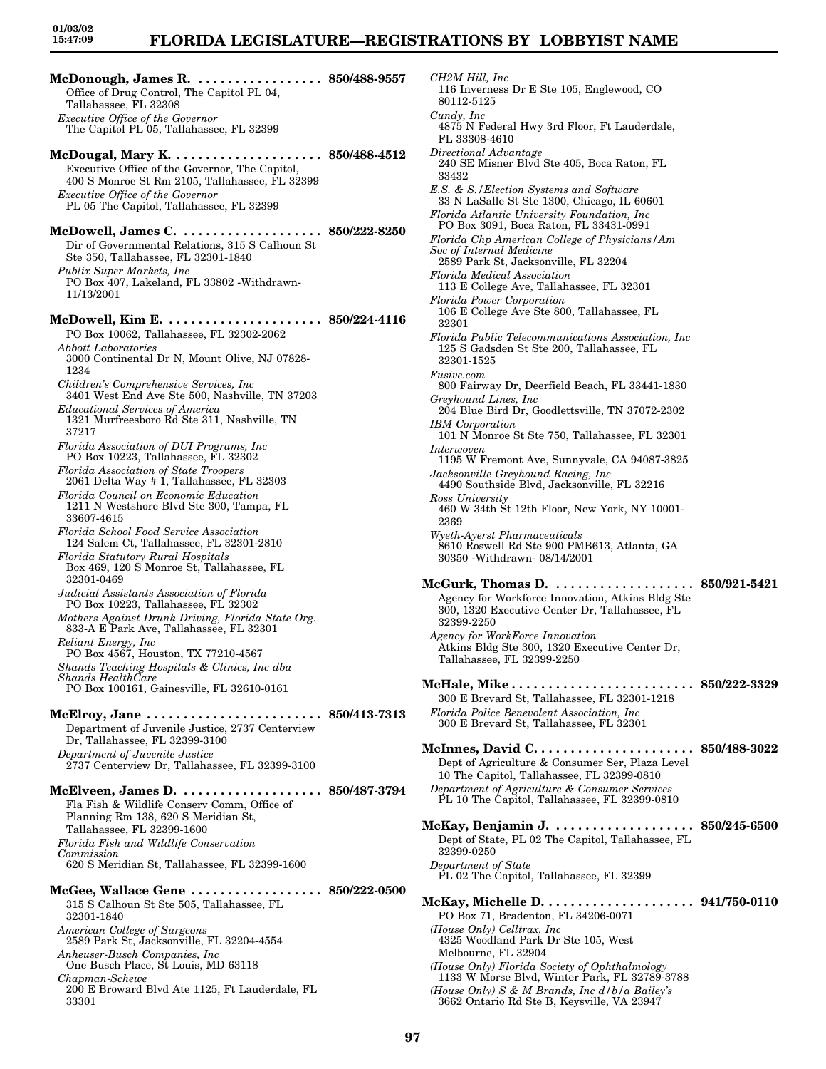**McDonough, James R. . . . . . . . . . . . . . . . . . 850/488-9557**
Office of Drug Control, The Capitol PL 04, Tallahassee, FL 32308
*Executive Office of the Governor*
The Capitol PL 05, Tallahassee, FL 32399

**McDougal, Mary K. . . . . . . . . . . . . . . . . . . . 850/488-4512**
Executive Office of the Governor, The Capitol, 400 S Monroe St Rm 2105, Tallahassee, FL 32399
*Executive Office of the Governor*
PL 05 The Capitol, Tallahassee, FL 32399

**McDowell, James C. . . . . . . . . . . . . . . . . . . 850/222-8250**
Dir of Governmental Relations, 315 S Calhoun St Ste 350, Tallahassee, FL 32301-1840
*Publix Super Markets, Inc*
PO Box 407, Lakeland, FL 33802 -Withdrawn- 11/13/2001

**McDowell, Kim E. . . . . . . . . . . . . . . . . . . . . 850/224-4116**
PO Box 10062, Tallahassee, FL 32302-2062
*Abbott Laboratories*
3000 Continental Dr N, Mount Olive, NJ 07828-1234
*Children's Comprehensive Services, Inc*
3401 West End Ave Ste 500, Nashville, TN 37203
*Educational Services of America*
1321 Murfreesboro Rd Ste 311, Nashville, TN 37217
*Florida Association of DUI Programs, Inc*
PO Box 10223, Tallahassee, FL 32302
*Florida Association of State Troopers*
2061 Delta Way # 1, Tallahassee, FL 32303
*Florida Council on Economic Education*
1211 N Westshore Blvd Ste 300, Tampa, FL 33607-4615
*Florida School Food Service Association*
124 Salem Ct, Tallahassee, FL 32301-2810
*Florida Statutory Rural Hospitals*
Box 469, 120 S Monroe St, Tallahassee, FL 32301-0469
*Judicial Assistants Association of Florida*
PO Box 10223, Tallahassee, FL 32302
*Mothers Against Drunk Driving, Florida State Org.*
833-A E Park Ave, Tallahassee, FL 32301
*Reliant Energy, Inc*
PO Box 4567, Houston, TX 77210-4567
*Shands Teaching Hospitals & Clinics, Inc dba Shands HealthCare*
PO Box 100161, Gainesville, FL 32610-0161

**McElroy, Jane . . . . . . . . . . . . . . . . . . . . . . . . 850/413-7313**
Department of Juvenile Justice, 2737 Centerview Dr, Tallahassee, FL 32399-3100
*Department of Juvenile Justice*
2737 Centerview Dr, Tallahassee, FL 32399-3100

**McElveen, James D. . . . . . . . . . . . . . . . . . . 850/487-3794**
Fla Fish & Wildlife Conserv Comm, Office of Planning Rm 138, 620 S Meridian St, Tallahassee, FL 32399-1600
*Florida Fish and Wildlife Conservation Commission*
620 S Meridian St, Tallahassee, FL 32399-1600

**McGee, Wallace Gene . . . . . . . . . . . . . . . . . . 850/222-0500**
315 S Calhoun St Ste 505, Tallahassee, FL 32301-1840
*American College of Surgeons*
2589 Park St, Jacksonville, FL 32204-4554
*Anheuser-Busch Companies, Inc*
One Busch Place, St Louis, MD 63118
*Chapman-Schewe*
200 E Broward Blvd Ate 1125, Ft Lauderdale, FL 33301
*CH2M Hill, Inc*
116 Inverness Dr E Ste 105, Englewood, CO 80112-5125
*Cundy, Inc*
4875 N Federal Hwy 3rd Floor, Ft Lauderdale, FL 33308-4610
*Directional Advantage*
240 SE Misner Blvd Ste 405, Boca Raton, FL 33432
*E.S. & S./Election Systems and Software*
33 N LaSalle St Ste 1300, Chicago, IL 60601
*Florida Atlantic University Foundation, Inc*
PO Box 3091, Boca Raton, FL 33431-0991
*Florida Chp American College of Physicians/Am Soc of Internal Medicine*
2589 Park St, Jacksonville, FL 32204
*Florida Medical Association*
113 E College Ave, Tallahassee, FL 32301
*Florida Power Corporation*
106 E College Ave Ste 800, Tallahassee, FL 32301
*Florida Public Telecommunications Association, Inc*
125 S Gadsden St Ste 200, Tallahassee, FL 32301-1525
*Fusive.com*
800 Fairway Dr, Deerfield Beach, FL 33441-1830
*Greyhound Lines, Inc*
204 Blue Bird Dr, Goodlettsville, TN 37072-2302
*IBM Corporation*
101 N Monroe St Ste 750, Tallahassee, FL 32301
*Interwoven*
1195 W Fremont Ave, Sunnyvale, CA 94087-3825
*Jacksonville Greyhound Racing, Inc*
4490 Southside Blvd, Jacksonville, FL 32216
*Ross University*
460 W 34th St 12th Floor, New York, NY 10001-2369
*Wyeth-Ayerst Pharmaceuticals*
8610 Roswell Rd Ste 900 PMB613, Atlanta, GA 30350 -Withdrawn- 08/14/2001

**McGurk, Thomas D. . . . . . . . . . . . . . . . . . . 850/921-5421**
Agency for Workforce Innovation, Atkins Bldg Ste 300, 1320 Executive Center Dr, Tallahassee, FL 32399-2250
*Agency for WorkForce Innovation*
Atkins Bldg Ste 300, 1320 Executive Center Dr, Tallahassee, FL 32399-2250

**McHale, Mike . . . . . . . . . . . . . . . . . . . . . . . . . 850/222-3329**
300 E Brevard St, Tallahassee, FL 32301-1218
*Florida Police Benevolent Association, Inc*
300 E Brevard St, Tallahassee, FL 32301

**McInnes, David C. . . . . . . . . . . . . . . . . . . . . . 850/488-3022**
Dept of Agriculture & Consumer Ser, Plaza Level 10 The Capitol, Tallahassee, FL 32399-0810
*Department of Agriculture & Consumer Services*
PL 10 The Capitol, Tallahassee, FL 32399-0810

**McKay, Benjamin J. . . . . . . . . . . . . . . . . . . . 850/245-6500**
Dept of State, PL 02 The Capitol, Tallahassee, FL 32399-0250
*Department of State*
PL 02 The Capitol, Tallahassee, FL 32399

**McKay, Michelle D. . . . . . . . . . . . . . . . . . . . . 941/750-0110**
PO Box 71, Bradenton, FL 34206-0071
*(House Only) Celltrax, Inc*
4325 Woodland Park Dr Ste 105, West Melbourne, FL 32904
*(House Only) Florida Society of Ophthalmology*
1133 W Morse Blvd, Winter Park, FL 32789-3788
*(House Only) S & M Brands, Inc d/b/a Bailey's*
3662 Ontario Rd Ste B, Keysville, VA 23947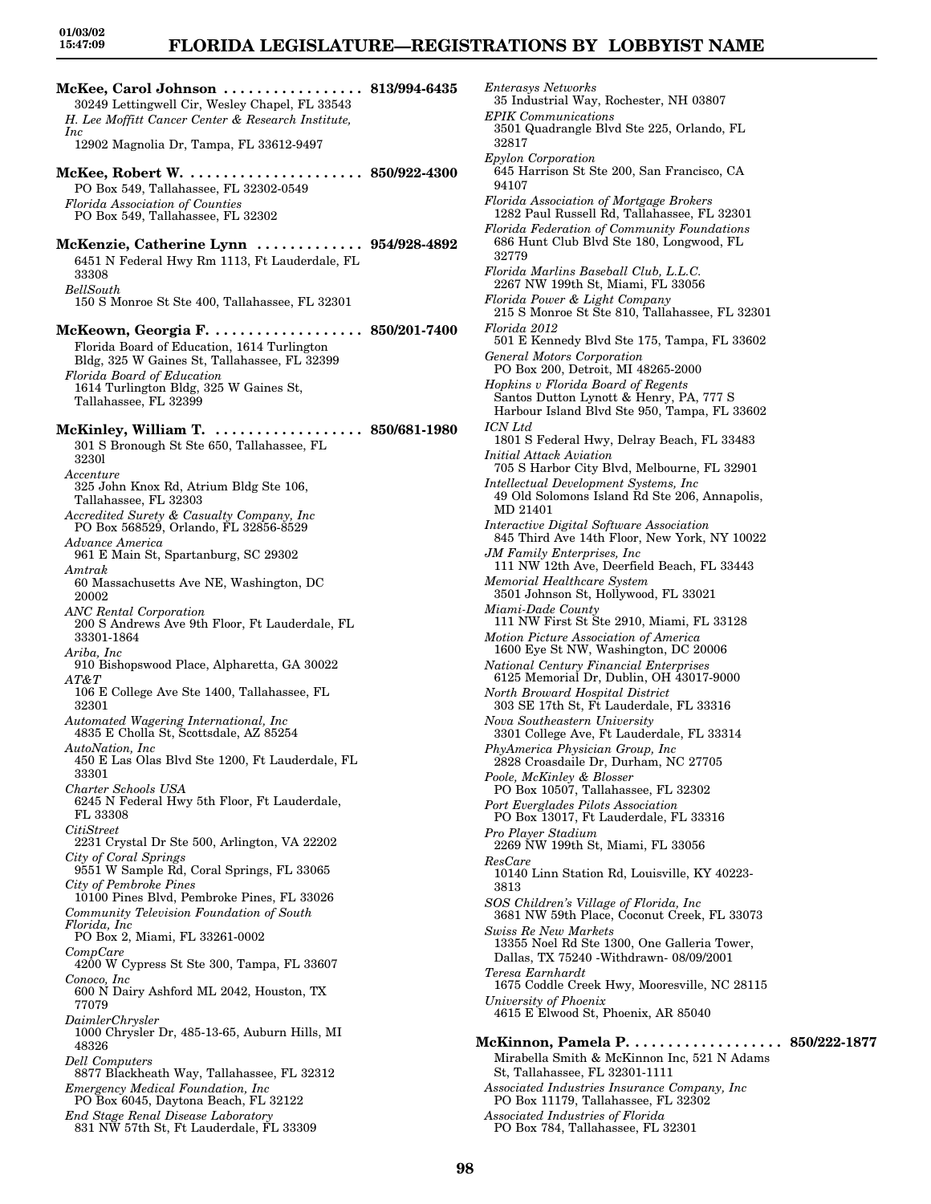**McKee, Carol Johnson** . . . . . . . . . . . . . . . . . **813/994-6435**
30249 Lettingwell Cir, Wesley Chapel, FL 33543
*H. Lee Moffitt Cancer Center & Research Institute, Inc*
12902 Magnolia Dr, Tampa, FL 33612-9497

**McKee, Robert W.** . . . . . . . . . . . . . . . . . . . . . **850/922-4300**
PO Box 549, Tallahassee, FL 32302-0549
*Florida Association of Counties*
PO Box 549, Tallahassee, FL 32302

**McKenzie, Catherine Lynn** . . . . . . . . . . . . . **954/928-4892**
6451 N Federal Hwy Rm 1113, Ft Lauderdale, FL 33308
*BellSouth*
150 S Monroe St Ste 400, Tallahassee, FL 32301

**McKeown, Georgia F.** . . . . . . . . . . . . . . . . . . **850/201-7400**
Florida Board of Education, 1614 Turlington Bldg, 325 W Gaines St, Tallahassee, FL 32399
*Florida Board of Education*
1614 Turlington Bldg, 325 W Gaines St, Tallahassee, FL 32399

**McKinley, William T.** . . . . . . . . . . . . . . . . . . **850/681-1980**
301 S Bronough St Ste 650, Tallahassee, FL 3230l
*Accenture*
325 John Knox Rd, Atrium Bldg Ste 106, Tallahassee, FL 32303
*Accredited Surety & Casualty Company, Inc*
PO Box 568529, Orlando, FL 32856-8529
*Advance America*
961 E Main St, Spartanburg, SC 29302
*Amtrak*
60 Massachusetts Ave NE, Washington, DC 20002
*ANC Rental Corporation*
200 S Andrews Ave 9th Floor, Ft Lauderdale, FL 33301-1864
*Ariba, Inc*
910 Bishopswood Place, Alpharetta, GA 30022
*AT&T*
106 E College Ave Ste 1400, Tallahassee, FL 32301
*Automated Wagering International, Inc*
4835 E Cholla St, Scottsdale, AZ 85254
*AutoNation, Inc*
450 E Las Olas Blvd Ste 1200, Ft Lauderdale, FL 33301
*Charter Schools USA*
6245 N Federal Hwy 5th Floor, Ft Lauderdale, FL 33308
*CitiStreet*
2231 Crystal Dr Ste 500, Arlington, VA 22202
*City of Coral Springs*
9551 W Sample Rd, Coral Springs, FL 33065
*City of Pembroke Pines*
10100 Pines Blvd, Pembroke Pines, FL 33026
*Community Television Foundation of South Florida, Inc*
PO Box 2, Miami, FL 33261-0002
*CompCare*
4200 W Cypress St Ste 300, Tampa, FL 33607
*Conoco, Inc*
600 N Dairy Ashford ML 2042, Houston, TX 77079
*DaimlerChrysler*
1000 Chrysler Dr, 485-13-65, Auburn Hills, MI 48326
*Dell Computers*
8877 Blackheath Way, Tallahassee, FL 32312
*Emergency Medical Foundation, Inc*
PO Box 6045, Daytona Beach, FL 32122
*End Stage Renal Disease Laboratory*
831 NW 57th St, Ft Lauderdale, FL 33309
*Enterasys Networks*
35 Industrial Way, Rochester, NH 03807
*EPIK Communications*
3501 Quadrangle Blvd Ste 225, Orlando, FL 32817
*Epylon Corporation*
645 Harrison St Ste 200, San Francisco, CA 94107
*Florida Association of Mortgage Brokers*
1282 Paul Russell Rd, Tallahassee, FL 32301
*Florida Federation of Community Foundations*
686 Hunt Club Blvd Ste 180, Longwood, FL 32779
*Florida Marlins Baseball Club, L.L.C.*
2267 NW 199th St, Miami, FL 33056
*Florida Power & Light Company*
215 S Monroe St Ste 810, Tallahassee, FL 32301
*Florida 2012*
501 E Kennedy Blvd Ste 175, Tampa, FL 33602
*General Motors Corporation*
PO Box 200, Detroit, MI 48265-2000
*Hopkins v Florida Board of Regents*
Santos Dutton Lynott & Henry, PA, 777 S Harbour Island Blvd Ste 950, Tampa, FL 33602
*ICN Ltd*
1801 S Federal Hwy, Delray Beach, FL 33483
*Initial Attack Aviation*
705 S Harbor City Blvd, Melbourne, FL 32901
*Intellectual Development Systems, Inc*
49 Old Solomons Island Rd Ste 206, Annapolis, MD 21401
*Interactive Digital Software Association*
845 Third Ave 14th Floor, New York, NY 10022
*JM Family Enterprises, Inc*
111 NW 12th Ave, Deerfield Beach, FL 33443
*Memorial Healthcare System*
3501 Johnson St, Hollywood, FL 33021
*Miami-Dade County*
111 NW First St Ste 2910, Miami, FL 33128
*Motion Picture Association of America*
1600 Eye St NW, Washington, DC 20006
*National Century Financial Enterprises*
6125 Memorial Dr, Dublin, OH 43017-9000
*North Broward Hospital District*
303 SE 17th St, Ft Lauderdale, FL 33316
*Nova Southeastern University*
3301 College Ave, Ft Lauderdale, FL 33314
*PhyAmerica Physician Group, Inc*
2828 Croasdaile Dr, Durham, NC 27705
*Poole, McKinley & Blosser*
PO Box 10507, Tallahassee, FL 32302
*Port Everglades Pilots Association*
PO Box 13017, Ft Lauderdale, FL 33316
*Pro Player Stadium*
2269 NW 199th St, Miami, FL 33056
*ResCare*
10140 Linn Station Rd, Louisville, KY 40223-3813
*SOS Children's Village of Florida, Inc*
3681 NW 59th Place, Coconut Creek, FL 33073
*Swiss Re New Markets*
13355 Noel Rd Ste 1300, One Galleria Tower, Dallas, TX 75240 -Withdrawn- 08/09/2001
*Teresa Earnhardt*
1675 Coddle Creek Hwy, Mooresville, NC 28115
*University of Phoenix*
4615 E Elwood St, Phoenix, AR 85040

**McKinnon, Pamela P.** . . . . . . . . . . . . . . . . . . **850/222-1877**
Mirabella Smith & McKinnon Inc, 521 N Adams St, Tallahassee, FL 32301-1111
*Associated Industries Insurance Company, Inc*
PO Box 11179, Tallahassee, FL 32302
*Associated Industries of Florida*
PO Box 784, Tallahassee, FL 32301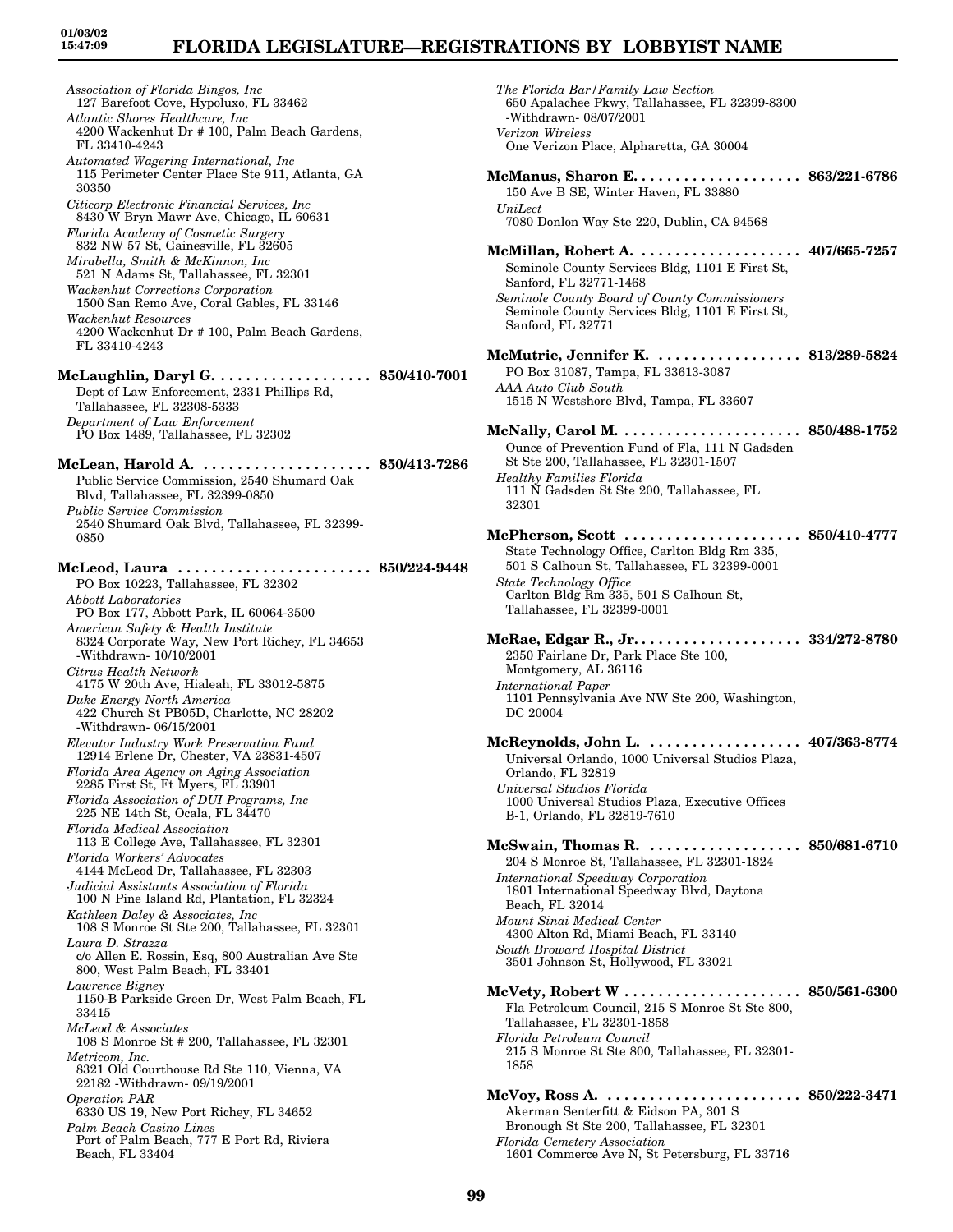*Association of Florida Bingos, Inc*
127 Barefoot Cove, Hypoluxo, FL 33462
*Atlantic Shores Healthcare, Inc*
4200 Wackenhut Dr # 100, Palm Beach Gardens, FL 33410-4243
*Automated Wagering International, Inc*
115 Perimeter Center Place Ste 911, Atlanta, GA 30350
*Citicorp Electronic Financial Services, Inc*
8430 W Bryn Mawr Ave, Chicago, IL 60631
*Florida Academy of Cosmetic Surgery*
832 NW 57 St, Gainesville, FL 32605
*Mirabella, Smith & McKinnon, Inc*
521 N Adams St, Tallahassee, FL 32301
*Wackenhut Corrections Corporation*
1500 San Remo Ave, Coral Gables, FL 33146
*Wackenhut Resources*
4200 Wackenhut Dr # 100, Palm Beach Gardens, FL 33410-4243

**McLaughlin, Daryl G. . . . . . . . . . . . . . . . . . . 850/410-7001**
Dept of Law Enforcement, 2331 Phillips Rd, Tallahassee, FL 32308-5333
*Department of Law Enforcement*
PO Box 1489, Tallahassee, FL 32302

**McLean, Harold A. . . . . . . . . . . . . . . . . . . . 850/413-7286**
Public Service Commission, 2540 Shumard Oak Blvd, Tallahassee, FL 32399-0850
*Public Service Commission*
2540 Shumard Oak Blvd, Tallahassee, FL 32399-0850

**McLeod, Laura . . . . . . . . . . . . . . . . . . . . . . 850/224-9448**
PO Box 10223, Tallahassee, FL 32302
*Abbott Laboratories*
PO Box 177, Abbott Park, IL 60064-3500
*American Safety & Health Institute*
8324 Corporate Way, New Port Richey, FL 34653 -Withdrawn- 10/10/2001
*Citrus Health Network*
4175 W 20th Ave, Hialeah, FL 33012-5875
*Duke Energy North America*
422 Church St PB05D, Charlotte, NC 28202 -Withdrawn- 06/15/2001
*Elevator Industry Work Preservation Fund*
12914 Erlene Dr, Chester, VA 23831-4507
*Florida Area Agency on Aging Association*
2285 First St, Ft Myers, FL 33901
*Florida Association of DUI Programs, Inc*
225 NE 14th St, Ocala, FL 34470
*Florida Medical Association*
113 E College Ave, Tallahassee, FL 32301
*Florida Workers' Advocates*
4144 McLeod Dr, Tallahassee, FL 32303
*Judicial Assistants Association of Florida*
100 N Pine Island Rd, Plantation, FL 32324
*Kathleen Daley & Associates, Inc*
108 S Monroe St Ste 200, Tallahassee, FL 32301
*Laura D. Strazza*
c/o Allen E. Rossin, Esq, 800 Australian Ave Ste 800, West Palm Beach, FL 33401
*Lawrence Bigney*
1150-B Parkside Green Dr, West Palm Beach, FL 33415
*McLeod & Associates*
108 S Monroe St # 200, Tallahassee, FL 32301
*Metricom, Inc.*
8321 Old Courthouse Rd Ste 110, Vienna, VA 22182 -Withdrawn- 09/19/2001
*Operation PAR*
6330 US 19, New Port Richey, FL 34652
*Palm Beach Casino Lines*
Port of Palm Beach, 777 E Port Rd, Riviera Beach, FL 33404
*The Florida Bar/Family Law Section*
650 Apalachee Pkwy, Tallahassee, FL 32399-8300 -Withdrawn- 08/07/2001
*Verizon Wireless*
One Verizon Place, Alpharetta, GA 30004

**McManus, Sharon E. . . . . . . . . . . . . . . . . . . . 863/221-6786**
150 Ave B SE, Winter Haven, FL 33880
*UniLect*
7080 Donlon Way Ste 220, Dublin, CA 94568

**McMillan, Robert A. . . . . . . . . . . . . . . . . . . 407/665-7257**
Seminole County Services Bldg, 1101 E First St, Sanford, FL 32771-1468
*Seminole County Board of County Commissioners*
Seminole County Services Bldg, 1101 E First St, Sanford, FL 32771

**McMutrie, Jennifer K. . . . . . . . . . . . . . . . . 813/289-5824**
PO Box 31087, Tampa, FL 33613-3087
*AAA Auto Club South*
1515 N Westshore Blvd, Tampa, FL 33607

**McNally, Carol M. . . . . . . . . . . . . . . . . . . . . 850/488-1752**
Ounce of Prevention Fund of Fla, 111 N Gadsden St Ste 200, Tallahassee, FL 32301-1507
*Healthy Families Florida*
111 N Gadsden St Ste 200, Tallahassee, FL 32301

**McPherson, Scott . . . . . . . . . . . . . . . . . . . . . 850/410-4777**
State Technology Office, Carlton Bldg Rm 335, 501 S Calhoun St, Tallahassee, FL 32399-0001
*State Technology Office*
Carlton Bldg Rm 335, 501 S Calhoun St, Tallahassee, FL 32399-0001

**McRae, Edgar R., Jr. . . . . . . . . . . . . . . . . . . . 334/272-8780**
2350 Fairlane Dr, Park Place Ste 100, Montgomery, AL 36116
*International Paper*
1101 Pennsylvania Ave NW Ste 200, Washington, DC 20004

**McReynolds, John L. . . . . . . . . . . . . . . . . . 407/363-8774**
Universal Orlando, 1000 Universal Studios Plaza, Orlando, FL 32819
*Universal Studios Florida*
1000 Universal Studios Plaza, Executive Offices B-1, Orlando, FL 32819-7610

**McSwain, Thomas R. . . . . . . . . . . . . . . . . . 850/681-6710**
204 S Monroe St, Tallahassee, FL 32301-1824
*International Speedway Corporation*
1801 International Speedway Blvd, Daytona Beach, FL 32014
*Mount Sinai Medical Center*
4300 Alton Rd, Miami Beach, FL 33140
*South Broward Hospital District*
3501 Johnson St, Hollywood, FL 33021

**McVety, Robert W . . . . . . . . . . . . . . . . . . . . . 850/561-6300**
Fla Petroleum Council, 215 S Monroe St Ste 800, Tallahassee, FL 32301-1858
*Florida Petroleum Council*
215 S Monroe St Ste 800, Tallahassee, FL 32301-1858

**McVoy, Ross A. . . . . . . . . . . . . . . . . . . . . . . 850/222-3471**
Akerman Senterfitt & Eidson PA, 301 S Bronough St Ste 200, Tallahassee, FL 32301
*Florida Cemetery Association*
1601 Commerce Ave N, St Petersburg, FL 33716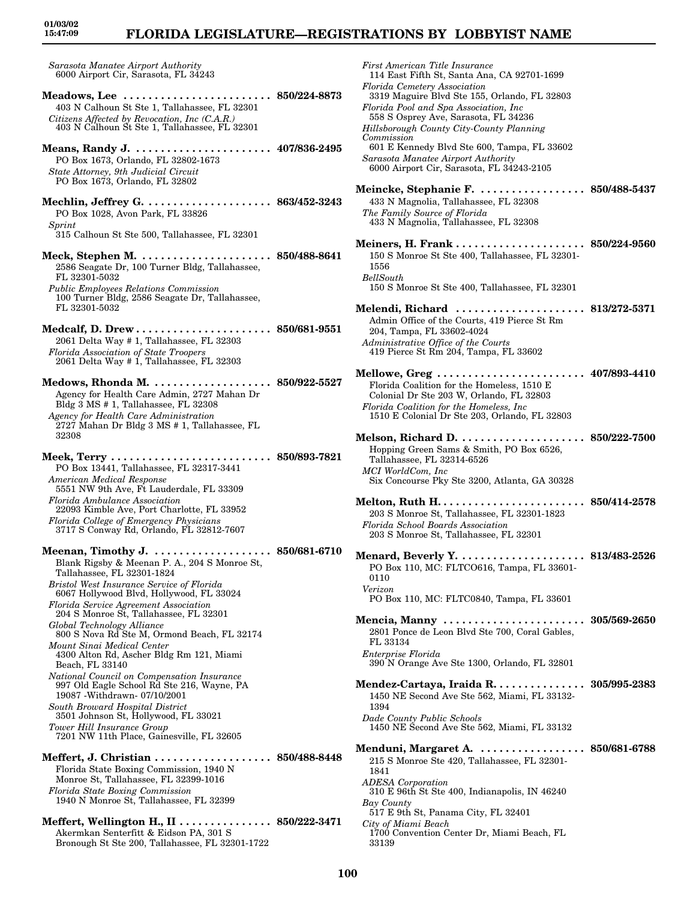*Sarasota Manatee Airport Authority*
6000 Airport Cir, Sarasota, FL 34243

**Meadows, Lee . . . . . . . . . . . . . . . . . . . . . . . . 850/224-8873**
403 N Calhoun St Ste 1, Tallahassee, FL 32301
*Citizens Affected by Revocation, Inc (C.A.R.)*
403 N Calhoun St Ste 1, Tallahassee, FL 32301

**Means, Randy J. . . . . . . . . . . . . . . . . . . . . . . 407/836-2495**
PO Box 1673, Orlando, FL 32802-1673
*State Attorney, 9th Judicial Circuit*
PO Box 1673, Orlando, FL 32802

**Mechlin, Jeffrey G. . . . . . . . . . . . . . . . . . . . . 863/452-3243**
PO Box 1028, Avon Park, FL 33826
*Sprint*
315 Calhoun St Ste 500, Tallahassee, FL 32301

**Meck, Stephen M. . . . . . . . . . . . . . . . . . . . . . 850/488-8641**
2586 Seagate Dr, 100 Turner Bldg, Tallahassee, FL 32301-5032
*Public Employees Relations Commission*
100 Turner Bldg, 2586 Seagate Dr, Tallahassee, FL 32301-5032

**Medcalf, D. Drew . . . . . . . . . . . . . . . . . . . . . . 850/681-9551**
2061 Delta Way # 1, Tallahassee, FL 32303
*Florida Association of State Troopers*
2061 Delta Way # 1, Tallahassee, FL 32303

**Medows, Rhonda M. . . . . . . . . . . . . . . . . . . . 850/922-5527**
Agency for Health Care Admin, 2727 Mahan Dr Bldg 3 MS # 1, Tallahassee, FL 32308
*Agency for Health Care Administration*
2727 Mahan Dr Bldg 3 MS # 1, Tallahassee, FL 32308

**Meek, Terry . . . . . . . . . . . . . . . . . . . . . . . . . . 850/893-7821**
PO Box 13441, Tallahassee, FL 32317-3441
*American Medical Response*
5551 NW 9th Ave, Ft Lauderdale, FL 33309
*Florida Ambulance Association*
22093 Kimble Ave, Port Charlotte, FL 33952
*Florida College of Emergency Physicians*
3717 S Conway Rd, Orlando, FL 32812-7607

**Meenan, Timothy J. . . . . . . . . . . . . . . . . . . . 850/681-6710**
Blank Rigsby & Meenan P. A., 204 S Monroe St, Tallahassee, FL 32301-1824
*Bristol West Insurance Service of Florida*
6067 Hollywood Blvd, Hollywood, FL 33024
*Florida Service Agreement Association*
204 S Monroe St, Tallahassee, FL 32301
*Global Technology Alliance*
800 S Nova Rd Ste M, Ormond Beach, FL 32174
*Mount Sinai Medical Center*
4300 Alton Rd, Ascher Bldg Rm 121, Miami Beach, FL 33140
*National Council on Compensation Insurance*
997 Old Eagle School Rd Ste 216, Wayne, PA 19087 -Withdrawn- 07/10/2001
*South Broward Hospital District*
3501 Johnson St, Hollywood, FL 33021
*Tower Hill Insurance Group*
7201 NW 11th Place, Gainesville, FL 32605

**Meffert, J. Christian . . . . . . . . . . . . . . . . . . . 850/488-8448**
Florida State Boxing Commission, 1940 N Monroe St, Tallahassee, FL 32399-1016
*Florida State Boxing Commission*
1940 N Monroe St, Tallahassee, FL 32399

**Meffert, Wellington H., II . . . . . . . . . . . . . . . 850/222-3471**
Akermkan Senterfitt & Eidson PA, 301 S Bronough St Ste 200, Tallahassee, FL 32301-1722
*First American Title Insurance*
114 East Fifth St, Santa Ana, CA 92701-1699
*Florida Cemetery Association*
3319 Maguire Blvd Ste 155, Orlando, FL 32803
*Florida Pool and Spa Association, Inc*
558 S Osprey Ave, Sarasota, FL 34236
*Hillsborough County City-County Planning Commission*
601 E Kennedy Blvd Ste 600, Tampa, FL 33602
*Sarasota Manatee Airport Authority*
6000 Airport Cir, Sarasota, FL 34243-2105

**Meincke, Stephanie F. . . . . . . . . . . . . . . . . . 850/488-5437**
433 N Magnolia, Tallahassee, FL 32308
*The Family Source of Florida*
433 N Magnolia, Tallahassee, FL 32308

**Meiners, H. Frank . . . . . . . . . . . . . . . . . . . . . 850/224-9560**
150 S Monroe St Ste 400, Tallahassee, FL 32301-1556
*BellSouth*
150 S Monroe St Ste 400, Tallahassee, FL 32301

**Melendi, Richard . . . . . . . . . . . . . . . . . . . . . 813/272-5371**
Admin Office of the Courts, 419 Pierce St Rm 204, Tampa, FL 33602-4024
*Administrative Office of the Courts*
419 Pierce St Rm 204, Tampa, FL 33602

**Mellowe, Greg . . . . . . . . . . . . . . . . . . . . . . . . 407/893-4410**
Florida Coalition for the Homeless, 1510 E Colonial Dr Ste 203 W, Orlando, FL 32803
*Florida Coalition for the Homeless, Inc*
1510 E Colonial Dr Ste 203, Orlando, FL 32803

**Melson, Richard D. . . . . . . . . . . . . . . . . . . . . 850/222-7500**
Hopping Green Sams & Smith, PO Box 6526, Tallahassee, FL 32314-6526
*MCI WorldCom, Inc*
Six Concourse Pky Ste 3200, Atlanta, GA 30328

**Melton, Ruth H. . . . . . . . . . . . . . . . . . . . . . . . 850/414-2578**
203 S Monroe St, Tallahassee, FL 32301-1823
*Florida School Boards Association*
203 S Monroe St, Tallahassee, FL 32301

**Menard, Beverly Y. . . . . . . . . . . . . . . . . . . . . 813/483-2526**
PO Box 110, MC: FLTCO616, Tampa, FL 33601-0110
*Verizon*
PO Box 110, MC: FLTC0840, Tampa, FL 33601

**Mencia, Manny . . . . . . . . . . . . . . . . . . . . . . . 305/569-2650**
2801 Ponce de Leon Blvd Ste 700, Coral Gables, FL 33134
*Enterprise Florida*
390 N Orange Ave Ste 1300, Orlando, FL 32801

**Mendez-Cartaya, Iraida R. . . . . . . . . . . . . . . 305/995-2383**
1450 NE Second Ave Ste 562, Miami, FL 33132-1394
*Dade County Public Schools*
1450 NE Second Ave Ste 562, Miami, FL 33132

**Menduni, Margaret A. . . . . . . . . . . . . . . . . . 850/681-6788**
215 S Monroe Ste 420, Tallahassee, FL 32301-1841
*ADESA Corporation*
310 E 96th St Ste 400, Indianapolis, IN 46240
*Bay County*
517 E 9th St, Panama City, FL 32401
*City of Miami Beach*
1700 Convention Center Dr, Miami Beach, FL 33139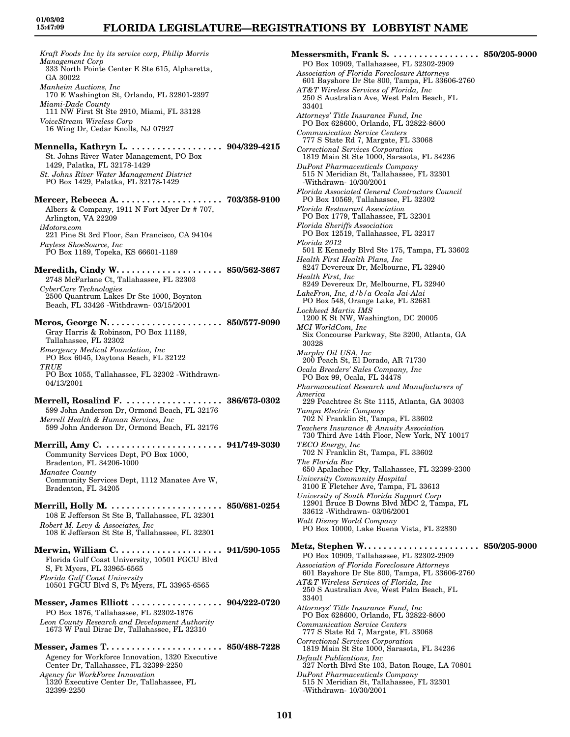*Kraft Foods Inc by its service corp, Philip Morris Management Corp*
333 North Pointe Center E Ste 615, Alpharetta, GA 30022
*Manheim Auctions, Inc*
170 E Washington St, Orlando, FL 32801-2397
*Miami-Dade County*
111 NW First St Ste 2910, Miami, FL 33128
*VoiceStream Wireless Corp*
16 Wing Dr, Cedar Knolls, NJ 07927

**Mennella, Kathryn L. .................. 904/329-4215**
St. Johns River Water Management, PO Box 1429, Palatka, FL 32178-1429
*St. Johns River Water Management District*
PO Box 1429, Palatka, FL 32178-1429

**Mercer, Rebecca A. .................... 703/358-9100**
Albers & Company, 1911 N Fort Myer Dr # 707, Arlington, VA 22209
*iMotors.com*
221 Pine St 3rd Floor, San Francisco, CA 94104
*Payless ShoeSource, Inc*
PO Box 1189, Topeka, KS 66601-1189

**Meredith, Cindy W. .................... 850/562-3667**
2748 McFarlane Ct, Tallahassee, FL 32303
*CyberCare Technologies*
2500 Quantrum Lakes Dr Ste 1000, Boynton Beach, FL 33426 -Withdrawn- 03/15/2001

**Meros, George N. ...................... 850/577-9090**
Gray Harris & Robinson, PO Box 11189, Tallahassee, FL 32302
*Emergency Medical Foundation, Inc*
PO Box 6045, Daytona Beach, FL 32122
*TRUE*
PO Box 1055, Tallahassee, FL 32302 -Withdrawn- 04/13/2001

**Merrell, Rosalind F. ................... 386/673-0302**
599 John Anderson Dr, Ormond Beach, FL 32176
*Merrell Health & Human Services, Inc*
599 John Anderson Dr, Ormond Beach, FL 32176

**Merrill, Amy C. ........................ 941/749-3030**
Community Services Dept, PO Box 1000, Bradenton, FL 34206-1000
*Manatee County*
Community Services Dept, 1112 Manatee Ave W, Bradenton, FL 34205

**Merrill, Holly M. ...................... 850/681-0254**
108 E Jefferson St Ste B, Tallahassee, FL 32301
*Robert M. Levy & Associates, Inc*
108 E Jefferson St Ste B, Tallahassee, FL 32301

**Merwin, William C. .................... 941/590-1055**
Florida Gulf Coast University, 10501 FGCU Blvd S, Ft Myers, FL 33965-6565
*Florida Gulf Coast University*
10501 FGCU Blvd S, Ft Myers, FL 33965-6565

**Messer, James Elliott .................. 904/222-0720**
PO Box 1876, Tallahassee, FL 32302-1876
*Leon County Research and Development Authority*
1673 W Paul Dirac Dr, Tallahassee, FL 32310

**Messer, James T. ....................... 850/488-7228**
Agency for Workforce Innovation, 1320 Executive Center Dr, Tallahassee, FL 32399-2250
*Agency for WorkForce Innovation*
1320 Executive Center Dr, Tallahassee, FL 32399-2250

**Messersmith, Frank S. ................. 850/205-9000**
PO Box 10909, Tallahassee, FL 32302-2909
*Association of Florida Foreclosure Attorneys*
601 Bayshore Dr Ste 800, Tampa, FL 33606-2760
*AT&T Wireless Services of Florida, Inc*
250 S Australian Ave, West Palm Beach, FL 33401
*Attorneys' Title Insurance Fund, Inc*
PO Box 628600, Orlando, FL 32822-8600
*Communication Service Centers*
777 S State Rd 7, Margate, FL 33068
*Correctional Services Corporation*
1819 Main St Ste 1000, Sarasota, FL 34236
*DuPont Pharmaceuticals Company*
515 N Meridian St, Tallahassee, FL 32301 -Withdrawn- 10/30/2001
*Florida Associated General Contractors Council*
PO Box 10569, Tallahassee, FL 32302
*Florida Restaurant Association*
PO Box 1779, Tallahassee, FL 32301
*Florida Sheriffs Association*
PO Box 12519, Tallahassee, FL 32317
*Florida 2012*
501 E Kennedy Blvd Ste 175, Tampa, FL 33602
*Health First Health Plans, Inc*
8247 Devereux Dr, Melbourne, FL 32940
*Health First, Inc*
8249 Devereux Dr, Melbourne, FL 32940
*LakeFron, Inc, d/b/a Ocala Jai-Alai*
PO Box 548, Orange Lake, FL 32681
*Lockheed Martin IMS*
1200 K St NW, Washington, DC 20005
*MCI WorldCom, Inc*
Six Concourse Parkway, Ste 3200, Atlanta, GA 30328
*Murphy Oil USA, Inc*
200 Peach St, El Dorado, AR 71730
*Ocala Breeders' Sales Company, Inc*
PO Box 99, Ocala, FL 34478
*Pharmaceutical Research and Manufacturers of America*
229 Peachtree St Ste 1115, Atlanta, GA 30303
*Tampa Electric Company*
702 N Franklin St, Tampa, FL 33602
*Teachers Insurance & Annuity Association*
730 Third Ave 14th Floor, New York, NY 10017
*TECO Energy, Inc*
702 N Franklin St, Tampa, FL 33602
*The Florida Bar*
650 Apalachee Pky, Tallahassee, FL 32399-2300
*University Community Hospital*
3100 E Fletcher Ave, Tampa, FL 33613
*University of South Florida Support Corp*
12901 Bruce B Downs Blvd MDC 2, Tampa, FL 33612 -Withdrawn- 03/06/2001
*Walt Disney World Company*
PO Box 10000, Lake Buena Vista, FL 32830

**Metz, Stephen W. ...................... 850/205-9000**
PO Box 10909, Tallahassee, FL 32302-2909
*Association of Florida Foreclosure Attorneys*
601 Bayshore Dr Ste 800, Tampa, FL 33606-2760
*AT&T Wireless Services of Florida, Inc*
250 S Australian Ave, West Palm Beach, FL 33401
*Attorneys' Title Insurance Fund, Inc*
PO Box 628600, Orlando, FL 32822-8600
*Communication Service Centers*
777 S State Rd 7, Margate, FL 33068
*Correctional Services Corporation*
1819 Main St Ste 1000, Sarasota, FL 34236
*Default Publications, Inc*
327 North Blvd Ste 103, Baton Rouge, LA 70801
*DuPont Pharmaceuticals Company*
515 N Meridian St, Tallahassee, FL 32301 -Withdrawn- 10/30/2001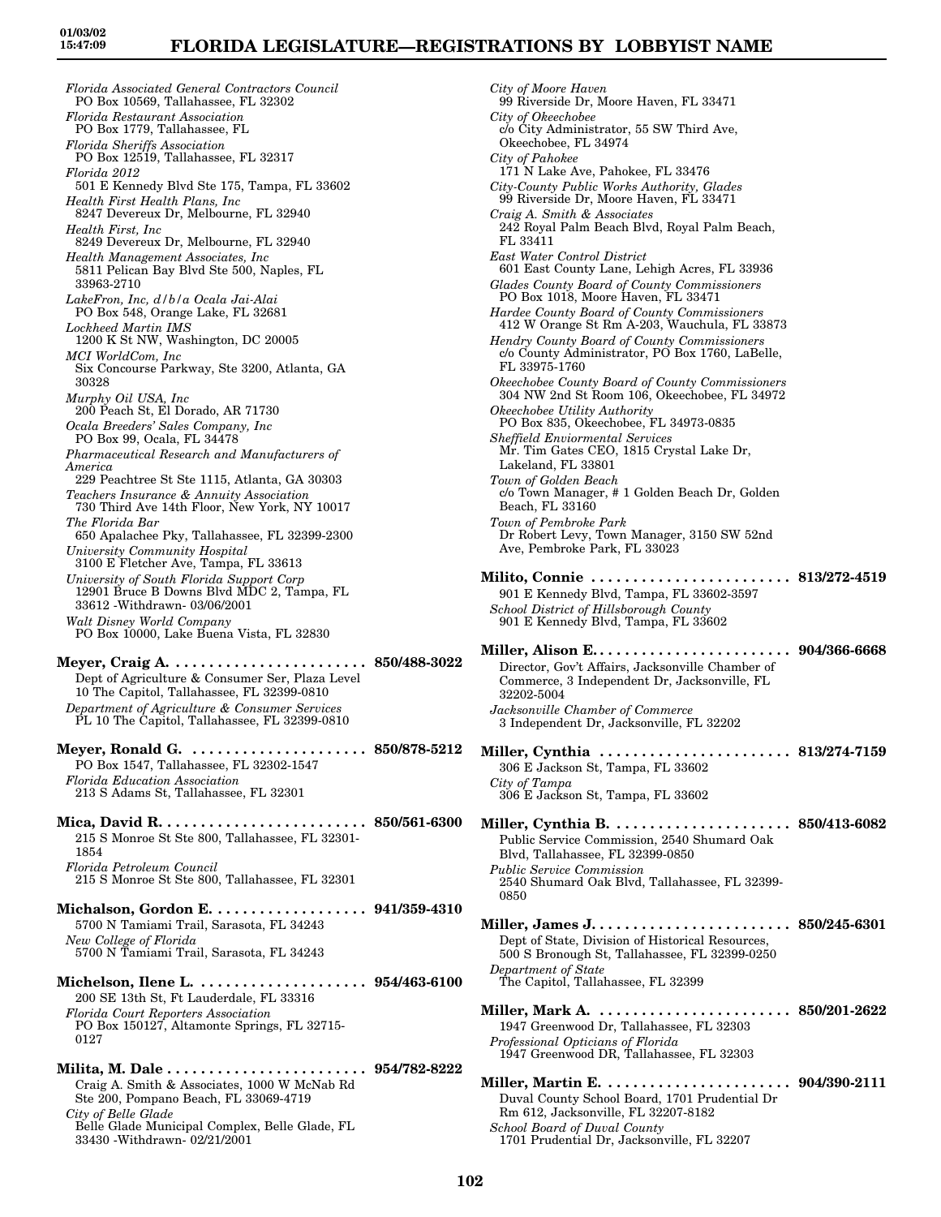*Florida Associated General Contractors Council*
PO Box 10569, Tallahassee, FL 32302
*Florida Restaurant Association*
PO Box 1779, Tallahassee, FL
*Florida Sheriffs Association*
PO Box 12519, Tallahassee, FL 32317
*Florida 2012*
501 E Kennedy Blvd Ste 175, Tampa, FL 33602
*Health First Health Plans, Inc*
8247 Devereux Dr, Melbourne, FL 32940
*Health First, Inc*
8249 Devereux Dr, Melbourne, FL 32940
*Health Management Associates, Inc*
5811 Pelican Bay Blvd Ste 500, Naples, FL 33963-2710
*LakeFron, Inc, d/b/a Ocala Jai-Alai*
PO Box 548, Orange Lake, FL 32681
*Lockheed Martin IMS*
1200 K St NW, Washington, DC 20005
*MCI WorldCom, Inc*
Six Concourse Parkway, Ste 3200, Atlanta, GA 30328
*Murphy Oil USA, Inc*
200 Peach St, El Dorado, AR 71730
*Ocala Breeders' Sales Company, Inc*
PO Box 99, Ocala, FL 34478
*Pharmaceutical Research and Manufacturers of America*
229 Peachtree St Ste 1115, Atlanta, GA 30303
*Teachers Insurance & Annuity Association*
730 Third Ave 14th Floor, New York, NY 10017
*The Florida Bar*
650 Apalachee Pky, Tallahassee, FL 32399-2300
*University Community Hospital*
3100 E Fletcher Ave, Tampa, FL 33613
*University of South Florida Support Corp*
12901 Bruce B Downs Blvd MDC 2, Tampa, FL 33612 -Withdrawn- 03/06/2001
*Walt Disney World Company*
PO Box 10000, Lake Buena Vista, FL 32830

**Meyer, Craig A. . . . . . . . . . . . . . . . . . . . . . . . 850/488-3022**
Dept of Agriculture & Consumer Ser, Plaza Level 10 The Capitol, Tallahassee, FL 32399-0810
*Department of Agriculture & Consumer Services*
PL 10 The Capitol, Tallahassee, FL 32399-0810

**Meyer, Ronald G. . . . . . . . . . . . . . . . . . . . . . 850/878-5212**
PO Box 1547, Tallahassee, FL 32302-1547
*Florida Education Association*
213 S Adams St, Tallahassee, FL 32301

**Mica, David R. . . . . . . . . . . . . . . . . . . . . . . . . 850/561-6300**
215 S Monroe St Ste 800, Tallahassee, FL 32301-1854
*Florida Petroleum Council*
215 S Monroe St Ste 800, Tallahassee, FL 32301

**Michalson, Gordon E. . . . . . . . . . . . . . . . . . . 941/359-4310**
5700 N Tamiami Trail, Sarasota, FL 34243
*New College of Florida*
5700 N Tamiami Trail, Sarasota, FL 34243

**Michelson, Ilene L. . . . . . . . . . . . . . . . . . . . . 954/463-6100**
200 SE 13th St, Ft Lauderdale, FL 33316
*Florida Court Reporters Association*
PO Box 150127, Altamonte Springs, FL 32715-0127

**Milita, M. Dale . . . . . . . . . . . . . . . . . . . . . . . . 954/782-8222**
Craig A. Smith & Associates, 1000 W McNab Rd Ste 200, Pompano Beach, FL 33069-4719
*City of Belle Glade*
Belle Glade Municipal Complex, Belle Glade, FL 33430 -Withdrawn- 02/21/2001
*City of Moore Haven*
99 Riverside Dr, Moore Haven, FL 33471
*City of Okeechobee*
c/o City Administrator, 55 SW Third Ave, Okeechobee, FL 34974
*City of Pahokee*
171 N Lake Ave, Pahokee, FL 33476
*City-County Public Works Authority, Glades*
99 Riverside Dr, Moore Haven, FL 33471
*Craig A. Smith & Associates*
242 Royal Palm Beach Blvd, Royal Palm Beach, FL 33411
*East Water Control District*
601 East County Lane, Lehigh Acres, FL 33936
*Glades County Board of County Commissioners*
PO Box 1018, Moore Haven, FL 33471
*Hardee County Board of County Commissioners*
412 W Orange St Rm A-203, Wauchula, FL 33873
*Hendry County Board of County Commissioners*
c/o County Administrator, PO Box 1760, LaBelle, FL 33975-1760
*Okeechobee County Board of County Commissioners*
304 NW 2nd St Room 106, Okeechobee, FL 34972
*Okeechobee Utility Authority*
PO Box 835, Okeechobee, FL 34973-0835
*Sheffield Enviormental Services*
Mr. Tim Gates CEO, 1815 Crystal Lake Dr, Lakeland, FL 33801
*Town of Golden Beach*
c/o Town Manager, # 1 Golden Beach Dr, Golden Beach, FL 33160
*Town of Pembroke Park*
Dr Robert Levy, Town Manager, 3150 SW 52nd Ave, Pembroke Park, FL 33023

**Milito, Connie . . . . . . . . . . . . . . . . . . . . . . . . 813/272-4519**
901 E Kennedy Blvd, Tampa, FL 33602-3597
*School District of Hillsborough County*
901 E Kennedy Blvd, Tampa, FL 33602

**Miller, Alison E. . . . . . . . . . . . . . . . . . . . . . . . 904/366-6668**
Director, Gov't Affairs, Jacksonville Chamber of Commerce, 3 Independent Dr, Jacksonville, FL 32202-5004
*Jacksonville Chamber of Commerce*
3 Independent Dr, Jacksonville, FL 32202

**Miller, Cynthia . . . . . . . . . . . . . . . . . . . . . . . 813/274-7159**
306 E Jackson St, Tampa, FL 33602
*City of Tampa*
306 E Jackson St, Tampa, FL 33602

**Miller, Cynthia B. . . . . . . . . . . . . . . . . . . . . . 850/413-6082**
Public Service Commission, 2540 Shumard Oak Blvd, Tallahassee, FL 32399-0850
*Public Service Commission*
2540 Shumard Oak Blvd, Tallahassee, FL 32399-0850

**Miller, James J. . . . . . . . . . . . . . . . . . . . . . . . 850/245-6301**
Dept of State, Division of Historical Resources, 500 S Bronough St, Tallahassee, FL 32399-0250
*Department of State*
The Capitol, Tallahassee, FL 32399

**Miller, Mark A. . . . . . . . . . . . . . . . . . . . . . . . 850/201-2622**
1947 Greenwood Dr, Tallahassee, FL 32303
*Professional Opticians of Florida*
1947 Greenwood DR, Tallahassee, FL 32303

**Miller, Martin E. . . . . . . . . . . . . . . . . . . . . . . 904/390-2111**
Duval County School Board, 1701 Prudential Dr Rm 612, Jacksonville, FL 32207-8182
*School Board of Duval County*
1701 Prudential Dr, Jacksonville, FL 32207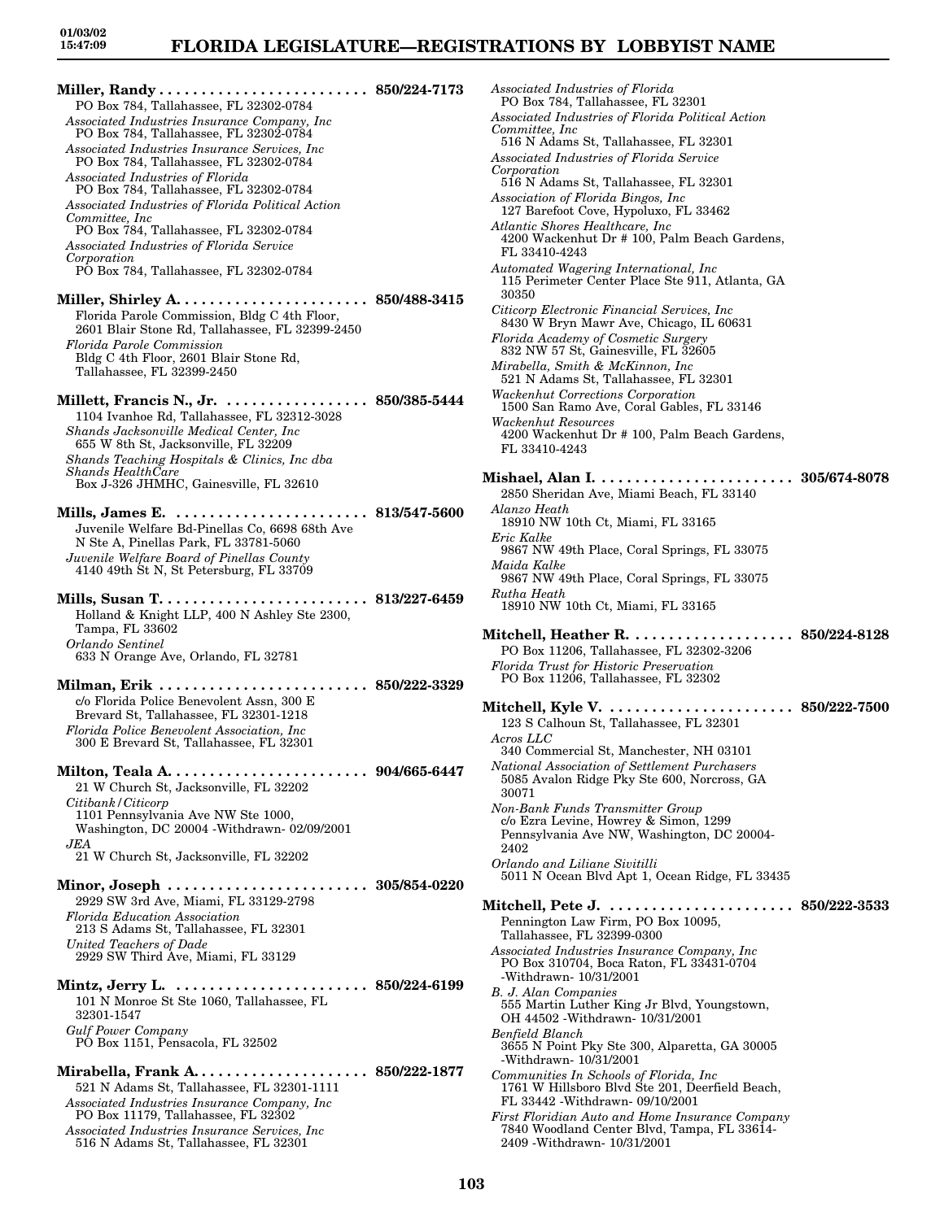**Miller, Randy** . . . . . . . . . . . . . . . . . . . . . . . . . **850/224-7173**
PO Box 784, Tallahassee, FL 32302-0784
*Associated Industries Insurance Company, Inc*
PO Box 784, Tallahassee, FL 32302-0784
*Associated Industries Insurance Services, Inc*
PO Box 784, Tallahassee, FL 32302-0784
*Associated Industries of Florida*
PO Box 784, Tallahassee, FL 32302-0784
*Associated Industries of Florida Political Action Committee, Inc*
PO Box 784, Tallahassee, FL 32302-0784
*Associated Industries of Florida Service Corporation*
PO Box 784, Tallahassee, FL 32302-0784

**Miller, Shirley A.** . . . . . . . . . . . . . . . . . . . . . . . **850/488-3415**
Florida Parole Commission, Bldg C 4th Floor, 2601 Blair Stone Rd, Tallahassee, FL 32399-2450
*Florida Parole Commission*
Bldg C 4th Floor, 2601 Blair Stone Rd, Tallahassee, FL 32399-2450

**Millett, Francis N., Jr.** . . . . . . . . . . . . . . . . . **850/385-5444**
1104 Ivanhoe Rd, Tallahassee, FL 32312-3028
*Shands Jacksonville Medical Center, Inc*
655 W 8th St, Jacksonville, FL 32209
*Shands Teaching Hospitals & Clinics, Inc dba Shands HealthCare*
Box J-326 JHMHC, Gainesville, FL 32610

**Mills, James E.** . . . . . . . . . . . . . . . . . . . . . . . **813/547-5600**
Juvenile Welfare Bd-Pinellas Co, 6698 68th Ave N Ste A, Pinellas Park, FL 33781-5060
*Juvenile Welfare Board of Pinellas County*
4140 49th St N, St Petersburg, FL 33709

**Mills, Susan T.** . . . . . . . . . . . . . . . . . . . . . . . . **813/227-6459**
Holland & Knight LLP, 400 N Ashley Ste 2300, Tampa, FL 33602
*Orlando Sentinel*
633 N Orange Ave, Orlando, FL 32781

**Milman, Erik** . . . . . . . . . . . . . . . . . . . . . . . . . **850/222-3329**
c/o Florida Police Benevolent Assn, 300 E Brevard St, Tallahassee, FL 32301-1218
*Florida Police Benevolent Association, Inc*
300 E Brevard St, Tallahassee, FL 32301

**Milton, Teala A.** . . . . . . . . . . . . . . . . . . . . . . . . **904/665-6447**
21 W Church St, Jacksonville, FL 32202
*Citibank/Citicorp*
1101 Pennsylvania Ave NW Ste 1000, Washington, DC 20004 -Withdrawn- 02/09/2001
*JEA*
21 W Church St, Jacksonville, FL 32202

**Minor, Joseph** . . . . . . . . . . . . . . . . . . . . . . . . **305/854-0220**
2929 SW 3rd Ave, Miami, FL 33129-2798
*Florida Education Association*
213 S Adams St, Tallahassee, FL 32301
*United Teachers of Dade*
2929 SW Third Ave, Miami, FL 33129

**Mintz, Jerry L.** . . . . . . . . . . . . . . . . . . . . . . . **850/224-6199**
101 N Monroe St Ste 1060, Tallahassee, FL 32301-1547
*Gulf Power Company*
PO Box 1151, Pensacola, FL 32502

**Mirabella, Frank A.** . . . . . . . . . . . . . . . . . . . . . **850/222-1877**
521 N Adams St, Tallahassee, FL 32301-1111
*Associated Industries Insurance Company, Inc*
PO Box 11179, Tallahassee, FL 32302
*Associated Industries Insurance Services, Inc*
516 N Adams St, Tallahassee, FL 32301
*Associated Industries of Florida*
PO Box 784, Tallahassee, FL 32301
*Associated Industries of Florida Political Action Committee, Inc*
516 N Adams St, Tallahassee, FL 32301
*Associated Industries of Florida Service Corporation*
516 N Adams St, Tallahassee, FL 32301
*Association of Florida Bingos, Inc*
127 Barefoot Cove, Hypoluxo, FL 33462
*Atlantic Shores Healthcare, Inc*
4200 Wackenhut Dr # 100, Palm Beach Gardens, FL 33410-4243
*Automated Wagering International, Inc*
115 Perimeter Center Place Ste 911, Atlanta, GA 30350
*Citicorp Electronic Financial Services, Inc*
8430 W Bryn Mawr Ave, Chicago, IL 60631
*Florida Academy of Cosmetic Surgery*
832 NW 57 St, Gainesville, FL 32605
*Mirabella, Smith & McKinnon, Inc*
521 N Adams St, Tallahassee, FL 32301
*Wackenhut Corrections Corporation*
1500 San Ramo Ave, Coral Gables, FL 33146
*Wackenhut Resources*
4200 Wackenhut Dr # 100, Palm Beach Gardens, FL 33410-4243

**Mishael, Alan I.** . . . . . . . . . . . . . . . . . . . . . . . **305/674-8078**
2850 Sheridan Ave, Miami Beach, FL 33140
*Alanzo Heath*
18910 NW 10th Ct, Miami, FL 33165
*Eric Kalke*
9867 NW 49th Place, Coral Springs, FL 33075
*Maida Kalke*
9867 NW 49th Place, Coral Springs, FL 33075
*Rutha Heath*
18910 NW 10th Ct, Miami, FL 33165

**Mitchell, Heather R.** . . . . . . . . . . . . . . . . . . . **850/224-8128**
PO Box 11206, Tallahassee, FL 32302-3206
*Florida Trust for Historic Preservation*
PO Box 11206, Tallahassee, FL 32302

**Mitchell, Kyle V.** . . . . . . . . . . . . . . . . . . . . . . **850/222-7500**
123 S Calhoun St, Tallahassee, FL 32301
*Acros LLC*
340 Commercial St, Manchester, NH 03101
*National Association of Settlement Purchasers*
5085 Avalon Ridge Pky Ste 600, Norcross, GA 30071
*Non-Bank Funds Transmitter Group*
c/o Ezra Levine, Howrey & Simon, 1299 Pennsylvania Ave NW, Washington, DC 20004-2402
*Orlando and Liliane Sivitilli*
5011 N Ocean Blvd Apt 1, Ocean Ridge, FL 33435

**Mitchell, Pete J.** . . . . . . . . . . . . . . . . . . . . . . **850/222-3533**
Pennington Law Firm, PO Box 10095, Tallahassee, FL 32399-0300
*Associated Industries Insurance Company, Inc*
PO Box 310704, Boca Raton, FL 33431-0704 -Withdrawn- 10/31/2001
*B. J. Alan Companies*
555 Martin Luther King Jr Blvd, Youngstown, OH 44502 -Withdrawn- 10/31/2001
*Benfield Blanch*
3655 N Point Pky Ste 300, Alparetta, GA 30005 -Withdrawn- 10/31/2001
*Communities In Schools of Florida, Inc*
1761 W Hillsboro Blvd Ste 201, Deerfield Beach, FL 33442 -Withdrawn- 09/10/2001
*First Floridian Auto and Home Insurance Company*
7840 Woodland Center Blvd, Tampa, FL 33614-2409 -Withdrawn- 10/31/2001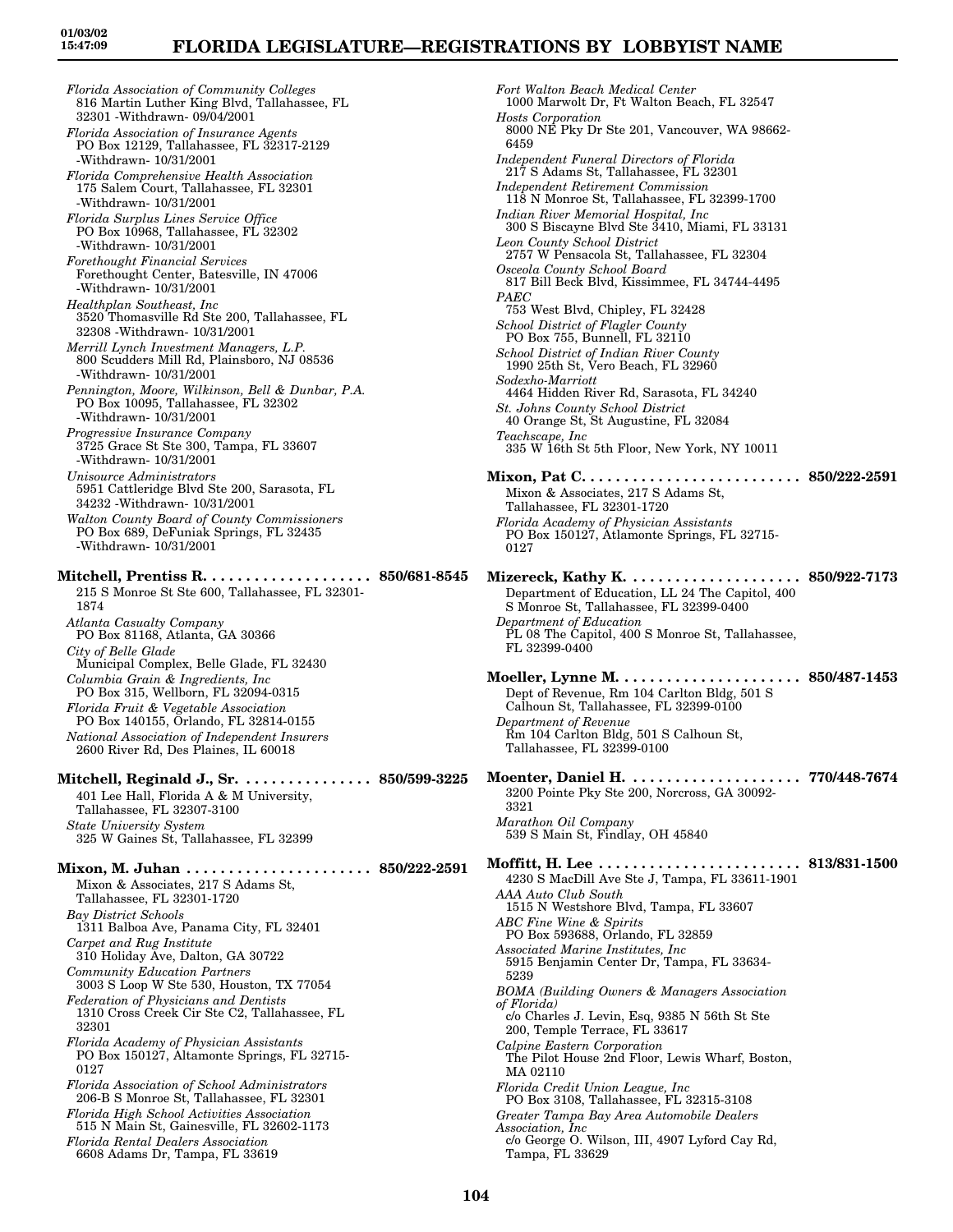*Florida Association of Community Colleges*
816 Martin Luther King Blvd, Tallahassee, FL 32301 -Withdrawn- 09/04/2001

*Florida Association of Insurance Agents*
PO Box 12129, Tallahassee, FL 32317-2129 -Withdrawn- 10/31/2001

*Florida Comprehensive Health Association*
175 Salem Court, Tallahassee, FL 32301 -Withdrawn- 10/31/2001

*Florida Surplus Lines Service Office*
PO Box 10968, Tallahassee, FL 32302 -Withdrawn- 10/31/2001

*Forethought Financial Services*
Forethought Center, Batesville, IN 47006 -Withdrawn- 10/31/2001

*Healthplan Southeast, Inc*
3520 Thomasville Rd Ste 200, Tallahassee, FL 32308 -Withdrawn- 10/31/2001

*Merrill Lynch Investment Managers, L.P.*
800 Scudders Mill Rd, Plainsboro, NJ 08536 -Withdrawn- 10/31/2001

*Pennington, Moore, Wilkinson, Bell & Dunbar, P.A.*
PO Box 10095, Tallahassee, FL 32302 -Withdrawn- 10/31/2001

*Progressive Insurance Company*
3725 Grace St Ste 300, Tampa, FL 33607 -Withdrawn- 10/31/2001

*Unisource Administrators*
5951 Cattleridge Blvd Ste 200, Sarasota, FL 34232 -Withdrawn- 10/31/2001

*Walton County Board of County Commissioners*
PO Box 689, DeFuniak Springs, FL 32435 -Withdrawn- 10/31/2001

**Mitchell, Prentiss R. .................... 850/681-8545**
215 S Monroe St Ste 600, Tallahassee, FL 32301-1874

*Atlanta Casualty Company*
PO Box 81168, Atlanta, GA 30366

*City of Belle Glade*
Municipal Complex, Belle Glade, FL 32430

*Columbia Grain & Ingredients, Inc*
PO Box 315, Wellborn, FL 32094-0315

*Florida Fruit & Vegetable Association*
PO Box 140155, Orlando, FL 32814-0155

*National Association of Independent Insurers*
2600 River Rd, Des Plaines, IL 60018

**Mitchell, Reginald J., Sr. ................ 850/599-3225**
401 Lee Hall, Florida A & M University, Tallahassee, FL 32307-3100

*State University System*
325 W Gaines St, Tallahassee, FL 32399

**Mixon, M. Juhan ...................... 850/222-2591**
Mixon & Associates, 217 S Adams St, Tallahassee, FL 32301-1720

*Bay District Schools*
1311 Balboa Ave, Panama City, FL 32401

*Carpet and Rug Institute*
310 Holiday Ave, Dalton, GA 30722

*Community Education Partners*
3003 S Loop W Ste 530, Houston, TX 77054

*Federation of Physicians and Dentists*
1310 Cross Creek Cir Ste C2, Tallahassee, FL 32301

*Florida Academy of Physician Assistants*
PO Box 150127, Altamonte Springs, FL 32715-0127

*Florida Association of School Administrators*
206-B S Monroe St, Tallahassee, FL 32301

*Florida High School Activities Association*
515 N Main St, Gainesville, FL 32602-1173

*Florida Rental Dealers Association*
6608 Adams Dr, Tampa, FL 33619

*Fort Walton Beach Medical Center*
1000 Marwolt Dr, Ft Walton Beach, FL 32547

*Hosts Corporation*
8000 NE Pky Dr Ste 201, Vancouver, WA 98662-6459

*Independent Funeral Directors of Florida*
217 S Adams St, Tallahassee, FL 32301

*Independent Retirement Commission*
118 N Monroe St, Tallahassee, FL 32399-1700

*Indian River Memorial Hospital, Inc*
300 S Biscayne Blvd Ste 3410, Miami, FL 33131

*Leon County School District*
2757 W Pensacola St, Tallahassee, FL 32304

*Osceola County School Board*
817 Bill Beck Blvd, Kissimmee, FL 34744-4495

*PAEC*
753 West Blvd, Chipley, FL 32428

*School District of Flagler County*
PO Box 755, Bunnell, FL 32110

*School District of Indian River County*
1990 25th St, Vero Beach, FL 32960

*Sodexho-Marriott*
4464 Hidden River Rd, Sarasota, FL 34240

*St. Johns County School District*
40 Orange St, St Augustine, FL 32084

*Teachscape, Inc*
335 W 16th St 5th Floor, New York, NY 10011

**Mixon, Pat C. .......................... 850/222-2591**
Mixon & Associates, 217 S Adams St, Tallahassee, FL 32301-1720

*Florida Academy of Physician Assistants*
PO Box 150127, Atlamonte Springs, FL 32715-0127

**Mizereck, Kathy K. .................... 850/922-7173**
Department of Education, LL 24 The Capitol, 400 S Monroe St, Tallahassee, FL 32399-0400

*Department of Education*
PL 08 The Capitol, 400 S Monroe St, Tallahassee, FL 32399-0400

**Moeller, Lynne M. ..................... 850/487-1453**
Dept of Revenue, Rm 104 Carlton Bldg, 501 S Calhoun St, Tallahassee, FL 32399-0100

*Department of Revenue*
Rm 104 Carlton Bldg, 501 S Calhoun St, Tallahassee, FL 32399-0100

**Moenter, Daniel H. .................... 770/448-7674**
3200 Pointe Pky Ste 200, Norcross, GA 30092-3321

*Marathon Oil Company*
539 S Main St, Findlay, OH 45840

**Moffitt, H. Lee ........................ 813/831-1500**
4230 S MacDill Ave Ste J, Tampa, FL 33611-1901

*AAA Auto Club South*
1515 N Westshore Blvd, Tampa, FL 33607

*ABC Fine Wine & Spirits*
PO Box 593688, Orlando, FL 32859

*Associated Marine Institutes, Inc*
5915 Benjamin Center Dr, Tampa, FL 33634-5239

*BOMA (Building Owners & Managers Association of Florida)*
c/o Charles J. Levin, Esq, 9385 N 56th St Ste 200, Temple Terrace, FL 33617

*Calpine Eastern Corporation*
The Pilot House 2nd Floor, Lewis Wharf, Boston, MA 02110

*Florida Credit Union League, Inc*
PO Box 3108, Tallahassee, FL 32315-3108

*Greater Tampa Bay Area Automobile Dealers Association, Inc*
c/o George O. Wilson, III, 4907 Lyford Cay Rd, Tampa, FL 33629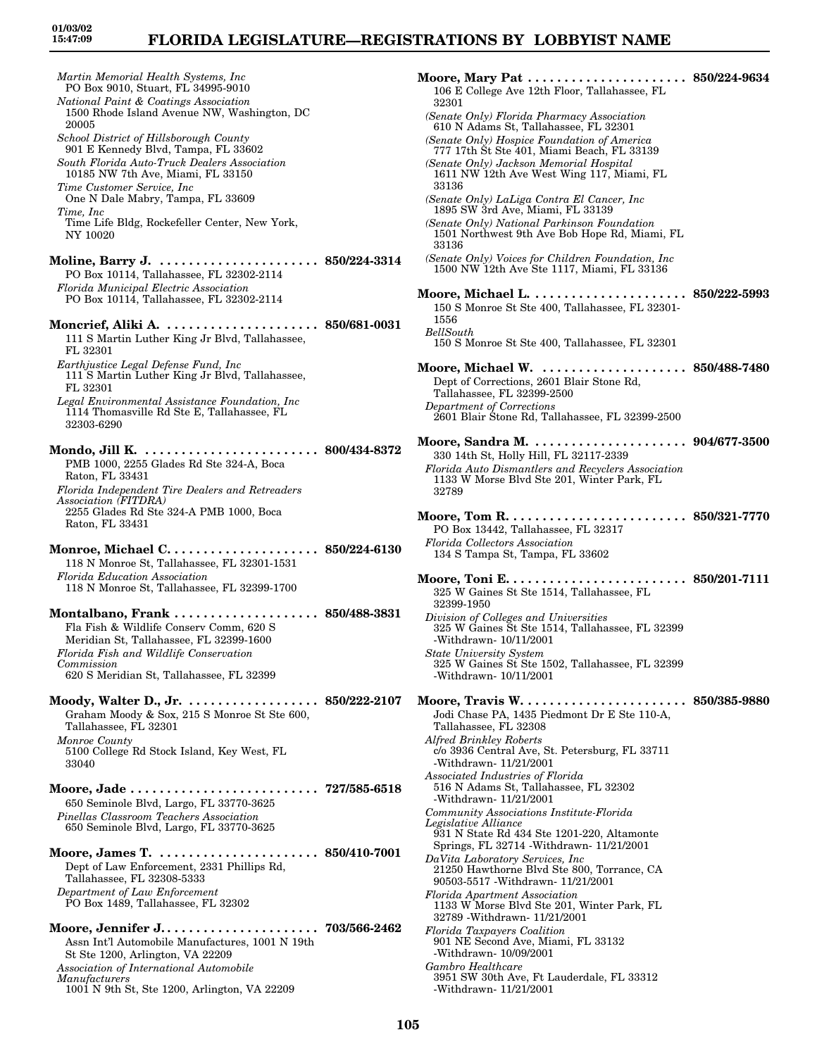*Martin Memorial Health Systems, Inc*
PO Box 9010, Stuart, FL 34995-9010
*National Paint & Coatings Association*
1500 Rhode Island Avenue NW, Washington, DC 20005
*School District of Hillsborough County*
901 E Kennedy Blvd, Tampa, FL 33602
*South Florida Auto-Truck Dealers Association*
10185 NW 7th Ave, Miami, FL 33150
*Time Customer Service, Inc*
One N Dale Mabry, Tampa, FL 33609
*Time, Inc*
Time Life Bldg, Rockefeller Center, New York, NY 10020

**Moline, Barry J. . . . . . . . . . . . . . . . . . . . . . . 850/224-3314**
PO Box 10114, Tallahassee, FL 32302-2114
*Florida Municipal Electric Association*
PO Box 10114, Tallahassee, FL 32302-2114

**Moncrief, Aliki A. . . . . . . . . . . . . . . . . . . . . 850/681-0031**
111 S Martin Luther King Jr Blvd, Tallahassee, FL 32301
*Earthjustice Legal Defense Fund, Inc*
111 S Martin Luther King Jr Blvd, Tallahassee, FL 32301
*Legal Environmental Assistance Foundation, Inc*
1114 Thomasville Rd Ste E, Tallahassee, FL 32303-6290

**Mondo, Jill K. . . . . . . . . . . . . . . . . . . . . . . . 800/434-8372**
PMB 1000, 2255 Glades Rd Ste 324-A, Boca Raton, FL 33431
*Florida Independent Tire Dealers and Retreaders Association (FITDRA)*
2255 Glades Rd Ste 324-A PMB 1000, Boca Raton, FL 33431

**Monroe, Michael C. . . . . . . . . . . . . . . . . . . . . 850/224-6130**
118 N Monroe St, Tallahassee, FL 32301-1531
*Florida Education Association*
118 N Monroe St, Tallahassee, FL 32399-1700

**Montalbano, Frank . . . . . . . . . . . . . . . . . . . . 850/488-3831**
Fla Fish & Wildlife Conserv Comm, 620 S Meridian St, Tallahassee, FL 32399-1600
*Florida Fish and Wildlife Conservation Commission*
620 S Meridian St, Tallahassee, FL 32399

**Moody, Walter D., Jr. . . . . . . . . . . . . . . . . . 850/222-2107**
Graham Moody & Sox, 215 S Monroe St Ste 600, Tallahassee, FL 32301
*Monroe County*
5100 College Rd Stock Island, Key West, FL 33040

**Moore, Jade . . . . . . . . . . . . . . . . . . . . . . . . . 727/585-6518**
650 Seminole Blvd, Largo, FL 33770-3625
*Pinellas Classroom Teachers Association*
650 Seminole Blvd, Largo, FL 33770-3625

**Moore, James T. . . . . . . . . . . . . . . . . . . . . . 850/410-7001**
Dept of Law Enforcement, 2331 Phillips Rd, Tallahassee, FL 32308-5333
*Department of Law Enforcement*
PO Box 1489, Tallahassee, FL 32302

**Moore, Jennifer J. . . . . . . . . . . . . . . . . . . . . . 703/566-2462**
Assn Int'l Automobile Manufactures, 1001 N 19th St Ste 1200, Arlington, VA 22209
*Association of International Automobile Manufacturers*
1001 N 9th St, Ste 1200, Arlington, VA 22209

**Moore, Mary Pat . . . . . . . . . . . . . . . . . . . . . . 850/224-9634**
106 E College Ave 12th Floor, Tallahassee, FL 32301
*(Senate Only) Florida Pharmacy Association*
610 N Adams St, Tallahassee, FL 32301
*(Senate Only) Hospice Foundation of America*
777 17th St Ste 401, Miami Beach, FL 33139
*(Senate Only) Jackson Memorial Hospital*
1611 NW 12th Ave West Wing 117, Miami, FL 33136
*(Senate Only) LaLiga Contra El Cancer, Inc*
1895 SW 3rd Ave, Miami, FL 33139
*(Senate Only) National Parkinson Foundation*
1501 Northwest 9th Ave Bob Hope Rd, Miami, FL 33136
*(Senate Only) Voices for Children Foundation, Inc*
1500 NW 12th Ave Ste 1117, Miami, FL 33136

**Moore, Michael L. . . . . . . . . . . . . . . . . . . . . . 850/222-5993**
150 S Monroe St Ste 400, Tallahassee, FL 32301-1556
*BellSouth*
150 S Monroe St Ste 400, Tallahassee, FL 32301

**Moore, Michael W. . . . . . . . . . . . . . . . . . . . . 850/488-7480**
Dept of Corrections, 2601 Blair Stone Rd, Tallahassee, FL 32399-2500
*Department of Corrections*
2601 Blair Stone Rd, Tallahassee, FL 32399-2500

**Moore, Sandra M. . . . . . . . . . . . . . . . . . . . . . 904/677-3500**
330 14th St, Holly Hill, FL 32117-2339
*Florida Auto Dismantlers and Recyclers Association*
1133 W Morse Blvd Ste 201, Winter Park, FL 32789

**Moore, Tom R. . . . . . . . . . . . . . . . . . . . . . . . . 850/321-7770**
PO Box 13442, Tallahassee, FL 32317
*Florida Collectors Association*
134 S Tampa St, Tampa, FL 33602

**Moore, Toni E. . . . . . . . . . . . . . . . . . . . . . . . . 850/201-7111**
325 W Gaines St Ste 1514, Tallahassee, FL 32399-1950
*Division of Colleges and Universities*
325 W Gaines St Ste 1514, Tallahassee, FL 32399 -Withdrawn- 10/11/2001
*State University System*
325 W Gaines St Ste 1502, Tallahassee, FL 32399 -Withdrawn- 10/11/2001

**Moore, Travis W. . . . . . . . . . . . . . . . . . . . . . . 850/385-9880**
Jodi Chase PA, 1435 Piedmont Dr E Ste 110-A, Tallahassee, FL 32308
*Alfred Brinkley Roberts*
c/o 3936 Central Ave, St. Petersburg, FL 33711 -Withdrawn- 11/21/2001
*Associated Industries of Florida*
516 N Adams St, Tallahassee, FL 32302 -Withdrawn- 11/21/2001
*Community Associations Institute-Florida Legislative Alliance*
931 N State Rd 434 Ste 1201-220, Altamonte Springs, FL 32714 -Withdrawn- 11/21/2001
*DaVita Laboratory Services, Inc*
21250 Hawthorne Blvd Ste 800, Torrance, CA 90503-5517 -Withdrawn- 11/21/2001
*Florida Apartment Association*
1133 W Morse Blvd Ste 201, Winter Park, FL 32789 -Withdrawn- 11/21/2001
*Florida Taxpayers Coalition*
901 NE Second Ave, Miami, FL 33132 -Withdrawn- 10/09/2001
*Gambro Healthcare*
3951 SW 30th Ave, Ft Lauderdale, FL 33312 -Withdrawn- 11/21/2001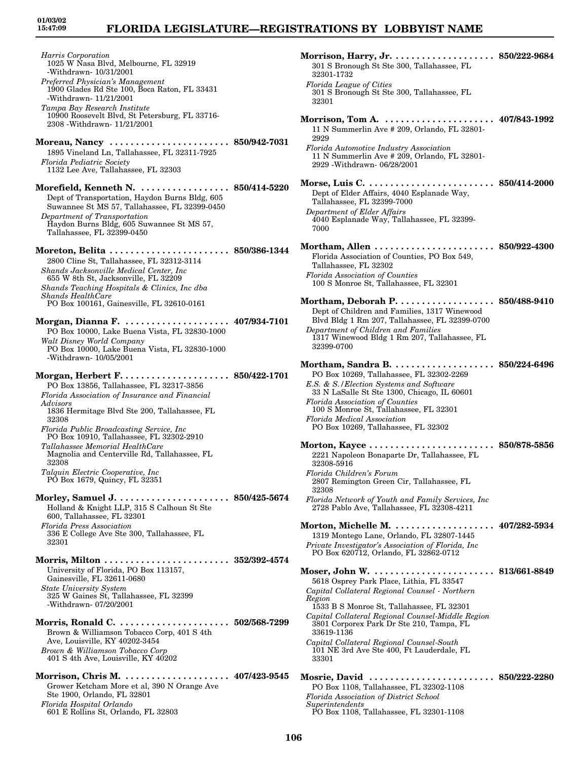*Harris Corporation*
1025 W Nasa Blvd, Melbourne, FL 32919 -Withdrawn- 10/31/2001
*Preferred Physician's Management*
1900 Glades Rd Ste 100, Boca Raton, FL 33431 -Withdrawn- 11/21/2001
*Tampa Bay Research Institute*
10900 Roosevelt Blvd, St Petersburg, FL 33716-2308 -Withdrawn- 11/21/2001

**Moreau, Nancy . . . . . . . . . . . . . . . . . . . . . . . 850/942-7031**
1895 Vineland Ln, Tallahassee, FL 32311-7925
*Florida Pediatric Society*
1132 Lee Ave, Tallahassee, FL 32303

**Morefield, Kenneth N. . . . . . . . . . . . . . . . . 850/414-5220**
Dept of Transportation, Haydon Burns Bldg, 605 Suwannee St MS 57, Tallahassee, FL 32399-0450
*Department of Transportation*
Haydon Burns Bldg, 605 Suwannee St MS 57, Tallahassee, FL 32399-0450

**Moreton, Belita . . . . . . . . . . . . . . . . . . . . . . . 850/386-1344**
2800 Cline St, Tallahassee, FL 32312-3114
*Shands Jacksonville Medical Center, Inc*
655 W 8th St, Jacksonville, FL 32209
*Shands Teaching Hospitals & Clinics, Inc dba Shands HealthCare*
PO Box 100161, Gainesville, FL 32610-0161

**Morgan, Dianna F. . . . . . . . . . . . . . . . . . . . . 407/934-7101**
PO Box 10000, Lake Buena Vista, FL 32830-1000
*Walt Disney World Company*
PO Box 10000, Lake Buena Vista, FL 32830-1000 -Withdrawn- 10/05/2001

**Morgan, Herbert F. . . . . . . . . . . . . . . . . . . . . 850/422-1701**
PO Box 13856, Tallahassee, FL 32317-3856
*Florida Association of Insurance and Financial Advisors*
1836 Hermitage Blvd Ste 200, Tallahassee, FL 32308
*Florida Public Broadcasting Service, Inc*
PO Box 10910, Tallahassee, FL 32302-2910
*Tallahassee Memorial HealthCare*
Magnolia and Centerville Rd, Tallahassee, FL 32308
*Talquin Electric Cooperative, Inc*
PO Box 1679, Quincy, FL 32351

**Morley, Samuel J. . . . . . . . . . . . . . . . . . . . . . 850/425-5674**
Holland & Knight LLP, 315 S Calhoun St Ste 600, Tallahassee, FL 32301
*Florida Press Association*
336 E College Ave Ste 300, Tallahassee, FL 32301

**Morris, Milton . . . . . . . . . . . . . . . . . . . . . . . . 352/392-4574**
University of Florida, PO Box 113157, Gainesville, FL 32611-0680
*State University System*
325 W Gaines St, Tallahassee, FL 32399 -Withdrawn- 07/20/2001

**Morris, Ronald C. . . . . . . . . . . . . . . . . . . . . . 502/568-7299**
Brown & Williamson Tobacco Corp, 401 S 4th Ave, Louisville, KY 40202-3454
*Brown & Williamson Tobacco Corp*
401 S 4th Ave, Louisville, KY 40202

**Morrison, Chris M. . . . . . . . . . . . . . . . . . . . . 407/423-9545**
Grower Ketcham More et al, 390 N Orange Ave Ste 1900, Orlando, FL 32801
*Florida Hospital Orlando*
601 E Rollins St, Orlando, FL 32803

**Morrison, Harry, Jr. . . . . . . . . . . . . . . . . . . . 850/222-9684**
301 S Bronough St Ste 300, Tallahassee, FL 32301-1732
*Florida League of Cities*
301 S Bronough St Ste 300, Tallahassee, FL 32301

**Morrison, Tom A. . . . . . . . . . . . . . . . . . . . . . 407/843-1992**
11 N Summerlin Ave # 209, Orlando, FL 32801-2929
*Florida Automotive Industry Association*
11 N Summerlin Ave # 209, Orlando, FL 32801-2929 -Withdrawn- 06/28/2001

**Morse, Luis C. . . . . . . . . . . . . . . . . . . . . . . . . 850/414-2000**
Dept of Elder Affairs, 4040 Esplanade Way, Tallahassee, FL 32399-7000
*Department of Elder Affairs*
4040 Esplanade Way, Tallahassee, FL 32399-7000

**Mortham, Allen . . . . . . . . . . . . . . . . . . . . . . . 850/922-4300**
Florida Association of Counties, PO Box 549, Tallahassee, FL 32302
*Florida Association of Counties*
100 S Monroe St, Tallahassee, FL 32301

**Mortham, Deborah P. . . . . . . . . . . . . . . . . . . 850/488-9410**
Dept of Children and Families, 1317 Winewood Blvd Bldg 1 Rm 207, Tallahassee, FL 32399-0700
*Department of Children and Families*
1317 Winewood Bldg 1 Rm 207, Tallahassee, FL 32399-0700

**Mortham, Sandra B. . . . . . . . . . . . . . . . . . . . 850/224-6496**
PO Box 10269, Tallahassee, FL 32302-2269
*E.S. & S./Election Systems and Software*
33 N LaSalle St Ste 1300, Chicago, IL 60601
*Florida Association of Counties*
100 S Monroe St, Tallahassee, FL 32301
*Florida Medical Association*
PO Box 10269, Tallahassee, FL 32302

**Morton, Kayce . . . . . . . . . . . . . . . . . . . . . . . . 850/878-5856**
2221 Napoleon Bonaparte Dr, Tallahassee, FL 32308-5916
*Florida Children's Forum*
2807 Remington Green Cir, Tallahassee, FL 32308
*Florida Network of Youth and Family Services, Inc*
2728 Pablo Ave, Tallahassee, FL 32308-4211

**Morton, Michelle M. . . . . . . . . . . . . . . . . . . . 407/282-5934**
1319 Montego Lane, Orlando, FL 32807-1445
*Private Investigator's Association of Florida, Inc*
PO Box 620712, Orlando, FL 32862-0712

**Moser, John W. . . . . . . . . . . . . . . . . . . . . . . 813/661-8849**
5618 Osprey Park Place, Lithia, FL 33547
*Capital Collateral Regional Counsel - Northern Region*
1533 B S Monroe St, Tallahassee, FL 32301
*Capital Collateral Regional Counsel-Middle Region*
3801 Corporex Park Dr Ste 210, Tampa, FL 33619-1136
*Capital Collateral Regional Counsel-South*
101 NE 3rd Ave Ste 400, Ft Lauderdale, FL 33301

**Mosrie, David . . . . . . . . . . . . . . . . . . . . . . . . 850/222-2280**
PO Box 1108, Tallahassee, FL 32302-1108
*Florida Association of District School Superintendents*
PO Box 1108, Tallahassee, FL 32301-1108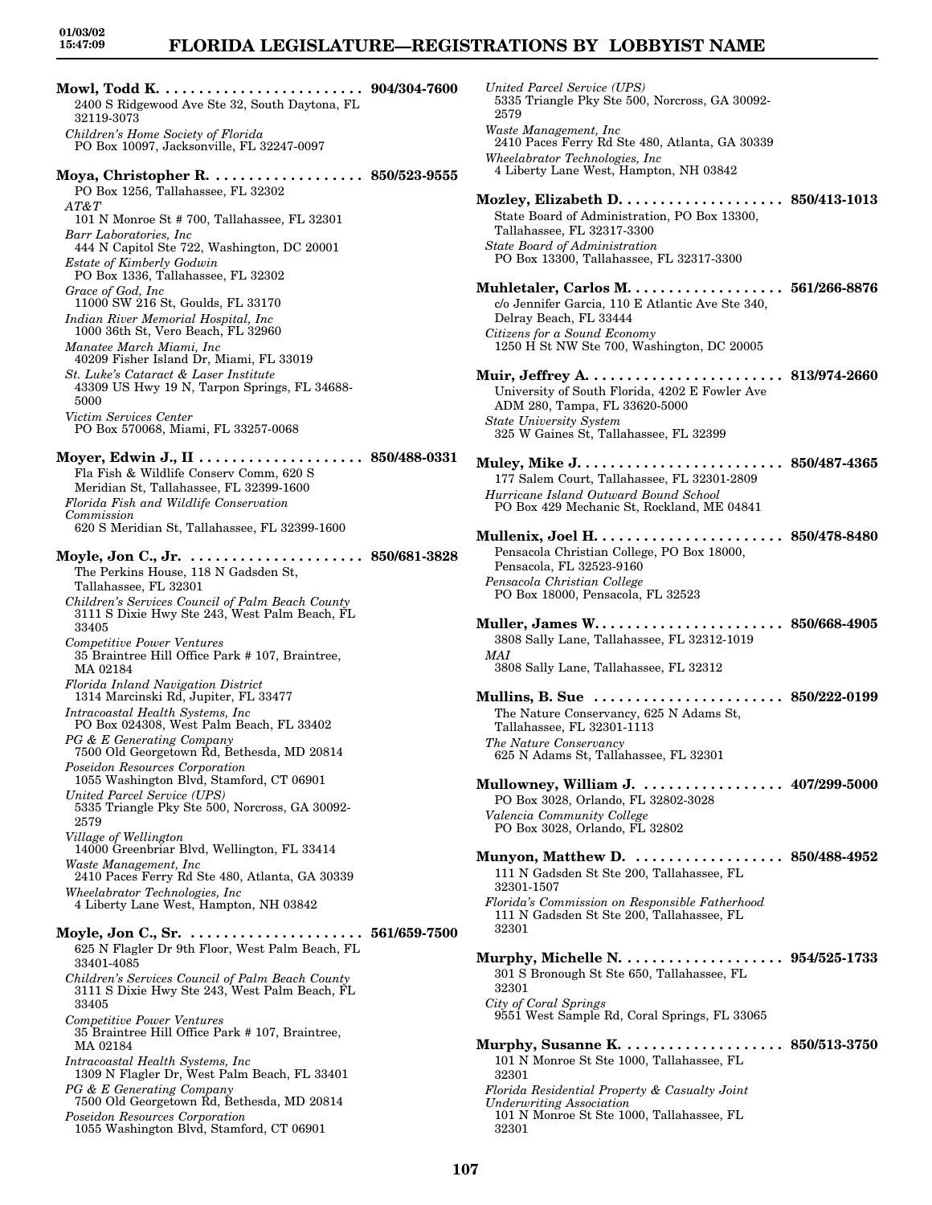**Mowl, Todd K.** . . . . . . . . . . . . . . . . . . . . . . . . **904/304-7600**
2400 S Ridgewood Ave Ste 32, South Daytona, FL 32119-3073
*Children's Home Society of Florida*
PO Box 10097, Jacksonville, FL 32247-0097

**Moya, Christopher R.** . . . . . . . . . . . . . . . . . . **850/523-9555**
PO Box 1256, Tallahassee, FL 32302
*AT&T*
101 N Monroe St # 700, Tallahassee, FL 32301
*Barr Laboratories, Inc*
444 N Capitol Ste 722, Washington, DC 20001
*Estate of Kimberly Godwin*
PO Box 1336, Tallahassee, FL 32302
*Grace of God, Inc*
11000 SW 216 St, Goulds, FL 33170
*Indian River Memorial Hospital, Inc*
1000 36th St, Vero Beach, FL 32960
*Manatee March Miami, Inc*
40209 Fisher Island Dr, Miami, FL 33019
*St. Luke's Cataract & Laser Institute*
43309 US Hwy 19 N, Tarpon Springs, FL 34688-5000
*Victim Services Center*
PO Box 570068, Miami, FL 33257-0068

**Moyer, Edwin J., II** . . . . . . . . . . . . . . . . . . . **850/488-0331**
Fla Fish & Wildlife Conserv Comm, 620 S Meridian St, Tallahassee, FL 32399-1600
*Florida Fish and Wildlife Conservation Commission*
620 S Meridian St, Tallahassee, FL 32399-1600

**Moyle, Jon C., Jr.** . . . . . . . . . . . . . . . . . . . . **850/681-3828**
The Perkins House, 118 N Gadsden St, Tallahassee, FL 32301
*Children's Services Council of Palm Beach County*
3111 S Dixie Hwy Ste 243, West Palm Beach, FL 33405
*Competitive Power Ventures*
35 Braintree Hill Office Park # 107, Braintree, MA 02184
*Florida Inland Navigation District*
1314 Marcinski Rd, Jupiter, FL 33477
*Intracoastal Health Systems, Inc*
PO Box 024308, West Palm Beach, FL 33402
*PG & E Generating Company*
7500 Old Georgetown Rd, Bethesda, MD 20814
*Poseidon Resources Corporation*
1055 Washington Blvd, Stamford, CT 06901
*United Parcel Service (UPS)*
5335 Triangle Pky Ste 500, Norcross, GA 30092-2579
*Village of Wellington*
14000 Greenbriar Blvd, Wellington, FL 33414
*Waste Management, Inc*
2410 Paces Ferry Rd Ste 480, Atlanta, GA 30339
*Wheelabrator Technologies, Inc*
4 Liberty Lane West, Hampton, NH 03842

**Moyle, Jon C., Sr.** . . . . . . . . . . . . . . . . . . . . **561/659-7500**
625 N Flagler Dr 9th Floor, West Palm Beach, FL 33401-4085
*Children's Services Council of Palm Beach County*
3111 S Dixie Hwy Ste 243, West Palm Beach, FL 33405
*Competitive Power Ventures*
35 Braintree Hill Office Park # 107, Braintree, MA 02184
*Intracoastal Health Systems, Inc*
1309 N Flagler Dr, West Palm Beach, FL 33401
*PG & E Generating Company*
7500 Old Georgetown Rd, Bethesda, MD 20814
*Poseidon Resources Corporation*
1055 Washington Blvd, Stamford, CT 06901
*United Parcel Service (UPS)*
5335 Triangle Pky Ste 500, Norcross, GA 30092-2579
*Waste Management, Inc*
2410 Paces Ferry Rd Ste 480, Atlanta, GA 30339
*Wheelabrator Technologies, Inc*
4 Liberty Lane West, Hampton, NH 03842

**Mozley, Elizabeth D.** . . . . . . . . . . . . . . . . . . . **850/413-1013**
State Board of Administration, PO Box 13300, Tallahassee, FL 32317-3300
*State Board of Administration*
PO Box 13300, Tallahassee, FL 32317-3300

**Muhletaler, Carlos M.** . . . . . . . . . . . . . . . . . . **561/266-8876**
c/o Jennifer Garcia, 110 E Atlantic Ave Ste 340, Delray Beach, FL 33444
*Citizens for a Sound Economy*
1250 H St NW Ste 700, Washington, DC 20005

**Muir, Jeffrey A.** . . . . . . . . . . . . . . . . . . . . . . . **813/974-2660**
University of South Florida, 4202 E Fowler Ave ADM 280, Tampa, FL 33620-5000
*State University System*
325 W Gaines St, Tallahassee, FL 32399

**Muley, Mike J.** . . . . . . . . . . . . . . . . . . . . . . . . **850/487-4365**
177 Salem Court, Tallahassee, FL 32301-2809
*Hurricane Island Outward Bound School*
PO Box 429 Mechanic St, Rockland, ME 04841

**Mullenix, Joel H.** . . . . . . . . . . . . . . . . . . . . . . **850/478-8480**
Pensacola Christian College, PO Box 18000, Pensacola, FL 32523-9160
*Pensacola Christian College*
PO Box 18000, Pensacola, FL 32523

**Muller, James W.** . . . . . . . . . . . . . . . . . . . . . . **850/668-4905**
3808 Sally Lane, Tallahassee, FL 32312-1019
*MAI*
3808 Sally Lane, Tallahassee, FL 32312

**Mullins, B. Sue** . . . . . . . . . . . . . . . . . . . . . . . **850/222-0199**
The Nature Conservancy, 625 N Adams St, Tallahassee, FL 32301-1113
*The Nature Conservancy*
625 N Adams St, Tallahassee, FL 32301

**Mullowney, William J.** . . . . . . . . . . . . . . . . . **407/299-5000**
PO Box 3028, Orlando, FL 32802-3028
*Valencia Community College*
PO Box 3028, Orlando, FL 32802

**Munyon, Matthew D.** . . . . . . . . . . . . . . . . . . **850/488-4952**
111 N Gadsden St Ste 200, Tallahassee, FL 32301-1507
*Florida's Commission on Responsible Fatherhood*
111 N Gadsden St Ste 200, Tallahassee, FL 32301

**Murphy, Michelle N.** . . . . . . . . . . . . . . . . . . . **954/525-1733**
301 S Bronough St Ste 650, Tallahassee, FL 32301
*City of Coral Springs*
9551 West Sample Rd, Coral Springs, FL 33065

**Murphy, Susanne K.** . . . . . . . . . . . . . . . . . . . **850/513-3750**
101 N Monroe St Ste 1000, Tallahassee, FL 32301
*Florida Residential Property & Casualty Joint Underwriting Association*
101 N Monroe St Ste 1000, Tallahassee, FL 32301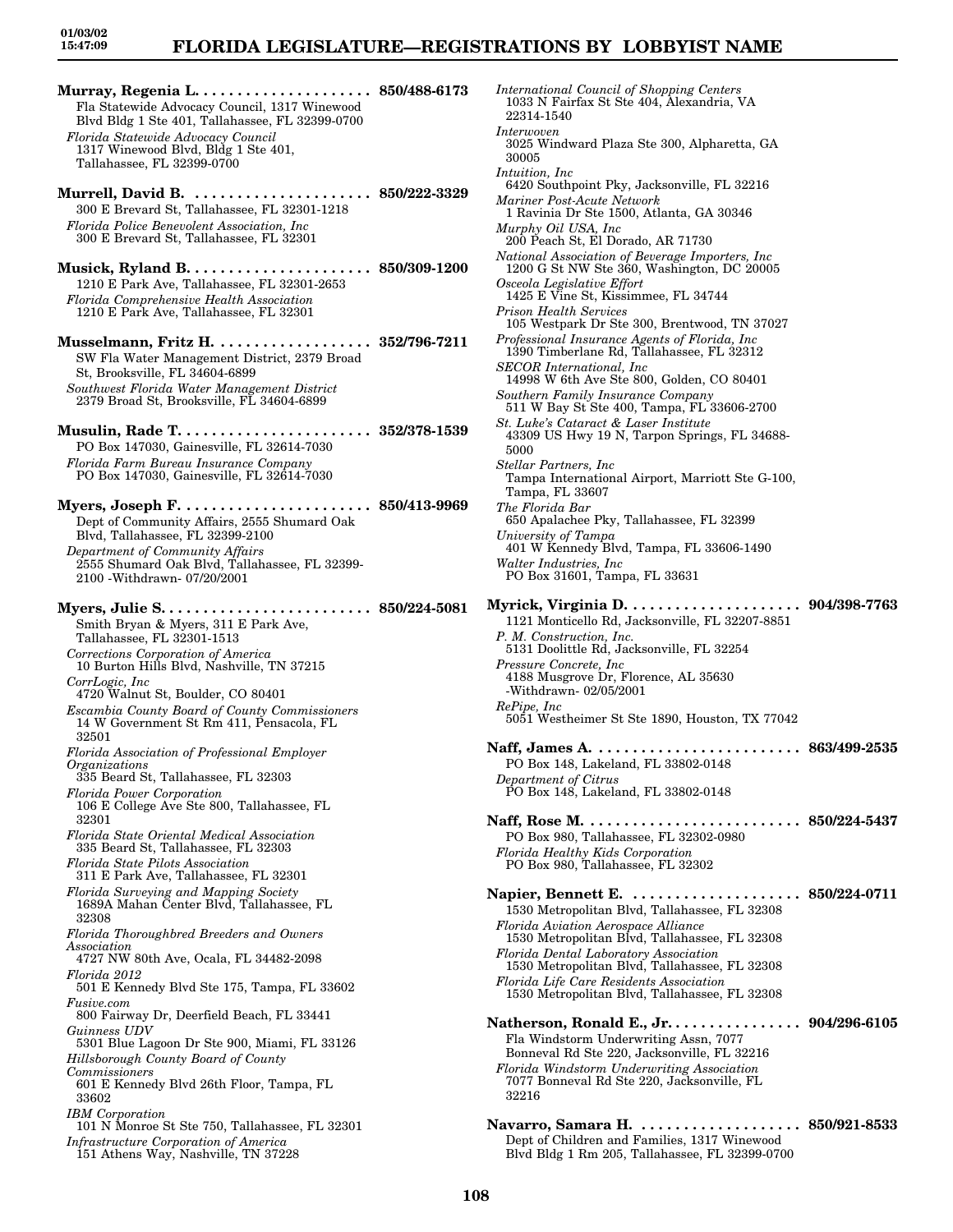**Murray, Regenia L.** .................... 850/488-6173
Fla Statewide Advocacy Council, 1317 Winewood Blvd Bldg 1 Ste 401, Tallahassee, FL 32399-0700
*Florida Statewide Advocacy Council*
1317 Winewood Blvd, Bldg 1 Ste 401, Tallahassee, FL 32399-0700

**Murrell, David B.** .................... 850/222-3329
300 E Brevard St, Tallahassee, FL 32301-1218
*Florida Police Benevolent Association, Inc*
300 E Brevard St, Tallahassee, FL 32301

**Musick, Ryland B.** .................... 850/309-1200
1210 E Park Ave, Tallahassee, FL 32301-2653
*Florida Comprehensive Health Association*
1210 E Park Ave, Tallahassee, FL 32301

**Musselmann, Fritz H.** .................... 352/796-7211
SW Fla Water Management District, 2379 Broad St, Brooksville, FL 34604-6899
*Southwest Florida Water Management District*
2379 Broad St, Brooksville, FL 34604-6899

**Musulin, Rade T.** .................... 352/378-1539
PO Box 147030, Gainesville, FL 32614-7030
*Florida Farm Bureau Insurance Company*
PO Box 147030, Gainesville, FL 32614-7030

**Myers, Joseph F.** .................... 850/413-9969
Dept of Community Affairs, 2555 Shumard Oak Blvd, Tallahassee, FL 32399-2100
*Department of Community Affairs*
2555 Shumard Oak Blvd, Tallahassee, FL 32399-2100 -Withdrawn- 07/20/2001

**Myers, Julie S.** .................... 850/224-5081
Smith Bryan & Myers, 311 E Park Ave, Tallahassee, FL 32301-1513
*Corrections Corporation of America*
10 Burton Hills Blvd, Nashville, TN 37215
*CorrLogic, Inc*
4720 Walnut St, Boulder, CO 80401
*Escambia County Board of County Commissioners*
14 W Government St Rm 411, Pensacola, FL 32501
*Florida Association of Professional Employer Organizations*
335 Beard St, Tallahassee, FL 32303
*Florida Power Corporation*
106 E College Ave Ste 800, Tallahassee, FL 32301
*Florida State Oriental Medical Association*
335 Beard St, Tallahassee, FL 32303
*Florida State Pilots Association*
311 E Park Ave, Tallahassee, FL 32301
*Florida Surveying and Mapping Society*
1689A Mahan Center Blvd, Tallahassee, FL 32308
*Florida Thoroughbred Breeders and Owners Association*
4727 NW 80th Ave, Ocala, FL 34482-2098
*Florida 2012*
501 E Kennedy Blvd Ste 175, Tampa, FL 33602
*Fusive.com*
800 Fairway Dr, Deerfield Beach, FL 33441
*Guinness UDV*
5301 Blue Lagoon Dr Ste 900, Miami, FL 33126
*Hillsborough County Board of County Commissioners*
601 E Kennedy Blvd 26th Floor, Tampa, FL 33602
*IBM Corporation*
101 N Monroe St Ste 750, Tallahassee, FL 32301
*Infrastructure Corporation of America*
151 Athens Way, Nashville, TN 37228
*International Council of Shopping Centers*
1033 N Fairfax St Ste 404, Alexandria, VA 22314-1540
*Interwoven*
3025 Windward Plaza Ste 300, Alpharetta, GA 30005
*Intuition, Inc*
6420 Southpoint Pky, Jacksonville, FL 32216
*Mariner Post-Acute Network*
1 Ravinia Dr Ste 1500, Atlanta, GA 30346
*Murphy Oil USA, Inc*
200 Peach St, El Dorado, AR 71730
*National Association of Beverage Importers, Inc*
1200 G St NW Ste 360, Washington, DC 20005
*Osceola Legislative Effort*
1425 E Vine St, Kissimmee, FL 34744
*Prison Health Services*
105 Westpark Dr Ste 300, Brentwood, TN 37027
*Professional Insurance Agents of Florida, Inc*
1390 Timberlane Rd, Tallahassee, FL 32312
*SECOR International, Inc*
14998 W 6th Ave Ste 800, Golden, CO 80401
*Southern Family Insurance Company*
511 W Bay St Ste 400, Tampa, FL 33606-2700
*St. Luke's Cataract & Laser Institute*
43309 US Hwy 19 N, Tarpon Springs, FL 34688-5000
*Stellar Partners, Inc*
Tampa International Airport, Marriott Ste G-100, Tampa, FL 33607
*The Florida Bar*
650 Apalachee Pky, Tallahassee, FL 32399
*University of Tampa*
401 W Kennedy Blvd, Tampa, FL 33606-1490
*Walter Industries, Inc*
PO Box 31601, Tampa, FL 33631

**Myrick, Virginia D.** .................... 904/398-7763
1121 Monticello Rd, Jacksonville, FL 32207-8851
*P. M. Construction, Inc.*
5131 Doolittle Rd, Jacksonville, FL 32254
*Pressure Concrete, Inc*
4188 Musgrove Dr, Florence, AL 35630 -Withdrawn- 02/05/2001
*RePipe, Inc*
5051 Westheimer St Ste 1890, Houston, TX 77042

**Naff, James A.** .................... 863/499-2535
PO Box 148, Lakeland, FL 33802-0148
*Department of Citrus*
PO Box 148, Lakeland, FL 33802-0148

**Naff, Rose M.** .................... 850/224-5437
PO Box 980, Tallahassee, FL 32302-0980
*Florida Healthy Kids Corporation*
PO Box 980, Tallahassee, FL 32302

**Napier, Bennett E.** .................... 850/224-0711
1530 Metropolitan Blvd, Tallahassee, FL 32308
*Florida Aviation Aerospace Alliance*
1530 Metropolitan Blvd, Tallahassee, FL 32308
*Florida Dental Laboratory Association*
1530 Metropolitan Blvd, Tallahassee, FL 32308
*Florida Life Care Residents Association*
1530 Metropolitan Blvd, Tallahassee, FL 32308

**Natherson, Ronald E., Jr.** .................... 904/296-6105
Fla Windstorm Underwriting Assn, 7077 Bonneval Rd Ste 220, Jacksonville, FL 32216
*Florida Windstorm Underwriting Association*
7077 Bonneval Rd Ste 220, Jacksonville, FL 32216

**Navarro, Samara H.** .................... 850/921-8533
Dept of Children and Families, 1317 Winewood Blvd Bldg 1 Rm 205, Tallahassee, FL 32399-0700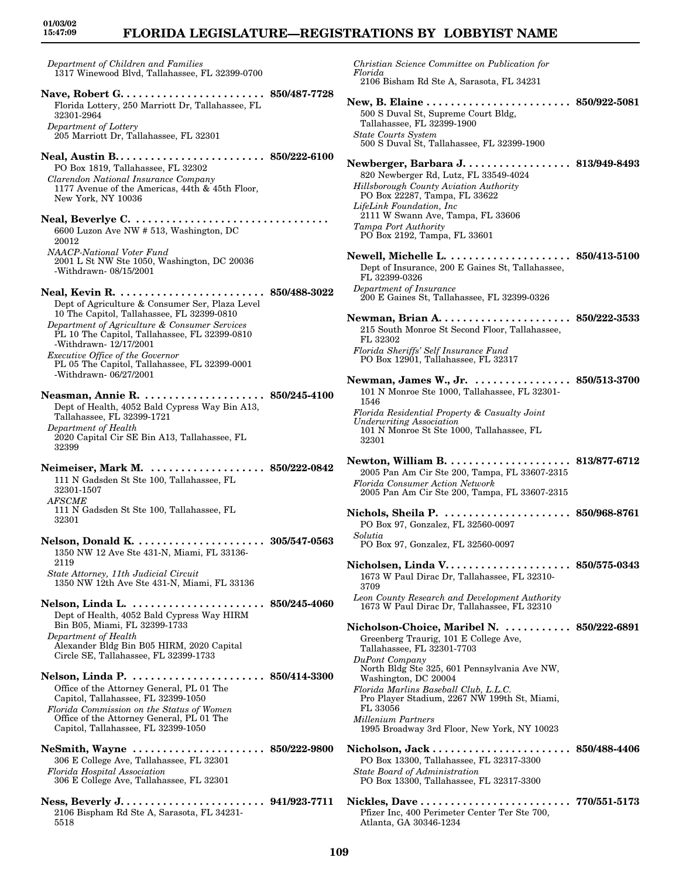*Department of Children and Families*
1317 Winewood Blvd, Tallahassee, FL 32399-0700

**Nave, Robert G. . . . . . . . . . . . . . . . . . . . . . . . 850/487-7728**
Florida Lottery, 250 Marriott Dr, Tallahassee, FL 32301-2964
*Department of Lottery*
205 Marriott Dr, Tallahassee, FL 32301

**Neal, Austin B. . . . . . . . . . . . . . . . . . . . . . . . . 850/222-6100**
PO Box 1819, Tallahassee, FL 32302
*Clarendon National Insurance Company*
1177 Avenue of the Americas, 44th & 45th Floor, New York, NY 10036

**Neal, Beverlye C. . . . . . . . . . . . . . . . . . . . . . . . . . . . . . . . .**
6600 Luzon Ave NW # 513, Washington, DC 20012
*NAACP-National Voter Fund*
2001 L St NW Ste 1050, Washington, DC 20036
-Withdrawn- 08/15/2001

**Neal, Kevin R. . . . . . . . . . . . . . . . . . . . . . . . . 850/488-3022**
Dept of Agriculture & Consumer Ser, Plaza Level 10 The Capitol, Tallahassee, FL 32399-0810
*Department of Agriculture & Consumer Services*
PL 10 The Capitol, Tallahassee, FL 32399-0810
-Withdrawn- 12/17/2001
*Executive Office of the Governor*
PL 05 The Capitol, Tallahassee, FL 32399-0001
-Withdrawn- 06/27/2001

**Neasman, Annie R. . . . . . . . . . . . . . . . . . . . . 850/245-4100**
Dept of Health, 4052 Bald Cypress Way Bin A13, Tallahassee, FL 32399-1721
*Department of Health*
2020 Capital Cir SE Bin A13, Tallahassee, FL 32399

**Neimeiser, Mark M. . . . . . . . . . . . . . . . . . . 850/222-0842**
111 N Gadsden St Ste 100, Tallahassee, FL 32301-1507
*AFSCME*
111 N Gadsden St Ste 100, Tallahassee, FL 32301

**Nelson, Donald K. . . . . . . . . . . . . . . . . . . . . 305/547-0563**
1350 NW 12 Ave Ste 431-N, Miami, FL 33136-2119
*State Attorney, 11th Judicial Circuit*
1350 NW 12th Ave Ste 431-N, Miami, FL 33136

**Nelson, Linda L. . . . . . . . . . . . . . . . . . . . . . 850/245-4060**
Dept of Health, 4052 Bald Cypress Way HIRM Bin B05, Miami, FL 32399-1733
*Department of Health*
Alexander Bldg Bin B05 HIRM, 2020 Capital Circle SE, Tallahassee, FL 32399-1733

**Nelson, Linda P. . . . . . . . . . . . . . . . . . . . . . 850/414-3300**
Office of the Attorney General, PL 01 The Capitol, Tallahassee, FL 32399-1050
*Florida Commission on the Status of Women*
Office of the Attorney General, PL 01 The Capitol, Tallahassee, FL 32399-1050

**NeSmith, Wayne . . . . . . . . . . . . . . . . . . . . . . 850/222-9800**
306 E College Ave, Tallahassee, FL 32301
*Florida Hospital Association*
306 E College Ave, Tallahassee, FL 32301

**Ness, Beverly J. . . . . . . . . . . . . . . . . . . . . . . . 941/923-7711**
2106 Bispham Rd Ste A, Sarasota, FL 34231-5518
*Christian Science Committee on Publication for Florida*
2106 Bisham Rd Ste A, Sarasota, FL 34231

**New, B. Elaine . . . . . . . . . . . . . . . . . . . . . . . . 850/922-5081**
500 S Duval St, Supreme Court Bldg, Tallahassee, FL 32399-1900
*State Courts System*
500 S Duval St, Tallahassee, FL 32399-1900

**Newberger, Barbara J. . . . . . . . . . . . . . . . . . 813/949-8493**
820 Newberger Rd, Lutz, FL 33549-4024
*Hillsborough County Aviation Authority*
PO Box 22287, Tampa, FL 33622
*LifeLink Foundation, Inc*
2111 W Swann Ave, Tampa, FL 33606
*Tampa Port Authority*
PO Box 2192, Tampa, FL 33601

**Newell, Michelle L. . . . . . . . . . . . . . . . . . . . 850/413-5100**
Dept of Insurance, 200 E Gaines St, Tallahassee, FL 32399-0326
*Department of Insurance*
200 E Gaines St, Tallahassee, FL 32399-0326

**Newman, Brian A. . . . . . . . . . . . . . . . . . . . . . 850/222-3533**
215 South Monroe St Second Floor, Tallahassee, FL 32302
*Florida Sheriffs' Self Insurance Fund*
PO Box 12901, Tallahassee, FL 32317

**Newman, James W., Jr. . . . . . . . . . . . . . . . 850/513-3700**
101 N Monroe Ste 1000, Tallahassee, FL 32301-1546
*Florida Residential Property & Casualty Joint Underwriting Association*
101 N Monroe St Ste 1000, Tallahassee, FL 32301

**Newton, William B. . . . . . . . . . . . . . . . . . . . . 813/877-6712**
2005 Pan Am Cir Ste 200, Tampa, FL 33607-2315
*Florida Consumer Action Network*
2005 Pan Am Cir Ste 200, Tampa, FL 33607-2315

**Nichols, Sheila P. . . . . . . . . . . . . . . . . . . . . . 850/968-8761**
PO Box 97, Gonzalez, FL 32560-0097
*Solutia*
PO Box 97, Gonzalez, FL 32560-0097

**Nicholsen, Linda V. . . . . . . . . . . . . . . . . . . . . 850/575-0343**
1673 W Paul Dirac Dr, Tallahassee, FL 32310-3709
*Leon County Research and Development Authority*
1673 W Paul Dirac Dr, Tallahassee, FL 32310

**Nicholson-Choice, Maribel N. . . . . . . . . . . 850/222-6891**
Greenberg Traurig, 101 E College Ave, Tallahassee, FL 32301-7703
*DuPont Company*
North Bldg Ste 325, 601 Pennsylvania Ave NW, Washington, DC 20004
*Florida Marlins Baseball Club, L.L.C.*
Pro Player Stadium, 2267 NW 199th St, Miami, FL 33056
*Millenium Partners*
1995 Broadway 3rd Floor, New York, NY 10023

**Nicholson, Jack . . . . . . . . . . . . . . . . . . . . . . . 850/488-4406**
PO Box 13300, Tallahassee, FL 32317-3300
*State Board of Administration*
PO Box 13300, Tallahassee, FL 32317-3300

**Nickles, Dave . . . . . . . . . . . . . . . . . . . . . . . . . 770/551-5173**
Pfizer Inc, 400 Perimeter Center Ter Ste 700, Atlanta, GA 30346-1234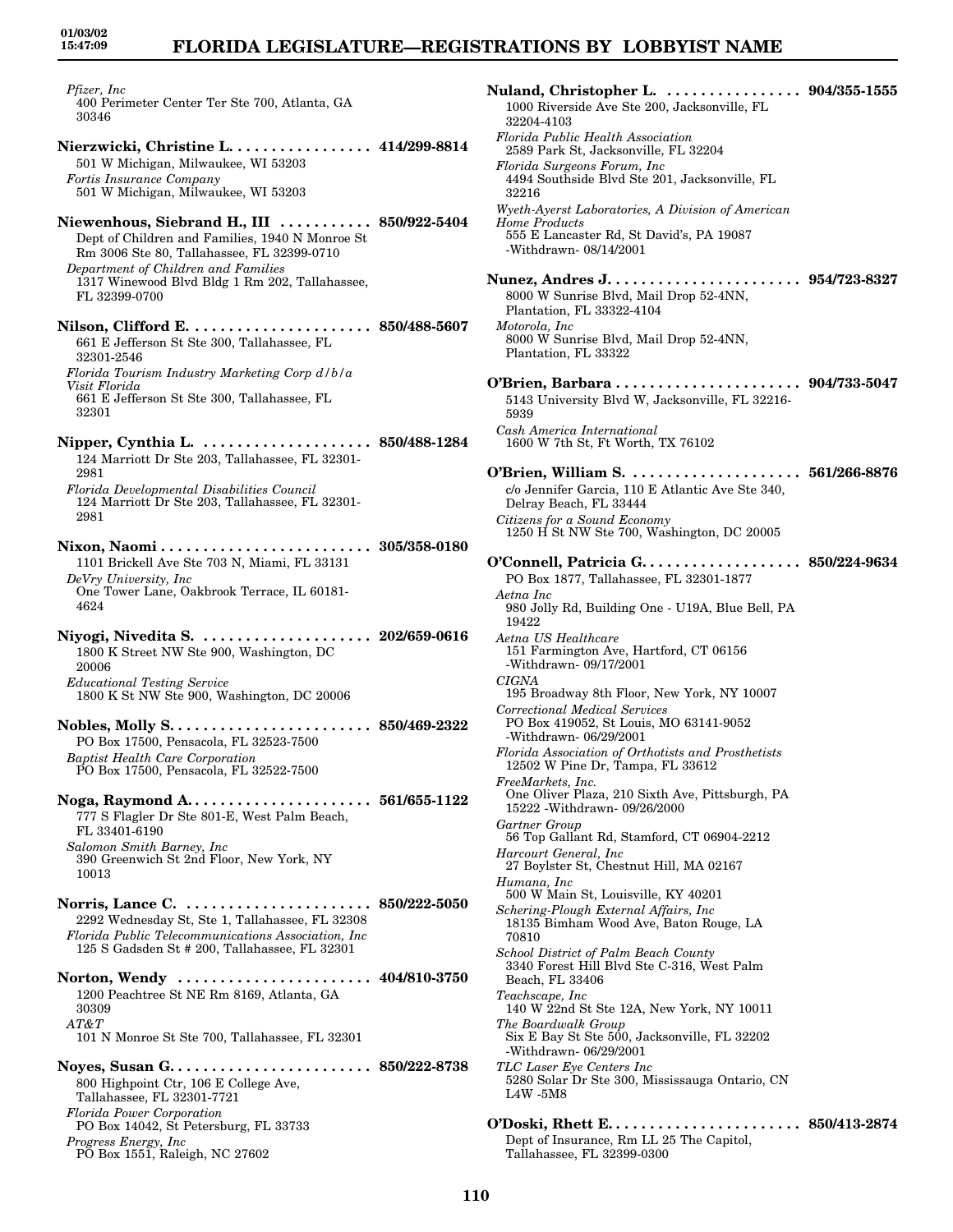*Pfizer, Inc*
400 Perimeter Center Ter Ste 700, Atlanta, GA 30346

**Nierzwicki, Christine L.** . . . . . . . . . . . . . . . . . **414/299-8814**
501 W Michigan, Milwaukee, WI 53203
*Fortis Insurance Company*
501 W Michigan, Milwaukee, WI 53203

**Niewenhous, Siebrand H., III** . . . . . . . . . . . **850/922-5404**
Dept of Children and Families, 1940 N Monroe St Rm 3006 Ste 80, Tallahassee, FL 32399-0710
*Department of Children and Families*
1317 Winewood Blvd Bldg 1 Rm 202, Tallahassee, FL 32399-0700

**Nilson, Clifford E.** . . . . . . . . . . . . . . . . . . . . . **850/488-5607**
661 E Jefferson St Ste 300, Tallahassee, FL 32301-2546
*Florida Tourism Industry Marketing Corp d/b/a Visit Florida*
661 E Jefferson St Ste 300, Tallahassee, FL 32301

**Nipper, Cynthia L.** . . . . . . . . . . . . . . . . . . . . **850/488-1284**
124 Marriott Dr Ste 203, Tallahassee, FL 32301-2981
*Florida Developmental Disabilities Council*
124 Marriott Dr Ste 203, Tallahassee, FL 32301-2981

**Nixon, Naomi** . . . . . . . . . . . . . . . . . . . . . . . . . **305/358-0180**
1101 Brickell Ave Ste 703 N, Miami, FL 33131
*DeVry University, Inc*
One Tower Lane, Oakbrook Terrace, IL 60181-4624

**Niyogi, Nivedita S.** . . . . . . . . . . . . . . . . . . . . **202/659-0616**
1800 K Street NW Ste 900, Washington, DC 20006
*Educational Testing Service*
1800 K St NW Ste 900, Washington, DC 20006

**Nobles, Molly S.** . . . . . . . . . . . . . . . . . . . . . . . **850/469-2322**
PO Box 17500, Pensacola, FL 32523-7500
*Baptist Health Care Corporation*
PO Box 17500, Pensacola, FL 32522-7500

**Noga, Raymond A.** . . . . . . . . . . . . . . . . . . . . . **561/655-1122**
777 S Flagler Dr Ste 801-E, West Palm Beach, FL 33401-6190
*Salomon Smith Barney, Inc*
390 Greenwich St 2nd Floor, New York, NY 10013

**Norris, Lance C.** . . . . . . . . . . . . . . . . . . . . . . **850/222-5050**
2292 Wednesday St, Ste 1, Tallahassee, FL 32308
*Florida Public Telecommunications Association, Inc*
125 S Gadsden St # 200, Tallahassee, FL 32301

**Norton, Wendy** . . . . . . . . . . . . . . . . . . . . . . . **404/810-3750**
1200 Peachtree St NE Rm 8169, Atlanta, GA 30309
*AT&T*
101 N Monroe St Ste 700, Tallahassee, FL 32301

**Noyes, Susan G.** . . . . . . . . . . . . . . . . . . . . . . . . **850/222-8738**
800 Highpoint Ctr, 106 E College Ave, Tallahassee, FL 32301-7721
*Florida Power Corporation*
PO Box 14042, St Petersburg, FL 33733
*Progress Energy, Inc*
PO Box 1551, Raleigh, NC 27602

**Nuland, Christopher L.** . . . . . . . . . . . . . . . . **904/355-1555**
1000 Riverside Ave Ste 200, Jacksonville, FL 32204-4103
*Florida Public Health Association*
2589 Park St, Jacksonville, FL 32204
*Florida Surgeons Forum, Inc*
4494 Southside Blvd Ste 201, Jacksonville, FL 32216
*Wyeth-Ayerst Laboratories, A Division of American Home Products*
555 E Lancaster Rd, St David's, PA 19087 -Withdrawn- 08/14/2001

**Nunez, Andres J.** . . . . . . . . . . . . . . . . . . . . . . . **954/723-8327**
8000 W Sunrise Blvd, Mail Drop 52-4NN, Plantation, FL 33322-4104
*Motorola, Inc*
8000 W Sunrise Blvd, Mail Drop 52-4NN, Plantation, FL 33322

**O'Brien, Barbara** . . . . . . . . . . . . . . . . . . . . . . **904/733-5047**
5143 University Blvd W, Jacksonville, FL 32216-5939
*Cash America International*
1600 W 7th St, Ft Worth, TX 76102

**O'Brien, William S.** . . . . . . . . . . . . . . . . . . . . **561/266-8876**
c/o Jennifer Garcia, 110 E Atlantic Ave Ste 340, Delray Beach, FL 33444
*Citizens for a Sound Economy*
1250 H St NW Ste 700, Washington, DC 20005

**O'Connell, Patricia G.** . . . . . . . . . . . . . . . . . . **850/224-9634**
PO Box 1877, Tallahassee, FL 32301-1877
*Aetna Inc*
980 Jolly Rd, Building One - U19A, Blue Bell, PA 19422
*Aetna US Healthcare*
151 Farmington Ave, Hartford, CT 06156 -Withdrawn- 09/17/2001
*CIGNA*
195 Broadway 8th Floor, New York, NY 10007
*Correctional Medical Services*
PO Box 419052, St Louis, MO 63141-9052 -Withdrawn- 06/29/2001
*Florida Association of Orthotists and Prosthetists*
12502 W Pine Dr, Tampa, FL 33612
*FreeMarkets, Inc.*
One Oliver Plaza, 210 Sixth Ave, Pittsburgh, PA 15222 -Withdrawn- 09/26/2000
*Gartner Group*
56 Top Gallant Rd, Stamford, CT 06904-2212
*Harcourt General, Inc*
27 Boylster St, Chestnut Hill, MA 02167
*Humana, Inc*
500 W Main St, Louisville, KY 40201
*Schering-Plough External Affairs, Inc*
18135 Bimham Wood Ave, Baton Rouge, LA 70810
*School District of Palm Beach County*
3340 Forest Hill Blvd Ste C-316, West Palm Beach, FL 33406
*Teachscape, Inc*
140 W 22nd St Ste 12A, New York, NY 10011
*The Boardwalk Group*
Six E Bay St Ste 500, Jacksonville, FL 32202 -Withdrawn- 06/29/2001
*TLC Laser Eye Centers Inc*
5280 Solar Dr Ste 300, Mississauga Ontario, CN L4W -5M8

**O'Doski, Rhett E.** . . . . . . . . . . . . . . . . . . . . . . **850/413-2874**
Dept of Insurance, Rm LL 25 The Capitol, Tallahassee, FL 32399-0300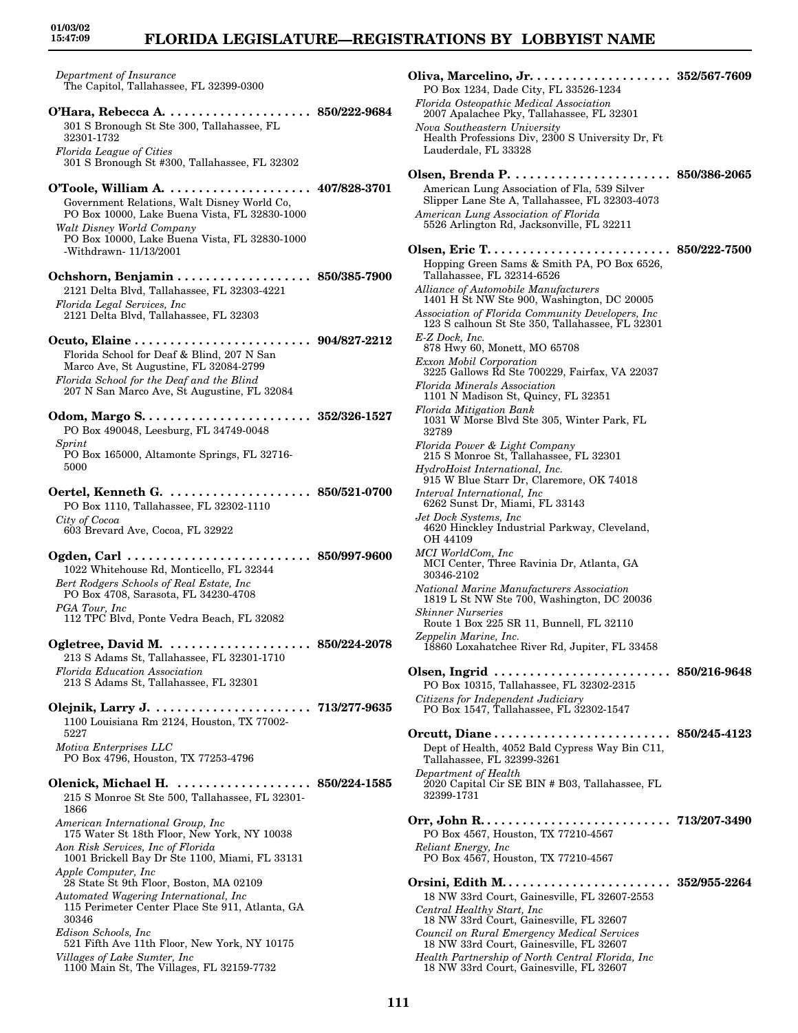*Department of Insurance*
The Capitol, Tallahassee, FL 32399-0300

**O'Hara, Rebecca A. . . . . . . . . . . . . . . . . . . . . 850/222-9684**
301 S Bronough St Ste 300, Tallahassee, FL 32301-1732
*Florida League of Cities*
301 S Bronough St #300, Tallahassee, FL 32302

**O'Toole, William A. . . . . . . . . . . . . . . . . . . . . 407/828-3701**
Government Relations, Walt Disney World Co, PO Box 10000, Lake Buena Vista, FL 32830-1000
*Walt Disney World Company*
PO Box 10000, Lake Buena Vista, FL 32830-1000
-Withdrawn- 11/13/2001

**Ochshorn, Benjamin . . . . . . . . . . . . . . . . . . . 850/385-7900**
2121 Delta Blvd, Tallahassee, FL 32303-4221
*Florida Legal Services, Inc*
2121 Delta Blvd, Tallahassee, FL 32303

**Ocuto, Elaine . . . . . . . . . . . . . . . . . . . . . . . . . 904/827-2212**
Florida School for Deaf & Blind, 207 N San Marco Ave, St Augustine, FL 32084-2799
*Florida School for the Deaf and the Blind*
207 N San Marco Ave, St Augustine, FL 32084

**Odom, Margo S. . . . . . . . . . . . . . . . . . . . . . . . 352/326-1527**
PO Box 490048, Leesburg, FL 34749-0048
*Sprint*
PO Box 165000, Altamonte Springs, FL 32716-5000

**Oertel, Kenneth G. . . . . . . . . . . . . . . . . . . . . 850/521-0700**
PO Box 1110, Tallahassee, FL 32302-1110
*City of Cocoa*
603 Brevard Ave, Cocoa, FL 32922

**Ogden, Carl . . . . . . . . . . . . . . . . . . . . . . . . . . 850/997-9600**
1022 Whitehouse Rd, Monticello, FL 32344
*Bert Rodgers Schools of Real Estate, Inc*
PO Box 4708, Sarasota, FL 34230-4708
*PGA Tour, Inc*
112 TPC Blvd, Ponte Vedra Beach, FL 32082

**Ogletree, David M. . . . . . . . . . . . . . . . . . . . . 850/224-2078**
213 S Adams St, Tallahassee, FL 32301-1710
*Florida Education Association*
213 S Adams St, Tallahassee, FL 32301

**Olejnik, Larry J. . . . . . . . . . . . . . . . . . . . . . . 713/277-9635**
1100 Louisiana Rm 2124, Houston, TX 77002-5227
*Motiva Enterprises LLC*
PO Box 4796, Houston, TX 77253-4796

**Olenick, Michael H. . . . . . . . . . . . . . . . . . . . 850/224-1585**
215 S Monroe St Ste 500, Tallahassee, FL 32301-1866
*American International Group, Inc*
175 Water St 18th Floor, New York, NY 10038
*Aon Risk Services, Inc of Florida*
1001 Brickell Bay Dr Ste 1100, Miami, FL 33131
*Apple Computer, Inc*
28 State St 9th Floor, Boston, MA 02109
*Automated Wagering International, Inc*
115 Perimeter Center Place Ste 911, Atlanta, GA 30346
*Edison Schools, Inc*
521 Fifth Ave 11th Floor, New York, NY 10175
*Villages of Lake Sumter, Inc*
1100 Main St, The Villages, FL 32159-7732

**Oliva, Marcelino, Jr. . . . . . . . . . . . . . . . . . . . 352/567-7609**
PO Box 1234, Dade City, FL 33526-1234
*Florida Osteopathic Medical Association*
2007 Apalachee Pky, Tallahassee, FL 32301
*Nova Southeastern University*
Health Professions Div, 2300 S University Dr, Ft Lauderdale, FL 33328

**Olsen, Brenda P. . . . . . . . . . . . . . . . . . . . . . . 850/386-2065**
American Lung Association of Fla, 539 Silver Slipper Lane Ste A, Tallahassee, FL 32303-4073
*American Lung Association of Florida*
5526 Arlington Rd, Jacksonville, FL 32211

**Olsen, Eric T. . . . . . . . . . . . . . . . . . . . . . . . . . 850/222-7500**
Hopping Green Sams & Smith PA, PO Box 6526, Tallahassee, FL 32314-6526
*Alliance of Automobile Manufacturers*
1401 H St NW Ste 900, Washington, DC 20005
*Association of Florida Community Developers, Inc*
123 S calhoun St Ste 350, Tallahassee, FL 32301
*E-Z Dock, Inc.*
878 Hwy 60, Monett, MO 65708
*Exxon Mobil Corporation*
3225 Gallows Rd Ste 700229, Fairfax, VA 22037
*Florida Minerals Association*
1101 N Madison St, Quincy, FL 32351
*Florida Mitigation Bank*
1031 W Morse Blvd Ste 305, Winter Park, FL 32789
*Florida Power & Light Company*
215 S Monroe St, Tallahassee, FL 32301
*HydroHoist International, Inc.*
915 W Blue Starr Dr, Claremore, OK 74018
*Interval International, Inc*
6262 Sunst Dr, Miami, FL 33143
*Jet Dock Systems, Inc*
4620 Hinckley Industrial Parkway, Cleveland, OH 44109
*MCI WorldCom, Inc*
MCI Center, Three Ravinia Dr, Atlanta, GA 30346-2102
*National Marine Manufacturers Association*
1819 L St NW Ste 700, Washington, DC 20036
*Skinner Nurseries*
Route 1 Box 225 SR 11, Bunnell, FL 32110
*Zeppelin Marine, Inc.*
18860 Loxahatchee River Rd, Jupiter, FL 33458

**Olsen, Ingrid . . . . . . . . . . . . . . . . . . . . . . . . . 850/216-9648**
PO Box 10315, Tallahassee, FL 32302-2315
*Citizens for Independent Judiciary*
PO Box 1547, Tallahassee, FL 32302-1547

**Orcutt, Diane . . . . . . . . . . . . . . . . . . . . . . . . . 850/245-4123**
Dept of Health, 4052 Bald Cypress Way Bin C11, Tallahassee, FL 32399-3261
*Department of Health*
2020 Capital Cir SE BIN # B03, Tallahassee, FL 32399-1731

**Orr, John R. . . . . . . . . . . . . . . . . . . . . . . . . . . 713/207-3490**
PO Box 4567, Houston, TX 77210-4567
*Reliant Energy, Inc*
PO Box 4567, Houston, TX 77210-4567

**Orsini, Edith M. . . . . . . . . . . . . . . . . . . . . . . . 352/955-2264**
18 NW 33rd Court, Gainesville, FL 32607-2553
*Central Healthy Start, Inc*
18 NW 33rd Court, Gainesville, FL 32607
*Council on Rural Emergency Medical Services*
18 NW 33rd Court, Gainesville, FL 32607
*Health Partnership of North Central Florida, Inc*
18 NW 33rd Court, Gainesville, FL 32607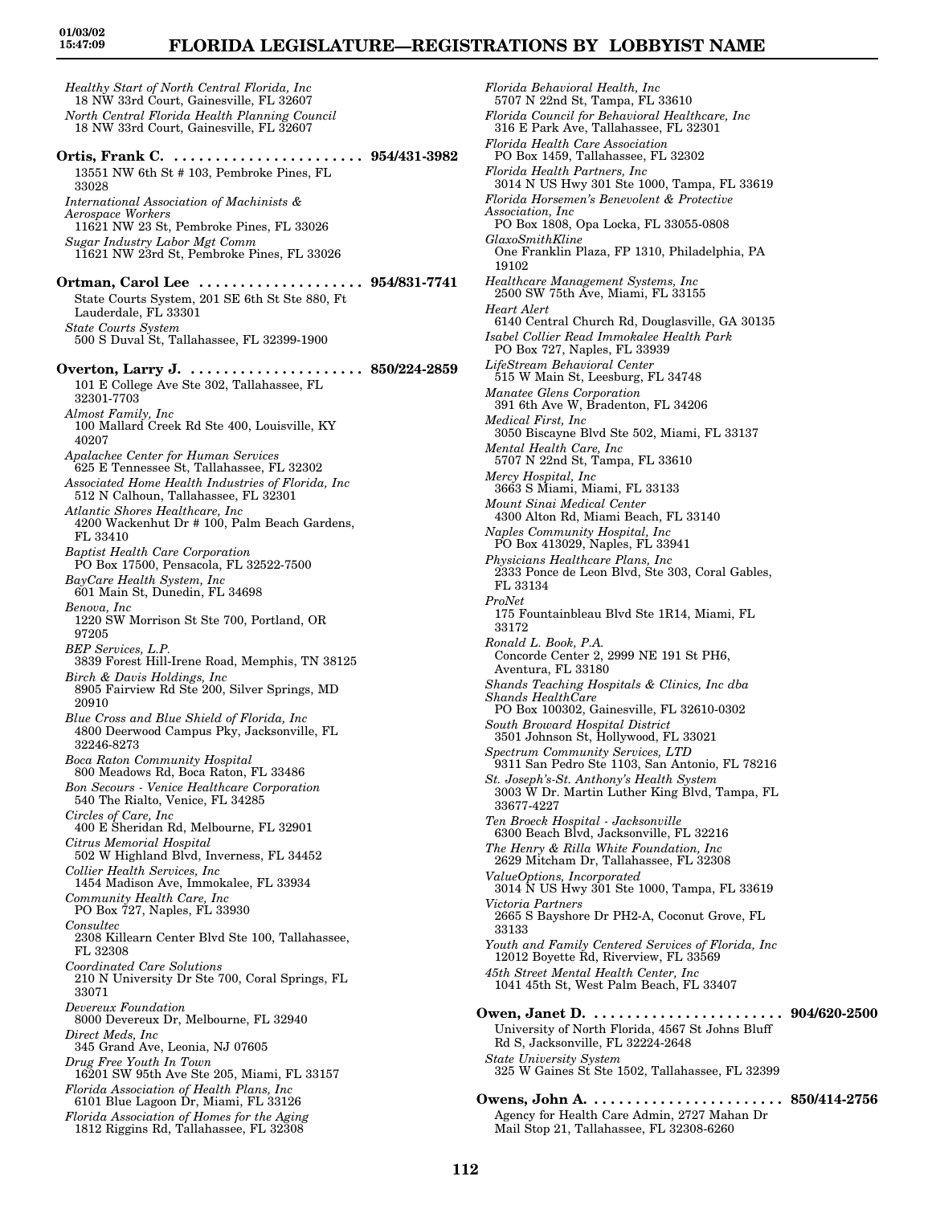*Healthy Start of North Central Florida, Inc*
18 NW 33rd Court, Gainesville, FL 32607
*North Central Florida Health Planning Council*
18 NW 33rd Court, Gainesville, FL 32607

**Ortis, Frank C. . . . . . . . . . . . . . . . . . . . . . . . 954/431-3982**
13551 NW 6th St # 103, Pembroke Pines, FL 33028
*International Association of Machinists & Aerospace Workers*
11621 NW 23 St, Pembroke Pines, FL 33026
*Sugar Industry Labor Mgt Comm*
11621 NW 23rd St, Pembroke Pines, FL 33026

**Ortman, Carol Lee . . . . . . . . . . . . . . . . . . . . 954/831-7741**
State Courts System, 201 SE 6th St Ste 880, Ft Lauderdale, FL 33301
*State Courts System*
500 S Duval St, Tallahassee, FL 32399-1900

**Overton, Larry J. . . . . . . . . . . . . . . . . . . . . . 850/224-2859**
101 E College Ave Ste 302, Tallahassee, FL 32301-7703
*Almost Family, Inc*
100 Mallard Creek Rd Ste 400, Louisville, KY 40207
*Apalachee Center for Human Services*
625 E Tennessee St, Tallahassee, FL 32302
*Associated Home Health Industries of Florida, Inc*
512 N Calhoun, Tallahassee, FL 32301
*Atlantic Shores Healthcare, Inc*
4200 Wackenhut Dr # 100, Palm Beach Gardens, FL 33410
*Baptist Health Care Corporation*
PO Box 17500, Pensacola, FL 32522-7500
*BayCare Health System, Inc*
601 Main St, Dunedin, FL 34698
*Benova, Inc*
1220 SW Morrison St Ste 700, Portland, OR 97205
*BEP Services, L.P.*
3839 Forest Hill-Irene Road, Memphis, TN 38125
*Birch & Davis Holdings, Inc*
8905 Fairview Rd Ste 200, Silver Springs, MD 20910
*Blue Cross and Blue Shield of Florida, Inc*
4800 Deerwood Campus Pky, Jacksonville, FL 32246-8273
*Boca Raton Community Hospital*
800 Meadows Rd, Boca Raton, FL 33486
*Bon Secours - Venice Healthcare Corporation*
540 The Rialto, Venice, FL 34285
*Circles of Care, Inc*
400 E Sheridan Rd, Melbourne, FL 32901
*Citrus Memorial Hospital*
502 W Highland Blvd, Inverness, FL 34452
*Collier Health Services, Inc*
1454 Madison Ave, Immokalee, FL 33934
*Community Health Care, Inc*
PO Box 727, Naples, FL 33930
*Consultec*
2308 Killearn Center Blvd Ste 100, Tallahassee, FL 32308
*Coordinated Care Solutions*
210 N University Dr Ste 700, Coral Springs, FL 33071
*Devereux Foundation*
8000 Devereux Dr, Melbourne, FL 32940
*Direct Meds, Inc*
345 Grand Ave, Leonia, NJ 07605
*Drug Free Youth In Town*
16201 SW 95th Ave Ste 205, Miami, FL 33157
*Florida Association of Health Plans, Inc*
6101 Blue Lagoon Dr, Miami, FL 33126
*Florida Association of Homes for the Aging*
1812 Riggins Rd, Tallahassee, FL 32308
*Florida Behavioral Health, Inc*
5707 N 22nd St, Tampa, FL 33610
*Florida Council for Behavioral Healthcare, Inc*
316 E Park Ave, Tallahassee, FL 32301
*Florida Health Care Association*
PO Box 1459, Tallahassee, FL 32302
*Florida Health Partners, Inc*
3014 N US Hwy 301 Ste 1000, Tampa, FL 33619
*Florida Horsemen's Benevolent & Protective Association, Inc*
PO Box 1808, Opa Locka, FL 33055-0808
*GlaxoSmithKline*
One Franklin Plaza, FP 1310, Philadelphia, PA 19102
*Healthcare Management Systems, Inc*
2500 SW 75th Ave, Miami, FL 33155
*Heart Alert*
6140 Central Church Rd, Douglasville, GA 30135
*Isabel Collier Read Immokalee Health Park*
PO Box 727, Naples, FL 33939
*LifeStream Behavioral Center*
515 W Main St, Leesburg, FL 34748
*Manatee Glens Corporation*
391 6th Ave W, Bradenton, FL 34206
*Medical First, Inc*
3050 Biscayne Blvd Ste 502, Miami, FL 33137
*Mental Health Care, Inc*
5707 N 22nd St, Tampa, FL 33610
*Mercy Hospital, Inc*
3663 S Miami, Miami, FL 33133
*Mount Sinai Medical Center*
4300 Alton Rd, Miami Beach, FL 33140
*Naples Community Hospital, Inc*
PO Box 413029, Naples, FL 33941
*Physicians Healthcare Plans, Inc*
2333 Ponce de Leon Blvd, Ste 303, Coral Gables, FL 33134
*ProNet*
175 Fountainbleau Blvd Ste 1R14, Miami, FL 33172
*Ronald L. Book, P.A.*
Concorde Center 2, 2999 NE 191 St PH6, Aventura, FL 33180
*Shands Teaching Hospitals & Clinics, Inc dba Shands HealthCare*
PO Box 100302, Gainesville, FL 32610-0302
*South Broward Hospital District*
3501 Johnson St, Hollywood, FL 33021
*Spectrum Community Services, LTD*
9311 San Pedro Ste 1103, San Antonio, FL 78216
*St. Joseph's-St. Anthony's Health System*
3003 W Dr. Martin Luther King Blvd, Tampa, FL 33677-4227
*Ten Broeck Hospital - Jacksonville*
6300 Beach Blvd, Jacksonville, FL 32216
*The Henry & Rilla White Foundation, Inc*
2629 Mitcham Dr, Tallahassee, FL 32308
*ValueOptions, Incorporated*
3014 N US Hwy 301 Ste 1000, Tampa, FL 33619
*Victoria Partners*
2665 S Bayshore Dr PH2-A, Coconut Grove, FL 33133
*Youth and Family Centered Services of Florida, Inc*
12012 Boyette Rd, Riverview, FL 33569
*45th Street Mental Health Center, Inc*
1041 45th St, West Palm Beach, FL 33407

**Owen, Janet D. . . . . . . . . . . . . . . . . . . . . . . 904/620-2500**
University of North Florida, 4567 St Johns Bluff Rd S, Jacksonville, FL 32224-2648
*State University System*
325 W Gaines St Ste 1502, Tallahassee, FL 32399

**Owens, John A. . . . . . . . . . . . . . . . . . . . . . . 850/414-2756**
Agency for Health Care Admin, 2727 Mahan Dr Mail Stop 21, Tallahassee, FL 32308-6260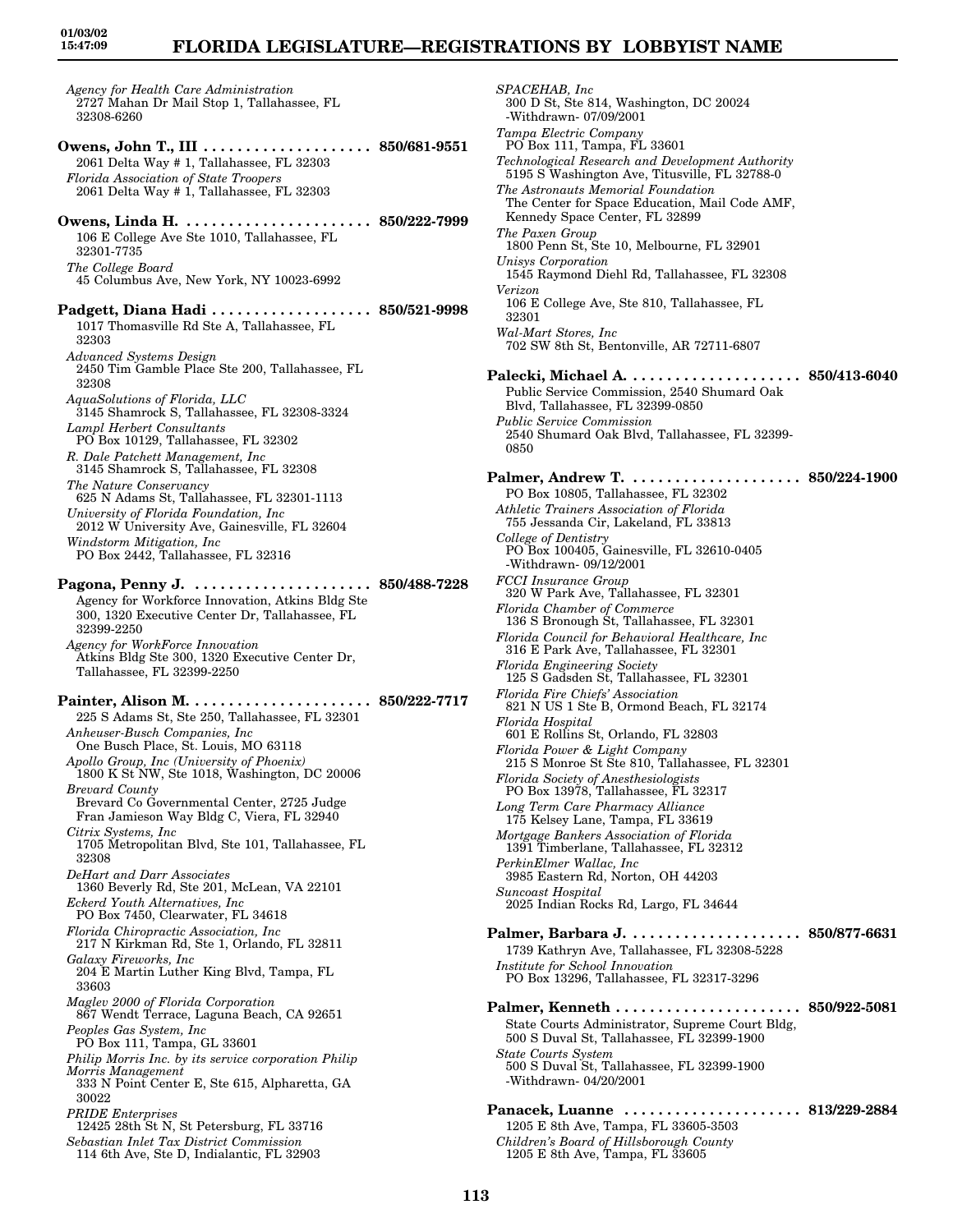*Agency for Health Care Administration*
2727 Mahan Dr Mail Stop 1, Tallahassee, FL 32308-6260

**Owens, John T., III . . . . . . . . . . . . . . . . . . . . 850/681-9551**
2061 Delta Way # 1, Tallahassee, FL 32303
*Florida Association of State Troopers*
2061 Delta Way # 1, Tallahassee, FL 32303

**Owens, Linda H. . . . . . . . . . . . . . . . . . . . . . . 850/222-7999**
106 E College Ave Ste 1010, Tallahassee, FL 32301-7735
*The College Board*
45 Columbus Ave, New York, NY 10023-6992

**Padgett, Diana Hadi . . . . . . . . . . . . . . . . . . 850/521-9998**
1017 Thomasville Rd Ste A, Tallahassee, FL 32303
*Advanced Systems Design*
2450 Tim Gamble Place Ste 200, Tallahassee, FL 32308
*AquaSolutions of Florida, LLC*
3145 Shamrock S, Tallahassee, FL 32308-3324
*Lampl Herbert Consultants*
PO Box 10129, Tallahassee, FL 32302
*R. Dale Patchett Management, Inc*
3145 Shamrock S, Tallahassee, FL 32308
*The Nature Conservancy*
625 N Adams St, Tallahassee, FL 32301-1113
*University of Florida Foundation, Inc*
2012 W University Ave, Gainesville, FL 32604
*Windstorm Mitigation, Inc*
PO Box 2442, Tallahassee, FL 32316

**Pagona, Penny J. . . . . . . . . . . . . . . . . . . . . 850/488-7228**
Agency for Workforce Innovation, Atkins Bldg Ste 300, 1320 Executive Center Dr, Tallahassee, FL 32399-2250
*Agency for WorkForce Innovation*
Atkins Bldg Ste 300, 1320 Executive Center Dr, Tallahassee, FL 32399-2250

**Painter, Alison M. . . . . . . . . . . . . . . . . . . . . 850/222-7717**
225 S Adams St, Ste 250, Tallahassee, FL 32301
*Anheuser-Busch Companies, Inc*
One Busch Place, St. Louis, MO 63118
*Apollo Group, Inc (University of Phoenix)*
1800 K St NW, Ste 1018, Washington, DC 20006
*Brevard County*
Brevard Co Governmental Center, 2725 Judge Fran Jamieson Way Bldg C, Viera, FL 32940
*Citrix Systems, Inc*
1705 Metropolitan Blvd, Ste 101, Tallahassee, FL 32308
*DeHart and Darr Associates*
1360 Beverly Rd, Ste 201, McLean, VA 22101
*Eckerd Youth Alternatives, Inc*
PO Box 7450, Clearwater, FL 34618
*Florida Chiropractic Association, Inc*
217 N Kirkman Rd, Ste 1, Orlando, FL 32811
*Galaxy Fireworks, Inc*
204 E Martin Luther King Blvd, Tampa, FL 33603
*Maglev 2000 of Florida Corporation*
867 Wendt Terrace, Laguna Beach, CA 92651
*Peoples Gas System, Inc*
PO Box 111, Tampa, GL 33601
*Philip Morris Inc. by its service corporation Philip Morris Management*
333 N Point Center E, Ste 615, Alpharetta, GA 30022
*PRIDE Enterprises*
12425 28th St N, St Petersburg, FL 33716
*Sebastian Inlet Tax District Commission*
114 6th Ave, Ste D, Indialantic, FL 32903
*SPACEHAB, Inc*
300 D St, Ste 814, Washington, DC 20024
-Withdrawn- 07/09/2001
*Tampa Electric Company*
PO Box 111, Tampa, FL 33601
*Technological Research and Development Authority*
5195 S Washington Ave, Titusville, FL 32788-0
*The Astronauts Memorial Foundation*
The Center for Space Education, Mail Code AMF, Kennedy Space Center, FL 32899
*The Paxen Group*
1800 Penn St, Ste 10, Melbourne, FL 32901
*Unisys Corporation*
1545 Raymond Diehl Rd, Tallahassee, FL 32308
*Verizon*
106 E College Ave, Ste 810, Tallahassee, FL 32301
*Wal-Mart Stores, Inc*
702 SW 8th St, Bentonville, AR 72711-6807

**Palecki, Michael A. . . . . . . . . . . . . . . . . . . . 850/413-6040**
Public Service Commission, 2540 Shumard Oak Blvd, Tallahassee, FL 32399-0850
*Public Service Commission*
2540 Shumard Oak Blvd, Tallahassee, FL 32399-0850

**Palmer, Andrew T. . . . . . . . . . . . . . . . . . . . 850/224-1900**
PO Box 10805, Tallahassee, FL 32302
*Athletic Trainers Association of Florida*
755 Jessanda Cir, Lakeland, FL 33813
*College of Dentistry*
PO Box 100405, Gainesville, FL 32610-0405
-Withdrawn- 09/12/2001
*FCCI Insurance Group*
320 W Park Ave, Tallahassee, FL 32301
*Florida Chamber of Commerce*
136 S Bronough St, Tallahassee, FL 32301
*Florida Council for Behavioral Healthcare, Inc*
316 E Park Ave, Tallahassee, FL 32301
*Florida Engineering Society*
125 S Gadsden St, Tallahassee, FL 32301
*Florida Fire Chiefs' Association*
821 N US 1 Ste B, Ormond Beach, FL 32174
*Florida Hospital*
601 E Rollins St, Orlando, FL 32803
*Florida Power & Light Company*
215 S Monroe St Ste 810, Tallahassee, FL 32301
*Florida Society of Anesthesiologists*
PO Box 13978, Tallahassee, FL 32317
*Long Term Care Pharmacy Alliance*
175 Kelsey Lane, Tampa, FL 33619
*Mortgage Bankers Association of Florida*
1391 Timberlane, Tallahassee, FL 32312
*PerkinElmer Wallac, Inc*
3985 Eastern Rd, Norton, OH 44203
*Suncoast Hospital*
2025 Indian Rocks Rd, Largo, FL 34644

**Palmer, Barbara J. . . . . . . . . . . . . . . . . . . . 850/877-6631**
1739 Kathryn Ave, Tallahassee, FL 32308-5228
*Institute for School Innovation*
PO Box 13296, Tallahassee, FL 32317-3296

**Palmer, Kenneth . . . . . . . . . . . . . . . . . . . . . 850/922-5081**
State Courts Administrator, Supreme Court Bldg, 500 S Duval St, Tallahassee, FL 32399-1900
*State Courts System*
500 S Duval St, Tallahassee, FL 32399-1900
-Withdrawn- 04/20/2001

**Panacek, Luanne . . . . . . . . . . . . . . . . . . . . . 813/229-2884**
1205 E 8th Ave, Tampa, FL 33605-3503
*Children's Board of Hillsborough County*
1205 E 8th Ave, Tampa, FL 33605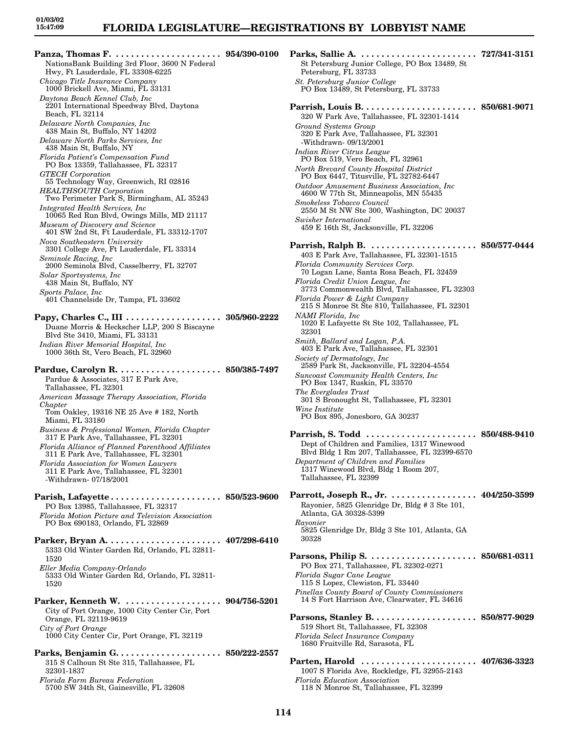**Panza, Thomas F.** . . . . . . . . . . . . . . . . . . . . . **954/390-0100**
NationsBank Building 3rd Floor, 3600 N Federal Hwy, Ft Lauderdale, FL 33308-6225
*Chicago Title Insurance Company*
1000 Brickell Ave, Miami, FL 33131
*Daytona Beach Kennel Club, Inc*
2201 International Speedway Blvd, Daytona Beach, FL 32114
*Delaware North Companies, Inc*
438 Main St, Buffalo, NY 14202
*Delaware North Parks Services, Inc*
438 Main St, Buffalo, NY
*Florida Patient's Compensation Fund*
PO Box 13359, Tallahassee, FL 32317
*GTECH Corporation*
55 Technology Way, Greenwich, RI 02816
*HEALTHSOUTH Corporation*
Two Perimeter Park S, Birmingham, AL 35243
*Integrated Health Services, Inc*
10065 Red Run Blvd, Owings Mills, MD 21117
*Museum of Discovery and Science*
401 SW 2nd St, Ft Lauderdale, FL 33312-1707
*Nova Southeastern University*
3301 College Ave, Ft Lauderdale, FL 33314
*Seminole Racing, Inc*
2000 Seminola Blvd, Casselberry, FL 32707
*Solar Sportsystems, Inc*
438 Main St, Buffalo, NY
*Sports Palace, Inc*
401 Channelside Dr, Tampa, FL 33602

**Papy, Charles C., III** . . . . . . . . . . . . . . . . . . . **305/960-2222**
Duane Morris & Heckscher LLP, 200 S Biscayne Blvd Ste 3410, Miami, FL 33131
*Indian River Memorial Hospital, Inc*
1000 36th St, Vero Beach, FL 32960

**Pardue, Carolyn R.** . . . . . . . . . . . . . . . . . . . . **850/385-7497**
Pardue & Associates, 317 E Park Ave, Tallahassee, FL 32301
*American Massage Therapy Association, Florida Chapter*
Tom Oakley, 19316 NE 25 Ave # 182, North Miami, FL 33180
*Business & Professional Women, Florida Chapter*
317 E Park Ave, Tallahassee, FL 32301
*Florida Alliance of Planned Parenthood Affiliates*
311 E Park Ave, Tallahassee, FL 32301
*Florida Association for Women Lawyers*
311 E Park Ave, Tallahassee, FL 32301
-Withdrawn- 07/18/2001

**Parish, Lafayette** . . . . . . . . . . . . . . . . . . . . . . **850/523-9600**
PO Box 13985, Tallahassee, FL 32317
*Florida Motion Picture and Television Association*
PO Box 690183, Orlando, FL 32869

**Parker, Bryan A.** . . . . . . . . . . . . . . . . . . . . . . **407/298-6410**
5333 Old Winter Garden Rd, Orlando, FL 32811-1520
*Eller Media Company-Orlando*
5333 Old Winter Garden Rd, Orlando, FL 32811-1520

**Parker, Kenneth W.** . . . . . . . . . . . . . . . . . . . **904/756-5201**
City of Port Orange, 1000 City Center Cir, Port Orange, FL 32119-9619
*City of Port Orange*
1000 City Center Cir, Port Orange, FL 32119

**Parks, Benjamin G.** . . . . . . . . . . . . . . . . . . . . . **850/222-2557**
315 S Calhoun St Ste 315, Tallahassee, FL 32301-1837
*Florida Farm Bureau Federation*
5700 SW 34th St, Gainesville, FL 32608

**Parks, Sallie A.** . . . . . . . . . . . . . . . . . . . . . . . **727/341-3151**
St Petersburg Junior College, PO Box 13489, St Petersburg, FL 33733
*St. Petersburg Junior College*
PO Box 13489, St Petersburg, FL 33733

**Parrish, Louis B.** . . . . . . . . . . . . . . . . . . . . . . **850/681-9071**
320 W Park Ave, Tallahassee, FL 32301-1414
*Ground Systems Group*
320 E Park Ave, Tallahassee, FL 32301
-Withdrawn- 09/13/2001
*Indian River Citrus League*
PO Box 519, Vero Beach, FL 32961
*North Brevard County Hospital District*
PO Box 6447, Titusville, FL 32782-6447
*Outdoor Amusement Business Association, Inc*
4600 W 77th St, Minneapolis, MN 55435
*Smokeless Tobacco Council*
2550 M St NW Ste 300, Washington, DC 20037
*Swisher International*
459 E 16th St, Jacksonville, FL 32206

**Parrish, Ralph B.** . . . . . . . . . . . . . . . . . . . . . **850/577-0444**
403 E Park Ave, Tallahassee, FL 32301-1515
*Florida Community Services Corp.*
70 Logan Lane, Santa Rosa Beach, FL 32459
*Florida Credit Union League, Inc*
3773 Commonwealth Blvd, Tallahassee, FL 32303
*Florida Power & Light Company*
215 S Monroe St Ste 810, Tallahassee, FL 32301
*NAMI Florida, Inc*
1020 E Lafayette St Ste 102, Tallahassee, FL 32301
*Smith, Ballard and Logan, P.A.*
403 E Park Ave, Tallahassee, FL 32301
*Society of Dermatology, Inc*
2589 Park St, Jacksonville, FL 32204-4554
*Suncoast Community Health Centers, Inc*
PO Box 1347, Ruskin, FL 33570
*The Everglades Trust*
301 S Bronought St, Tallahassee, FL 32301
*Wine Institute*
PO Box 895, Jonesboro, GA 30237

**Parrish, S. Todd** . . . . . . . . . . . . . . . . . . . . . . **850/488-9410**
Dept of Children and Families, 1317 Winewood Blvd Bldg 1 Rm 207, Tallahassee, FL 32399-6570
*Department of Children and Families*
1317 Winewood Blvd, Bldg 1 Room 207, Tallahassee, FL 32399

**Parrott, Joseph R., Jr.** . . . . . . . . . . . . . . . . . **404/250-3599**
Rayonier, 5825 Glenridge Dr, Bldg # 3 Ste 101, Atlanta, GA 30328-5399
*Rayonier*
5825 Glenridge Dr, Bldg 3 Ste 101, Atlanta, GA 30328

**Parsons, Philip S.** . . . . . . . . . . . . . . . . . . . . . **850/681-0311**
PO Box 271, Tallahassee, FL 32302-0271
*Florida Sugar Cane League*
115 S Lopez, Clewiston, FL 33440
*Pinellas County Board of County Commissioners*
14 S Fort Harrison Ave, Clearwater, FL 34616

**Parsons, Stanley B.** . . . . . . . . . . . . . . . . . . . . **850/877-9029**
519 Short St, Tallahassee, FL 32308
*Florida Select Insurance Company*
1680 Fruitville Rd, Sarasota, FL

**Parten, Harold** . . . . . . . . . . . . . . . . . . . . . . . **407/636-3323**
1007 S Florida Ave, Rockledge, FL 32955-2143
*Florida Education Association*
118 N Monroe St, Tallahassee, FL 32399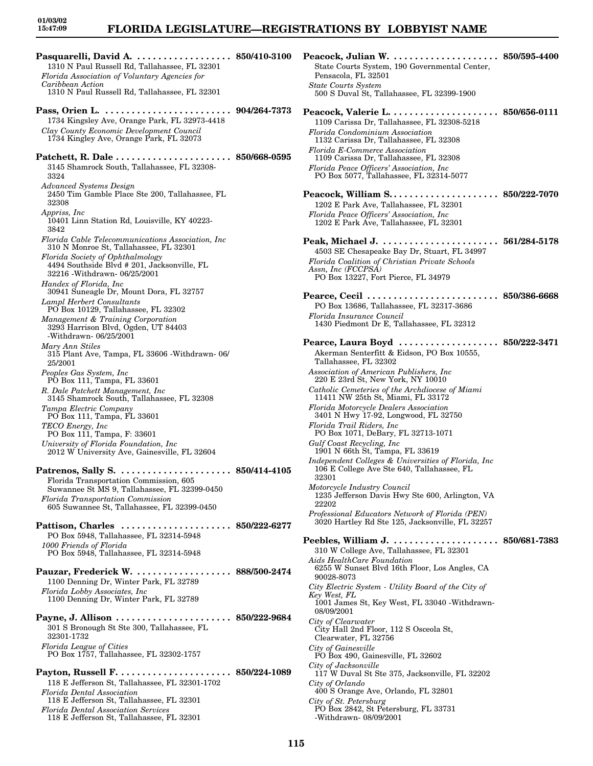# FLORIDA LEGISLATURE—REGISTRATIONS BY LOBBYIST NAME

**Pasquarelli, David A. .................. 850/410-3100**
1310 N Paul Russell Rd, Tallahassee, FL 32301
*Florida Association of Voluntary Agencies for Caribbean Action*
1310 N Paul Russell Rd, Tallahassee, FL 32301

**Pass, Orien L. ........................ 904/264-7373**
1734 Kingsley Ave, Orange Park, FL 32973-4418
*Clay County Economic Development Council*
1734 Kingley Ave, Orange Park, FL 32073

**Patchett, R. Dale ...................... 850/668-0595**
3145 Shamrock South, Tallahassee, FL 32308-3324
*Advanced Systems Design*
2450 Tim Gamble Place Ste 200, Tallahassee, FL 32308
*Appriss, Inc*
10401 Linn Station Rd, Louisville, KY 40223-3842
*Florida Cable Telecommunications Association, Inc*
310 N Monroe St, Tallahassee, FL 32301
*Florida Society of Ophthalmology*
4494 Southside Blvd # 201, Jacksonville, FL 32216 -Withdrawn- 06/25/2001
*Handex of Florida, Inc*
30941 Suneagle Dr, Mount Dora, FL 32757
*Lampl Herbert Consultants*
PO Box 10129, Tallahassee, FL 32302
*Management & Training Corporation*
3293 Harrison Blvd, Ogden, UT 84403 -Withdrawn- 06/25/2001
*Mary Ann Stiles*
315 Plant Ave, Tampa, FL 33606 -Withdrawn- 06/25/2001
*Peoples Gas System, Inc*
PO Box 111, Tampa, FL 33601
*R. Dale Patchett Management, Inc*
3145 Shamrock South, Tallahassee, FL 32308
*Tampa Electric Company*
PO Box 111, Tampa, FL 33601
*TECO Energy, Inc*
PO Box 111, Tampa, F: 33601
*University of Florida Foundation, Inc*
2012 W University Ave, Gainesville, FL 32604

**Patrenos, Sally S. ..................... 850/414-4105**
Florida Transportation Commission, 605 Suwannee St MS 9, Tallahassee, FL 32399-0450
*Florida Transportation Commission*
605 Suwannee St, Tallahassee, FL 32399-0450

**Pattison, Charles ..................... 850/222-6277**
PO Box 5948, Tallahassee, FL 32314-5948
*1000 Friends of Florida*
PO Box 5948, Tallahassee, FL 32314-5948

**Pauzar, Frederick W. .................. 888/500-2474**
1100 Denning Dr, Winter Park, FL 32789
*Florida Lobby Associates, Inc*
1100 Denning Dr, Winter Park, FL 32789

**Payne, J. Allison ...................... 850/222-9684**
301 S Bronough St Ste 300, Tallahassee, FL 32301-1732
*Florida League of Cities*
PO Box 1757, Tallahassee, FL 32302-1757

**Payton, Russell F. ..................... 850/224-1089**
118 E Jefferson St, Tallahassee, FL 32301-1702
*Florida Dental Association*
118 E Jefferson St, Tallahassee, FL 32301
*Florida Dental Association Services*
118 E Jefferson St, Tallahassee, FL 32301

**Peacock, Julian W. .................... 850/595-4400**
State Courts System, 190 Governmental Center, Pensacola, FL 32501
*State Courts System*
500 S Duval St, Tallahassee, FL 32399-1900

**Peacock, Valerie L. .................... 850/656-0111**
1109 Carissa Dr, Tallahassee, FL 32308-5218
*Florida Condominium Association*
1132 Carissa Dr, Tallahassee, FL 32308
*Florida E-Commerce Association*
1109 Carissa Dr, Tallahassee, FL 32308
*Florida Peace Officers' Association, Inc*
PO Box 5077, Tallahassee, FL 32314-5077

**Peacock, William S. .................... 850/222-7070**
1202 E Park Ave, Tallahassee, FL 32301
*Florida Peace Officers' Association, Inc*
1202 E Park Ave, Tallahassee, FL 32301

**Peak, Michael J. ...................... 561/284-5178**
4503 SE Chesapeake Bay Dr, Stuart, FL 34997
*Florida Coalition of Christian Private Schools Assn, Inc (FCCPSA)*
PO Box 13227, Fort Pierce, FL 34979

**Pearce, Cecil ......................... 850/386-6668**
PO Box 13686, Tallahassee, FL 32317-3686
*Florida Insurance Council*
1430 Piedmont Dr E, Tallahassee, FL 32312

**Pearce, Laura Boyd ................... 850/222-3471**
Akerman Senterfitt & Eidson, PO Box 10555, Tallahassee, FL 32302
*Association of American Publishers, Inc*
220 E 23rd St, New York, NY 10010
*Catholic Cemeteries of the Archdiocese of Miami*
11411 NW 25th St, Miami, FL 33172
*Florida Motorcycle Dealers Association*
3401 N Hwy 17-92, Longwood, FL 32750
*Florida Trail Riders, Inc*
PO Box 1071, DeBary, FL 32713-1071
*Gulf Coast Recycling, Inc*
1901 N 66th St, Tampa, FL 33619
*Independent Colleges & Universities of Florida, Inc*
106 E College Ave Ste 640, Tallahassee, FL 32301
*Motorcycle Industry Council*
1235 Jefferson Davis Hwy Ste 600, Arlington, VA 22202
*Professional Educators Network of Florida (PEN)*
3020 Hartley Rd Ste 125, Jacksonville, FL 32257

**Peebles, William J. .................... 850/681-7383**
310 W College Ave, Tallahassee, FL 32301
*Aids HealthCare Foundation*
6255 W Sunset Blvd 16th Floor, Los Angles, CA 90028-8073
*City Electric System - Utility Board of the City of Key West, FL*
1001 James St, Key West, FL 33040 -Withdrawn- 08/09/2001
*City of Clearwater*
City Hall 2nd Floor, 112 S Osceola St, Clearwater, FL 32756
*City of Gainesville*
PO Box 490, Gainesville, FL 32602
*City of Jacksonville*
117 W Duval St Ste 375, Jacksonville, FL 32202
*City of Orlando*
400 S Orange Ave, Orlando, FL 32801
*City of St. Petersburg*
PO Box 2842, St Petersburg, FL 33731 -Withdrawn- 08/09/2001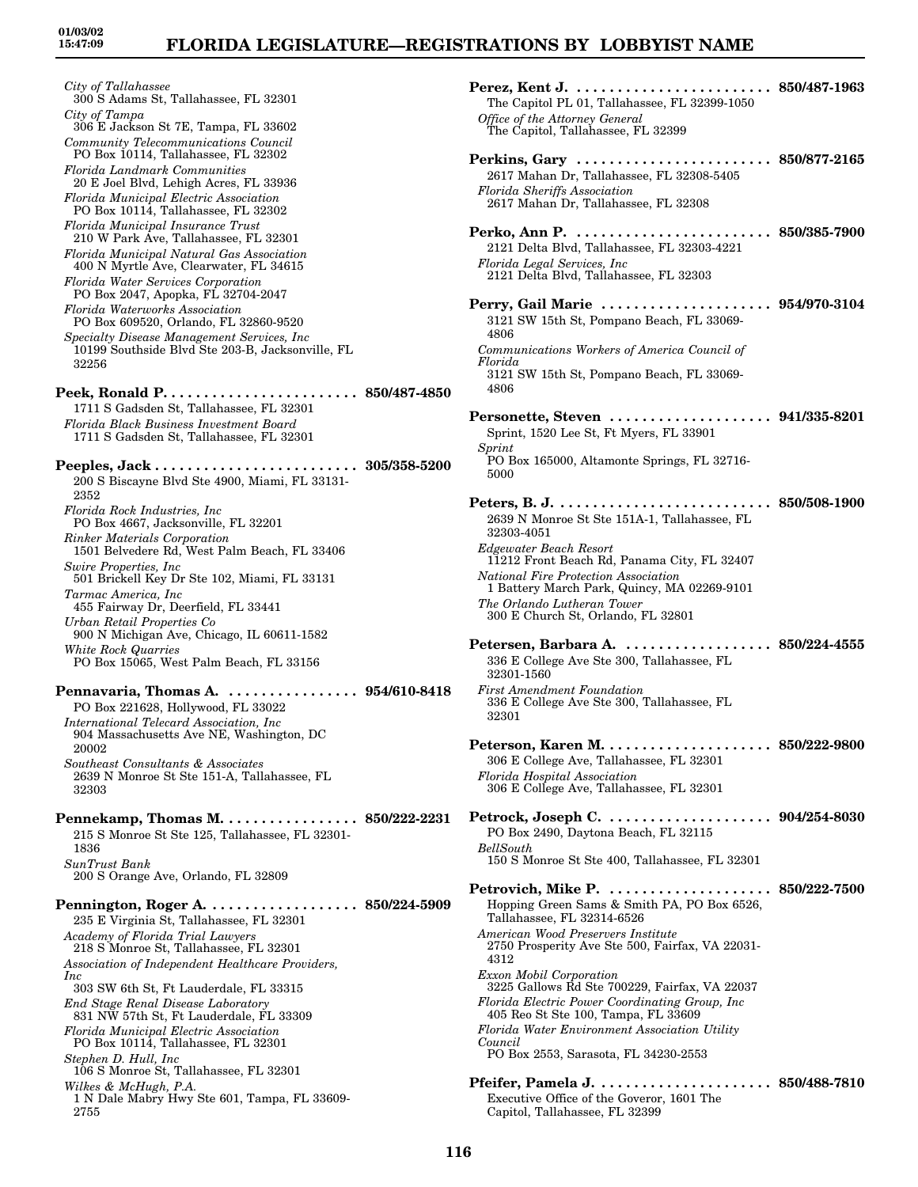*City of Tallahassee*
300 S Adams St, Tallahassee, FL 32301
*City of Tampa*
306 E Jackson St 7E, Tampa, FL 33602
*Community Telecommunications Council*
PO Box 10114, Tallahassee, FL 32302
*Florida Landmark Communities*
20 E Joel Blvd, Lehigh Acres, FL 33936
*Florida Municipal Electric Association*
PO Box 10114, Tallahassee, FL 32302
*Florida Municipal Insurance Trust*
210 W Park Ave, Tallahassee, FL 32301
*Florida Municipal Natural Gas Association*
400 N Myrtle Ave, Clearwater, FL 34615
*Florida Water Services Corporation*
PO Box 2047, Apopka, FL 32704-2047
*Florida Waterworks Association*
PO Box 609520, Orlando, FL 32860-9520
*Specialty Disease Management Services, Inc*
10199 Southside Blvd Ste 203-B, Jacksonville, FL 32256

**Peek, Ronald P. . . . . . . . . . . . . . . . . . . . . . . . 850/487-4850**
1711 S Gadsden St, Tallahassee, FL 32301
*Florida Black Business Investment Board*
1711 S Gadsden St, Tallahassee, FL 32301

**Peeples, Jack . . . . . . . . . . . . . . . . . . . . . . . . . 305/358-5200**
200 S Biscayne Blvd Ste 4900, Miami, FL 33131-2352
*Florida Rock Industries, Inc*
PO Box 4667, Jacksonville, FL 32201
*Rinker Materials Corporation*
1501 Belvedere Rd, West Palm Beach, FL 33406
*Swire Properties, Inc*
501 Brickell Key Dr Ste 102, Miami, FL 33131
*Tarmac America, Inc*
455 Fairway Dr, Deerfield, FL 33441
*Urban Retail Properties Co*
900 N Michigan Ave, Chicago, IL 60611-1582
*White Rock Quarries*
PO Box 15065, West Palm Beach, FL 33156

**Pennavaria, Thomas A. . . . . . . . . . . . . . . . . 954/610-8418**
PO Box 221628, Hollywood, FL 33022
*International Telecard Association, Inc*
904 Massachusetts Ave NE, Washington, DC 20002
*Southeast Consultants & Associates*
2639 N Monroe St Ste 151-A, Tallahassee, FL 32303

**Pennekamp, Thomas M. . . . . . . . . . . . . . . . . 850/222-2231**
215 S Monroe St Ste 125, Tallahassee, FL 32301-1836
*SunTrust Bank*
200 S Orange Ave, Orlando, FL 32809

**Pennington, Roger A. . . . . . . . . . . . . . . . . . . 850/224-5909**
235 E Virginia St, Tallahassee, FL 32301
*Academy of Florida Trial Lawyers*
218 S Monroe St, Tallahassee, FL 32301
*Association of Independent Healthcare Providers, Inc*
303 SW 6th St, Ft Lauderdale, FL 33315
*End Stage Renal Disease Laboratory*
831 NW 57th St, Ft Lauderdale, FL 33309
*Florida Municipal Electric Association*
PO Box 10114, Tallahassee, FL 32301
*Stephen D. Hull, Inc*
106 S Monroe St, Tallahassee, FL 32301
*Wilkes & McHugh, P.A.*
1 N Dale Mabry Hwy Ste 601, Tampa, FL 33609-2755

**Perez, Kent J. . . . . . . . . . . . . . . . . . . . . . . . . 850/487-1963**
The Capitol PL 01, Tallahassee, FL 32399-1050
*Office of the Attorney General*
The Capitol, Tallahassee, FL 32399

**Perkins, Gary . . . . . . . . . . . . . . . . . . . . . . . . 850/877-2165**
2617 Mahan Dr, Tallahassee, FL 32308-5405
*Florida Sheriffs Association*
2617 Mahan Dr, Tallahassee, FL 32308

**Perko, Ann P. . . . . . . . . . . . . . . . . . . . . . . . . 850/385-7900**
2121 Delta Blvd, Tallahassee, FL 32303-4221
*Florida Legal Services, Inc*
2121 Delta Blvd, Tallahassee, FL 32303

**Perry, Gail Marie . . . . . . . . . . . . . . . . . . . . . 954/970-3104**
3121 SW 15th St, Pompano Beach, FL 33069-4806
*Communications Workers of America Council of Florida*
3121 SW 15th St, Pompano Beach, FL 33069-4806

**Personette, Steven . . . . . . . . . . . . . . . . . . . . 941/335-8201**
Sprint, 1520 Lee St, Ft Myers, FL 33901
*Sprint*
PO Box 165000, Altamonte Springs, FL 32716-5000

**Peters, B. J. . . . . . . . . . . . . . . . . . . . . . . . . . 850/508-1900**
2639 N Monroe St Ste 151A-1, Tallahassee, FL 32303-4051
*Edgewater Beach Resort*
11212 Front Beach Rd, Panama City, FL 32407
*National Fire Protection Association*
1 Battery March Park, Quincy, MA 02269-9101
*The Orlando Lutheran Tower*
300 E Church St, Orlando, FL 32801

**Petersen, Barbara A. . . . . . . . . . . . . . . . . . 850/224-4555**
336 E College Ave Ste 300, Tallahassee, FL 32301-1560
*First Amendment Foundation*
336 E College Ave Ste 300, Tallahassee, FL 32301

**Peterson, Karen M. . . . . . . . . . . . . . . . . . . . 850/222-9800**
306 E College Ave, Tallahassee, FL 32301
*Florida Hospital Association*
306 E College Ave, Tallahassee, FL 32301

**Petrock, Joseph C. . . . . . . . . . . . . . . . . . . . 904/254-8030**
PO Box 2490, Daytona Beach, FL 32115
*BellSouth*
150 S Monroe St Ste 400, Tallahassee, FL 32301

**Petrovich, Mike P. . . . . . . . . . . . . . . . . . . . 850/222-7500**
Hopping Green Sams & Smith PA, PO Box 6526, Tallahassee, FL 32314-6526
*American Wood Preservers Institute*
2750 Prosperity Ave Ste 500, Fairfax, VA 22031-4312
*Exxon Mobil Corporation*
3225 Gallows Rd Ste 700229, Fairfax, VA 22037
*Florida Electric Power Coordinating Group, Inc*
405 Reo St Ste 100, Tampa, FL 33609
*Florida Water Environment Association Utility Council*
PO Box 2553, Sarasota, FL 34230-2553

**Pfeifer, Pamela J. . . . . . . . . . . . . . . . . . . . . 850/488-7810**
Executive Office of the Goveror, 1601 The Capitol, Tallahassee, FL 32399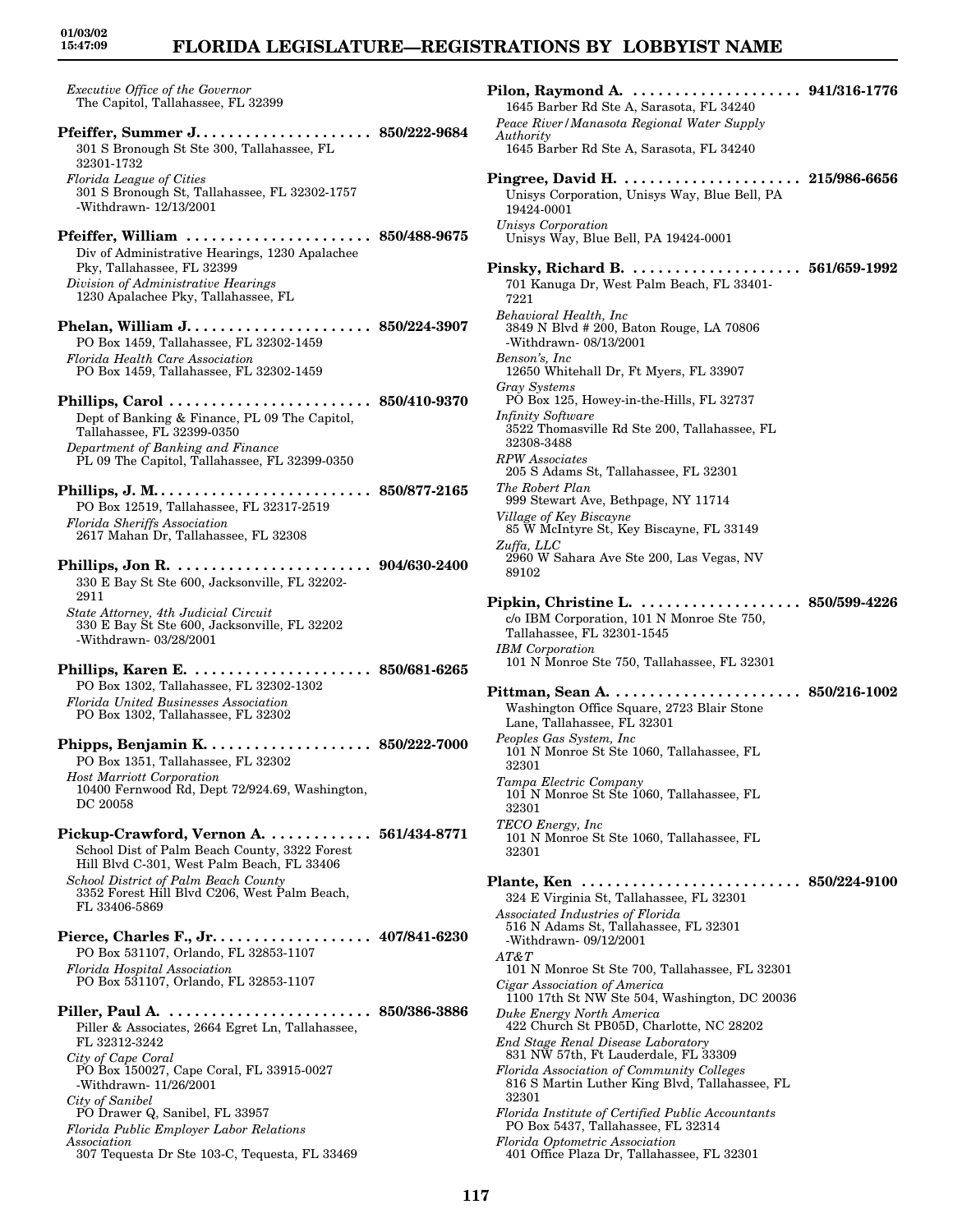*Executive Office of the Governor*
The Capitol, Tallahassee, FL 32399

**Pfeiffer, Summer J.** .................... **850/222-9684**
301 S Bronough St Ste 300, Tallahassee, FL 32301-1732
*Florida League of Cities*
301 S Bronough St, Tallahassee, FL 32302-1757
-Withdrawn- 12/13/2001

**Pfeiffer, William** .................... **850/488-9675**
Div of Administrative Hearings, 1230 Apalachee Pky, Tallahassee, FL 32399
*Division of Administrative Hearings*
1230 Apalachee Pky, Tallahassee, FL

**Phelan, William J.** .................... **850/224-3907**
PO Box 1459, Tallahassee, FL 32302-1459
*Florida Health Care Association*
PO Box 1459, Tallahassee, FL 32302-1459

**Phillips, Carol** .................... **850/410-9370**
Dept of Banking & Finance, PL 09 The Capitol, Tallahassee, FL 32399-0350
*Department of Banking and Finance*
PL 09 The Capitol, Tallahassee, FL 32399-0350

**Phillips, J. M.** .................... **850/877-2165**
PO Box 12519, Tallahassee, FL 32317-2519
*Florida Sheriffs Association*
2617 Mahan Dr, Tallahassee, FL 32308

**Phillips, Jon R.** .................... **904/630-2400**
330 E Bay St Ste 600, Jacksonville, FL 32202-2911
*State Attorney, 4th Judicial Circuit*
330 E Bay St Ste 600, Jacksonville, FL 32202
-Withdrawn- 03/28/2001

**Phillips, Karen E.** .................... **850/681-6265**
PO Box 1302, Tallahassee, FL 32302-1302
*Florida United Businesses Association*
PO Box 1302, Tallahassee, FL 32302

**Phipps, Benjamin K.** .................... **850/222-7000**
PO Box 1351, Tallahassee, FL 32302
*Host Marriott Corporation*
10400 Fernwood Rd, Dept 72/924.69, Washington, DC 20058

**Pickup-Crawford, Vernon A.** .................... **561/434-8771**
School Dist of Palm Beach County, 3322 Forest Hill Blvd C-301, West Palm Beach, FL 33406
*School District of Palm Beach County*
3352 Forest Hill Blvd C206, West Palm Beach, FL 33406-5869

**Pierce, Charles F., Jr.** .................... **407/841-6230**
PO Box 531107, Orlando, FL 32853-1107
*Florida Hospital Association*
PO Box 531107, Orlando, FL 32853-1107

**Piller, Paul A.** .................... **850/386-3886**
Piller & Associates, 2664 Egret Ln, Tallahassee, FL 32312-3242
*City of Cape Coral*
PO Box 150027, Cape Coral, FL 33915-0027
-Withdrawn- 11/26/2001
*City of Sanibel*
PO Drawer Q, Sanibel, FL 33957
*Florida Public Employer Labor Relations Association*
307 Tequesta Dr Ste 103-C, Tequesta, FL 33469

**Pilon, Raymond A.** .................... **941/316-1776**
1645 Barber Rd Ste A, Sarasota, FL 34240
*Peace River/Manasota Regional Water Supply Authority*
1645 Barber Rd Ste A, Sarasota, FL 34240

**Pingree, David H.** .................... **215/986-6656**
Unisys Corporation, Unisys Way, Blue Bell, PA 19424-0001
*Unisys Corporation*
Unisys Way, Blue Bell, PA 19424-0001

**Pinsky, Richard B.** .................... **561/659-1992**
701 Kanuga Dr, West Palm Beach, FL 33401-7221
*Behavioral Health, Inc*
3849 N Blvd # 200, Baton Rouge, LA 70806
-Withdrawn- 08/13/2001
*Benson's, Inc*
12650 Whitehall Dr, Ft Myers, FL 33907
*Gray Systems*
PO Box 125, Howey-in-the-Hills, FL 32737
*Infinity Software*
3522 Thomasville Rd Ste 200, Tallahassee, FL 32308-3488
*RPW Associates*
205 S Adams St, Tallahassee, FL 32301
*The Robert Plan*
999 Stewart Ave, Bethpage, NY 11714
*Village of Key Biscayne*
85 W McIntyre St, Key Biscayne, FL 33149
*Zuffa, LLC*
2960 W Sahara Ave Ste 200, Las Vegas, NV 89102

**Pipkin, Christine L.** .................... **850/599-4226**
c/o IBM Corporation, 101 N Monroe Ste 750, Tallahassee, FL 32301-1545
*IBM Corporation*
101 N Monroe Ste 750, Tallahassee, FL 32301

**Pittman, Sean A.** .................... **850/216-1002**
Washington Office Square, 2723 Blair Stone Lane, Tallahassee, FL 32301
*Peoples Gas System, Inc*
101 N Monroe St Ste 1060, Tallahassee, FL 32301
*Tampa Electric Company*
101 N Monroe St Ste 1060, Tallahassee, FL 32301
*TECO Energy, Inc*
101 N Monroe St Ste 1060, Tallahassee, FL 32301

**Plante, Ken** .................... **850/224-9100**
324 E Virginia St, Tallahassee, FL 32301
*Associated Industries of Florida*
516 N Adams St, Tallahassee, FL 32301
-Withdrawn- 09/12/2001
*AT&T*
101 N Monroe St Ste 700, Tallahassee, FL 32301
*Cigar Association of America*
1100 17th St NW Ste 504, Washington, DC 20036
*Duke Energy North America*
422 Church St PB05D, Charlotte, NC 28202
*End Stage Renal Disease Laboratory*
831 NW 57th, Ft Lauderdale, FL 33309
*Florida Association of Community Colleges*
816 S Martin Luther King Blvd, Tallahassee, FL 32301
*Florida Institute of Certified Public Accountants*
PO Box 5437, Tallahassee, FL 32314
*Florida Optometric Association*
401 Office Plaza Dr, Tallahassee, FL 32301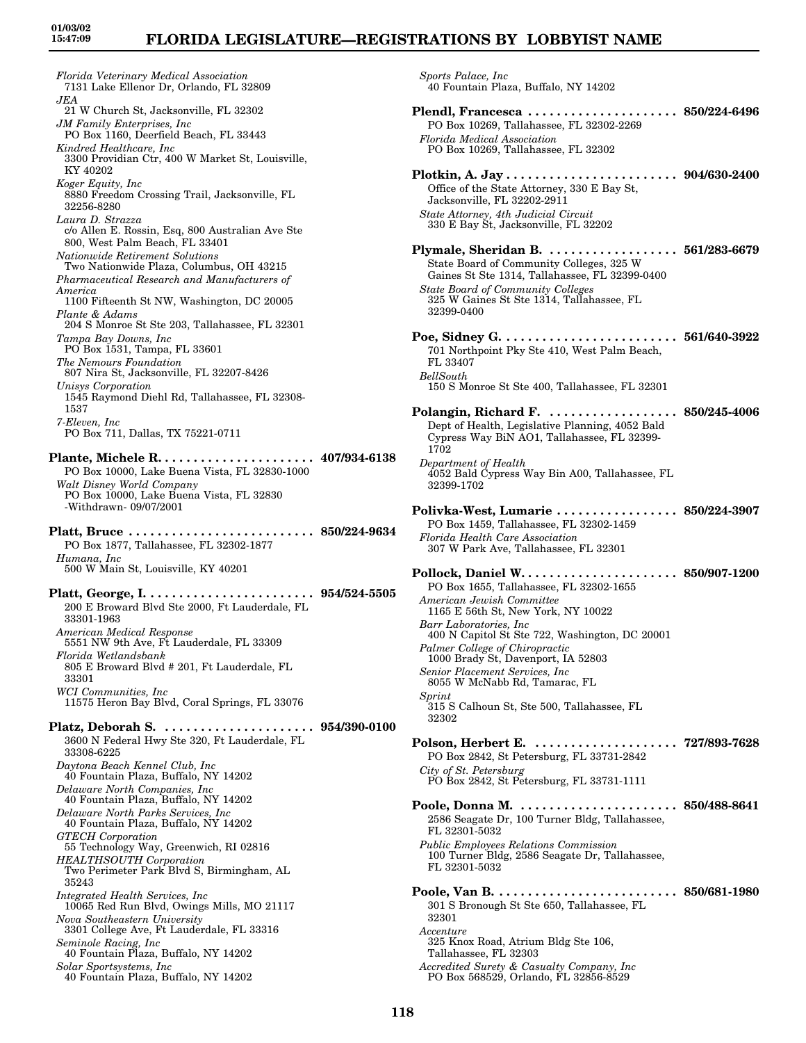*Florida Veterinary Medical Association*
7131 Lake Ellenor Dr, Orlando, FL 32809

*JEA*
21 W Church St, Jacksonville, FL 32302

*JM Family Enterprises, Inc*
PO Box 1160, Deerfield Beach, FL 33443

*Kindred Healthcare, Inc*
3300 Providian Ctr, 400 W Market St, Louisville, KY 40202

*Koger Equity, Inc*
8880 Freedom Crossing Trail, Jacksonville, FL 32256-8280

*Laura D. Strazza*
c/o Allen E. Rossin, Esq, 800 Australian Ave Ste 800, West Palm Beach, FL 33401

*Nationwide Retirement Solutions*
Two Nationwide Plaza, Columbus, OH 43215

*Pharmaceutical Research and Manufacturers of America*
1100 Fifteenth St NW, Washington, DC 20005

*Plante & Adams*
204 S Monroe St Ste 203, Tallahassee, FL 32301

*Tampa Bay Downs, Inc*
PO Box 1531, Tampa, FL 33601

*The Nemours Foundation*
807 Nira St, Jacksonville, FL 32207-8426

*Unisys Corporation*
1545 Raymond Diehl Rd, Tallahassee, FL 32308-1537

*7-Eleven, Inc*
PO Box 711, Dallas, TX 75221-0711

**Plante, Michele R.** . . . . . . . . . . . . . . . . . . . . . **407/934-6138**
PO Box 10000, Lake Buena Vista, FL 32830-1000

*Walt Disney World Company*
PO Box 10000, Lake Buena Vista, FL 32830
-Withdrawn- 09/07/2001

**Platt, Bruce** . . . . . . . . . . . . . . . . . . . . . . . . . . **850/224-9634**
PO Box 1877, Tallahassee, FL 32302-1877

*Humana, Inc*
500 W Main St, Louisville, KY 40201

**Platt, George, I.** . . . . . . . . . . . . . . . . . . . . . . . **954/524-5505**
200 E Broward Blvd Ste 2000, Ft Lauderdale, FL 33301-1963

*American Medical Response*
5551 NW 9th Ave, Ft Lauderdale, FL 33309

*Florida Wetlandsbank*
805 E Broward Blvd # 201, Ft Lauderdale, FL 33301

*WCI Communities, Inc*
11575 Heron Bay Blvd, Coral Springs, FL 33076

**Platz, Deborah S.** . . . . . . . . . . . . . . . . . . . . . **954/390-0100**
3600 N Federal Hwy Ste 320, Ft Lauderdale, FL 33308-6225

*Daytona Beach Kennel Club, Inc*
40 Fountain Plaza, Buffalo, NY 14202

*Delaware North Companies, Inc*
40 Fountain Plaza, Buffalo, NY 14202

*Delaware North Parks Services, Inc*
40 Fountain Plaza, Buffalo, NY 14202

*GTECH Corporation*
55 Technology Way, Greenwich, RI 02816

*HEALTHSOUTH Corporation*
Two Perimeter Park Blvd S, Birmingham, AL 35243

*Integrated Health Services, Inc*
10065 Red Run Blvd, Owings Mills, MO 21117

*Nova Southeastern University*
3301 College Ave, Ft Lauderdale, FL 33316

*Seminole Racing, Inc*
40 Fountain Plaza, Buffalo, NY 14202

*Solar Sportsystems, Inc*
40 Fountain Plaza, Buffalo, NY 14202

*Sports Palace, Inc*
40 Fountain Plaza, Buffalo, NY 14202

**Plendl, Francesca** . . . . . . . . . . . . . . . . . . . . . **850/224-6496**
PO Box 10269, Tallahassee, FL 32302-2269

*Florida Medical Association*
PO Box 10269, Tallahassee, FL 32302

**Plotkin, A. Jay** . . . . . . . . . . . . . . . . . . . . . . . . **904/630-2400**
Office of the State Attorney, 330 E Bay St, Jacksonville, FL 32202-2911

*State Attorney, 4th Judicial Circuit*
330 E Bay St, Jacksonville, FL 32202

**Plymale, Sheridan B.** . . . . . . . . . . . . . . . . . . **561/283-6679**
State Board of Community Colleges, 325 W Gaines St Ste 1314, Tallahassee, FL 32399-0400

*State Board of Community Colleges*
325 W Gaines St Ste 1314, Tallahassee, FL 32399-0400

**Poe, Sidney G.** . . . . . . . . . . . . . . . . . . . . . . . . . **561/640-3922**
701 Northpoint Pky Ste 410, West Palm Beach, FL 33407

*BellSouth*
150 S Monroe St Ste 400, Tallahassee, FL 32301

**Polangin, Richard F.** . . . . . . . . . . . . . . . . . . **850/245-4006**
Dept of Health, Legislative Planning, 4052 Bald Cypress Way BiN AO1, Tallahassee, FL 32399-1702

*Department of Health*
4052 Bald Cypress Way Bin A00, Tallahassee, FL 32399-1702

**Polivka-West, Lumarie** . . . . . . . . . . . . . . . . . **850/224-3907**
PO Box 1459, Tallahassee, FL 32302-1459

*Florida Health Care Association*
307 W Park Ave, Tallahassee, FL 32301

**Pollock, Daniel W.** . . . . . . . . . . . . . . . . . . . . . **850/907-1200**
PO Box 1655, Tallahassee, FL 32302-1655

*American Jewish Committee*
1165 E 56th St, New York, NY 10022

*Barr Laboratories, Inc*
400 N Capitol St Ste 722, Washington, DC 20001

*Palmer College of Chiropractic*
1000 Brady St, Davenport, IA 52803

*Senior Placement Services, Inc*
8055 W McNabb Rd, Tamarac, FL

*Sprint*
315 S Calhoun St, Ste 500, Tallahassee, FL 32302

**Polson, Herbert E.** . . . . . . . . . . . . . . . . . . . . **727/893-7628**
PO Box 2842, St Petersburg, FL 33731-2842

*City of St. Petersburg*
PO Box 2842, St Petersburg, FL 33731-1111

**Poole, Donna M.** . . . . . . . . . . . . . . . . . . . . . . **850/488-8641**
2586 Seagate Dr, 100 Turner Bldg, Tallahassee, FL 32301-5032

*Public Employees Relations Commission*
100 Turner Bldg, 2586 Seagate Dr, Tallahassee, FL 32301-5032

**Poole, Van B.** . . . . . . . . . . . . . . . . . . . . . . . . . **850/681-1980**
301 S Bronough St Ste 650, Tallahassee, FL 32301

*Accenture*
325 Knox Road, Atrium Bldg Ste 106, Tallahassee, FL 32303

*Accredited Surety & Casualty Company, Inc*
PO Box 568529, Orlando, FL 32856-8529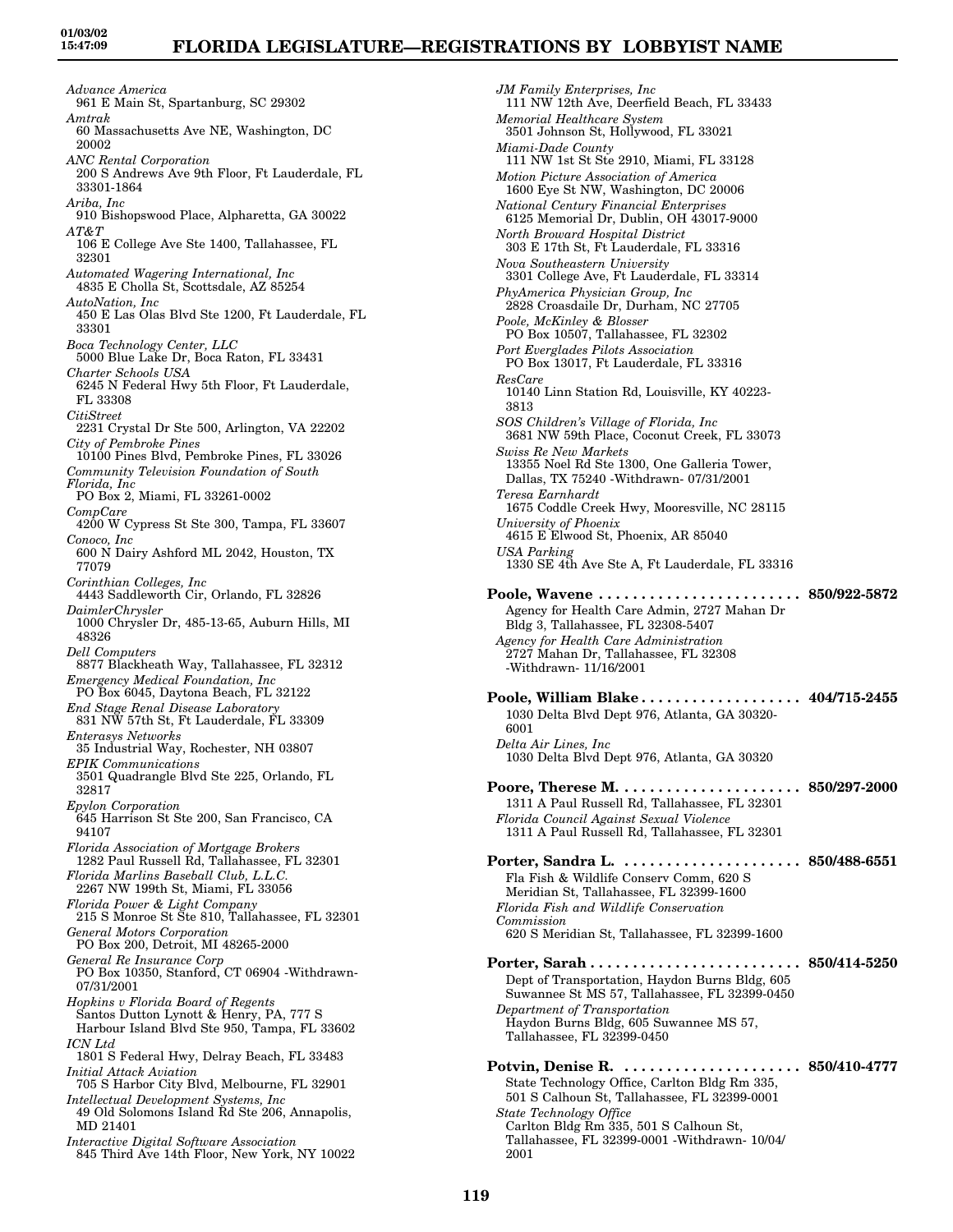*Advance America*
961 E Main St, Spartanburg, SC 29302

*Amtrak*
60 Massachusetts Ave NE, Washington, DC 20002

*ANC Rental Corporation*
200 S Andrews Ave 9th Floor, Ft Lauderdale, FL 33301-1864

*Ariba, Inc*
910 Bishopswood Place, Alpharetta, GA 30022

*AT&T*
106 E College Ave Ste 1400, Tallahassee, FL 32301

*Automated Wagering International, Inc*
4835 E Cholla St, Scottsdale, AZ 85254

*AutoNation, Inc*
450 E Las Olas Blvd Ste 1200, Ft Lauderdale, FL 33301

*Boca Technology Center, LLC*
5000 Blue Lake Dr, Boca Raton, FL 33431

*Charter Schools USA*
6245 N Federal Hwy 5th Floor, Ft Lauderdale, FL 33308

*CitiStreet*
2231 Crystal Dr Ste 500, Arlington, VA 22202

*City of Pembroke Pines*
10100 Pines Blvd, Pembroke Pines, FL 33026

*Community Television Foundation of South Florida, Inc*
PO Box 2, Miami, FL 33261-0002

*CompCare*
4200 W Cypress St Ste 300, Tampa, FL 33607

*Conoco, Inc*
600 N Dairy Ashford ML 2042, Houston, TX 77079

*Corinthian Colleges, Inc*
4443 Saddleworth Cir, Orlando, FL 32826

*DaimlerChrysler*
1000 Chrysler Dr, 485-13-65, Auburn Hills, MI 48326

*Dell Computers*
8877 Blackheath Way, Tallahassee, FL 32312

*Emergency Medical Foundation, Inc*
PO Box 6045, Daytona Beach, FL 32122

*End Stage Renal Disease Laboratory*
831 NW 57th St, Ft Lauderdale, FL 33309

*Enterasys Networks*
35 Industrial Way, Rochester, NH 03807

*EPIK Communications*
3501 Quadrangle Blvd Ste 225, Orlando, FL 32817

*Epylon Corporation*
645 Harrison St Ste 200, San Francisco, CA 94107

*Florida Association of Mortgage Brokers*
1282 Paul Russell Rd, Tallahassee, FL 32301

*Florida Marlins Baseball Club, L.L.C.*
2267 NW 199th St, Miami, FL 33056

*Florida Power & Light Company*
215 S Monroe St Ste 810, Tallahassee, FL 32301

*General Motors Corporation*
PO Box 200, Detroit, MI 48265-2000

*General Re Insurance Corp*
PO Box 10350, Stanford, CT 06904 -Withdrawn- 07/31/2001

*Hopkins v Florida Board of Regents*
Santos Dutton Lynott & Henry, PA, 777 S Harbour Island Blvd Ste 950, Tampa, FL 33602

*ICN Ltd*
1801 S Federal Hwy, Delray Beach, FL 33483

*Initial Attack Aviation*
705 S Harbor City Blvd, Melbourne, FL 32901

*Intellectual Development Systems, Inc*
49 Old Solomons Island Rd Ste 206, Annapolis, MD 21401

*Interactive Digital Software Association*
845 Third Ave 14th Floor, New York, NY 10022

*JM Family Enterprises, Inc*
111 NW 12th Ave, Deerfield Beach, FL 33433

*Memorial Healthcare System*
3501 Johnson St, Hollywood, FL 33021

*Miami-Dade County*
111 NW 1st St Ste 2910, Miami, FL 33128

*Motion Picture Association of America*
1600 Eye St NW, Washington, DC 20006

*National Century Financial Enterprises*
6125 Memorial Dr, Dublin, OH 43017-9000

*North Broward Hospital District*
303 E 17th St, Ft Lauderdale, FL 33316

*Nova Southeastern University*
3301 College Ave, Ft Lauderdale, FL 33314

*PhyAmerica Physician Group, Inc*
2828 Croasdaile Dr, Durham, NC 27705

*Poole, McKinley & Blosser*
PO Box 10507, Tallahassee, FL 32302

*Port Everglades Pilots Association*
PO Box 13017, Ft Lauderdale, FL 33316

*ResCare*
10140 Linn Station Rd, Louisville, KY 40223-3813

*SOS Children's Village of Florida, Inc*
3681 NW 59th Place, Coconut Creek, FL 33073

*Swiss Re New Markets*
13355 Noel Rd Ste 1300, One Galleria Tower, Dallas, TX 75240 -Withdrawn- 07/31/2001

*Teresa Earnhardt*
1675 Coddle Creek Hwy, Mooresville, NC 28115

*University of Phoenix*
4615 E Elwood St, Phoenix, AR 85040

*USA Parking*
1330 SE 4th Ave Ste A, Ft Lauderdale, FL 33316

**Poole, Wavene . . . . . . . . . . . . . . . . . . . . . . . . 850/922-5872**
Agency for Health Care Admin, 2727 Mahan Dr Bldg 3, Tallahassee, FL 32308-5407

*Agency for Health Care Administration*
2727 Mahan Dr, Tallahassee, FL 32308 -Withdrawn- 11/16/2001

**Poole, William Blake . . . . . . . . . . . . . . . . . . . 404/715-2455**
1030 Delta Blvd Dept 976, Atlanta, GA 30320-6001

*Delta Air Lines, Inc*
1030 Delta Blvd Dept 976, Atlanta, GA 30320

**Poore, Therese M. . . . . . . . . . . . . . . . . . . . . . 850/297-2000**
1311 A Paul Russell Rd, Tallahassee, FL 32301

*Florida Council Against Sexual Violence*
1311 A Paul Russell Rd, Tallahassee, FL 32301

**Porter, Sandra L. . . . . . . . . . . . . . . . . . . . . . 850/488-6551**
Fla Fish & Wildlife Conserv Comm, 620 S Meridian St, Tallahassee, FL 32399-1600

*Florida Fish and Wildlife Conservation Commission*
620 S Meridian St, Tallahassee, FL 32399-1600

**Porter, Sarah . . . . . . . . . . . . . . . . . . . . . . . . . 850/414-5250**
Dept of Transportation, Haydon Burns Bldg, 605 Suwannee St MS 57, Tallahassee, FL 32399-0450

*Department of Transportation*
Haydon Burns Bldg, 605 Suwannee MS 57, Tallahassee, FL 32399-0450

**Potvin, Denise R. . . . . . . . . . . . . . . . . . . . . . 850/410-4777**
State Technology Office, Carlton Bldg Rm 335, 501 S Calhoun St, Tallahassee, FL 32399-0001

*State Technology Office*
Carlton Bldg Rm 335, 501 S Calhoun St, Tallahassee, FL 32399-0001 -Withdrawn- 10/04/2001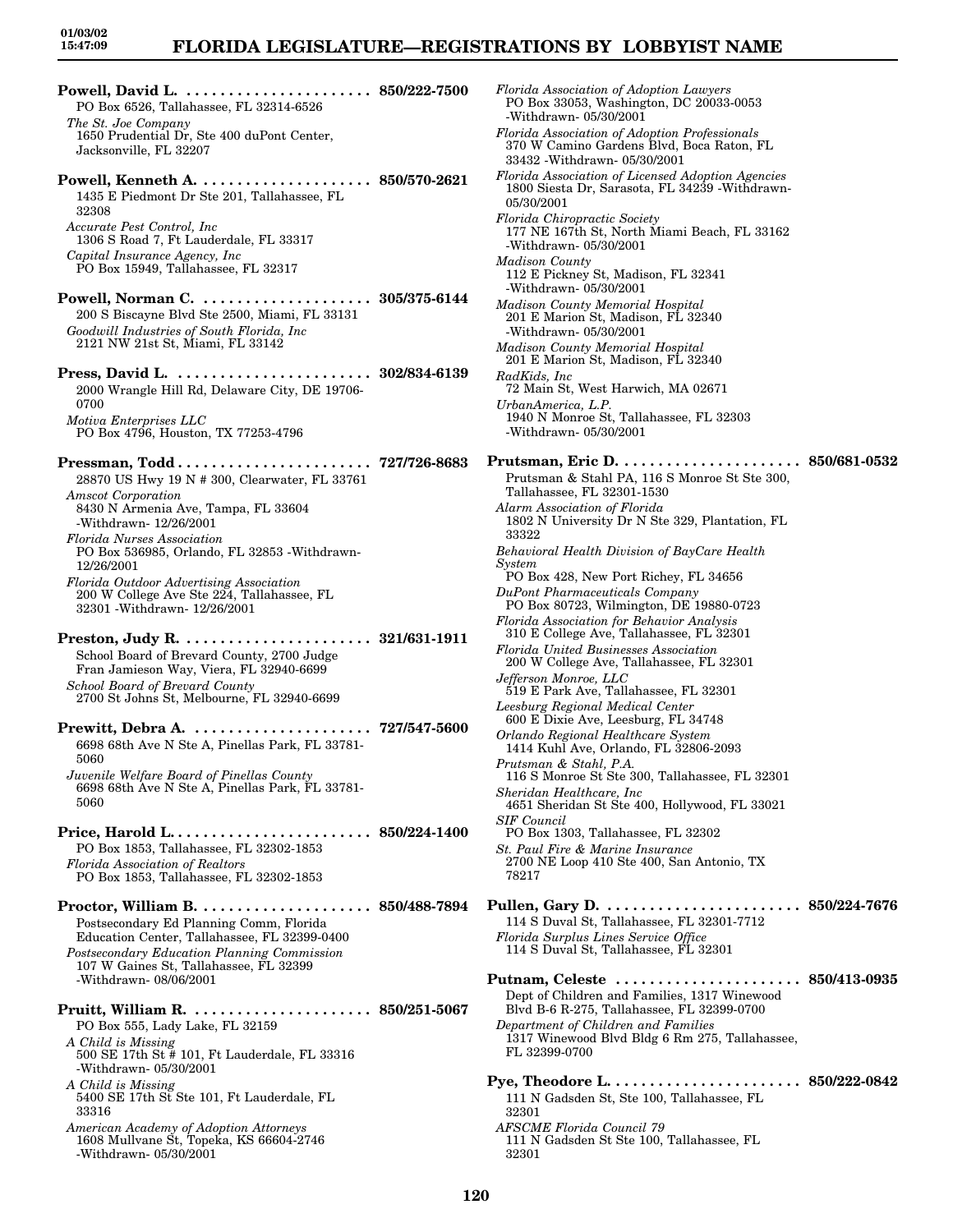**Powell, David L.** ...................... **850/222-7500**
PO Box 6526, Tallahassee, FL 32314-6526
*The St. Joe Company*
1650 Prudential Dr, Ste 400 duPont Center, Jacksonville, FL 32207

**Powell, Kenneth A.** .................... **850/570-2621**
1435 E Piedmont Dr Ste 201, Tallahassee, FL 32308
*Accurate Pest Control, Inc*
1306 S Road 7, Ft Lauderdale, FL 33317
*Capital Insurance Agency, Inc*
PO Box 15949, Tallahassee, FL 32317

**Powell, Norman C.** .................... **305/375-6144**
200 S Biscayne Blvd Ste 2500, Miami, FL 33131
*Goodwill Industries of South Florida, Inc*
2121 NW 21st St, Miami, FL 33142

**Press, David L.** ....................... **302/834-6139**
2000 Wrangle Hill Rd, Delaware City, DE 19706-0700
*Motiva Enterprises LLC*
PO Box 4796, Houston, TX 77253-4796

**Pressman, Todd** ....................... **727/726-8683**
28870 US Hwy 19 N # 300, Clearwater, FL 33761
*Amscot Corporation*
8430 N Armenia Ave, Tampa, FL 33604 -Withdrawn- 12/26/2001
*Florida Nurses Association*
PO Box 536985, Orlando, FL 32853 -Withdrawn- 12/26/2001
*Florida Outdoor Advertising Association*
200 W College Ave Ste 224, Tallahassee, FL 32301 -Withdrawn- 12/26/2001

**Preston, Judy R.** ...................... **321/631-1911**
School Board of Brevard County, 2700 Judge Fran Jamieson Way, Viera, FL 32940-6699
*School Board of Brevard County*
2700 St Johns St, Melbourne, FL 32940-6699

**Prewitt, Debra A.** ..................... **727/547-5600**
6698 68th Ave N Ste A, Pinellas Park, FL 33781-5060
*Juvenile Welfare Board of Pinellas County*
6698 68th Ave N Ste A, Pinellas Park, FL 33781-5060

**Price, Harold L.** ....................... **850/224-1400**
PO Box 1853, Tallahassee, FL 32302-1853
*Florida Association of Realtors*
PO Box 1853, Tallahassee, FL 32302-1853

**Proctor, William B.** .................... **850/488-7894**
Postsecondary Ed Planning Comm, Florida Education Center, Tallahassee, FL 32399-0400
*Postsecondary Education Planning Commission*
107 W Gaines St, Tallahassee, FL 32399 -Withdrawn- 08/06/2001

**Pruitt, William R.** ..................... **850/251-5067**
PO Box 555, Lady Lake, FL 32159
*A Child is Missing*
500 SE 17th St # 101, Ft Lauderdale, FL 33316 -Withdrawn- 05/30/2001
*A Child is Missing*
5400 SE 17th St Ste 101, Ft Lauderdale, FL 33316
*American Academy of Adoption Attorneys*
1608 Mullvane St, Topeka, KS 66604-2746 -Withdrawn- 05/30/2001
*Florida Association of Adoption Lawyers*
PO Box 33053, Washington, DC 20033-0053 -Withdrawn- 05/30/2001
*Florida Association of Adoption Professionals*
370 W Camino Gardens Blvd, Boca Raton, FL 33432 -Withdrawn- 05/30/2001
*Florida Association of Licensed Adoption Agencies*
1800 Siesta Dr, Sarasota, FL 34239 -Withdrawn- 05/30/2001
*Florida Chiropractic Society*
177 NE 167th St, North Miami Beach, FL 33162 -Withdrawn- 05/30/2001
*Madison County*
112 E Pickney St, Madison, FL 32341 -Withdrawn- 05/30/2001
*Madison County Memorial Hospital*
201 E Marion St, Madison, FL 32340 -Withdrawn- 05/30/2001
*Madison County Memorial Hospital*
201 E Marion St, Madison, FL 32340
*RadKids, Inc*
72 Main St, West Harwich, MA 02671
*UrbanAmerica, L.P.*
1940 N Monroe St, Tallahassee, FL 32303 -Withdrawn- 05/30/2001

**Prutsman, Eric D.** ..................... **850/681-0532**
Prutsman & Stahl PA, 116 S Monroe St Ste 300, Tallahassee, FL 32301-1530
*Alarm Association of Florida*
1802 N University Dr N Ste 329, Plantation, FL 33322
*Behavioral Health Division of BayCare Health System*
PO Box 428, New Port Richey, FL 34656
*DuPont Pharmaceuticals Company*
PO Box 80723, Wilmington, DE 19880-0723
*Florida Association for Behavior Analysis*
310 E College Ave, Tallahassee, FL 32301
*Florida United Businesses Association*
200 W College Ave, Tallahassee, FL 32301
*Jefferson Monroe, LLC*
519 E Park Ave, Tallahassee, FL 32301
*Leesburg Regional Medical Center*
600 E Dixie Ave, Leesburg, FL 34748
*Orlando Regional Healthcare System*
1414 Kuhl Ave, Orlando, FL 32806-2093
*Prutsman & Stahl, P.A.*
116 S Monroe St Ste 300, Tallahassee, FL 32301
*Sheridan Healthcare, Inc*
4651 Sheridan St Ste 400, Hollywood, FL 33021
*SIF Council*
PO Box 1303, Tallahassee, FL 32302
*St. Paul Fire & Marine Insurance*
2700 NE Loop 410 Ste 400, San Antonio, TX 78217

**Pullen, Gary D.** ....................... **850/224-7676**
114 S Duval St, Tallahassee, FL 32301-7712
*Florida Surplus Lines Service Office*
114 S Duval St, Tallahassee, FL 32301

**Putnam, Celeste** ...................... **850/413-0935**
Dept of Children and Families, 1317 Winewood Blvd B-6 R-275, Tallahassee, FL 32399-0700
*Department of Children and Families*
1317 Winewood Blvd Bldg 6 Rm 275, Tallahassee, FL 32399-0700

**Pye, Theodore L.** ...................... **850/222-0842**
111 N Gadsden St, Ste 100, Tallahassee, FL 32301
*AFSCME Florida Council 79*
111 N Gadsden St Ste 100, Tallahassee, FL 32301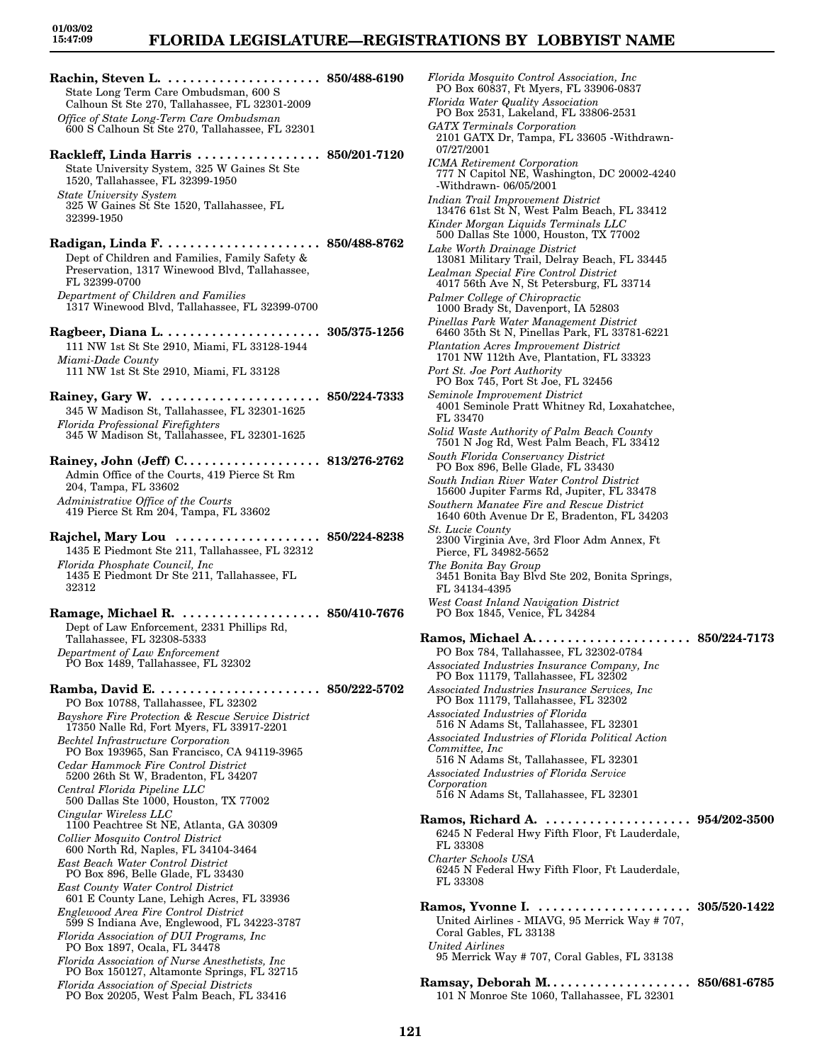**Rachin, Steven L.** ..................... **850/488-6190**
State Long Term Care Ombudsman, 600 S Calhoun St Ste 270, Tallahassee, FL 32301-2009
*Office of State Long-Term Care Ombudsman*
600 S Calhoun St Ste 270, Tallahassee, FL 32301

**Rackleff, Linda Harris** ................. **850/201-7120**
State University System, 325 W Gaines St Ste 1520, Tallahassee, FL 32399-1950
*State University System*
325 W Gaines St Ste 1520, Tallahassee, FL 32399-1950

**Radigan, Linda F.** ..................... **850/488-8762**
Dept of Children and Families, Family Safety & Preservation, 1317 Winewood Blvd, Tallahassee, FL 32399-0700
*Department of Children and Families*
1317 Winewood Blvd, Tallahassee, FL 32399-0700

**Ragbeer, Diana L.** ..................... **305/375-1256**
111 NW 1st St Ste 2910, Miami, FL 33128-1944
*Miami-Dade County*
111 NW 1st St Ste 2910, Miami, FL 33128

**Rainey, Gary W.** ...................... **850/224-7333**
345 W Madison St, Tallahassee, FL 32301-1625
*Florida Professional Firefighters*
345 W Madison St, Tallahassee, FL 32301-1625

**Rainey, John (Jeff) C.** .................. **813/276-2762**
Admin Office of the Courts, 419 Pierce St Rm 204, Tampa, FL 33602
*Administrative Office of the Courts*
419 Pierce St Rm 204, Tampa, FL 33602

**Rajchel, Mary Lou** .................... **850/224-8238**
1435 E Piedmont Ste 211, Tallahassee, FL 32312
*Florida Phosphate Council, Inc*
1435 E Piedmont Dr Ste 211, Tallahassee, FL 32312

**Ramage, Michael R.** ................... **850/410-7676**
Dept of Law Enforcement, 2331 Phillips Rd, Tallahassee, FL 32308-5333
*Department of Law Enforcement*
PO Box 1489, Tallahassee, FL 32302

**Ramba, David E.** ...................... **850/222-5702**
PO Box 10788, Tallahassee, FL 32302
*Bayshore Fire Protection & Rescue Service District*
17350 Nalle Rd, Fort Myers, FL 33917-2201
*Bechtel Infrastructure Corporation*
PO Box 193965, San Francisco, CA 94119-3965
*Cedar Hammock Fire Control District*
5200 26th St W, Bradenton, FL 34207
*Central Florida Pipeline LLC*
500 Dallas Ste 1000, Houston, TX 77002
*Cingular Wireless LLC*
1100 Peachtree St NE, Atlanta, GA 30309
*Collier Mosquito Control District*
600 North Rd, Naples, FL 34104-3464
*East Beach Water Control District*
PO Box 896, Belle Glade, FL 33430
*East County Water Control District*
601 E County Lane, Lehigh Acres, FL 33936
*Englewood Area Fire Control District*
599 S Indiana Ave, Englewood, FL 34223-3787
*Florida Association of DUI Programs, Inc*
PO Box 1897, Ocala, FL 34478
*Florida Association of Nurse Anesthetists, Inc*
PO Box 150127, Altamonte Springs, FL 32715
*Florida Association of Special Districts*
PO Box 20205, West Palm Beach, FL 33416
*Florida Mosquito Control Association, Inc*
PO Box 60837, Ft Myers, FL 33906-0837
*Florida Water Quality Association*
PO Box 2531, Lakeland, FL 33806-2531
*GATX Terminals Corporation*
2101 GATX Dr, Tampa, FL 33605 -Withdrawn- 07/27/2001
*ICMA Retirement Corporation*
777 N Capitol NE, Washington, DC 20002-4240 -Withdrawn- 06/05/2001
*Indian Trail Improvement District*
13476 61st St N, West Palm Beach, FL 33412
*Kinder Morgan Liquids Terminals LLC*
500 Dallas Ste 1000, Houston, TX 77002
*Lake Worth Drainage District*
13081 Military Trail, Delray Beach, FL 33445
*Lealman Special Fire Control District*
4017 56th Ave N, St Petersburg, FL 33714
*Palmer College of Chiropractic*
1000 Brady St, Davenport, IA 52803
*Pinellas Park Water Management District*
6460 35th St N, Pinellas Park, FL 33781-6221
*Plantation Acres Improvement District*
1701 NW 112th Ave, Plantation, FL 33323
*Port St. Joe Port Authority*
PO Box 745, Port St Joe, FL 32456
*Seminole Improvement District*
4001 Seminole Pratt Whitney Rd, Loxahatchee, FL 33470
*Solid Waste Authority of Palm Beach County*
7501 N Jog Rd, West Palm Beach, FL 33412
*South Florida Conservancy District*
PO Box 896, Belle Glade, FL 33430
*South Indian River Water Control District*
15600 Jupiter Farms Rd, Jupiter, FL 33478
*Southern Manatee Fire and Rescue District*
1640 60th Avenue Dr E, Bradenton, FL 34203
*St. Lucie County*
2300 Virginia Ave, 3rd Floor Adm Annex, Ft Pierce, FL 34982-5652
*The Bonita Bay Group*
3451 Bonita Bay Blvd Ste 202, Bonita Springs, FL 34134-4395
*West Coast Inland Navigation District*
PO Box 1845, Venice, FL 34284

**Ramos, Michael A.** ..................... **850/224-7173**
PO Box 784, Tallahassee, FL 32302-0784
*Associated Industries Insurance Company, Inc*
PO Box 11179, Tallahassee, FL 32302
*Associated Industries Insurance Services, Inc*
PO Box 11179, Tallahassee, FL 32302
*Associated Industries of Florida*
516 N Adams St, Tallahassee, FL 32301
*Associated Industries of Florida Political Action Committee, Inc*
516 N Adams St, Tallahassee, FL 32301
*Associated Industries of Florida Service Corporation*
516 N Adams St, Tallahassee, FL 32301

**Ramos, Richard A.** .................... **954/202-3500**
6245 N Federal Hwy Fifth Floor, Ft Lauderdale, FL 33308
*Charter Schools USA*
6245 N Federal Hwy Fifth Floor, Ft Lauderdale, FL 33308

**Ramos, Yvonne I.** ..................... **305/520-1422**
United Airlines - MIAVG, 95 Merrick Way # 707, Coral Gables, FL 33138
*United Airlines*
95 Merrick Way # 707, Coral Gables, FL 33138

**Ramsay, Deborah M.** ................... **850/681-6785**
101 N Monroe Ste 1060, Tallahassee, FL 32301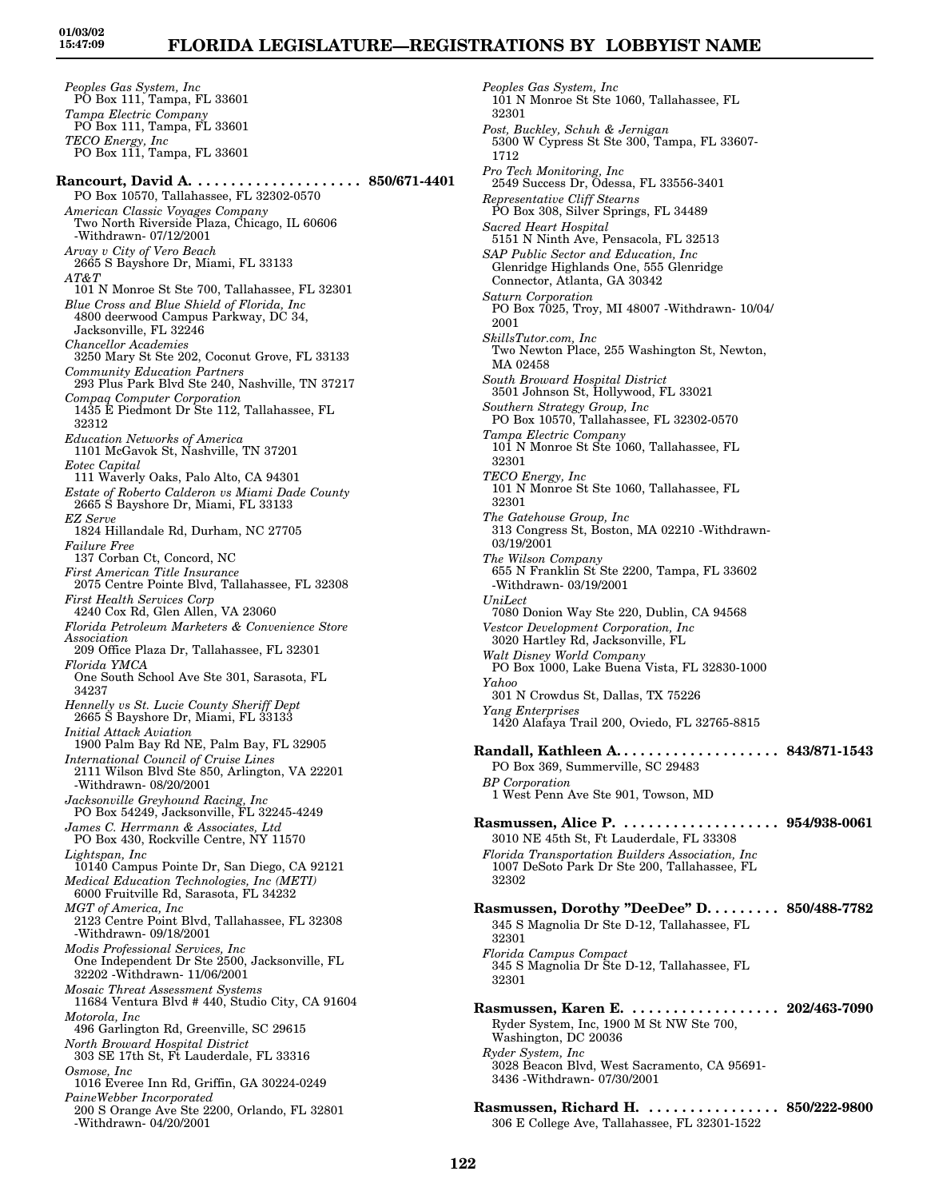*Peoples Gas System, Inc*
PO Box 111, Tampa, FL 33601
*Tampa Electric Company*
PO Box 111, Tampa, FL 33601
*TECO Energy, Inc*
PO Box 111, Tampa, FL 33601

**Rancourt, David A. .................... 850/671-4401**
PO Box 10570, Tallahassee, FL 32302-0570
*American Classic Voyages Company*
Two North Riverside Plaza, Chicago, IL 60606 -Withdrawn- 07/12/2001
*Arvay v City of Vero Beach*
2665 S Bayshore Dr, Miami, FL 33133
*AT&T*
101 N Monroe St Ste 700, Tallahassee, FL 32301
*Blue Cross and Blue Shield of Florida, Inc*
4800 deerwood Campus Parkway, DC 34, Jacksonville, FL 32246
*Chancellor Academies*
3250 Mary St Ste 202, Coconut Grove, FL 33133
*Community Education Partners*
293 Plus Park Blvd Ste 240, Nashville, TN 37217
*Compaq Computer Corporation*
1435 E Piedmont Dr Ste 112, Tallahassee, FL 32312
*Education Networks of America*
1101 McGavok St, Nashville, TN 37201
*Eotec Capital*
111 Waverly Oaks, Palo Alto, CA 94301
*Estate of Roberto Calderon vs Miami Dade County*
2665 S Bayshore Dr, Miami, FL 33133
*EZ Serve*
1824 Hillandale Rd, Durham, NC 27705
*Failure Free*
137 Corban Ct, Concord, NC
*First American Title Insurance*
2075 Centre Pointe Blvd, Tallahassee, FL 32308
*First Health Services Corp*
4240 Cox Rd, Glen Allen, VA 23060
*Florida Petroleum Marketers & Convenience Store Association*
209 Office Plaza Dr, Tallahassee, FL 32301
*Florida YMCA*
One South School Ave Ste 301, Sarasota, FL 34237
*Hennelly vs St. Lucie County Sheriff Dept*
2665 S Bayshore Dr, Miami, FL 33133
*Initial Attack Aviation*
1900 Palm Bay Rd NE, Palm Bay, FL 32905
*International Council of Cruise Lines*
2111 Wilson Blvd Ste 850, Arlington, VA 22201 -Withdrawn- 08/20/2001
*Jacksonville Greyhound Racing, Inc*
PO Box 54249, Jacksonville, FL 32245-4249
*James C. Herrmann & Associates, Ltd*
PO Box 430, Rockville Centre, NY 11570
*Lightspan, Inc*
10140 Campus Pointe Dr, San Diego, CA 92121
*Medical Education Technologies, Inc (METI)*
6000 Fruitville Rd, Sarasota, FL 34232
*MGT of America, Inc*
2123 Centre Point Blvd, Tallahassee, FL 32308 -Withdrawn- 09/18/2001
*Modis Professional Services, Inc*
One Independent Dr Ste 2500, Jacksonville, FL 32202 -Withdrawn- 11/06/2001
*Mosaic Threat Assessment Systems*
11684 Ventura Blvd # 440, Studio City, CA 91604
*Motorola, Inc*
496 Garlington Rd, Greenville, SC 29615
*North Broward Hospital District*
303 SE 17th St, Ft Lauderdale, FL 33316
*Osmose, Inc*
1016 Everee Inn Rd, Griffin, GA 30224-0249
*PaineWebber Incorporated*
200 S Orange Ave Ste 2200, Orlando, FL 32801 -Withdrawn- 04/20/2001
*Peoples Gas System, Inc*
101 N Monroe St Ste 1060, Tallahassee, FL 32301
*Post, Buckley, Schuh & Jernigan*
5300 W Cypress St Ste 300, Tampa, FL 33607-1712
*Pro Tech Monitoring, Inc*
2549 Success Dr, Odessa, FL 33556-3401
*Representative Cliff Stearns*
PO Box 308, Silver Springs, FL 34489
*Sacred Heart Hospital*
5151 N Ninth Ave, Pensacola, FL 32513
*SAP Public Sector and Education, Inc*
Glenridge Highlands One, 555 Glenridge Connector, Atlanta, GA 30342
*Saturn Corporation*
PO Box 7025, Troy, MI 48007 -Withdrawn- 10/04/2001
*SkillsTutor.com, Inc*
Two Newton Place, 255 Washington St, Newton, MA 02458
*South Broward Hospital District*
3501 Johnson St, Hollywood, FL 33021
*Southern Strategy Group, Inc*
PO Box 10570, Tallahassee, FL 32302-0570
*Tampa Electric Company*
101 N Monroe St Ste 1060, Tallahassee, FL 32301
*TECO Energy, Inc*
101 N Monroe St Ste 1060, Tallahassee, FL 32301
*The Gatehouse Group, Inc*
313 Congress St, Boston, MA 02210 -Withdrawn- 03/19/2001
*The Wilson Company*
655 N Franklin St Ste 2200, Tampa, FL 33602 -Withdrawn- 03/19/2001
*UniLect*
7080 Donion Way Ste 220, Dublin, CA 94568
*Vestcor Development Corporation, Inc*
3020 Hartley Rd, Jacksonville, FL
*Walt Disney World Company*
PO Box 1000, Lake Buena Vista, FL 32830-1000
*Yahoo*
301 N Crowdus St, Dallas, TX 75226
*Yang Enterprises*
1420 Alafaya Trail 200, Oviedo, FL 32765-8815

**Randall, Kathleen A. .................... 843/871-1543**
PO Box 369, Summerville, SC 29483
*BP Corporation*
1 West Penn Ave Ste 901, Towson, MD

**Rasmussen, Alice P. .................... 954/938-0061**
3010 NE 45th St, Ft Lauderdale, FL 33308
*Florida Transportation Builders Association, Inc*
1007 DeSoto Park Dr Ste 200, Tallahassee, FL 32302

**Rasmussen, Dorothy "DeeDee" D. ......... 850/488-7782**
345 S Magnolia Dr Ste D-12, Tallahassee, FL 32301
*Florida Campus Compact*
345 S Magnolia Dr Ste D-12, Tallahassee, FL 32301

**Rasmussen, Karen E. .................... 202/463-7090**
Ryder System, Inc, 1900 M St NW Ste 700, Washington, DC 20036
*Ryder System, Inc*
3028 Beacon Blvd, West Sacramento, CA 95691-3436 -Withdrawn- 07/30/2001

**Rasmussen, Richard H. ................. 850/222-9800**
306 E College Ave, Tallahassee, FL 32301-1522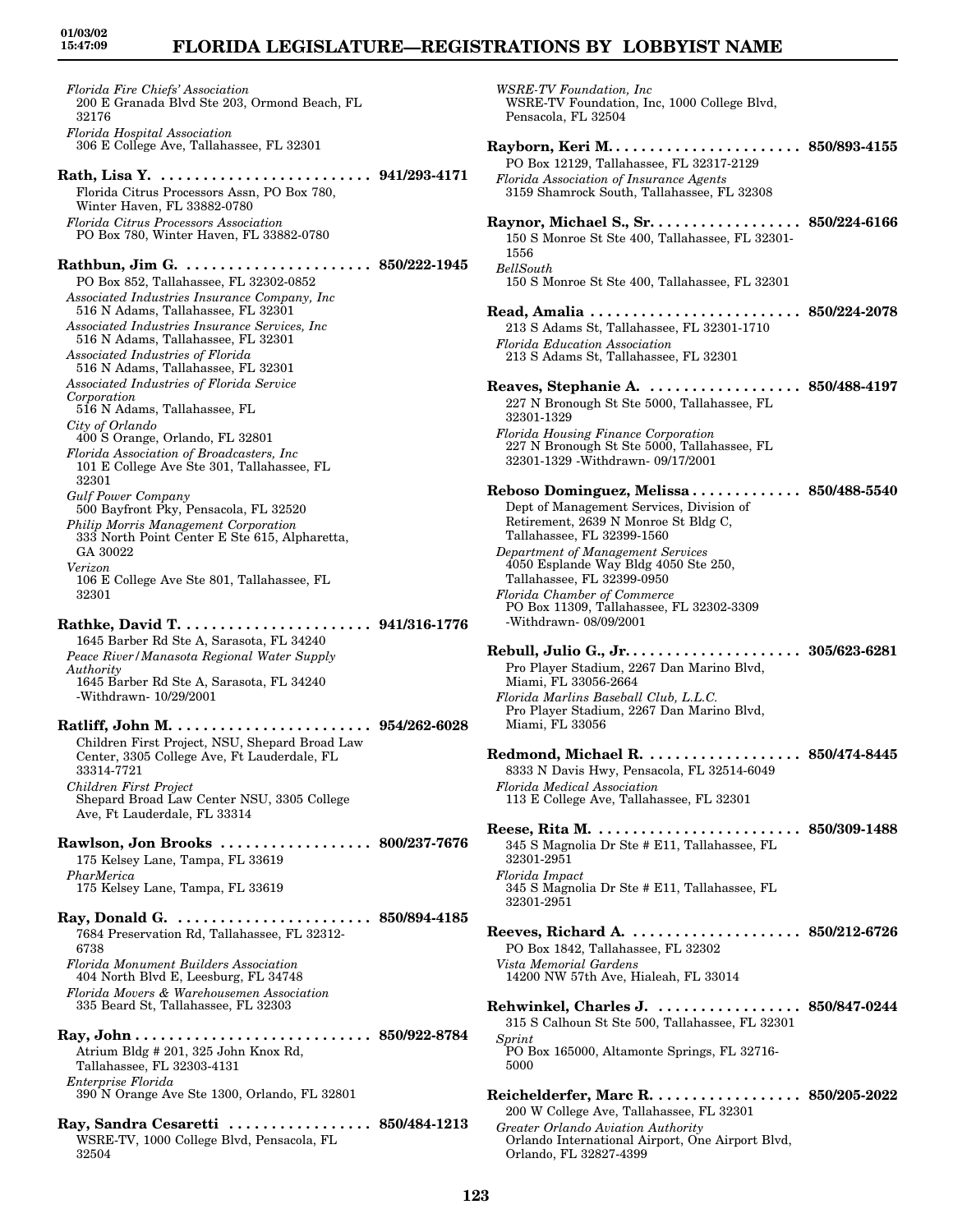*Florida Fire Chiefs' Association*
200 E Granada Blvd Ste 203, Ormond Beach, FL 32176
*Florida Hospital Association*
306 E College Ave, Tallahassee, FL 32301

**Rath, Lisa Y. . . . . . . . . . . . . . . . . . . . . . . . . 941/293-4171**
Florida Citrus Processors Assn, PO Box 780, Winter Haven, FL 33882-0780
*Florida Citrus Processors Association*
PO Box 780, Winter Haven, FL 33882-0780

**Rathbun, Jim G. . . . . . . . . . . . . . . . . . . . . . . 850/222-1945**
PO Box 852, Tallahassee, FL 32302-0852
*Associated Industries Insurance Company, Inc*
516 N Adams, Tallahassee, FL 32301
*Associated Industries Insurance Services, Inc*
516 N Adams, Tallahassee, FL 32301
*Associated Industries of Florida*
516 N Adams, Tallahassee, FL 32301
*Associated Industries of Florida Service Corporation*
516 N Adams, Tallahassee, FL
*City of Orlando*
400 S Orange, Orlando, FL 32801
*Florida Association of Broadcasters, Inc*
101 E College Ave Ste 301, Tallahassee, FL 32301
*Gulf Power Company*
500 Bayfront Pky, Pensacola, FL 32520
*Philip Morris Management Corporation*
333 North Point Center E Ste 615, Alpharetta, GA 30022
*Verizon*
106 E College Ave Ste 801, Tallahassee, FL 32301

**Rathke, David T. . . . . . . . . . . . . . . . . . . . . . . 941/316-1776**
1645 Barber Rd Ste A, Sarasota, FL 34240
*Peace River/Manasota Regional Water Supply Authority*
1645 Barber Rd Ste A, Sarasota, FL 34240 -Withdrawn- 10/29/2001

**Ratliff, John M. . . . . . . . . . . . . . . . . . . . . . . . 954/262-6028**
Children First Project, NSU, Shepard Broad Law Center, 3305 College Ave, Ft Lauderdale, FL 33314-7721
*Children First Project*
Shepard Broad Law Center NSU, 3305 College Ave, Ft Lauderdale, FL 33314

**Rawlson, Jon Brooks . . . . . . . . . . . . . . . . . . 800/237-7676**
175 Kelsey Lane, Tampa, FL 33619
*PharMerica*
175 Kelsey Lane, Tampa, FL 33619

**Ray, Donald G. . . . . . . . . . . . . . . . . . . . . . . . 850/894-4185**
7684 Preservation Rd, Tallahassee, FL 32312-6738
*Florida Monument Builders Association*
404 North Blvd E, Leesburg, FL 34748
*Florida Movers & Warehousemen Association*
335 Beard St, Tallahassee, FL 32303

**Ray, John . . . . . . . . . . . . . . . . . . . . . . . . . . . . 850/922-8784**
Atrium Bldg # 201, 325 John Knox Rd, Tallahassee, FL 32303-4131
*Enterprise Florida*
390 N Orange Ave Ste 1300, Orlando, FL 32801

**Ray, Sandra Cesaretti . . . . . . . . . . . . . . . . . 850/484-1213**
WSRE-TV, 1000 College Blvd, Pensacola, FL 32504
*WSRE-TV Foundation, Inc*
WSRE-TV Foundation, Inc, 1000 College Blvd, Pensacola, FL 32504

**Rayborn, Keri M. . . . . . . . . . . . . . . . . . . . . . . 850/893-4155**
PO Box 12129, Tallahassee, FL 32317-2129
*Florida Association of Insurance Agents*
3159 Shamrock South, Tallahassee, FL 32308

**Raynor, Michael S., Sr. . . . . . . . . . . . . . . . . . 850/224-6166**
150 S Monroe St Ste 400, Tallahassee, FL 32301-1556
*BellSouth*
150 S Monroe St Ste 400, Tallahassee, FL 32301

**Read, Amalia . . . . . . . . . . . . . . . . . . . . . . . . . 850/224-2078**
213 S Adams St, Tallahassee, FL 32301-1710
*Florida Education Association*
213 S Adams St, Tallahassee, FL 32301

**Reaves, Stephanie A. . . . . . . . . . . . . . . . . . . 850/488-4197**
227 N Bronough St Ste 5000, Tallahassee, FL 32301-1329
*Florida Housing Finance Corporation*
227 N Bronough St Ste 5000, Tallahassee, FL 32301-1329 -Withdrawn- 09/17/2001

**Reboso Dominguez, Melissa . . . . . . . . . . . . . 850/488-5540**
Dept of Management Services, Division of Retirement, 2639 N Monroe St Bldg C, Tallahassee, FL 32399-1560
*Department of Management Services*
4050 Esplande Way Bldg 4050 Ste 250, Tallahassee, FL 32399-0950
*Florida Chamber of Commerce*
PO Box 11309, Tallahassee, FL 32302-3309 -Withdrawn- 08/09/2001

**Rebull, Julio G., Jr. . . . . . . . . . . . . . . . . . . . . 305/623-6281**
Pro Player Stadium, 2267 Dan Marino Blvd, Miami, FL 33056-2664
*Florida Marlins Baseball Club, L.L.C.*
Pro Player Stadium, 2267 Dan Marino Blvd, Miami, FL 33056

**Redmond, Michael R. . . . . . . . . . . . . . . . . . . 850/474-8445**
8333 N Davis Hwy, Pensacola, FL 32514-6049
*Florida Medical Association*
113 E College Ave, Tallahassee, FL 32301

**Reese, Rita M. . . . . . . . . . . . . . . . . . . . . . . . 850/309-1488**
345 S Magnolia Dr Ste # E11, Tallahassee, FL 32301-2951
*Florida Impact*
345 S Magnolia Dr Ste # E11, Tallahassee, FL 32301-2951

**Reeves, Richard A. . . . . . . . . . . . . . . . . . . . . 850/212-6726**
PO Box 1842, Tallahassee, FL 32302
*Vista Memorial Gardens*
14200 NW 57th Ave, Hialeah, FL 33014

**Rehwinkel, Charles J. . . . . . . . . . . . . . . . . . 850/847-0244**
315 S Calhoun St Ste 500, Tallahassee, FL 32301
*Sprint*
PO Box 165000, Altamonte Springs, FL 32716-5000

**Reichelderfer, Marc R. . . . . . . . . . . . . . . . . . 850/205-2022**
200 W College Ave, Tallahassee, FL 32301
*Greater Orlando Aviation Authority*
Orlando International Airport, One Airport Blvd, Orlando, FL 32827-4399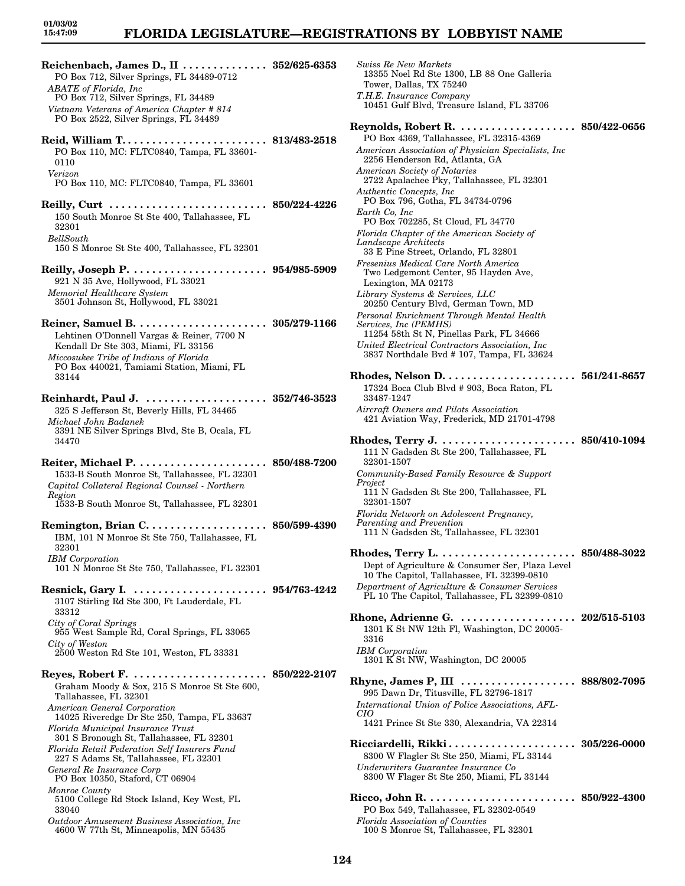# FLORIDA LEGISLATURE—REGISTRATIONS BY LOBBYIST NAME

**Reichenbach, James D., II . . . . . . . . . . . . . . 352/625-6353**
PO Box 712, Silver Springs, FL 34489-0712
*ABATE of Florida, Inc*
PO Box 712, Silver Springs, FL 34489
*Vietnam Veterans of America Chapter # 814*
PO Box 2522, Silver Springs, FL 34489

**Reid, William T. . . . . . . . . . . . . . . . . . . . . . . . 813/483-2518**
PO Box 110, MC: FLTC0840, Tampa, FL 33601-0110
*Verizon*
PO Box 110, MC: FLTC0840, Tampa, FL 33601

**Reilly, Curt . . . . . . . . . . . . . . . . . . . . . . . . . . 850/224-4226**
150 South Monroe St Ste 400, Tallahassee, FL 32301
*BellSouth*
150 S Monroe St Ste 400, Tallahassee, FL 32301

**Reilly, Joseph P. . . . . . . . . . . . . . . . . . . . . . . 954/985-5909**
921 N 35 Ave, Hollywood, FL 33021
*Memorial Healthcare System*
3501 Johnson St, Hollywood, FL 33021

**Reiner, Samuel B. . . . . . . . . . . . . . . . . . . . . . 305/279-1166**
Lehtinen O'Donnell Vargas & Reiner, 7700 N Kendall Dr Ste 303, Miami, FL 33156
*Miccosukee Tribe of Indians of Florida*
PO Box 440021, Tamiami Station, Miami, FL 33144

**Reinhardt, Paul J. . . . . . . . . . . . . . . . . . . . . 352/746-3523**
325 S Jefferson St, Beverly Hills, FL 34465
*Michael John Badanek*
3391 NE Silver Springs Blvd, Ste B, Ocala, FL 34470

**Reiter, Michael P. . . . . . . . . . . . . . . . . . . . . . 850/488-7200**
1533-B South Monroe St, Tallahassee, FL 32301
*Capital Collateral Regional Counsel - Northern Region*
1533-B South Monroe St, Tallahassee, FL 32301

**Remington, Brian C. . . . . . . . . . . . . . . . . . . . 850/599-4390**
IBM, 101 N Monroe St Ste 750, Tallahassee, FL 32301
*IBM Corporation*
101 N Monroe St Ste 750, Tallahassee, FL 32301

**Resnick, Gary I. . . . . . . . . . . . . . . . . . . . . . . 954/763-4242**
3107 Stirling Rd Ste 300, Ft Lauderdale, FL 33312
*City of Coral Springs*
955 West Sample Rd, Coral Springs, FL 33065
*City of Weston*
2500 Weston Rd Ste 101, Weston, FL 33331

**Reyes, Robert F. . . . . . . . . . . . . . . . . . . . . . . 850/222-2107**
Graham Moody & Sox, 215 S Monroe St Ste 600, Tallahassee, FL 32301
*American General Corporation*
14025 Riveredge Dr Ste 250, Tampa, FL 33637
*Florida Municipal Insurance Trust*
301 S Bronough St, Tallahassee, FL 32301
*Florida Retail Federation Self Insurers Fund*
227 S Adams St, Tallahassee, FL 32301
*General Re Insurance Corp*
PO Box 10350, Staford, CT 06904
*Monroe County*
5100 College Rd Stock Island, Key West, FL 33040
*Outdoor Amusement Business Association, Inc*
4600 W 77th St, Minneapolis, MN 55435
*Swiss Re New Markets*
13355 Noel Rd Ste 1300, LB 88 One Galleria Tower, Dallas, TX 75240
*T.H.E. Insurance Company*
10451 Gulf Blvd, Treasure Island, FL 33706

**Reynolds, Robert R. . . . . . . . . . . . . . . . . . . . 850/422-0656**
PO Box 4369, Tallahassee, FL 32315-4369
*American Association of Physician Specialists, Inc*
2256 Henderson Rd, Atlanta, GA
*American Society of Notaries*
2722 Apalachee Pky, Tallahassee, FL 32301
*Authentic Concepts, Inc*
PO Box 796, Gotha, FL 34734-0796
*Earth Co, Inc*
PO Box 702285, St Cloud, FL 34770
*Florida Chapter of the American Society of Landscape Architects*
33 E Pine Street, Orlando, FL 32801
*Fresenius Medical Care North America*
Two Ledgemont Center, 95 Hayden Ave, Lexington, MA 02173
*Library Systems & Services, LLC*
20250 Century Blvd, German Town, MD
*Personal Enrichment Through Mental Health Services, Inc (PEMHS)*
11254 58th St N, Pinellas Park, FL 34666
*United Electrical Contractors Association, Inc*
3837 Northdale Bvd # 107, Tampa, FL 33624

**Rhodes, Nelson D. . . . . . . . . . . . . . . . . . . . . 561/241-8657**
17324 Boca Club Blvd # 903, Boca Raton, FL 33487-1247
*Aircraft Owners and Pilots Association*
421 Aviation Way, Frederick, MD 21701-4798

**Rhodes, Terry J. . . . . . . . . . . . . . . . . . . . . . 850/410-1094**
111 N Gadsden St Ste 200, Tallahassee, FL 32301-1507
*Community-Based Family Resource & Support Project*
111 N Gadsden St Ste 200, Tallahassee, FL 32301-1507
*Florida Network on Adolescent Pregnancy, Parenting and Prevention*
111 N Gadsden St, Tallahassee, FL 32301

**Rhodes, Terry L. . . . . . . . . . . . . . . . . . . . . . 850/488-3022**
Dept of Agriculture & Consumer Ser, Plaza Level 10 The Capitol, Tallahassee, FL 32399-0810
*Department of Agriculture & Consumer Services*
PL 10 The Capitol, Tallahassee, FL 32399-0810

**Rhone, Adrienne G. . . . . . . . . . . . . . . . . . . . 202/515-5103**
1301 K St NW 12th Fl, Washington, DC 20005-3316
*IBM Corporation*
1301 K St NW, Washington, DC 20005

**Rhyne, James P, III . . . . . . . . . . . . . . . . . . . 888/802-7095**
995 Dawn Dr, Titusville, FL 32796-1817
*International Union of Police Associations, AFL-CIO*
1421 Prince St Ste 330, Alexandria, VA 22314

**Ricciardelli, Rikki . . . . . . . . . . . . . . . . . . . . . 305/226-0000**
8300 W Flagler St Ste 250, Miami, FL 33144
*Underwriters Guarantee Insurance Co*
8300 W Flager St Ste 250, Miami, FL 33144

**Ricco, John R. . . . . . . . . . . . . . . . . . . . . . . . . 850/922-4300**
PO Box 549, Tallahassee, FL 32302-0549
*Florida Association of Counties*
100 S Monroe St, Tallahassee, FL 32301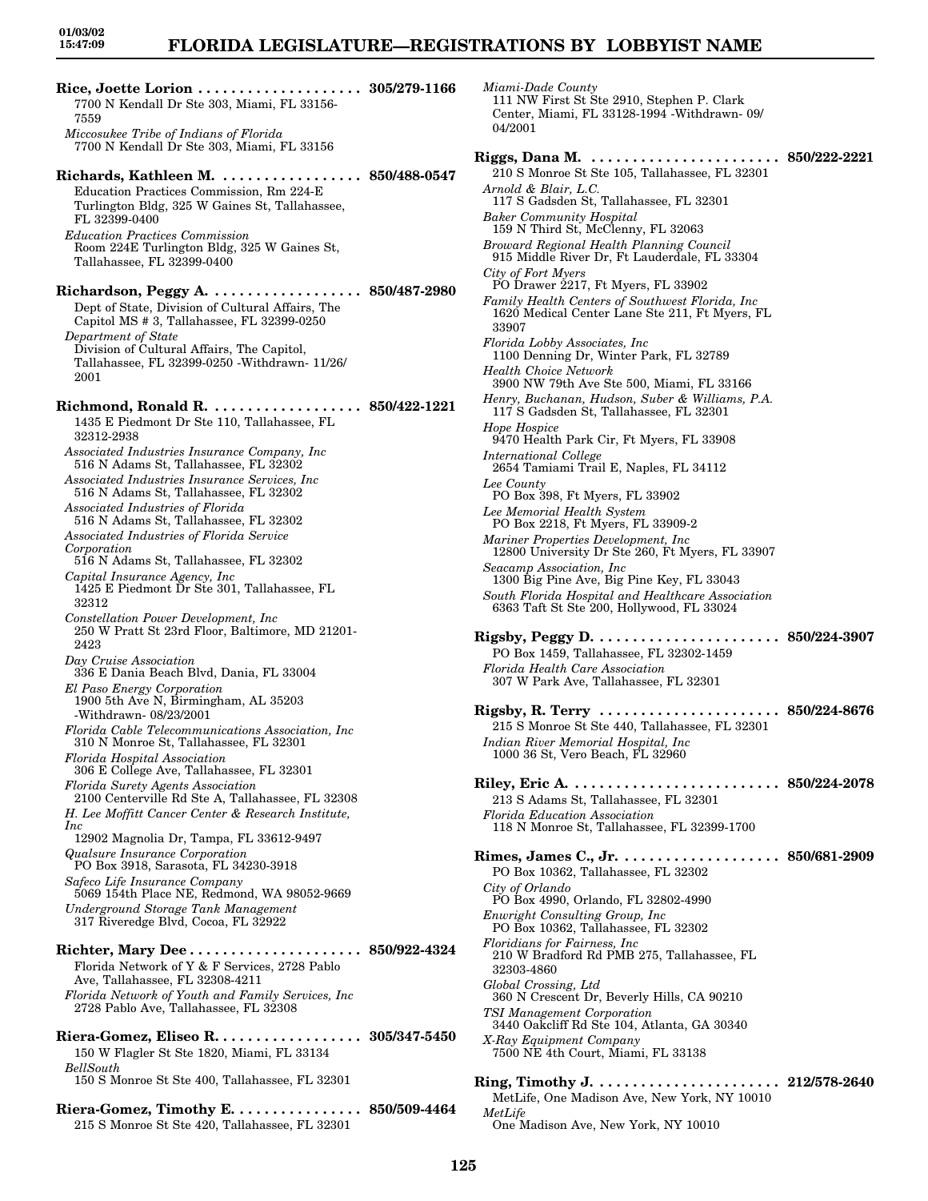**Rice, Joette Lorion .................... 305/279-1166**
7700 N Kendall Dr Ste 303, Miami, FL 33156-7559
*Miccosukee Tribe of Indians of Florida*
7700 N Kendall Dr Ste 303, Miami, FL 33156

**Richards, Kathleen M. ................. 850/488-0547**
Education Practices Commission, Rm 224-E Turlington Bldg, 325 W Gaines St, Tallahassee, FL 32399-0400
*Education Practices Commission*
Room 224E Turlington Bldg, 325 W Gaines St, Tallahassee, FL 32399-0400

**Richardson, Peggy A. .................. 850/487-2980**
Dept of State, Division of Cultural Affairs, The Capitol MS # 3, Tallahassee, FL 32399-0250
*Department of State*
Division of Cultural Affairs, The Capitol, Tallahassee, FL 32399-0250 -Withdrawn- 11/26/2001

**Richmond, Ronald R. .................. 850/422-1221**
1435 E Piedmont Dr Ste 110, Tallahassee, FL 32312-2938
*Associated Industries Insurance Company, Inc*
516 N Adams St, Tallahassee, FL 32302
*Associated Industries Insurance Services, Inc*
516 N Adams St, Tallahassee, FL 32302
*Associated Industries of Florida*
516 N Adams St, Tallahassee, FL 32302
*Associated Industries of Florida Service Corporation*
516 N Adams St, Tallahassee, FL 32302
*Capital Insurance Agency, Inc*
1425 E Piedmont Dr Ste 301, Tallahassee, FL 32312
*Constellation Power Development, Inc*
250 W Pratt St 23rd Floor, Baltimore, MD 21201-2423
*Day Cruise Association*
336 E Dania Beach Blvd, Dania, FL 33004
*El Paso Energy Corporation*
1900 5th Ave N, Birmingham, AL 35203 -Withdrawn- 08/23/2001
*Florida Cable Telecommunications Association, Inc*
310 N Monroe St, Tallahassee, FL 32301
*Florida Hospital Association*
306 E College Ave, Tallahassee, FL 32301
*Florida Surety Agents Association*
2100 Centerville Rd Ste A, Tallahassee, FL 32308
*H. Lee Moffitt Cancer Center & Research Institute, Inc*
12902 Magnolia Dr, Tampa, FL 33612-9497
*Qualsure Insurance Corporation*
PO Box 3918, Sarasota, FL 34230-3918
*Safeco Life Insurance Company*
5069 154th Place NE, Redmond, WA 98052-9669
*Underground Storage Tank Management*
317 Riveredge Blvd, Cocoa, FL 32922

**Richter, Mary Dee ..................... 850/922-4324**
Florida Network of Y & F Services, 2728 Pablo Ave, Tallahassee, FL 32308-4211
*Florida Network of Youth and Family Services, Inc*
2728 Pablo Ave, Tallahassee, FL 32308

**Riera-Gomez, Eliseo R. ................. 305/347-5450**
150 W Flagler St Ste 1820, Miami, FL 33134
*BellSouth*
150 S Monroe St Ste 400, Tallahassee, FL 32301

**Riera-Gomez, Timothy E. ................ 850/509-4464**
215 S Monroe St Ste 420, Tallahassee, FL 32301
*Miami-Dade County*
111 NW First St Ste 2910, Stephen P. Clark Center, Miami, FL 33128-1994 -Withdrawn- 09/04/2001

**Riggs, Dana M. ....................... 850/222-2221**
210 S Monroe St Ste 105, Tallahassee, FL 32301
*Arnold & Blair, L.C.*
117 S Gadsden St, Tallahassee, FL 32301
*Baker Community Hospital*
159 N Third St, McClenny, FL 32063
*Broward Regional Health Planning Council*
915 Middle River Dr, Ft Lauderdale, FL 33304
*City of Fort Myers*
PO Drawer 2217, Ft Myers, FL 33902
*Family Health Centers of Southwest Florida, Inc*
1620 Medical Center Lane Ste 211, Ft Myers, FL 33907
*Florida Lobby Associates, Inc*
1100 Denning Dr, Winter Park, FL 32789
*Health Choice Network*
3900 NW 79th Ave Ste 500, Miami, FL 33166
*Henry, Buchanan, Hudson, Suber & Williams, P.A.*
117 S Gadsden St, Tallahassee, FL 32301
*Hope Hospice*
9470 Health Park Cir, Ft Myers, FL 33908
*International College*
2654 Tamiami Trail E, Naples, FL 34112
*Lee County*
PO Box 398, Ft Myers, FL 33902
*Lee Memorial Health System*
PO Box 2218, Ft Myers, FL 33909-2
*Mariner Properties Development, Inc*
12800 University Dr Ste 260, Ft Myers, FL 33907
*Seacamp Association, Inc*
1300 Big Pine Ave, Big Pine Key, FL 33043
*South Florida Hospital and Healthcare Association*
6363 Taft St Ste 200, Hollywood, FL 33024

**Rigsby, Peggy D. ...................... 850/224-3907**
PO Box 1459, Tallahassee, FL 32302-1459
*Florida Health Care Association*
307 W Park Ave, Tallahassee, FL 32301

**Rigsby, R. Terry ...................... 850/224-8676**
215 S Monroe St Ste 440, Tallahassee, FL 32301
*Indian River Memorial Hospital, Inc*
1000 36 St, Vero Beach, FL 32960

**Riley, Eric A. ......................... 850/224-2078**
213 S Adams St, Tallahassee, FL 32301
*Florida Education Association*
118 N Monroe St, Tallahassee, FL 32399-1700

**Rimes, James C., Jr. ................... 850/681-2909**
PO Box 10362, Tallahassee, FL 32302
*City of Orlando*
PO Box 4990, Orlando, FL 32802-4990
*Enwright Consulting Group, Inc*
PO Box 10362, Tallahassee, FL 32302
*Floridians for Fairness, Inc*
210 W Bradford Rd PMB 275, Tallahassee, FL 32303-4860
*Global Crossing, Ltd*
360 N Crescent Dr, Beverly Hills, CA 90210
*TSI Management Corporation*
3440 Oakcliff Rd Ste 104, Atlanta, GA 30340
*X-Ray Equipment Company*
7500 NE 4th Court, Miami, FL 33138

**Ring, Timothy J. ...................... 212/578-2640**
MetLife, One Madison Ave, New York, NY 10010
*MetLife*
One Madison Ave, New York, NY 10010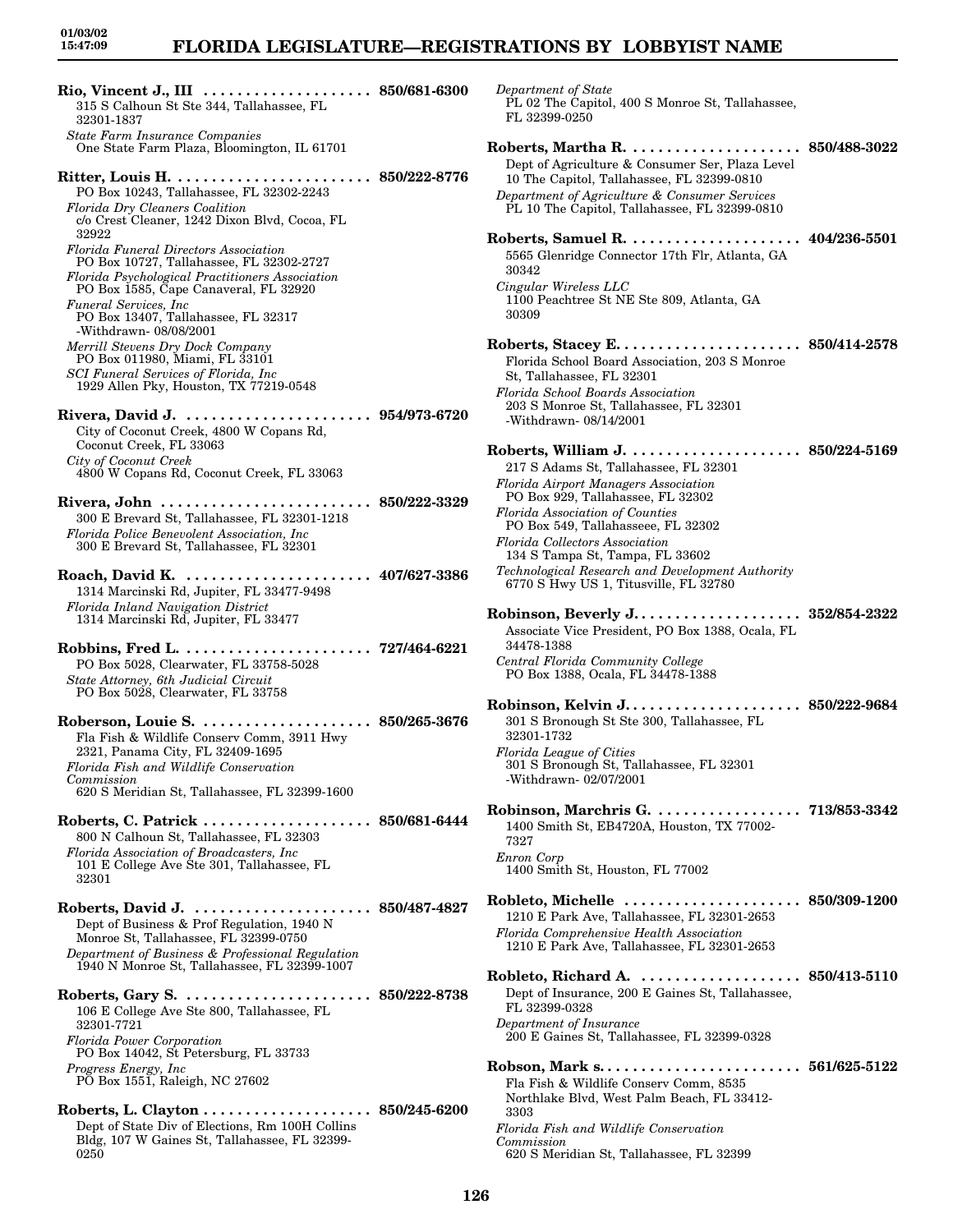**Rio, Vincent J., III** .................... **850/681-6300**
315 S Calhoun St Ste 344, Tallahassee, FL 32301-1837
*State Farm Insurance Companies*
One State Farm Plaza, Bloomington, IL 61701

**Ritter, Louis H.** ........................ **850/222-8776**
PO Box 10243, Tallahassee, FL 32302-2243
*Florida Dry Cleaners Coalition*
c/o Crest Cleaner, 1242 Dixon Blvd, Cocoa, FL 32922
*Florida Funeral Directors Association*
PO Box 10727, Tallahassee, FL 32302-2727
*Florida Psychological Practitioners Association*
PO Box 1585, Cape Canaveral, FL 32920
*Funeral Services, Inc*
PO Box 13407, Tallahassee, FL 32317
-Withdrawn- 08/08/2001
*Merrill Stevens Dry Dock Company*
PO Box 011980, Miami, FL 33101
*SCI Funeral Services of Florida, Inc*
1929 Allen Pky, Houston, TX 77219-0548

**Rivera, David J.** ...................... **954/973-6720**
City of Coconut Creek, 4800 W Copans Rd, Coconut Creek, FL 33063
*City of Coconut Creek*
4800 W Copans Rd, Coconut Creek, FL 33063

**Rivera, John** ......................... **850/222-3329**
300 E Brevard St, Tallahassee, FL 32301-1218
*Florida Police Benevolent Association, Inc*
300 E Brevard St, Tallahassee, FL 32301

**Roach, David K.** ...................... **407/627-3386**
1314 Marcinski Rd, Jupiter, FL 33477-9498
*Florida Inland Navigation District*
1314 Marcinski Rd, Jupiter, FL 33477

**Robbins, Fred L.** ...................... **727/464-6221**
PO Box 5028, Clearwater, FL 33758-5028
*State Attorney, 6th Judicial Circuit*
PO Box 5028, Clearwater, FL 33758

**Roberson, Louie S.** .................... **850/265-3676**
Fla Fish & Wildlife Conserv Comm, 3911 Hwy 2321, Panama City, FL 32409-1695
*Florida Fish and Wildlife Conservation Commission*
620 S Meridian St, Tallahassee, FL 32399-1600

**Roberts, C. Patrick** .................... **850/681-6444**
800 N Calhoun St, Tallahassee, FL 32303
*Florida Association of Broadcasters, Inc*
101 E College Ave Ste 301, Tallahassee, FL 32301

**Roberts, David J.** ..................... **850/487-4827**
Dept of Business & Prof Regulation, 1940 N Monroe St, Tallahassee, FL 32399-0750
*Department of Business & Professional Regulation*
1940 N Monroe St, Tallahassee, FL 32399-1007

**Roberts, Gary S.** ...................... **850/222-8738**
106 E College Ave Ste 800, Tallahassee, FL 32301-7721
*Florida Power Corporation*
PO Box 14042, St Petersburg, FL 33733
*Progress Energy, Inc*
PO Box 1551, Raleigh, NC 27602

**Roberts, L. Clayton** .................... **850/245-6200**
Dept of State Div of Elections, Rm 100H Collins Bldg, 107 W Gaines St, Tallahassee, FL 32399-0250
*Department of State*
PL 02 The Capitol, 400 S Monroe St, Tallahassee, FL 32399-0250

**Roberts, Martha R.** ..................... **850/488-3022**
Dept of Agriculture & Consumer Ser, Plaza Level 10 The Capitol, Tallahassee, FL 32399-0810
*Department of Agriculture & Consumer Services*
PL 10 The Capitol, Tallahassee, FL 32399-0810

**Roberts, Samuel R.** ..................... **404/236-5501**
5565 Glenridge Connector 17th Flr, Atlanta, GA 30342
*Cingular Wireless LLC*
1100 Peachtree St NE Ste 809, Atlanta, GA 30309

**Roberts, Stacey E.** ...................... **850/414-2578**
Florida School Board Association, 203 S Monroe St, Tallahassee, FL 32301
*Florida School Boards Association*
203 S Monroe St, Tallahassee, FL 32301
-Withdrawn- 08/14/2001

**Roberts, William J.** .................... **850/224-5169**
217 S Adams St, Tallahassee, FL 32301
*Florida Airport Managers Association*
PO Box 929, Tallahassee, FL 32302
*Florida Association of Counties*
PO Box 549, Tallahasseee, FL 32302
*Florida Collectors Association*
134 S Tampa St, Tampa, FL 33602
*Technological Research and Development Authority*
6770 S Hwy US 1, Titusville, FL 32780

**Robinson, Beverly J.** ................... **352/854-2322**
Associate Vice President, PO Box 1388, Ocala, FL 34478-1388
*Central Florida Community College*
PO Box 1388, Ocala, FL 34478-1388

**Robinson, Kelvin J.** .................... **850/222-9684**
301 S Bronough St Ste 300, Tallahassee, FL 32301-1732
*Florida League of Cities*
301 S Bronough St, Tallahassee, FL 32301
-Withdrawn- 02/07/2001

**Robinson, Marchris G.** ................. **713/853-3342**
1400 Smith St, EB4720A, Houston, TX 77002-7327
*Enron Corp*
1400 Smith St, Houston, FL 77002

**Robleto, Michelle** ..................... **850/309-1200**
1210 E Park Ave, Tallahassee, FL 32301-2653
*Florida Comprehensive Health Association*
1210 E Park Ave, Tallahassee, FL 32301-2653

**Robleto, Richard A.** ................... **850/413-5110**
Dept of Insurance, 200 E Gaines St, Tallahassee, FL 32399-0328
*Department of Insurance*
200 E Gaines St, Tallahassee, FL 32399-0328

**Robson, Mark s.** ........................ **561/625-5122**
Fla Fish & Wildlife Conserv Comm, 8535 Northlake Blvd, West Palm Beach, FL 33412-3303
*Florida Fish and Wildlife Conservation Commission*
620 S Meridian St, Tallahassee, FL 32399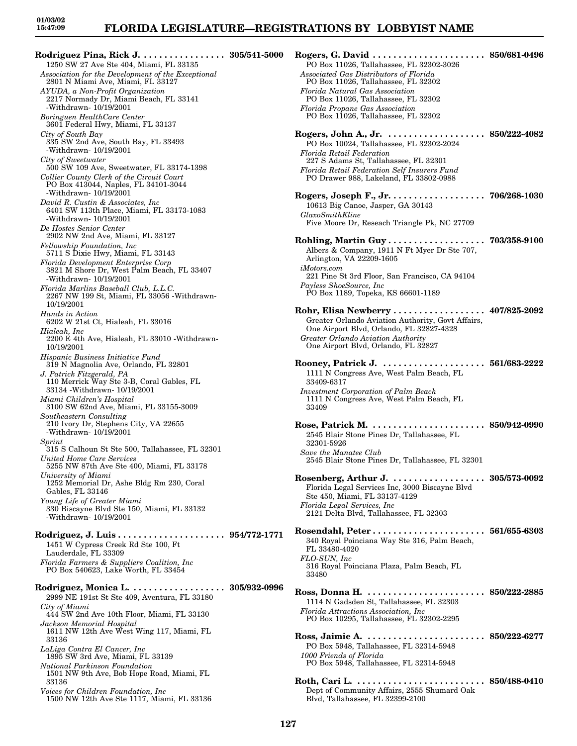**Rodriguez Pina, Rick J.** . . . . . . . . . . . . . . . . **305/541-5000**
1250 SW 27 Ave Ste 404, Miami, FL 33135
*Association for the Development of the Exceptional*
2801 N Miami Ave, Miami, FL 33127
*AYUDA, a Non-Profit Organization*
2217 Normady Dr, Miami Beach, FL 33141 -Withdrawn- 10/19/2001
*Boringuen HealthCare Center*
3601 Federal Hwy, Miami, FL 33137
*City of South Bay*
335 SW 2nd Ave, South Bay, FL 33493 -Withdrawn- 10/19/2001
*City of Sweetwater*
500 SW 109 Ave, Sweetwater, FL 33174-1398
*Collier County Clerk of the Circuit Court*
PO Box 413044, Naples, FL 34101-3044 -Withdrawn- 10/19/2001
*David R. Custin & Associates, Inc*
6401 SW 113th Place, Miami, FL 33173-1083 -Withdrawn- 10/19/2001
*De Hostes Senior Center*
2902 NW 2nd Ave, Miami, FL 33127
*Fellowship Foundation, Inc*
5711 S Dixie Hwy, Miami, FL 33143
*Florida Development Enterprise Corp*
3821 M Shore Dr, West Palm Beach, FL 33407 -Withdrawn- 10/19/2001
*Florida Marlins Baseball Club, L.L.C.*
2267 NW 199 St, Miami, FL 33056 -Withdrawn- 10/19/2001
*Hands in Action*
6202 W 21st Ct, Hialeah, FL 33016
*Hialeah, Inc*
2200 E 4th Ave, Hialeah, FL 33010 -Withdrawn- 10/19/2001
*Hispanic Business Initiative Fund*
319 N Magnolia Ave, Orlando, FL 32801
*J. Patrick Fitzgerald, PA*
110 Merrick Way Ste 3-B, Coral Gables, FL 33134 -Withdrawn- 10/19/2001
*Miami Children's Hospital*
3100 SW 62nd Ave, Miami, FL 33155-3009
*Southeastern Consulting*
210 Ivory Dr, Stephens City, VA 22655 -Withdrawn- 10/19/2001
*Sprint*
315 S Calhoun St Ste 500, Tallahassee, FL 32301
*United Home Care Services*
5255 NW 87th Ave Ste 400, Miami, FL 33178
*University of Miami*
1252 Memorial Dr, Ashe Bldg Rm 230, Coral Gables, FL 33146
*Young Life of Greater Miami*
330 Biscayne Blvd Ste 150, Miami, FL 33132 -Withdrawn- 10/19/2001

**Rodriguez, J. Luis** . . . . . . . . . . . . . . . . . . . . **954/772-1771**
1451 W Cypress Creek Rd Ste 100, Ft Lauderdale, FL 33309
*Florida Farmers & Suppliers Coalition, Inc*
PO Box 540623, Lake Worth, FL 33454

**Rodriguez, Monica L.** . . . . . . . . . . . . . . . . . . **305/932-0996**
2999 NE 191st St Ste 409, Aventura, FL 33180
*City of Miami*
444 SW 2nd Ave 10th Floor, Miami, FL 33130
*Jackson Memorial Hospital*
1611 NW 12th Ave West Wing 117, Miami, FL 33136
*LaLiga Contra El Cancer, Inc*
1895 SW 3rd Ave, Miami, FL 33139
*National Parkinson Foundation*
1501 NW 9th Ave, Bob Hope Road, Miami, FL 33136
*Voices for Children Foundation, Inc*
1500 NW 12th Ave Ste 1117, Miami, FL 33136

**Rogers, G. David** . . . . . . . . . . . . . . . . . . . . . . **850/681-0496**
PO Box 11026, Tallahassee, FL 32302-3026
*Associated Gas Distributors of Florida*
PO Box 11026, Tallahassee, FL 32302
*Florida Natural Gas Association*
PO Box 11026, Tallahassee, FL 32302
*Florida Propane Gas Association*
PO Box 11026, Tallahassee, FL 32302

**Rogers, John A., Jr.** . . . . . . . . . . . . . . . . . . . **850/222-4082**
PO Box 10024, Tallahassee, FL 32302-2024
*Florida Retail Federation*
227 S Adams St, Tallahassee, FL 32301
*Florida Retail Federation Self Insurers Fund*
PO Drawer 988, Lakeland, FL 33802-0988

**Rogers, Joseph F., Jr.** . . . . . . . . . . . . . . . . . . **706/268-1030**
10613 Big Canoe, Jasper, GA 30143
*GlaxoSmithKline*
Five Moore Dr, Reseach Triangle Pk, NC 27709

**Rohling, Martin Guy** . . . . . . . . . . . . . . . . . . . **703/358-9100**
Albers & Company, 1911 N Ft Myer Dr Ste 707, Arlington, VA 22209-1605
*iMotors.com*
221 Pine St 3rd Floor, San Francisco, CA 94104
*Payless ShoeSource, Inc*
PO Box 1189, Topeka, KS 66601-1189

**Rohr, Elisa Newberry** . . . . . . . . . . . . . . . . . . **407/825-2092**
Greater Orlando Aviation Authority, Govt Affairs, One Airport Blvd, Orlando, FL 32827-4328
*Greater Orlando Aviation Authority*
One Airport Blvd, Orlando, FL 32827

**Rooney, Patrick J.** . . . . . . . . . . . . . . . . . . . . **561/683-2222**
1111 N Congress Ave, West Palm Beach, FL 33409-6317
*Investment Corporation of Palm Beach*
1111 N Congress Ave, West Palm Beach, FL 33409

**Rose, Patrick M.** . . . . . . . . . . . . . . . . . . . . . . **850/942-0990**
2545 Blair Stone Pines Dr, Tallahassee, FL 32301-5926
*Save the Manatee Club*
2545 Blair Stone Pines Dr, Tallahassee, FL 32301

**Rosenberg, Arthur J.** . . . . . . . . . . . . . . . . . . **305/573-0092**
Florida Legal Services Inc, 3000 Biscayne Blvd Ste 450, Miami, FL 33137-4129
*Florida Legal Services, Inc*
2121 Delta Blvd, Tallahassee, FL 32303

**Rosendahl, Peter** . . . . . . . . . . . . . . . . . . . . . . **561/655-6303**
340 Royal Poinciana Way Ste 316, Palm Beach, FL 33480-4020
*FLO-SUN, Inc*
316 Royal Poinciana Plaza, Palm Beach, FL 33480

**Ross, Donna H.** . . . . . . . . . . . . . . . . . . . . . . . **850/222-2885**
1114 N Gadsden St, Tallahassee, FL 32303
*Florida Attractions Association, Inc*
PO Box 10295, Tallahassee, FL 32302-2295

**Ross, Jaimie A.** . . . . . . . . . . . . . . . . . . . . . . . **850/222-6277**
PO Box 5948, Tallahassee, FL 32314-5948
*1000 Friends of Florida*
PO Box 5948, Tallahassee, FL 32314-5948

**Roth, Cari L.** . . . . . . . . . . . . . . . . . . . . . . . . . **850/488-0410**
Dept of Community Affairs, 2555 Shumard Oak Blvd, Tallahassee, FL 32399-2100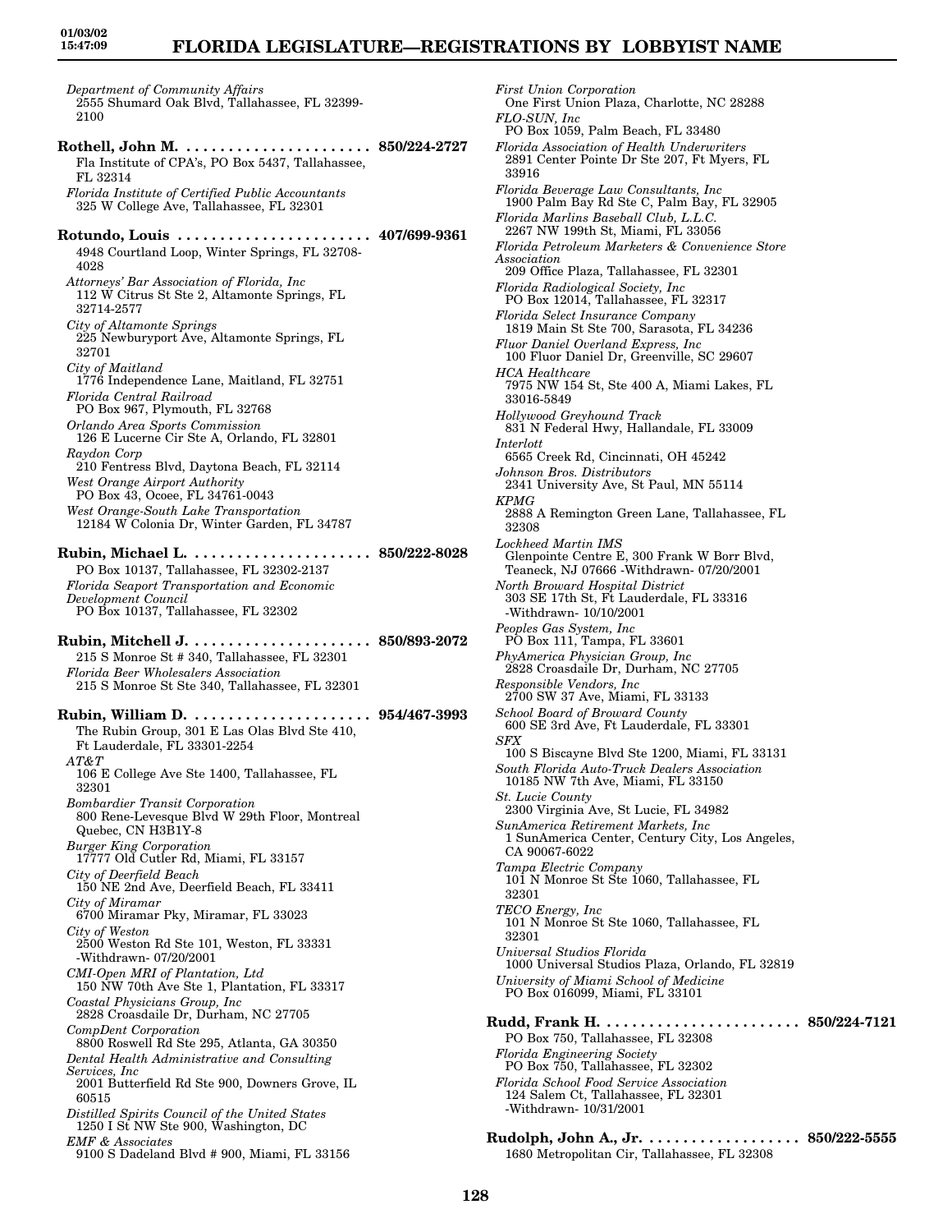*Department of Community Affairs*
2555 Shumard Oak Blvd, Tallahassee, FL 32399-2100

**Rothell, John M. ...................... 850/224-2727**
Fla Institute of CPA's, PO Box 5437, Tallahassee, FL 32314
*Florida Institute of Certified Public Accountants*
325 W College Ave, Tallahassee, FL 32301

**Rotundo, Louis ...................... 407/699-9361**
4948 Courtland Loop, Winter Springs, FL 32708-4028
*Attorneys' Bar Association of Florida, Inc*
112 W Citrus St Ste 2, Altamonte Springs, FL 32714-2577
*City of Altamonte Springs*
225 Newburyport Ave, Altamonte Springs, FL 32701
*City of Maitland*
1776 Independence Lane, Maitland, FL 32751
*Florida Central Railroad*
PO Box 967, Plymouth, FL 32768
*Orlando Area Sports Commission*
126 E Lucerne Cir Ste A, Orlando, FL 32801
*Raydon Corp*
210 Fentress Blvd, Daytona Beach, FL 32114
*West Orange Airport Authority*
PO Box 43, Ocoee, FL 34761-0043
*West Orange-South Lake Transportation*
12184 W Colonia Dr, Winter Garden, FL 34787

**Rubin, Michael L. ...................... 850/222-8028**
PO Box 10137, Tallahassee, FL 32302-2137
*Florida Seaport Transportation and Economic Development Council*
PO Box 10137, Tallahassee, FL 32302

**Rubin, Mitchell J. ...................... 850/893-2072**
215 S Monroe St # 340, Tallahassee, FL 32301
*Florida Beer Wholesalers Association*
215 S Monroe St Ste 340, Tallahassee, FL 32301

**Rubin, William D. ...................... 954/467-3993**
The Rubin Group, 301 E Las Olas Blvd Ste 410, Ft Lauderdale, FL 33301-2254
*AT&T*
106 E College Ave Ste 1400, Tallahassee, FL 32301
*Bombardier Transit Corporation*
800 Rene-Levesque Blvd W 29th Floor, Montreal Quebec, CN H3B1Y-8
*Burger King Corporation*
17777 Old Cutler Rd, Miami, FL 33157
*City of Deerfield Beach*
150 NE 2nd Ave, Deerfield Beach, FL 33411
*City of Miramar*
6700 Miramar Pky, Miramar, FL 33023
*City of Weston*
2500 Weston Rd Ste 101, Weston, FL 33331 -Withdrawn- 07/20/2001
*CMI-Open MRI of Plantation, Ltd*
150 NW 70th Ave Ste 1, Plantation, FL 33317
*Coastal Physicians Group, Inc*
2828 Croasdaile Dr, Durham, NC 27705
*CompDent Corporation*
8800 Roswell Rd Ste 295, Atlanta, GA 30350
*Dental Health Administrative and Consulting Services, Inc*
2001 Butterfield Rd Ste 900, Downers Grove, IL 60515
*Distilled Spirits Council of the United States*
1250 I St NW Ste 900, Washington, DC
*EMF & Associates*
9100 S Dadeland Blvd # 900, Miami, FL 33156
*First Union Corporation*
One First Union Plaza, Charlotte, NC 28288
*FLO-SUN, Inc*
PO Box 1059, Palm Beach, FL 33480
*Florida Association of Health Underwriters*
2891 Center Pointe Dr Ste 207, Ft Myers, FL 33916
*Florida Beverage Law Consultants, Inc*
1900 Palm Bay Rd Ste C, Palm Bay, FL 32905
*Florida Marlins Baseball Club, L.L.C.*
2267 NW 199th St, Miami, FL 33056
*Florida Petroleum Marketers & Convenience Store Association*
209 Office Plaza, Tallahassee, FL 32301
*Florida Radiological Society, Inc*
PO Box 12014, Tallahassee, FL 32317
*Florida Select Insurance Company*
1819 Main St Ste 700, Sarasota, FL 34236
*Fluor Daniel Overland Express, Inc*
100 Fluor Daniel Dr, Greenville, SC 29607
*HCA Healthcare*
7975 NW 154 St, Ste 400 A, Miami Lakes, FL 33016-5849
*Hollywood Greyhound Track*
831 N Federal Hwy, Hallandale, FL 33009
*Interlott*
6565 Creek Rd, Cincinnati, OH 45242
*Johnson Bros. Distributors*
2341 University Ave, St Paul, MN 55114
*KPMG*
2888 A Remington Green Lane, Tallahassee, FL 32308
*Lockheed Martin IMS*
Glenpointe Centre E, 300 Frank W Borr Blvd, Teaneck, NJ 07666 -Withdrawn- 07/20/2001
*North Broward Hospital District*
303 SE 17th St, Ft Lauderdale, FL 33316 -Withdrawn- 10/10/2001
*Peoples Gas System, Inc*
PO Box 111, Tampa, FL 33601
*PhyAmerica Physician Group, Inc*
2828 Croasdaile Dr, Durham, NC 27705
*Responsible Vendors, Inc*
2700 SW 37 Ave, Miami, FL 33133
*School Board of Broward County*
600 SE 3rd Ave, Ft Lauderdale, FL 33301
*SFX*
100 S Biscayne Blvd Ste 1200, Miami, FL 33131
*South Florida Auto-Truck Dealers Association*
10185 NW 7th Ave, Miami, FL 33150
*St. Lucie County*
2300 Virginia Ave, St Lucie, FL 34982
*SunAmerica Retirement Markets, Inc*
1 SunAmerica Center, Century City, Los Angeles, CA 90067-6022
*Tampa Electric Company*
101 N Monroe St Ste 1060, Tallahassee, FL 32301
*TECO Energy, Inc*
101 N Monroe St Ste 1060, Tallahassee, FL 32301
*Universal Studios Florida*
1000 Universal Studios Plaza, Orlando, FL 32819
*University of Miami School of Medicine*
PO Box 016099, Miami, FL 33101

**Rudd, Frank H. ...................... 850/224-7121**
PO Box 750, Tallahassee, FL 32308
*Florida Engineering Society*
PO Box 750, Tallahassee, FL 32302
*Florida School Food Service Association*
124 Salem Ct, Tallahassee, FL 32301 -Withdrawn- 10/31/2001

**Rudolph, John A., Jr. .................. 850/222-5555**
1680 Metropolitan Cir, Tallahassee, FL 32308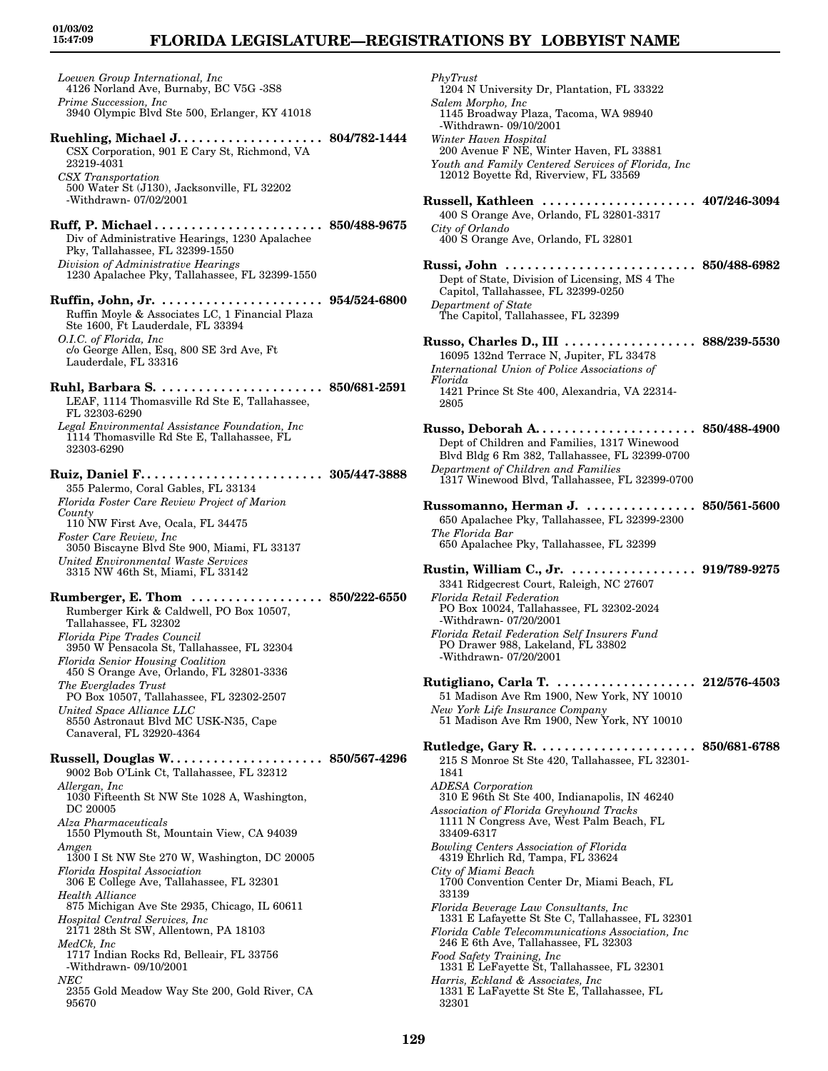*Loewen Group International, Inc*
4126 Norland Ave, Burnaby, BC V5G -3S8

*Prime Succession, Inc*
3940 Olympic Blvd Ste 500, Erlanger, KY 41018

**Ruehling, Michael J.** .................... **804/782-1444**
CSX Corporation, 901 E Cary St, Richmond, VA 23219-4031

*CSX Transportation*
500 Water St (J130), Jacksonville, FL 32202
-Withdrawn- 07/02/2001

**Ruff, P. Michael** ....................... **850/488-9675**
Div of Administrative Hearings, 1230 Apalachee Pky, Tallahassee, FL 32399-1550

*Division of Administrative Hearings*
1230 Apalachee Pky, Tallahassee, FL 32399-1550

**Ruffin, John, Jr.** ...................... **954/524-6800**
Ruffin Moyle & Associates LC, 1 Financial Plaza Ste 1600, Ft Lauderdale, FL 33394

*O.I.C. of Florida, Inc*
c/o George Allen, Esq, 800 SE 3rd Ave, Ft Lauderdale, FL 33316

**Ruhl, Barbara S.** ....................... **850/681-2591**
LEAF, 1114 Thomasville Rd Ste E, Tallahassee, FL 32303-6290

*Legal Environmental Assistance Foundation, Inc*
1114 Thomasville Rd Ste E, Tallahassee, FL 32303-6290

**Ruiz, Daniel F.** ......................... **305/447-3888**
355 Palermo, Coral Gables, FL 33134

*Florida Foster Care Review Project of Marion County*
110 NW First Ave, Ocala, FL 34475

*Foster Care Review, Inc*
3050 Biscayne Blvd Ste 900, Miami, FL 33137

*United Environmental Waste Services*
3315 NW 46th St, Miami, FL 33142

**Rumberger, E. Thom** .................. **850/222-6550**
Rumberger Kirk & Caldwell, PO Box 10507, Tallahassee, FL 32302

*Florida Pipe Trades Council*
3950 W Pensacola St, Tallahassee, FL 32304

*Florida Senior Housing Coalition*
450 S Orange Ave, Orlando, FL 32801-3336

*The Everglades Trust*
PO Box 10507, Tallahassee, FL 32302-2507

*United Space Alliance LLC*
8550 Astronaut Blvd MC USK-N35, Cape Canaveral, FL 32920-4364

**Russell, Douglas W.** ..................... **850/567-4296**
9002 Bob O'Link Ct, Tallahassee, FL 32312

*Allergan, Inc*
1030 Fifteenth St NW Ste 1028 A, Washington, DC 20005

*Alza Pharmaceuticals*
1550 Plymouth St, Mountain View, CA 94039

*Amgen*
1300 I St NW Ste 270 W, Washington, DC 20005

*Florida Hospital Association*
306 E College Ave, Tallahassee, FL 32301

*Health Alliance*
875 Michigan Ave Ste 2935, Chicago, IL 60611

*Hospital Central Services, Inc*
2171 28th St SW, Allentown, PA 18103

*MedCk, Inc*
1717 Indian Rocks Rd, Belleair, FL 33756
-Withdrawn- 09/10/2001

*NEC*
2355 Gold Meadow Way Ste 200, Gold River, CA 95670

*PhyTrust*
1204 N University Dr, Plantation, FL 33322

*Salem Morpho, Inc*
1145 Broadway Plaza, Tacoma, WA 98940
-Withdrawn- 09/10/2001

*Winter Haven Hospital*
200 Avenue F NE, Winter Haven, FL 33881

*Youth and Family Centered Services of Florida, Inc*
12012 Boyette Rd, Riverview, FL 33569

**Russell, Kathleen** ..................... **407/246-3094**
400 S Orange Ave, Orlando, FL 32801-3317

*City of Orlando*
400 S Orange Ave, Orlando, FL 32801

**Russi, John** .......................... **850/488-6982**
Dept of State, Division of Licensing, MS 4 The Capitol, Tallahassee, FL 32399-0250

*Department of State*
The Capitol, Tallahassee, FL 32399

**Russo, Charles D., III** .................. **888/239-5530**
16095 132nd Terrace N, Jupiter, FL 33478

*International Union of Police Associations of Florida*
1421 Prince St Ste 400, Alexandria, VA 22314-2805

**Russo, Deborah A.** ...................... **850/488-4900**
Dept of Children and Families, 1317 Winewood Blvd Bldg 6 Rm 382, Tallahassee, FL 32399-0700

*Department of Children and Families*
1317 Winewood Blvd, Tallahassee, FL 32399-0700

**Russomanno, Herman J.** ............... **850/561-5600**
650 Apalachee Pky, Tallahassee, FL 32399-2300

*The Florida Bar*
650 Apalachee Pky, Tallahassee, FL 32399

**Rustin, William C., Jr.** ................. **919/789-9275**
3341 Ridgecrest Court, Raleigh, NC 27607

*Florida Retail Federation*
PO Box 10024, Tallahassee, FL 32302-2024
-Withdrawn- 07/20/2001

*Florida Retail Federation Self Insurers Fund*
PO Drawer 988, Lakeland, FL 33802
-Withdrawn- 07/20/2001

**Rutigliano, Carla T.** ................... **212/576-4503**
51 Madison Ave Rm 1900, New York, NY 10010

*New York Life Insurance Company*
51 Madison Ave Rm 1900, New York, NY 10010

**Rutledge, Gary R.** ..................... **850/681-6788**
215 S Monroe St Ste 420, Tallahassee, FL 32301-1841

*ADESA Corporation*
310 E 96th St Ste 400, Indianapolis, IN 46240

*Association of Florida Greyhound Tracks*
1111 N Congress Ave, West Palm Beach, FL 33409-6317

*Bowling Centers Association of Florida*
4319 Ehrlich Rd, Tampa, FL 33624

*City of Miami Beach*
1700 Convention Center Dr, Miami Beach, FL 33139

*Florida Beverage Law Consultants, Inc*
1331 E Lafayette St Ste C, Tallahassee, FL 32301

*Florida Cable Telecommunications Association, Inc*
246 E 6th Ave, Tallahassee, FL 32303

*Food Safety Training, Inc*
1331 E LeFayette St, Tallahassee, FL 32301

*Harris, Eckland & Associates, Inc*
1331 E LaFayette St Ste E, Tallahassee, FL 32301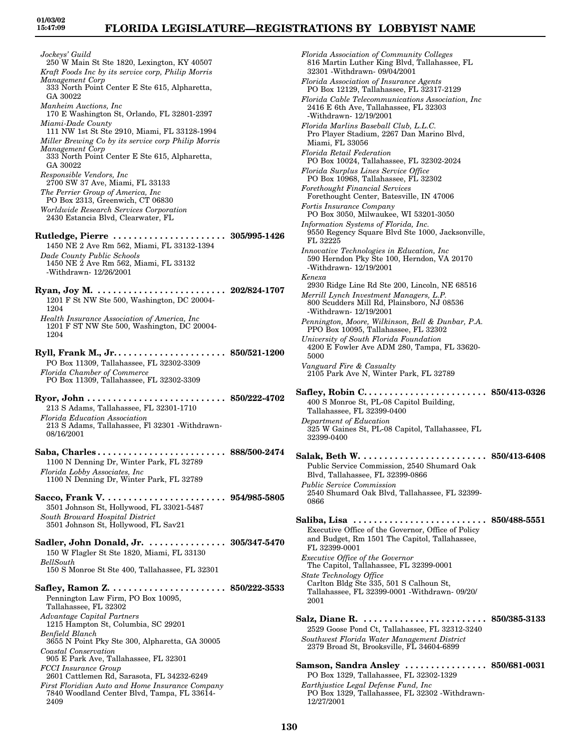*Jockeys' Guild*
250 W Main St Ste 1820, Lexington, KY 40507

*Kraft Foods Inc by its service corp, Philip Morris Management Corp*
333 North Point Center E Ste 615, Alpharetta, GA 30022

*Manheim Auctions, Inc*
170 E Washington St, Orlando, FL 32801-2397

*Miami-Dade County*
111 NW 1st St Ste 2910, Miami, FL 33128-1994

*Miller Brewing Co by its service corp Philip Morris Management Corp*
333 North Point Center E Ste 615, Alpharetta, GA 30022

*Responsible Vendors, Inc*
2700 SW 37 Ave, Miami, FL 33133

*The Perrier Group of America, Inc*
PO Box 2313, Greenwich, CT 06830

*Worldwide Research Services Corporation*
2430 Estancia Blvd, Clearwater, FL

**Rutledge, Pierre ...................... 305/995-1426**
1450 NE 2 Ave Rm 562, Miami, FL 33132-1394

*Dade County Public Schools*
1450 NE 2 Ave Rm 562, Miami, FL 33132 -Withdrawn- 12/26/2001

**Ryan, Joy M. ......................... 202/824-1707**
1201 F St NW Ste 500, Washington, DC 20004-1204

*Health Insurance Association of America, Inc*
1201 F ST NW Ste 500, Washington, DC 20004-1204

**Ryll, Frank M., Jr...................... 850/521-1200**
PO Box 11309, Tallahassee, FL 32302-3309

*Florida Chamber of Commerce*
PO Box 11309, Tallahassee, FL 32302-3309

**Ryor, John .......................... 850/222-4702**
213 S Adams, Tallahassee, FL 32301-1710

*Florida Education Association*
213 S Adams, Tallahassee, Fl 32301 -Withdrawn- 08/16/2001

**Saba, Charles......................... 888/500-2474**
1100 N Denning Dr, Winter Park, FL 32789

*Florida Lobby Associates, Inc*
1100 N Denning Dr, Winter Park, FL 32789

**Sacco, Frank V. ....................... 954/985-5805**
3501 Johnson St, Hollywood, FL 33021-5487

*South Broward Hospital District*
3501 Johnson St, Hollywood, FL Sav21

**Sadler, John Donald, Jr. ............... 305/347-5470**
150 W Flagler St Ste 1820, Miami, FL 33130

*BellSouth*
150 S Monroe St Ste 400, Tallahassee, FL 32301

**Safley, Ramon Z. ...................... 850/222-3533**
Pennington Law Firm, PO Box 10095, Tallahassee, FL 32302

*Advantage Capital Partners*
1215 Hampton St, Columbia, SC 29201

*Benfield Blanch*
3655 N Point Pky Ste 300, Alpharetta, GA 30005

*Coastal Conservation*
905 E Park Ave, Tallahassee, FL 32301

*FCCI Insurance Group*
2601 Cattlemen Rd, Sarasota, FL 34232-6249

*First Floridian Auto and Home Insurance Company*
7840 Woodland Center Blvd, Tampa, FL 33614-2409

*Florida Association of Community Colleges*
816 Martin Luther King Blvd, Tallahassee, FL 32301 -Withdrawn- 09/04/2001

*Florida Association of Insurance Agents*
PO Box 12129, Tallahassee, FL 32317-2129

*Florida Cable Telecommunications Association, Inc*
2416 E 6th Ave, Tallahassee, FL 32303 -Withdrawn- 12/19/2001

*Florida Marlins Baseball Club, L.L.C.*
Pro Player Stadium, 2267 Dan Marino Blvd, Miami, FL 33056

*Florida Retail Federation*
PO Box 10024, Tallahassee, FL 32302-2024

*Florida Surplus Lines Service Office*
PO Box 10968, Tallahassee, FL 32302

*Forethought Financial Services*
Forethought Center, Batesville, IN 47006

*Fortis Insurance Company*
PO Box 3050, Milwaukee, WI 53201-3050

*Information Systems of Florida, Inc.*
9550 Regency Square Blvd Ste 1000, Jacksonville, FL 32225

*Innovative Technologies in Education, Inc*
590 Herndon Pky Ste 100, Herndon, VA 20170 -Withdrawn- 12/19/2001

*Kenexa*
2930 Ridge Line Rd Ste 200, Lincoln, NE 68516

*Merrill Lynch Investment Managers, L.P.*
800 Scudders Mill Rd, Plainsboro, NJ 08536 -Withdrawn- 12/19/2001

*Pennington, Moore, Wilkinson, Bell & Dunbar, P.A.*
PPO Box 10095, Tallahassee, FL 32302

*University of South Florida Foundation*
4200 E Fowler Ave ADM 280, Tampa, FL 33620-5000

*Vanguard Fire & Casualty*
2105 Park Ave N, Winter Park, FL 32789

**Safley, Robin C........................ 850/413-0326**
400 S Monroe St, PL-08 Capitol Building, Tallahassee, FL 32399-0400

*Department of Education*
325 W Gaines St, PL-08 Capitol, Tallahassee, FL 32399-0400

**Salak, Beth W. ........................ 850/413-6408**
Public Service Commission, 2540 Shumard Oak Blvd, Tallahassee, FL 32399-0866

*Public Service Commission*
2540 Shumard Oak Blvd, Tallahassee, FL 32399-0866

**Saliba, Lisa .......................... 850/488-5551**
Executive Office of the Governor, Office of Policy and Budget, Rm 1501 The Capitol, Tallahassee, FL 32399-0001

*Executive Office of the Governor*
The Capitol, Tallahassee, FL 32399-0001

*State Technology Office*
Carlton Bldg Ste 335, 501 S Calhoun St, Tallahassee, FL 32399-0001 -Withdrawn- 09/20/2001

**Salz, Diane R. ........................ 850/385-3133**
2529 Goose Pond Ct, Tallahassee, FL 32312-3240

*Southwest Florida Water Management District*
2379 Broad St, Brooksville, FL 34604-6899

**Samson, Sandra Ansley ................ 850/681-0031**
PO Box 1329, Tallahassee, FL 32302-1329

*Earthjustice Legal Defense Fund, Inc*
PO Box 1329, Tallahassee, FL 32302 -Withdrawn- 12/27/2001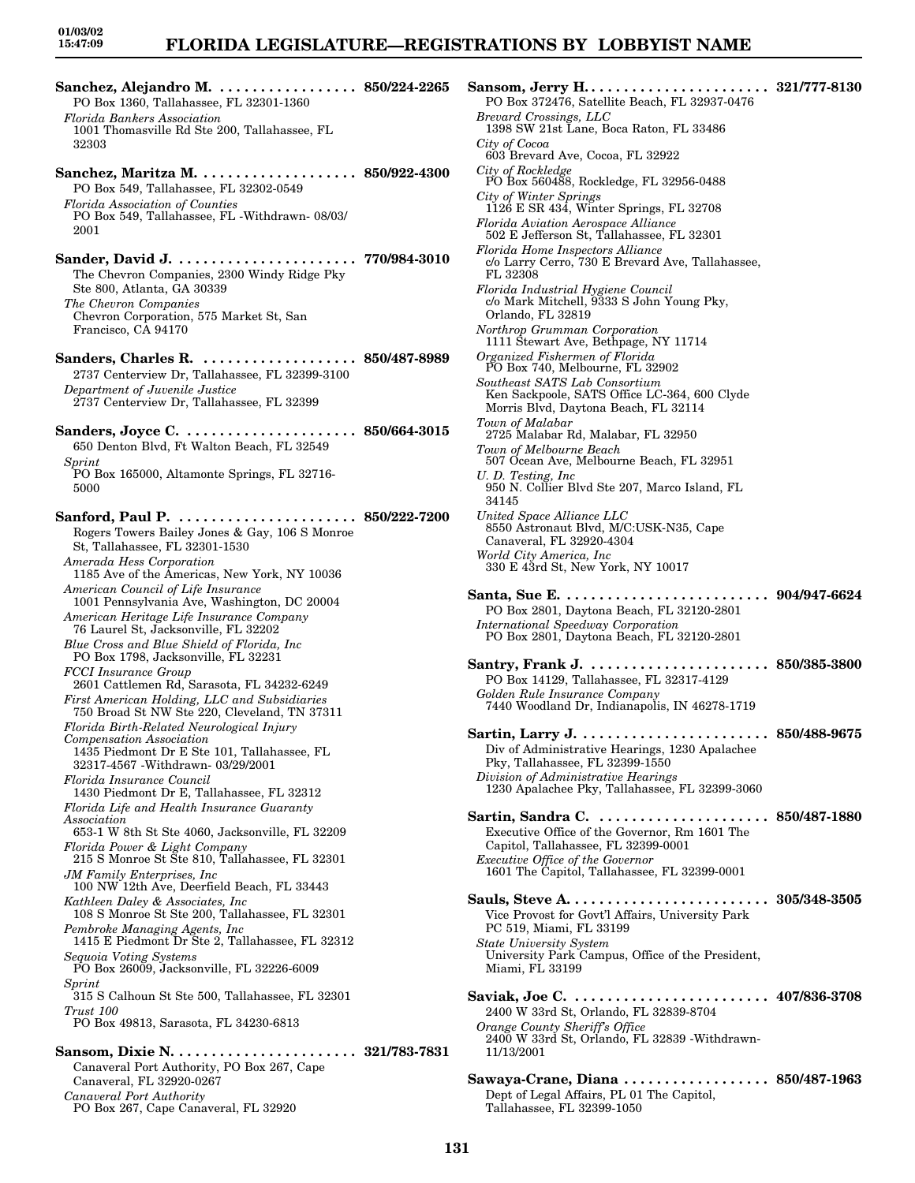**Sanchez, Alejandro M.** . . . . . . . . . . . . . . . . . . **850/224-2265**
PO Box 1360, Tallahassee, FL 32301-1360
*Florida Bankers Association*
1001 Thomasville Rd Ste 200, Tallahassee, FL 32303

**Sanchez, Maritza M.** . . . . . . . . . . . . . . . . . . . . **850/922-4300**
PO Box 549, Tallahassee, FL 32302-0549
*Florida Association of Counties*
PO Box 549, Tallahassee, FL -Withdrawn- 08/03/2001

**Sander, David J.** . . . . . . . . . . . . . . . . . . . . . . . **770/984-3010**
The Chevron Companies, 2300 Windy Ridge Pky Ste 800, Atlanta, GA 30339
*The Chevron Companies*
Chevron Corporation, 575 Market St, San Francisco, CA 94170

**Sanders, Charles R.** . . . . . . . . . . . . . . . . . . . . **850/487-8989**
2737 Centerview Dr, Tallahassee, FL 32399-3100
*Department of Juvenile Justice*
2737 Centerview Dr, Tallahassee, FL 32399

**Sanders, Joyce C.** . . . . . . . . . . . . . . . . . . . . . **850/664-3015**
650 Denton Blvd, Ft Walton Beach, FL 32549
*Sprint*
PO Box 165000, Altamonte Springs, FL 32716-5000

**Sanford, Paul P.** . . . . . . . . . . . . . . . . . . . . . . **850/222-7200**
Rogers Towers Bailey Jones & Gay, 106 S Monroe St, Tallahassee, FL 32301-1530
*Amerada Hess Corporation*
1185 Ave of the Americas, New York, NY 10036
*American Council of Life Insurance*
1001 Pennsylvania Ave, Washington, DC 20004
*American Heritage Life Insurance Company*
76 Laurel St, Jacksonville, FL 32202
*Blue Cross and Blue Shield of Florida, Inc*
PO Box 1798, Jacksonville, FL 32231
*FCCI Insurance Group*
2601 Cattlemen Rd, Sarasota, FL 34232-6249
*First American Holding, LLC and Subsidiaries*
750 Broad St NW Ste 220, Cleveland, TN 37311
*Florida Birth-Related Neurological Injury Compensation Association*
1435 Piedmont Dr E Ste 101, Tallahassee, FL 32317-4567 -Withdrawn- 03/29/2001
*Florida Insurance Council*
1430 Piedmont Dr E, Tallahassee, FL 32312
*Florida Life and Health Insurance Guaranty Association*
653-1 W 8th St Ste 4060, Jacksonville, FL 32209
*Florida Power & Light Company*
215 S Monroe St Ste 810, Tallahassee, FL 32301
*JM Family Enterprises, Inc*
100 NW 12th Ave, Deerfield Beach, FL 33443
*Kathleen Daley & Associates, Inc*
108 S Monroe St Ste 200, Tallahassee, FL 32301
*Pembroke Managing Agents, Inc*
1415 E Piedmont Dr Ste 2, Tallahassee, FL 32312
*Sequoia Voting Systems*
PO Box 26009, Jacksonville, FL 32226-6009
*Sprint*
315 S Calhoun St Ste 500, Tallahassee, FL 32301
*Trust 100*
PO Box 49813, Sarasota, FL 34230-6813

**Sansom, Dixie N.** . . . . . . . . . . . . . . . . . . . . . . **321/783-7831**
Canaveral Port Authority, PO Box 267, Cape Canaveral, FL 32920-0267
*Canaveral Port Authority*
PO Box 267, Cape Canaveral, FL 32920

**Sansom, Jerry H.** . . . . . . . . . . . . . . . . . . . . . . **321/777-8130**
PO Box 372476, Satellite Beach, FL 32937-0476
*Brevard Crossings, LLC*
1398 SW 21st Lane, Boca Raton, FL 33486
*City of Cocoa*
603 Brevard Ave, Cocoa, FL 32922
*City of Rockledge*
PO Box 560488, Rockledge, FL 32956-0488
*City of Winter Springs*
1126 E SR 434, Winter Springs, FL 32708
*Florida Aviation Aerospace Alliance*
502 E Jefferson St, Tallahassee, FL 32301
*Florida Home Inspectors Alliance*
c/o Larry Cerro, 730 E Brevard Ave, Tallahassee, FL 32308
*Florida Industrial Hygiene Council*
c/o Mark Mitchell, 9333 S John Young Pky, Orlando, FL 32819
*Northrop Grumman Corporation*
1111 Stewart Ave, Bethpage, NY 11714
*Organized Fishermen of Florida*
PO Box 740, Melbourne, FL 32902
*Southeast SATS Lab Consortium*
Ken Sackpoole, SATS Office LC-364, 600 Clyde Morris Blvd, Daytona Beach, FL 32114
*Town of Malabar*
2725 Malabar Rd, Malabar, FL 32950
*Town of Melbourne Beach*
507 Ocean Ave, Melbourne Beach, FL 32951
*U. D. Testing, Inc*
950 N. Collier Blvd Ste 207, Marco Island, FL 34145
*United Space Alliance LLC*
8550 Astronaut Blvd, M/C:USK-N35, Cape Canaveral, FL 32920-4304
*World City America, Inc*
330 E 43rd St, New York, NY 10017

**Santa, Sue E.** . . . . . . . . . . . . . . . . . . . . . . . . . **904/947-6624**
PO Box 2801, Daytona Beach, FL 32120-2801
*International Speedway Corporation*
PO Box 2801, Daytona Beach, FL 32120-2801

**Santry, Frank J.** . . . . . . . . . . . . . . . . . . . . . . **850/385-3800**
PO Box 14129, Tallahassee, FL 32317-4129
*Golden Rule Insurance Company*
7440 Woodland Dr, Indianapolis, IN 46278-1719

**Sartin, Larry J.** . . . . . . . . . . . . . . . . . . . . . . . **850/488-9675**
Div of Administrative Hearings, 1230 Apalachee Pky, Tallahassee, FL 32399-1550
*Division of Administrative Hearings*
1230 Apalachee Pky, Tallahassee, FL 32399-3060

**Sartin, Sandra C.** . . . . . . . . . . . . . . . . . . . . . **850/487-1880**
Executive Office of the Governor, Rm 1601 The Capitol, Tallahassee, FL 32399-0001
*Executive Office of the Governor*
1601 The Capitol, Tallahassee, FL 32399-0001

**Sauls, Steve A.** . . . . . . . . . . . . . . . . . . . . . . . . **305/348-3505**
Vice Provost for Govt'l Affairs, University Park PC 519, Miami, FL 33199
*State University System*
University Park Campus, Office of the President, Miami, FL 33199

**Saviak, Joe C.** . . . . . . . . . . . . . . . . . . . . . . . . **407/836-3708**
2400 W 33rd St, Orlando, FL 32839-8704
*Orange County Sheriff's Office*
2400 W 33rd St, Orlando, FL 32839 -Withdrawn- 11/13/2001

**Sawaya-Crane, Diana** . . . . . . . . . . . . . . . . . . **850/487-1963**
Dept of Legal Affairs, PL 01 The Capitol, Tallahassee, FL 32399-1050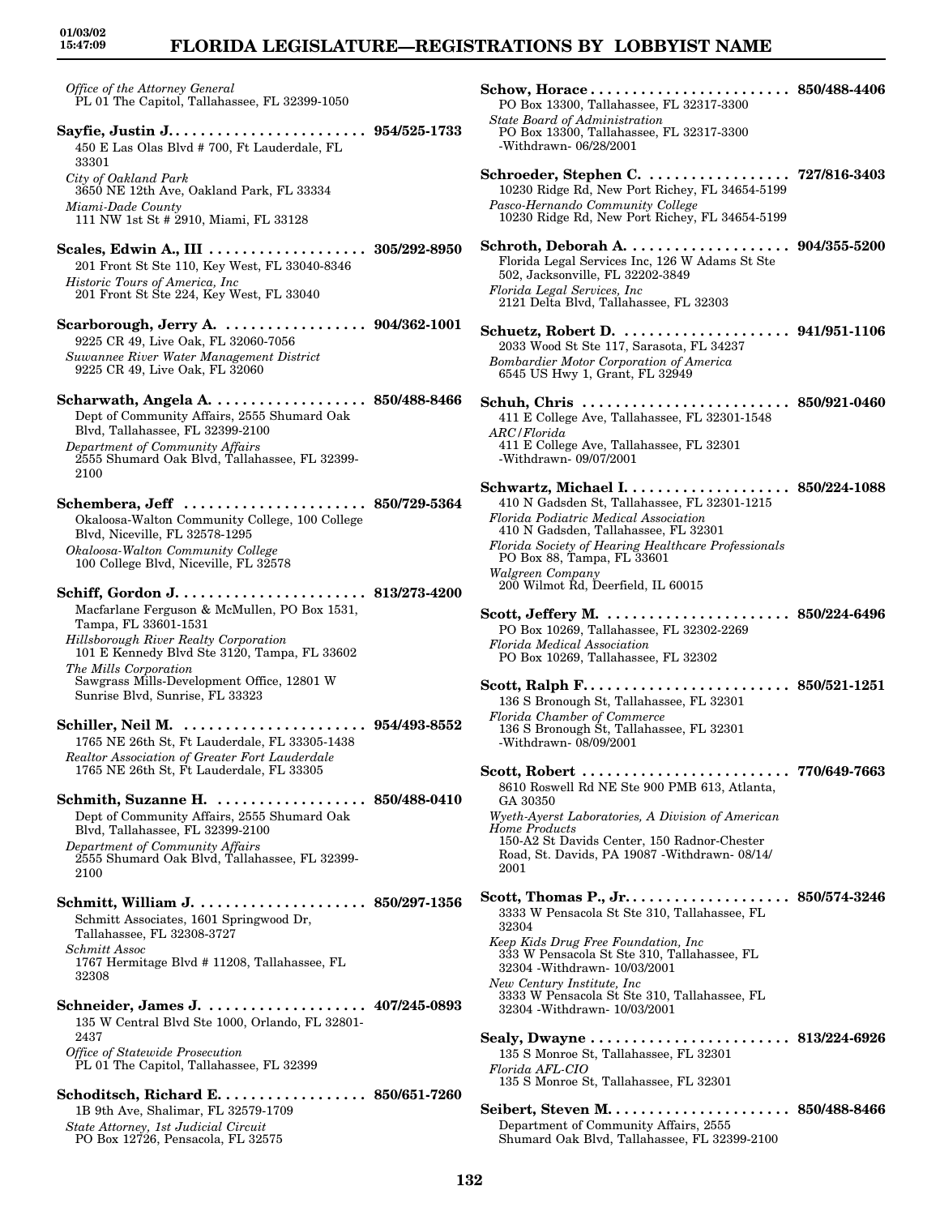*Office of the Attorney General*
PL 01 The Capitol, Tallahassee, FL 32399-1050

**Sayfie, Justin J. . . . . . . . . . . . . . . . . . . . . . . . 954/525-1733**
450 E Las Olas Blvd # 700, Ft Lauderdale, FL 33301
*City of Oakland Park*
3650 NE 12th Ave, Oakland Park, FL 33334
*Miami-Dade County*
111 NW 1st St # 2910, Miami, FL 33128

**Scales, Edwin A., III . . . . . . . . . . . . . . . . . . . 305/292-8950**
201 Front St Ste 110, Key West, FL 33040-8346
*Historic Tours of America, Inc*
201 Front St Ste 224, Key West, FL 33040

**Scarborough, Jerry A. . . . . . . . . . . . . . . . . . 904/362-1001**
9225 CR 49, Live Oak, FL 32060-7056
*Suwannee River Water Management District*
9225 CR 49, Live Oak, FL 32060

**Scharwath, Angela A. . . . . . . . . . . . . . . . . . . 850/488-8466**
Dept of Community Affairs, 2555 Shumard Oak Blvd, Tallahassee, FL 32399-2100
*Department of Community Affairs*
2555 Shumard Oak Blvd, Tallahassee, FL 32399-2100

**Schembera, Jeff . . . . . . . . . . . . . . . . . . . . . . 850/729-5364**
Okaloosa-Walton Community College, 100 College Blvd, Niceville, FL 32578-1295
*Okaloosa-Walton Community College*
100 College Blvd, Niceville, FL 32578

**Schiff, Gordon J. . . . . . . . . . . . . . . . . . . . . . . 813/273-4200**
Macfarlane Ferguson & McMullen, PO Box 1531, Tampa, FL 33601-1531
*Hillsborough River Realty Corporation*
101 E Kennedy Blvd Ste 3120, Tampa, FL 33602
*The Mills Corporation*
Sawgrass Mills-Development Office, 12801 W Sunrise Blvd, Sunrise, FL 33323

**Schiller, Neil M. . . . . . . . . . . . . . . . . . . . . . . 954/493-8552**
1765 NE 26th St, Ft Lauderdale, FL 33305-1438
*Realtor Association of Greater Fort Lauderdale*
1765 NE 26th St, Ft Lauderdale, FL 33305

**Schmith, Suzanne H. . . . . . . . . . . . . . . . . . . 850/488-0410**
Dept of Community Affairs, 2555 Shumard Oak Blvd, Tallahassee, FL 32399-2100
*Department of Community Affairs*
2555 Shumard Oak Blvd, Tallahassee, FL 32399-2100

**Schmitt, William J. . . . . . . . . . . . . . . . . . . . . 850/297-1356**
Schmitt Associates, 1601 Springwood Dr, Tallahassee, FL 32308-3727
*Schmitt Assoc*
1767 Hermitage Blvd # 11208, Tallahassee, FL 32308

**Schneider, James J. . . . . . . . . . . . . . . . . . . . 407/245-0893**
135 W Central Blvd Ste 1000, Orlando, FL 32801-2437
*Office of Statewide Prosecution*
PL 01 The Capitol, Tallahassee, FL 32399

**Schoditsch, Richard E. . . . . . . . . . . . . . . . . . 850/651-7260**
1B 9th Ave, Shalimar, FL 32579-1709
*State Attorney, 1st Judicial Circuit*
PO Box 12726, Pensacola, FL 32575

**Schow, Horace . . . . . . . . . . . . . . . . . . . . . . . . 850/488-4406**
PO Box 13300, Tallahassee, FL 32317-3300
*State Board of Administration*
PO Box 13300, Tallahassee, FL 32317-3300 -Withdrawn- 06/28/2001

**Schroeder, Stephen C. . . . . . . . . . . . . . . . . . 727/816-3403**
10230 Ridge Rd, New Port Richey, FL 34654-5199
*Pasco-Hernando Community College*
10230 Ridge Rd, New Port Richey, FL 34654-5199

**Schroth, Deborah A. . . . . . . . . . . . . . . . . . . . 904/355-5200**
Florida Legal Services Inc, 126 W Adams St Ste 502, Jacksonville, FL 32202-3849
*Florida Legal Services, Inc*
2121 Delta Blvd, Tallahassee, FL 32303

**Schuetz, Robert D. . . . . . . . . . . . . . . . . . . . . 941/951-1106**
2033 Wood St Ste 117, Sarasota, FL 34237
*Bombardier Motor Corporation of America*
6545 US Hwy 1, Grant, FL 32949

**Schuh, Chris . . . . . . . . . . . . . . . . . . . . . . . . . 850/921-0460**
411 E College Ave, Tallahassee, FL 32301-1548
*ARC/Florida*
411 E College Ave, Tallahassee, FL 32301 -Withdrawn- 09/07/2001

**Schwartz, Michael I. . . . . . . . . . . . . . . . . . . . 850/224-1088**
410 N Gadsden St, Tallahassee, FL 32301-1215
*Florida Podiatric Medical Association*
410 N Gadsden, Tallahassee, FL 32301
*Florida Society of Hearing Healthcare Professionals*
PO Box 88, Tampa, FL 33601
*Walgreen Company*
200 Wilmot Rd, Deerfield, IL 60015

**Scott, Jeffery M. . . . . . . . . . . . . . . . . . . . . . . 850/224-6496**
PO Box 10269, Tallahassee, FL 32302-2269
*Florida Medical Association*
PO Box 10269, Tallahassee, FL 32302

**Scott, Ralph F. . . . . . . . . . . . . . . . . . . . . . . . . 850/521-1251**
136 S Bronough St, Tallahassee, FL 32301
*Florida Chamber of Commerce*
136 S Bronough St, Tallahassee, FL 32301 -Withdrawn- 08/09/2001

**Scott, Robert . . . . . . . . . . . . . . . . . . . . . . . . . 770/649-7663**
8610 Roswell Rd NE Ste 900 PMB 613, Atlanta, GA 30350
*Wyeth-Ayerst Laboratories, A Division of American Home Products*
150-A2 St Davids Center, 150 Radnor-Chester Road, St. Davids, PA 19087 -Withdrawn- 08/14/2001

**Scott, Thomas P., Jr. . . . . . . . . . . . . . . . . . . . 850/574-3246**
3333 W Pensacola St Ste 310, Tallahassee, FL 32304
*Keep Kids Drug Free Foundation, Inc*
333 W Pensacola St Ste 310, Tallahassee, FL 32304 -Withdrawn- 10/03/2001
*New Century Institute, Inc*
3333 W Pensacola St Ste 310, Tallahassee, FL 32304 -Withdrawn- 10/03/2001

**Sealy, Dwayne . . . . . . . . . . . . . . . . . . . . . . . . 813/224-6926**
135 S Monroe St, Tallahassee, FL 32301
*Florida AFL-CIO*
135 S Monroe St, Tallahassee, FL 32301

**Seibert, Steven M. . . . . . . . . . . . . . . . . . . . . . 850/488-8466**
Department of Community Affairs, 2555 Shumard Oak Blvd, Tallahassee, FL 32399-2100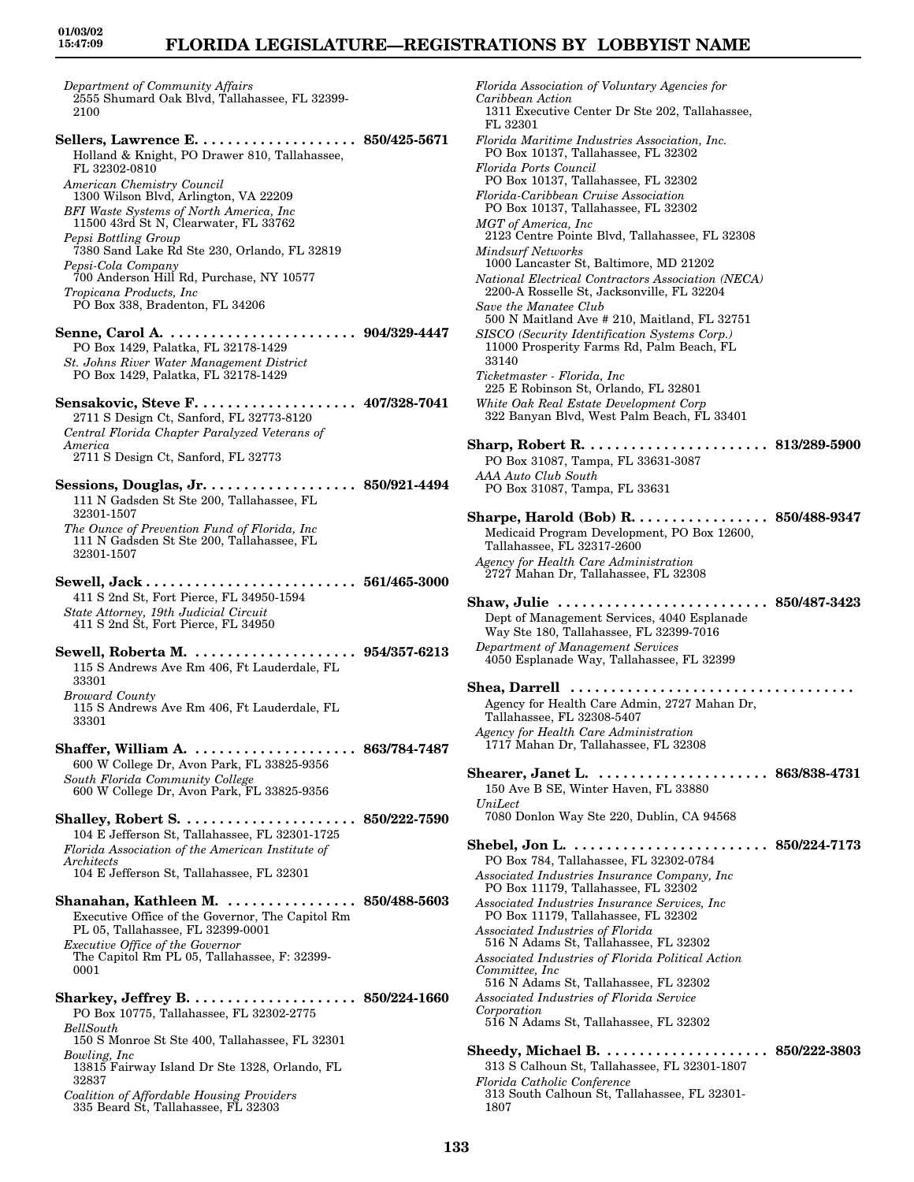*Department of Community Affairs*
2555 Shumard Oak Blvd, Tallahassee, FL 32399-2100

**Sellers, Lawrence E. . . . . . . . . . . . . . . . . . . . 850/425-5671**
Holland & Knight, PO Drawer 810, Tallahassee, FL 32302-0810
*American Chemistry Council*
1300 Wilson Blvd, Arlington, VA 22209
*BFI Waste Systems of North America, Inc*
11500 43rd St N, Clearwater, FL 33762
*Pepsi Bottling Group*
7380 Sand Lake Rd Ste 230, Orlando, FL 32819
*Pepsi-Cola Company*
700 Anderson Hill Rd, Purchase, NY 10577
*Tropicana Products, Inc*
PO Box 338, Bradenton, FL 34206

**Senne, Carol A. . . . . . . . . . . . . . . . . . . . . . . 904/329-4447**
PO Box 1429, Palatka, FL 32178-1429
*St. Johns River Water Management District*
PO Box 1429, Palatka, FL 32178-1429

**Sensakovic, Steve F. . . . . . . . . . . . . . . . . . . . 407/328-7041**
2711 S Design Ct, Sanford, FL 32773-8120
*Central Florida Chapter Paralyzed Veterans of America*
2711 S Design Ct, Sanford, FL 32773

**Sessions, Douglas, Jr. . . . . . . . . . . . . . . . . . . 850/921-4494**
111 N Gadsden St Ste 200, Tallahassee, FL 32301-1507
*The Ounce of Prevention Fund of Florida, Inc*
111 N Gadsden St Ste 200, Tallahassee, FL 32301-1507

**Sewell, Jack . . . . . . . . . . . . . . . . . . . . . . . . . 561/465-3000**
411 S 2nd St, Fort Pierce, FL 34950-1594
*State Attorney, 19th Judicial Circuit*
411 S 2nd St, Fort Pierce, FL 34950

**Sewell, Roberta M. . . . . . . . . . . . . . . . . . . . 954/357-6213**
115 S Andrews Ave Rm 406, Ft Lauderdale, FL 33301
*Broward County*
115 S Andrews Ave Rm 406, Ft Lauderdale, FL 33301

**Shaffer, William A. . . . . . . . . . . . . . . . . . . . 863/784-7487**
600 W College Dr, Avon Park, FL 33825-9356
*South Florida Community College*
600 W College Dr, Avon Park, FL 33825-9356

**Shalley, Robert S. . . . . . . . . . . . . . . . . . . . . 850/222-7590**
104 E Jefferson St, Tallahassee, FL 32301-1725
*Florida Association of the American Institute of Architects*
104 E Jefferson St, Tallahassee, FL 32301

**Shanahan, Kathleen M. . . . . . . . . . . . . . . . 850/488-5603**
Executive Office of the Governor, The Capitol Rm PL 05, Tallahassee, FL 32399-0001
*Executive Office of the Governor*
The Capitol Rm PL 05, Tallahassee, F: 32399-0001

**Sharkey, Jeffrey B. . . . . . . . . . . . . . . . . . . . 850/224-1660**
PO Box 10775, Tallahassee, FL 32302-2775
*BellSouth*
150 S Monroe St Ste 400, Tallahassee, FL 32301
*Bowling, Inc*
13815 Fairway Island Dr Ste 1328, Orlando, FL 32837
*Coalition of Affordable Housing Providers*
335 Beard St, Tallahassee, FL 32303
*Florida Association of Voluntary Agencies for Caribbean Action*
1311 Executive Center Dr Ste 202, Tallahassee, FL 32301
*Florida Maritime Industries Association, Inc.*
PO Box 10137, Tallahassee, FL 32302
*Florida Ports Council*
PO Box 10137, Tallahassee, FL 32302
*Florida-Caribbean Cruise Association*
PO Box 10137, Tallahassee, FL 32302
*MGT of America, Inc*
2123 Centre Pointe Blvd, Tallahassee, FL 32308
*Mindsurf Networks*
1000 Lancaster St, Baltimore, MD 21202
*National Electrical Contractors Association (NECA)*
2200-A Rosselle St, Jacksonville, FL 32204
*Save the Manatee Club*
500 N Maitland Ave # 210, Maitland, FL 32751
*SISCO (Security Identification Systems Corp.)*
11000 Prosperity Farms Rd, Palm Beach, FL 33140
*Ticketmaster - Florida, Inc*
225 E Robinson St, Orlando, FL 32801
*White Oak Real Estate Development Corp*
322 Banyan Blvd, West Palm Beach, FL 33401

**Sharp, Robert R. . . . . . . . . . . . . . . . . . . . . . 813/289-5900**
PO Box 31087, Tampa, FL 33631-3087
*AAA Auto Club South*
PO Box 31087, Tampa, FL 33631

**Sharpe, Harold (Bob) R. . . . . . . . . . . . . . . . 850/488-9347**
Medicaid Program Development, PO Box 12600, Tallahassee, FL 32317-2600
*Agency for Health Care Administration*
2727 Mahan Dr, Tallahassee, FL 32308

**Shaw, Julie . . . . . . . . . . . . . . . . . . . . . . . . . 850/487-3423**
Dept of Management Services, 4040 Esplanade Way Ste 180, Tallahassee, FL 32399-7016
*Department of Management Services*
4050 Esplanade Way, Tallahassee, FL 32399

**Shea, Darrell . . . . . . . . . . . . . . . . . . . . . . . . . . . . . . . . . .**
Agency for Health Care Admin, 2727 Mahan Dr, Tallahassee, FL 32308-5407
*Agency for Health Care Administration*
1717 Mahan Dr, Tallahassee, FL 32308

**Shearer, Janet L. . . . . . . . . . . . . . . . . . . . . 863/838-4731**
150 Ave B SE, Winter Haven, FL 33880
*UniLect*
7080 Donlon Way Ste 220, Dublin, CA 94568

**Shebel, Jon L. . . . . . . . . . . . . . . . . . . . . . . . 850/224-7173**
PO Box 784, Tallahassee, FL 32302-0784
*Associated Industries Insurance Company, Inc*
PO Box 11179, Tallahassee, FL 32302
*Associated Industries Insurance Services, Inc*
PO Box 11179, Tallahassee, FL 32302
*Associated Industries of Florida*
516 N Adams St, Tallahassee, FL 32302
*Associated Industries of Florida Political Action Committee, Inc*
516 N Adams St, Tallahassee, FL 32302
*Associated Industries of Florida Service Corporation*
516 N Adams St, Tallahassee, FL 32302

**Sheedy, Michael B. . . . . . . . . . . . . . . . . . . . 850/222-3803**
313 S Calhoun St, Tallahassee, FL 32301-1807
*Florida Catholic Conference*
313 South Calhoun St, Tallahassee, FL 32301-1807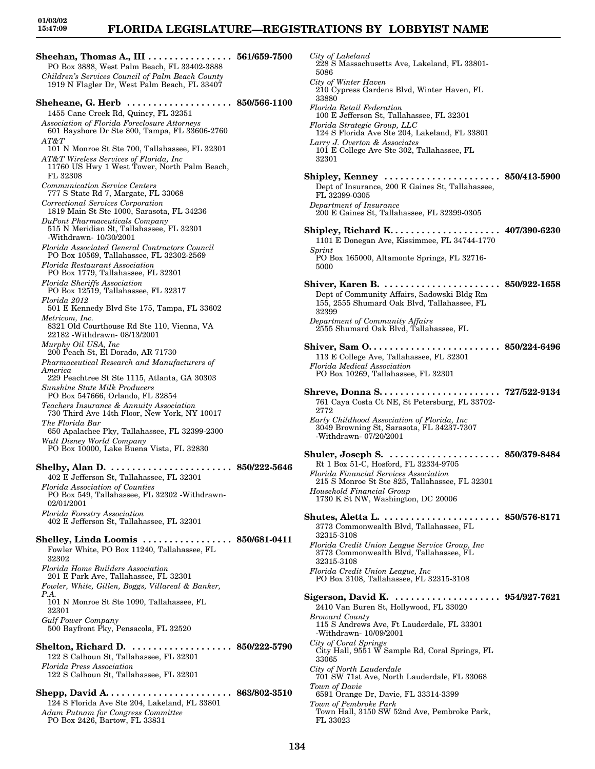**Sheehan, Thomas A., III** . . . . . . . . . . . . . . . . 561/659-7500
PO Box 3888, West Palm Beach, FL 33402-3888
*Children's Services Council of Palm Beach County*
1919 N Flagler Dr, West Palm Beach, FL 33407

**Sheheane, G. Herb** . . . . . . . . . . . . . . . . . . . . 850/566-1100
1455 Cane Creek Rd, Quincy, FL 32351
*Association of Florida Foreclosure Attorneys*
601 Bayshore Dr Ste 800, Tampa, FL 33606-2760
*AT&T*
101 N Monroe St Ste 700, Tallahassee, FL 32301
*AT&T Wireless Services of Florida, Inc*
11760 US Hwy 1 West Tower, North Palm Beach, FL 32308
*Communication Service Centers*
777 S State Rd 7, Margate, FL 33068
*Correctional Services Corporation*
1819 Main St Ste 1000, Sarasota, FL 34236
*DuPont Pharmaceuticals Company*
515 N Meridian St, Tallahassee, FL 32301 -Withdrawn- 10/30/2001
*Florida Associated General Contractors Council*
PO Box 10569, Tallahassee, FL 32302-2569
*Florida Restaurant Association*
PO Box 1779, Tallahassee, FL 32301
*Florida Sheriffs Association*
PO Box 12519, Tallahassee, FL 32317
*Florida 2012*
501 E Kennedy Blvd Ste 175, Tampa, FL 33602
*Metricom, Inc.*
8321 Old Courthouse Rd Ste 110, Vienna, VA 22182 -Withdrawn- 08/13/2001
*Murphy Oil USA, Inc*
200 Peach St, El Dorado, AR 71730
*Pharmaceutical Research and Manufacturers of America*
229 Peachtree St Ste 1115, Atlanta, GA 30303
*Sunshine State Milk Producers*
PO Box 547666, Orlando, FL 32854
*Teachers Insurance & Annuity Association*
730 Third Ave 14th Floor, New York, NY 10017
*The Florida Bar*
650 Apalachee Pky, Tallahassee, FL 32399-2300
*Walt Disney World Company*
PO Box 10000, Lake Buena Vista, FL 32830

**Shelby, Alan D.** . . . . . . . . . . . . . . . . . . . . . . . 850/222-5646
402 E Jefferson St, Tallahassee, FL 32301
*Florida Association of Counties*
PO Box 549, Tallahassee, FL 32302 -Withdrawn- 02/01/2001
*Florida Forestry Association*
402 E Jefferson St, Tallahassee, FL 32301

**Shelley, Linda Loomis** . . . . . . . . . . . . . . . . . 850/681-0411
Fowler White, PO Box 11240, Tallahassee, FL 32302
*Florida Home Builders Association*
201 E Park Ave, Tallahassee, FL 32301
*Fowler, White, Gillen, Boggs, Villareal & Banker, P.A.*
101 N Monroe St Ste 1090, Tallahassee, FL 32301
*Gulf Power Company*
500 Bayfront Pky, Pensacola, FL 32520

**Shelton, Richard D.** . . . . . . . . . . . . . . . . . . . 850/222-5790
122 S Calhoun St, Tallahassee, FL 32301
*Florida Press Association*
122 S Calhoun St, Tallahassee, FL 32301

**Shepp, David A.** . . . . . . . . . . . . . . . . . . . . . . . 863/802-3510
124 S Florida Ave Ste 204, Lakeland, FL 33801
*Adam Putnam for Congress Committee*
PO Box 2426, Bartow, FL 33831
*City of Lakeland*
228 S Massachusetts Ave, Lakeland, FL 33801-5086
*City of Winter Haven*
210 Cypress Gardens Blvd, Winter Haven, FL 33880
*Florida Retail Federation*
100 E Jefferson St, Tallahassee, FL 32301
*Florida Strategic Group, LLC*
124 S Florida Ave Ste 204, Lakeland, FL 33801
*Larry J. Overton & Associates*
101 E College Ave Ste 302, Tallahassee, FL 32301

**Shipley, Kenney** . . . . . . . . . . . . . . . . . . . . . . 850/413-5900
Dept of Insurance, 200 E Gaines St, Tallahassee, FL 32399-0305
*Department of Insurance*
200 E Gaines St, Tallahassee, FL 32399-0305

**Shipley, Richard K.** . . . . . . . . . . . . . . . . . . . . 407/390-6230
1101 E Donegan Ave, Kissimmee, FL 34744-1770
*Sprint*
PO Box 165000, Altamonte Springs, FL 32716-5000

**Shiver, Karen B.** . . . . . . . . . . . . . . . . . . . . . . 850/922-1658
Dept of Community Affairs, Sadowski Bldg Rm 155, 2555 Shumard Oak Blvd, Tallahassee, FL 32399
*Department of Community Affairs*
2555 Shumard Oak Blvd, Tallahassee, FL

**Shiver, Sam O.** . . . . . . . . . . . . . . . . . . . . . . . . 850/224-6496
113 E College Ave, Tallahassee, FL 32301
*Florida Medical Association*
PO Box 10269, Tallahassee, FL 32301

**Shreve, Donna S.** . . . . . . . . . . . . . . . . . . . . . . 727/522-9134
761 Caya Costa Ct NE, St Petersburg, FL 33702-2772
*Early Childhood Association of Florida, Inc*
3049 Browning St, Sarasota, FL 34237-7307 -Withdrawn- 07/20/2001

**Shuler, Joseph S.** . . . . . . . . . . . . . . . . . . . . . 850/379-8484
Rt 1 Box 51-C, Hosford, FL 32334-9705
*Florida Financial Services Association*
215 S Monroe St Ste 825, Tallahassee, FL 32301
*Household Financial Group*
1730 K St NW, Washington, DC 20006

**Shutes, Aletta L.** . . . . . . . . . . . . . . . . . . . . . . 850/576-8171
3773 Commonwealth Blvd, Tallahassee, FL 32315-3108
*Florida Credit Union League Service Group, Inc*
3773 Commonwealth Blvd, Tallahassee, FL 32315-3108
*Florida Credit Union League, Inc*
PO Box 3108, Tallahassee, FL 32315-3108

**Sigerson, David K.** . . . . . . . . . . . . . . . . . . . . 954/927-7621
2410 Van Buren St, Hollywood, FL 33020
*Broward County*
115 S Andrews Ave, Ft Lauderdale, FL 33301 -Withdrawn- 10/09/2001
*City of Coral Springs*
City Hall, 9551 W Sample Rd, Coral Springs, FL 33065
*City of North Lauderdale*
701 SW 71st Ave, North Lauderdale, FL 33068
*Town of Davie*
6591 Orange Dr, Davie, FL 33314-3399
*Town of Pembroke Park*
Town Hall, 3150 SW 52nd Ave, Pembroke Park, FL 33023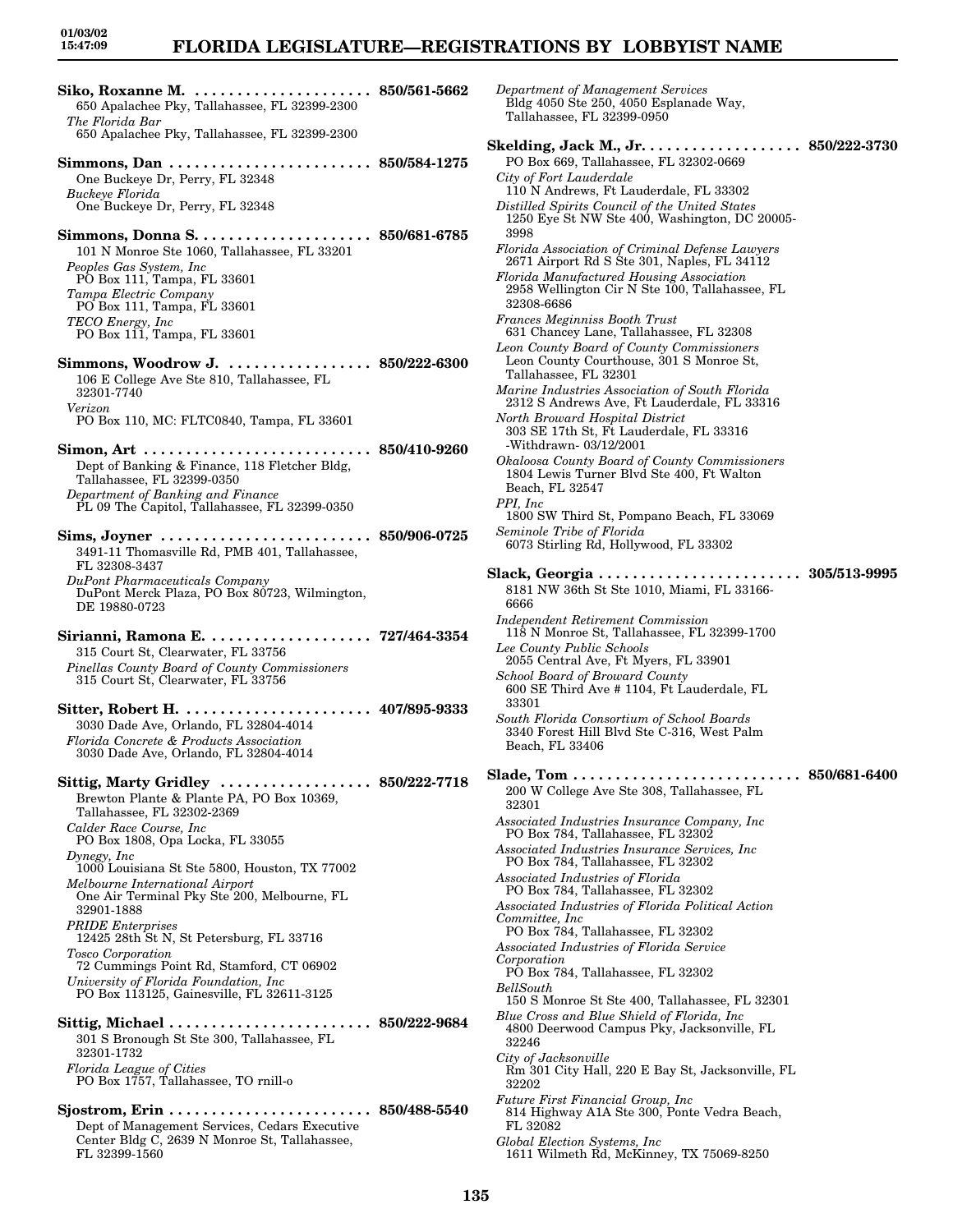**Siko, Roxanne M.** . . . . . . . . . . . . . . . . . . . . . 850/561-5662
650 Apalachee Pky, Tallahassee, FL 32399-2300
*The Florida Bar*
650 Apalachee Pky, Tallahassee, FL 32399-2300

**Simmons, Dan** . . . . . . . . . . . . . . . . . . . . . . . . 850/584-1275
One Buckeye Dr, Perry, FL 32348
*Buckeye Florida*
One Buckeye Dr, Perry, FL 32348

**Simmons, Donna S.** . . . . . . . . . . . . . . . . . . . . 850/681-6785
101 N Monroe Ste 1060, Tallahassee, FL 33201
*Peoples Gas System, Inc*
PO Box 111, Tampa, FL 33601
*Tampa Electric Company*
PO Box 111, Tampa, FL 33601
*TECO Energy, Inc*
PO Box 111, Tampa, FL 33601

**Simmons, Woodrow J.** . . . . . . . . . . . . . . . . . 850/222-6300
106 E College Ave Ste 810, Tallahassee, FL 32301-7740
*Verizon*
PO Box 110, MC: FLTC0840, Tampa, FL 33601

**Simon, Art** . . . . . . . . . . . . . . . . . . . . . . . . . . . 850/410-9260
Dept of Banking & Finance, 118 Fletcher Bldg, Tallahassee, FL 32399-0350
*Department of Banking and Finance*
PL 09 The Capitol, Tallahassee, FL 32399-0350

**Sims, Joyner** . . . . . . . . . . . . . . . . . . . . . . . . . 850/906-0725
3491-11 Thomasville Rd, PMB 401, Tallahassee, FL 32308-3437
*DuPont Pharmaceuticals Company*
DuPont Merck Plaza, PO Box 80723, Wilmington, DE 19880-0723

**Sirianni, Ramona E.** . . . . . . . . . . . . . . . . . . . 727/464-3354
315 Court St, Clearwater, FL 33756
*Pinellas County Board of County Commissioners*
315 Court St, Clearwater, FL 33756

**Sitter, Robert H.** . . . . . . . . . . . . . . . . . . . . . . 407/895-9333
3030 Dade Ave, Orlando, FL 32804-4014
*Florida Concrete & Products Association*
3030 Dade Ave, Orlando, FL 32804-4014

**Sittig, Marty Gridley** . . . . . . . . . . . . . . . . . . 850/222-7718
Brewton Plante & Plante PA, PO Box 10369, Tallahassee, FL 32302-2369
*Calder Race Course, Inc*
PO Box 1808, Opa Locka, FL 33055
*Dynegy, Inc*
1000 Louisiana St Ste 5800, Houston, TX 77002
*Melbourne International Airport*
One Air Terminal Pky Ste 200, Melbourne, FL 32901-1888
*PRIDE Enterprises*
12425 28th St N, St Petersburg, FL 33716
*Tosco Corporation*
72 Cummings Point Rd, Stamford, CT 06902
*University of Florida Foundation, Inc*
PO Box 113125, Gainesville, FL 32611-3125

**Sittig, Michael** . . . . . . . . . . . . . . . . . . . . . . . . 850/222-9684
301 S Bronough St Ste 300, Tallahassee, FL 32301-1732
*Florida League of Cities*
PO Box 1757, Tallahassee, TO rnill-o

**Sjostrom, Erin** . . . . . . . . . . . . . . . . . . . . . . . . 850/488-5540
Dept of Management Services, Cedars Executive Center Bldg C, 2639 N Monroe St, Tallahassee, FL 32399-1560
*Department of Management Services*
Bldg 4050 Ste 250, 4050 Esplanade Way, Tallahassee, FL 32399-0950

**Skelding, Jack M., Jr.** . . . . . . . . . . . . . . . . . . 850/222-3730
PO Box 669, Tallahassee, FL 32302-0669
*City of Fort Lauderdale*
110 N Andrews, Ft Lauderdale, FL 33302
*Distilled Spirits Council of the United States*
1250 Eye St NW Ste 400, Washington, DC 20005-3998
*Florida Association of Criminal Defense Lawyers*
2671 Airport Rd S Ste 301, Naples, FL 34112
*Florida Manufactured Housing Association*
2958 Wellington Cir N Ste 100, Tallahassee, FL 32308-6686
*Frances Meginniss Booth Trust*
631 Chancey Lane, Tallahassee, FL 32308
*Leon County Board of County Commissioners*
Leon County Courthouse, 301 S Monroe St, Tallahassee, FL 32301
*Marine Industries Association of South Florida*
2312 S Andrews Ave, Ft Lauderdale, FL 33316
*North Broward Hospital District*
303 SE 17th St, Ft Lauderdale, FL 33316
-Withdrawn- 03/12/2001
*Okaloosa County Board of County Commissioners*
1804 Lewis Turner Blvd Ste 400, Ft Walton Beach, FL 32547
*PPI, Inc*
1800 SW Third St, Pompano Beach, FL 33069
*Seminole Tribe of Florida*
6073 Stirling Rd, Hollywood, FL 33302

**Slack, Georgia** . . . . . . . . . . . . . . . . . . . . . . . . 305/513-9995
8181 NW 36th St Ste 1010, Miami, FL 33166-6666
*Independent Retirement Commission*
118 N Monroe St, Tallahassee, FL 32399-1700
*Lee County Public Schools*
2055 Central Ave, Ft Myers, FL 33901
*School Board of Broward County*
600 SE Third Ave # 1104, Ft Lauderdale, FL 33301
*South Florida Consortium of School Boards*
3340 Forest Hill Blvd Ste C-316, West Palm Beach, FL 33406

**Slade, Tom** . . . . . . . . . . . . . . . . . . . . . . . . . . . 850/681-6400
200 W College Ave Ste 308, Tallahassee, FL 32301
*Associated Industries Insurance Company, Inc*
PO Box 784, Tallahassee, FL 32302
*Associated Industries Insurance Services, Inc*
PO Box 784, Tallahassee, FL 32302
*Associated Industries of Florida*
PO Box 784, Tallahassee, FL 32302
*Associated Industries of Florida Political Action Committee, Inc*
PO Box 784, Tallahassee, FL 32302
*Associated Industries of Florida Service Corporation*
PO Box 784, Tallahassee, FL 32302
*BellSouth*
150 S Monroe St Ste 400, Tallahassee, FL 32301
*Blue Cross and Blue Shield of Florida, Inc*
4800 Deerwood Campus Pky, Jacksonville, FL 32246
*City of Jacksonville*
Rm 301 City Hall, 220 E Bay St, Jacksonville, FL 32202
*Future First Financial Group, Inc*
814 Highway A1A Ste 300, Ponte Vedra Beach, FL 32082
*Global Election Systems, Inc*
1611 Wilmeth Rd, McKinney, TX 75069-8250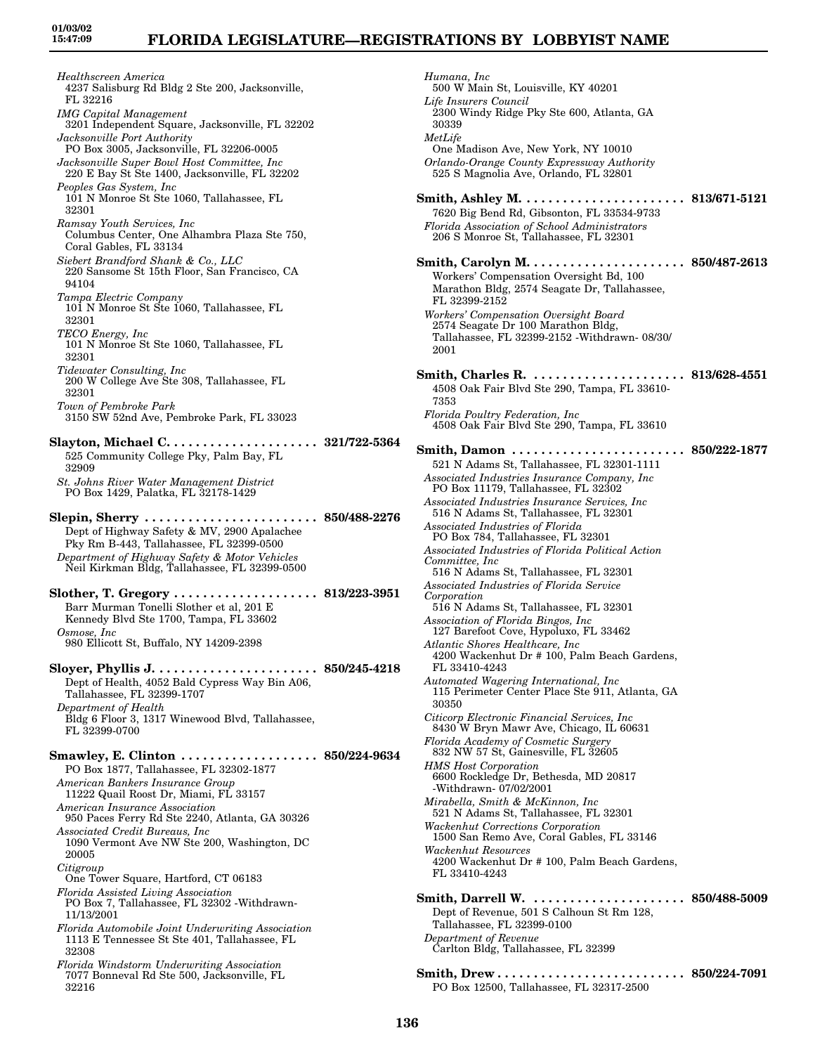*Healthscreen America*
4237 Salisburg Rd Bldg 2 Ste 200, Jacksonville, FL 32216

*IMG Capital Management*
3201 Independent Square, Jacksonville, FL 32202

*Jacksonville Port Authority*
PO Box 3005, Jacksonville, FL 32206-0005

*Jacksonville Super Bowl Host Committee, Inc*
220 E Bay St Ste 1400, Jacksonville, FL 32202

*Peoples Gas System, Inc*
101 N Monroe St Ste 1060, Tallahassee, FL 32301

*Ramsay Youth Services, Inc*
Columbus Center, One Alhambra Plaza Ste 750, Coral Gables, FL 33134

*Siebert Brandford Shank & Co., LLC*
220 Sansome St 15th Floor, San Francisco, CA 94104

*Tampa Electric Company*
101 N Monroe St Ste 1060, Tallahassee, FL 32301

*TECO Energy, Inc*
101 N Monroe St Ste 1060, Tallahassee, FL 32301

*Tidewater Consulting, Inc*
200 W College Ave Ste 308, Tallahassee, FL 32301

*Town of Pembroke Park*
3150 SW 52nd Ave, Pembroke Park, FL 33023

**Slayton, Michael C.** . . . . . . . . . . . . . . . . . . . . **321/722-5364**
525 Community College Pky, Palm Bay, FL 32909

*St. Johns River Water Management District*
PO Box 1429, Palatka, FL 32178-1429

**Slepin, Sherry** . . . . . . . . . . . . . . . . . . . . . . . . **850/488-2276**
Dept of Highway Safety & MV, 2900 Apalachee Pky Rm B-443, Tallahassee, FL 32399-0500

*Department of Highway Safety & Motor Vehicles*
Neil Kirkman Bldg, Tallahassee, FL 32399-0500

**Slother, T. Gregory** . . . . . . . . . . . . . . . . . . . . **813/223-3951**
Barr Murman Tonelli Slother et al, 201 E Kennedy Blvd Ste 1700, Tampa, FL 33602

*Osmose, Inc*
980 Ellicott St, Buffalo, NY 14209-2398

**Sloyer, Phyllis J.** . . . . . . . . . . . . . . . . . . . . . . **850/245-4218**
Dept of Health, 4052 Bald Cypress Way Bin A06, Tallahassee, FL 32399-1707

*Department of Health*
Bldg 6 Floor 3, 1317 Winewood Blvd, Tallahassee, FL 32399-0700

**Smawley, E. Clinton** . . . . . . . . . . . . . . . . . . . **850/224-9634**
PO Box 1877, Tallahassee, FL 32302-1877

*American Bankers Insurance Group*
11222 Quail Roost Dr, Miami, FL 33157

*American Insurance Association*
950 Paces Ferry Rd Ste 2240, Atlanta, GA 30326

*Associated Credit Bureaus, Inc*
1090 Vermont Ave NW Ste 200, Washington, DC 20005

*Citigroup*
One Tower Square, Hartford, CT 06183

*Florida Assisted Living Association*
PO Box 7, Tallahassee, FL 32302 -Withdrawn- 11/13/2001

*Florida Automobile Joint Underwriting Association*
1113 E Tennessee St Ste 401, Tallahassee, FL 32308

*Florida Windstorm Underwriting Association*
7077 Bonneval Rd Ste 500, Jacksonville, FL 32216

*Humana, Inc*
500 W Main St, Louisville, KY 40201

*Life Insurers Council*
2300 Windy Ridge Pky Ste 600, Atlanta, GA 30339

*MetLife*
One Madison Ave, New York, NY 10010

*Orlando-Orange County Expressway Authority*
525 S Magnolia Ave, Orlando, FL 32801

**Smith, Ashley M.** . . . . . . . . . . . . . . . . . . . . . . **813/671-5121**
7620 Big Bend Rd, Gibsonton, FL 33534-9733

*Florida Association of School Administrators*
206 S Monroe St, Tallahassee, FL 32301

**Smith, Carolyn M.** . . . . . . . . . . . . . . . . . . . . . . **850/487-2613**
Workers' Compensation Oversight Bd, 100 Marathon Bldg, 2574 Seagate Dr, Tallahassee, FL 32399-2152

*Workers' Compensation Oversight Board*
2574 Seagate Dr 100 Marathon Bldg, Tallahassee, FL 32399-2152 -Withdrawn- 08/30/2001

**Smith, Charles R.** . . . . . . . . . . . . . . . . . . . . . **813/628-4551**
4508 Oak Fair Blvd Ste 290, Tampa, FL 33610-7353

*Florida Poultry Federation, Inc*
4508 Oak Fair Blvd Ste 290, Tampa, FL 33610

**Smith, Damon** . . . . . . . . . . . . . . . . . . . . . . . . **850/222-1877**
521 N Adams St, Tallahassee, FL 32301-1111

*Associated Industries Insurance Company, Inc*
PO Box 11179, Tallahassee, FL 32302

*Associated Industries Insurance Services, Inc*
516 N Adams St, Tallahassee, FL 32301

*Associated Industries of Florida*
PO Box 784, Tallahassee, FL 32301

*Associated Industries of Florida Political Action Committee, Inc*
516 N Adams St, Tallahassee, FL 32301

*Associated Industries of Florida Service Corporation*
516 N Adams St, Tallahassee, FL 32301

*Association of Florida Bingos, Inc*
127 Barefoot Cove, Hypoluxo, FL 33462

*Atlantic Shores Healthcare, Inc*
4200 Wackenhut Dr # 100, Palm Beach Gardens, FL 33410-4243

*Automated Wagering International, Inc*
115 Perimeter Center Place Ste 911, Atlanta, GA 30350

*Citicorp Electronic Financial Services, Inc*
8430 W Bryn Mawr Ave, Chicago, IL 60631

*Florida Academy of Cosmetic Surgery*
832 NW 57 St, Gainesville, FL 32605

*HMS Host Corporation*
6600 Rockledge Dr, Bethesda, MD 20817 -Withdrawn- 07/02/2001

*Mirabella, Smith & McKinnon, Inc*
521 N Adams St, Tallahassee, FL 32301

*Wackenhut Corrections Corporation*
1500 San Remo Ave, Coral Gables, FL 33146

*Wackenhut Resources*
4200 Wackenhut Dr # 100, Palm Beach Gardens, FL 33410-4243

**Smith, Darrell W.** . . . . . . . . . . . . . . . . . . . . . **850/488-5009**
Dept of Revenue, 501 S Calhoun St Rm 128, Tallahassee, FL 32399-0100

*Department of Revenue*
Carlton Bldg, Tallahassee, FL 32399

**Smith, Drew** . . . . . . . . . . . . . . . . . . . . . . . . . . **850/224-7091**
PO Box 12500, Tallahassee, FL 32317-2500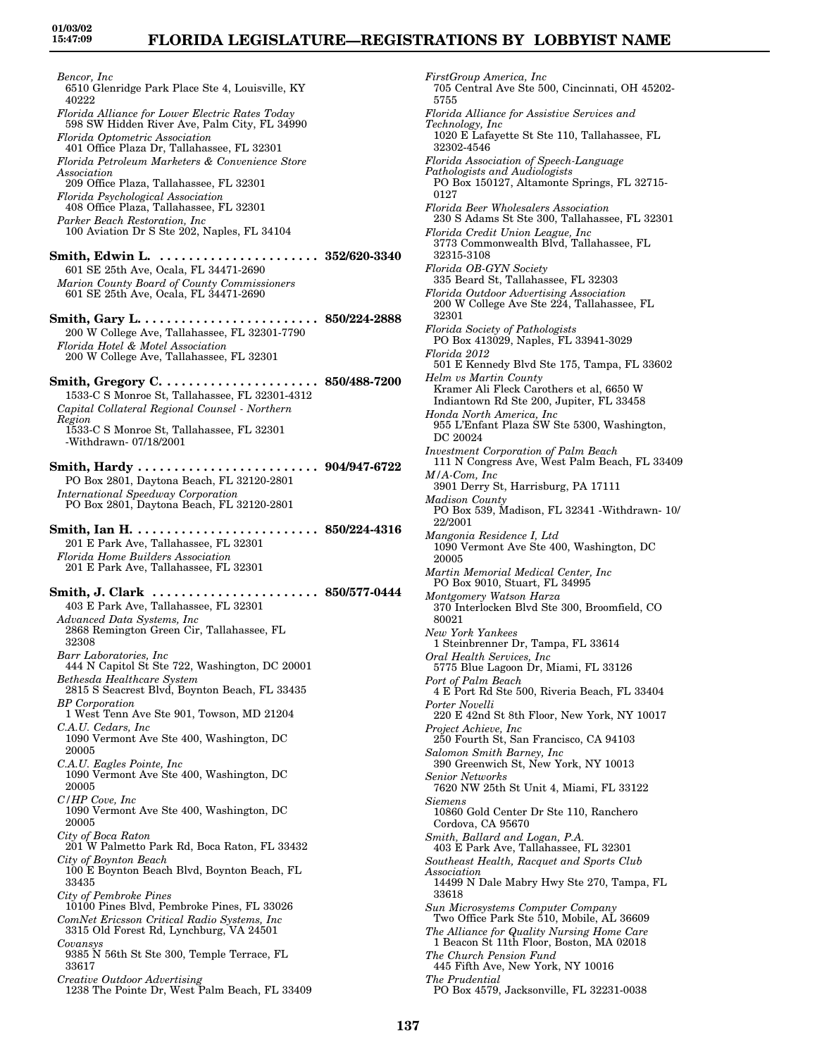*Bencor, Inc*
6510 Glenridge Park Place Ste 4, Louisville, KY 40222

*Florida Alliance for Lower Electric Rates Today*
598 SW Hidden River Ave, Palm City, FL 34990

*Florida Optometric Association*
401 Office Plaza Dr, Tallahassee, FL 32301

*Florida Petroleum Marketers & Convenience Store Association*
209 Office Plaza, Tallahassee, FL 32301

*Florida Psychological Association*
408 Office Plaza, Tallahassee, FL 32301

*Parker Beach Restoration, Inc*
100 Aviation Dr S Ste 202, Naples, FL 34104

**Smith, Edwin L. ...................... 352/620-3340**
601 SE 25th Ave, Ocala, FL 34471-2690

*Marion County Board of County Commissioners*
601 SE 25th Ave, Ocala, FL 34471-2690

**Smith, Gary L. ........................ 850/224-2888**
200 W College Ave, Tallahassee, FL 32301-7790

*Florida Hotel & Motel Association*
200 W College Ave, Tallahassee, FL 32301

**Smith, Gregory C. ..................... 850/488-7200**
1533-C S Monroe St, Tallahassee, FL 32301-4312

*Capital Collateral Regional Counsel - Northern Region*
1533-C S Monroe St, Tallahassee, FL 32301 -Withdrawn- 07/18/2001

**Smith, Hardy ......................... 904/947-6722**
PO Box 2801, Daytona Beach, FL 32120-2801

*International Speedway Corporation*
PO Box 2801, Daytona Beach, FL 32120-2801

**Smith, Ian H. ......................... 850/224-4316**
201 E Park Ave, Tallahassee, FL 32301

*Florida Home Builders Association*
201 E Park Ave, Tallahassee, FL 32301

**Smith, J. Clark ...................... 850/577-0444**
403 E Park Ave, Tallahassee, FL 32301

*Advanced Data Systems, Inc*
2868 Remington Green Cir, Tallahassee, FL 32308

*Barr Laboratories, Inc*
444 N Capitol St Ste 722, Washington, DC 20001

*Bethesda Healthcare System*
2815 S Seacrest Blvd, Boynton Beach, FL 33435

*BP Corporation*
1 West Tenn Ave Ste 901, Towson, MD 21204

*C.A.U. Cedars, Inc*
1090 Vermont Ave Ste 400, Washington, DC 20005

*C.A.U. Eagles Pointe, Inc*
1090 Vermont Ave Ste 400, Washington, DC 20005

*C/HP Cove, Inc*
1090 Vermont Ave Ste 400, Washington, DC 20005

*City of Boca Raton*
201 W Palmetto Park Rd, Boca Raton, FL 33432

*City of Boynton Beach*
100 E Boynton Beach Blvd, Boynton Beach, FL 33435

*City of Pembroke Pines*
10100 Pines Blvd, Pembroke Pines, FL 33026

*ComNet Ericsson Critical Radio Systems, Inc*
3315 Old Forest Rd, Lynchburg, VA 24501

*Covansys*
9385 N 56th St Ste 300, Temple Terrace, FL 33617

*Creative Outdoor Advertising*
1238 The Pointe Dr, West Palm Beach, FL 33409

*FirstGroup America, Inc*
705 Central Ave Ste 500, Cincinnati, OH 45202-5755

*Florida Alliance for Assistive Services and Technology, Inc*
1020 E Lafayette St Ste 110, Tallahassee, FL 32302-4546

*Florida Association of Speech-Language Pathologists and Audiologists*
PO Box 150127, Altamonte Springs, FL 32715-0127

*Florida Beer Wholesalers Association*
230 S Adams St Ste 300, Tallahassee, FL 32301

*Florida Credit Union League, Inc*
3773 Commonwealth Blvd, Tallahassee, FL 32315-3108

*Florida OB-GYN Society*
335 Beard St, Tallahassee, FL 32303

*Florida Outdoor Advertising Association*
200 W College Ave Ste 224, Tallahassee, FL 32301

*Florida Society of Pathologists*
PO Box 413029, Naples, FL 33941-3029

*Florida 2012*
501 E Kennedy Blvd Ste 175, Tampa, FL 33602

*Helm vs Martin County*
Kramer Ali Fleck Carothers et al, 6650 W Indiantown Rd Ste 200, Jupiter, FL 33458

*Honda North America, Inc*
955 L'Enfant Plaza SW Ste 5300, Washington, DC 20024

*Investment Corporation of Palm Beach*
111 N Congress Ave, West Palm Beach, FL 33409

*M/A-Com, Inc*
3901 Derry St, Harrisburg, PA 17111

*Madison County*
PO Box 539, Madison, FL 32341 -Withdrawn- 10/22/2001

*Mangonia Residence I, Ltd*
1090 Vermont Ave Ste 400, Washington, DC 20005

*Martin Memorial Medical Center, Inc*
PO Box 9010, Stuart, FL 34995

*Montgomery Watson Harza*
370 Interlocken Blvd Ste 300, Broomfield, CO 80021

*New York Yankees*
1 Steinbrenner Dr, Tampa, FL 33614

*Oral Health Services, Inc*
5775 Blue Lagoon Dr, Miami, FL 33126

*Port of Palm Beach*
4 E Port Rd Ste 500, Riveria Beach, FL 33404

*Porter Novelli*
220 E 42nd St 8th Floor, New York, NY 10017

*Project Achieve, Inc*
250 Fourth St, San Francisco, CA 94103

*Salomon Smith Barney, Inc*
390 Greenwich St, New York, NY 10013

*Senior Networks*
7620 NW 25th St Unit 4, Miami, FL 33122

*Siemens*
10860 Gold Center Dr Ste 110, Ranchero Cordova, CA 95670

*Smith, Ballard and Logan, P.A.*
403 E Park Ave, Tallahassee, FL 32301

*Southeast Health, Racquet and Sports Club Association*
14499 N Dale Mabry Hwy Ste 270, Tampa, FL 33618

*Sun Microsystems Computer Company*
Two Office Park Ste 510, Mobile, AL 36609

*The Alliance for Quality Nursing Home Care*
1 Beacon St 11th Floor, Boston, MA 02018

*The Church Pension Fund*
445 Fifth Ave, New York, NY 10016

*The Prudential*
PO Box 4579, Jacksonville, FL 32231-0038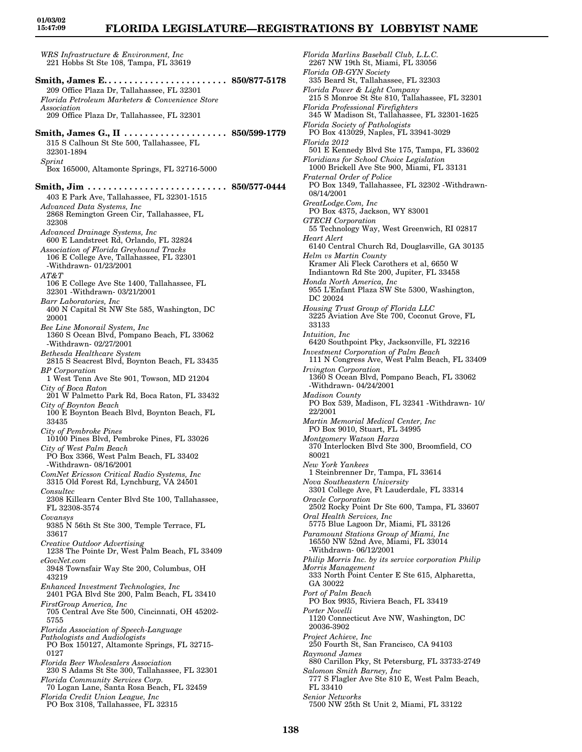*WRS Infrastructure & Environment, Inc*
221 Hobbs St Ste 108, Tampa, FL 33619

**Smith, James E. . . . . . . . . . . . . . . . . . . . . . . . 850/877-5178**
209 Office Plaza Dr, Tallahassee, FL 32301
*Florida Petroleum Marketers & Convenience Store Association*
209 Office Plaza Dr, Tallahassee, FL 32301

**Smith, James G., II . . . . . . . . . . . . . . . . . . . . 850/599-1779**
315 S Calhoun St Ste 500, Tallahassee, FL 32301-1894
*Sprint*
Box 165000, Altamonte Springs, FL 32716-5000

**Smith, Jim . . . . . . . . . . . . . . . . . . . . . . . . . . . 850/577-0444**
403 E Park Ave, Tallahassee, FL 32301-1515
*Advanced Data Systems, Inc*
2868 Remington Green Cir, Tallahassee, FL 32308
*Advanced Drainage Systems, Inc*
600 E Landstreet Rd, Orlando, FL 32824
*Association of Florida Greyhound Tracks*
106 E College Ave, Tallahassee, FL 32301 -Withdrawn- 01/23/2001
*AT&T*
106 E College Ave Ste 1400, Tallahassee, FL 32301 -Withdrawn- 03/21/2001
*Barr Laboratories, Inc*
400 N Capital St NW Ste 585, Washington, DC 20001
*Bee Line Monorail System, Inc*
1360 S Ocean Blvd, Pompano Beach, FL 33062 -Withdrawn- 02/27/2001
*Bethesda Healthcare System*
2815 S Seacrest Blvd, Boynton Beach, FL 33435
*BP Corporation*
1 West Tenn Ave Ste 901, Towson, MD 21204
*City of Boca Raton*
201 W Palmetto Park Rd, Boca Raton, FL 33432
*City of Boynton Beach*
100 E Boynton Beach Blvd, Boynton Beach, FL 33435
*City of Pembroke Pines*
10100 Pines Blvd, Pembroke Pines, FL 33026
*City of West Palm Beach*
PO Box 3366, West Palm Beach, FL 33402 -Withdrawn- 08/16/2001
*ComNet Ericsson Critical Radio Systems, Inc*
3315 Old Forest Rd, Lynchburg, VA 24501
*Consultec*
2308 Killearn Center Blvd Ste 100, Tallahassee, FL 32308-3574
*Covansys*
9385 N 56th St Ste 300, Temple Terrace, FL 33617
*Creative Outdoor Advertising*
1238 The Pointe Dr, West Palm Beach, FL 33409
*eGovNet.com*
3948 Townsfair Way Ste 200, Columbus, OH 43219
*Enhanced Investment Technologies, Inc*
2401 PGA Blvd Ste 200, Palm Beach, FL 33410
*FirstGroup America, Inc*
705 Central Ave Ste 500, Cincinnati, OH 45202-5755
*Florida Association of Speech-Language Pathologists and Audiologists*
PO Box 150127, Altamonte Springs, FL 32715-0127
*Florida Beer Wholesalers Association*
230 S Adams St Ste 300, Tallahassee, FL 32301
*Florida Community Services Corp.*
70 Logan Lane, Santa Rosa Beach, FL 32459
*Florida Credit Union League, Inc*
PO Box 3108, Tallahassee, FL 32315
*Florida Marlins Baseball Club, L.L.C.*
2267 NW 19th St, Miami, FL 33056
*Florida OB-GYN Society*
335 Beard St, Tallahassee, FL 32303
*Florida Power & Light Company*
215 S Monroe St Ste 810, Tallahassee, FL 32301
*Florida Professional Firefighters*
345 W Madison St, Tallahassee, FL 32301-1625
*Florida Society of Pathologists*
PO Box 413029, Naples, FL 33941-3029
*Florida 2012*
501 E Kennedy Blvd Ste 175, Tampa, FL 33602
*Floridians for School Choice Legislation*
1000 Brickell Ave Ste 900, Miami, FL 33131
*Fraternal Order of Police*
PO Box 1349, Tallahassee, FL 32302 -Withdrawn- 08/14/2001
*GreatLodge.Com, Inc*
PO Box 4375, Jackson, WY 83001
*GTECH Corporation*
55 Technology Way, West Greenwich, RI 02817
*Heart Alert*
6140 Central Church Rd, Douglasville, GA 30135
*Helm vs Martin County*
Kramer Ali Fleck Carothers et al, 6650 W Indiantown Rd Ste 200, Jupiter, FL 33458
*Honda North America, Inc*
955 L'Enfant Plaza SW Ste 5300, Washington, DC 20024
*Housing Trust Group of Florida LLC*
3225 Aviation Ave Ste 700, Coconut Grove, FL 33133
*Intuition, Inc*
6420 Southpoint Pky, Jacksonville, FL 32216
*Investment Corporation of Palm Beach*
111 N Congress Ave, West Palm Beach, FL 33409
*Irvington Corporation*
1360 S Ocean Blvd, Pompano Beach, FL 33062 -Withdrawn- 04/24/2001
*Madison County*
PO Box 539, Madison, FL 32341 -Withdrawn- 10/22/2001
*Martin Memorial Medical Center, Inc*
PO Box 9010, Stuart, FL 34995
*Montgomery Watson Harza*
370 Interlocken Blvd Ste 300, Broomfield, CO 80021
*New York Yankees*
1 Steinbrenner Dr, Tampa, FL 33614
*Nova Southeastern University*
3301 College Ave, Ft Lauderdale, FL 33314
*Oracle Corporation*
2502 Rocky Point Dr Ste 600, Tampa, FL 33607
*Oral Health Services, Inc*
5775 Blue Lagoon Dr, Miami, FL 33126
*Paramount Stations Group of Miami, Inc*
16550 NW 52nd Ave, Miami, FL 33014 -Withdrawn- 06/12/2001
*Philip Morris Inc. by its service corporation Philip Morris Management*
333 North Point Center E Ste 615, Alpharetta, GA 30022
*Port of Palm Beach*
PO Box 9935, Riviera Beach, FL 33419
*Porter Novelli*
1120 Connecticut Ave NW, Washington, DC 20036-3902
*Project Achieve, Inc*
250 Fourth St, San Francisco, CA 94103
*Raymond James*
880 Carillon Pky, St Petersburg, FL 33733-2749
*Salomon Smith Barney, Inc*
777 S Flagler Ave Ste 810 E, West Palm Beach, FL 33410
*Senior Networks*
7500 NW 25th St Unit 2, Miami, FL 33122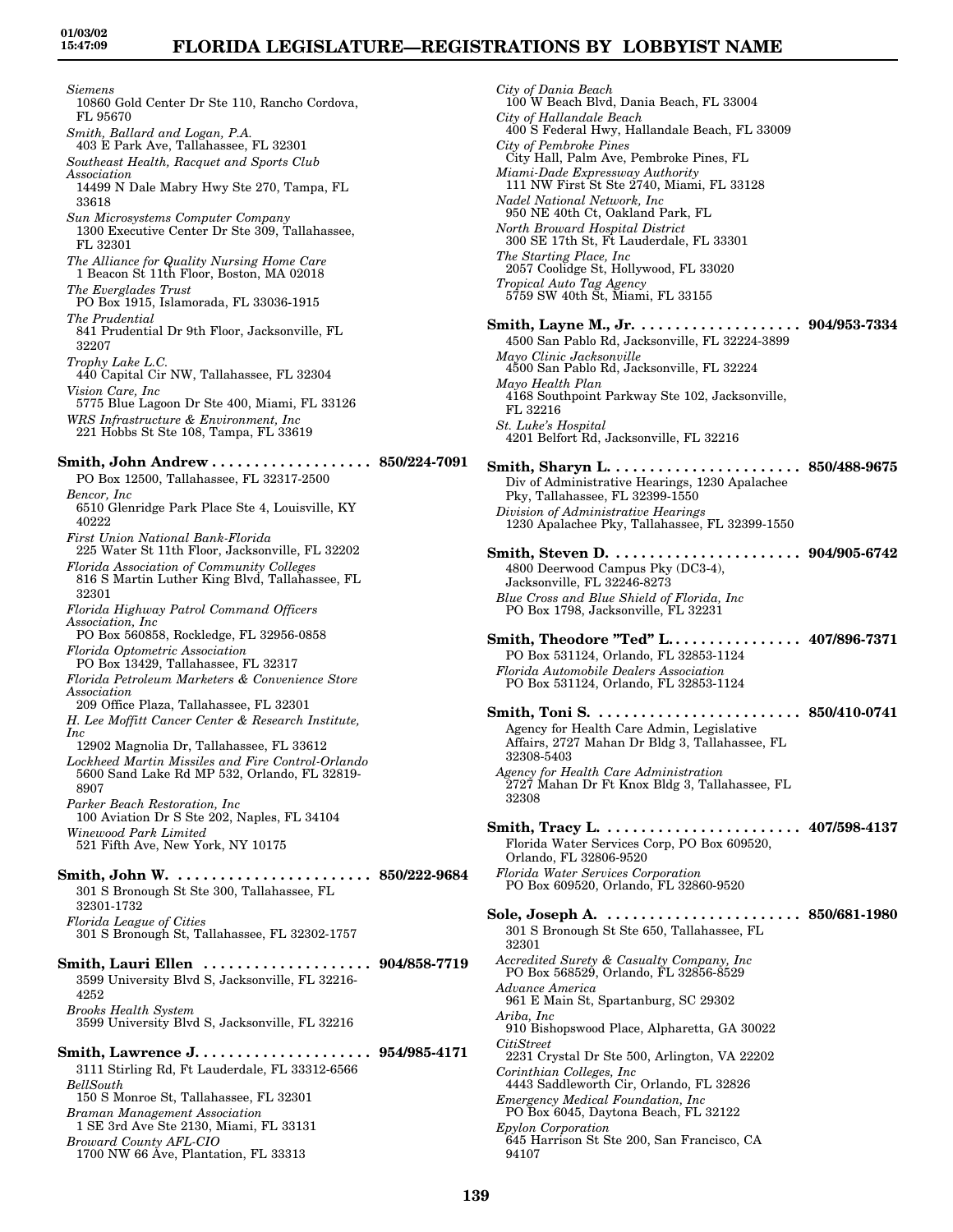*Siemens*
10860 Gold Center Dr Ste 110, Rancho Cordova, FL 95670

*Smith, Ballard and Logan, P.A.*
403 E Park Ave, Tallahassee, FL 32301

*Southeast Health, Racquet and Sports Club Association*
14499 N Dale Mabry Hwy Ste 270, Tampa, FL 33618

*Sun Microsystems Computer Company*
1300 Executive Center Dr Ste 309, Tallahassee, FL 32301

*The Alliance for Quality Nursing Home Care*
1 Beacon St 11th Floor, Boston, MA 02018

*The Everglades Trust*
PO Box 1915, Islamorada, FL 33036-1915

*The Prudential*
841 Prudential Dr 9th Floor, Jacksonville, FL 32207

*Trophy Lake L.C.*
440 Capital Cir NW, Tallahassee, FL 32304

*Vision Care, Inc*
5775 Blue Lagoon Dr Ste 400, Miami, FL 33126

*WRS Infrastructure & Environment, Inc*
221 Hobbs St Ste 108, Tampa, FL 33619

**Smith, John Andrew . . . . . . . . . . . . . . . . . . . 850/224-7091**
PO Box 12500, Tallahassee, FL 32317-2500

*Bencor, Inc*
6510 Glenridge Park Place Ste 4, Louisville, KY 40222

*First Union National Bank-Florida*
225 Water St 11th Floor, Jacksonville, FL 32202

*Florida Association of Community Colleges*
816 S Martin Luther King Blvd, Tallahassee, FL 32301

*Florida Highway Patrol Command Officers Association, Inc*
PO Box 560858, Rockledge, FL 32956-0858

*Florida Optometric Association*
PO Box 13429, Tallahassee, FL 32317

*Florida Petroleum Marketers & Convenience Store Association*
209 Office Plaza, Tallahassee, FL 32301

*H. Lee Moffitt Cancer Center & Research Institute, Inc*
12902 Magnolia Dr, Tallahassee, FL 33612

*Lockheed Martin Missiles and Fire Control-Orlando*
5600 Sand Lake Rd MP 532, Orlando, FL 32819-8907

*Parker Beach Restoration, Inc*
100 Aviation Dr S Ste 202, Naples, FL 34104

*Winewood Park Limited*
521 Fifth Ave, New York, NY 10175

**Smith, John W. . . . . . . . . . . . . . . . . . . . . . . . 850/222-9684**
301 S Bronough St Ste 300, Tallahassee, FL 32301-1732

*Florida League of Cities*
301 S Bronough St, Tallahassee, FL 32302-1757

**Smith, Lauri Ellen . . . . . . . . . . . . . . . . . . . . 904/858-7719**
3599 University Blvd S, Jacksonville, FL 32216-4252

*Brooks Health System*
3599 University Blvd S, Jacksonville, FL 32216

**Smith, Lawrence J. . . . . . . . . . . . . . . . . . . . . 954/985-4171**
3111 Stirling Rd, Ft Lauderdale, FL 33312-6566

*BellSouth*
150 S Monroe St, Tallahassee, FL 32301

*Braman Management Association*
1 SE 3rd Ave Ste 2130, Miami, FL 33131

*Broward County AFL-CIO*
1700 NW 66 Ave, Plantation, FL 33313

*City of Dania Beach*
100 W Beach Blvd, Dania Beach, FL 33004

*City of Hallandale Beach*
400 S Federal Hwy, Hallandale Beach, FL 33009

*City of Pembroke Pines*
City Hall, Palm Ave, Pembroke Pines, FL

*Miami-Dade Expressway Authority*
111 NW First St Ste 2740, Miami, FL 33128

*Nadel National Network, Inc*
950 NE 40th Ct, Oakland Park, FL

*North Broward Hospital District*
300 SE 17th St, Ft Lauderdale, FL 33301

*The Starting Place, Inc*
2057 Coolidge St, Hollywood, FL 33020

*Tropical Auto Tag Agency*
5759 SW 40th St, Miami, FL 33155

**Smith, Layne M., Jr. . . . . . . . . . . . . . . . . . . . 904/953-7334**
4500 San Pablo Rd, Jacksonville, FL 32224-3899

*Mayo Clinic Jacksonville*
4500 San Pablo Rd, Jacksonville, FL 32224

*Mayo Health Plan*
4168 Southpoint Parkway Ste 102, Jacksonville, FL 32216

*St. Luke's Hospital*
4201 Belfort Rd, Jacksonville, FL 32216

**Smith, Sharyn L. . . . . . . . . . . . . . . . . . . . . . . 850/488-9675**
Div of Administrative Hearings, 1230 Apalachee Pky, Tallahassee, FL 32399-1550

*Division of Administrative Hearings*
1230 Apalachee Pky, Tallahassee, FL 32399-1550

**Smith, Steven D. . . . . . . . . . . . . . . . . . . . . . . 904/905-6742**
4800 Deerwood Campus Pky (DC3-4), Jacksonville, FL 32246-8273

*Blue Cross and Blue Shield of Florida, Inc*
PO Box 1798, Jacksonville, FL 32231

**Smith, Theodore "Ted" L. . . . . . . . . . . . . . . . 407/896-7371**
PO Box 531124, Orlando, FL 32853-1124

*Florida Automobile Dealers Association*
PO Box 531124, Orlando, FL 32853-1124

**Smith, Toni S. . . . . . . . . . . . . . . . . . . . . . . . . 850/410-0741**
Agency for Health Care Admin, Legislative Affairs, 2727 Mahan Dr Bldg 3, Tallahassee, FL 32308-5403

*Agency for Health Care Administration*
2727 Mahan Dr Ft Knox Bldg 3, Tallahassee, FL 32308

**Smith, Tracy L. . . . . . . . . . . . . . . . . . . . . . . . 407/598-4137**
Florida Water Services Corp, PO Box 609520, Orlando, FL 32806-9520

*Florida Water Services Corporation*
PO Box 609520, Orlando, FL 32860-9520

**Sole, Joseph A. . . . . . . . . . . . . . . . . . . . . . . . 850/681-1980**
301 S Bronough St Ste 650, Tallahassee, FL 32301

*Accredited Surety & Casualty Company, Inc*
PO Box 568529, Orlando, FL 32856-8529

*Advance America*
961 E Main St, Spartanburg, SC 29302

*Ariba, Inc*
910 Bishopswood Place, Alpharetta, GA 30022

*CitiStreet*
2231 Crystal Dr Ste 500, Arlington, VA 22202

*Corinthian Colleges, Inc*
4443 Saddleworth Cir, Orlando, FL 32826

*Emergency Medical Foundation, Inc*
PO Box 6045, Daytona Beach, FL 32122

*Epylon Corporation*
645 Harrison St Ste 200, San Francisco, CA 94107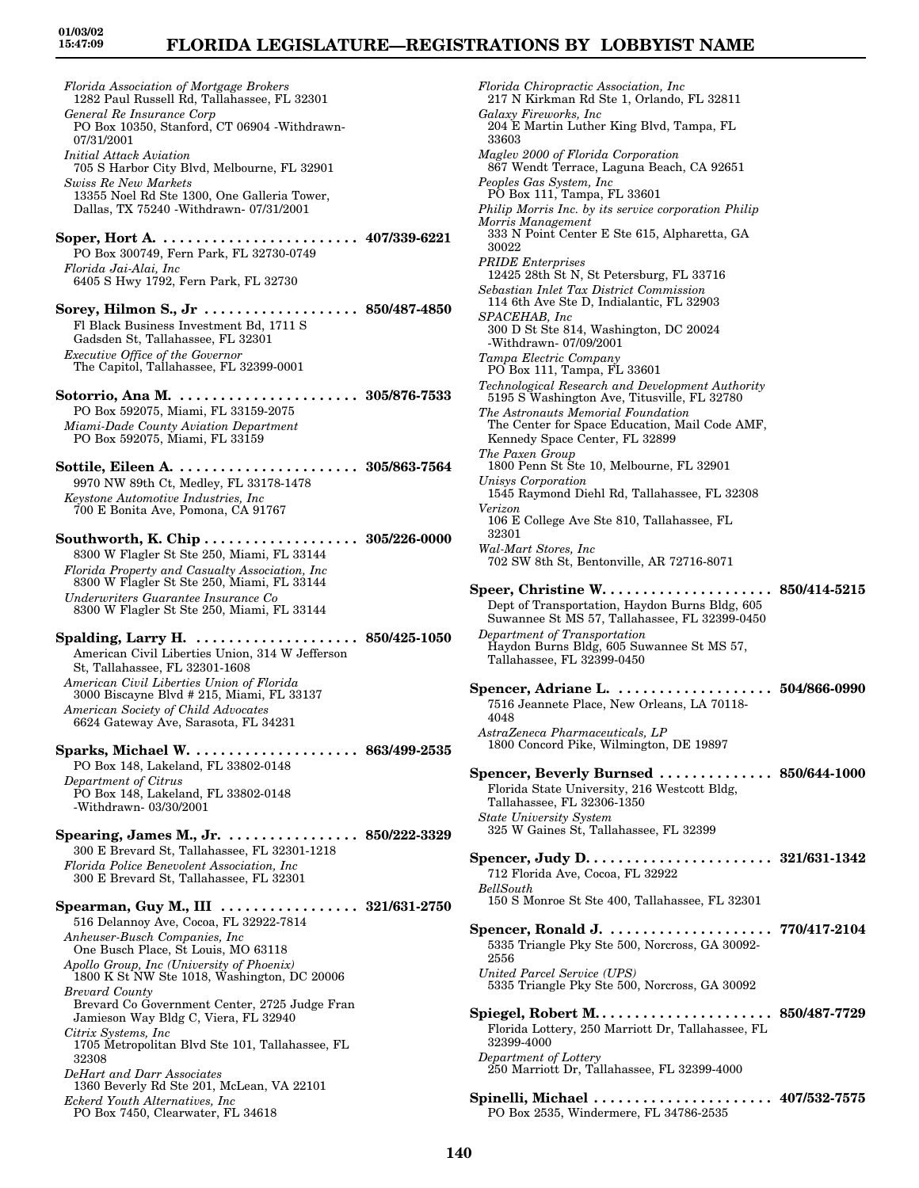*Florida Association of Mortgage Brokers*
1282 Paul Russell Rd, Tallahassee, FL 32301
*General Re Insurance Corp*
PO Box 10350, Stanford, CT 06904 -Withdrawn- 07/31/2001
*Initial Attack Aviation*
705 S Harbor City Blvd, Melbourne, FL 32901
*Swiss Re New Markets*
13355 Noel Rd Ste 1300, One Galleria Tower, Dallas, TX 75240 -Withdrawn- 07/31/2001

**Soper, Hort A. . . . . . . . . . . . . . . . . . . . . . . . . 407/339-6221**
PO Box 300749, Fern Park, FL 32730-0749
*Florida Jai-Alai, Inc*
6405 S Hwy 1792, Fern Park, FL 32730

**Sorey, Hilmon S., Jr . . . . . . . . . . . . . . . . . . . 850/487-4850**
Fl Black Business Investment Bd, 1711 S Gadsden St, Tallahassee, FL 32301
*Executive Office of the Governor*
The Capitol, Tallahassee, FL 32399-0001

**Sotorrio, Ana M. . . . . . . . . . . . . . . . . . . . . . . 305/876-7533**
PO Box 592075, Miami, FL 33159-2075
*Miami-Dade County Aviation Department*
PO Box 592075, Miami, FL 33159

**Sottile, Eileen A. . . . . . . . . . . . . . . . . . . . . . . 305/863-7564**
9970 NW 89th Ct, Medley, FL 33178-1478
*Keystone Automotive Industries, Inc*
700 E Bonita Ave, Pomona, CA 91767

**Southworth, K. Chip . . . . . . . . . . . . . . . . . . . 305/226-0000**
8300 W Flagler St Ste 250, Miami, FL 33144
*Florida Property and Casualty Association, Inc*
8300 W Flagler St Ste 250, Miami, FL 33144
*Underwriters Guarantee Insurance Co*
8300 W Flagler St Ste 250, Miami, FL 33144

**Spalding, Larry H. . . . . . . . . . . . . . . . . . . . . 850/425-1050**
American Civil Liberties Union, 314 W Jefferson St, Tallahassee, FL 32301-1608
*American Civil Liberties Union of Florida*
3000 Biscayne Blvd # 215, Miami, FL 33137
*American Society of Child Advocates*
6624 Gateway Ave, Sarasota, FL 34231

**Sparks, Michael W. . . . . . . . . . . . . . . . . . . . . 863/499-2535**
PO Box 148, Lakeland, FL 33802-0148
*Department of Citrus*
PO Box 148, Lakeland, FL 33802-0148 -Withdrawn- 03/30/2001

**Spearing, James M., Jr. . . . . . . . . . . . . . . . . 850/222-3329**
300 E Brevard St, Tallahassee, FL 32301-1218
*Florida Police Benevolent Association, Inc*
300 E Brevard St, Tallahassee, FL 32301

**Spearman, Guy M., III . . . . . . . . . . . . . . . . . 321/631-2750**
516 Delannoy Ave, Cocoa, FL 32922-7814
*Anheuser-Busch Companies, Inc*
One Busch Place, St Louis, MO 63118
*Apollo Group, Inc (University of Phoenix)*
1800 K St NW Ste 1018, Washington, DC 20006
*Brevard County*
Brevard Co Government Center, 2725 Judge Fran Jamieson Way Bldg C, Viera, FL 32940
*Citrix Systems, Inc*
1705 Metropolitan Blvd Ste 101, Tallahassee, FL 32308
*DeHart and Darr Associates*
1360 Beverly Rd Ste 201, McLean, VA 22101
*Eckerd Youth Alternatives, Inc*
PO Box 7450, Clearwater, FL 34618
*Florida Chiropractic Association, Inc*
217 N Kirkman Rd Ste 1, Orlando, FL 32811
*Galaxy Fireworks, Inc*
204 E Martin Luther King Blvd, Tampa, FL 33603
*Maglev 2000 of Florida Corporation*
867 Wendt Terrace, Laguna Beach, CA 92651
*Peoples Gas System, Inc*
PO Box 111, Tampa, FL 33601
*Philip Morris Inc. by its service corporation Philip Morris Management*
333 N Point Center E Ste 615, Alpharetta, GA 30022
*PRIDE Enterprises*
12425 28th St N, St Petersburg, FL 33716
*Sebastian Inlet Tax District Commission*
114 6th Ave Ste D, Indialantic, FL 32903
*SPACEHAB, Inc*
300 D St Ste 814, Washington, DC 20024 -Withdrawn- 07/09/2001
*Tampa Electric Company*
PO Box 111, Tampa, FL 33601
*Technological Research and Development Authority*
5195 S Washington Ave, Titusville, FL 32780
*The Astronauts Memorial Foundation*
The Center for Space Education, Mail Code AMF, Kennedy Space Center, FL 32899
*The Paxen Group*
1800 Penn St Ste 10, Melbourne, FL 32901
*Unisys Corporation*
1545 Raymond Diehl Rd, Tallahassee, FL 32308
*Verizon*
106 E College Ave Ste 810, Tallahassee, FL 32301
*Wal-Mart Stores, Inc*
702 SW 8th St, Bentonville, AR 72716-8071

**Speer, Christine W. . . . . . . . . . . . . . . . . . . . 850/414-5215**
Dept of Transportation, Haydon Burns Bldg, 605 Suwannee St MS 57, Tallahassee, FL 32399-0450
*Department of Transportation*
Haydon Burns Bldg, 605 Suwannee St MS 57, Tallahassee, FL 32399-0450

**Spencer, Adriane L. . . . . . . . . . . . . . . . . . . . 504/866-0990**
7516 Jeannete Place, New Orleans, LA 70118-4048
*AstraZeneca Pharmaceuticals, LP*
1800 Concord Pike, Wilmington, DE 19897

**Spencer, Beverly Burnsed . . . . . . . . . . . . . . 850/644-1000**
Florida State University, 216 Westcott Bldg, Tallahassee, FL 32306-1350
*State University System*
325 W Gaines St, Tallahassee, FL 32399

**Spencer, Judy D. . . . . . . . . . . . . . . . . . . . . . . 321/631-1342**
712 Florida Ave, Cocoa, FL 32922
*BellSouth*
150 S Monroe St Ste 400, Tallahassee, FL 32301

**Spencer, Ronald J. . . . . . . . . . . . . . . . . . . . . 770/417-2104**
5335 Triangle Pky Ste 500, Norcross, GA 30092-2556
*United Parcel Service (UPS)*
5335 Triangle Pky Ste 500, Norcross, GA 30092

**Spiegel, Robert M. . . . . . . . . . . . . . . . . . . . . . 850/487-7729**
Florida Lottery, 250 Marriott Dr, Tallahassee, FL 32399-4000
*Department of Lottery*
250 Marriott Dr, Tallahassee, FL 32399-4000

**Spinelli, Michael . . . . . . . . . . . . . . . . . . . . . . 407/532-7575**
PO Box 2535, Windermere, FL 34786-2535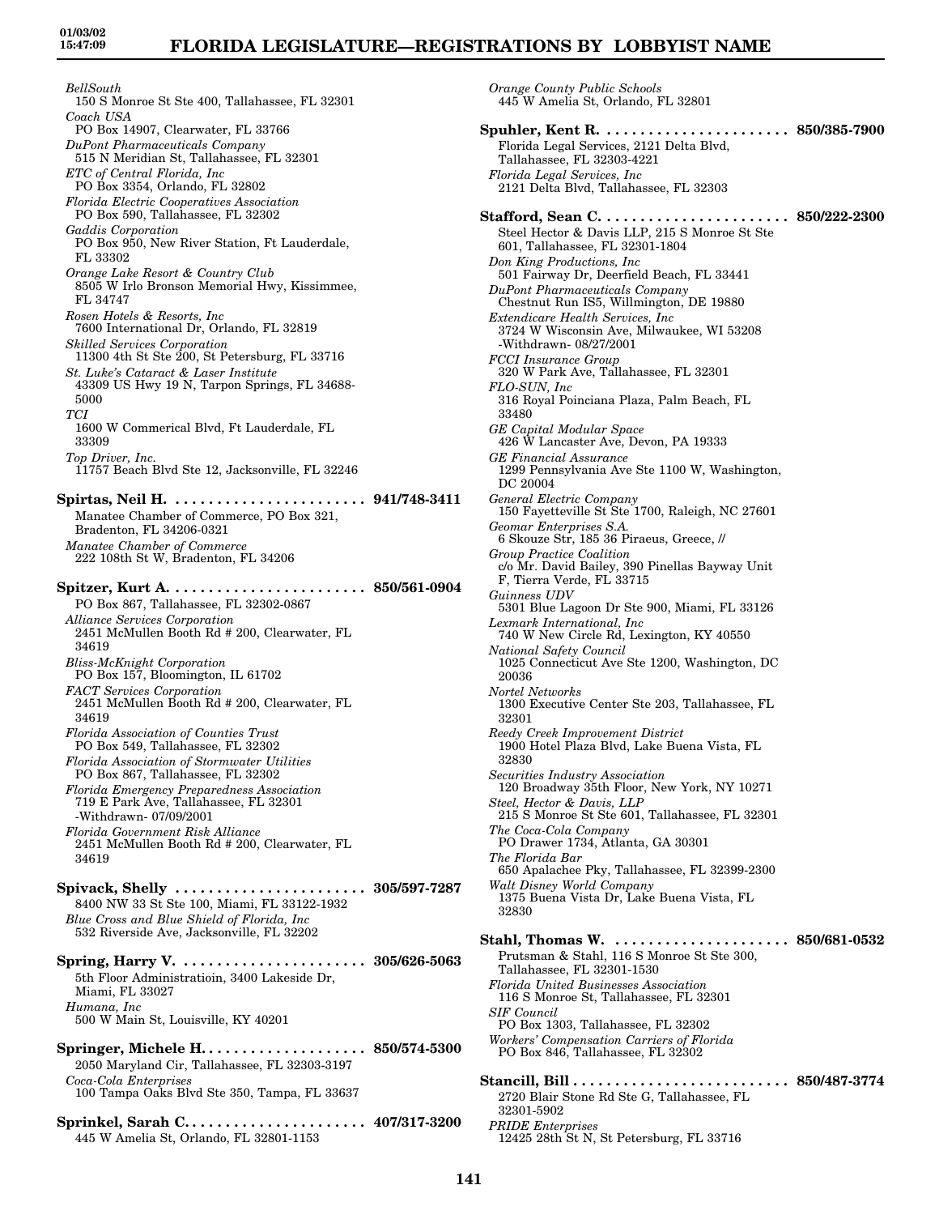*BellSouth*
150 S Monroe St Ste 400, Tallahassee, FL 32301
*Coach USA*
PO Box 14907, Clearwater, FL 33766
*DuPont Pharmaceuticals Company*
515 N Meridian St, Tallahassee, FL 32301
*ETC of Central Florida, Inc*
PO Box 3354, Orlando, FL 32802
*Florida Electric Cooperatives Association*
PO Box 590, Tallahassee, FL 32302
*Gaddis Corporation*
PO Box 950, New River Station, Ft Lauderdale, FL 33302
*Orange Lake Resort & Country Club*
8505 W Irlo Bronson Memorial Hwy, Kissimmee, FL 34747
*Rosen Hotels & Resorts, Inc*
7600 International Dr, Orlando, FL 32819
*Skilled Services Corporation*
11300 4th St Ste 200, St Petersburg, FL 33716
*St. Luke's Cataract & Laser Institute*
43309 US Hwy 19 N, Tarpon Springs, FL 34688-5000
*TCI*
1600 W Commerical Blvd, Ft Lauderdale, FL 33309
*Top Driver, Inc.*
11757 Beach Blvd Ste 12, Jacksonville, FL 32246

**Spirtas, Neil H. ....................... 941/748-3411**
Manatee Chamber of Commerce, PO Box 321, Bradenton, FL 34206-0321
*Manatee Chamber of Commerce*
222 108th St W, Bradenton, FL 34206

**Spitzer, Kurt A. ....................... 850/561-0904**
PO Box 867, Tallahassee, FL 32302-0867
*Alliance Services Corporation*
2451 McMullen Booth Rd # 200, Clearwater, FL 34619
*Bliss-McKnight Corporation*
PO Box 157, Bloomington, IL 61702
*FACT Services Corporation*
2451 McMullen Booth Rd # 200, Clearwater, FL 34619
*Florida Association of Counties Trust*
PO Box 549, Tallahassee, FL 32302
*Florida Association of Stormwater Utilities*
PO Box 867, Tallahassee, FL 32302
*Florida Emergency Preparedness Association*
719 E Park Ave, Tallahassee, FL 32301
-Withdrawn- 07/09/2001
*Florida Government Risk Alliance*
2451 McMullen Booth Rd # 200, Clearwater, FL 34619

**Spivack, Shelly ....................... 305/597-7287**
8400 NW 33 St Ste 100, Miami, FL 33122-1932
*Blue Cross and Blue Shield of Florida, Inc*
532 Riverside Ave, Jacksonville, FL 32202

**Spring, Harry V. ....................... 305/626-5063**
5th Floor Administratioin, 3400 Lakeside Dr, Miami, FL 33027
*Humana, Inc*
500 W Main St, Louisville, KY 40201

**Springer, Michele H. .................... 850/574-5300**
2050 Maryland Cir, Tallahassee, FL 32303-3197
*Coca-Cola Enterprises*
100 Tampa Oaks Blvd Ste 350, Tampa, FL 33637

**Sprinkel, Sarah C. ...................... 407/317-3200**
445 W Amelia St, Orlando, FL 32801-1153
*Orange County Public Schools*
445 W Amelia St, Orlando, FL 32801

**Spuhler, Kent R. ....................... 850/385-7900**
Florida Legal Services, 2121 Delta Blvd, Tallahassee, FL 32303-4221
*Florida Legal Services, Inc*
2121 Delta Blvd, Tallahassee, FL 32303

**Stafford, Sean C. ...................... 850/222-2300**
Steel Hector & Davis LLP, 215 S Monroe St Ste 601, Tallahassee, FL 32301-1804
*Don King Productions, Inc*
501 Fairway Dr, Deerfield Beach, FL 33441
*DuPont Pharmaceuticals Company*
Chestnut Run IS5, Willmington, DE 19880
*Extendicare Health Services, Inc*
3724 W Wisconsin Ave, Milwaukee, WI 53208
-Withdrawn- 08/27/2001
*FCCI Insurance Group*
320 W Park Ave, Tallahassee, FL 32301
*FLO-SUN, Inc*
316 Royal Poinciana Plaza, Palm Beach, FL 33480
*GE Capital Modular Space*
426 W Lancaster Ave, Devon, PA 19333
*GE Financial Assurance*
1299 Pensylvania Ave Ste 1100 W, Washington, DC 20004
*General Electric Company*
150 Fayetteville St Ste 1700, Raleigh, NC 27601
*Geomar Enterprises S.A.*
6 Skouze Str, 185 36 Piraeus, Greece, //
*Group Practice Coalition*
c/o Mr. David Bailey, 390 Pinellas Bayway Unit F, Tierra Verde, FL 33715
*Guinness UDV*
5301 Blue Lagoon Dr Ste 900, Miami, FL 33126
*Lexmark International, Inc*
740 W New Circle Rd, Lexington, KY 40550
*National Safety Council*
1025 Connecticut Ave Ste 1200, Washington, DC 20036
*Nortel Networks*
1300 Executive Center Ste 203, Tallahassee, FL 32301
*Reedy Creek Improvement District*
1900 Hotel Plaza Blvd, Lake Buena Vista, FL 32830
*Securities Industry Association*
120 Broadway 35th Floor, New York, NY 10271
*Steel, Hector & Davis, LLP*
215 S Monroe St Ste 601, Tallahassee, FL 32301
*The Coca-Cola Company*
PO Drawer 1734, Atlanta, GA 30301
*The Florida Bar*
650 Apalachee Pky, Tallahassee, FL 32399-2300
*Walt Disney World Company*
1375 Buena Vista Dr, Lake Buena Vista, FL 32830

**Stahl, Thomas W. ...................... 850/681-0532**
Prutsman & Stahl, 116 S Monroe St Ste 300, Tallahassee, FL 32301-1530
*Florida United Businesses Association*
116 S Monroe St, Tallahassee, FL 32301
*SIF Council*
PO Box 1303, Tallahassee, FL 32302
*Workers' Compensation Carriers of Florida*
PO Box 846, Tallahassee, FL 32302

**Stancill, Bill .......................... 850/487-3774**
2720 Blair Stone Rd Ste G, Tallahassee, FL 32301-5902
*PRIDE Enterprises*
12425 28th St N, St Petersburg, FL 33716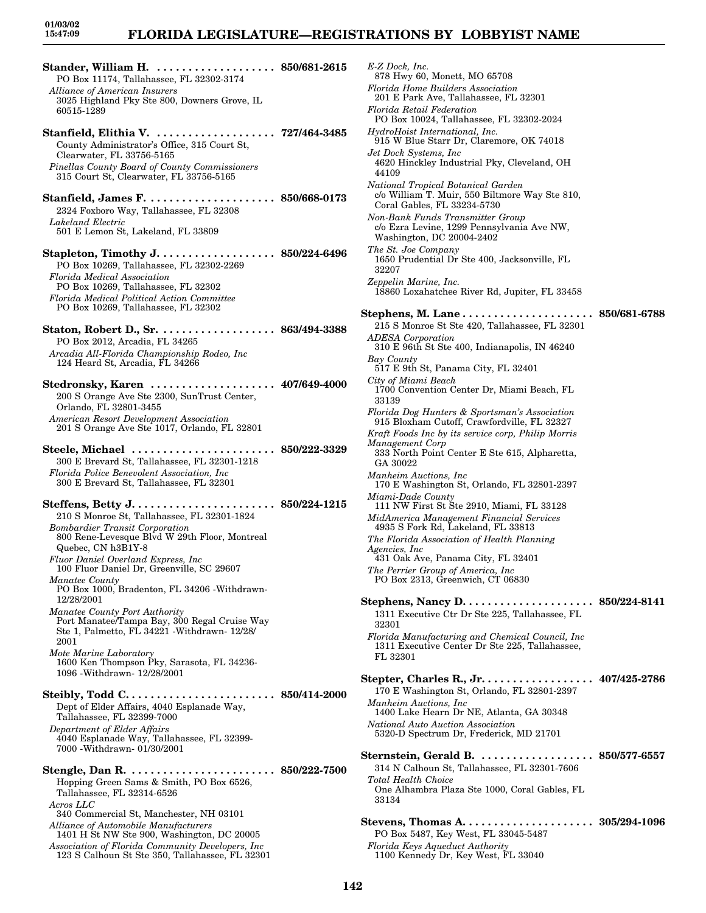**Stander, William H. .................... 850/681-2615**
PO Box 11174, Tallahassee, FL 32302-3174
*Alliance of American Insurers*
3025 Highland Pky Ste 800, Downers Grove, IL 60515-1289

**Stanfield, Elithia V. .................... 727/464-3485**
County Administrator's Office, 315 Court St, Clearwater, FL 33756-5165
*Pinellas County Board of County Commissioners*
315 Court St, Clearwater, FL 33756-5165

**Stanfield, James F. .................... 850/668-0173**
2324 Foxboro Way, Tallahassee, FL 32308
*Lakeland Electric*
501 E Lemon St, Lakeland, FL 33809

**Stapleton, Timothy J. .................... 850/224-6496**
PO Box 10269, Tallahassee, FL 32302-2269
*Florida Medical Association*
PO Box 10269, Tallahassee, FL 32302
*Florida Medical Political Action Committee*
PO Box 10269, Tallahassee, FL 32302

**Staton, Robert D., Sr. .................... 863/494-3388**
PO Box 2012, Arcadia, FL 34265
*Arcadia All-Florida Championship Rodeo, Inc*
124 Heard St, Arcadia, FL 34266

**Stedronsky, Karen .................... 407/649-4000**
200 S Orange Ave Ste 2300, SunTrust Center, Orlando, FL 32801-3455
*American Resort Development Association*
201 S Orange Ave Ste 1017, Orlando, FL 32801

**Steele, Michael .................... 850/222-3329**
300 E Brevard St, Tallahassee, FL 32301-1218
*Florida Police Benevolent Association, Inc*
300 E Brevard St, Tallahassee, FL 32301

**Steffens, Betty J. .................... 850/224-1215**
210 S Monroe St, Tallahassee, FL 32301-1824
*Bombardier Transit Corporation*
800 Rene-Levesque Blvd W 29th Floor, Montreal Quebec, CN h3B1Y-8
*Fluor Daniel Overland Express, Inc*
100 Fluor Daniel Dr, Greenville, SC 29607
*Manatee County*
PO Box 1000, Bradenton, FL 34206 -Withdrawn- 12/28/2001
*Manatee County Port Authority*
Port Manatee/Tampa Bay, 300 Regal Cruise Way Ste 1, Palmetto, FL 34221 -Withdrawn- 12/28/2001
*Mote Marine Laboratory*
1600 Ken Thompson Pky, Sarasota, FL 34236-1096 -Withdrawn- 12/28/2001

**Steibly, Todd C. .................... 850/414-2000**
Dept of Elder Affairs, 4040 Esplanade Way, Tallahassee, FL 32399-7000
*Department of Elder Affairs*
4040 Esplanade Way, Tallahassee, FL 32399-7000 -Withdrawn- 01/30/2001

**Stengle, Dan R. .................... 850/222-7500**
Hopping Green Sams & Smith, PO Box 6526, Tallahassee, FL 32314-6526
*Acros LLC*
340 Commercial St, Manchester, NH 03101
*Alliance of Automobile Manufacturers*
1401 H St NW Ste 900, Washington, DC 20005
*Association of Florida Community Developers, Inc*
123 S Calhoun St Ste 350, Tallahassee, FL 32301
*E-Z Dock, Inc.*
878 Hwy 60, Monett, MO 65708
*Florida Home Builders Association*
201 E Park Ave, Tallahassee, FL 32301
*Florida Retail Federation*
PO Box 10024, Tallahassee, FL 32302-2024
*HydroHoist International, Inc.*
915 W Blue Starr Dr, Claremore, OK 74018
*Jet Dock Systems, Inc*
4620 Hinckley Industrial Pky, Cleveland, OH 44109
*National Tropical Botanical Garden*
c/o William T. Muir, 550 Biltmore Way Ste 810, Coral Gables, FL 33234-5730
*Non-Bank Funds Transmitter Group*
c/o Ezra Levine, 1299 Pennsylvania Ave NW, Washington, DC 20004-2402
*The St. Joe Company*
1650 Prudential Dr Ste 400, Jacksonville, FL 32207
*Zeppelin Marine, Inc.*
18860 Loxahatchee River Rd, Jupiter, FL 33458

**Stephens, M. Lane .................... 850/681-6788**
215 S Monroe St Ste 420, Tallahassee, FL 32301
*ADESA Corporation*
310 E 96th St Ste 400, Indianapolis, IN 46240
*Bay County*
517 E 9th St, Panama City, FL 32401
*City of Miami Beach*
1700 Convention Center Dr, Miami Beach, FL 33139
*Florida Dog Hunters & Sportsman's Association*
915 Bloxham Cutoff, Crawfordville, FL 32327
*Kraft Foods Inc by its service corp, Philip Morris Management Corp*
333 North Point Center E Ste 615, Alpharetta, GA 30022
*Manheim Auctions, Inc*
170 E Washington St, Orlando, FL 32801-2397
*Miami-Dade County*
111 NW First St Ste 2910, Miami, FL 33128
*MidAmerica Management Financial Services*
4935 S Fork Rd, Lakeland, FL 33813
*The Florida Association of Health Planning Agencies, Inc*
431 Oak Ave, Panama City, FL 32401
*The Perrier Group of America, Inc*
PO Box 2313, Greenwich, CT 06830

**Stephens, Nancy D. .................... 850/224-8141**
1311 Executive Ctr Dr Ste 225, Tallahassee, FL 32301
*Florida Manufacturing and Chemical Council, Inc*
1311 Executive Center Dr Ste 225, Tallahassee, FL 32301

**Stepter, Charles R., Jr. .................... 407/425-2786**
170 E Washington St, Orlando, FL 32801-2397
*Manheim Auctions, Inc*
1400 Lake Hearn Dr NE, Atlanta, GA 30348
*National Auto Auction Association*
5320-D Spectrum Dr, Frederick, MD 21701

**Sternstein, Gerald B. .................... 850/577-6557**
314 N Calhoun St, Tallahassee, FL 32301-7606
*Total Health Choice*
One Alhambra Plaza Ste 1000, Coral Gables, FL 33134

**Stevens, Thomas A. .................... 305/294-1096**
PO Box 5487, Key West, FL 33045-5487
*Florida Keys Aqueduct Authority*
1100 Kennedy Dr, Key West, FL 33040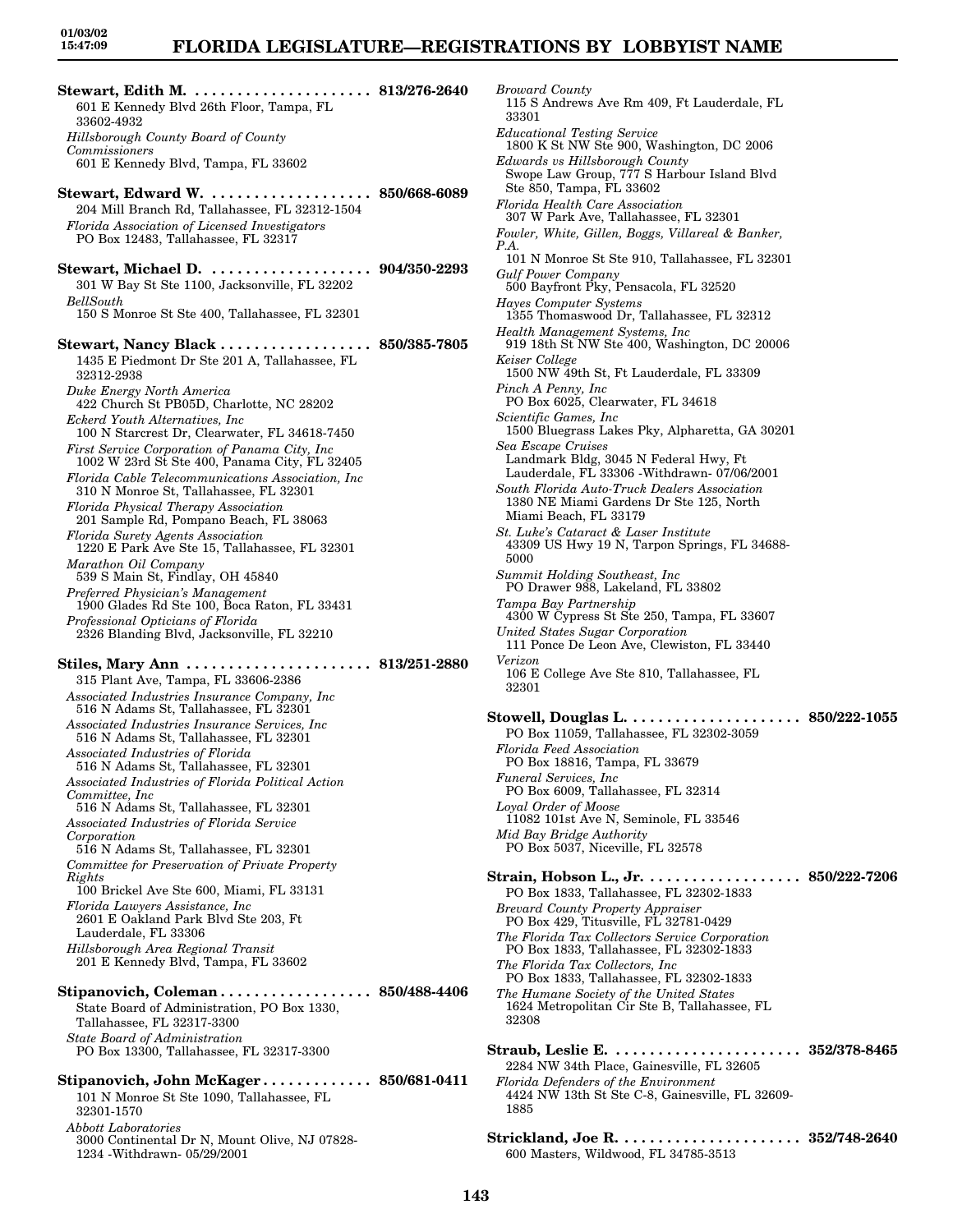**Stewart, Edith M.** ..................... **813/276-2640**
601 E Kennedy Blvd 26th Floor, Tampa, FL 33602-4932
*Hillsborough County Board of County Commissioners*
601 E Kennedy Blvd, Tampa, FL 33602

**Stewart, Edward W.** ................... **850/668-6089**
204 Mill Branch Rd, Tallahassee, FL 32312-1504
*Florida Association of Licensed Investigators*
PO Box 12483, Tallahassee, FL 32317

**Stewart, Michael D.** ................... **904/350-2293**
301 W Bay St Ste 1100, Jacksonville, FL 32202
*BellSouth*
150 S Monroe St Ste 400, Tallahassee, FL 32301

**Stewart, Nancy Black** .................. **850/385-7805**
1435 E Piedmont Dr Ste 201 A, Tallahassee, FL 32312-2938
*Duke Energy North America*
422 Church St PB05D, Charlotte, NC 28202
*Eckerd Youth Alternatives, Inc*
100 N Starcrest Dr, Clearwater, FL 34618-7450
*First Service Corporation of Panama City, Inc*
1002 W 23rd St Ste 400, Panama City, FL 32405
*Florida Cable Telecommunications Association, Inc*
310 N Monroe St, Tallahassee, FL 32301
*Florida Physical Therapy Association*
201 Sample Rd, Pompano Beach, FL 38063
*Florida Surety Agents Association*
1220 E Park Ave Ste 15, Tallahassee, FL 32301
*Marathon Oil Company*
539 S Main St, Findlay, OH 45840
*Preferred Physician's Management*
1900 Glades Rd Ste 100, Boca Raton, FL 33431
*Professional Opticians of Florida*
2326 Blanding Blvd, Jacksonville, FL 32210

**Stiles, Mary Ann** ...................... **813/251-2880**
315 Plant Ave, Tampa, FL 33606-2386
*Associated Industries Insurance Company, Inc*
516 N Adams St, Tallahassee, FL 32301
*Associated Industries Insurance Services, Inc*
516 N Adams St, Tallahassee, FL 32301
*Associated Industries of Florida*
516 N Adams St, Tallahassee, FL 32301
*Associated Industries of Florida Political Action Committee, Inc*
516 N Adams St, Tallahassee, FL 32301
*Associated Industries of Florida Service Corporation*
516 N Adams St, Tallahassee, FL 32301
*Committee for Preservation of Private Property Rights*
100 Brickel Ave Ste 600, Miami, FL 33131
*Florida Lawyers Assistance, Inc*
2601 E Oakland Park Blvd Ste 203, Ft Lauderdale, FL 33306
*Hillsborough Area Regional Transit*
201 E Kennedy Blvd, Tampa, FL 33602

**Stipanovich, Coleman** .................. **850/488-4406**
State Board of Administration, PO Box 1330, Tallahassee, FL 32317-3300
*State Board of Administration*
PO Box 13300, Tallahassee, FL 32317-3300

**Stipanovich, John McKager** ............. **850/681-0411**
101 N Monroe St Ste 1090, Tallahassee, FL 32301-1570
*Abbott Laboratories*
3000 Continental Dr N, Mount Olive, NJ 07828-1234 -Withdrawn- 05/29/2001
*Broward County*
115 S Andrews Ave Rm 409, Ft Lauderdale, FL 33301
*Educational Testing Service*
1800 K St NW Ste 900, Washington, DC 2006
*Edwards vs Hillsborough County*
Swope Law Group, 777 S Harbour Island Blvd Ste 850, Tampa, FL 33602
*Florida Health Care Association*
307 W Park Ave, Tallahassee, FL 32301
*Fowler, White, Gillen, Boggs, Villareal & Banker, P.A.*
101 N Monroe St Ste 910, Tallahassee, FL 32301
*Gulf Power Company*
500 Bayfront Pky, Pensacola, FL 32520
*Hayes Computer Systems*
1355 Thomaswood Dr, Tallahassee, FL 32312
*Health Management Systems, Inc*
919 18th St NW Ste 400, Washington, DC 20006
*Keiser College*
1500 NW 49th St, Ft Lauderdale, FL 33309
*Pinch A Penny, Inc*
PO Box 6025, Clearwater, FL 34618
*Scientific Games, Inc*
1500 Bluegrass Lakes Pky, Alpharetta, GA 30201
*Sea Escape Cruises*
Landmark Bldg, 3045 N Federal Hwy, Ft Lauderdale, FL 33306 -Withdrawn- 07/06/2001
*South Florida Auto-Truck Dealers Association*
1380 NE Miami Gardens Dr Ste 125, North Miami Beach, FL 33179
*St. Luke's Cataract & Laser Institute*
43309 US Hwy 19 N, Tarpon Springs, FL 34688-5000
*Summit Holding Southeast, Inc*
PO Drawer 988, Lakeland, FL 33802
*Tampa Bay Partnership*
4300 W Cypress St Ste 250, Tampa, FL 33607
*United States Sugar Corporation*
111 Ponce De Leon Ave, Clewiston, FL 33440
*Verizon*
106 E College Ave Ste 810, Tallahassee, FL 32301

**Stowell, Douglas L.** .................... **850/222-1055**
PO Box 11059, Tallahassee, FL 32302-3059
*Florida Feed Association*
PO Box 18816, Tampa, FL 33679
*Funeral Services, Inc*
PO Box 6009, Tallahassee, FL 32314
*Loyal Order of Moose*
11082 101st Ave N, Seminole, FL 33546
*Mid Bay Bridge Authority*
PO Box 5037, Niceville, FL 32578

**Strain, Hobson L., Jr.** .................. **850/222-7206**
PO Box 1833, Tallahassee, FL 32302-1833
*Brevard County Property Appraiser*
PO Box 429, Titusville, FL 32781-0429
*The Florida Tax Collectors Service Corporation*
PO Box 1833, Tallahassee, FL 32302-1833
*The Florida Tax Collectors, Inc*
PO Box 1833, Tallahassee, FL 32302-1833
*The Humane Society of the United States*
1624 Metropolitan Cir Ste B, Tallahassee, FL 32308

**Straub, Leslie E.** ...................... **352/378-8465**
2284 NW 34th Place, Gainesville, FL 32605
*Florida Defenders of the Environment*
4424 NW 13th St Ste C-8, Gainesville, FL 32609-1885

**Strickland, Joe R.** ..................... **352/748-2640**
600 Masters, Wildwood, FL 34785-3513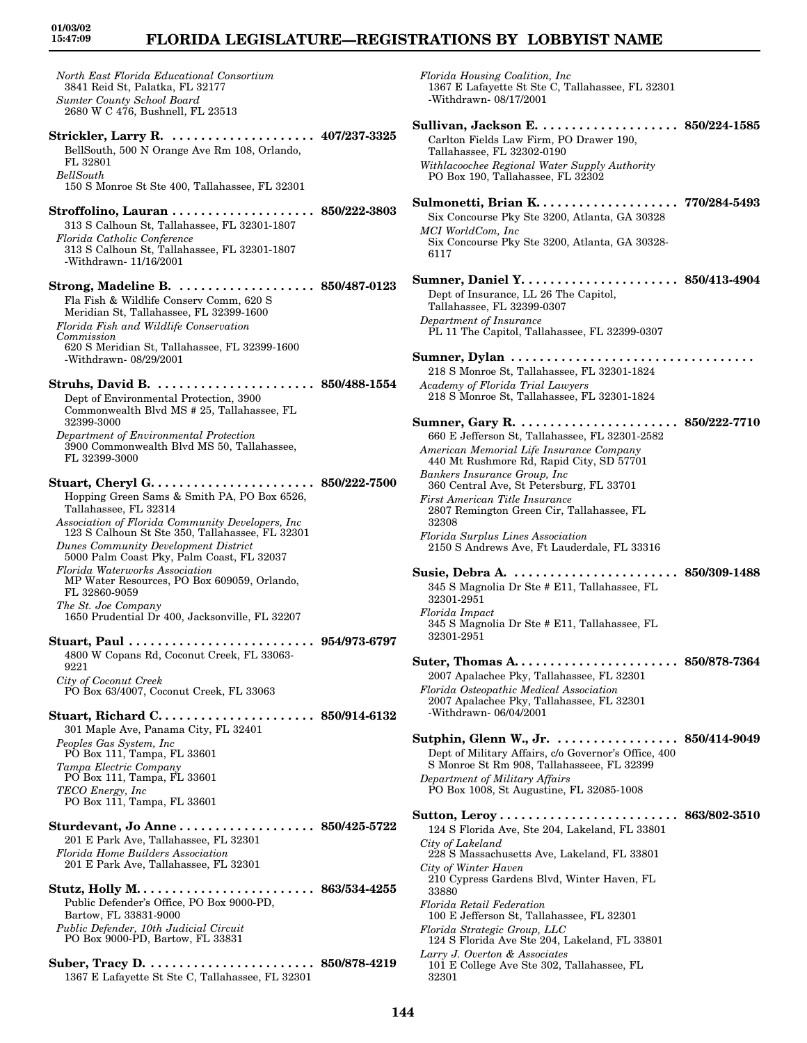*North East Florida Educational Consortium*
3841 Reid St, Palatka, FL 32177
*Sumter County School Board*
2680 W C 476, Bushnell, FL 23513

**Strickler, Larry R. .................... 407/237-3325**
BellSouth, 500 N Orange Ave Rm 108, Orlando, FL 32801
*BellSouth*
150 S Monroe St Ste 400, Tallahassee, FL 32301

**Stroffolino, Lauran .................... 850/222-3803**
313 S Calhoun St, Tallahassee, FL 32301-1807
*Florida Catholic Conference*
313 S Calhoun St, Tallahassee, FL 32301-1807
-Withdrawn- 11/16/2001

**Strong, Madeline B. .................... 850/487-0123**
Fla Fish & Wildlife Conserv Comm, 620 S Meridian St, Tallahassee, FL 32399-1600
*Florida Fish and Wildlife Conservation Commission*
620 S Meridian St, Tallahassee, FL 32399-1600
-Withdrawn- 08/29/2001

**Struhs, David B. ...................... 850/488-1554**
Dept of Environmental Protection, 3900 Commonwealth Blvd MS # 25, Tallahassee, FL 32399-3000
*Department of Environmental Protection*
3900 Commonwealth Blvd MS 50, Tallahassee, FL 32399-3000

**Stuart, Cheryl G. ...................... 850/222-7500**
Hopping Green Sams & Smith PA, PO Box 6526, Tallahassee, FL 32314
*Association of Florida Community Developers, Inc*
123 S Calhoun St Ste 350, Tallahassee, FL 32301
*Dunes Community Development District*
5000 Palm Coast Pky, Palm Coast, FL 32037
*Florida Waterworks Association*
MP Water Resources, PO Box 609059, Orlando, FL 32860-9059
*The St. Joe Company*
1650 Prudential Dr 400, Jacksonville, FL 32207

**Stuart, Paul .......................... 954/973-6797**
4800 W Copans Rd, Coconut Creek, FL 33063-9221
*City of Coconut Creek*
PO Box 63/4007, Coconut Creek, FL 33063

**Stuart, Richard C. ...................... 850/914-6132**
301 Maple Ave, Panama City, FL 32401
*Peoples Gas System, Inc*
PO Box 111, Tampa, FL 33601
*Tampa Electric Company*
PO Box 111, Tampa, FL 33601
*TECO Energy, Inc*
PO Box 111, Tampa, FL 33601

**Sturdevant, Jo Anne .................... 850/425-5722**
201 E Park Ave, Tallahassee, FL 32301
*Florida Home Builders Association*
201 E Park Ave, Tallahassee, FL 32301

**Stutz, Holly M. ........................ 863/534-4255**
Public Defender's Office, PO Box 9000-PD, Bartow, FL 33831-9000
*Public Defender, 10th Judicial Circuit*
PO Box 9000-PD, Bartow, FL 33831

**Suber, Tracy D. ........................ 850/878-4219**
1367 E Lafayette St Ste C, Tallahassee, FL 32301
*Florida Housing Coalition, Inc*
1367 E Lafayette St Ste C, Tallahassee, FL 32301
-Withdrawn- 08/17/2001

**Sullivan, Jackson E. .................... 850/224-1585**
Carlton Fields Law Firm, PO Drawer 190, Tallahassee, FL 32302-0190
*Withlacoochee Regional Water Supply Authority*
PO Box 190, Tallahassee, FL 32302

**Sulmonetti, Brian K. .................... 770/284-5493**
Six Concourse Pky Ste 3200, Atlanta, GA 30328
*MCI WorldCom, Inc*
Six Concourse Pky Ste 3200, Atlanta, GA 30328-6117

**Sumner, Daniel Y. ...................... 850/413-4904**
Dept of Insurance, LL 26 The Capitol, Tallahassee, FL 32399-0307
*Department of Insurance*
PL 11 The Capitol, Tallahassee, FL 32399-0307

**Sumner, Dylan ..................................**
218 S Monroe St, Tallahassee, FL 32301-1824
*Academy of Florida Trial Lawyers*
218 S Monroe St, Tallahassee, FL 32301-1824

**Sumner, Gary R. ...................... 850/222-7710**
660 E Jefferson St, Tallahassee, FL 32301-2582
*American Memorial Life Insurance Company*
440 Mt Rushmore Rd, Rapid City, SD 57701
*Bankers Insurance Group, Inc*
360 Central Ave, St Petersburg, FL 33701
*First American Title Insurance*
2807 Remington Green Cir, Tallahassee, FL 32308
*Florida Surplus Lines Association*
2150 S Andrews Ave, Ft Lauderdale, FL 33316

**Susie, Debra A. ...................... 850/309-1488**
345 S Magnolia Dr Ste # E11, Tallahassee, FL 32301-2951
*Florida Impact*
345 S Magnolia Dr Ste # E11, Tallahassee, FL 32301-2951

**Suter, Thomas A. ...................... 850/878-7364**
2007 Apalachee Pky, Tallahassee, FL 32301
*Florida Osteopathic Medical Association*
2007 Apalachee Pky, Tallahassee, FL 32301
-Withdrawn- 06/04/2001

**Sutphin, Glenn W., Jr. ................. 850/414-9049**
Dept of Military Affairs, c/o Governor's Office, 400 S Monroe St Rm 908, Tallahasseee, FL 32399
*Department of Military Affairs*
PO Box 1008, St Augustine, FL 32085-1008

**Sutton, Leroy ......................... 863/802-3510**
124 S Florida Ave, Ste 204, Lakeland, FL 33801
*City of Lakeland*
228 S Massachusetts Ave, Lakeland, FL 33801
*City of Winter Haven*
210 Cypress Gardens Blvd, Winter Haven, FL 33880
*Florida Retail Federation*
100 E Jefferson St, Tallahassee, FL 32301
*Florida Strategic Group, LLC*
124 S Florida Ave Ste 204, Lakeland, FL 33801
*Larry J. Overton & Associates*
101 E College Ave Ste 302, Tallahassee, FL 32301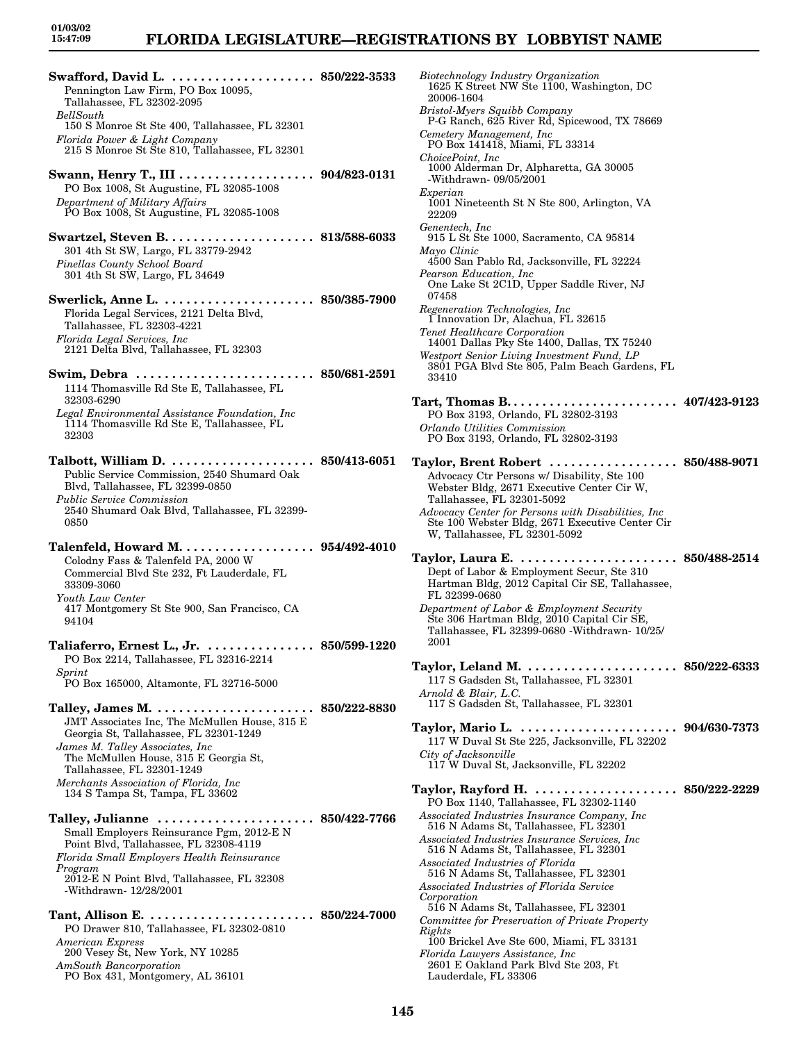**Swafford, David L.** . . . . . . . . . . . . . . . . . . . . **850/222-3533**
Pennington Law Firm, PO Box 10095, Tallahassee, FL 32302-2095
*BellSouth*
150 S Monroe St Ste 400, Tallahassee, FL 32301
*Florida Power & Light Company*
215 S Monroe St Ste 810, Tallahassee, FL 32301

**Swann, Henry T., III** . . . . . . . . . . . . . . . . . . . **904/823-0131**
PO Box 1008, St Augustine, FL 32085-1008
*Department of Military Affairs*
PO Box 1008, St Augustine, FL 32085-1008

**Swartzel, Steven B.** . . . . . . . . . . . . . . . . . . . . **813/588-6033**
301 4th St SW, Largo, FL 33779-2942
*Pinellas County School Board*
301 4th St SW, Largo, FL 34649

**Swerlick, Anne L.** . . . . . . . . . . . . . . . . . . . . . **850/385-7900**
Florida Legal Services, 2121 Delta Blvd, Tallahassee, FL 32303-4221
*Florida Legal Services, Inc*
2121 Delta Blvd, Tallahassee, FL 32303

**Swim, Debra** . . . . . . . . . . . . . . . . . . . . . . . . . **850/681-2591**
1114 Thomasville Rd Ste E, Tallahassee, FL 32303-6290
*Legal Environmental Assistance Foundation, Inc*
1114 Thomasville Rd Ste E, Tallahassee, FL 32303

**Talbott, William D.** . . . . . . . . . . . . . . . . . . . . **850/413-6051**
Public Service Commission, 2540 Shumard Oak Blvd, Tallahassee, FL 32399-0850
*Public Service Commission*
2540 Shumard Oak Blvd, Tallahassee, FL 32399-0850

**Talenfeld, Howard M.** . . . . . . . . . . . . . . . . . . **954/492-4010**
Colodny Fass & Talenfeld PA, 2000 W Commercial Blvd Ste 232, Ft Lauderdale, FL 33309-3060
*Youth Law Center*
417 Montgomery St Ste 900, San Francisco, CA 94104

**Taliaferro, Ernest L., Jr.** . . . . . . . . . . . . . . . **850/599-1220**
PO Box 2214, Tallahassee, FL 32316-2214
*Sprint*
PO Box 165000, Altamonte, FL 32716-5000

**Talley, James M.** . . . . . . . . . . . . . . . . . . . . . . **850/222-8830**
JMT Associates Inc, The McMullen House, 315 E Georgia St, Tallahassee, FL 32301-1249
*James M. Talley Associates, Inc*
The McMullen House, 315 E Georgia St, Tallahassee, FL 32301-1249
*Merchants Association of Florida, Inc*
134 S Tampa St, Tampa, FL 33602

**Talley, Julianne** . . . . . . . . . . . . . . . . . . . . . . **850/422-7766**
Small Employers Reinsurance Pgm, 2012-E N Point Blvd, Tallahassee, FL 32308-4119
*Florida Small Employers Health Reinsurance Program*
2012-E N Point Blvd, Tallahassee, FL 32308 -Withdrawn- 12/28/2001

**Tant, Allison E.** . . . . . . . . . . . . . . . . . . . . . . . **850/224-7000**
PO Drawer 810, Tallahassee, FL 32302-0810
*American Express*
200 Vesey St, New York, NY 10285
*AmSouth Bancorporation*
PO Box 431, Montgomery, AL 36101
*Biotechnology Industry Organization*
1625 K Street NW Ste 1100, Washington, DC 20006-1604
*Bristol-Myers Squibb Company*
P-G Ranch, 625 River Rd, Spicewood, TX 78669
*Cemetery Management, Inc*
PO Box 141418, Miami, FL 33314
*ChoicePoint, Inc*
1000 Alderman Dr, Alpharetta, GA 30005 -Withdrawn- 09/05/2001
*Experian*
1001 Nineteenth St N Ste 800, Arlington, VA 22209
*Genentech, Inc*
915 L St Ste 1000, Sacramento, CA 95814
*Mayo Clinic*
4500 San Pablo Rd, Jacksonville, FL 32224
*Pearson Education, Inc*
One Lake St 2C1D, Upper Saddle River, NJ 07458
*Regeneration Technologies, Inc*
1 Innovation Dr, Alachua, FL 32615
*Tenet Healthcare Corporation*
14001 Dallas Pky Ste 1400, Dallas, TX 75240
*Westport Senior Living Investment Fund, LP*
3801 PGA Blvd Ste 805, Palm Beach Gardens, FL 33410

**Tart, Thomas B.** . . . . . . . . . . . . . . . . . . . . . . . **407/423-9123**
PO Box 3193, Orlando, FL 32802-3193
*Orlando Utilities Commission*
PO Box 3193, Orlando, FL 32802-3193

**Taylor, Brent Robert** . . . . . . . . . . . . . . . . . . **850/488-9071**
Advocacy Ctr Persons w/ Disability, Ste 100 Webster Bldg, 2671 Executive Center Cir W, Tallahassee, FL 32301-5092
*Advocacy Center for Persons with Disabilities, Inc*
Ste 100 Webster Bldg, 2671 Executive Center Cir W, Tallahassee, FL 32301-5092

**Taylor, Laura E.** . . . . . . . . . . . . . . . . . . . . . . **850/488-2514**
Dept of Labor & Employment Secur, Ste 310 Hartman Bldg, 2012 Capital Cir SE, Tallahassee, FL 32399-0680
*Department of Labor & Employment Security*
Ste 306 Hartman Bldg, 2010 Capital Cir SE, Tallahassee, FL 32399-0680 -Withdrawn- 10/25/2001

**Taylor, Leland M.** . . . . . . . . . . . . . . . . . . . . . **850/222-6333**
117 S Gadsden St, Tallahassee, FL 32301
*Arnold & Blair, L.C.*
117 S Gadsden St, Tallahassee, FL 32301

**Taylor, Mario L.** . . . . . . . . . . . . . . . . . . . . . . **904/630-7373**
117 W Duval St Ste 225, Jacksonville, FL 32202
*City of Jacksonville*
117 W Duval St, Jacksonville, FL 32202

**Taylor, Rayford H.** . . . . . . . . . . . . . . . . . . . . **850/222-2229**
PO Box 1140, Tallahassee, FL 32302-1140
*Associated Industries Insurance Company, Inc*
516 N Adams St, Tallahassee, FL 32301
*Associated Industries Insurance Services, Inc*
516 N Adams St, Tallahassee, FL 32301
*Associated Industries of Florida*
516 N Adams St, Tallahassee, FL 32301
*Associated Industries of Florida Service Corporation*
516 N Adams St, Tallahassee, FL 32301
*Committee for Preservation of Private Property Rights*
100 Brickel Ave Ste 600, Miami, FL 33131
*Florida Lawyers Assistance, Inc*
2601 E Oakland Park Blvd Ste 203, Ft Lauderdale, FL 33306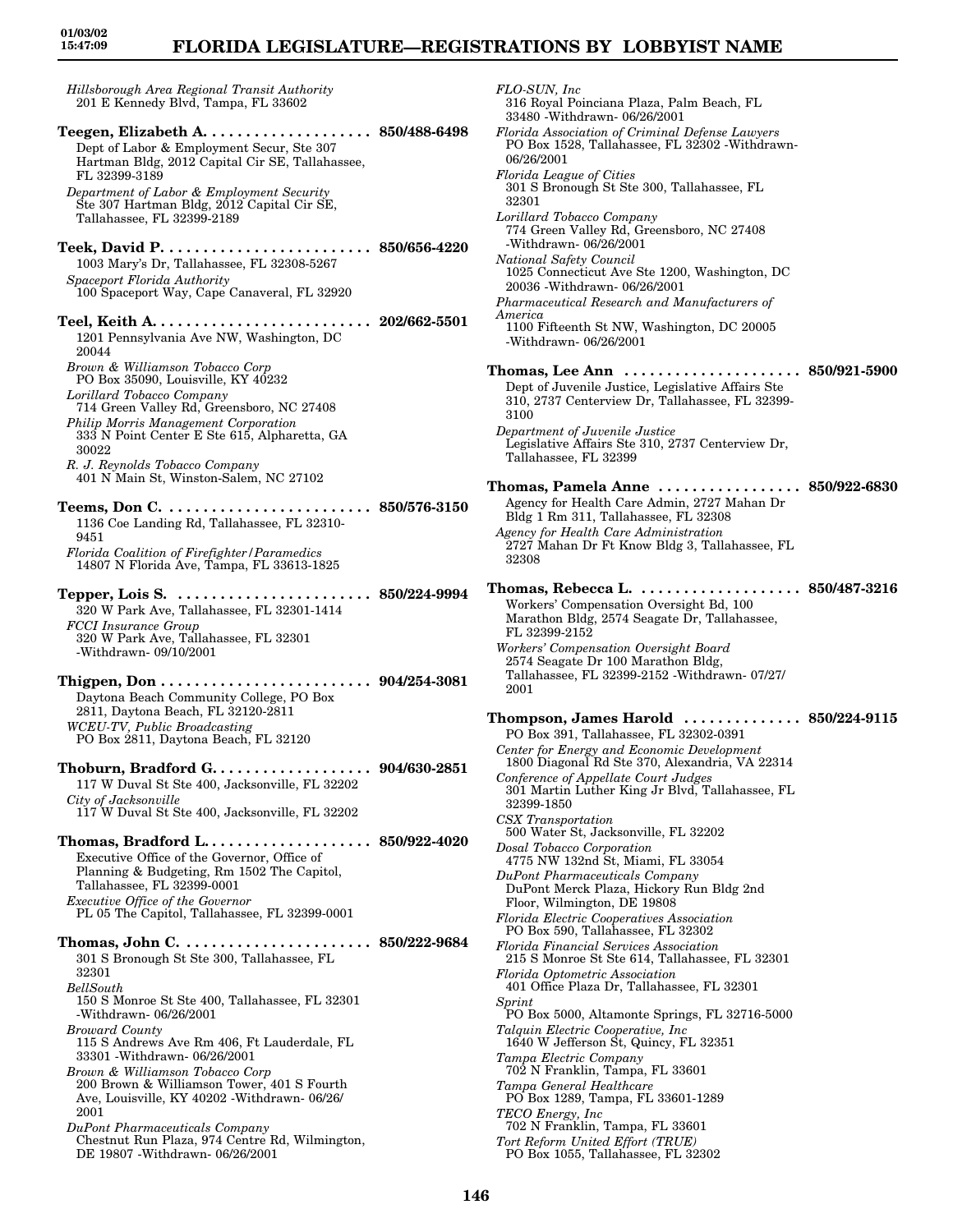*Hillsborough Area Regional Transit Authority*
201 E Kennedy Blvd, Tampa, FL 33602

**Teegen, Elizabeth A. .................... 850/488-6498**
Dept of Labor & Employment Secur, Ste 307 Hartman Bldg, 2012 Capital Cir SE, Tallahassee, FL 32399-3189
*Department of Labor & Employment Security*
Ste 307 Hartman Bldg, 2012 Capital Cir SE, Tallahassee, FL 32399-2189

**Teek, David P. ......................... 850/656-4220**
1003 Mary's Dr, Tallahassee, FL 32308-5267
*Spaceport Florida Authority*
100 Spaceport Way, Cape Canaveral, FL 32920

**Teel, Keith A. .......................... 202/662-5501**
1201 Pennsylvania Ave NW, Washington, DC 20044
*Brown & Williamson Tobacco Corp*
PO Box 35090, Louisville, KY 40232
*Lorillard Tobacco Company*
714 Green Valley Rd, Greensboro, NC 27408
*Philip Morris Management Corporation*
333 N Point Center E Ste 615, Alpharetta, GA 30022
*R. J. Reynolds Tobacco Company*
401 N Main St, Winston-Salem, NC 27102

**Teems, Don C. ........................ 850/576-3150**
1136 Coe Landing Rd, Tallahassee, FL 32310-9451
*Florida Coalition of Firefighter/Paramedics*
14807 N Florida Ave, Tampa, FL 33613-1825

**Tepper, Lois S. ....................... 850/224-9994**
320 W Park Ave, Tallahassee, FL 32301-1414
*FCCI Insurance Group*
320 W Park Ave, Tallahassee, FL 32301 -Withdrawn- 09/10/2001

**Thigpen, Don ......................... 904/254-3081**
Daytona Beach Community College, PO Box 2811, Daytona Beach, FL 32120-2811
*WCEU-TV, Public Broadcasting*
PO Box 2811, Daytona Beach, FL 32120

**Thoburn, Bradford G. ................... 904/630-2851**
117 W Duval St Ste 400, Jacksonville, FL 32202
*City of Jacksonville*
117 W Duval St Ste 400, Jacksonville, FL 32202

**Thomas, Bradford L. .................... 850/922-4020**
Executive Office of the Governor, Office of Planning & Budgeting, Rm 1502 The Capitol, Tallahassee, FL 32399-0001
*Executive Office of the Governor*
PL 05 The Capitol, Tallahassee, FL 32399-0001

**Thomas, John C. ...................... 850/222-9684**
301 S Bronough St Ste 300, Tallahassee, FL 32301
*BellSouth*
150 S Monroe St Ste 400, Tallahassee, FL 32301 -Withdrawn- 06/26/2001
*Broward County*
115 S Andrews Ave Rm 406, Ft Lauderdale, FL 33301 -Withdrawn- 06/26/2001
*Brown & Williamson Tobacco Corp*
200 Brown & Williamson Tower, 401 S Fourth Ave, Louisville, KY 40202 -Withdrawn- 06/26/2001
*DuPont Pharmaceuticals Company*
Chestnut Run Plaza, 974 Centre Rd, Wilmington, DE 19807 -Withdrawn- 06/26/2001
*FLO-SUN, Inc*
316 Royal Poinciana Plaza, Palm Beach, FL 33480 -Withdrawn- 06/26/2001
*Florida Association of Criminal Defense Lawyers*
PO Box 1528, Tallahassee, FL 32302 -Withdrawn- 06/26/2001
*Florida League of Cities*
301 S Bronough St Ste 300, Tallahassee, FL 32301
*Lorillard Tobacco Company*
774 Green Valley Rd, Greensboro, NC 27408 -Withdrawn- 06/26/2001
*National Safety Council*
1025 Connecticut Ave Ste 1200, Washington, DC 20036 -Withdrawn- 06/26/2001
*Pharmaceutical Research and Manufacturers of America*
1100 Fifteenth St NW, Washington, DC 20005 -Withdrawn- 06/26/2001

**Thomas, Lee Ann ..................... 850/921-5900**
Dept of Juvenile Justice, Legislative Affairs Ste 310, 2737 Centerview Dr, Tallahassee, FL 32399-3100
*Department of Juvenile Justice*
Legislative Affairs Ste 310, 2737 Centerview Dr, Tallahassee, FL 32399

**Thomas, Pamela Anne ................. 850/922-6830**
Agency for Health Care Admin, 2727 Mahan Dr Bldg 1 Rm 311, Tallahassee, FL 32308
*Agency for Health Care Administration*
2727 Mahan Dr Ft Know Bldg 3, Tallahassee, FL 32308

**Thomas, Rebecca L. ................... 850/487-3216**
Workers' Compensation Oversight Bd, 100 Marathon Bldg, 2574 Seagate Dr, Tallahassee, FL 32399-2152
*Workers' Compensation Oversight Board*
2574 Seagate Dr 100 Marathon Bldg, Tallahassee, FL 32399-2152 -Withdrawn- 07/27/2001

**Thompson, James Harold .............. 850/224-9115**
PO Box 391, Tallahassee, FL 32302-0391
*Center for Energy and Economic Development*
1800 Diagonal Rd Ste 370, Alexandria, VA 22314
*Conference of Appellate Court Judges*
301 Martin Luther King Jr Blvd, Tallahassee, FL 32399-1850
*CSX Transportation*
500 Water St, Jacksonville, FL 32202
*Dosal Tobacco Corporation*
4775 NW 132nd St, Miami, FL 33054
*DuPont Pharmaceuticals Company*
DuPont Merck Plaza, Hickory Run Bldg 2nd Floor, Wilmington, DE 19808
*Florida Electric Cooperatives Association*
PO Box 590, Tallahassee, FL 32302
*Florida Financial Services Association*
215 S Monroe St Ste 614, Tallahassee, FL 32301
*Florida Optometric Association*
401 Office Plaza Dr, Tallahassee, FL 32301
*Sprint*
PO Box 5000, Altamonte Springs, FL 32716-5000
*Talquin Electric Cooperative, Inc*
1640 W Jefferson St, Quincy, FL 32351
*Tampa Electric Company*
702 N Franklin, Tampa, FL 33601
*Tampa General Healthcare*
PO Box 1289, Tampa, FL 33601-1289
*TECO Energy, Inc*
702 N Franklin, Tampa, FL 33601
*Tort Reform United Effort (TRUE)*
PO Box 1055, Tallahassee, FL 32302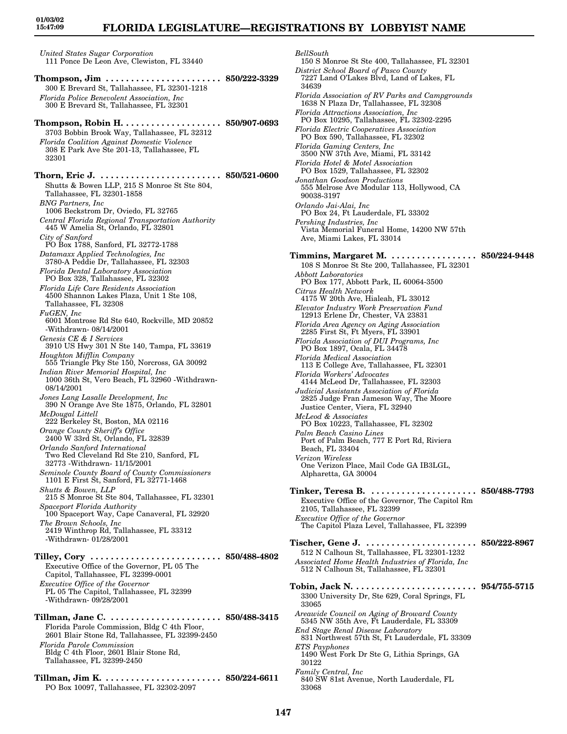*United States Sugar Corporation*
111 Ponce De Leon Ave, Clewiston, FL 33440

**Thompson, Jim . . . . . . . . . . . . . . . . . . . . . . . 850/222-3329**
300 E Brevard St, Tallahassee, FL 32301-1218
*Florida Police Benevolent Association, Inc*
300 E Brevard St, Tallahassee, FL 32301

**Thompson, Robin H. . . . . . . . . . . . . . . . . . . . 850/907-0693**
3703 Bobbin Brook Way, Tallahassee, FL 32312
*Florida Coalition Against Domestic Violence*
308 E Park Ave Ste 201-13, Tallahassee, FL 32301

**Thorn, Eric J. . . . . . . . . . . . . . . . . . . . . . . . . 850/521-0600**
Shutts & Bowen LLP, 215 S Monroe St Ste 804, Tallahassee, FL 32301-1858
*BNG Partners, Inc*
1006 Beckstrom Dr, Oviedo, FL 32765
*Central Florida Regional Transportation Authority*
445 W Amelia St, Orlando, FL 32801
*City of Sanford*
PO Box 1788, Sanford, FL 32772-1788
*Datamaxx Applied Technologies, Inc*
3780-A Peddie Dr, Tallahassee, FL 32303
*Florida Dental Laboratory Association*
PO Box 328, Tallahassee, FL 32302
*Florida Life Care Residents Association*
4500 Shannon Lakes Plaza, Unit 1 Ste 108, Tallahassee, FL 32308
*FuGEN, Inc*
6001 Montrose Rd Ste 640, Rockville, MD 20852 -Withdrawn- 08/14/2001
*Genesis CE & I Services*
3910 US Hwy 301 N Ste 140, Tampa, FL 33619
*Houghton Mifflin Company*
555 Triangle Pky Ste 150, Norcross, GA 30092
*Indian River Memorial Hospital, Inc*
1000 36th St, Vero Beach, FL 32960 -Withdrawn- 08/14/2001
*Jones Lang Lasalle Development, Inc*
390 N Orange Ave Ste 1875, Orlando, FL 32801
*McDougal Littell*
222 Berkeley St, Boston, MA 02116
*Orange County Sheriff's Office*
2400 W 33rd St, Orlando, FL 32839
*Orlando Sanford International*
Two Red Cleveland Rd Ste 210, Sanford, FL 32773 -Withdrawn- 11/15/2001
*Seminole County Board of County Commissioners*
1101 E First St, Sanford, FL 32771-1468
*Shutts & Bowen, LLP*
215 S Monroe St Ste 804, Tallahassee, FL 32301
*Spaceport Florida Authority*
100 Spaceport Way, Cape Canaveral, FL 32920
*The Brown Schools, Inc*
2419 Winthrop Rd, Tallahassee, FL 33312 -Withdrawn- 01/28/2001

**Tilley, Cory . . . . . . . . . . . . . . . . . . . . . . . . . . 850/488-4802**
Executive Office of the Governor, PL 05 The Capitol, Tallahassee, FL 32399-0001
*Executive Office of the Governor*
PL 05 The Capitol, Tallahassee, FL 32399 -Withdrawn- 09/28/2001

**Tillman, Jane C. . . . . . . . . . . . . . . . . . . . . . . 850/488-3415**
Florida Parole Commission, Bldg C 4th Floor, 2601 Blair Stone Rd, Tallahassee, FL 32399-2450
*Florida Parole Commission*
Bldg C 4th Floor, 2601 Blair Stone Rd, Tallahassee, FL 32399-2450

**Tillman, Jim K. . . . . . . . . . . . . . . . . . . . . . . . 850/224-6611**
PO Box 10097, Tallahassee, FL 32302-2097
*BellSouth*
150 S Monroe St Ste 400, Tallahassee, FL 32301
*District School Board of Pasco County*
7227 Land O'Lakes Blvd, Land of Lakes, FL 34639
*Florida Association of RV Parks and Campgrounds*
1638 N Plaza Dr, Tallahassee, FL 32308
*Florida Attractions Association, Inc*
PO Box 10295, Tallahassee, FL 32302-2295
*Florida Electric Cooperatives Association*
PO Box 590, Tallahassee, FL 32302
*Florida Gaming Centers, Inc*
3500 NW 37th Ave, Miami, FL 33142
*Florida Hotel & Motel Association*
PO Box 1529, Tallahassee, FL 32302
*Jonathan Goodson Productions*
555 Melrose Ave Modular 113, Hollywood, CA 90038-3197
*Orlando Jai-Alai, Inc*
PO Box 24, Ft Lauderdale, FL 33302
*Pershing Industries, Inc*
Vista Memorial Funeral Home, 14200 NW 57th Ave, Miami Lakes, FL 33014

**Timmins, Margaret M. . . . . . . . . . . . . . . . . . 850/224-9448**
108 S Monroe St Ste 200, Tallahassee, FL 32301
*Abbott Laboratories*
PO Box 177, Abbott Park, IL 60064-3500
*Citrus Health Network*
4175 W 20th Ave, Hialeah, FL 33012
*Elevator Industry Work Preservation Fund*
12913 Erlene Dr, Chester, VA 23831
*Florida Area Agency on Aging Association*
2285 First St, Ft Myers, FL 33901
*Florida Association of DUI Programs, Inc*
PO Box 1897, Ocala, FL 34478
*Florida Medical Association*
113 E College Ave, Tallahassee, FL 32301
*Florida Workers' Advocates*
4144 McLeod Dr, Tallahassee, FL 32303
*Judicial Assistants Association of Florida*
2825 Judge Fran Jameson Way, The Moore Justice Center, Viera, FL 32940
*McLeod & Associates*
PO Box 10223, Tallahassee, FL 32302
*Palm Beach Casino Lines*
Port of Palm Beach, 777 E Port Rd, Riviera Beach, FL 33404
*Verizon Wireless*
One Verizon Place, Mail Code GA IB3LGL, Alpharetta, GA 30004

**Tinker, Teresa B. . . . . . . . . . . . . . . . . . . . . . 850/488-7793**
Executive Office of the Governor, The Capitol Rm 2105, Tallahassee, FL 32399
*Executive Office of the Governor*
The Capitol Plaza Level, Tallahassee, FL 32399

**Tischer, Gene J. . . . . . . . . . . . . . . . . . . . . . 850/222-8967**
512 N Calhoun St, Tallahassee, FL 32301-1232
*Associated Home Health Industries of Florida, Inc*
512 N Calhoun St, Tallahassee, FL 32301

**Tobin, Jack N. . . . . . . . . . . . . . . . . . . . . . . . 954/755-5715**
3300 University Dr, Ste 629, Coral Springs, FL 33065
*Areawide Council on Aging of Broward County*
5345 NW 35th Ave, Ft Lauderdale, FL 33309
*End Stage Renal Disease Laboratory*
831 Northwest 57th St, Ft Lauderdale, FL 33309
*ETS Payphones*
1490 West Fork Dr Ste G, Lithia Springs, GA 30122
*Family Central, Inc*
840 SW 81st Avenue, North Lauderdale, FL 33068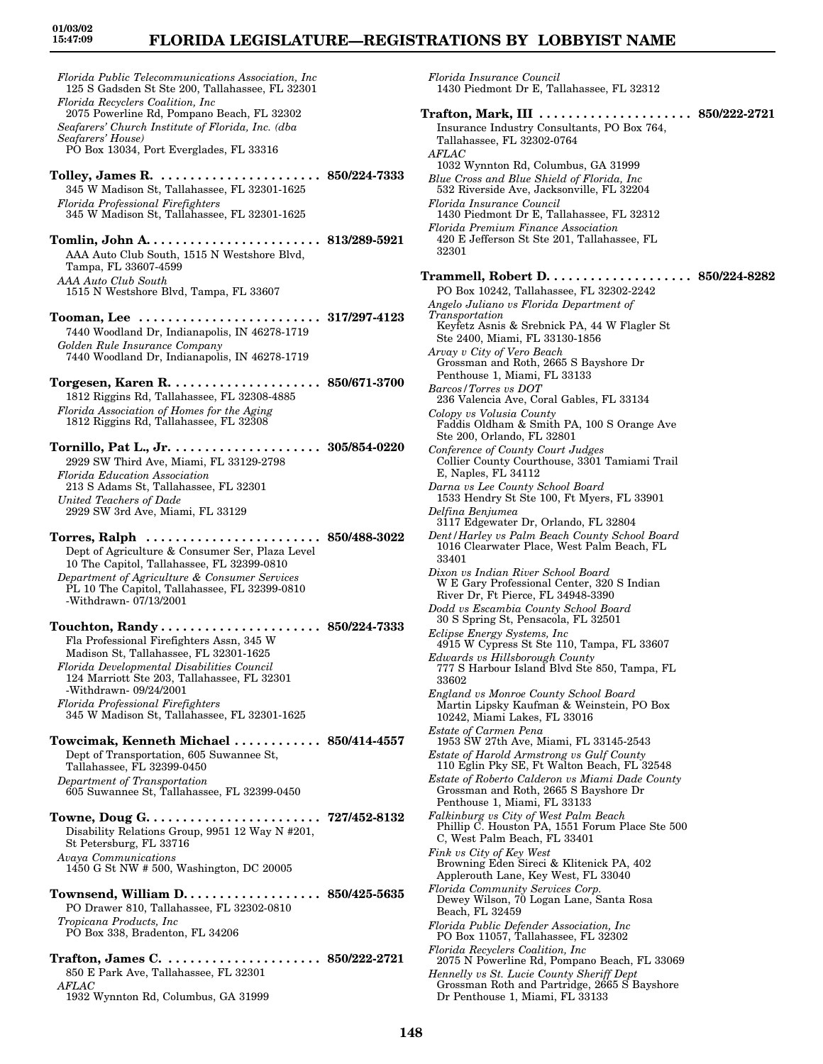*Florida Public Telecommunications Association, Inc*
125 S Gadsden St Ste 200, Tallahassee, FL 32301
*Florida Recyclers Coalition, Inc*
2075 Powerline Rd, Pompano Beach, FL 32302
*Seafarers' Church Institute of Florida, Inc. (dba Seafarers' House)*
PO Box 13034, Port Everglades, FL 33316

**Tolley, James R.** . . . . . . . . . . . . . . . . . . . . . . **850/224-7333**
345 W Madison St, Tallahassee, FL 32301-1625
*Florida Professional Firefighters*
345 W Madison St, Tallahassee, FL 32301-1625

**Tomlin, John A.** . . . . . . . . . . . . . . . . . . . . . . . . **813/289-5921**
AAA Auto Club South, 1515 N Westshore Blvd, Tampa, FL 33607-4599
*AAA Auto Club South*
1515 N Westshore Blvd, Tampa, FL 33607

**Tooman, Lee** . . . . . . . . . . . . . . . . . . . . . . . . . **317/297-4123**
7440 Woodland Dr, Indianapolis, IN 46278-1719
*Golden Rule Insurance Company*
7440 Woodland Dr, Indianapolis, IN 46278-1719

**Torgesen, Karen R.** . . . . . . . . . . . . . . . . . . . . . **850/671-3700**
1812 Riggins Rd, Tallahassee, FL 32308-4885
*Florida Association of Homes for the Aging*
1812 Riggins Rd, Tallahassee, FL 32308

**Tornillo, Pat L., Jr.** . . . . . . . . . . . . . . . . . . . . . **305/854-0220**
2929 SW Third Ave, Miami, FL 33129-2798
*Florida Education Association*
213 S Adams St, Tallahassee, FL 32301
*United Teachers of Dade*
2929 SW 3rd Ave, Miami, FL 33129

**Torres, Ralph** . . . . . . . . . . . . . . . . . . . . . . . . **850/488-3022**
Dept of Agriculture & Consumer Ser, Plaza Level 10 The Capitol, Tallahassee, FL 32399-0810
*Department of Agriculture & Consumer Services*
PL 10 The Capitol, Tallahassee, FL 32399-0810
-Withdrawn- 07/13/2001

**Touchton, Randy** . . . . . . . . . . . . . . . . . . . . . . **850/224-7333**
Fla Professional Firefighters Assn, 345 W Madison St, Tallahassee, FL 32301-1625
*Florida Developmental Disabilities Council*
124 Marriott Ste 203, Tallahassee, FL 32301
-Withdrawn- 09/24/2001
*Florida Professional Firefighters*
345 W Madison St, Tallahassee, FL 32301-1625

**Towcimak, Kenneth Michael** . . . . . . . . . . . . **850/414-4557**
Dept of Transportation, 605 Suwannee St, Tallahassee, FL 32399-0450
*Department of Transportation*
605 Suwannee St, Tallahassee, FL 32399-0450

**Towne, Doug G.** . . . . . . . . . . . . . . . . . . . . . . . . **727/452-8132**
Disability Relations Group, 9951 12 Way N #201, St Petersburg, FL 33716
*Avaya Communications*
1450 G St NW # 500, Washington, DC 20005

**Townsend, William D.** . . . . . . . . . . . . . . . . . . . **850/425-5635**
PO Drawer 810, Tallahassee, FL 32302-0810
*Tropicana Products, Inc*
PO Box 338, Bradenton, FL 34206

**Trafton, James C.** . . . . . . . . . . . . . . . . . . . . . . **850/222-2721**
850 E Park Ave, Tallahassee, FL 32301
*AFLAC*
1932 Wynnton Rd, Columbus, GA 31999
*Florida Insurance Council*
1430 Piedmont Dr E, Tallahassee, FL 32312

**Trafton, Mark, III** . . . . . . . . . . . . . . . . . . . . . **850/222-2721**
Insurance Industry Consultants, PO Box 764, Tallahassee, FL 32302-0764
*AFLAC*
1032 Wynnton Rd, Columbus, GA 31999
*Blue Cross and Blue Shield of Florida, Inc*
532 Riverside Ave, Jacksonville, FL 32204
*Florida Insurance Council*
1430 Piedmont Dr E, Tallahassee, FL 32312
*Florida Premium Finance Association*
420 E Jefferson St Ste 201, Tallahassee, FL 32301

**Trammell, Robert D.** . . . . . . . . . . . . . . . . . . . . **850/224-8282**
PO Box 10242, Tallahassee, FL 32302-2242
*Angelo Juliano vs Florida Department of Transportation*
Keyfetz Asnis & Srebnick PA, 44 W Flagler St Ste 2400, Miami, FL 33130-1856
*Arvay v City of Vero Beach*
Grossman and Roth, 2665 S Bayshore Dr Penthouse 1, Miami, FL 33133
*Barcos/Torres vs DOT*
236 Valencia Ave, Coral Gables, FL 33134
*Colopy vs Volusia County*
Faddis Oldham & Smith PA, 100 S Orange Ave Ste 200, Orlando, FL 32801
*Conference of County Court Judges*
Collier County Courthouse, 3301 Tamiami Trail E, Naples, FL 34112
*Darna vs Lee County School Board*
1533 Hendry St Ste 100, Ft Myers, FL 33901
*Delfina Benjumea*
3117 Edgewater Dr, Orlando, FL 32804
*Dent/Harley vs Palm Beach County School Board*
1016 Clearwater Place, West Palm Beach, FL 33401
*Dixon vs Indian River School Board*
W E Gary Professional Center, 320 S Indian River Dr, Ft Pierce, FL 34948-3390
*Dodd vs Escambia County School Board*
30 S Spring St, Pensacola, FL 32501
*Eclipse Energy Systems, Inc*
4915 W Cypress St Ste 110, Tampa, FL 33607
*Edwards vs Hillsborough County*
777 S Harbour Island Blvd Ste 850, Tampa, FL 33602
*England vs Monroe County School Board*
Martin Lipsky Kaufman & Weinstein, PO Box 10242, Miami Lakes, FL 33016
*Estate of Carmen Pena*
1953 SW 27th Ave, Miami, FL 33145-2543
*Estate of Harold Armstrong vs Gulf County*
110 Eglin Pky SE, Ft Walton Beach, FL 32548
*Estate of Roberto Calderon vs Miami Dade County*
Grossman and Roth, 2665 S Bayshore Dr Penthouse 1, Miami, FL 33133
*Falkinburg vs City of West Palm Beach*
Phillip C. Houston PA, 1551 Forum Place Ste 500 C, West Palm Beach, FL 33401
*Fink vs City of Key West*
Browning Eden Sireci & Klitenick PA, 402 Applerouth Lane, Key West, FL 33040
*Florida Community Services Corp.*
Dewey Wilson, 70 Logan Lane, Santa Rosa Beach, FL 32459
*Florida Public Defender Association, Inc*
PO Box 11057, Tallahassee, FL 32302
*Florida Recyclers Coalition, Inc*
2075 N Powerline Rd, Pompano Beach, FL 33069
*Hennelly vs St. Lucie County Sheriff Dept*
Grossman Roth and Partridge, 2665 S Bayshore Dr Penthouse 1, Miami, FL 33133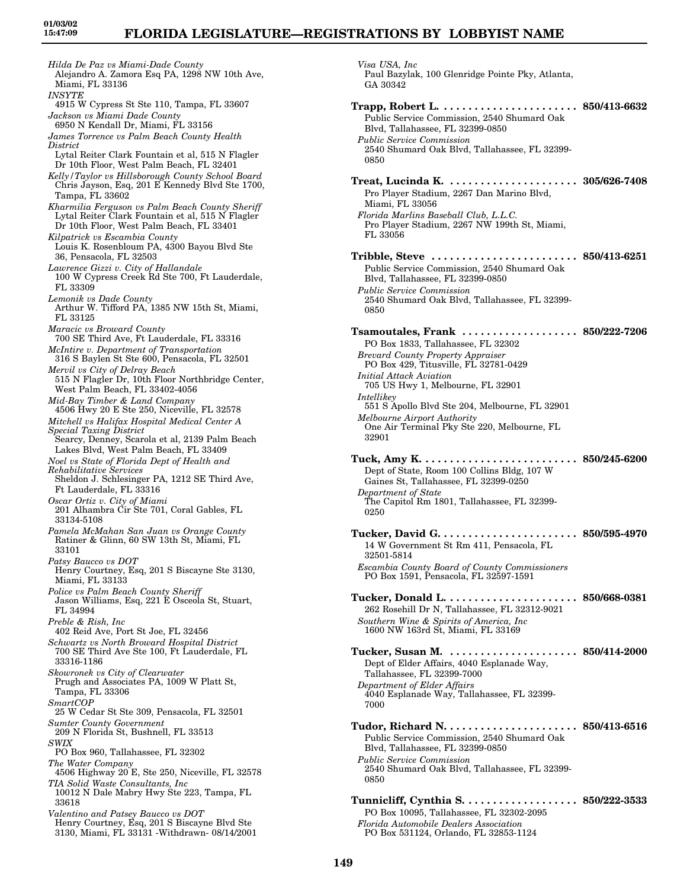*Hilda De Paz vs Miami-Dade County*
Alejandro A. Zamora Esq PA, 1298 NW 10th Ave, Miami, FL 33136

*INSYTE*
4915 W Cypress St Ste 110, Tampa, FL 33607

*Jackson vs Miami Dade County*
6950 N Kendall Dr, Miami, FL 33156

*James Torrence vs Palm Beach County Health District*
Lytal Reiter Clark Fountain et al, 515 N Flagler Dr 10th Floor, West Palm Beach, FL 32401

*Kelly/Taylor vs Hillsborough County School Board*
Chris Jayson, Esq, 201 E Kennedy Blvd Ste 1700, Tampa, FL 33602

*Kharmilia Ferguson vs Palm Beach County Sheriff*
Lytal Reiter Clark Fountain et al, 515 N Flagler Dr 10th Floor, West Palm Beach, FL 33401

*Kilpatrick vs Escambia County*
Louis K. Rosenbloum PA, 4300 Bayou Blvd Ste 36, Pensacola, FL 32503

*Lawrence Gizzi v. City of Hallandale*
100 W Cypress Creek Rd Ste 700, Ft Lauderdale, FL 33309

*Lemonik vs Dade County*
Arthur W. Tifford PA, 1385 NW 15th St, Miami, FL 33125

*Maracic vs Broward County*
700 SE Third Ave, Ft Lauderdale, FL 33316

*McIntire v. Department of Transportation*
316 S Baylen St Ste 600, Pensacola, FL 32501

*Mervil vs City of Delray Beach*
515 N Flagler Dr, 10th Floor Northbridge Center, West Palm Beach, FL 33402-4056

*Mid-Bay Timber & Land Company*
4506 Hwy 20 E Ste 250, Niceville, FL 32578

*Mitchell vs Halifax Hospital Medical Center A Special Taxing District*
Searcy, Denney, Scarola et al, 2139 Palm Beach Lakes Blvd, West Palm Beach, FL 33409

*Noel vs State of Florida Dept of Health and Rehabilitative Services*
Sheldon J. Schlesinger PA, 1212 SE Third Ave, Ft Lauderdale, FL 33316

*Oscar Ortiz v. City of Miami*
201 Alhambra Cir Ste 701, Coral Gables, FL 33134-5108

*Pamela McMahan San Juan vs Orange County*
Ratiner & Glinn, 60 SW 13th St, Miami, FL 33101

*Patsy Baucco vs DOT*
Henry Courtney, Esq, 201 S Biscayne Ste 3130, Miami, FL 33133

*Police vs Palm Beach County Sheriff*
Jason Williams, Esq, 221 E Osceola St, Stuart, FL 34994

*Preble & Rish, Inc*
402 Reid Ave, Port St Joe, FL 32456

*Schwartz vs North Broward Hospital District*
700 SE Third Ave Ste 100, Ft Lauderdale, FL 33316-1186

*Skowronek vs City of Clearwater*
Prugh and Associates PA, 1009 W Platt St, Tampa, FL 33306

*SmartCOP*
25 W Cedar St Ste 309, Pensacola, FL 32501

*Sumter County Government*
209 N Florida St, Bushnell, FL 33513

*SWIX*
PO Box 960, Tallahassee, FL 32302

*The Water Company*
4506 Highway 20 E, Ste 250, Niceville, FL 32578

*TIA Solid Waste Consultants, Inc*
10012 N Dale Mabry Hwy Ste 223, Tampa, FL 33618

*Valentino and Patsey Baucco vs DOT*
Henry Courtney, Esq, 201 S Biscayne Blvd Ste 3130, Miami, FL 33131 -Withdrawn- 08/14/2001

*Visa USA, Inc*
Paul Bazylak, 100 Glenridge Pointe Pky, Atlanta, GA 30342

**Trapp, Robert L.** . . . . . . . . . . . . . . . . . . . . . . **850/413-6632**
Public Service Commission, 2540 Shumard Oak Blvd, Tallahassee, FL 32399-0850
*Public Service Commission*
2540 Shumard Oak Blvd, Tallahassee, FL 32399-0850

**Treat, Lucinda K.** . . . . . . . . . . . . . . . . . . . . . **305/626-7408**
Pro Player Stadium, 2267 Dan Marino Blvd, Miami, FL 33056
*Florida Marlins Baseball Club, L.L.C.*
Pro Player Stadium, 2267 NW 199th St, Miami, FL 33056

**Tribble, Steve** . . . . . . . . . . . . . . . . . . . . . . . . **850/413-6251**
Public Service Commission, 2540 Shumard Oak Blvd, Tallahassee, FL 32399-0850
*Public Service Commission*
2540 Shumard Oak Blvd, Tallahassee, FL 32399-0850

**Tsamoutales, Frank** . . . . . . . . . . . . . . . . . . . **850/222-7206**
PO Box 1833, Tallahassee, FL 32302
*Brevard County Property Appraiser*
PO Box 429, Titusville, FL 32781-0429
*Initial Attack Aviation*
705 US Hwy 1, Melbourne, FL 32901
*Intellikey*
551 S Apollo Blvd Ste 204, Melbourne, FL 32901
*Melbourne Airport Authority*
One Air Terminal Pky Ste 220, Melbourne, FL 32901

**Tuck, Amy K.** . . . . . . . . . . . . . . . . . . . . . . . . . **850/245-6200**
Dept of State, Room 100 Collins Bldg, 107 W Gaines St, Tallahassee, FL 32399-0250
*Department of State*
The Capitol Rm 1801, Tallahassee, FL 32399-0250

**Tucker, David G.** . . . . . . . . . . . . . . . . . . . . . . **850/595-4970**
14 W Government St Rm 411, Pensacola, FL 32501-5814
*Escambia County Board of County Commissioners*
PO Box 1591, Pensacola, FL 32597-1591

**Tucker, Donald L.** . . . . . . . . . . . . . . . . . . . . . **850/668-0381**
262 Rosehill Dr N, Tallahassee, FL 32312-9021
*Southern Wine & Spirits of America, Inc*
1600 NW 163rd St, Miami, FL 33169

**Tucker, Susan M.** . . . . . . . . . . . . . . . . . . . . . **850/414-2000**
Dept of Elder Affairs, 4040 Esplanade Way, Tallahassee, FL 32399-7000
*Department of Elder Affairs*
4040 Esplanade Way, Tallahassee, FL 32399-7000

**Tudor, Richard N.** . . . . . . . . . . . . . . . . . . . . . **850/413-6516**
Public Service Commission, 2540 Shumard Oak Blvd, Tallahassee, FL 32399-0850
*Public Service Commission*
2540 Shumard Oak Blvd, Tallahassee, FL 32399-0850

**Tunnicliff, Cynthia S.** . . . . . . . . . . . . . . . . . . **850/222-3533**
PO Box 10095, Tallahassee, FL 32302-2095
*Florida Automobile Dealers Association*
PO Box 531124, Orlando, FL 32853-1124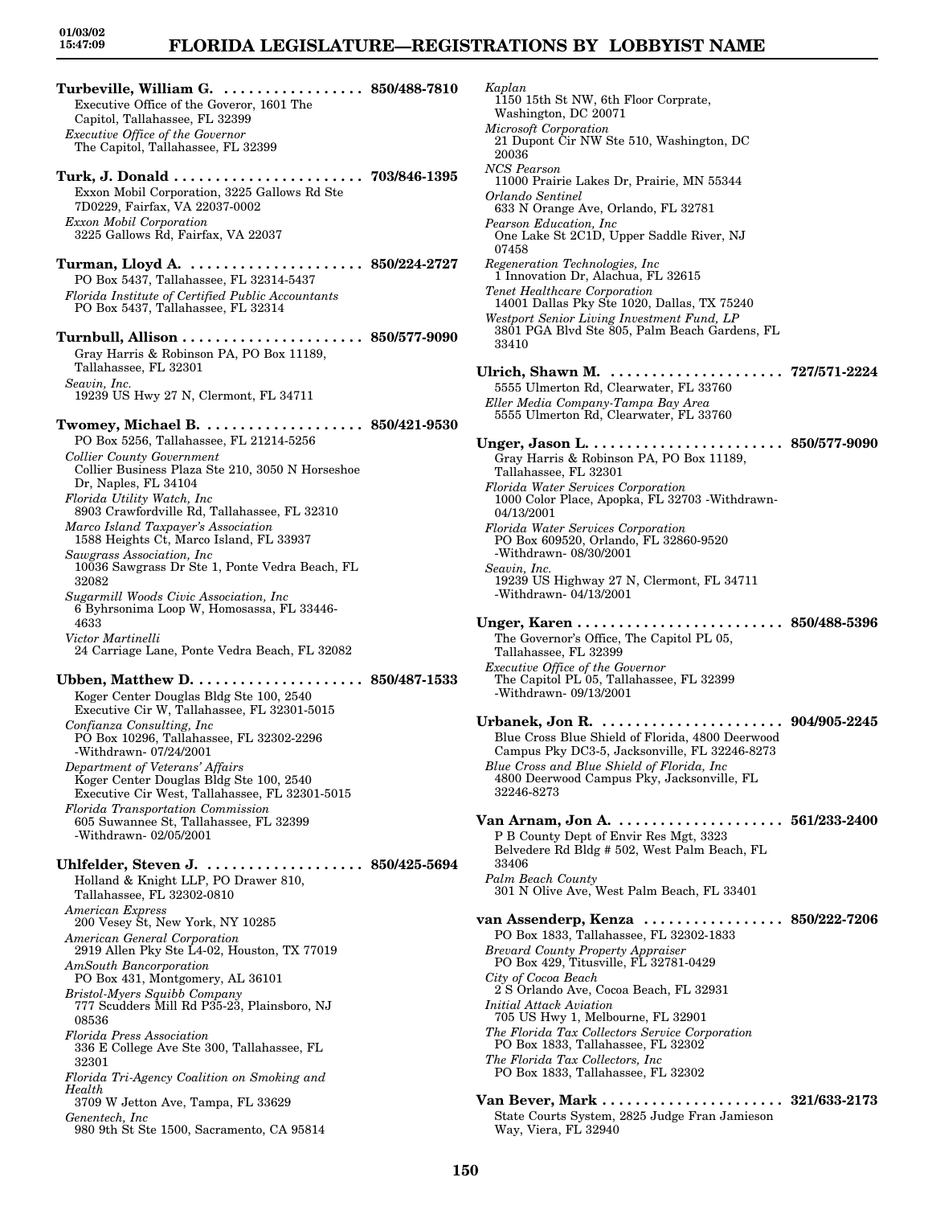**Turbeville, William G.** ................. 850/488-7810
Executive Office of the Goveror, 1601 The Capitol, Tallahassee, FL 32399
*Executive Office of the Governor*
The Capitol, Tallahassee, FL 32399

**Turk, J. Donald** ....................... 703/846-1395
Exxon Mobil Corporation, 3225 Gallows Rd Ste 7D0229, Fairfax, VA 22037-0002
*Exxon Mobil Corporation*
3225 Gallows Rd, Fairfax, VA 22037

**Turman, Lloyd A.** ..................... 850/224-2727
PO Box 5437, Tallahassee, FL 32314-5437
*Florida Institute of Certified Public Accountants*
PO Box 5437, Tallahassee, FL 32314

**Turnbull, Allison** ...................... 850/577-9090
Gray Harris & Robinson PA, PO Box 11189, Tallahassee, FL 32301
*Seavin, Inc.*
19239 US Hwy 27 N, Clermont, FL 34711

**Twomey, Michael B.** .................... 850/421-9530
PO Box 5256, Tallahassee, FL 21214-5256
*Collier County Government*
Collier Business Plaza Ste 210, 3050 N Horseshoe Dr, Naples, FL 34104
*Florida Utility Watch, Inc*
8903 Crawfordville Rd, Tallahassee, FL 32310
*Marco Island Taxpayer's Association*
1588 Heights Ct, Marco Island, FL 33937
*Sawgrass Association, Inc*
10036 Sawgrass Dr Ste 1, Ponte Vedra Beach, FL 32082
*Sugarmill Woods Civic Association, Inc*
6 Byhrsonima Loop W, Homosassa, FL 33446-4633
*Victor Martinelli*
24 Carriage Lane, Ponte Vedra Beach, FL 32082

**Ubben, Matthew D.** .................... 850/487-1533
Koger Center Douglas Bldg Ste 100, 2540 Executive Cir W, Tallahassee, FL 32301-5015
*Confianza Consulting, Inc*
PO Box 10296, Tallahassee, FL 32302-2296 -Withdrawn- 07/24/2001
*Department of Veterans' Affairs*
Koger Center Douglas Bldg Ste 100, 2540 Executive Cir West, Tallahassee, FL 32301-5015
*Florida Transportation Commission*
605 Suwannee St, Tallahassee, FL 32399 -Withdrawn- 02/05/2001

**Uhlfelder, Steven J.** ................... 850/425-5694
Holland & Knight LLP, PO Drawer 810, Tallahassee, FL 32302-0810
*American Express*
200 Vesey St, New York, NY 10285
*American General Corporation*
2919 Allen Pky Ste L4-02, Houston, TX 77019
*AmSouth Bancorporation*
PO Box 431, Montgomery, AL 36101
*Bristol-Myers Squibb Company*
777 Scudders Mill Rd P35-23, Plainsboro, NJ 08536
*Florida Press Association*
336 E College Ave Ste 300, Tallahassee, FL 32301
*Florida Tri-Agency Coalition on Smoking and Health*
3709 W Jetton Ave, Tampa, FL 33629
*Genentech, Inc*
980 9th St Ste 1500, Sacramento, CA 95814
*Kaplan*
1150 15th St NW, 6th Floor Corprate, Washington, DC 20071
*Microsoft Corporation*
21 Dupont Cir NW Ste 510, Washington, DC 20036
*NCS Pearson*
11000 Prairie Lakes Dr, Prairie, MN 55344
*Orlando Sentinel*
633 N Orange Ave, Orlando, FL 32781
*Pearson Education, Inc*
One Lake St 2C1D, Upper Saddle River, NJ 07458
*Regeneration Technologies, Inc*
1 Innovation Dr, Alachua, FL 32615
*Tenet Healthcare Corporation*
14001 Dallas Pky Ste 1020, Dallas, TX 75240
*Westport Senior Living Investment Fund, LP*
3801 PGA Blvd Ste 805, Palm Beach Gardens, FL 33410

**Ulrich, Shawn M.** ..................... 727/571-2224
5555 Ulmerton Rd, Clearwater, FL 33760
*Eller Media Company-Tampa Bay Area*
5555 Ulmerton Rd, Clearwater, FL 33760

**Unger, Jason L.** ........................ 850/577-9090
Gray Harris & Robinson PA, PO Box 11189, Tallahassee, FL 32301
*Florida Water Services Corporation*
1000 Color Place, Apopka, FL 32703 -Withdrawn- 04/13/2001
*Florida Water Services Corporation*
PO Box 609520, Orlando, FL 32860-9520 -Withdrawn- 08/30/2001
*Seavin, Inc.*
19239 US Highway 27 N, Clermont, FL 34711 -Withdrawn- 04/13/2001

**Unger, Karen** .......................... 850/488-5396
The Governor's Office, The Capitol PL 05, Tallahassee, FL 32399
*Executive Office of the Governor*
The Capitol PL 05, Tallahassee, FL 32399 -Withdrawn- 09/13/2001

**Urbanek, Jon R.** ....................... 904/905-2245
Blue Cross Blue Shield of Florida, 4800 Deerwood Campus Pky DC3-5, Jacksonville, FL 32246-8273
*Blue Cross and Blue Shield of Florida, Inc*
4800 Deerwood Campus Pky, Jacksonville, FL 32246-8273

**Van Arnam, Jon A.** .................... 561/233-2400
P B County Dept of Envir Res Mgt, 3323 Belvedere Rd Bldg # 502, West Palm Beach, FL 33406
*Palm Beach County*
301 N Olive Ave, West Palm Beach, FL 33401

**van Assenderp, Kenza** ................. 850/222-7206
PO Box 1833, Tallahassee, FL 32302-1833
*Brevard County Property Appraiser*
PO Box 429, Titusville, FL 32781-0429
*City of Cocoa Beach*
2 S Orlando Ave, Cocoa Beach, FL 32931
*Initial Attack Aviation*
705 US Hwy 1, Melbourne, FL 32901
*The Florida Tax Collectors Service Corporation*
PO Box 1833, Tallahassee, FL 32302
*The Florida Tax Collectors, Inc*
PO Box 1833, Tallahassee, FL 32302

**Van Bever, Mark** ...................... 321/633-2173
State Courts System, 2825 Judge Fran Jamieson Way, Viera, FL 32940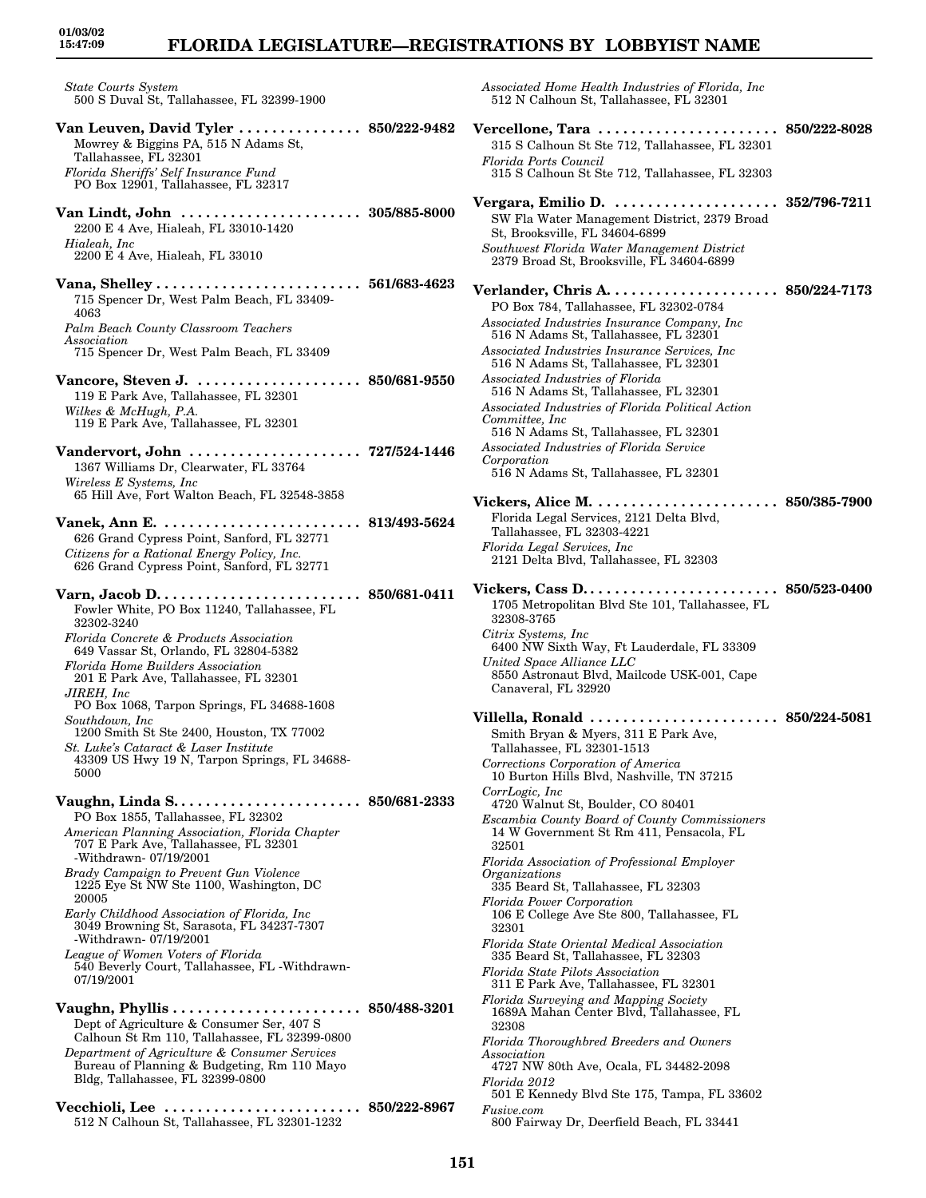*State Courts System*
500 S Duval St, Tallahassee, FL 32399-1900

**Van Leuven, David Tyler ............... 850/222-9482**
Mowrey & Biggins PA, 515 N Adams St, Tallahassee, FL 32301
*Florida Sheriffs' Self Insurance Fund*
PO Box 12901, Tallahassee, FL 32317

**Van Lindt, John ...................... 305/885-8000**
2200 E 4 Ave, Hialeah, FL 33010-1420
*Hialeah, Inc*
2200 E 4 Ave, Hialeah, FL 33010

**Vana, Shelley ......................... 561/683-4623**
715 Spencer Dr, West Palm Beach, FL 33409-4063
*Palm Beach County Classroom Teachers Association*
715 Spencer Dr, West Palm Beach, FL 33409

**Vancore, Steven J. .................... 850/681-9550**
119 E Park Ave, Tallahassee, FL 32301
*Wilkes & McHugh, P.A.*
119 E Park Ave, Tallahassee, FL 32301

**Vandervort, John ..................... 727/524-1446**
1367 Williams Dr, Clearwater, FL 33764
*Wireless E Systems, Inc*
65 Hill Ave, Fort Walton Beach, FL 32548-3858

**Vanek, Ann E. ......................... 813/493-5624**
626 Grand Cypress Point, Sanford, FL 32771
*Citizens for a Rational Energy Policy, Inc.*
626 Grand Cypress Point, Sanford, FL 32771

**Varn, Jacob D. ........................ 850/681-0411**
Fowler White, PO Box 11240, Tallahassee, FL 32302-3240
*Florida Concrete & Products Association*
649 Vassar St, Orlando, FL 32804-5382
*Florida Home Builders Association*
201 E Park Ave, Tallahassee, FL 32301
*JIREH, Inc*
PO Box 1068, Tarpon Springs, FL 34688-1608
*Southdown, Inc*
1200 Smith St Ste 2400, Houston, TX 77002
*St. Luke's Cataract & Laser Institute*
43309 US Hwy 19 N, Tarpon Springs, FL 34688-5000

**Vaughn, Linda S. ....................... 850/681-2333**
PO Box 1855, Tallahassee, FL 32302
*American Planning Association, Florida Chapter*
707 E Park Ave, Tallahassee, FL 32301 -Withdrawn- 07/19/2001
*Brady Campaign to Prevent Gun Violence*
1225 Eye St NW Ste 1100, Washington, DC 20005
*Early Childhood Association of Florida, Inc*
3049 Browning St, Sarasota, FL 34237-7307 -Withdrawn- 07/19/2001
*League of Women Voters of Florida*
540 Beverly Court, Tallahassee, FL -Withdrawn- 07/19/2001

**Vaughn, Phyllis ....................... 850/488-3201**
Dept of Agriculture & Consumer Ser, 407 S Calhoun St Rm 110, Tallahassee, FL 32399-0800
*Department of Agriculture & Consumer Services*
Bureau of Planning & Budgeting, Rm 110 Mayo Bldg, Tallahassee, FL 32399-0800

**Vecchioli, Lee ........................ 850/222-8967**
512 N Calhoun St, Tallahassee, FL 32301-1232
*Associated Home Health Industries of Florida, Inc*
512 N Calhoun St, Tallahassee, FL 32301

**Vercellone, Tara ...................... 850/222-8028**
315 S Calhoun St Ste 712, Tallahassee, FL 32301
*Florida Ports Council*
315 S Calhoun St Ste 712, Tallahassee, FL 32303

**Vergara, Emilio D. .................... 352/796-7211**
SW Fla Water Management District, 2379 Broad St, Brooksville, FL 34604-6899
*Southwest Florida Water Management District*
2379 Broad St, Brooksville, FL 34604-6899

**Verlander, Chris A. .................... 850/224-7173**
PO Box 784, Tallahassee, FL 32302-0784
*Associated Industries Insurance Company, Inc*
516 N Adams St, Tallahassee, FL 32301
*Associated Industries Insurance Services, Inc*
516 N Adams St, Tallahassee, FL 32301
*Associated Industries of Florida*
516 N Adams St, Tallahassee, FL 32301
*Associated Industries of Florida Political Action Committee, Inc*
516 N Adams St, Tallahassee, FL 32301
*Associated Industries of Florida Service Corporation*
516 N Adams St, Tallahassee, FL 32301

**Vickers, Alice M. ...................... 850/385-7900**
Florida Legal Services, 2121 Delta Blvd, Tallahassee, FL 32303-4221
*Florida Legal Services, Inc*
2121 Delta Blvd, Tallahassee, FL 32303

**Vickers, Cass D. ....................... 850/523-0400**
1705 Metropolitan Blvd Ste 101, Tallahassee, FL 32308-3765
*Citrix Systems, Inc*
6400 NW Sixth Way, Ft Lauderdale, FL 33309
*United Space Alliance LLC*
8550 Astronaut Blvd, Mailcode USK-001, Cape Canaveral, FL 32920

**Villella, Ronald ...................... 850/224-5081**
Smith Bryan & Myers, 311 E Park Ave, Tallahassee, FL 32301-1513
*Corrections Corporation of America*
10 Burton Hills Blvd, Nashville, TN 37215
*CorrLogic, Inc*
4720 Walnut St, Boulder, CO 80401
*Escambia County Board of County Commissioners*
14 W Government St Rm 411, Pensacola, FL 32501
*Florida Association of Professional Employer Organizations*
335 Beard St, Tallahassee, FL 32303
*Florida Power Corporation*
106 E College Ave Ste 800, Tallahassee, FL 32301
*Florida State Oriental Medical Association*
335 Beard St, Tallahassee, FL 32303
*Florida State Pilots Association*
311 E Park Ave, Tallahassee, FL 32301
*Florida Surveying and Mapping Society*
1689A Mahan Center Blvd, Tallahassee, FL 32308
*Florida Thoroughbred Breeders and Owners Association*
4727 NW 80th Ave, Ocala, FL 34482-2098
*Florida 2012*
501 E Kennedy Blvd Ste 175, Tampa, FL 33602
*Fusive.com*
800 Fairway Dr, Deerfield Beach, FL 33441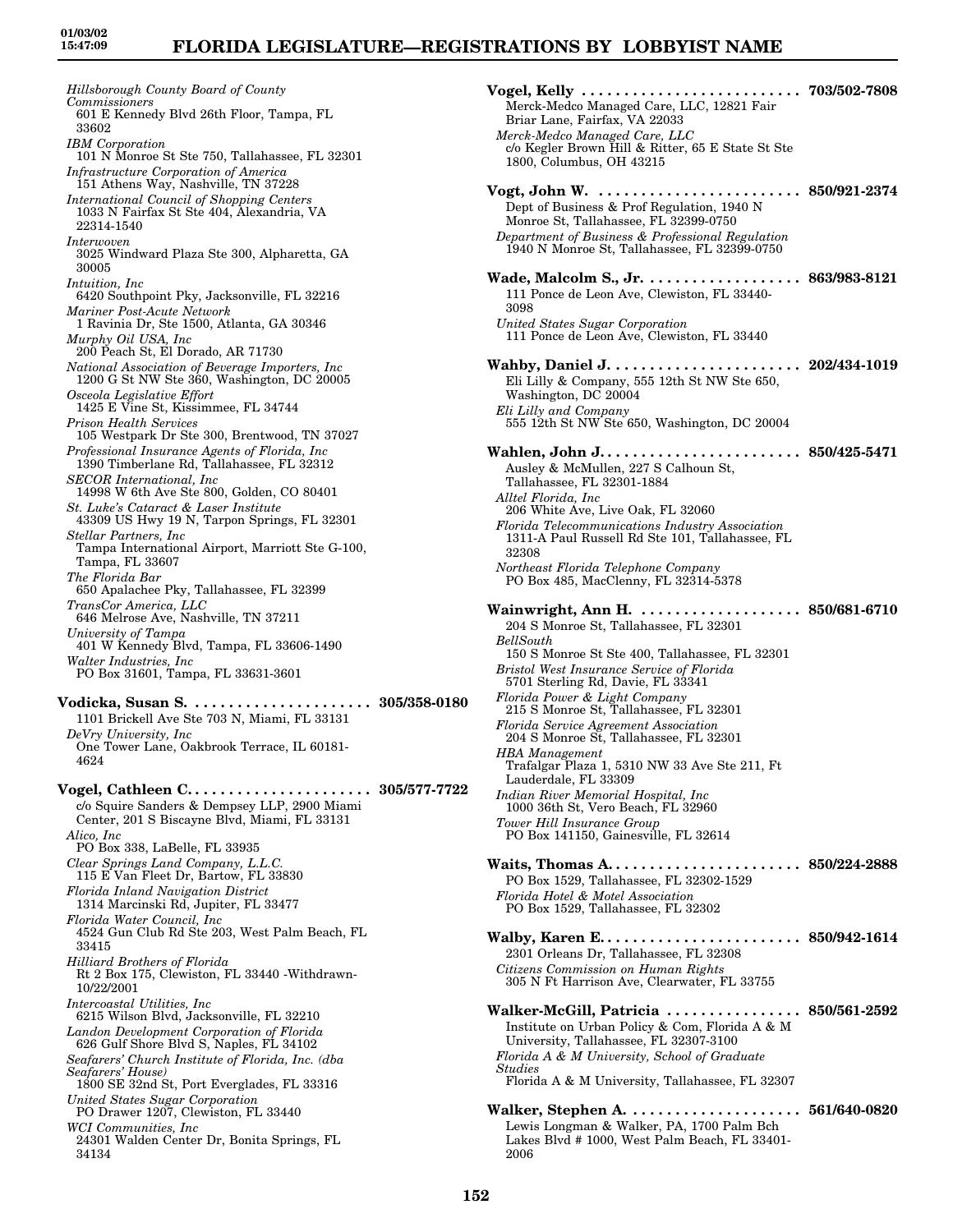*Hillsborough County Board of County Commissioners*
601 E Kennedy Blvd 26th Floor, Tampa, FL 33602
*IBM Corporation*
101 N Monroe St Ste 750, Tallahassee, FL 32301
*Infrastructure Corporation of America*
151 Athens Way, Nashville, TN 37228
*International Council of Shopping Centers*
1033 N Fairfax St Ste 404, Alexandria, VA 22314-1540
*Interwoven*
3025 Windward Plaza Ste 300, Alpharetta, GA 30005
*Intuition, Inc*
6420 Southpoint Pky, Jacksonville, FL 32216
*Mariner Post-Acute Network*
1 Ravinia Dr, Ste 1500, Atlanta, GA 30346
*Murphy Oil USA, Inc*
200 Peach St, El Dorado, AR 71730
*National Association of Beverage Importers, Inc*
1200 G St NW Ste 360, Washington, DC 20005
*Osceola Legislative Effort*
1425 E Vine St, Kissimmee, FL 34744
*Prison Health Services*
105 Westpark Dr Ste 300, Brentwood, TN 37027
*Professional Insurance Agents of Florida, Inc*
1390 Timberlane Rd, Tallahassee, FL 32312
*SECOR International, Inc*
14998 W 6th Ave Ste 800, Golden, CO 80401
*St. Luke's Cataract & Laser Institute*
43309 US Hwy 19 N, Tarpon Springs, FL 32301
*Stellar Partners, Inc*
Tampa International Airport, Marriott Ste G-100, Tampa, FL 33607
*The Florida Bar*
650 Apalachee Pky, Tallahassee, FL 32399
*TransCor America, LLC*
646 Melrose Ave, Nashville, TN 37211
*University of Tampa*
401 W Kennedy Blvd, Tampa, FL 33606-1490
*Walter Industries, Inc*
PO Box 31601, Tampa, FL 33631-3601

**Vodicka, Susan S. . . . . . . . . . . . . . . . . . . . . . 305/358-0180**
1101 Brickell Ave Ste 703 N, Miami, FL 33131
*DeVry University, Inc*
One Tower Lane, Oakbrook Terrace, IL 60181-4624

**Vogel, Cathleen C. . . . . . . . . . . . . . . . . . . . . . 305/577-7722**
c/o Squire Sanders & Dempsey LLP, 2900 Miami Center, 201 S Biscayne Blvd, Miami, FL 33131
*Alico, Inc*
PO Box 338, LaBelle, FL 33935
*Clear Springs Land Company, L.L.C.*
115 E Van Fleet Dr, Bartow, FL 33830
*Florida Inland Navigation District*
1314 Marcinski Rd, Jupiter, FL 33477
*Florida Water Council, Inc*
4524 Gun Club Rd Ste 203, West Palm Beach, FL 33415
*Hilliard Brothers of Florida*
Rt 2 Box 175, Clewiston, FL 33440 -Withdrawn-10/22/2001
*Intercoastal Utilities, Inc*
6215 Wilson Blvd, Jacksonville, FL 32210
*Landon Development Corporation of Florida*
626 Gulf Shore Blvd S, Naples, FL 34102
*Seafarers' Church Institute of Florida, Inc. (dba Seafarers' House)*
1800 SE 32nd St, Port Everglades, FL 33316
*United States Sugar Corporation*
PO Drawer 1207, Clewiston, FL 33440
*WCI Communities, Inc*
24301 Walden Center Dr, Bonita Springs, FL 34134

**Vogel, Kelly . . . . . . . . . . . . . . . . . . . . . . . . . . 703/502-7808**
Merck-Medco Managed Care, LLC, 12821 Fair Briar Lane, Fairfax, VA 22033
*Merck-Medco Managed Care, LLC*
c/o Kegler Brown Hill & Ritter, 65 E State St Ste 1800, Columbus, OH 43215

**Vogt, John W. . . . . . . . . . . . . . . . . . . . . . . . . 850/921-2374**
Dept of Business & Prof Regulation, 1940 N Monroe St, Tallahassee, FL 32399-0750
*Department of Business & Professional Regulation*
1940 N Monroe St, Tallahassee, FL 32399-0750

**Wade, Malcolm S., Jr. . . . . . . . . . . . . . . . . . . 863/983-8121**
111 Ponce de Leon Ave, Clewiston, FL 33440-3098
*United States Sugar Corporation*
111 Ponce de Leon Ave, Clewiston, FL 33440

**Wahby, Daniel J. . . . . . . . . . . . . . . . . . . . . . . 202/434-1019**
Eli Lilly & Company, 555 12th St NW Ste 650, Washington, DC 20004
*Eli Lilly and Company*
555 12th St NW Ste 650, Washington, DC 20004

**Wahlen, John J. . . . . . . . . . . . . . . . . . . . . . . . 850/425-5471**
Ausley & McMullen, 227 S Calhoun St, Tallahassee, FL 32301-1884
*Alltel Florida, Inc*
206 White Ave, Live Oak, FL 32060
*Florida Telecommunications Industry Association*
1311-A Paul Russell Rd Ste 101, Tallahassee, FL 32308
*Northeast Florida Telephone Company*
PO Box 485, MacClenny, FL 32314-5378

**Wainwright, Ann H. . . . . . . . . . . . . . . . . . . . 850/681-6710**
204 S Monroe St, Tallahassee, FL 32301
*BellSouth*
150 S Monroe St Ste 400, Tallahassee, FL 32301
*Bristol West Insurance Service of Florida*
5701 Sterling Rd, Davie, FL 33341
*Florida Power & Light Company*
215 S Monroe St, Tallahassee, FL 32301
*Florida Service Agreement Association*
204 S Monroe St, Tallahassee, FL 32301
*HBA Management*
Trafalgar Plaza 1, 5310 NW 33 Ave Ste 211, Ft Lauderdale, FL 33309
*Indian River Memorial Hospital, Inc*
1000 36th St, Vero Beach, FL 32960
*Tower Hill Insurance Group*
PO Box 141150, Gainesville, FL 32614

**Waits, Thomas A. . . . . . . . . . . . . . . . . . . . . . . 850/224-2888**
PO Box 1529, Tallahassee, FL 32302-1529
*Florida Hotel & Motel Association*
PO Box 1529, Tallahassee, FL 32302

**Walby, Karen E. . . . . . . . . . . . . . . . . . . . . . . . 850/942-1614**
2301 Orleans Dr, Tallahassee, FL 32308
*Citizens Commission on Human Rights*
305 N Ft Harrison Ave, Clearwater, FL 33755

**Walker-McGill, Patricia . . . . . . . . . . . . . . . . 850/561-2592**
Institute on Urban Policy & Com, Florida A & M University, Tallahassee, FL 32307-3100
*Florida A & M University, School of Graduate Studies*
Florida A & M University, Tallahassee, FL 32307

**Walker, Stephen A. . . . . . . . . . . . . . . . . . . . . 561/640-0820**
Lewis Longman & Walker, PA, 1700 Palm Bch Lakes Blvd # 1000, West Palm Beach, FL 33401-2006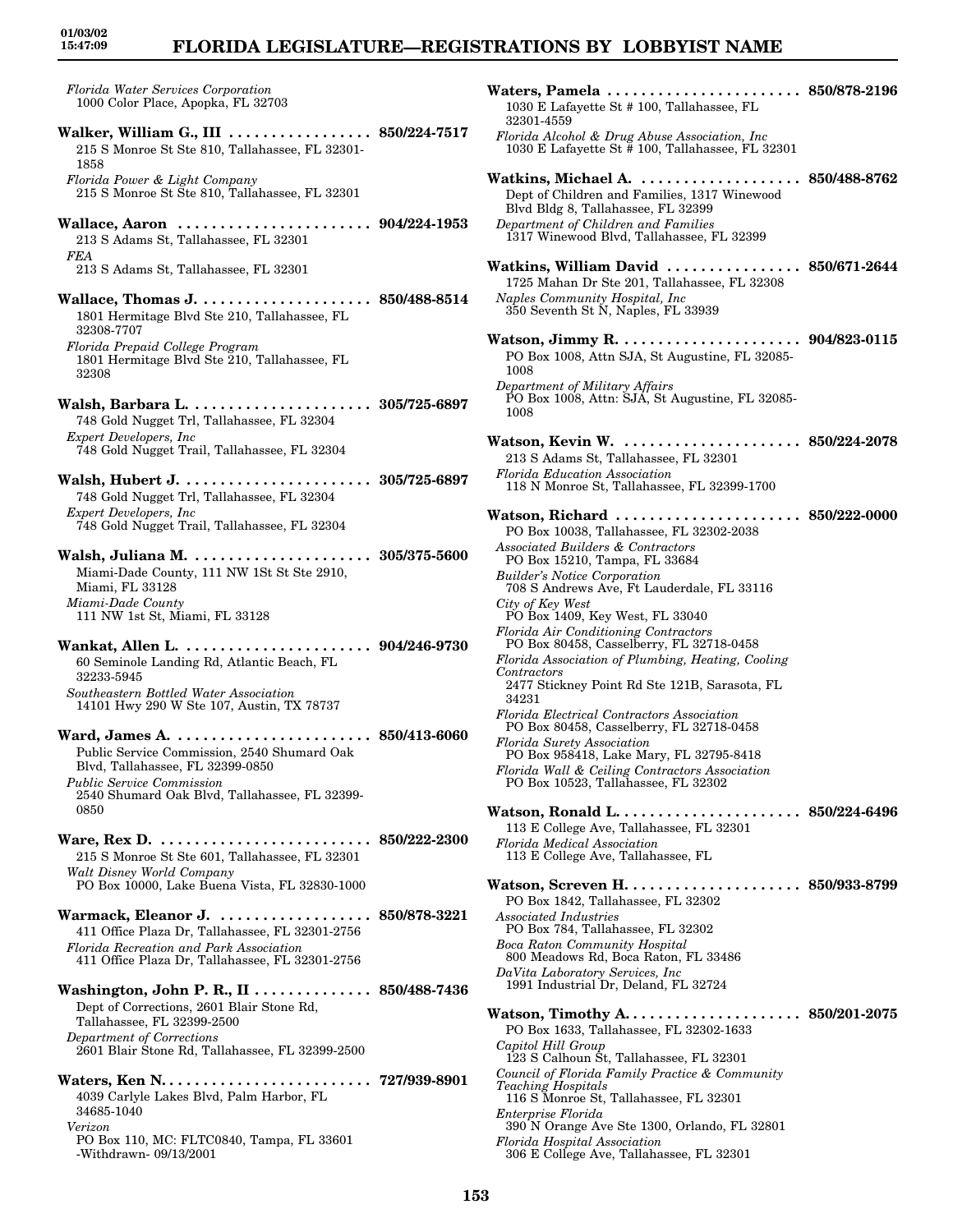*Florida Water Services Corporation*
1000 Color Place, Apopka, FL 32703

**Walker, William G., III . . . . . . . . . . . . . . . . . 850/224-7517**
215 S Monroe St Ste 810, Tallahassee, FL 32301-1858
*Florida Power & Light Company*
215 S Monroe St Ste 810, Tallahassee, FL 32301

**Wallace, Aaron . . . . . . . . . . . . . . . . . . . . . . . 904/224-1953**
213 S Adams St, Tallahassee, FL 32301
*FEA*
213 S Adams St, Tallahassee, FL 32301

**Wallace, Thomas J. . . . . . . . . . . . . . . . . . . . . 850/488-8514**
1801 Hermitage Blvd Ste 210, Tallahassee, FL 32308-7707
*Florida Prepaid College Program*
1801 Hermitage Blvd Ste 210, Tallahassee, FL 32308

**Walsh, Barbara L. . . . . . . . . . . . . . . . . . . . . . 305/725-6897**
748 Gold Nugget Trl, Tallahassee, FL 32304
*Expert Developers, Inc*
748 Gold Nugget Trail, Tallahassee, FL 32304

**Walsh, Hubert J. . . . . . . . . . . . . . . . . . . . . . . 305/725-6897**
748 Gold Nugget Trl, Tallahassee, FL 32304
*Expert Developers, Inc*
748 Gold Nugget Trail, Tallahassee, FL 32304

**Walsh, Juliana M. . . . . . . . . . . . . . . . . . . . . . 305/375-5600**
Miami-Dade County, 111 NW 1St St Ste 2910, Miami, FL 33128
*Miami-Dade County*
111 NW 1st St, Miami, FL 33128

**Wankat, Allen L. . . . . . . . . . . . . . . . . . . . . . . 904/246-9730**
60 Seminole Landing Rd, Atlantic Beach, FL 32233-5945
*Southeastern Bottled Water Association*
14101 Hwy 290 W Ste 107, Austin, TX 78737

**Ward, James A. . . . . . . . . . . . . . . . . . . . . . . . 850/413-6060**
Public Service Commission, 2540 Shumard Oak Blvd, Tallahassee, FL 32399-0850
*Public Service Commission*
2540 Shumard Oak Blvd, Tallahassee, FL 32399-0850

**Ware, Rex D. . . . . . . . . . . . . . . . . . . . . . . . . . 850/222-2300**
215 S Monroe St Ste 601, Tallahassee, FL 32301
*Walt Disney World Company*
PO Box 10000, Lake Buena Vista, FL 32830-1000

**Warmack, Eleanor J. . . . . . . . . . . . . . . . . . . 850/878-3221**
411 Office Plaza Dr, Tallahassee, FL 32301-2756
*Florida Recreation and Park Association*
411 Office Plaza Dr, Tallahassee, FL 32301-2756

**Washington, John P. R., II . . . . . . . . . . . . . . 850/488-7436**
Dept of Corrections, 2601 Blair Stone Rd, Tallahassee, FL 32399-2500
*Department of Corrections*
2601 Blair Stone Rd, Tallahassee, FL 32399-2500

**Waters, Ken N. . . . . . . . . . . . . . . . . . . . . . . . . 727/939-8901**
4039 Carlyle Lakes Blvd, Palm Harbor, FL 34685-1040
*Verizon*
PO Box 110, MC: FLTC0840, Tampa, FL 33601
-Withdrawn- 09/13/2001

**Waters, Pamela . . . . . . . . . . . . . . . . . . . . . . . 850/878-2196**
1030 E Lafayette St # 100, Tallahassee, FL 32301-4559
*Florida Alcohol & Drug Abuse Association, Inc*
1030 E Lafayette St # 100, Tallahassee, FL 32301

**Watkins, Michael A. . . . . . . . . . . . . . . . . . . . 850/488-8762**
Dept of Children and Families, 1317 Winewood Blvd Bldg 8, Tallahassee, FL 32399
*Department of Children and Families*
1317 Winewood Blvd, Tallahassee, FL 32399

**Watkins, William David . . . . . . . . . . . . . . . . 850/671-2644**
1725 Mahan Dr Ste 201, Tallahassee, FL 32308
*Naples Community Hospital, Inc*
350 Seventh St N, Naples, FL 33939

**Watson, Jimmy R. . . . . . . . . . . . . . . . . . . . . . 904/823-0115**
PO Box 1008, Attn SJA, St Augustine, FL 32085-1008
*Department of Military Affairs*
PO Box 1008, Attn: SJA, St Augustine, FL 32085-1008

**Watson, Kevin W. . . . . . . . . . . . . . . . . . . . . . 850/224-2078**
213 S Adams St, Tallahassee, FL 32301
*Florida Education Association*
118 N Monroe St, Tallahassee, FL 32399-1700

**Watson, Richard . . . . . . . . . . . . . . . . . . . . . . 850/222-0000**
PO Box 10038, Tallahassee, FL 32302-2038
*Associated Builders & Contractors*
PO Box 15210, Tampa, FL 33684
*Builder's Notice Corporation*
708 S Andrews Ave, Ft Lauderdale, FL 33116
*City of Key West*
PO Box 1409, Key West, FL 33040
*Florida Air Conditioning Contractors*
PO Box 80458, Casselberry, FL 32718-0458
*Florida Association of Plumbing, Heating, Cooling Contractors*
2477 Stickney Point Rd Ste 121B, Sarasota, FL 34231
*Florida Electrical Contractors Association*
PO Box 80458, Casselberry, FL 32718-0458
*Florida Surety Association*
PO Box 958418, Lake Mary, FL 32795-8418
*Florida Wall & Ceiling Contractors Association*
PO Box 10523, Tallahassee, FL 32302

**Watson, Ronald L. . . . . . . . . . . . . . . . . . . . . . 850/224-6496**
113 E College Ave, Tallahassee, FL 32301
*Florida Medical Association*
113 E College Ave, Tallahassee, FL

**Watson, Screven H. . . . . . . . . . . . . . . . . . . . . 850/933-8799**
PO Box 1842, Tallahassee, FL 32302
*Associated Industries*
PO Box 784, Tallahassee, FL 32302
*Boca Raton Community Hospital*
800 Meadows Rd, Boca Raton, FL 33486
*DaVita Laboratory Services, Inc*
1991 Industrial Dr, Deland, FL 32724

**Watson, Timothy A. . . . . . . . . . . . . . . . . . . . . 850/201-2075**
PO Box 1633, Tallahassee, FL 32302-1633
*Capitol Hill Group*
123 S Calhoun St, Tallahassee, FL 32301
*Council of Florida Family Practice & Community Teaching Hospitals*
116 S Monroe St, Tallahassee, FL 32301
*Enterprise Florida*
390 N Orange Ave Ste 1300, Orlando, FL 32801
*Florida Hospital Association*
306 E College Ave, Tallahassee, FL 32301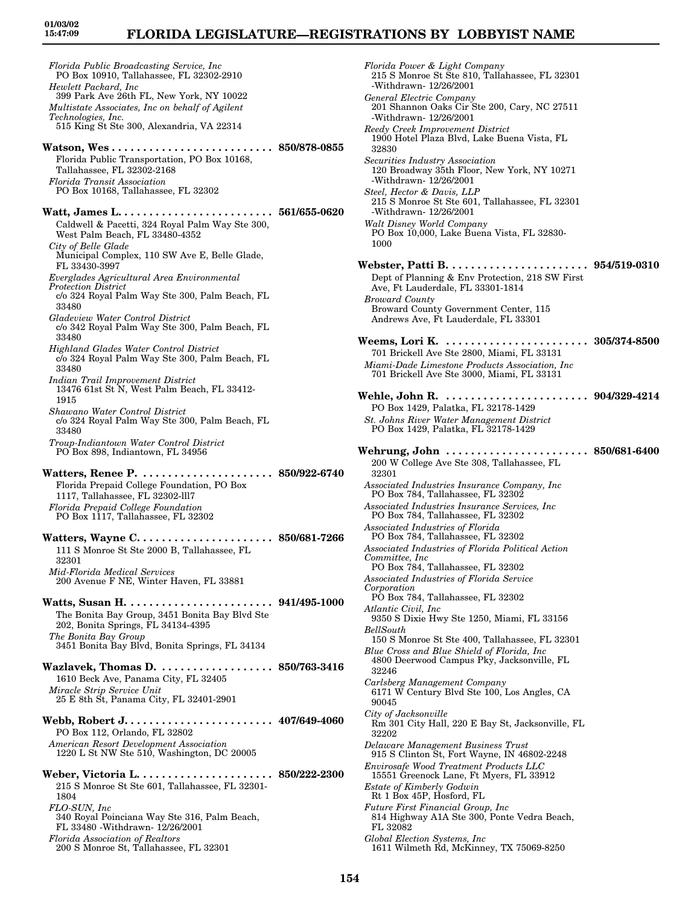*Florida Public Broadcasting Service, Inc*
PO Box 10910, Tallahassee, FL 32302-2910
*Hewlett Packard, Inc*
399 Park Ave 26th FL, New York, NY 10022
*Multistate Associates, Inc on behalf of Agilent Technologies, Inc.*
515 King St Ste 300, Alexandria, VA 22314

**Watson, Wes . . . . . . . . . . . . . . . . . . . . . . . . . . 850/878-0855**
Florida Public Transportation, PO Box 10168, Tallahassee, FL 32302-2168
*Florida Transit Association*
PO Box 10168, Tallahassee, FL 32302

**Watt, James L. . . . . . . . . . . . . . . . . . . . . . . . . . 561/655-0620**
Caldwell & Pacetti, 324 Royal Palm Way Ste 300, West Palm Beach, FL 33480-4352
*City of Belle Glade*
Municipal Complex, 110 SW Ave E, Belle Glade, FL 33430-3997
*Everglades Agricultural Area Environmental Protection District*
c/o 324 Royal Palm Way Ste 300, Palm Beach, FL 33480
*Gladeview Water Control District*
c/o 342 Royal Palm Way Ste 300, Palm Beach, FL 33480
*Highland Glades Water Control District*
c/o 324 Royal Palm Way Ste 300, Palm Beach, FL 33480
*Indian Trail Improvement District*
13476 61st St N, West Palm Beach, FL 33412-1915
*Shawano Water Control District*
c/o 324 Royal Palm Way Ste 300, Palm Beach, FL 33480
*Troup-Indiantown Water Control District*
PO Box 898, Indiantown, FL 34956

**Watters, Renee P. . . . . . . . . . . . . . . . . . . . . . . 850/922-6740**
Florida Prepaid College Foundation, PO Box 1117, Tallahassee, FL 32302-lll7
*Florida Prepaid College Foundation*
PO Box 1117, Tallahassee, FL 32302

**Watters, Wayne C. . . . . . . . . . . . . . . . . . . . . . . 850/681-7266**
111 S Monroe St Ste 2000 B, Tallahassee, FL 32301
*Mid-Florida Medical Services*
200 Avenue F NE, Winter Haven, FL 33881

**Watts, Susan H. . . . . . . . . . . . . . . . . . . . . . . . . 941/495-1000**
The Bonita Bay Group, 3451 Bonita Bay Blvd Ste 202, Bonita Springs, FL 34134-4395
*The Bonita Bay Group*
3451 Bonita Bay Blvd, Bonita Springs, FL 34134

**Wazlavek, Thomas D. . . . . . . . . . . . . . . . . . . 850/763-3416**
1610 Beck Ave, Panama City, FL 32405
*Miracle Strip Service Unit*
25 E 8th St, Panama City, FL 32401-2901

**Webb, Robert J. . . . . . . . . . . . . . . . . . . . . . . . . 407/649-4060**
PO Box 112, Orlando, FL 32802
*American Resort Development Association*
1220 L St NW Ste 510, Washington, DC 20005

**Weber, Victoria L. . . . . . . . . . . . . . . . . . . . . . . 850/222-2300**
215 S Monroe St Ste 601, Tallahassee, FL 32301-1804
*FLO-SUN, Inc*
340 Royal Poinciana Way Ste 316, Palm Beach, FL 33480 -Withdrawn- 12/26/2001
*Florida Association of Realtors*
200 S Monroe St, Tallahassee, FL 32301
*Florida Power & Light Company*
215 S Monroe St Ste 810, Tallahassee, FL 32301 -Withdrawn- 12/26/2001
*General Electric Company*
201 Shannon Oaks Cir Ste 200, Cary, NC 27511 -Withdrawn- 12/26/2001
*Reedy Creek Improvement District*
1900 Hotel Plaza Blvd, Lake Buena Vista, FL 32830
*Securities Industry Association*
120 Broadway 35th Floor, New York, NY 10271 -Withdrawn- 12/26/2001
*Steel, Hector & Davis, LLP*
215 S Monroe St Ste 601, Tallahassee, FL 32301 -Withdrawn- 12/26/2001
*Walt Disney World Company*
PO Box 10,000, Lake Buena Vista, FL 32830-1000

**Webster, Patti B. . . . . . . . . . . . . . . . . . . . . . . . 954/519-0310**
Dept of Planning & Env Protection, 218 SW First Ave, Ft Lauderdale, FL 33301-1814
*Broward County*
Broward County Government Center, 115 Andrews Ave, Ft Lauderdale, FL 33301

**Weems, Lori K. . . . . . . . . . . . . . . . . . . . . . . . 305/374-8500**
701 Brickell Ave Ste 2800, Miami, FL 33131
*Miami-Dade Limestone Products Association, Inc*
701 Brickell Ave Ste 3000, Miami, FL 33131

**Wehle, John R. . . . . . . . . . . . . . . . . . . . . . . . 904/329-4214**
PO Box 1429, Palatka, FL 32178-1429
*St. Johns River Water Management District*
PO Box 1429, Palatka, FL 32178-1429

**Wehrung, John . . . . . . . . . . . . . . . . . . . . . . . 850/681-6400**
200 W College Ave Ste 308, Tallahassee, FL 32301
*Associated Industries Insurance Company, Inc*
PO Box 784, Tallahassee, FL 32302
*Associated Industries Insurance Services, Inc*
PO Box 784, Tallahassee, FL 32302
*Associated Industries of Florida*
PO Box 784, Tallahassee, FL 32302
*Associated Industries of Florida Political Action Committee, Inc*
PO Box 784, Tallahassee, FL 32302
*Associated Industries of Florida Service Corporation*
PO Box 784, Tallahassee, FL 32302
*Atlantic Civil, Inc*
9350 S Dixie Hwy Ste 1250, Miami, FL 33156
*BellSouth*
150 S Monroe St Ste 400, Tallahassee, FL 32301
*Blue Cross and Blue Shield of Florida, Inc*
4800 Deerwood Campus Pky, Jacksonville, FL 32246
*Carlsberg Management Company*
6171 W Century Blvd Ste 100, Los Angles, CA 90045
*City of Jacksonville*
Rm 301 City Hall, 220 E Bay St, Jacksonville, FL 32202
*Delaware Management Business Trust*
915 S Clinton St, Fort Wayne, IN 46802-2248
*Envirosafe Wood Treatment Products LLC*
15551 Greenock Lane, Ft Myers, FL 33912
*Estate of Kimberly Godwin*
Rt 1 Box 45P, Hosford, FL
*Future First Financial Group, Inc*
814 Highway A1A Ste 300, Ponte Vedra Beach, FL 32082
*Global Election Systems, Inc*
1611 Wilmeth Rd, McKinney, TX 75069-8250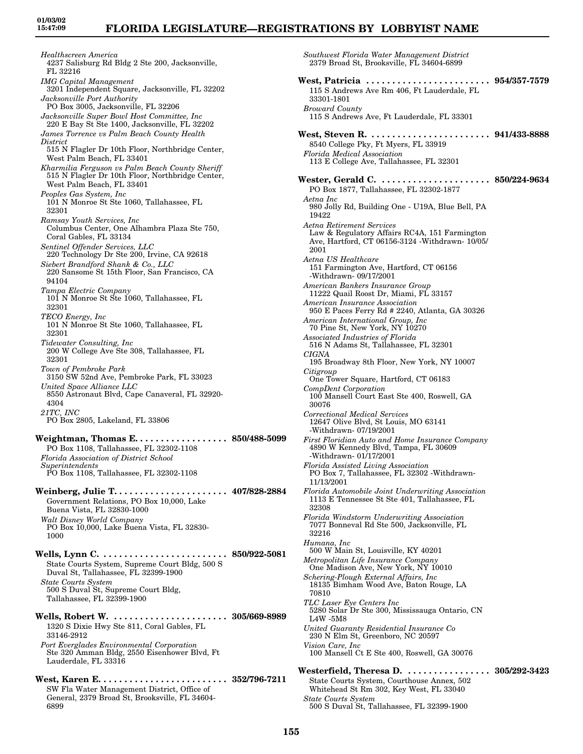*Healthscreen America*
4237 Salisburg Rd Bldg 2 Ste 200, Jacksonville, FL 32216
*IMG Capital Management*
3201 Independent Square, Jacksonville, FL 32202
*Jacksonville Port Authority*
PO Box 3005, Jacksonville, FL 32206
*Jacksonville Super Bowl Host Committee, Inc*
220 E Bay St Ste 1400, Jacksonville, FL 32202
*James Torrence vs Palm Beach County Health District*
515 N Flagler Dr 10th Floor, Northbridge Center, West Palm Beach, FL 33401
*Kharmilia Ferguson vs Palm Beach County Sheriff*
515 N Flagler Dr 10th Floor, Northbridge Center, West Palm Beach, FL 33401
*Peoples Gas System, Inc*
101 N Monroe St Ste 1060, Tallahassee, FL 32301
*Ramsay Youth Services, Inc*
Columbus Center, One Alhambra Plaza Ste 750, Coral Gables, FL 33134
*Sentinel Offender Services, LLC*
220 Technology Dr Ste 200, Irvine, CA 92618
*Siebert Brandford Shank & Co., LLC*
220 Sansome St 15th Floor, San Francisco, CA 94104
*Tampa Electric Company*
101 N Monroe St Ste 1060, Tallahassee, FL 32301
*TECO Energy, Inc*
101 N Monroe St Ste 1060, Tallahassee, FL 32301
*Tidewater Consulting, Inc*
200 W College Ave Ste 308, Tallahassee, FL 32301
*Town of Pembroke Park*
3150 SW 52nd Ave, Pembroke Park, FL 33023
*United Space Alliance LLC*
8550 Astronaut Blvd, Cape Canaveral, FL 32920-4304
*21TC, INC*
PO Box 2805, Lakeland, FL 33806

**Weightman, Thomas E.** .................. **850/488-5099**
PO Box 1108, Tallahassee, FL 32302-1108
*Florida Association of District School Superintendents*
PO Box 1108, Tallahassee, FL 32302-1108

**Weinberg, Julie T.** ...................... **407/828-2884**
Government Relations, PO Box 10,000, Lake Buena Vista, FL 32830-1000
*Walt Disney World Company*
PO Box 10,000, Lake Buena Vista, FL 32830-1000

**Wells, Lynn C.** ......................... **850/922-5081**
State Courts System, Supreme Court Bldg, 500 S Duval St, Tallahassee, FL 32399-1900
*State Courts System*
500 S Duval St, Supreme Court Bldg, Tallahassee, FL 32399-1900

**Wells, Robert W.** ....................... **305/669-8989**
1320 S Dixie Hwy Ste 811, Coral Gables, FL 33146-2912
*Port Everglades Environmental Corporation*
Ste 320 Amman Bldg, 2550 Eisenhower Blvd, Ft Lauderdale, FL 33316

**West, Karen E.** ......................... **352/796-7211**
SW Fla Water Management District, Office of General, 2379 Broad St, Brooksville, FL 34604-6899
*Southwest Florida Water Management District*
2379 Broad St, Brooksville, FL 34604-6899

**West, Patricia** ......................... **954/357-7579**
115 S Andrews Ave Rm 406, Ft Lauderdale, FL 33301-1801
*Broward County*
115 S Andrews Ave, Ft Lauderdale, FL 33301

**West, Steven R.** ........................ **941/433-8888**
8540 College Pky, Ft Myers, FL 33919
*Florida Medical Association*
113 E College Ave, Tallahassee, FL 32301

**Wester, Gerald C.** ...................... **850/224-9634**
PO Box 1877, Tallahassee, FL 32302-1877
*Aetna Inc*
980 Jolly Rd, Building One - U19A, Blue Bell, PA 19422
*Aetna Retirement Services*
Law & Regulatory Affairs RC4A, 151 Farmington Ave, Hartford, CT 06156-3124 -Withdrawn- 10/05/2001
*Aetna US Healthcare*
151 Farmington Ave, Hartford, CT 06156 -Withdrawn- 09/17/2001
*American Bankers Insurance Group*
11222 Quail Roost Dr, Miami, FL 33157
*American Insurance Association*
950 E Paces Ferry Rd # 2240, Atlanta, GA 30326
*American International Group, Inc*
70 Pine St, New York, NY 10270
*Associated Industries of Florida*
516 N Adams St, Tallahassee, FL 32301
*CIGNA*
195 Broadway 8th Floor, New York, NY 10007
*Citigroup*
One Tower Square, Hartford, CT 06183
*CompDent Corporation*
100 Mansell Court East Ste 400, Roswell, GA 30076
*Correctional Medical Services*
12647 Olive Blvd, St Louis, MO 63141 -Withdrawn- 07/19/2001
*First Floridian Auto and Home Insurance Company*
4890 W Kennedy Blvd, Tampa, FL 30609 -Withdrawn- 01/17/2001
*Florida Assisted Living Association*
PO Box 7, Tallahassee, FL 32302 -Withdrawn- 11/13/2001
*Florida Automobile Joint Underwriting Association*
1113 E Tennessee St Ste 401, Tallahassee, FL 32308
*Florida Windstorm Underwriting Association*
7077 Bonneval Rd Ste 500, Jacksonville, FL 32216
*Humana, Inc*
500 W Main St, Louisville, KY 40201
*Metropolitan Life Insurance Company*
One Madison Ave, New York, NY 10010
*Schering-Plough External Affairs, Inc*
18135 Bimham Wood Ave, Baton Rouge, LA 70810
*TLC Laser Eye Centers Inc*
5280 Solar Dr Ste 300, Mississauga Ontario, CN L4W -5M8
*United Guaranty Residential Insurance Co*
230 N Elm St, Greenboro, NC 20597
*Vision Care, Inc*
100 Mansell Ct E Ste 400, Roswell, GA 30076

**Westerfield, Theresa D.** ................ **305/292-3423**
State Courts System, Courthouse Annex, 502 Whitehead St Rm 302, Key West, FL 33040
*State Courts System*
500 S Duval St, Tallahassee, FL 32399-1900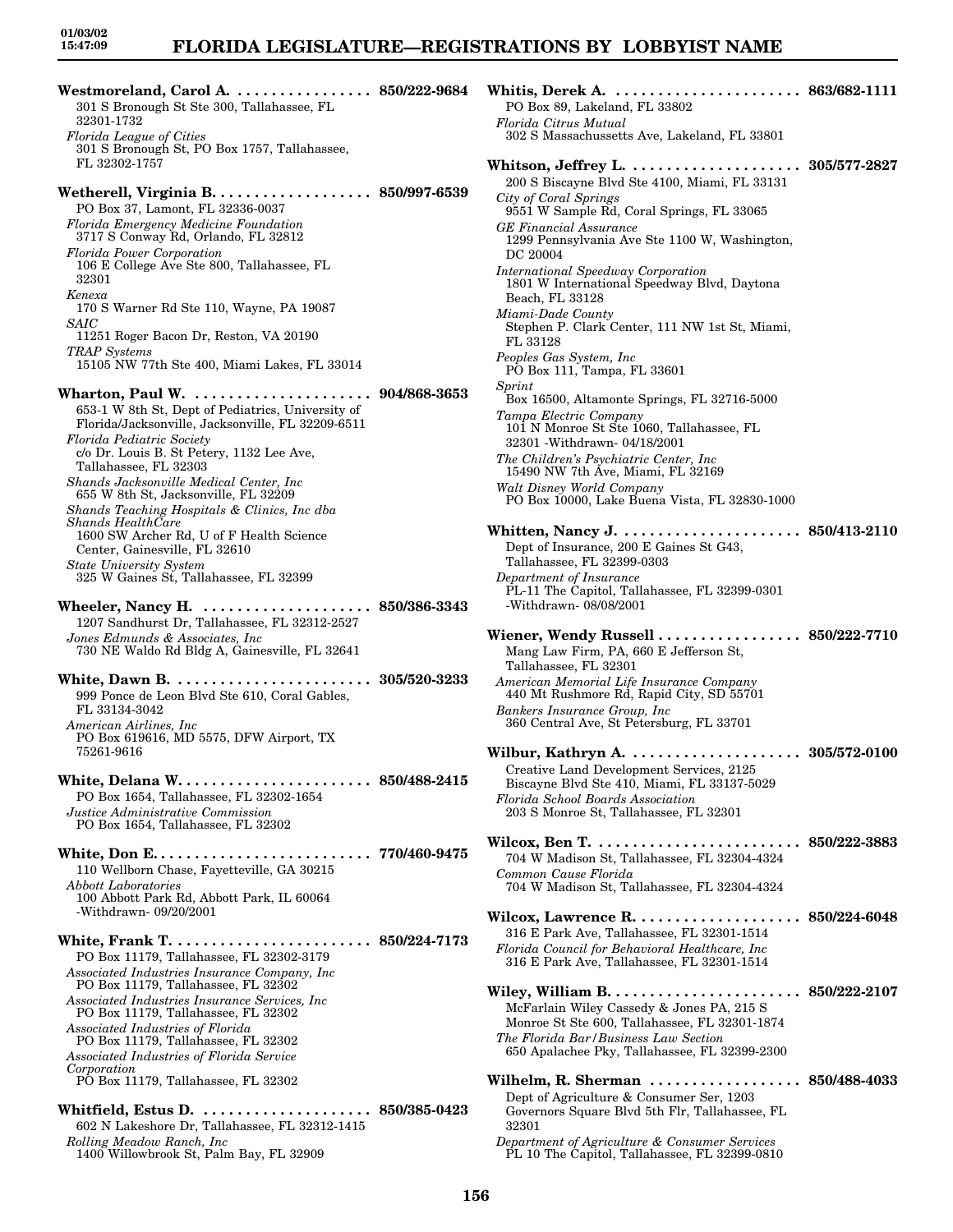**Westmoreland, Carol A.** . . . . . . . . . . . . . . . . **850/222-9684**
301 S Bronough St Ste 300, Tallahassee, FL 32301-1732
*Florida League of Cities*
301 S Bronough St, PO Box 1757, Tallahassee, FL 32302-1757

**Wetherell, Virginia B.** . . . . . . . . . . . . . . . . . . **850/997-6539**
PO Box 37, Lamont, FL 32336-0037
*Florida Emergency Medicine Foundation*
3717 S Conway Rd, Orlando, FL 32812
*Florida Power Corporation*
106 E College Ave Ste 800, Tallahassee, FL 32301
*Kenexa*
170 S Warner Rd Ste 110, Wayne, PA 19087
*SAIC*
11251 Roger Bacon Dr, Reston, VA 20190
*TRAP Systems*
15105 NW 77th Ste 400, Miami Lakes, FL 33014

**Wharton, Paul W.** . . . . . . . . . . . . . . . . . . . . . **904/868-3653**
653-1 W 8th St, Dept of Pediatrics, University of Florida/Jacksonville, Jacksonville, FL 32209-6511
*Florida Pediatric Society*
c/o Dr. Louis B. St Petery, 1132 Lee Ave, Tallahassee, FL 32303
*Shands Jacksonville Medical Center, Inc*
655 W 8th St, Jacksonville, FL 32209
*Shands Teaching Hospitals & Clinics, Inc dba Shands HealthCare*
1600 SW Archer Rd, U of F Health Science Center, Gainesville, FL 32610
*State University System*
325 W Gaines St, Tallahassee, FL 32399

**Wheeler, Nancy H.** . . . . . . . . . . . . . . . . . . . . **850/386-3343**
1207 Sandhurst Dr, Tallahassee, FL 32312-2527
*Jones Edmunds & Associates, Inc*
730 NE Waldo Rd Bldg A, Gainesville, FL 32641

**White, Dawn B.** . . . . . . . . . . . . . . . . . . . . . . . **305/520-3233**
999 Ponce de Leon Blvd Ste 610, Coral Gables, FL 33134-3042
*American Airlines, Inc*
PO Box 619616, MD 5575, DFW Airport, TX 75261-9616

**White, Delana W.** . . . . . . . . . . . . . . . . . . . . . . **850/488-2415**
PO Box 1654, Tallahassee, FL 32302-1654
*Justice Administrative Commission*
PO Box 1654, Tallahassee, FL 32302

**White, Don E.** . . . . . . . . . . . . . . . . . . . . . . . . . **770/460-9475**
110 Wellborn Chase, Fayetteville, GA 30215
*Abbott Laboratories*
100 Abbott Park Rd, Abbott Park, IL 60064 -Withdrawn- 09/20/2001

**White, Frank T.** . . . . . . . . . . . . . . . . . . . . . . . **850/224-7173**
PO Box 11179, Tallahassee, FL 32302-3179
*Associated Industries Insurance Company, Inc*
PO Box 11179, Tallahassee, FL 32302
*Associated Industries Insurance Services, Inc*
PO Box 11179, Tallahassee, FL 32302
*Associated Industries of Florida*
PO Box 11179, Tallahassee, FL 32302
*Associated Industries of Florida Service Corporation*
PO Box 11179, Tallahassee, FL 32302

**Whitfield, Estus D.** . . . . . . . . . . . . . . . . . . . . **850/385-0423**
602 N Lakeshore Dr, Tallahassee, FL 32312-1415
*Rolling Meadow Ranch, Inc*
1400 Willowbrook St, Palm Bay, FL 32909

**Whitis, Derek A.** . . . . . . . . . . . . . . . . . . . . . . **863/682-1111**
PO Box 89, Lakeland, FL 33802
*Florida Citrus Mutual*
302 S Massachussetts Ave, Lakeland, FL 33801

**Whitson, Jeffrey L.** . . . . . . . . . . . . . . . . . . . . **305/577-2827**
200 S Biscayne Blvd Ste 4100, Miami, FL 33131
*City of Coral Springs*
9551 W Sample Rd, Coral Springs, FL 33065
*GE Financial Assurance*
1299 Pennsylvania Ave Ste 1100 W, Washington, DC 20004
*International Speedway Corporation*
1801 W International Speedway Blvd, Daytona Beach, FL 33128
*Miami-Dade County*
Stephen P. Clark Center, 111 NW 1st St, Miami, FL 33128
*Peoples Gas System, Inc*
PO Box 111, Tampa, FL 33601
*Sprint*
Box 16500, Altamonte Springs, FL 32716-5000
*Tampa Electric Company*
101 N Monroe St Ste 1060, Tallahassee, FL 32301 -Withdrawn- 04/18/2001
*The Children's Psychiatric Center, Inc*
15490 NW 7th Ave, Miami, FL 32169
*Walt Disney World Company*
PO Box 10000, Lake Buena Vista, FL 32830-1000

**Whitten, Nancy J.** . . . . . . . . . . . . . . . . . . . . . **850/413-2110**
Dept of Insurance, 200 E Gaines St G43, Tallahassee, FL 32399-0303
*Department of Insurance*
PL-11 The Capitol, Tallahassee, FL 32399-0301 -Withdrawn- 08/08/2001

**Wiener, Wendy Russell** . . . . . . . . . . . . . . . . . **850/222-7710**
Mang Law Firm, PA, 660 E Jefferson St, Tallahassee, FL 32301
*American Memorial Life Insurance Company*
440 Mt Rushmore Rd, Rapid City, SD 55701
*Bankers Insurance Group, Inc*
360 Central Ave, St Petersburg, FL 33701

**Wilbur, Kathryn A.** . . . . . . . . . . . . . . . . . . . . **305/572-0100**
Creative Land Development Services, 2125 Biscayne Blvd Ste 410, Miami, FL 33137-5029
*Florida School Boards Association*
203 S Monroe St, Tallahassee, FL 32301

**Wilcox, Ben T.** . . . . . . . . . . . . . . . . . . . . . . . . **850/222-3883**
704 W Madison St, Tallahassee, FL 32304-4324
*Common Cause Florida*
704 W Madison St, Tallahassee, FL 32304-4324

**Wilcox, Lawrence R.** . . . . . . . . . . . . . . . . . . . **850/224-6048**
316 E Park Ave, Tallahassee, FL 32301-1514
*Florida Council for Behavioral Healthcare, Inc*
316 E Park Ave, Tallahassee, FL 32301-1514

**Wiley, William B.** . . . . . . . . . . . . . . . . . . . . . . **850/222-2107**
McFarlain Wiley Cassedy & Jones PA, 215 S Monroe St Ste 600, Tallahassee, FL 32301-1874
*The Florida Bar/Business Law Section*
650 Apalachee Pky, Tallahassee, FL 32399-2300

**Wilhelm, R. Sherman** . . . . . . . . . . . . . . . . . . **850/488-4033**
Dept of Agriculture & Consumer Ser, 1203 Governors Square Blvd 5th Flr, Tallahassee, FL 32301
*Department of Agriculture & Consumer Services*
PL 10 The Capitol, Tallahassee, FL 32399-0810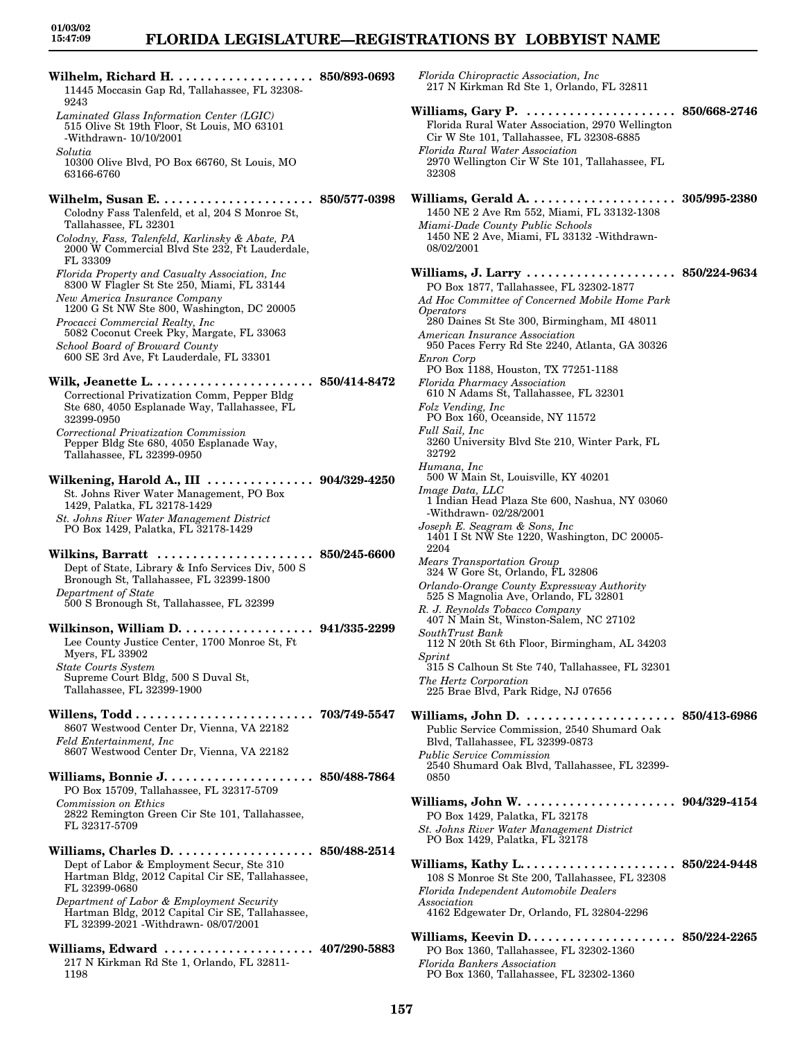**Wilhelm, Richard H.** .................... **850/893-0693**
11445 Moccasin Gap Rd, Tallahassee, FL 32308-9243
*Laminated Glass Information Center (LGIC)*
515 Olive St 19th Floor, St Louis, MO 63101 -Withdrawn- 10/10/2001
*Solutia*
10300 Olive Blvd, PO Box 66760, St Louis, MO 63166-6760

**Wilhelm, Susan E.** ...................... **850/577-0398**
Colodny Fass Talenfeld, et al, 204 S Monroe St, Tallahassee, FL 32301
*Colodny, Fass, Talenfeld, Karlinsky & Abate, PA*
2000 W Commercial Blvd Ste 232, Ft Lauderdale, FL 33309
*Florida Property and Casualty Association, Inc*
8300 W Flagler St Ste 250, Miami, FL 33144
*New America Insurance Company*
1200 G St NW Ste 800, Washington, DC 20005
*Procacci Commercial Realty, Inc*
5082 Coconut Creek Pky, Margate, FL 33063
*School Board of Broward County*
600 SE 3rd Ave, Ft Lauderdale, FL 33301

**Wilk, Jeanette L.** ....................... **850/414-8472**
Correctional Privatization Comm, Pepper Bldg Ste 680, 4050 Esplanade Way, Tallahassee, FL 32399-0950
*Correctional Privatization Commission*
Pepper Bldg Ste 680, 4050 Esplanade Way, Tallahassee, FL 32399-0950

**Wilkening, Harold A., III** ............... **904/329-4250**
St. Johns River Water Management, PO Box 1429, Palatka, FL 32178-1429
*St. Johns River Water Management District*
PO Box 1429, Palatka, FL 32178-1429

**Wilkins, Barratt** ...................... **850/245-6600**
Dept of State, Library & Info Services Div, 500 S Bronough St, Tallahassee, FL 32399-1800
*Department of State*
500 S Bronough St, Tallahassee, FL 32399

**Wilkinson, William D.** ................... **941/335-2299**
Lee County Justice Center, 1700 Monroe St, Ft Myers, FL 33902
*State Courts System*
Supreme Court Bldg, 500 S Duval St, Tallahassee, FL 32399-1900

**Willens, Todd** .......................... **703/749-5547**
8607 Westwood Center Dr, Vienna, VA 22182
*Feld Entertainment, Inc*
8607 Westwood Center Dr, Vienna, VA 22182

**Williams, Bonnie J.** ..................... **850/488-7864**
PO Box 15709, Tallahassee, FL 32317-5709
*Commission on Ethics*
2822 Remington Green Cir Ste 101, Tallahassee, FL 32317-5709

**Williams, Charles D.** .................... **850/488-2514**
Dept of Labor & Employment Secur, Ste 310 Hartman Bldg, 2012 Capital Cir SE, Tallahassee, FL 32399-0680
*Department of Labor & Employment Security*
Hartman Bldg, 2012 Capital Cir SE, Tallahassee, FL 32399-2021 -Withdrawn- 08/07/2001

**Williams, Edward** ...................... **407/290-5883**
217 N Kirkman Rd Ste 1, Orlando, FL 32811-1198
*Florida Chiropractic Association, Inc*
217 N Kirkman Rd Ste 1, Orlando, FL 32811

**Williams, Gary P.** ...................... **850/668-2746**
Florida Rural Water Association, 2970 Wellington Cir W Ste 101, Tallahassee, FL 32308-6885
*Florida Rural Water Association*
2970 Wellington Cir W Ste 101, Tallahassee, FL 32308

**Williams, Gerald A.** ..................... **305/995-2380**
1450 NE 2 Ave Rm 552, Miami, FL 33132-1308
*Miami-Dade County Public Schools*
1450 NE 2 Ave, Miami, FL 33132 -Withdrawn- 08/02/2001

**Williams, J. Larry** ...................... **850/224-9634**
PO Box 1877, Tallahassee, FL 32302-1877
*Ad Hoc Committee of Concerned Mobile Home Park Operators*
280 Daines St Ste 300, Birmingham, MI 48011
*American Insurance Association*
950 Paces Ferry Rd Ste 2240, Atlanta, GA 30326
*Enron Corp*
PO Box 1188, Houston, TX 77251-1188
*Florida Pharmacy Association*
610 N Adams St, Tallahassee, FL 32301
*Folz Vending, Inc*
PO Box 160, Oceanside, NY 11572
*Full Sail, Inc*
3260 University Blvd Ste 210, Winter Park, FL 32792
*Humana, Inc*
500 W Main St, Louisville, KY 40201
*Image Data, LLC*
1 Indian Head Plaza Ste 600, Nashua, NY 03060 -Withdrawn- 02/28/2001
*Joseph E. Seagram & Sons, Inc*
1401 I St NW Ste 1220, Washington, DC 20005-2204
*Mears Transportation Group*
324 W Gore St, Orlando, FL 32806
*Orlando-Orange County Expressway Authority*
525 S Magnolia Ave, Orlando, FL 32801
*R. J. Reynolds Tobacco Company*
407 N Main St, Winston-Salem, NC 27102
*SouthTrust Bank*
112 N 20th St 6th Floor, Birmingham, AL 34203
*Sprint*
315 S Calhoun St Ste 740, Tallahassee, FL 32301
*The Hertz Corporation*
225 Brae Blvd, Park Ridge, NJ 07656

**Williams, John D.** ...................... **850/413-6986**
Public Service Commission, 2540 Shumard Oak Blvd, Tallahassee, FL 32399-0873
*Public Service Commission*
2540 Shumard Oak Blvd, Tallahassee, FL 32399-0850

**Williams, John W.** ...................... **904/329-4154**
PO Box 1429, Palatka, FL 32178
*St. Johns River Water Management District*
PO Box 1429, Palatka, FL 32178

**Williams, Kathy L.** ...................... **850/224-9448**
108 S Monroe St Ste 200, Tallahassee, FL 32308
*Florida Independent Automobile Dealers Association*
4162 Edgewater Dr, Orlando, FL 32804-2296

**Williams, Keevin D.** ..................... **850/224-2265**
PO Box 1360, Tallahassee, FL 32302-1360
*Florida Bankers Association*
PO Box 1360, Tallahassee, FL 32302-1360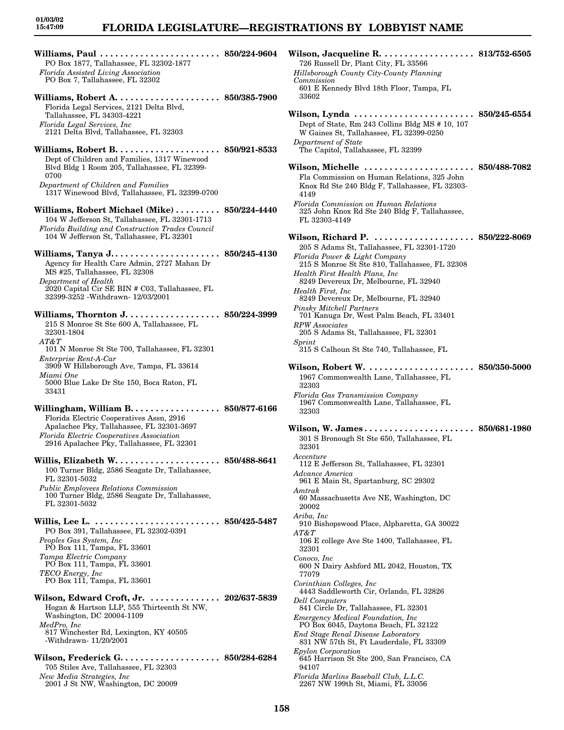**Williams, Paul** . . . . . . . . . . . . . . . . . . . . . . . . 850/224-9604
PO Box 1877, Tallahassee, FL 32302-1877
*Florida Assisted Living Association*
PO Box 7, Tallahassee, FL 32302

**Williams, Robert A.** . . . . . . . . . . . . . . . . . . . . 850/385-7900
Florida Legal Services, 2121 Delta Blvd, Tallahassee, FL 34303-4221
*Florida Legal Services, Inc*
2121 Delta Blvd, Tallahassee, FL 32303

**Williams, Robert B.** . . . . . . . . . . . . . . . . . . . . 850/921-8533
Dept of Children and Families, 1317 Winewood Blvd Bldg 1 Room 205, Tallahassee, FL 32399-0700
*Department of Children and Families*
1317 Winewood Blvd, Tallahassee, FL 32399-0700

**Williams, Robert Michael (Mike)** . . . . . . . . . 850/224-4440
104 W Jefferson St, Tallahassee, FL 32301-1713
*Florida Building and Construction Trades Council*
104 W Jefferson St, Tallahassee, FL 32301

**Williams, Tanya J.** . . . . . . . . . . . . . . . . . . . . . 850/245-4130
Agency for Health Care Admin, 2727 Mahan Dr MS #25, Tallahassee, FL 32308
*Department of Health*
2020 Capital Cir SE BIN # C03, Tallahassee, FL 32399-3252 -Withdrawn- 12/03/2001

**Williams, Thornton J.** . . . . . . . . . . . . . . . . . . 850/224-3999
215 S Monroe St Ste 600 A, Tallahassee, FL 32301-1804
*AT&T*
101 N Monroe St Ste 700, Tallahassee, FL 32301
*Enterprise Rent-A-Car*
3909 W Hillsborough Ave, Tampa, FL 33614
*Miami One*
5000 Blue Lake Dr Ste 150, Boca Raton, FL 33431

**Willingham, William B.** . . . . . . . . . . . . . . . . . 850/877-6166
Florida Electric Cooperatives Assn, 2916 Apalachee Pky, Tallahassee, FL 32301-3697
*Florida Electric Cooperatives Association*
2916 Apalachee Pky, Tallahassee, FL 32301

**Willis, Elizabeth W.** . . . . . . . . . . . . . . . . . . . . 850/488-8641
100 Turner Bldg, 2586 Seagate Dr, Tallahassee, FL 32301-5032
*Public Employees Relations Commission*
100 Turner Bldg, 2586 Seagate Dr, Tallahassee, FL 32301-5032

**Willis, Lee L.** . . . . . . . . . . . . . . . . . . . . . . . . . 850/425-5487
PO Box 391, Tallahassee, FL 32302-0391
*Peoples Gas System, Inc*
PO Box 111, Tampa, FL 33601
*Tampa Electric Company*
PO Box 111, Tampa, FL 33601
*TECO Energy, Inc*
PO Box 111, Tampa, FL 33601

**Wilson, Edward Croft, Jr.** . . . . . . . . . . . . . . 202/637-5839
Hogan & Hartson LLP, 555 Thirteenth St NW, Washington, DC 20004-1109
*MedPro, Inc*
817 Winchester Rd, Lexington, KY 40505 -Withdrawn- 11/20/2001

**Wilson, Frederick G.** . . . . . . . . . . . . . . . . . . . 850/284-6284
705 Stiles Ave, Tallahassee, FL 32303
*New Media Strategies, Inc*
2001 J St NW, Washington, DC 20009

**Wilson, Jacqueline R.** . . . . . . . . . . . . . . . . . . 813/752-6505
726 Russell Dr, Plant City, FL 33566
*Hillsborough County City-County Planning Commission*
601 E Kennedy Blvd 18th Floor, Tampa, FL 33602

**Wilson, Lynda** . . . . . . . . . . . . . . . . . . . . . . . . 850/245-6554
Dept of State, Rm 243 Collins Bldg MS # 10, 107 W Gaines St, Tallahassee, FL 32399-0250
*Department of State*
The Capitol, Tallahassee, FL 32399

**Wilson, Michelle** . . . . . . . . . . . . . . . . . . . . . . 850/488-7082
Fla Commission on Human Relations, 325 John Knox Rd Ste 240 Bldg F, Tallahassee, FL 32303-4149
*Florida Commission on Human Relations*
325 John Knox Rd Ste 240 Bldg F, Tallahassee, FL 32303-4149

**Wilson, Richard P.** . . . . . . . . . . . . . . . . . . . . 850/222-8069
205 S Adams St, Tallahassee, FL 32301-1720
*Florida Power & Light Company*
215 S Monroe St Ste 810, Tallahassee, FL 32308
*Health First Health Plans, Inc*
8249 Devereux Dr, Melbourne, FL 32940
*Health First, Inc*
8249 Devereux Dr, Melbourne, FL 32940
*Pinsky Mitchell Partners*
701 Kanuga Dr, West Palm Beach, FL 33401
*RPW Associates*
205 S Adams St, Tallahassee, FL 32301
*Sprint*
315 S Calhoun St Ste 740, Tallahassee, FL

**Wilson, Robert W.** . . . . . . . . . . . . . . . . . . . . . 850/350-5000
1967 Commonwealth Lane, Tallahassee, FL 32303
*Florida Gas Transmission Company*
1967 Commonwealth Lane, Tallahassee, FL 32303

**Wilson, W. James** . . . . . . . . . . . . . . . . . . . . . . 850/681-1980
301 S Bronough St Ste 650, Tallahassee, FL 32301
*Accenture*
112 E Jefferson St, Tallahassee, FL 32301
*Advance America*
961 E Main St, Spartanburg, SC 29302
*Amtrak*
60 Massachusetts Ave NE, Washington, DC 20002
*Ariba, Inc*
910 Bishopswood Place, Alpharetta, GA 30022
*AT&T*
106 E college Ave Ste 1400, Tallahassee, FL 32301
*Conoco, Inc*
600 N Dairy Ashford ML 2042, Houston, TX 77079
*Corinthian Colleges, Inc*
4443 Saddleworth Cir, Orlando, FL 32826
*Dell Computers*
841 Circle Dr, Tallahassee, FL 32301
*Emergency Medical Foundation, Inc*
PO Box 6045, Daytona Beach, FL 32122
*End Stage Renal Disease Laboratory*
831 NW 57th St, Ft Lauderdale, FL 33309
*Epylon Corporation*
645 Harrison St Ste 200, San Francisco, CA 94107
*Florida Marlins Baseball Club, L.L.C.*
2267 NW 199th St, Miami, FL 33056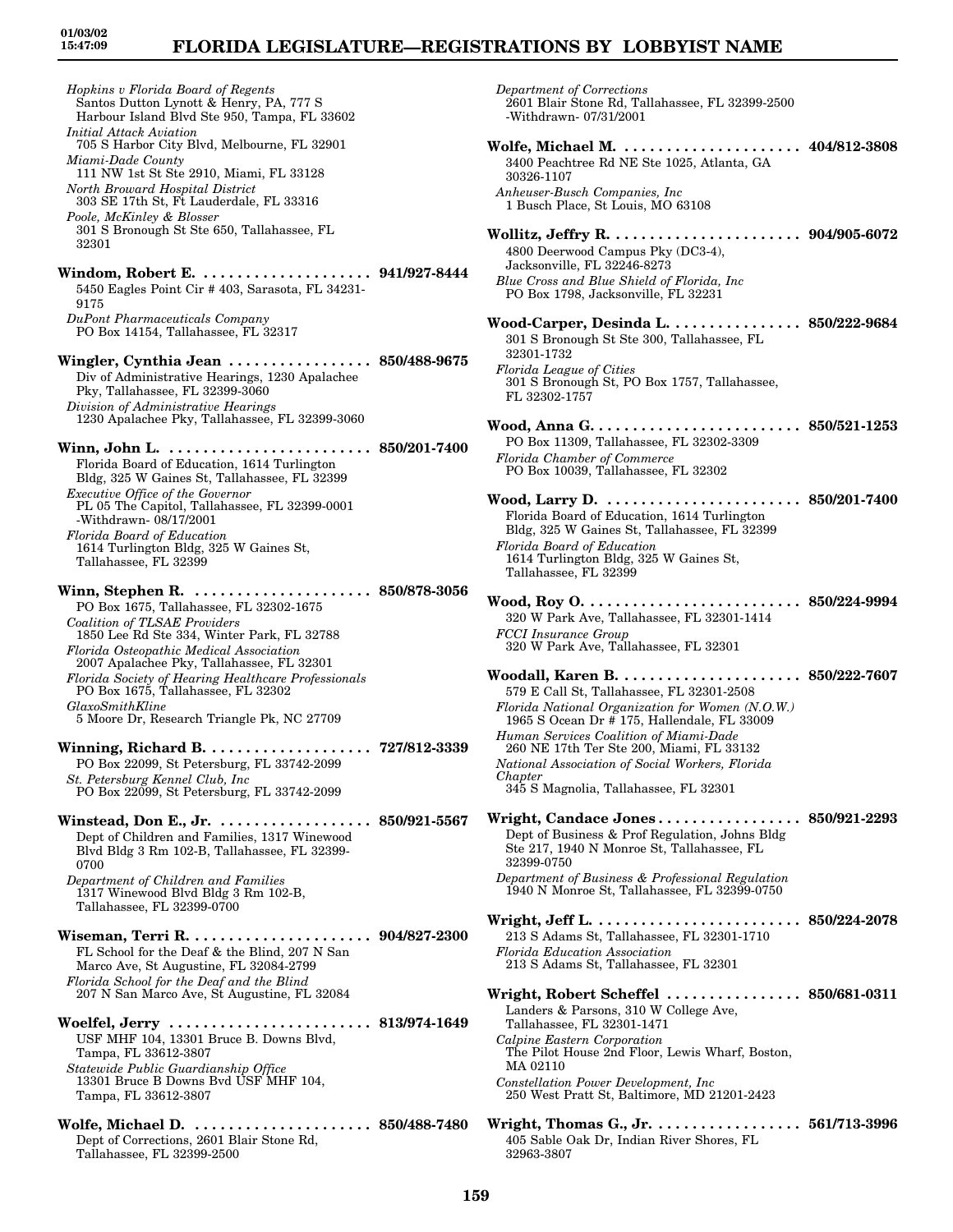*Hopkins v Florida Board of Regents*
Santos Dutton Lynott & Henry, PA, 777 S Harbour Island Blvd Ste 950, Tampa, FL 33602
*Initial Attack Aviation*
705 S Harbor City Blvd, Melbourne, FL 32901
*Miami-Dade County*
111 NW 1st St Ste 2910, Miami, FL 33128
*North Broward Hospital District*
303 SE 17th St, Ft Lauderdale, FL 33316
*Poole, McKinley & Blosser*
301 S Bronough St Ste 650, Tallahassee, FL 32301

**Windom, Robert E. .................... 941/927-8444**
5450 Eagles Point Cir # 403, Sarasota, FL 34231-9175
*DuPont Pharmaceuticals Company*
PO Box 14154, Tallahassee, FL 32317

**Wingler, Cynthia Jean ................. 850/488-9675**
Div of Administrative Hearings, 1230 Apalachee Pky, Tallahassee, FL 32399-3060
*Division of Administrative Hearings*
1230 Apalachee Pky, Tallahassee, FL 32399-3060

**Winn, John L. ........................ 850/201-7400**
Florida Board of Education, 1614 Turlington Bldg, 325 W Gaines St, Tallahassee, FL 32399
*Executive Office of the Governor*
PL 05 The Capitol, Tallahassee, FL 32399-0001 -Withdrawn- 08/17/2001
*Florida Board of Education*
1614 Turlington Bldg, 325 W Gaines St, Tallahassee, FL 32399

**Winn, Stephen R. ..................... 850/878-3056**
PO Box 1675, Tallahassee, FL 32302-1675
*Coalition of TLSAE Providers*
1850 Lee Rd Ste 334, Winter Park, FL 32788
*Florida Osteopathic Medical Association*
2007 Apalachee Pky, Tallahassee, FL 32301
*Florida Society of Hearing Healthcare Professionals*
PO Box 1675, Tallahassee, FL 32302
*GlaxoSmithKline*
5 Moore Dr, Research Triangle Pk, NC 27709

**Winning, Richard B. ................... 727/812-3339**
PO Box 22099, St Petersburg, FL 33742-2099
*St. Petersburg Kennel Club, Inc*
PO Box 22099, St Petersburg, FL 33742-2099

**Winstead, Don E., Jr. .................. 850/921-5567**
Dept of Children and Families, 1317 Winewood Blvd Bldg 3 Rm 102-B, Tallahassee, FL 32399-0700
*Department of Children and Families*
1317 Winewood Blvd Bldg 3 Rm 102-B, Tallahassee, FL 32399-0700

**Wiseman, Terri R. ..................... 904/827-2300**
FL School for the Deaf & the Blind, 207 N San Marco Ave, St Augustine, FL 32084-2799
*Florida School for the Deaf and the Blind*
207 N San Marco Ave, St Augustine, FL 32084

**Woelfel, Jerry ........................ 813/974-1649**
USF MHF 104, 13301 Bruce B. Downs Blvd, Tampa, FL 33612-3807
*Statewide Public Guardianship Office*
13301 Bruce B Downs Bvd USF MHF 104, Tampa, FL 33612-3807

**Wolfe, Michael D. ..................... 850/488-7480**
Dept of Corrections, 2601 Blair Stone Rd, Tallahassee, FL 32399-2500
*Department of Corrections*
2601 Blair Stone Rd, Tallahassee, FL 32399-2500 -Withdrawn- 07/31/2001

**Wolfe, Michael M. ..................... 404/812-3808**
3400 Peachtree Rd NE Ste 1025, Atlanta, GA 30326-1107
*Anheuser-Busch Companies, Inc*
1 Busch Place, St Louis, MO 63108

**Wollitz, Jeffry R. ...................... 904/905-6072**
4800 Deerwood Campus Pky (DC3-4), Jacksonville, FL 32246-8273
*Blue Cross and Blue Shield of Florida, Inc*
PO Box 1798, Jacksonville, FL 32231

**Wood-Carper, Desinda L. ............... 850/222-9684**
301 S Bronough St Ste 300, Tallahassee, FL 32301-1732
*Florida League of Cities*
301 S Bronough St, PO Box 1757, Tallahassee, FL 32302-1757

**Wood, Anna G. ......................... 850/521-1253**
PO Box 11309, Tallahassee, FL 32302-3309
*Florida Chamber of Commerce*
PO Box 10039, Tallahassee, FL 32302

**Wood, Larry D. ....................... 850/201-7400**
Florida Board of Education, 1614 Turlington Bldg, 325 W Gaines St, Tallahassee, FL 32399
*Florida Board of Education*
1614 Turlington Bldg, 325 W Gaines St, Tallahassee, FL 32399

**Wood, Roy O. ......................... 850/224-9994**
320 W Park Ave, Tallahassee, FL 32301-1414
*FCCI Insurance Group*
320 W Park Ave, Tallahassee, FL 32301

**Woodall, Karen B. ..................... 850/222-7607**
579 E Call St, Tallahassee, FL 32301-2508
*Florida National Organization for Women (N.O.W.)*
1965 S Ocean Dr # 175, Hallendale, FL 33009
*Human Services Coalition of Miami-Dade*
260 NE 17th Ter Ste 200, Miami, FL 33132
*National Association of Social Workers, Florida Chapter*
345 S Magnolia, Tallahassee, FL 32301

**Wright, Candace Jones ................. 850/921-2293**
Dept of Business & Prof Regulation, Johns Bldg Ste 217, 1940 N Monroe St, Tallahassee, FL 32399-0750
*Department of Business & Professional Regulation*
1940 N Monroe St, Tallahassee, FL 32399-0750

**Wright, Jeff L. ........................ 850/224-2078**
213 S Adams St, Tallahassee, FL 32301-1710
*Florida Education Association*
213 S Adams St, Tallahassee, FL 32301

**Wright, Robert Scheffel ................ 850/681-0311**
Landers & Parsons, 310 W College Ave, Tallahassee, FL 32301-1471
*Calpine Eastern Corporation*
The Pilot House 2nd Floor, Lewis Wharf, Boston, MA 02110
*Constellation Power Development, Inc*
250 West Pratt St, Baltimore, MD 21201-2423

**Wright, Thomas G., Jr. ................. 561/713-3996**
405 Sable Oak Dr, Indian River Shores, FL 32963-3807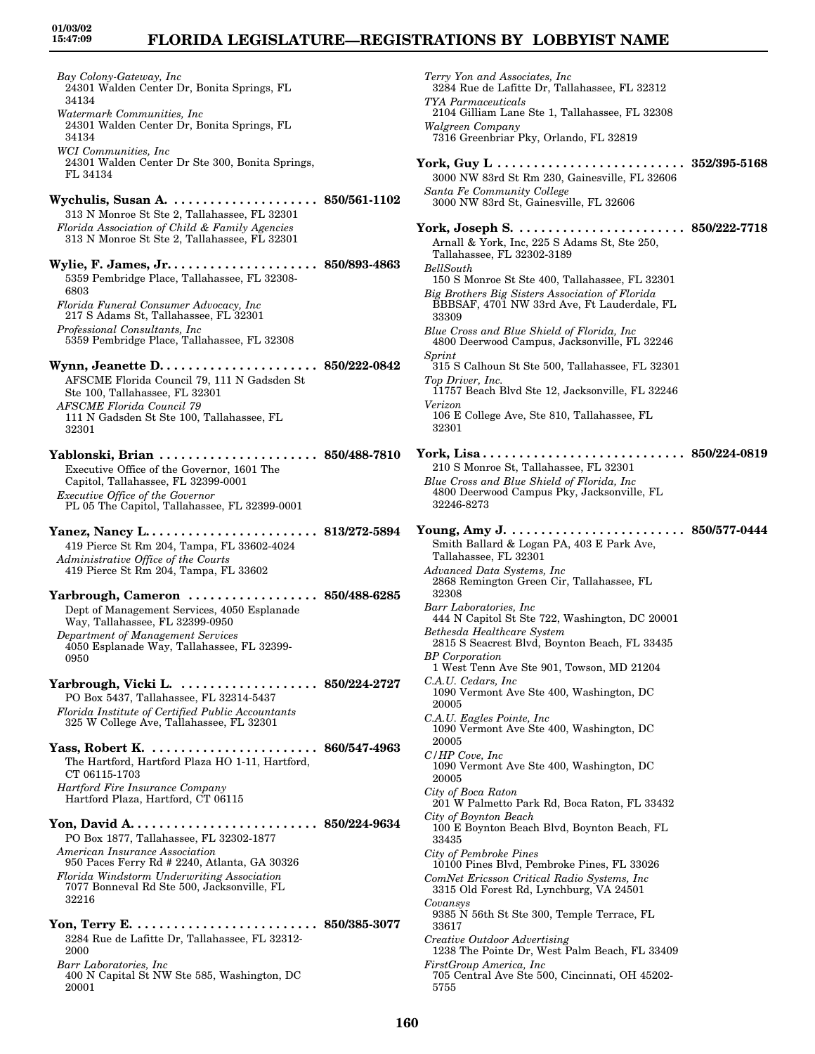*Bay Colony-Gateway, Inc*
24301 Walden Center Dr, Bonita Springs, FL 34134
*Watermark Communities, Inc*
24301 Walden Center Dr, Bonita Springs, FL 34134
*WCI Communities, Inc*
24301 Walden Center Dr Ste 300, Bonita Springs, FL 34134

**Wychulis, Susan A. .................... 850/561-1102**
313 N Monroe St Ste 2, Tallahassee, FL 32301
*Florida Association of Child & Family Agencies*
313 N Monroe St Ste 2, Tallahassee, FL 32301

**Wylie, F. James, Jr. .................... 850/893-4863**
5359 Pembridge Place, Tallahassee, FL 32308-6803
*Florida Funeral Consumer Advocacy, Inc*
217 S Adams St, Tallahassee, FL 32301
*Professional Consultants, Inc*
5359 Pembridge Place, Tallahassee, FL 32308

**Wynn, Jeanette D. ..................... 850/222-0842**
AFSCME Florida Council 79, 111 N Gadsden St Ste 100, Tallahassee, FL 32301
*AFSCME Florida Council 79*
111 N Gadsden St Ste 100, Tallahassee, FL 32301

**Yablonski, Brian ...................... 850/488-7810**
Executive Office of the Governor, 1601 The Capitol, Tallahassee, FL 32399-0001
*Executive Office of the Governor*
PL 05 The Capitol, Tallahassee, FL 32399-0001

**Yanez, Nancy L. ....................... 813/272-5894**
419 Pierce St Rm 204, Tampa, FL 33602-4024
*Administrative Office of the Courts*
419 Pierce St Rm 204, Tampa, FL 33602

**Yarbrough, Cameron .................. 850/488-6285**
Dept of Management Services, 4050 Esplanade Way, Tallahassee, FL 32399-0950
*Department of Management Services*
4050 Esplanade Way, Tallahassee, FL 32399-0950

**Yarbrough, Vicki L. ................... 850/224-2727**
PO Box 5437, Tallahassee, FL 32314-5437
*Florida Institute of Certified Public Accountants*
325 W College Ave, Tallahassee, FL 32301

**Yass, Robert K. ....................... 860/547-4963**
The Hartford, Hartford Plaza HO 1-11, Hartford, CT 06115-1703
*Hartford Fire Insurance Company*
Hartford Plaza, Hartford, CT 06115

**Yon, David A. .......................... 850/224-9634**
PO Box 1877, Tallahassee, FL 32302-1877
*American Insurance Association*
950 Paces Ferry Rd # 2240, Atlanta, GA 30326
*Florida Windstorm Underwriting Association*
7077 Bonneval Rd Ste 500, Jacksonville, FL 32216

**Yon, Terry E. ......................... 850/385-3077**
3284 Rue de Lafitte Dr, Tallahassee, FL 32312-2000
*Barr Laboratories, Inc*
400 N Capital St NW Ste 585, Washington, DC 20001
*Terry Yon and Associates, Inc*
3284 Rue de Lafitte Dr, Tallahassee, FL 32312
*TYA Parmaceuticals*
2104 Gilliam Lane Ste 1, Tallahassee, FL 32308
*Walgreen Company*
7316 Greenbriar Pky, Orlando, FL 32819

**York, Guy L .......................... 352/395-5168**
3000 NW 83rd St Rm 230, Gainesville, FL 32606
*Santa Fe Community College*
3000 NW 83rd St, Gainesville, FL 32606

**York, Joseph S. ....................... 850/222-7718**
Arnall & York, Inc, 225 S Adams St, Ste 250, Tallahassee, FL 32302-3189
*BellSouth*
150 S Monroe St Ste 400, Tallahassee, FL 32301
*Big Brothers Big Sisters Association of Florida*
BBBSAF, 4701 NW 33rd Ave, Ft Lauderdale, FL 33309
*Blue Cross and Blue Shield of Florida, Inc*
4800 Deerwood Campus, Jacksonville, FL 32246
*Sprint*
315 S Calhoun St Ste 500, Tallahassee, FL 32301
*Top Driver, Inc.*
11757 Beach Blvd Ste 12, Jacksonville, FL 32246
*Verizon*
106 E College Ave, Ste 810, Tallahassee, FL 32301

**York, Lisa ............................ 850/224-0819**
210 S Monroe St, Tallahassee, FL 32301
*Blue Cross and Blue Shield of Florida, Inc*
4800 Deerwood Campus Pky, Jacksonville, FL 32246-8273

**Young, Amy J. ......................... 850/577-0444**
Smith Ballard & Logan PA, 403 E Park Ave, Tallahassee, FL 32301
*Advanced Data Systems, Inc*
2868 Remington Green Cir, Tallahassee, FL 32308
*Barr Laboratories, Inc*
444 N Capitol St Ste 722, Washington, DC 20001
*Bethesda Healthcare System*
2815 S Seacrest Blvd, Boynton Beach, FL 33435
*BP Corporation*
1 West Tenn Ave Ste 901, Towson, MD 21204
*C.A.U. Cedars, Inc*
1090 Vermont Ave Ste 400, Washington, DC 20005
*C.A.U. Eagles Pointe, Inc*
1090 Vermont Ave Ste 400, Washington, DC 20005
*C/HP Cove, Inc*
1090 Vermont Ave Ste 400, Washington, DC 20005
*City of Boca Raton*
201 W Palmetto Park Rd, Boca Raton, FL 33432
*City of Boynton Beach*
100 E Boynton Beach Blvd, Boynton Beach, FL 33435
*City of Pembroke Pines*
10100 Pines Blvd, Pembroke Pines, FL 33026
*ComNet Ericsson Critical Radio Systems, Inc*
3315 Old Forest Rd, Lynchburg, VA 24501
*Covansys*
9385 N 56th St Ste 300, Temple Terrace, FL 33617
*Creative Outdoor Advertising*
1238 The Pointe Dr, West Palm Beach, FL 33409
*FirstGroup America, Inc*
705 Central Ave Ste 500, Cincinnati, OH 45202-5755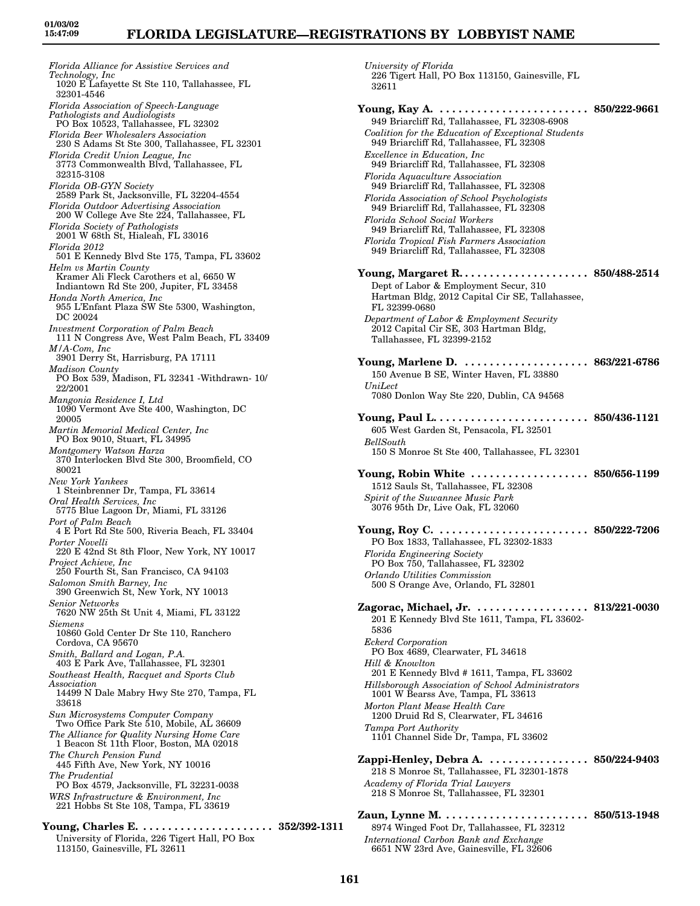*Florida Alliance for Assistive Services and Technology, Inc*
1020 E Lafayette St Ste 110, Tallahassee, FL 32301-4546

*Florida Association of Speech-Language Pathologists and Audiologists*
PO Box 10523, Tallahassee, FL 32302

*Florida Beer Wholesalers Association*
230 S Adams St Ste 300, Tallahassee, FL 32301

*Florida Credit Union League, Inc*
3773 Commonwealth Blvd, Tallahassee, FL 32315-3108

*Florida OB-GYN Society*
2589 Park St, Jacksonville, FL 32204-4554

*Florida Outdoor Advertising Association*
200 W College Ave Ste 224, Tallahassee, FL

*Florida Society of Pathologists*
2001 W 68th St, Hialeah, FL 33016

*Florida 2012*
501 E Kennedy Blvd Ste 175, Tampa, FL 33602

*Helm vs Martin County*
Kramer Ali Fleck Carothers et al, 6650 W Indiantown Rd Ste 200, Jupiter, FL 33458

*Honda North America, Inc*
955 L'Enfant Plaza SW Ste 5300, Washington, DC 20024

*Investment Corporation of Palm Beach*
111 N Congress Ave, West Palm Beach, FL 33409

*M/A-Com, Inc*
3901 Derry St, Harrisburg, PA 17111

*Madison County*
PO Box 539, Madison, FL 32341 -Withdrawn- 10/22/2001

*Mangonia Residence I, Ltd*
1090 Vermont Ave Ste 400, Washington, DC 20005

*Martin Memorial Medical Center, Inc*
PO Box 9010, Stuart, FL 34995

*Montgomery Watson Harza*
370 Interlocken Blvd Ste 300, Broomfield, CO 80021

*New York Yankees*
1 Steinbrenner Dr, Tampa, FL 33614

*Oral Health Services, Inc*
5775 Blue Lagoon Dr, Miami, FL 33126

*Port of Palm Beach*
4 E Port Rd Ste 500, Riveria Beach, FL 33404

*Porter Novelli*
220 E 42nd St 8th Floor, New York, NY 10017

*Project Achieve, Inc*
250 Fourth St, San Francisco, CA 94103

*Salomon Smith Barney, Inc*
390 Greenwich St, New York, NY 10013

*Senior Networks*
7620 NW 25th St Unit 4, Miami, FL 33122

*Siemens*
10860 Gold Center Dr Ste 110, Ranchero Cordova, CA 95670

*Smith, Ballard and Logan, P.A.*
403 E Park Ave, Tallahassee, FL 32301

*Southeast Health, Racquet and Sports Club Association*
14499 N Dale Mabry Hwy Ste 270, Tampa, FL 33618

*Sun Microsystems Computer Company*
Two Office Park Ste 510, Mobile, AL 36609

*The Alliance for Quality Nursing Home Care*
1 Beacon St 11th Floor, Boston, MA 02018

*The Church Pension Fund*
445 Fifth Ave, New York, NY 10016

*The Prudential*
PO Box 4579, Jacksonville, FL 32231-0038

*WRS Infrastructure & Environment, Inc*
221 Hobbs St Ste 108, Tampa, FL 33619

**Young, Charles E.** . . . . . . . . . . . . . . . . . . . . . . **352/392-1311**
University of Florida, 226 Tigert Hall, PO Box 113150, Gainesville, FL 32611

*University of Florida*
226 Tigert Hall, PO Box 113150, Gainesville, FL 32611

**Young, Kay A.** . . . . . . . . . . . . . . . . . . . . . . . . **850/222-9661**
949 Briarcliff Rd, Tallahassee, FL 32308-6908

*Coalition for the Education of Exceptional Students*
949 Briarcliff Rd, Tallahassee, FL 32308

*Excellence in Education, Inc*
949 Briarcliff Rd, Tallahassee, FL 32308

*Florida Aquaculture Association*
949 Briarcliff Rd, Tallahassee, FL 32308

*Florida Association of School Psychologists*
949 Briarcliff Rd, Tallahassee, FL 32308

*Florida School Social Workers*
949 Briarcliff Rd, Tallahassee, FL 32308

*Florida Tropical Fish Farmers Association*
949 Briarcliff Rd, Tallahassee, FL 32308

**Young, Margaret R.** . . . . . . . . . . . . . . . . . . . . . **850/488-2514**
Dept of Labor & Employment Secur, 310 Hartman Bldg, 2012 Capital Cir SE, Tallahassee, FL 32399-0680

*Department of Labor & Employment Security*
2012 Capital Cir SE, 303 Hartman Bldg, Tallahassee, FL 32399-2152

**Young, Marlene D.** . . . . . . . . . . . . . . . . . . . . **863/221-6786**
150 Avenue B SE, Winter Haven, FL 33880

*UniLect*
7080 Donlon Way Ste 220, Dublin, CA 94568

**Young, Paul L.** . . . . . . . . . . . . . . . . . . . . . . . . **850/436-1121**
605 West Garden St, Pensacola, FL 32501

*BellSouth*
150 S Monroe St Ste 400, Tallahassee, FL 32301

**Young, Robin White** . . . . . . . . . . . . . . . . . . . **850/656-1199**
1512 Sauls St, Tallahassee, FL 32308

*Spirit of the Suwannee Music Park*
3076 95th Dr, Live Oak, FL 32060

**Young, Roy C.** . . . . . . . . . . . . . . . . . . . . . . . . **850/222-7206**
PO Box 1833, Tallahassee, FL 32302-1833

*Florida Engineering Society*
PO Box 750, Tallahassee, FL 32302

*Orlando Utilities Commission*
500 S Orange Ave, Orlando, FL 32801

**Zagorac, Michael, Jr.** . . . . . . . . . . . . . . . . . . **813/221-0030**
201 E Kennedy Blvd Ste 1611, Tampa, FL 33602-5836

*Eckerd Corporation*
PO Box 4689, Clearwater, FL 34618

*Hill & Knowlton*
201 E Kennedy Blvd # 1611, Tampa, FL 33602

*Hillsborough Association of School Administrators*
1001 W Bearss Ave, Tampa, FL 33613

*Morton Plant Mease Health Care*
1200 Druid Rd S, Clearwater, FL 34616

*Tampa Port Authority*
1101 Channel Side Dr, Tampa, FL 33602

**Zappi-Henley, Debra A.** . . . . . . . . . . . . . . . . **850/224-9403**
218 S Monroe St, Tallahassee, FL 32301-1878

*Academy of Florida Trial Lawyers*
218 S Monroe St, Tallahassee, FL 32301

**Zaun, Lynne M.** . . . . . . . . . . . . . . . . . . . . . . . **850/513-1948**
8974 Winged Foot Dr, Tallahassee, FL 32312

*International Carbon Bank and Exchange*
6651 NW 23rd Ave, Gainesville, FL 32606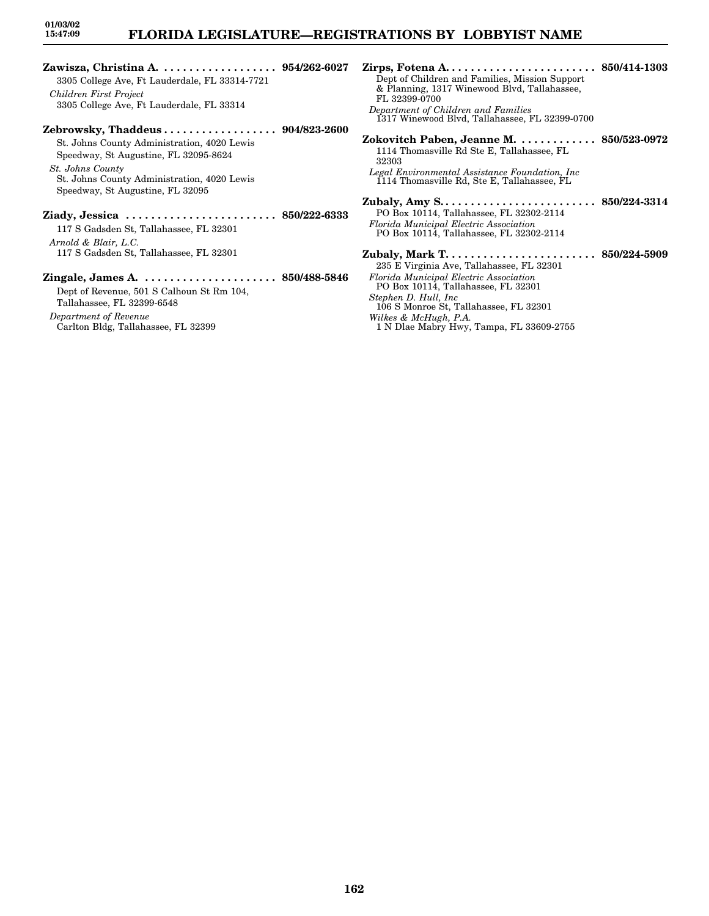**Zawisza, Christina A.** .................. **954/262-6027**
3305 College Ave, Ft Lauderdale, FL 33314-7721
*Children First Project*
3305 College Ave, Ft Lauderdale, FL 33314

**Zebrowsky, Thaddeus** .................. **904/823-2600**
St. Johns County Administration, 4020 Lewis Speedway, St Augustine, FL 32095-8624
*St. Johns County*
St. Johns County Administration, 4020 Lewis Speedway, St Augustine, FL 32095

**Ziady, Jessica** ........................ **850/222-6333**
117 S Gadsden St, Tallahassee, FL 32301
*Arnold & Blair, L.C.*
117 S Gadsden St, Tallahassee, FL 32301

**Zingale, James A.** ..................... **850/488-5846**
Dept of Revenue, 501 S Calhoun St Rm 104, Tallahassee, FL 32399-6548
*Department of Revenue*
Carlton Bldg, Tallahassee, FL 32399

**Zirps, Fotena A.** ....................... **850/414-1303**
Dept of Children and Families, Mission Support & Planning, 1317 Winewood Blvd, Tallahassee, FL 32399-0700
*Department of Children and Families*
1317 Winewood Blvd, Tallahassee, FL 32399-0700

**Zokovitch Paben, Jeanne M.** ............ **850/523-0972**
1114 Thomasville Rd Ste E, Tallahassee, FL 32303
*Legal Environmental Assistance Foundation, Inc*
1114 Thomasville Rd, Ste E, Tallahassee, FL

**Zubaly, Amy S.** ......................... **850/224-3314**
PO Box 10114, Tallahassee, FL 32302-2114
*Florida Municipal Electric Association*
PO Box 10114, Tallahassee, FL 32302-2114

**Zubaly, Mark T.** ........................ **850/224-5909**
235 E Virginia Ave, Tallahassee, FL 32301
*Florida Municipal Electric Association*
PO Box 10114, Tallahassee, FL 32301
*Stephen D. Hull, Inc*
106 S Monroe St, Tallahassee, FL 32301
*Wilkes & McHugh, P.A.*
1 N Dlae Mabry Hwy, Tampa, FL 33609-2755